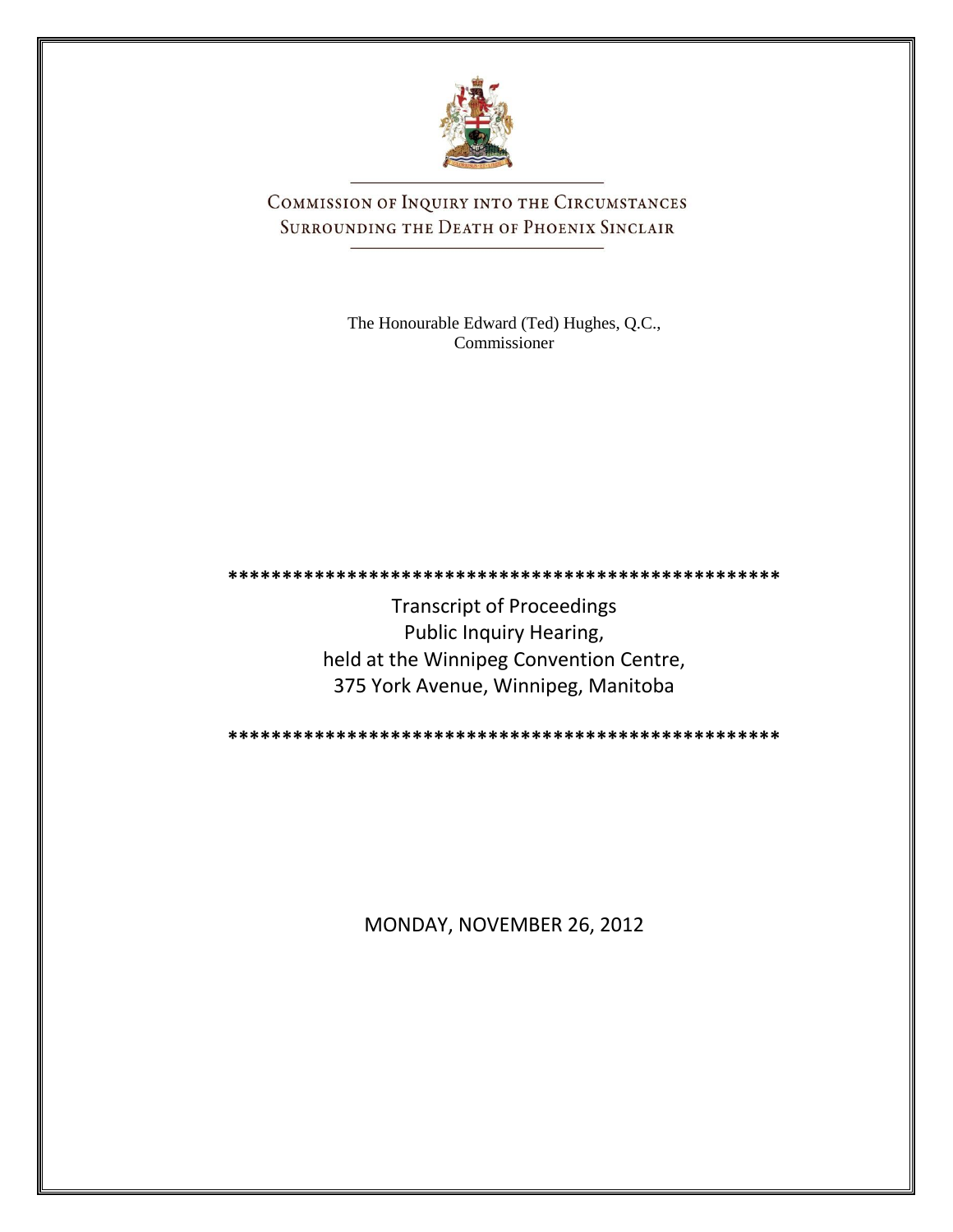# Commission of Inquiry into the Circumstances Surrounding the Death of Phoenix Sinclair

The Honourable Edward (Ted) Hughes, Q.C.,
Commissioner

**************************************************

Transcript of Proceedings
Public Inquiry Hearing,
held at the Winnipeg Convention Centre,
375 York Avenue, Winnipeg, Manitoba

**************************************************

MONDAY, NOVEMBER 26, 2012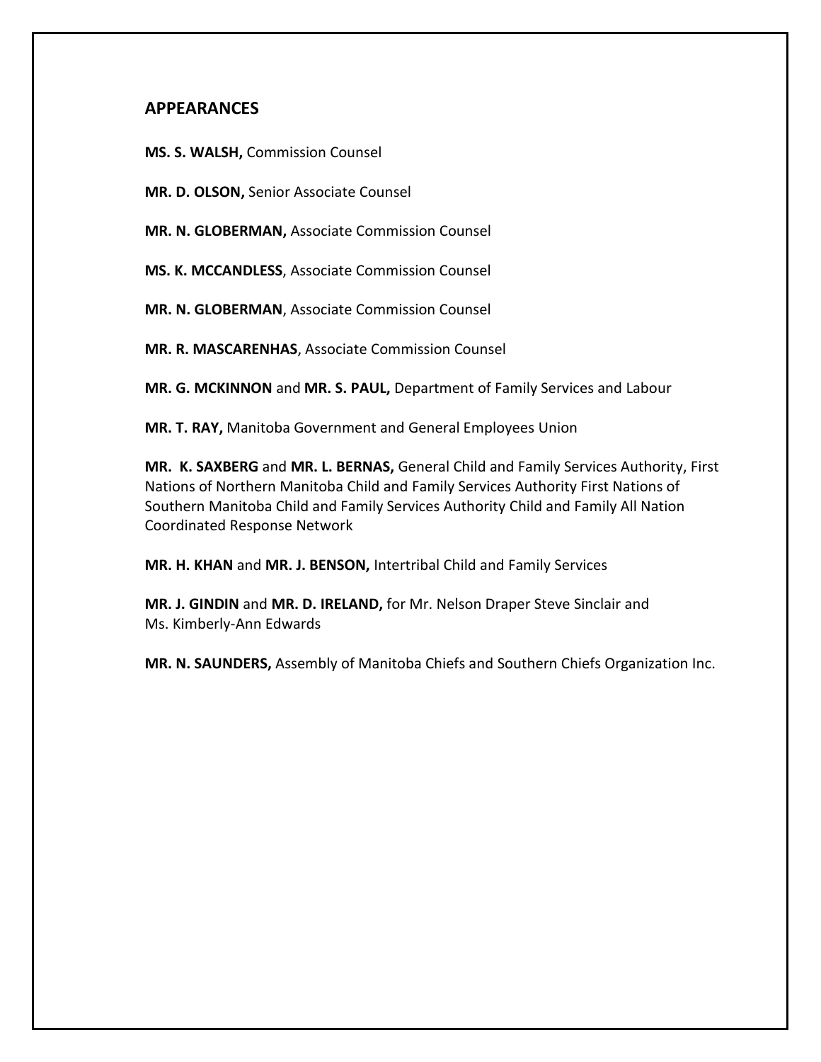## APPEARANCES

**MS. S. WALSH,** Commission Counsel

**MR. D. OLSON,** Senior Associate Counsel

**MR. N. GLOBERMAN,** Associate Commission Counsel

**MS. K. MCCANDLESS**, Associate Commission Counsel

**MR. N. GLOBERMAN**, Associate Commission Counsel

**MR. R. MASCARENHAS**, Associate Commission Counsel

**MR. G. MCKINNON** and **MR. S. PAUL,** Department of Family Services and Labour

**MR. T. RAY,** Manitoba Government and General Employees Union

**MR. K. SAXBERG** and **MR. L. BERNAS,** General Child and Family Services Authority, First Nations of Northern Manitoba Child and Family Services Authority First Nations of Southern Manitoba Child and Family Services Authority Child and Family All Nation Coordinated Response Network

**MR. H. KHAN** and **MR. J. BENSON,** Intertribal Child and Family Services

**MR. J. GINDIN** and **MR. D. IRELAND,** for Mr. Nelson Draper Steve Sinclair and Ms. Kimberly-Ann Edwards

**MR. N. SAUNDERS,** Assembly of Manitoba Chiefs and Southern Chiefs Organization Inc.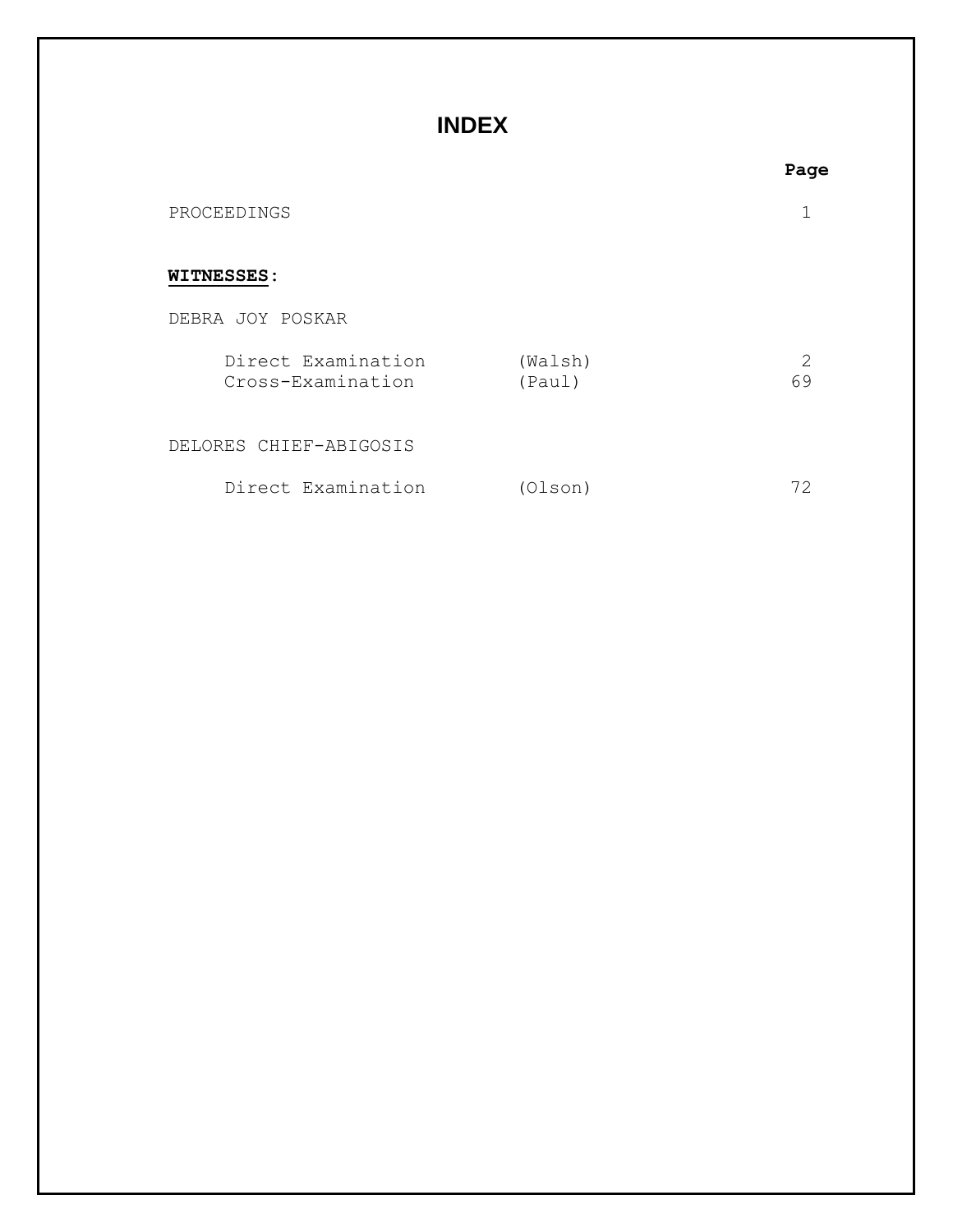# INDEX

| | | Page |
|---|---|---|
| PROCEEDINGS | | 1 |

**WITNESSES**:

| | | Page |
|---|---|---|
| DEBRA JOY POSKAR | | |
| Direct Examination | (Walsh) | 2 |
| Cross-Examination | (Paul) | 69 |
| DELORES CHIEF-ABIGOSIS | | |
| Direct Examination | (Olson) | 72 |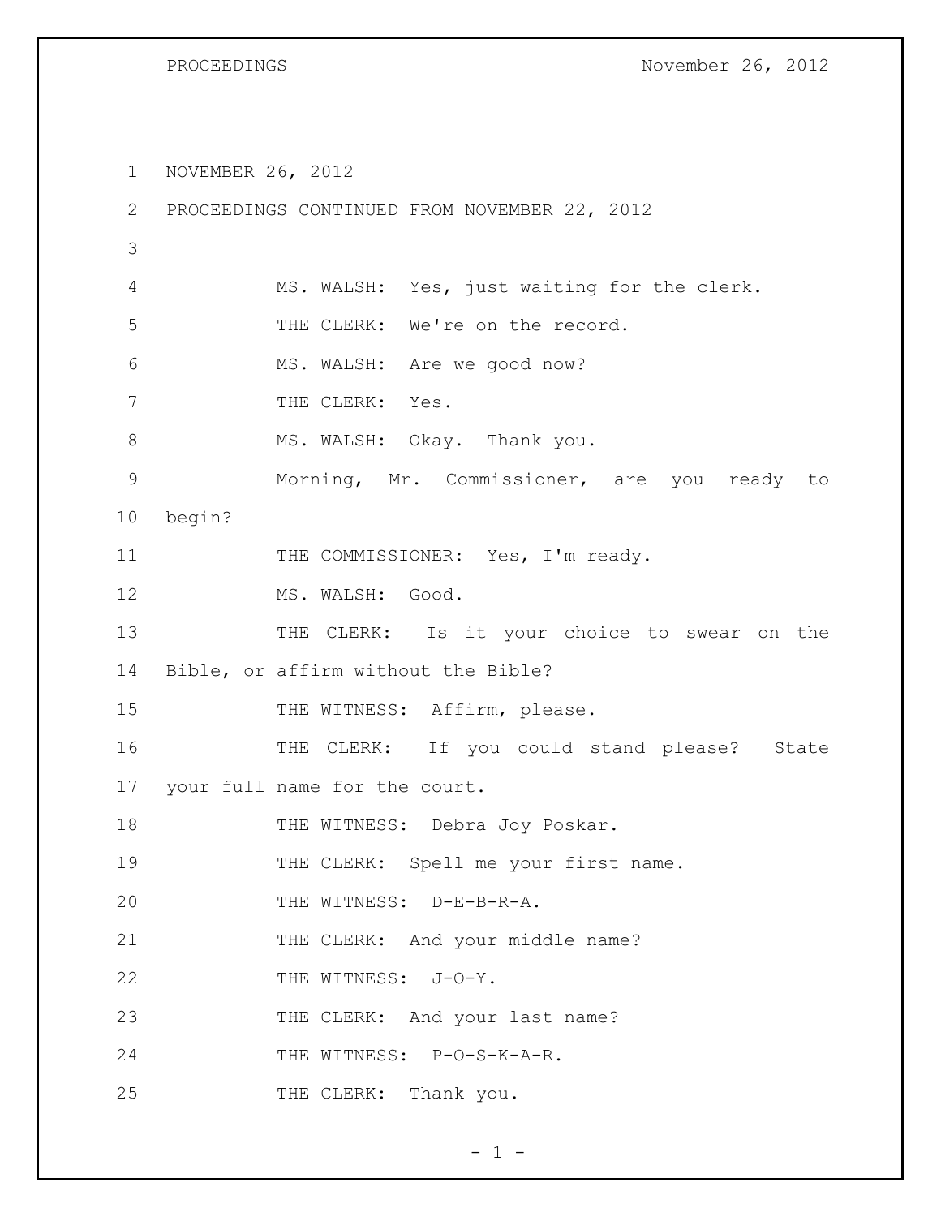NOVEMBER 26, 2012
PROCEEDINGS CONTINUED FROM NOVEMBER 22, 2012

MS. WALSH: Yes, just waiting for the clerk.

THE CLERK: We're on the record.

MS. WALSH: Are we good now?

THE CLERK: Yes.

MS. WALSH: Okay. Thank you.

Morning, Mr. Commissioner, are you ready to begin?

THE COMMISSIONER: Yes, I'm ready.

MS. WALSH: Good.

THE CLERK: Is it your choice to swear on the Bible, or affirm without the Bible?

THE WITNESS: Affirm, please.

THE CLERK: If you could stand please? State your full name for the court.

THE WITNESS: Debra Joy Poskar.

THE CLERK: Spell me your first name.

THE WITNESS: D-E-B-R-A.

THE CLERK: And your middle name?

THE WITNESS: J-O-Y.

THE CLERK: And your last name?

THE WITNESS: P-O-S-K-A-R.

THE CLERK: Thank you.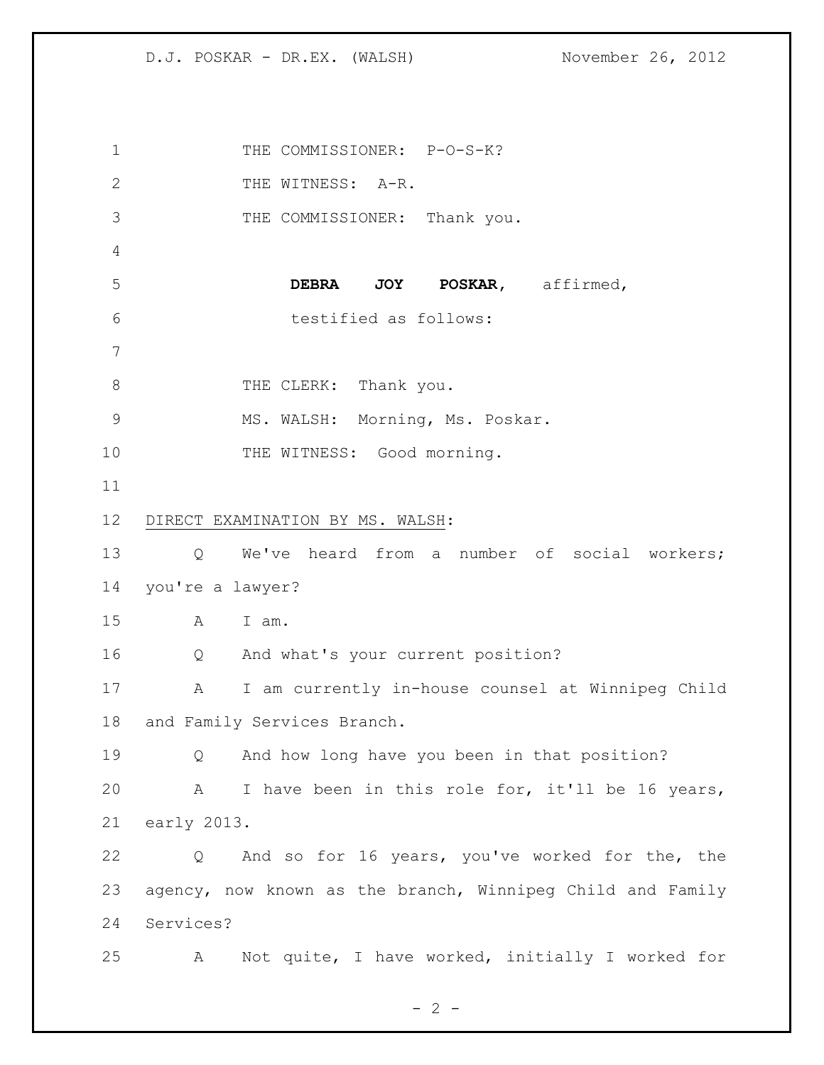THE COMMISSIONER: P-O-S-K?

THE WITNESS: A-R.

THE COMMISSIONER: Thank you.

**DEBRA JOY POSKAR**, affirmed, testified as follows:

THE CLERK: Thank you.

MS. WALSH: Morning, Ms. Poskar.

THE WITNESS: Good morning.

DIRECT EXAMINATION BY MS. WALSH:

Q We've heard from a number of social workers; you're a lawyer?

A I am.

Q And what's your current position?

A I am currently in-house counsel at Winnipeg Child and Family Services Branch.

Q And how long have you been in that position?

A I have been in this role for, it'll be 16 years, early 2013.

Q And so for 16 years, you've worked for the, the agency, now known as the branch, Winnipeg Child and Family Services?

A Not quite, I have worked, initially I worked for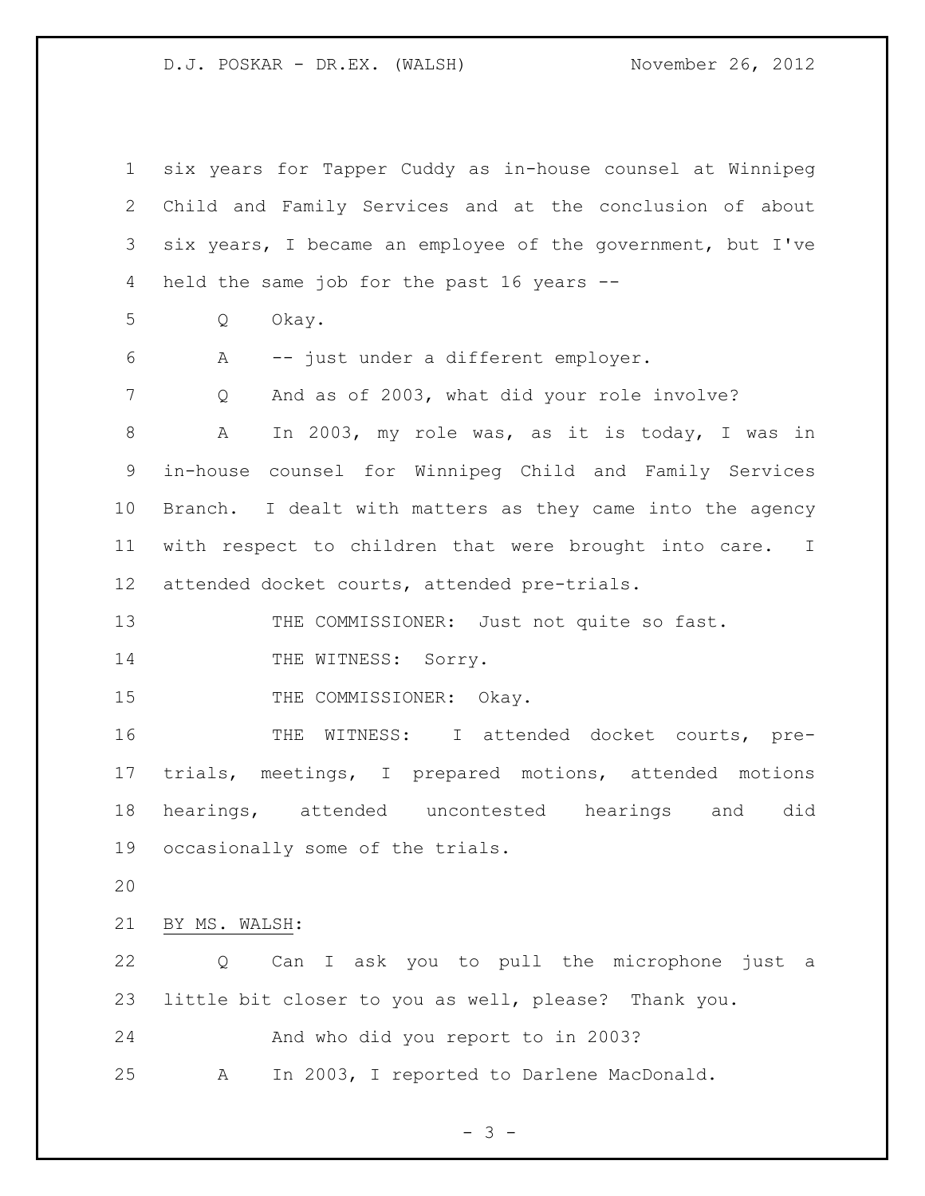six years for Tapper Cuddy as in-house counsel at Winnipeg Child and Family Services and at the conclusion of about six years, I became an employee of the government, but I've held the same job for the past 16 years --

Q Okay.

A -- just under a different employer.

Q And as of 2003, what did your role involve?

A In 2003, my role was, as it is today, I was in in-house counsel for Winnipeg Child and Family Services Branch. I dealt with matters as they came into the agency with respect to children that were brought into care. I attended docket courts, attended pre-trials.

THE COMMISSIONER: Just not quite so fast.

THE WITNESS: Sorry.

THE COMMISSIONER: Okay.

THE WITNESS: I attended docket courts, pre-trials, meetings, I prepared motions, attended motions hearings, attended uncontested hearings and did occasionally some of the trials.

BY MS. WALSH:

Q Can I ask you to pull the microphone just a little bit closer to you as well, please? Thank you.

And who did you report to in 2003?

A In 2003, I reported to Darlene MacDonald.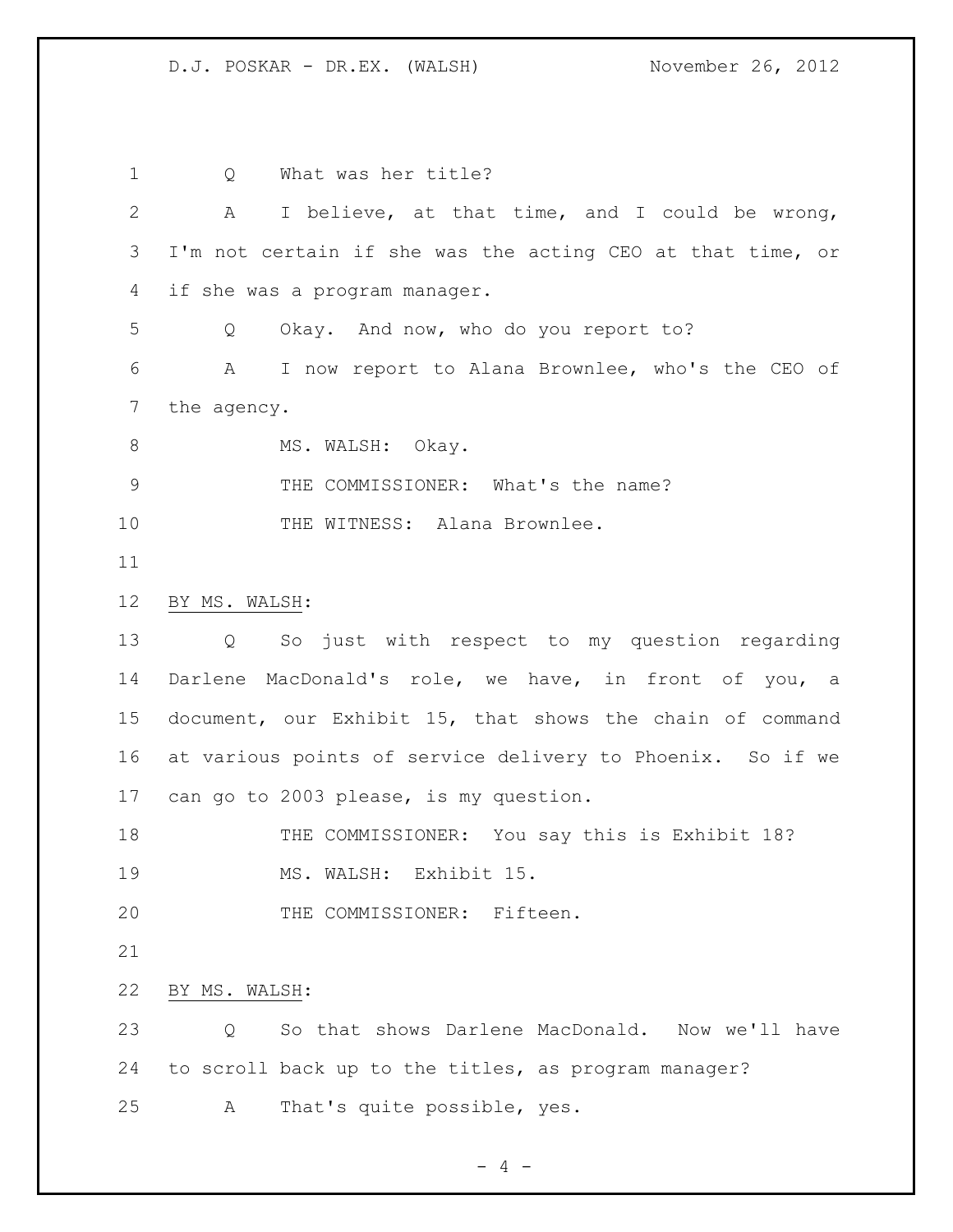Q What was her title?

A I believe, at that time, and I could be wrong, I'm not certain if she was the acting CEO at that time, or if she was a program manager.

Q Okay. And now, who do you report to?

A I now report to Alana Brownlee, who's the CEO of the agency.

MS. WALSH: Okay.

THE COMMISSIONER: What's the name?

THE WITNESS: Alana Brownlee.

BY MS. WALSH:

Q So just with respect to my question regarding Darlene MacDonald's role, we have, in front of you, a document, our Exhibit 15, that shows the chain of command at various points of service delivery to Phoenix. So if we can go to 2003 please, is my question.

THE COMMISSIONER: You say this is Exhibit 18?

MS. WALSH: Exhibit 15.

THE COMMISSIONER: Fifteen.

BY MS. WALSH:

Q So that shows Darlene MacDonald. Now we'll have to scroll back up to the titles, as program manager?

A That's quite possible, yes.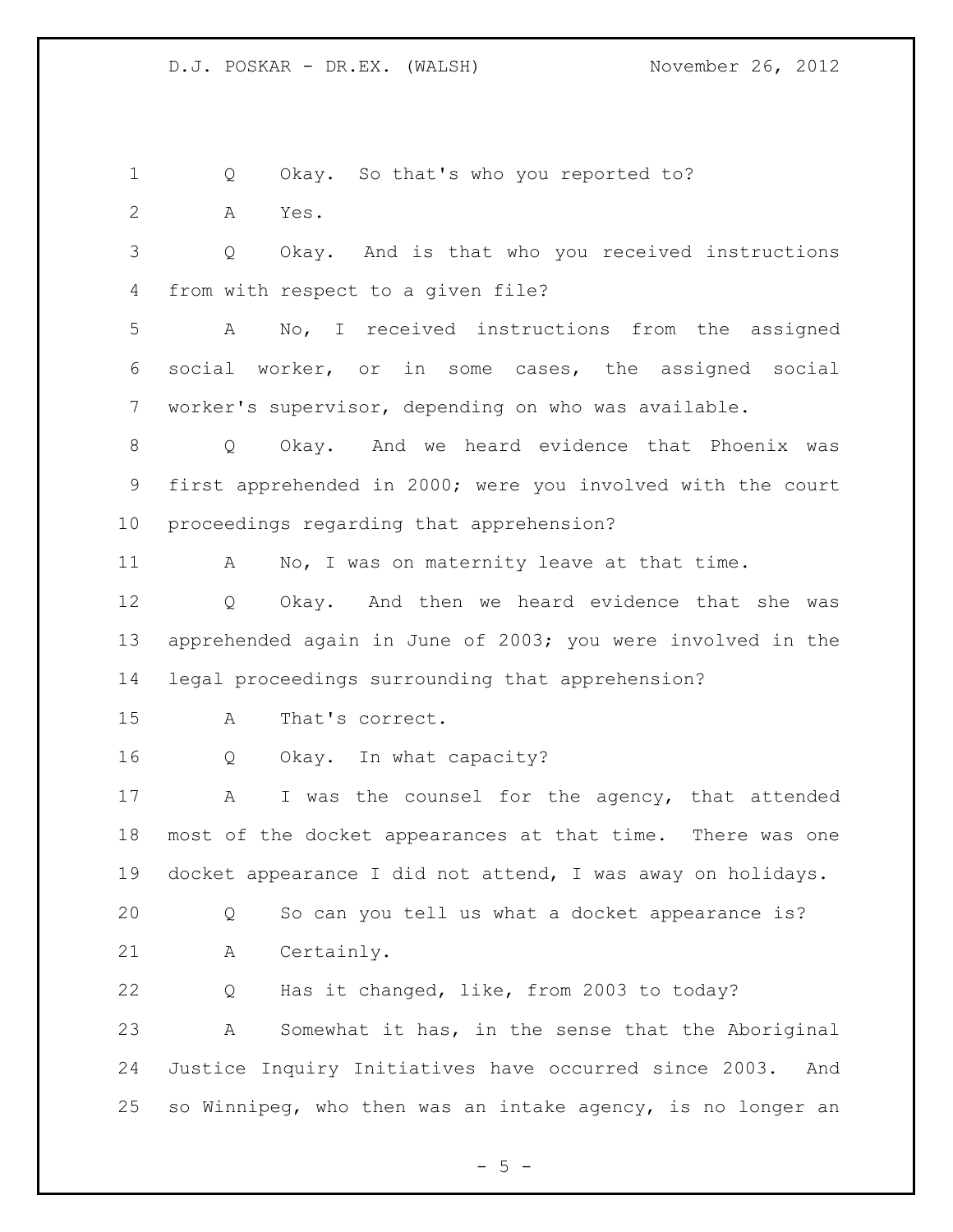Q Okay. So that's who you reported to?

A Yes.

Q Okay. And is that who you received instructions from with respect to a given file?

A No, I received instructions from the assigned social worker, or in some cases, the assigned social worker's supervisor, depending on who was available.

Q Okay. And we heard evidence that Phoenix was first apprehended in 2000; were you involved with the court proceedings regarding that apprehension?

A No, I was on maternity leave at that time.

Q Okay. And then we heard evidence that she was apprehended again in June of 2003; you were involved in the legal proceedings surrounding that apprehension?

A That's correct.

Q Okay. In what capacity?

A I was the counsel for the agency, that attended most of the docket appearances at that time. There was one docket appearance I did not attend, I was away on holidays.

Q So can you tell us what a docket appearance is?

A Certainly.

Q Has it changed, like, from 2003 to today?

A Somewhat it has, in the sense that the Aboriginal Justice Inquiry Initiatives have occurred since 2003. And so Winnipeg, who then was an intake agency, is no longer an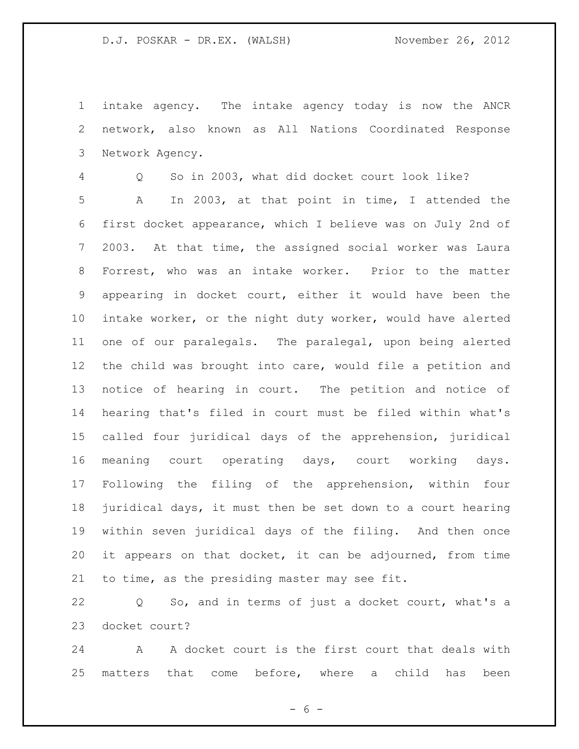intake agency. The intake agency today is now the ANCR network, also known as All Nations Coordinated Response Network Agency.

Q So in 2003, what did docket court look like?

A In 2003, at that point in time, I attended the first docket appearance, which I believe was on July 2nd of 2003. At that time, the assigned social worker was Laura Forrest, who was an intake worker. Prior to the matter appearing in docket court, either it would have been the intake worker, or the night duty worker, would have alerted one of our paralegals. The paralegal, upon being alerted the child was brought into care, would file a petition and notice of hearing in court. The petition and notice of hearing that's filed in court must be filed within what's called four juridical days of the apprehension, juridical meaning court operating days, court working days. Following the filing of the apprehension, within four juridical days, it must then be set down to a court hearing within seven juridical days of the filing. And then once it appears on that docket, it can be adjourned, from time to time, as the presiding master may see fit.

Q So, and in terms of just a docket court, what's a docket court?

A A docket court is the first court that deals with matters that come before, where a child has been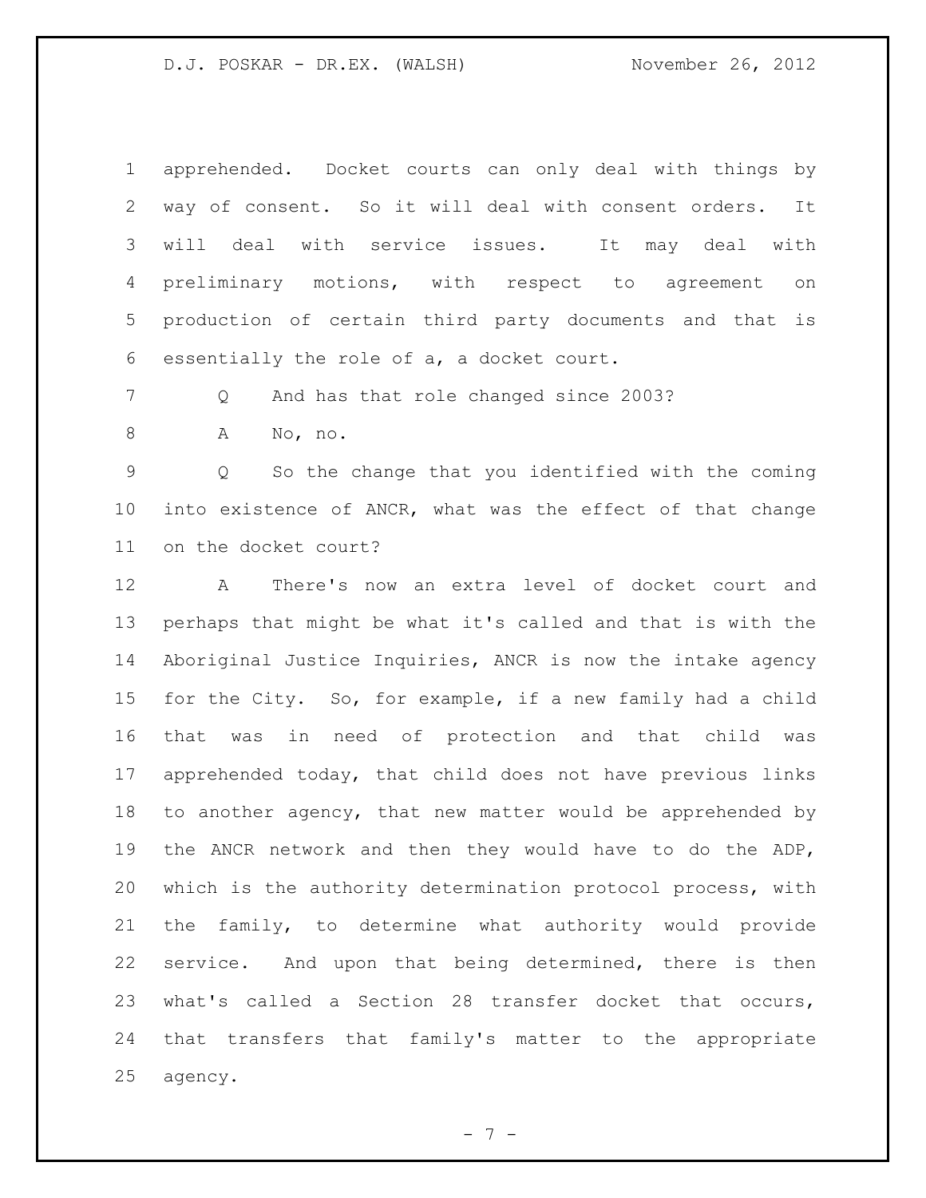apprehended. Docket courts can only deal with things by way of consent. So it will deal with consent orders. It will deal with service issues. It may deal with preliminary motions, with respect to agreement on production of certain third party documents and that is essentially the role of a, a docket court.

Q And has that role changed since 2003?

A No, no.

Q So the change that you identified with the coming into existence of ANCR, what was the effect of that change on the docket court?

A There's now an extra level of docket court and perhaps that might be what it's called and that is with the Aboriginal Justice Inquiries, ANCR is now the intake agency for the City. So, for example, if a new family had a child that was in need of protection and that child was apprehended today, that child does not have previous links to another agency, that new matter would be apprehended by the ANCR network and then they would have to do the ADP, which is the authority determination protocol process, with the family, to determine what authority would provide service. And upon that being determined, there is then what's called a Section 28 transfer docket that occurs, that transfers that family's matter to the appropriate agency.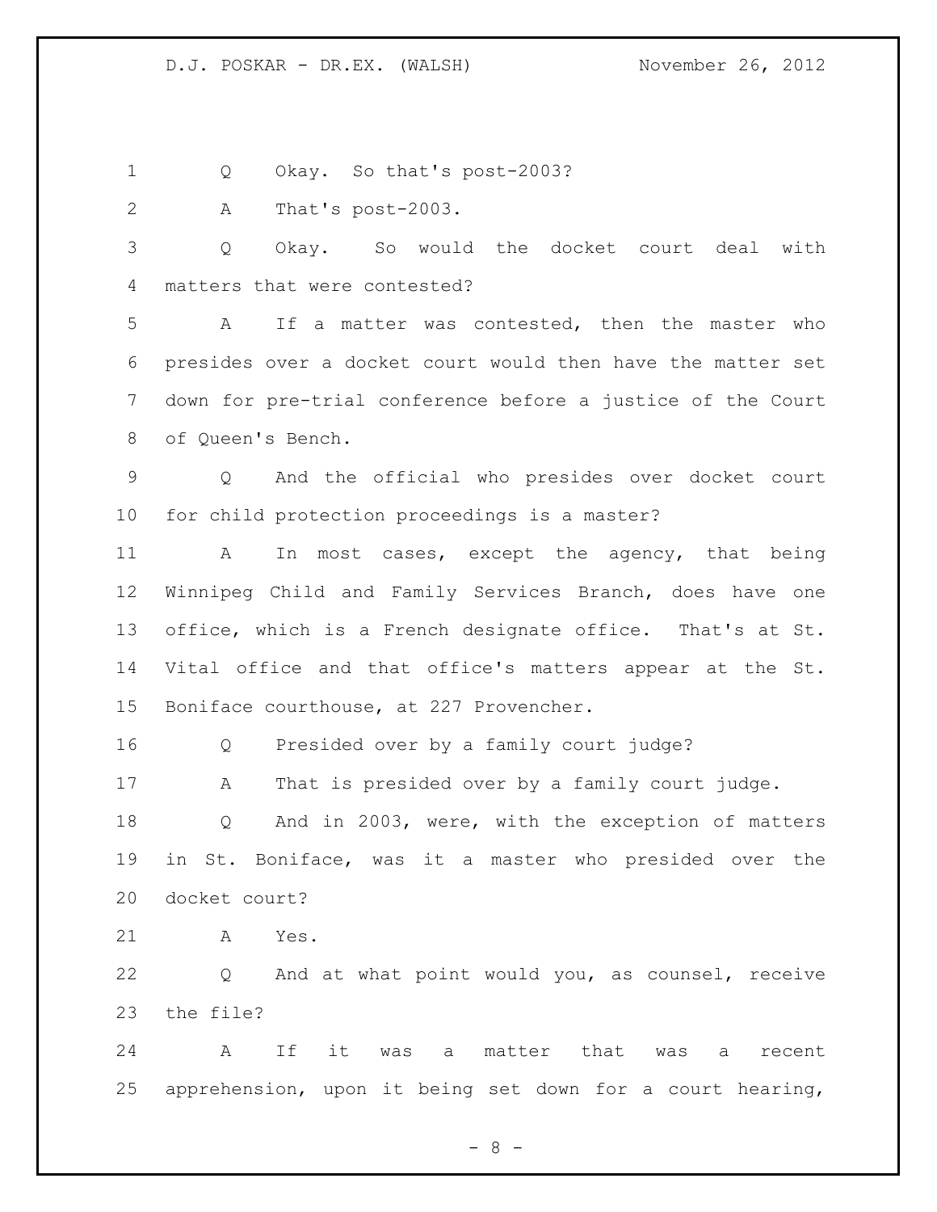Q Okay. So that's post-2003?

A That's post-2003.

Q Okay. So would the docket court deal with matters that were contested?

A If a matter was contested, then the master who presides over a docket court would then have the matter set down for pre-trial conference before a justice of the Court of Queen's Bench.

Q And the official who presides over docket court for child protection proceedings is a master?

A In most cases, except the agency, that being Winnipeg Child and Family Services Branch, does have one office, which is a French designate office. That's at St. Vital office and that office's matters appear at the St. Boniface courthouse, at 227 Provencher.

Q Presided over by a family court judge?

A That is presided over by a family court judge.

Q And in 2003, were, with the exception of matters in St. Boniface, was it a master who presided over the docket court?

A Yes.

Q And at what point would you, as counsel, receive the file?

A If it was a matter that was a recent apprehension, upon it being set down for a court hearing,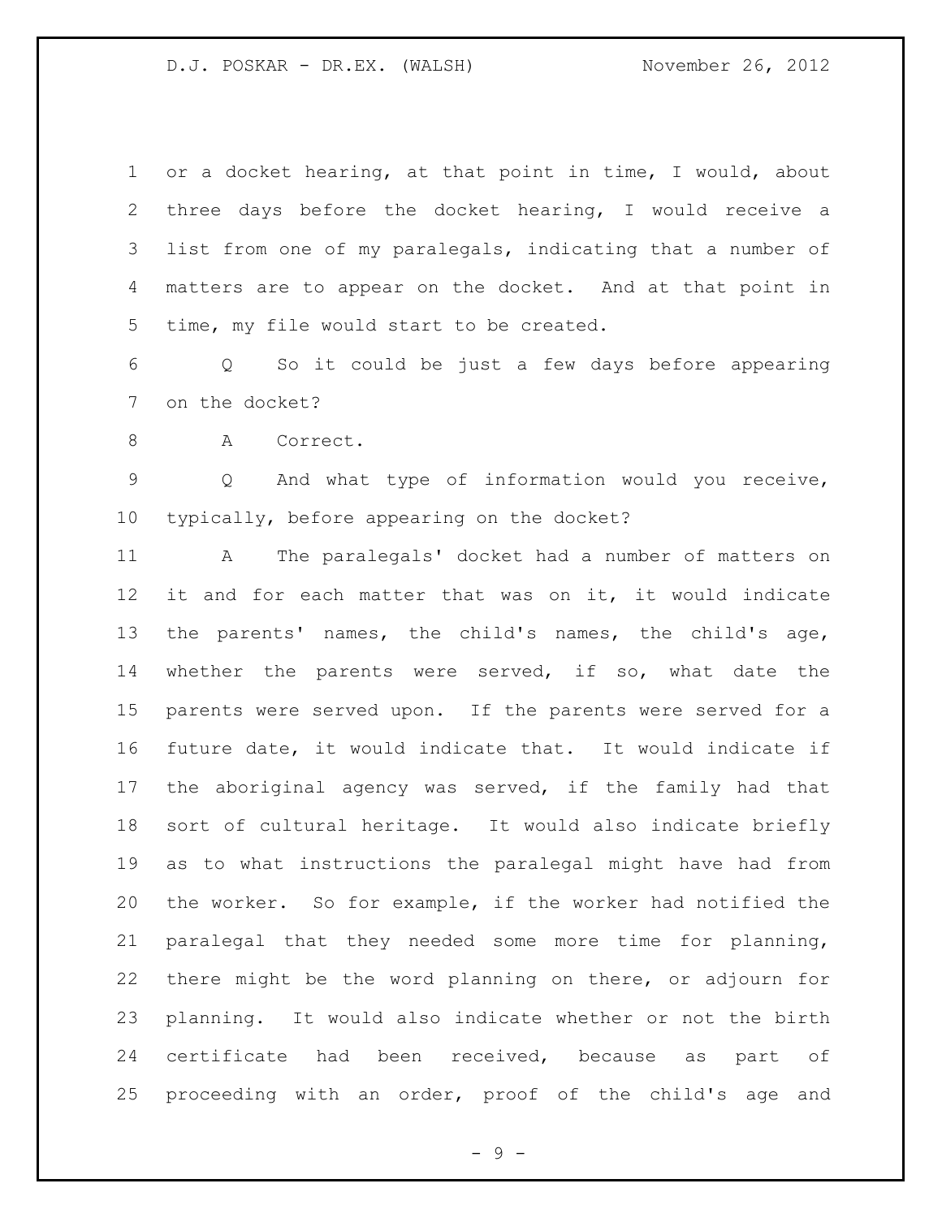or a docket hearing, at that point in time, I would, about three days before the docket hearing, I would receive a list from one of my paralegals, indicating that a number of matters are to appear on the docket. And at that point in time, my file would start to be created.

Q So it could be just a few days before appearing on the docket?

A Correct.

Q And what type of information would you receive, typically, before appearing on the docket?

A The paralegals' docket had a number of matters on it and for each matter that was on it, it would indicate the parents' names, the child's names, the child's age, whether the parents were served, if so, what date the parents were served upon. If the parents were served for a future date, it would indicate that. It would indicate if the aboriginal agency was served, if the family had that sort of cultural heritage. It would also indicate briefly as to what instructions the paralegal might have had from the worker. So for example, if the worker had notified the paralegal that they needed some more time for planning, there might be the word planning on there, or adjourn for planning. It would also indicate whether or not the birth certificate had been received, because as part of proceeding with an order, proof of the child's age and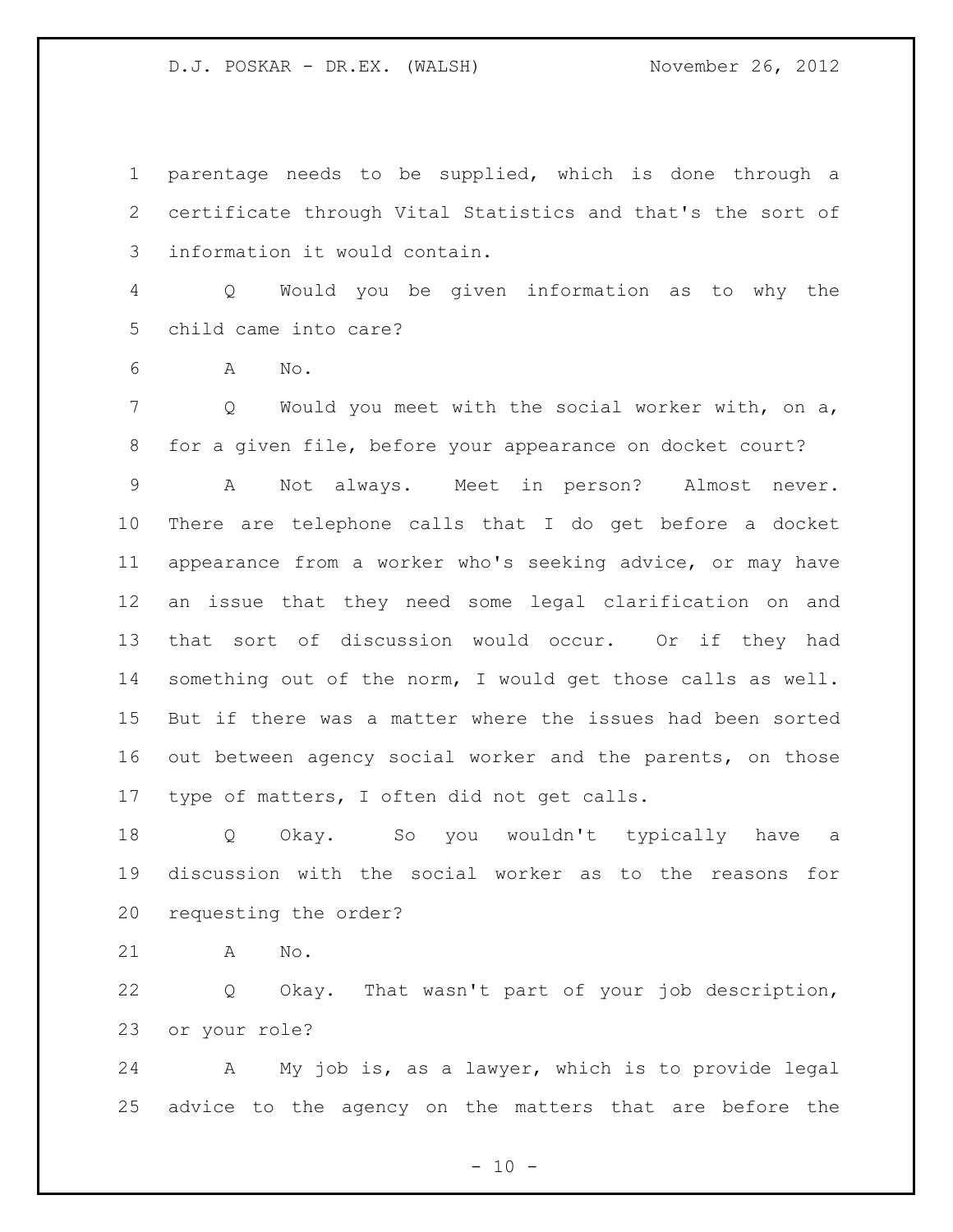parentage needs to be supplied, which is done through a certificate through Vital Statistics and that's the sort of information it would contain.

Q Would you be given information as to why the child came into care?

A No.

Q Would you meet with the social worker with, on a, for a given file, before your appearance on docket court?

A Not always. Meet in person? Almost never. There are telephone calls that I do get before a docket appearance from a worker who's seeking advice, or may have an issue that they need some legal clarification on and that sort of discussion would occur. Or if they had something out of the norm, I would get those calls as well. But if there was a matter where the issues had been sorted out between agency social worker and the parents, on those type of matters, I often did not get calls.

Q Okay. So you wouldn't typically have a discussion with the social worker as to the reasons for requesting the order?

A No.

Q Okay. That wasn't part of your job description, or your role?

A My job is, as a lawyer, which is to provide legal advice to the agency on the matters that are before the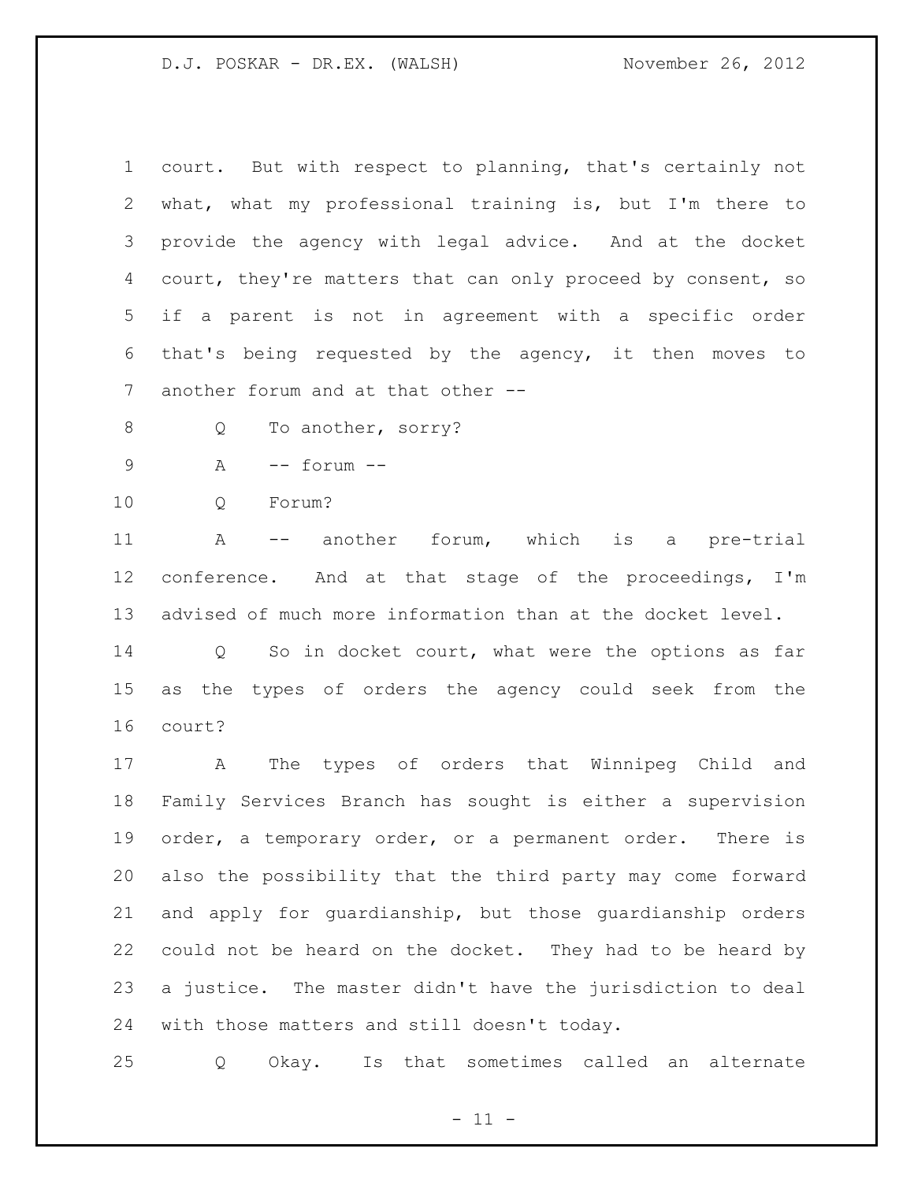court. But with respect to planning, that's certainly not what, what my professional training is, but I'm there to provide the agency with legal advice. And at the docket court, they're matters that can only proceed by consent, so if a parent is not in agreement with a specific order that's being requested by the agency, it then moves to another forum and at that other --

Q To another, sorry?

A -- forum --

Q Forum?

A -- another forum, which is a pre-trial conference. And at that stage of the proceedings, I'm advised of much more information than at the docket level.

Q So in docket court, what were the options as far as the types of orders the agency could seek from the court?

A The types of orders that Winnipeg Child and Family Services Branch has sought is either a supervision order, a temporary order, or a permanent order. There is also the possibility that the third party may come forward and apply for guardianship, but those guardianship orders could not be heard on the docket. They had to be heard by a justice. The master didn't have the jurisdiction to deal with those matters and still doesn't today.

Q Okay. Is that sometimes called an alternate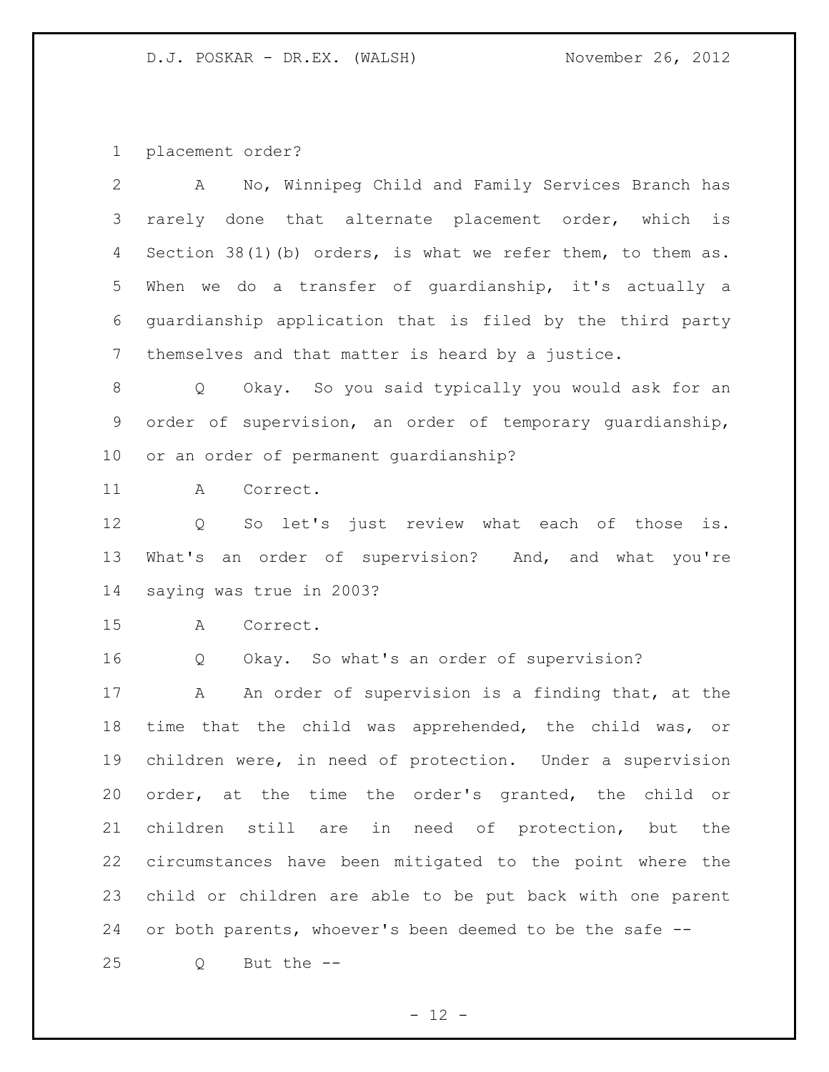placement order?

A No, Winnipeg Child and Family Services Branch has rarely done that alternate placement order, which is Section 38(1)(b) orders, is what we refer them, to them as. When we do a transfer of guardianship, it's actually a guardianship application that is filed by the third party themselves and that matter is heard by a justice.

Q Okay. So you said typically you would ask for an order of supervision, an order of temporary guardianship, or an order of permanent guardianship?

A Correct.

Q So let's just review what each of those is. What's an order of supervision? And, and what you're saying was true in 2003?

A Correct.

Q Okay. So what's an order of supervision?

A An order of supervision is a finding that, at the time that the child was apprehended, the child was, or children were, in need of protection. Under a supervision order, at the time the order's granted, the child or children still are in need of protection, but the circumstances have been mitigated to the point where the child or children are able to be put back with one parent or both parents, whoever's been deemed to be the safe --

Q But the --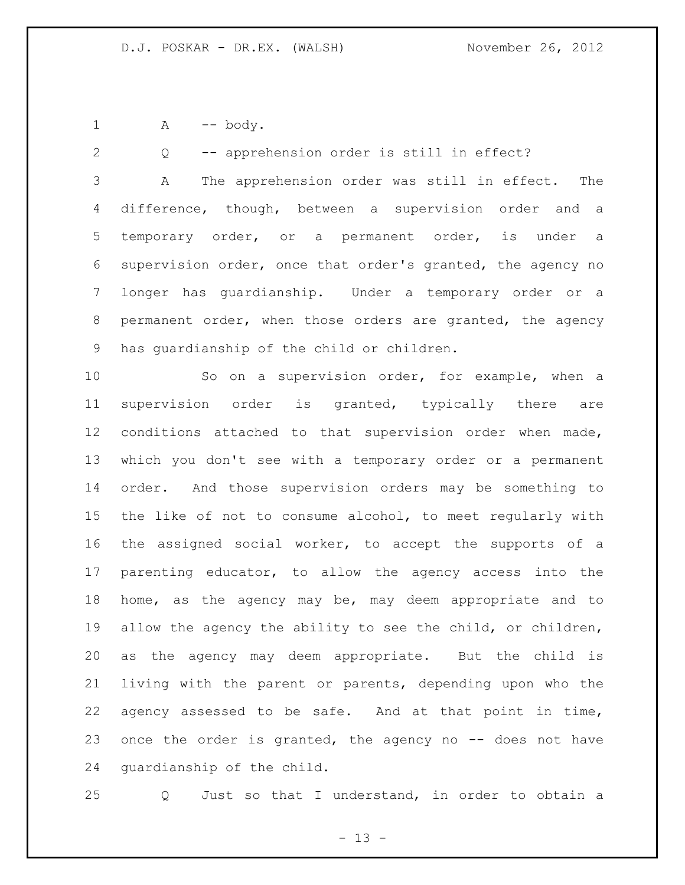A -- body.

Q -- apprehension order is still in effect?

A The apprehension order was still in effect. The difference, though, between a supervision order and a temporary order, or a permanent order, is under a supervision order, once that order's granted, the agency no longer has guardianship. Under a temporary order or a permanent order, when those orders are granted, the agency has guardianship of the child or children.

So on a supervision order, for example, when a supervision order is granted, typically there are conditions attached to that supervision order when made, which you don't see with a temporary order or a permanent order. And those supervision orders may be something to the like of not to consume alcohol, to meet regularly with the assigned social worker, to accept the supports of a parenting educator, to allow the agency access into the home, as the agency may be, may deem appropriate and to allow the agency the ability to see the child, or children, as the agency may deem appropriate. But the child is living with the parent or parents, depending upon who the agency assessed to be safe. And at that point in time, once the order is granted, the agency no -- does not have guardianship of the child.

Q Just so that I understand, in order to obtain a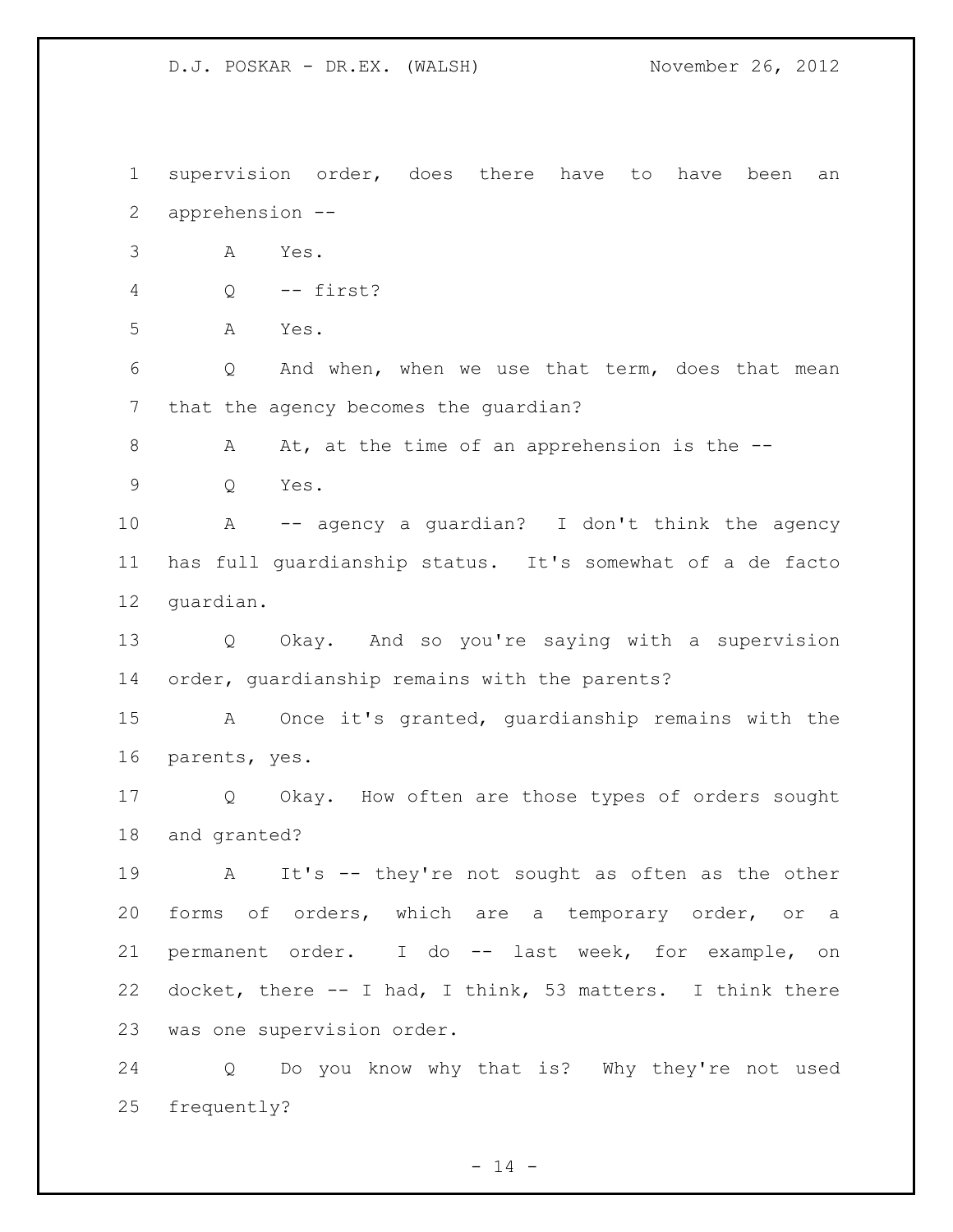supervision order, does there have to have been an apprehension --

A Yes.

Q -- first?

A Yes.

Q And when, when we use that term, does that mean that the agency becomes the guardian?

A At, at the time of an apprehension is the --

Q Yes.

A -- agency a guardian? I don't think the agency has full guardianship status. It's somewhat of a de facto guardian.

Q Okay. And so you're saying with a supervision order, guardianship remains with the parents?

A Once it's granted, guardianship remains with the parents, yes.

Q Okay. How often are those types of orders sought and granted?

A It's -- they're not sought as often as the other forms of orders, which are a temporary order, or a permanent order. I do -- last week, for example, on docket, there -- I had, I think, 53 matters. I think there was one supervision order.

Q Do you know why that is? Why they're not used frequently?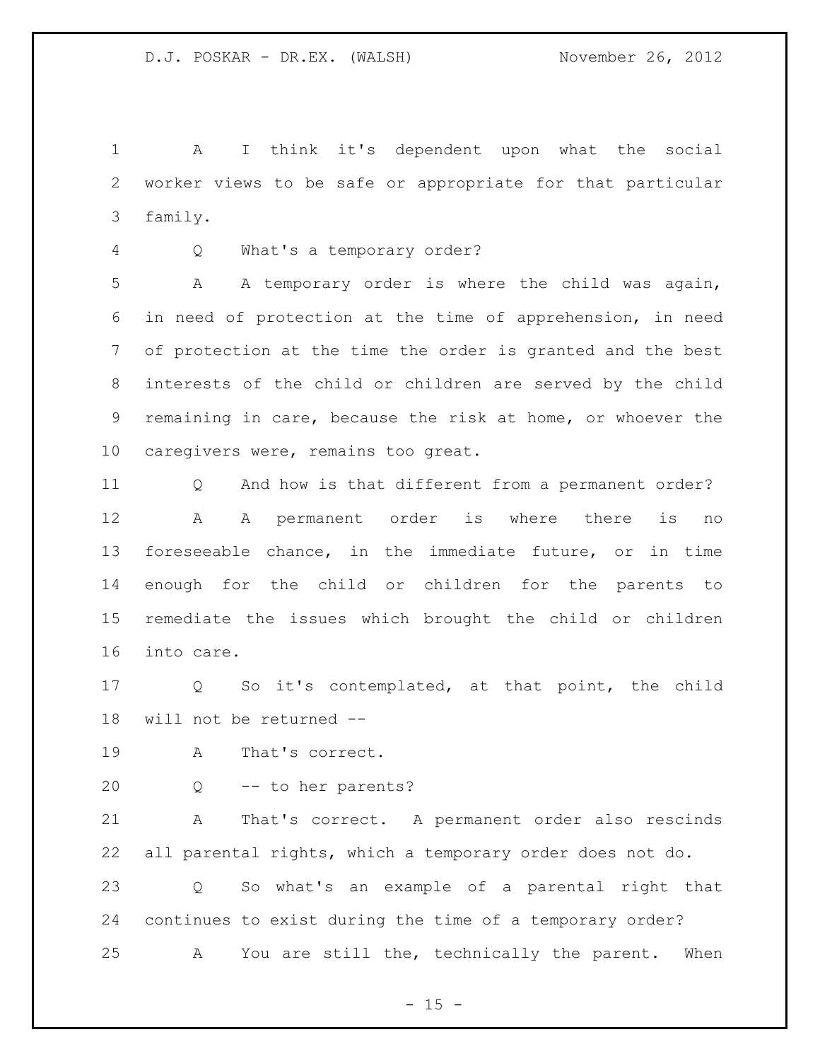A I think it's dependent upon what the social worker views to be safe or appropriate for that particular family.

Q What's a temporary order?

A A temporary order is where the child was again, in need of protection at the time of apprehension, in need of protection at the time the order is granted and the best interests of the child or children are served by the child remaining in care, because the risk at home, or whoever the caregivers were, remains too great.

Q And how is that different from a permanent order?

A A permanent order is where there is no foreseeable chance, in the immediate future, or in time enough for the child or children for the parents to remediate the issues which brought the child or children into care.

Q So it's contemplated, at that point, the child will not be returned --

A That's correct.

Q -- to her parents?

A That's correct. A permanent order also rescinds all parental rights, which a temporary order does not do.

Q So what's an example of a parental right that continues to exist during the time of a temporary order?

A You are still the, technically the parent. When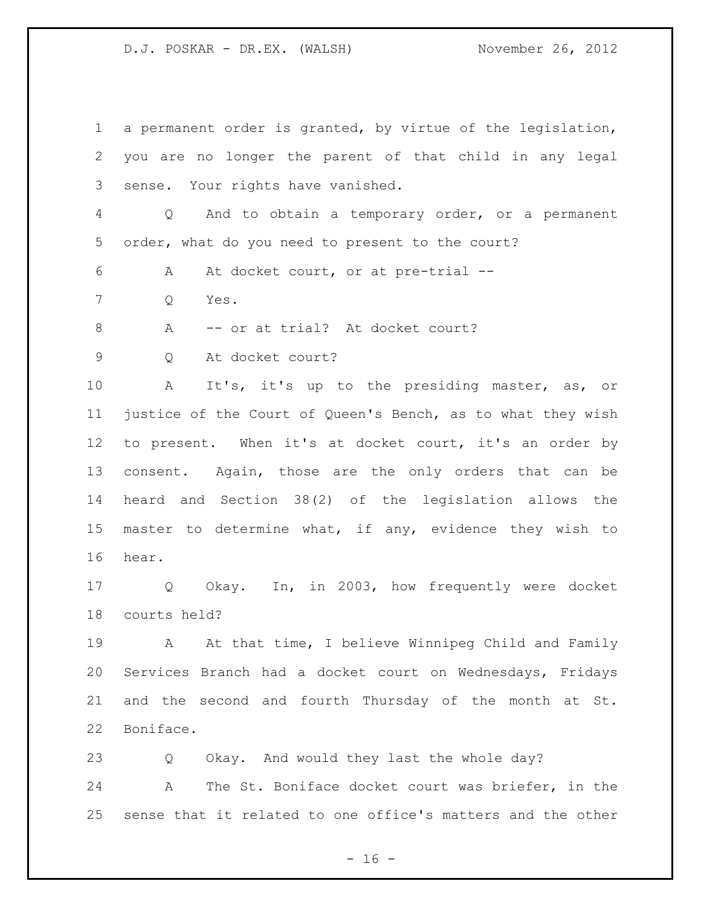a permanent order is granted, by virtue of the legislation, you are no longer the parent of that child in any legal sense. Your rights have vanished.

Q And to obtain a temporary order, or a permanent order, what do you need to present to the court?

A At docket court, or at pre-trial --

Q Yes.

A -- or at trial? At docket court?

Q At docket court?

A It's, it's up to the presiding master, as, or justice of the Court of Queen's Bench, as to what they wish to present. When it's at docket court, it's an order by consent. Again, those are the only orders that can be heard and Section 38(2) of the legislation allows the master to determine what, if any, evidence they wish to hear.

Q Okay. In, in 2003, how frequently were docket courts held?

A At that time, I believe Winnipeg Child and Family Services Branch had a docket court on Wednesdays, Fridays and the second and fourth Thursday of the month at St. Boniface.

Q Okay. And would they last the whole day?

A The St. Boniface docket court was briefer, in the sense that it related to one office's matters and the other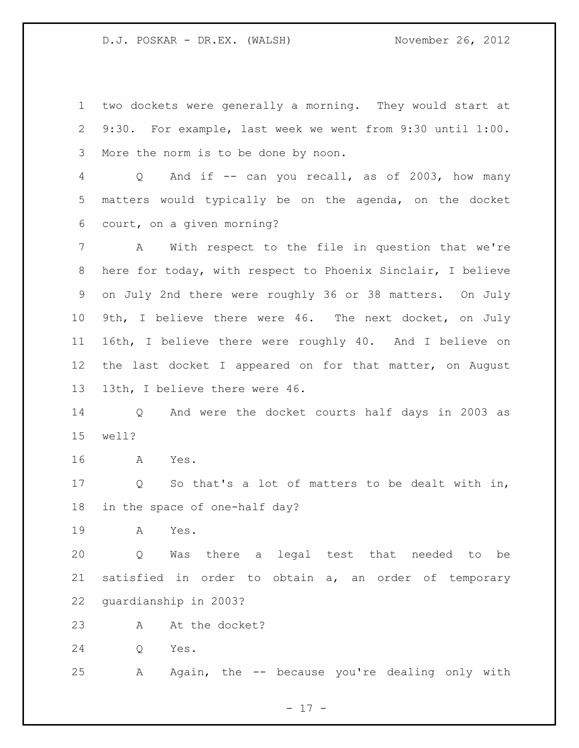two dockets were generally a morning. They would start at 9:30. For example, last week we went from 9:30 until 1:00. More the norm is to be done by noon.

Q And if -- can you recall, as of 2003, how many matters would typically be on the agenda, on the docket court, on a given morning?

A With respect to the file in question that we're here for today, with respect to Phoenix Sinclair, I believe on July 2nd there were roughly 36 or 38 matters. On July 9th, I believe there were 46. The next docket, on July 16th, I believe there were roughly 40. And I believe on the last docket I appeared on for that matter, on August 13th, I believe there were 46.

Q And were the docket courts half days in 2003 as well?

A Yes.

Q So that's a lot of matters to be dealt with in, in the space of one-half day?

A Yes.

Q Was there a legal test that needed to be satisfied in order to obtain a, an order of temporary guardianship in 2003?

A At the docket?

Q Yes.

A Again, the -- because you're dealing only with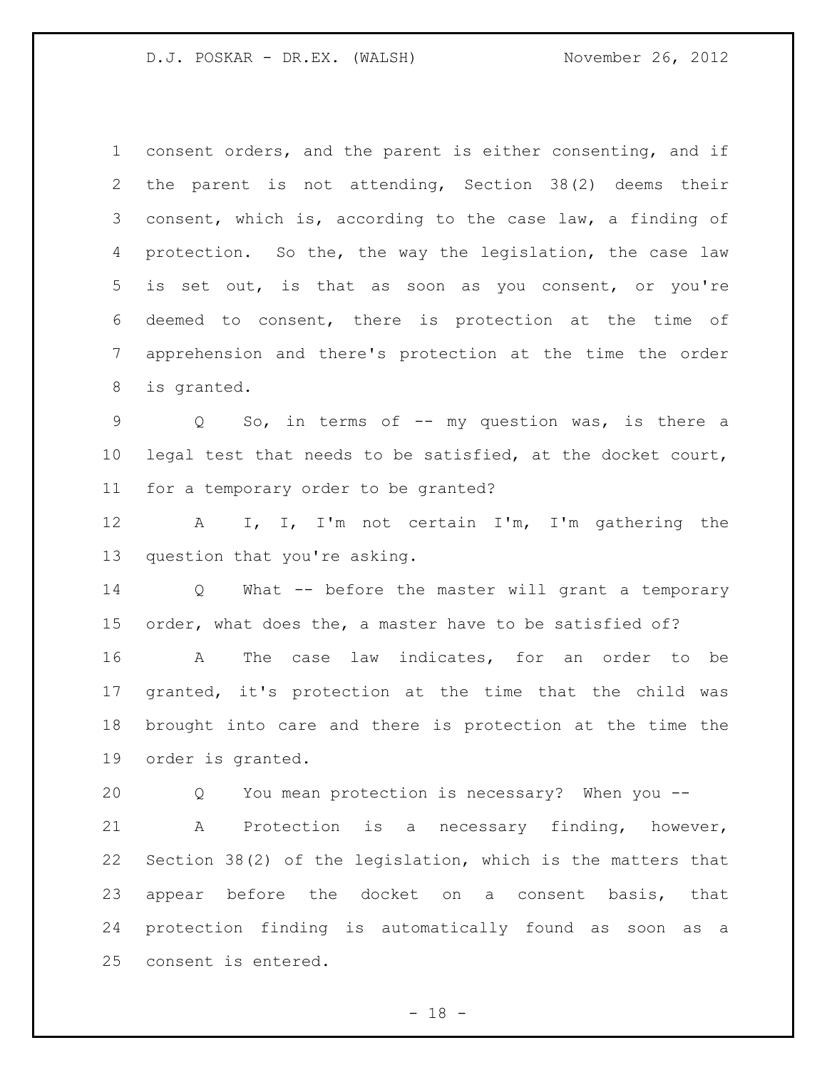consent orders, and the parent is either consenting, and if the parent is not attending, Section 38(2) deems their consent, which is, according to the case law, a finding of protection. So the, the way the legislation, the case law is set out, is that as soon as you consent, or you're deemed to consent, there is protection at the time of apprehension and there's protection at the time the order is granted.

Q So, in terms of -- my question was, is there a legal test that needs to be satisfied, at the docket court, for a temporary order to be granted?

A I, I, I'm not certain I'm, I'm gathering the question that you're asking.

Q What -- before the master will grant a temporary order, what does the, a master have to be satisfied of?

A The case law indicates, for an order to be granted, it's protection at the time that the child was brought into care and there is protection at the time the order is granted.

Q You mean protection is necessary? When you --

A Protection is a necessary finding, however, Section 38(2) of the legislation, which is the matters that appear before the docket on a consent basis, that protection finding is automatically found as soon as a consent is entered.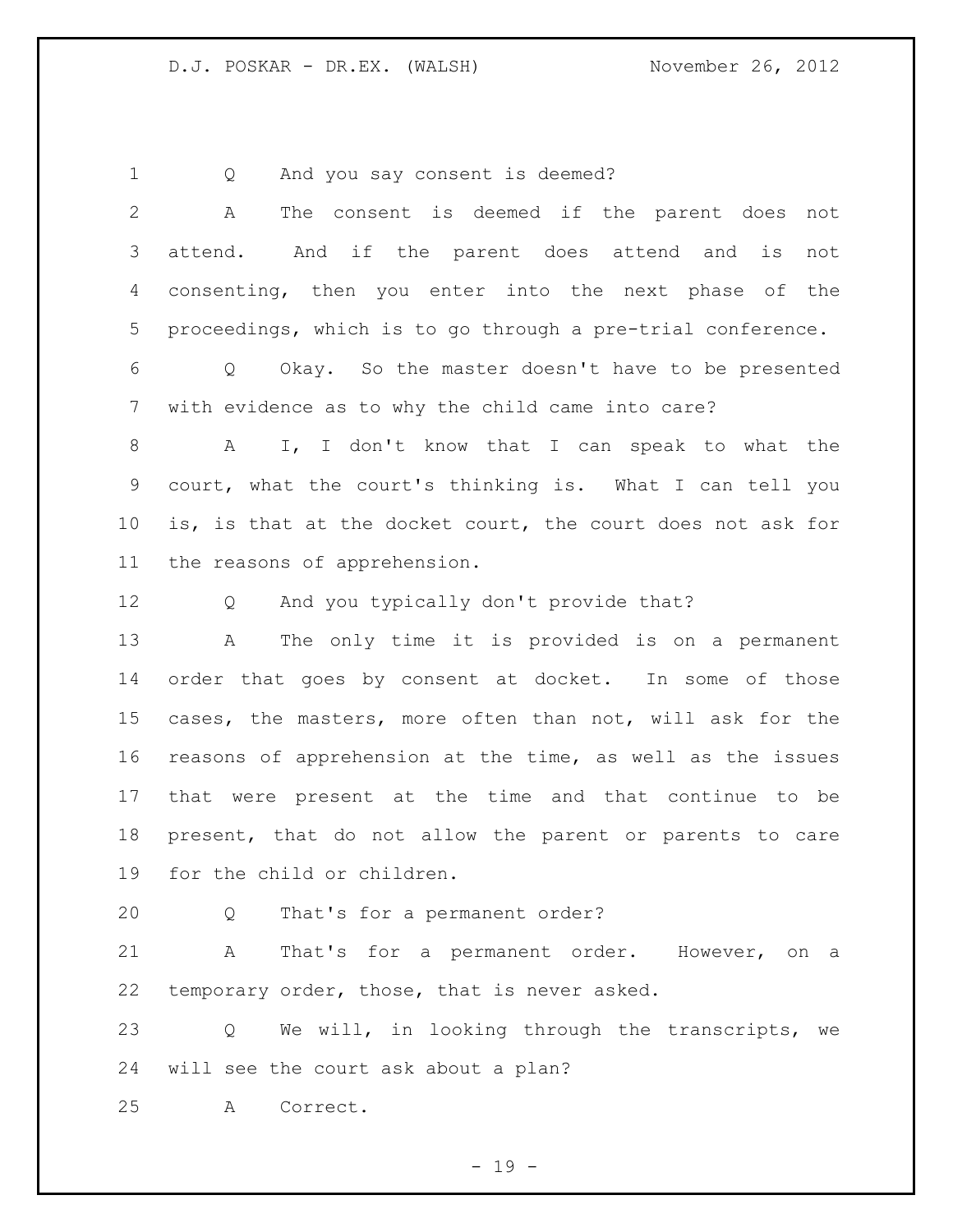Q And you say consent is deemed?

A The consent is deemed if the parent does not attend. And if the parent does attend and is not consenting, then you enter into the next phase of the proceedings, which is to go through a pre-trial conference.

Q Okay. So the master doesn't have to be presented with evidence as to why the child came into care?

A I, I don't know that I can speak to what the court, what the court's thinking is. What I can tell you is, is that at the docket court, the court does not ask for the reasons of apprehension.

Q And you typically don't provide that?

A The only time it is provided is on a permanent order that goes by consent at docket. In some of those cases, the masters, more often than not, will ask for the reasons of apprehension at the time, as well as the issues that were present at the time and that continue to be present, that do not allow the parent or parents to care for the child or children.

Q That's for a permanent order?

A That's for a permanent order. However, on a temporary order, those, that is never asked.

Q We will, in looking through the transcripts, we will see the court ask about a plan?

A Correct.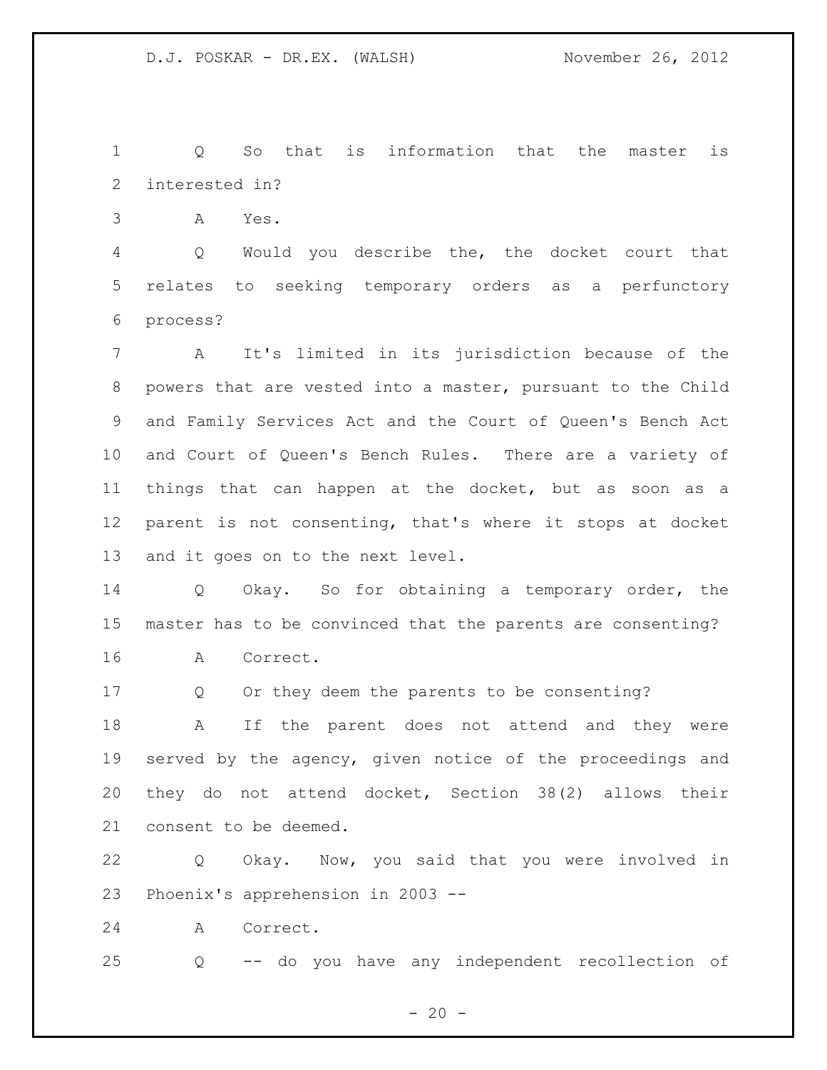Q So that is information that the master is interested in?

A Yes.

Q Would you describe the, the docket court that relates to seeking temporary orders as a perfunctory process?

A It's limited in its jurisdiction because of the powers that are vested into a master, pursuant to the Child and Family Services Act and the Court of Queen's Bench Act and Court of Queen's Bench Rules. There are a variety of things that can happen at the docket, but as soon as a parent is not consenting, that's where it stops at docket and it goes on to the next level.

Q Okay. So for obtaining a temporary order, the master has to be convinced that the parents are consenting?

A Correct.

Q Or they deem the parents to be consenting?

A If the parent does not attend and they were served by the agency, given notice of the proceedings and they do not attend docket, Section 38(2) allows their consent to be deemed.

Q Okay. Now, you said that you were involved in Phoenix's apprehension in 2003 --

A Correct.

Q -- do you have any independent recollection of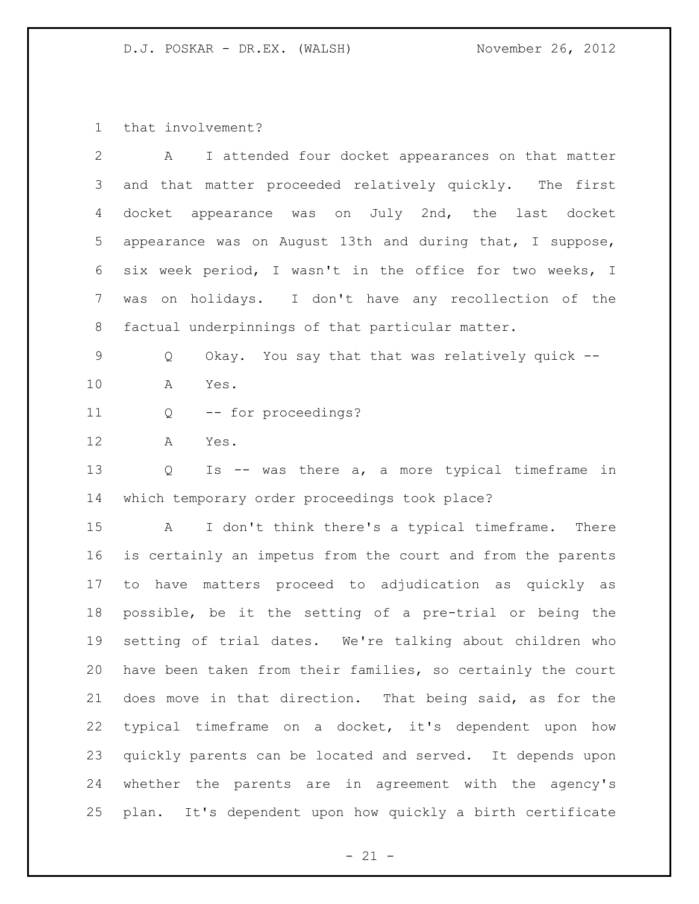that involvement?

A I attended four docket appearances on that matter and that matter proceeded relatively quickly. The first docket appearance was on July 2nd, the last docket appearance was on August 13th and during that, I suppose, six week period, I wasn't in the office for two weeks, I was on holidays. I don't have any recollection of the factual underpinnings of that particular matter.

Q Okay. You say that that was relatively quick --

A Yes.

Q -- for proceedings?

A Yes.

Q Is -- was there a, a more typical timeframe in which temporary order proceedings took place?

A I don't think there's a typical timeframe. There is certainly an impetus from the court and from the parents to have matters proceed to adjudication as quickly as possible, be it the setting of a pre-trial or being the setting of trial dates. We're talking about children who have been taken from their families, so certainly the court does move in that direction. That being said, as for the typical timeframe on a docket, it's dependent upon how quickly parents can be located and served. It depends upon whether the parents are in agreement with the agency's plan. It's dependent upon how quickly a birth certificate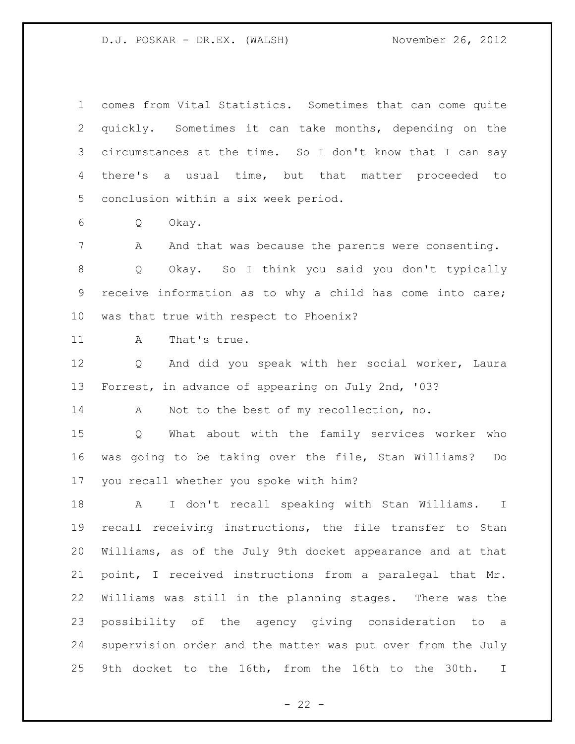comes from Vital Statistics. Sometimes that can come quite quickly. Sometimes it can take months, depending on the circumstances at the time. So I don't know that I can say there's a usual time, but that matter proceeded to conclusion within a six week period.

Q Okay.

A And that was because the parents were consenting.

Q Okay. So I think you said you don't typically receive information as to why a child has come into care; was that true with respect to Phoenix?

A That's true.

Q And did you speak with her social worker, Laura Forrest, in advance of appearing on July 2nd, '03?

A Not to the best of my recollection, no.

Q What about with the family services worker who was going to be taking over the file, Stan Williams? Do you recall whether you spoke with him?

A I don't recall speaking with Stan Williams. I recall receiving instructions, the file transfer to Stan Williams, as of the July 9th docket appearance and at that point, I received instructions from a paralegal that Mr. Williams was still in the planning stages. There was the possibility of the agency giving consideration to a supervision order and the matter was put over from the July 9th docket to the 16th, from the 16th to the 30th. I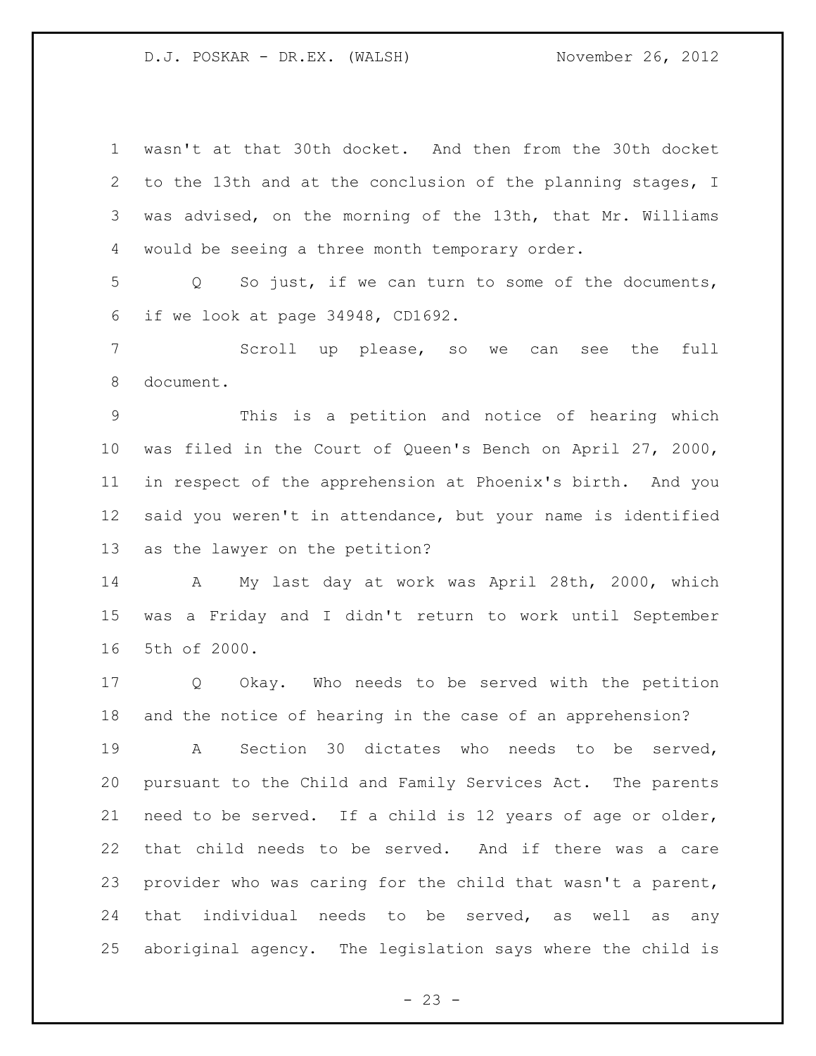wasn't at that 30th docket. And then from the 30th docket to the 13th and at the conclusion of the planning stages, I was advised, on the morning of the 13th, that Mr. Williams would be seeing a three month temporary order.

Q So just, if we can turn to some of the documents, if we look at page 34948, CD1692.

Scroll up please, so we can see the full document.

This is a petition and notice of hearing which was filed in the Court of Queen's Bench on April 27, 2000, in respect of the apprehension at Phoenix's birth. And you said you weren't in attendance, but your name is identified as the lawyer on the petition?

A My last day at work was April 28th, 2000, which was a Friday and I didn't return to work until September 5th of 2000.

Q Okay. Who needs to be served with the petition and the notice of hearing in the case of an apprehension?

A Section 30 dictates who needs to be served, pursuant to the Child and Family Services Act. The parents need to be served. If a child is 12 years of age or older, that child needs to be served. And if there was a care provider who was caring for the child that wasn't a parent, that individual needs to be served, as well as any aboriginal agency. The legislation says where the child is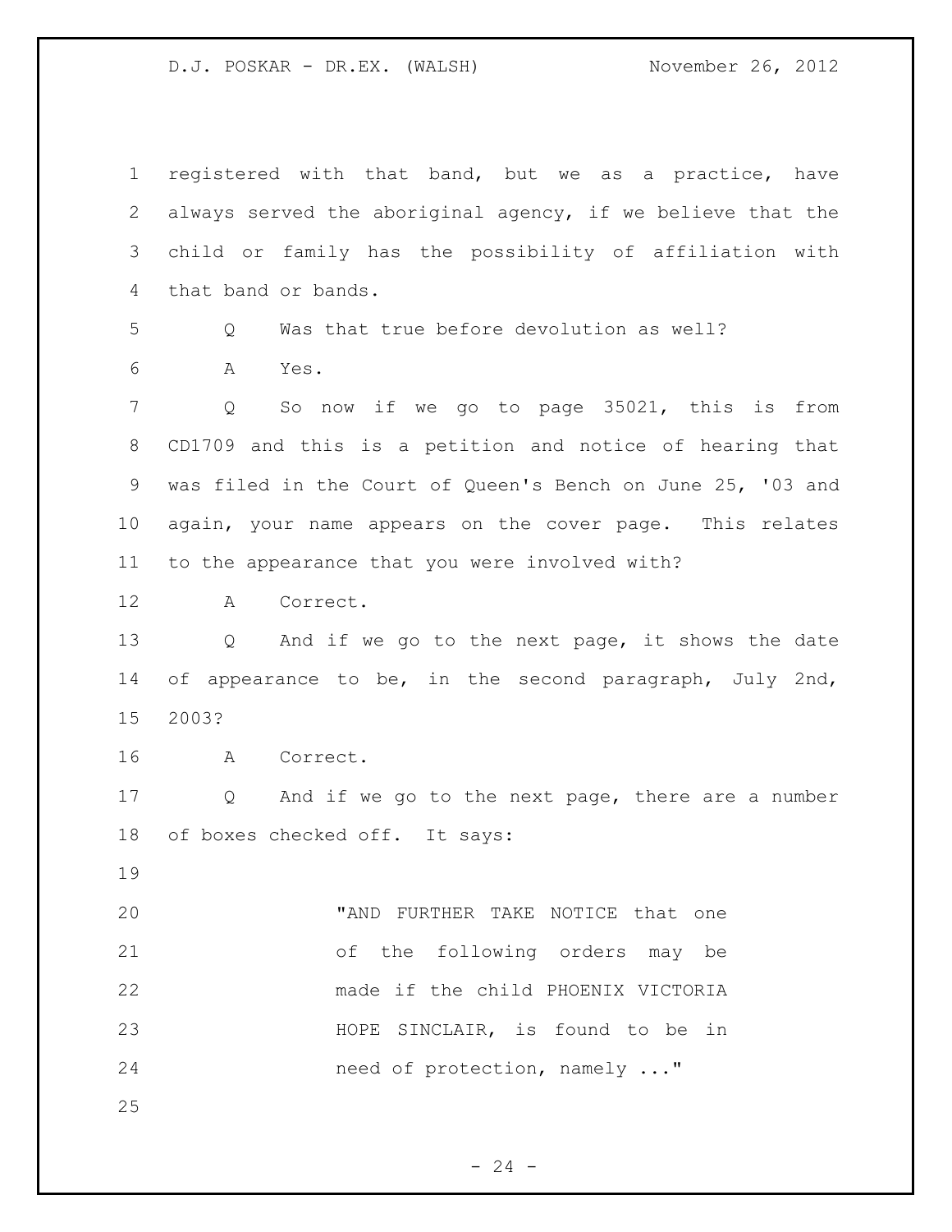registered with that band, but we as a practice, have always served the aboriginal agency, if we believe that the child or family has the possibility of affiliation with that band or bands.

Q Was that true before devolution as well?

A Yes.

Q So now if we go to page 35021, this is from CD1709 and this is a petition and notice of hearing that was filed in the Court of Queen's Bench on June 25, '03 and again, your name appears on the cover page. This relates to the appearance that you were involved with?

A Correct.

Q And if we go to the next page, it shows the date of appearance to be, in the second paragraph, July 2nd, 2003?

A Correct.

Q And if we go to the next page, there are a number of boxes checked off. It says:

> "AND FURTHER TAKE NOTICE that one of the following orders may be made if the child PHOENIX VICTORIA HOPE SINCLAIR, is found to be in need of protection, namely ..."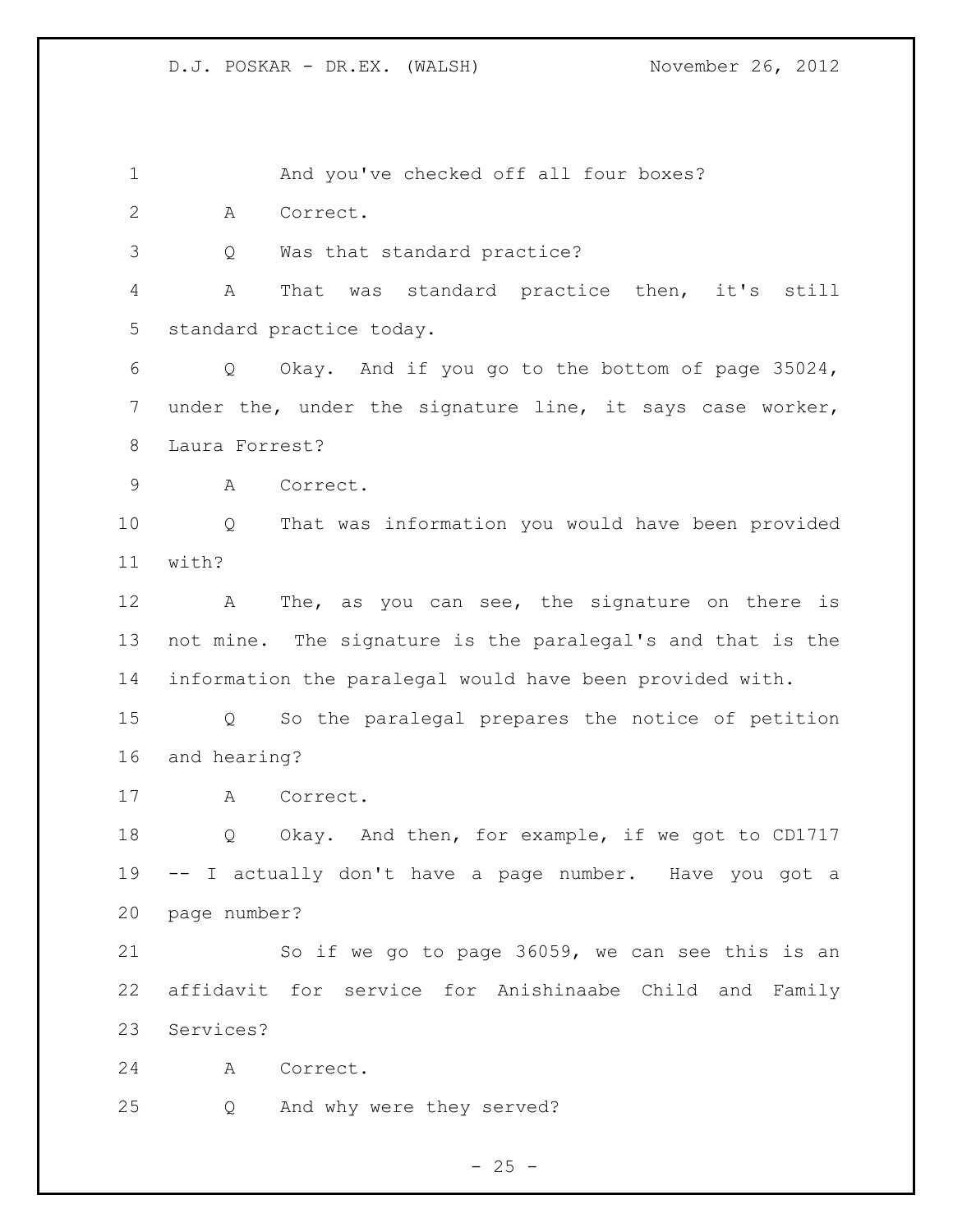And you've checked off all four boxes?

A Correct.

Q Was that standard practice?

A That was standard practice then, it's still standard practice today.

Q Okay. And if you go to the bottom of page 35024, under the, under the signature line, it says case worker, Laura Forrest?

A Correct.

Q That was information you would have been provided with?

A The, as you can see, the signature on there is not mine. The signature is the paralegal's and that is the information the paralegal would have been provided with.

Q So the paralegal prepares the notice of petition and hearing?

A Correct.

Q Okay. And then, for example, if we got to CD1717 -- I actually don't have a page number. Have you got a page number?

So if we go to page 36059, we can see this is an affidavit for service for Anishinaabe Child and Family Services?

A Correct.

Q And why were they served?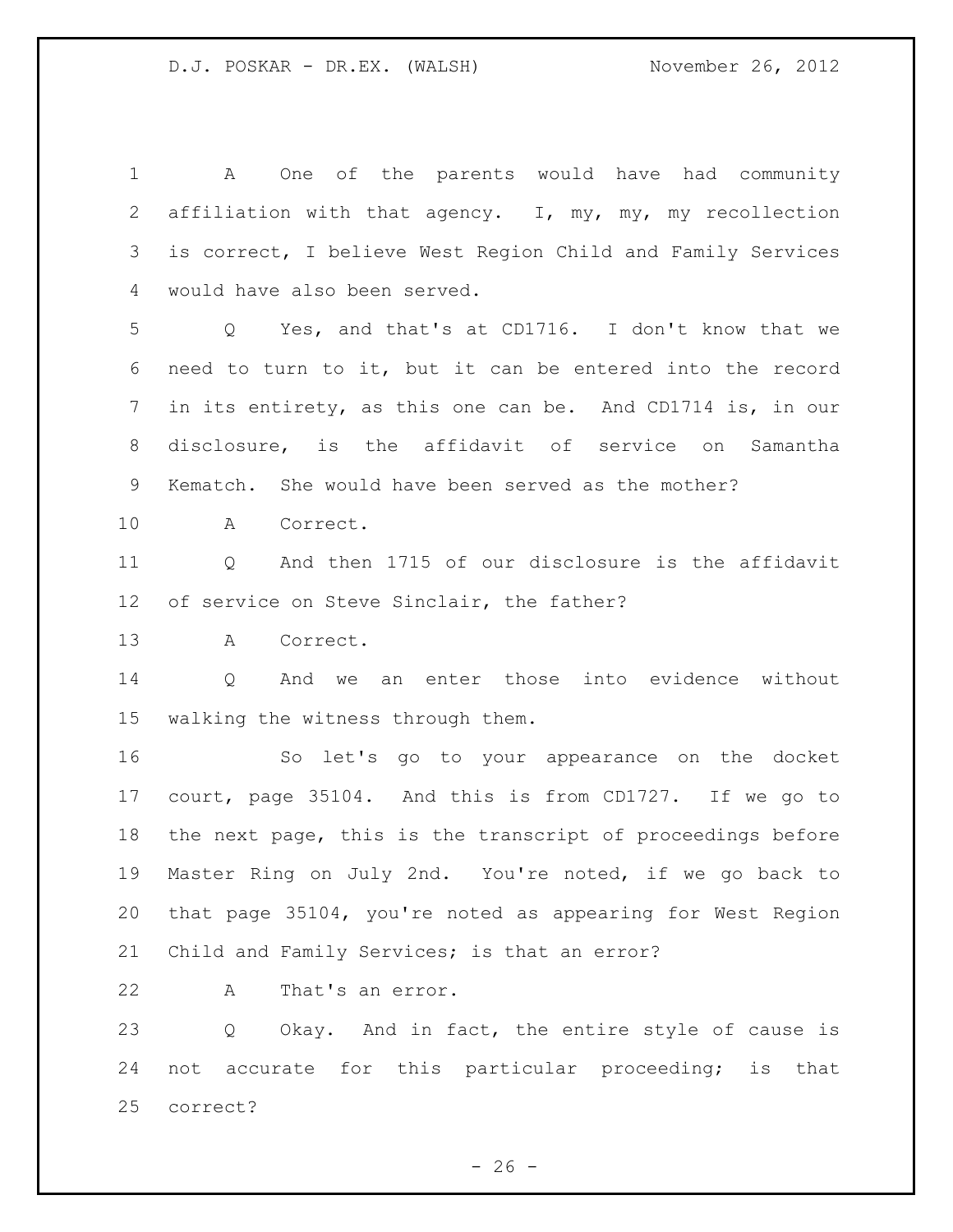A One of the parents would have had community affiliation with that agency. I, my, my, my recollection is correct, I believe West Region Child and Family Services would have also been served.

Q Yes, and that's at CD1716. I don't know that we need to turn to it, but it can be entered into the record in its entirety, as this one can be. And CD1714 is, in our disclosure, is the affidavit of service on Samantha Kematch. She would have been served as the mother?

A Correct.

Q And then 1715 of our disclosure is the affidavit of service on Steve Sinclair, the father?

A Correct.

Q And we an enter those into evidence without walking the witness through them.

So let's go to your appearance on the docket court, page 35104. And this is from CD1727. If we go to the next page, this is the transcript of proceedings before Master Ring on July 2nd. You're noted, if we go back to that page 35104, you're noted as appearing for West Region Child and Family Services; is that an error?

A That's an error.

Q Okay. And in fact, the entire style of cause is not accurate for this particular proceeding; is that correct?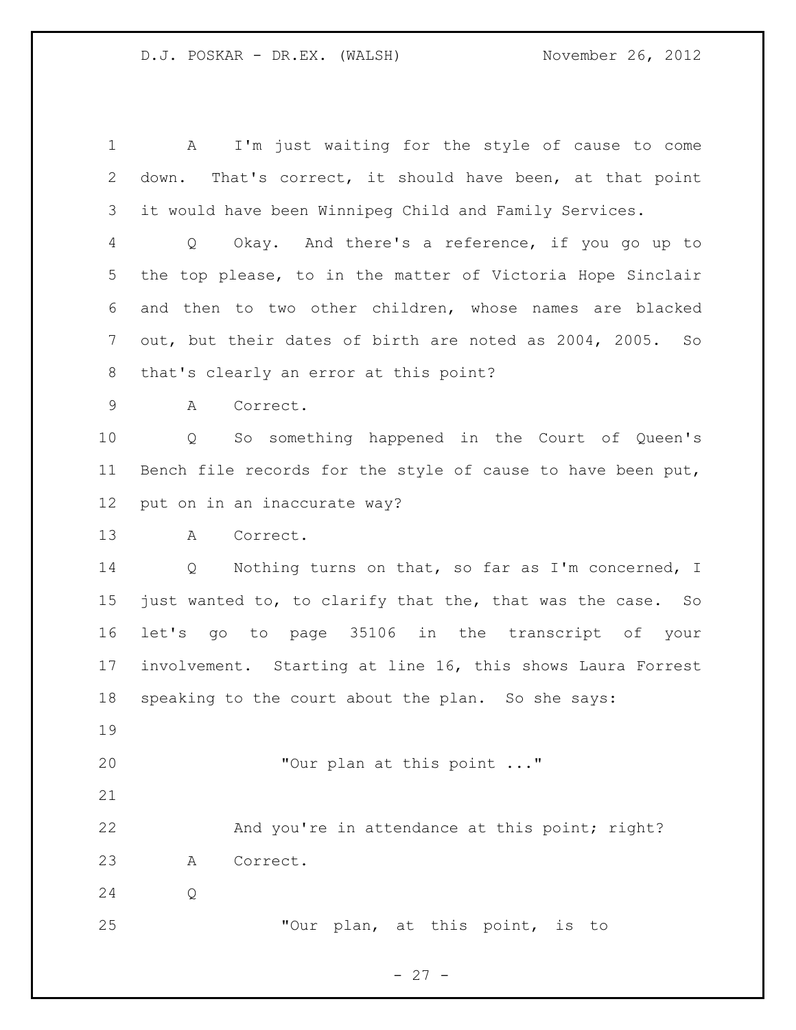A I'm just waiting for the style of cause to come down. That's correct, it should have been, at that point it would have been Winnipeg Child and Family Services.

Q Okay. And there's a reference, if you go up to the top please, to in the matter of Victoria Hope Sinclair and then to two other children, whose names are blacked out, but their dates of birth are noted as 2004, 2005. So that's clearly an error at this point?

A Correct.

Q So something happened in the Court of Queen's Bench file records for the style of cause to have been put, put on in an inaccurate way?

A Correct.

Q Nothing turns on that, so far as I'm concerned, I just wanted to, to clarify that the, that was the case. So let's go to page 35106 in the transcript of your involvement. Starting at line 16, this shows Laura Forrest speaking to the court about the plan. So she says:

> "Our plan at this point ..."

And you're in attendance at this point; right?

A Correct.

Q

> "Our plan, at this point, is to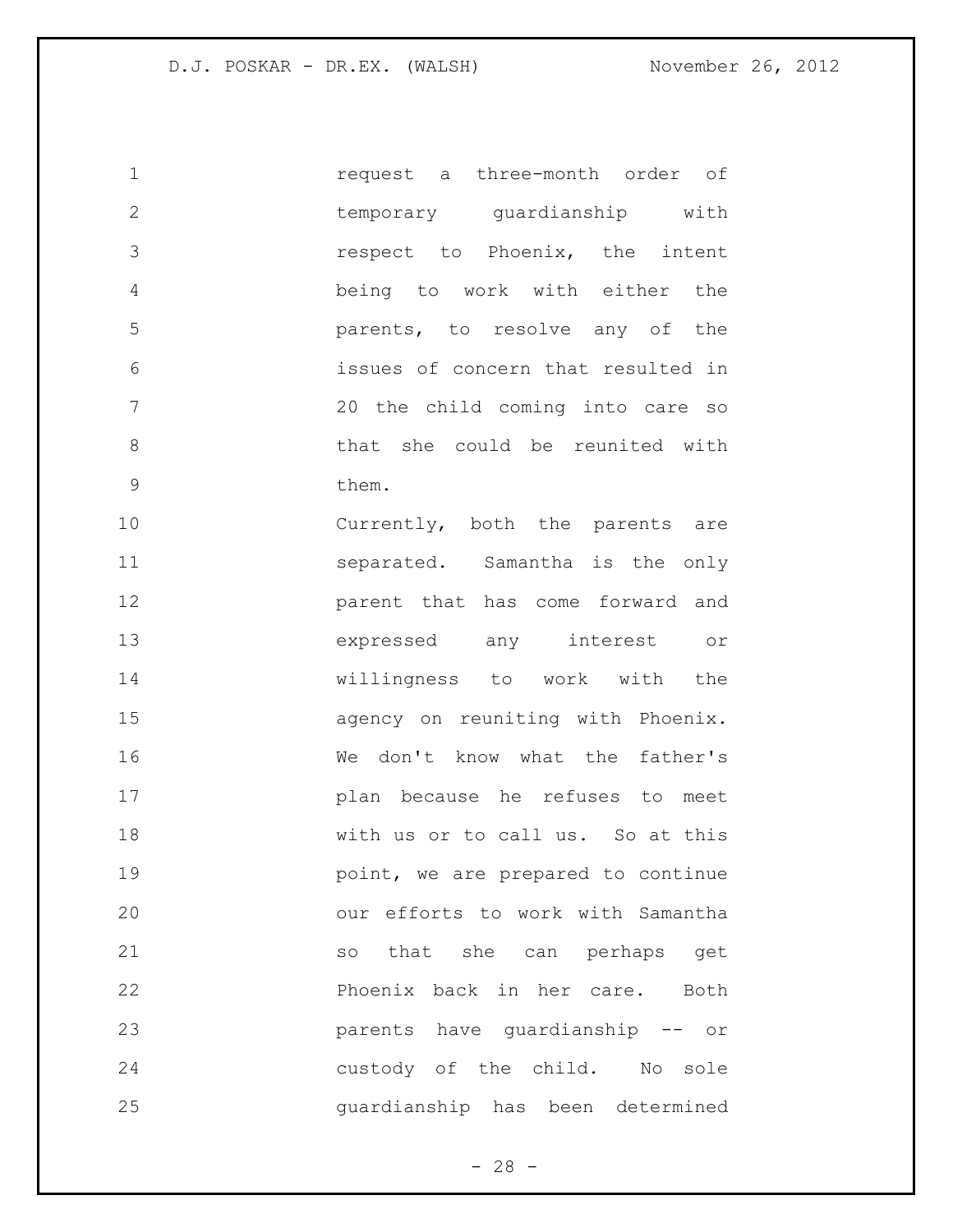request a three-month order of temporary guardianship with respect to Phoenix, the intent being to work with either the parents, to resolve any of the issues of concern that resulted in 20 the child coming into care so that she could be reunited with them.

Currently, both the parents are separated. Samantha is the only parent that has come forward and expressed any interest or willingness to work with the agency on reuniting with Phoenix. We don't know what the father's plan because he refuses to meet with us or to call us. So at this point, we are prepared to continue our efforts to work with Samantha so that she can perhaps get Phoenix back in her care. Both parents have guardianship -- or custody of the child. No sole guardianship has been determined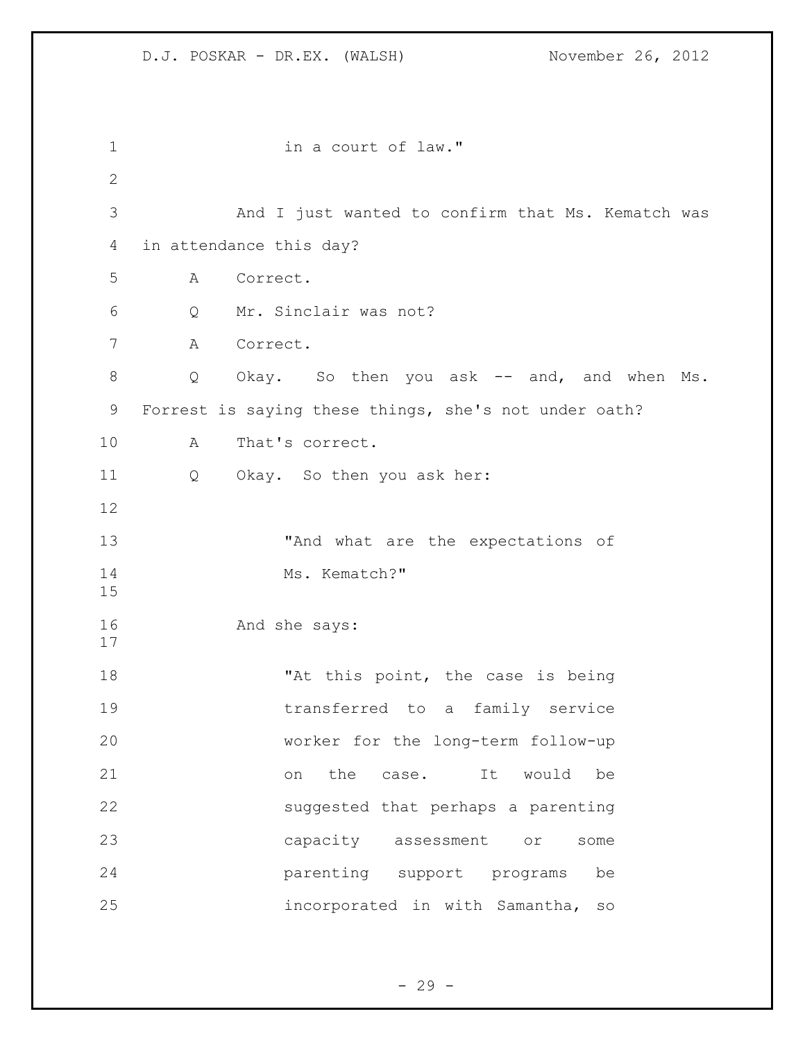in a court of law."

And I just wanted to confirm that Ms. Kematch was in attendance this day?

A Correct.

Q Mr. Sinclair was not?

A Correct.

Q Okay. So then you ask -- and, and when Ms. Forrest is saying these things, she's not under oath?

A That's correct.

Q Okay. So then you ask her:

> "And what are the expectations of Ms. Kematch?"

And she says:

> "At this point, the case is being transferred to a family service worker for the long-term follow-up on the case. It would be suggested that perhaps a parenting capacity assessment or some parenting support programs be incorporated in with Samantha, so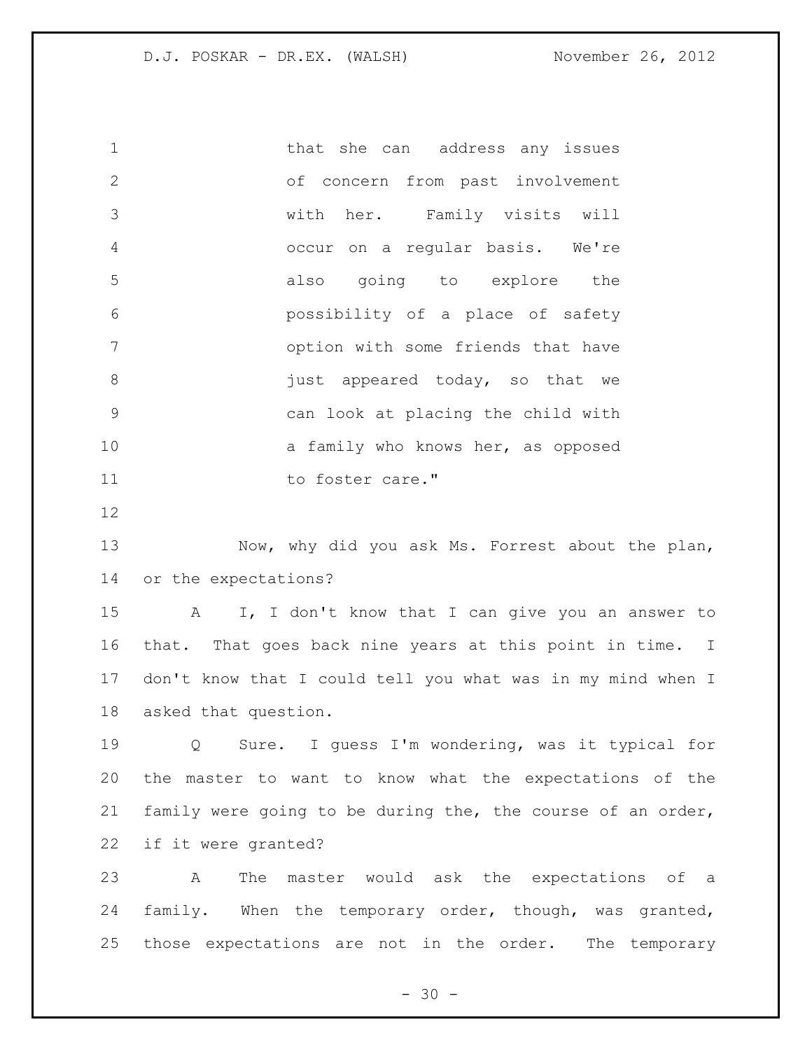that she can address any issues of concern from past involvement with her. Family visits will occur on a regular basis. We're also going to explore the possibility of a place of safety option with some friends that have just appeared today, so that we can look at placing the child with a family who knows her, as opposed to foster care."

Now, why did you ask Ms. Forrest about the plan, or the expectations?

A I, I don't know that I can give you an answer to that. That goes back nine years at this point in time. I don't know that I could tell you what was in my mind when I asked that question.

Q Sure. I guess I'm wondering, was it typical for the master to want to know what the expectations of the family were going to be during the, the course of an order, if it were granted?

A The master would ask the expectations of a family. When the temporary order, though, was granted, those expectations are not in the order. The temporary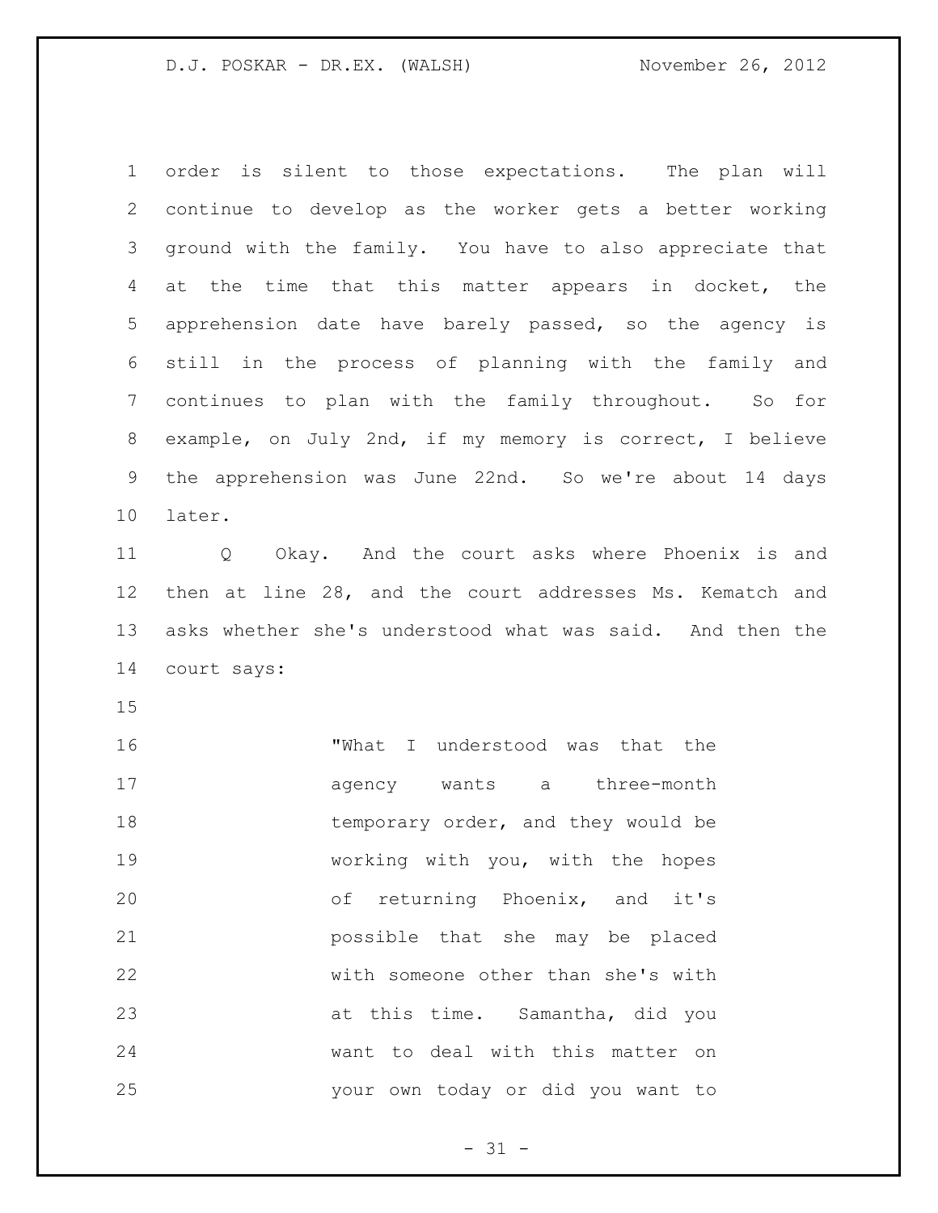order is silent to those expectations. The plan will continue to develop as the worker gets a better working ground with the family. You have to also appreciate that at the time that this matter appears in docket, the apprehension date have barely passed, so the agency is still in the process of planning with the family and continues to plan with the family throughout. So for example, on July 2nd, if my memory is correct, I believe the apprehension was June 22nd. So we're about 14 days later.

Q Okay. And the court asks where Phoenix is and then at line 28, and the court addresses Ms. Kematch and asks whether she's understood what was said. And then the court says:

> "What I understood was that the agency wants a three-month temporary order, and they would be working with you, with the hopes of returning Phoenix, and it's possible that she may be placed with someone other than she's with at this time. Samantha, did you want to deal with this matter on your own today or did you want to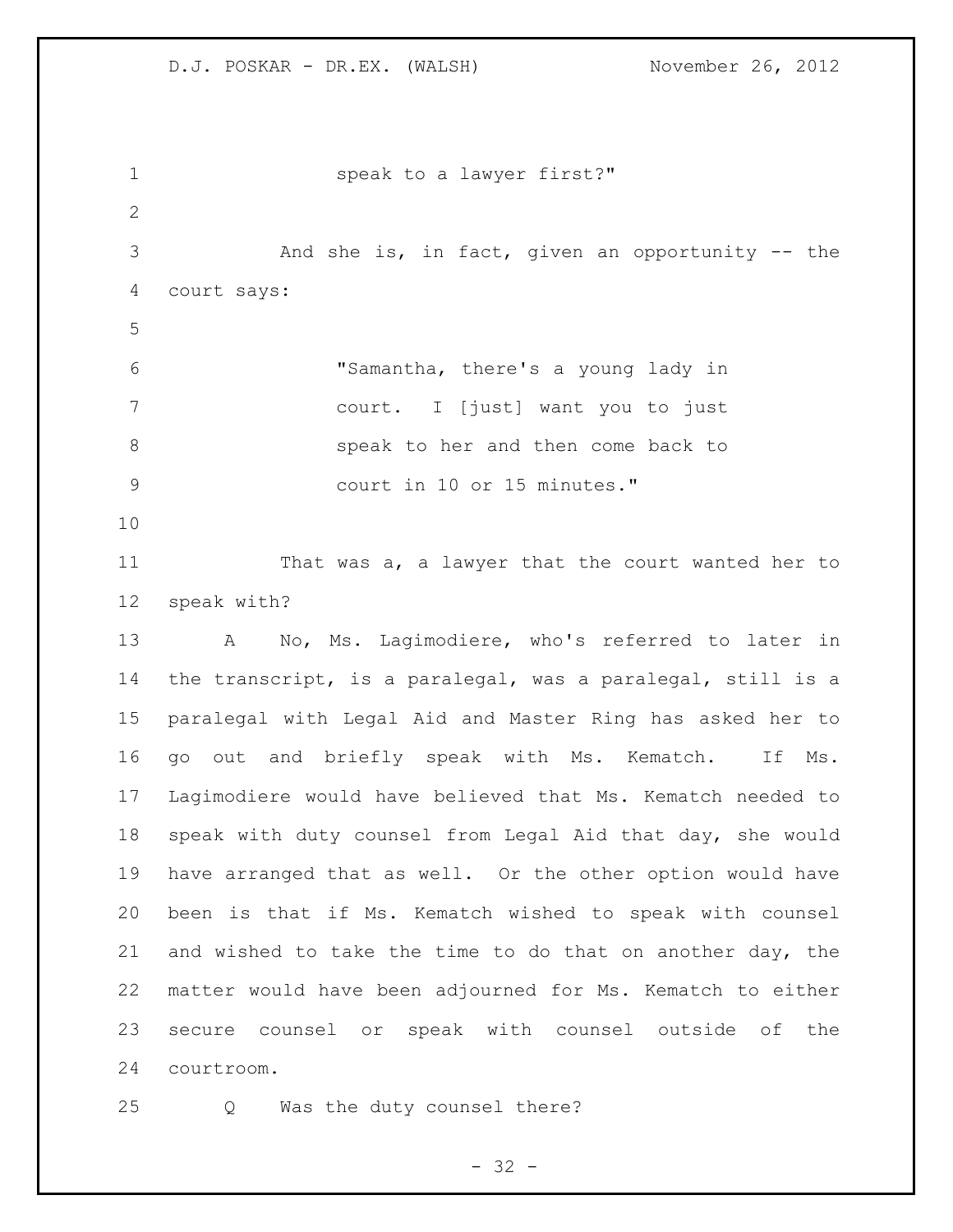speak to a lawyer first?"

And she is, in fact, given an opportunity -- the court says:

> "Samantha, there's a young lady in court. I [just] want you to just speak to her and then come back to court in 10 or 15 minutes."

That was a, a lawyer that the court wanted her to speak with?

A No, Ms. Lagimodiere, who's referred to later in the transcript, is a paralegal, was a paralegal, still is a paralegal with Legal Aid and Master Ring has asked her to go out and briefly speak with Ms. Kematch. If Ms. Lagimodiere would have believed that Ms. Kematch needed to speak with duty counsel from Legal Aid that day, she would have arranged that as well. Or the other option would have been is that if Ms. Kematch wished to speak with counsel and wished to take the time to do that on another day, the matter would have been adjourned for Ms. Kematch to either secure counsel or speak with counsel outside of the courtroom.

Q Was the duty counsel there?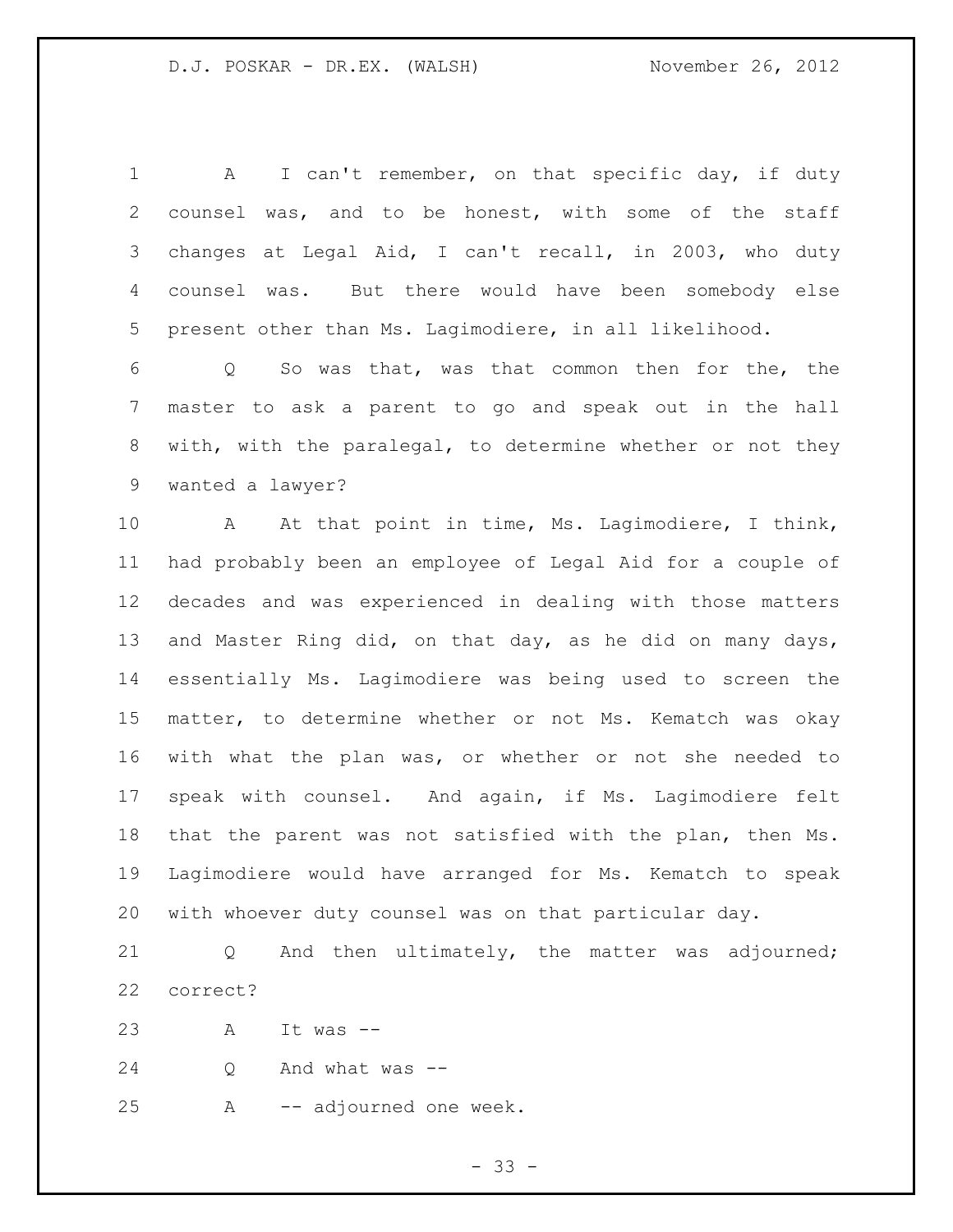A I can't remember, on that specific day, if duty counsel was, and to be honest, with some of the staff changes at Legal Aid, I can't recall, in 2003, who duty counsel was. But there would have been somebody else present other than Ms. Lagimodiere, in all likelihood.

Q So was that, was that common then for the, the master to ask a parent to go and speak out in the hall with, with the paralegal, to determine whether or not they wanted a lawyer?

A At that point in time, Ms. Lagimodiere, I think, had probably been an employee of Legal Aid for a couple of decades and was experienced in dealing with those matters and Master Ring did, on that day, as he did on many days, essentially Ms. Lagimodiere was being used to screen the matter, to determine whether or not Ms. Kematch was okay with what the plan was, or whether or not she needed to speak with counsel. And again, if Ms. Lagimodiere felt that the parent was not satisfied with the plan, then Ms. Lagimodiere would have arranged for Ms. Kematch to speak with whoever duty counsel was on that particular day.

Q And then ultimately, the matter was adjourned; correct?

A It was --

Q And what was --

A -- adjourned one week.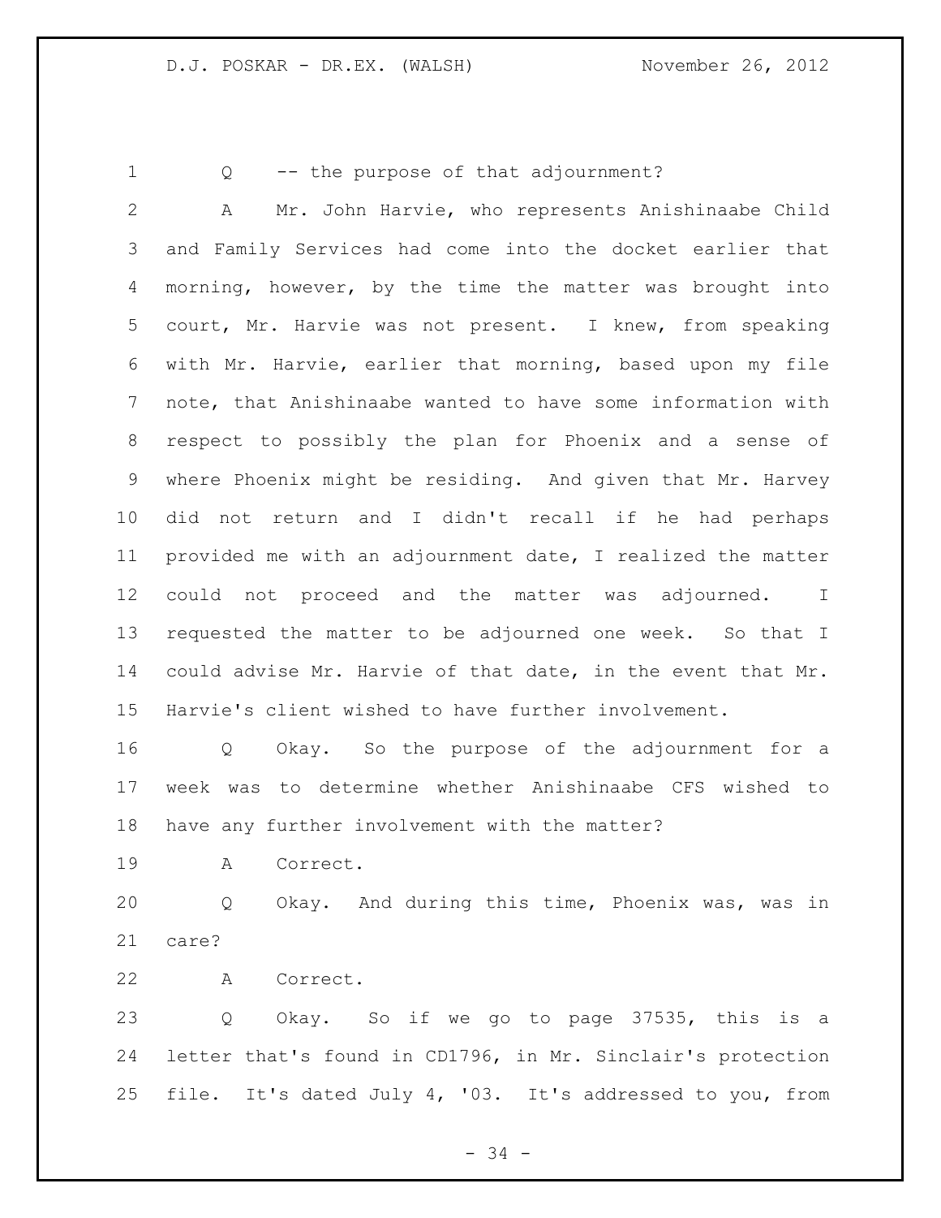Q -- the purpose of that adjournment?

A Mr. John Harvie, who represents Anishinaabe Child and Family Services had come into the docket earlier that morning, however, by the time the matter was brought into court, Mr. Harvie was not present. I knew, from speaking with Mr. Harvie, earlier that morning, based upon my file note, that Anishinaabe wanted to have some information with respect to possibly the plan for Phoenix and a sense of where Phoenix might be residing. And given that Mr. Harvey did not return and I didn't recall if he had perhaps provided me with an adjournment date, I realized the matter could not proceed and the matter was adjourned. I requested the matter to be adjourned one week. So that I could advise Mr. Harvie of that date, in the event that Mr. Harvie's client wished to have further involvement.

Q Okay. So the purpose of the adjournment for a week was to determine whether Anishinaabe CFS wished to have any further involvement with the matter?

A Correct.

Q Okay. And during this time, Phoenix was, was in care?

A Correct.

Q Okay. So if we go to page 37535, this is a letter that's found in CD1796, in Mr. Sinclair's protection file. It's dated July 4, '03. It's addressed to you, from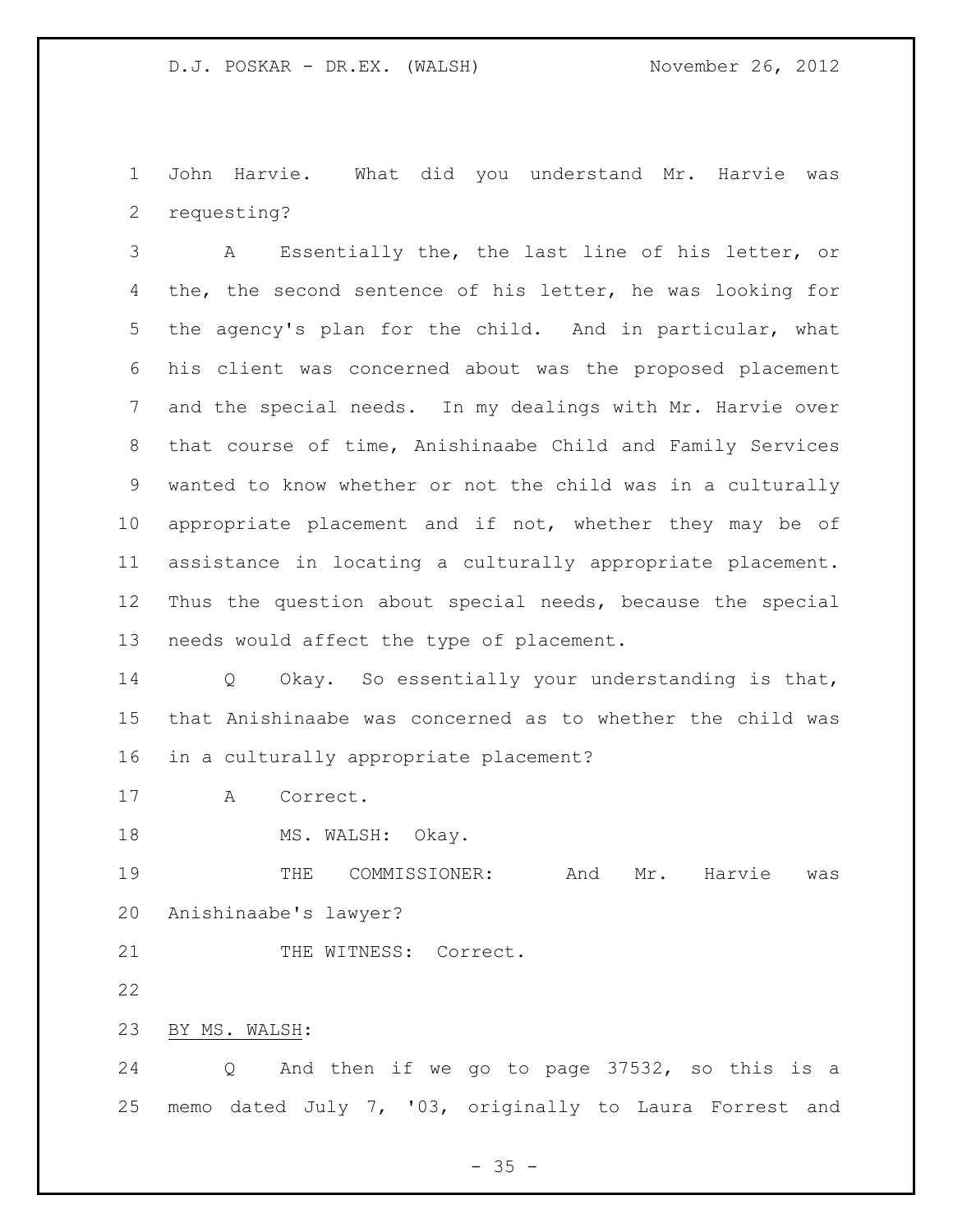John Harvie. What did you understand Mr. Harvie was requesting?

A Essentially the, the last line of his letter, or the, the second sentence of his letter, he was looking for the agency's plan for the child. And in particular, what his client was concerned about was the proposed placement and the special needs. In my dealings with Mr. Harvie over that course of time, Anishinaabe Child and Family Services wanted to know whether or not the child was in a culturally appropriate placement and if not, whether they may be of assistance in locating a culturally appropriate placement. Thus the question about special needs, because the special needs would affect the type of placement.

Q Okay. So essentially your understanding is that, that Anishinaabe was concerned as to whether the child was in a culturally appropriate placement?

A Correct.

MS. WALSH: Okay.

THE COMMISSIONER: And Mr. Harvie was Anishinaabe's lawyer?

THE WITNESS: Correct.

BY MS. WALSH:

Q And then if we go to page 37532, so this is a memo dated July 7, '03, originally to Laura Forrest and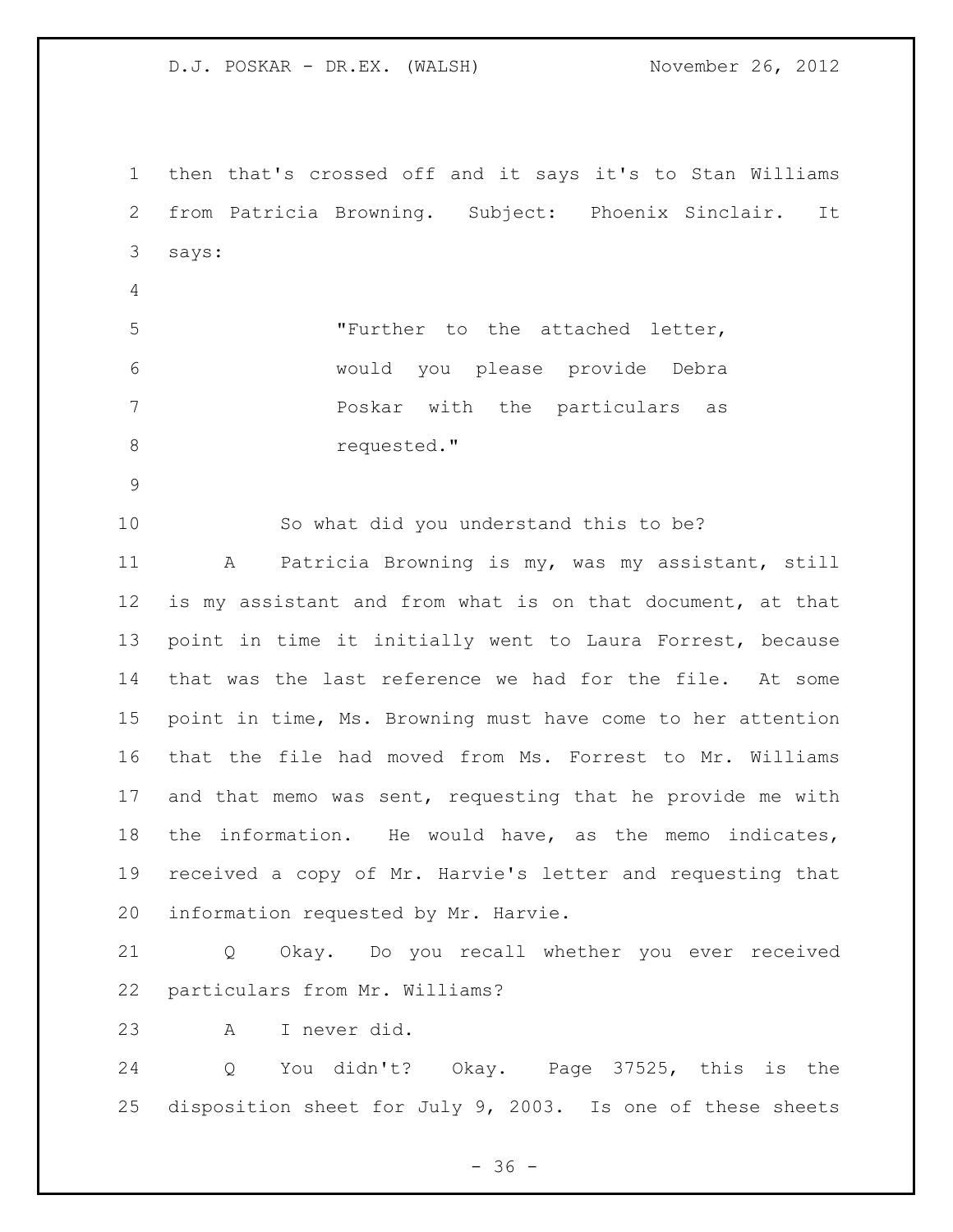then that's crossed off and it says it's to Stan Williams from Patricia Browning. Subject: Phoenix Sinclair. It says:

> "Further to the attached letter, would you please provide Debra Poskar with the particulars as requested."

So what did you understand this to be?

A Patricia Browning is my, was my assistant, still is my assistant and from what is on that document, at that point in time it initially went to Laura Forrest, because that was the last reference we had for the file. At some point in time, Ms. Browning must have come to her attention that the file had moved from Ms. Forrest to Mr. Williams and that memo was sent, requesting that he provide me with the information. He would have, as the memo indicates, received a copy of Mr. Harvie's letter and requesting that information requested by Mr. Harvie.

Q Okay. Do you recall whether you ever received particulars from Mr. Williams?

A I never did.

Q You didn't? Okay. Page 37525, this is the disposition sheet for July 9, 2003. Is one of these sheets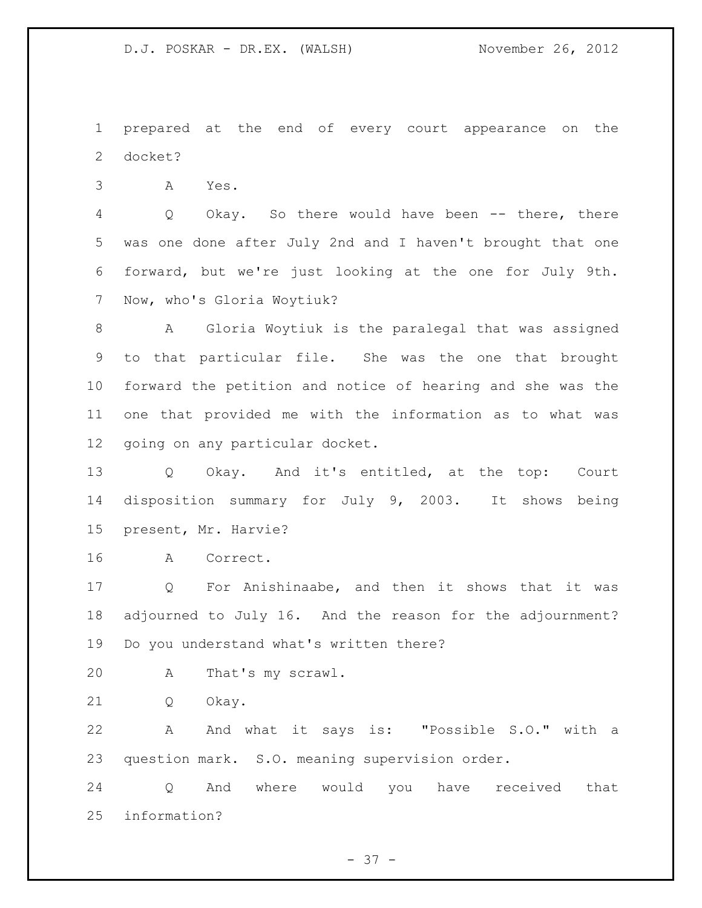prepared at the end of every court appearance on the docket?

A Yes.

Q Okay. So there would have been -- there, there was one done after July 2nd and I haven't brought that one forward, but we're just looking at the one for July 9th. Now, who's Gloria Woytiuk?

A Gloria Woytiuk is the paralegal that was assigned to that particular file. She was the one that brought forward the petition and notice of hearing and she was the one that provided me with the information as to what was going on any particular docket.

Q Okay. And it's entitled, at the top: Court disposition summary for July 9, 2003. It shows being present, Mr. Harvie?

A Correct.

Q For Anishinaabe, and then it shows that it was adjourned to July 16. And the reason for the adjournment? Do you understand what's written there?

A That's my scrawl.

Q Okay.

A And what it says is: "Possible S.O." with a question mark. S.O. meaning supervision order.

Q And where would you have received that information?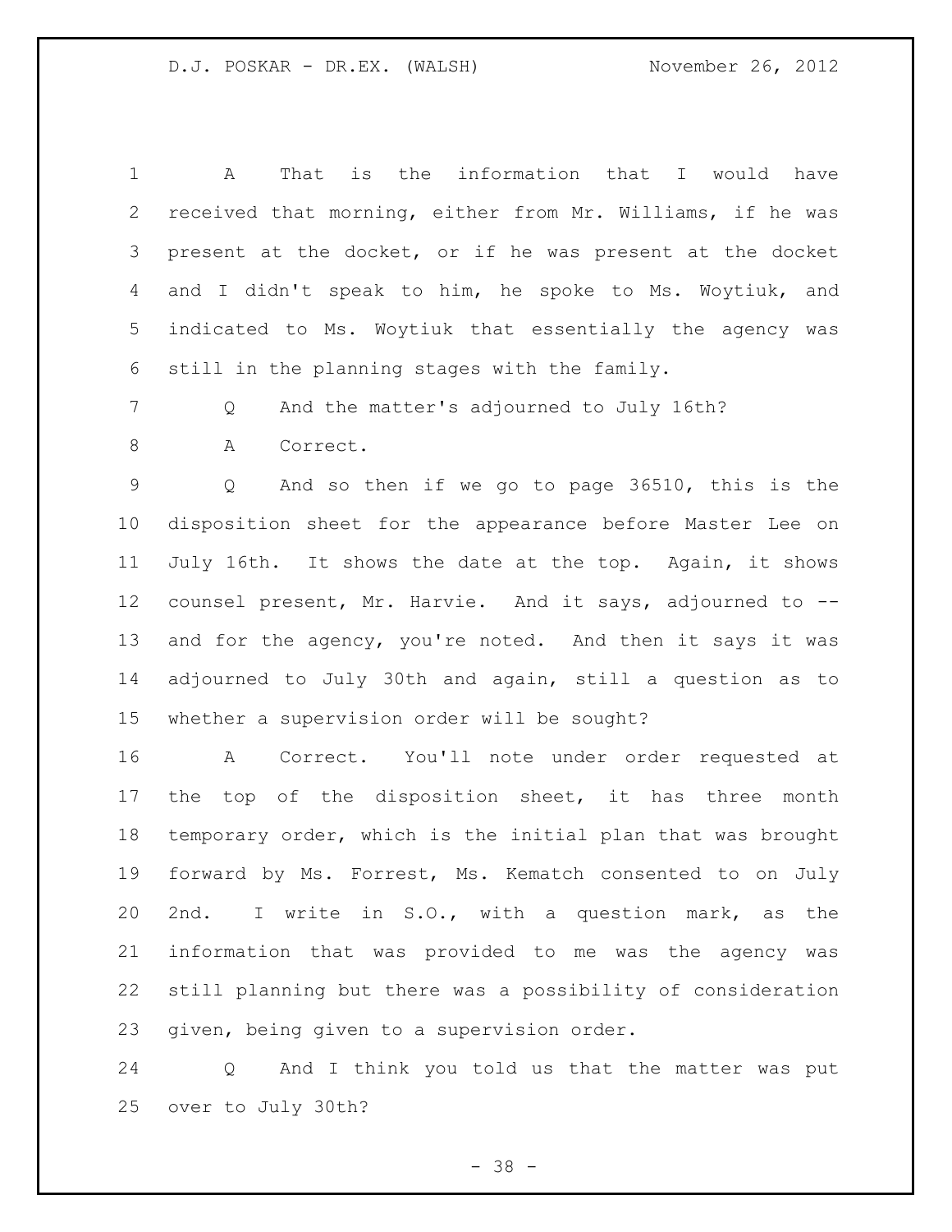A That is the information that I would have received that morning, either from Mr. Williams, if he was present at the docket, or if he was present at the docket and I didn't speak to him, he spoke to Ms. Woytiuk, and indicated to Ms. Woytiuk that essentially the agency was still in the planning stages with the family.

Q And the matter's adjourned to July 16th?

A Correct.

Q And so then if we go to page 36510, this is the disposition sheet for the appearance before Master Lee on July 16th. It shows the date at the top. Again, it shows counsel present, Mr. Harvie. And it says, adjourned to -- and for the agency, you're noted. And then it says it was adjourned to July 30th and again, still a question as to whether a supervision order will be sought?

A Correct. You'll note under order requested at the top of the disposition sheet, it has three month temporary order, which is the initial plan that was brought forward by Ms. Forrest, Ms. Kematch consented to on July 2nd. I write in S.O., with a question mark, as the information that was provided to me was the agency was still planning but there was a possibility of consideration given, being given to a supervision order.

Q And I think you told us that the matter was put over to July 30th?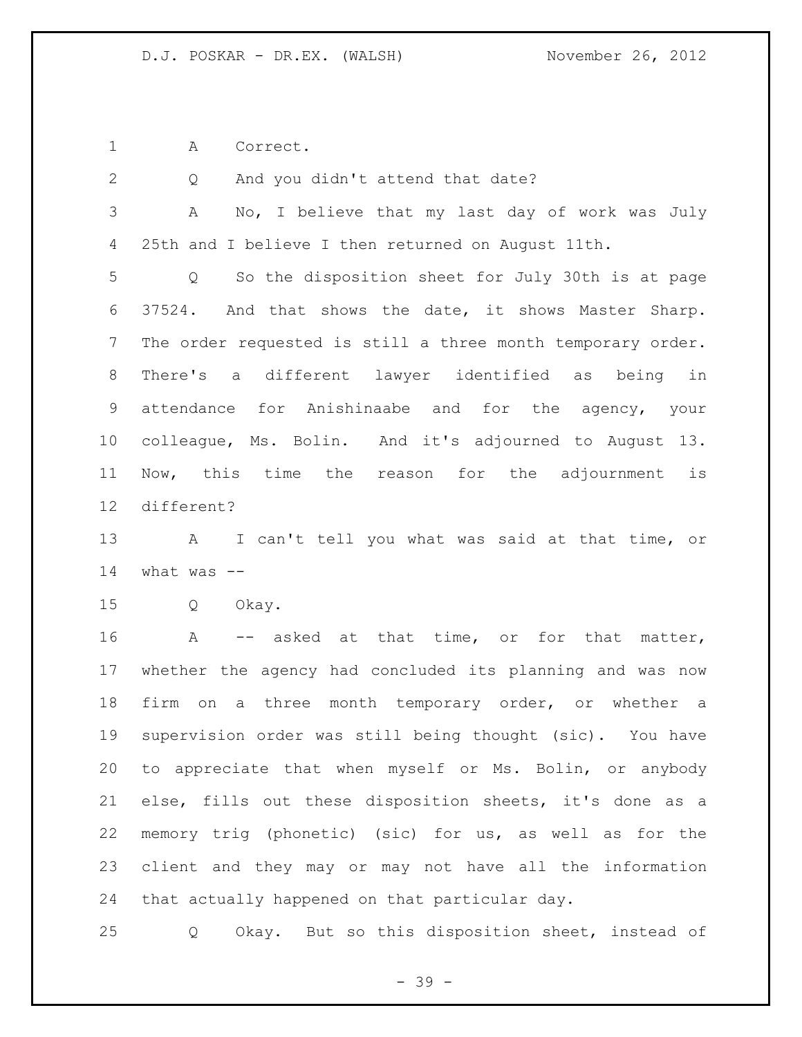A Correct.

Q And you didn't attend that date?

A No, I believe that my last day of work was July 25th and I believe I then returned on August 11th.

Q So the disposition sheet for July 30th is at page 37524. And that shows the date, it shows Master Sharp. The order requested is still a three month temporary order. There's a different lawyer identified as being in attendance for Anishinaabe and for the agency, your colleague, Ms. Bolin. And it's adjourned to August 13. Now, this time the reason for the adjournment is different?

A I can't tell you what was said at that time, or what was --

Q Okay.

A -- asked at that time, or for that matter, whether the agency had concluded its planning and was now firm on a three month temporary order, or whether a supervision order was still being thought (sic). You have to appreciate that when myself or Ms. Bolin, or anybody else, fills out these disposition sheets, it's done as a memory trig (phonetic) (sic) for us, as well as for the client and they may or may not have all the information that actually happened on that particular day.

Q Okay. But so this disposition sheet, instead of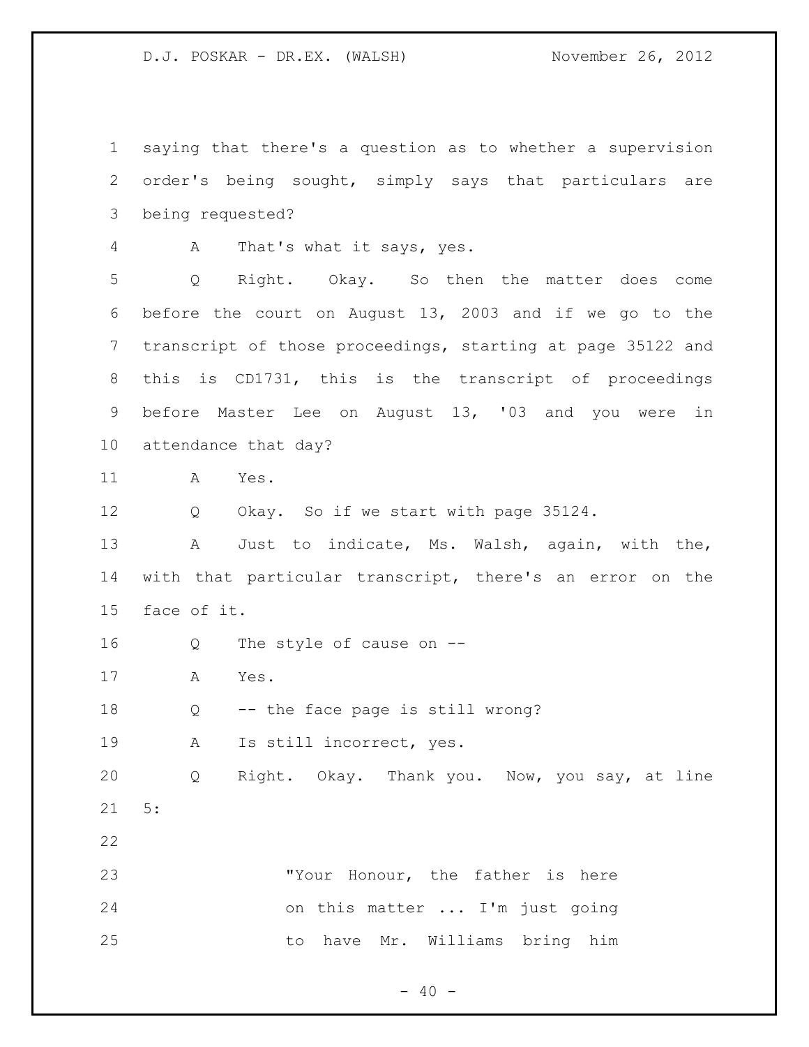saying that there's a question as to whether a supervision order's being sought, simply says that particulars are being requested?

A That's what it says, yes.

Q Right. Okay. So then the matter does come before the court on August 13, 2003 and if we go to the transcript of those proceedings, starting at page 35122 and this is CD1731, this is the transcript of proceedings before Master Lee on August 13, '03 and you were in attendance that day?

A Yes.

Q Okay. So if we start with page 35124.

A Just to indicate, Ms. Walsh, again, with the, with that particular transcript, there's an error on the face of it.

Q The style of cause on --

A Yes.

Q -- the face page is still wrong?

A Is still incorrect, yes.

Q Right. Okay. Thank you. Now, you say, at line 5:

> "Your Honour, the father is here on this matter ... I'm just going to have Mr. Williams bring him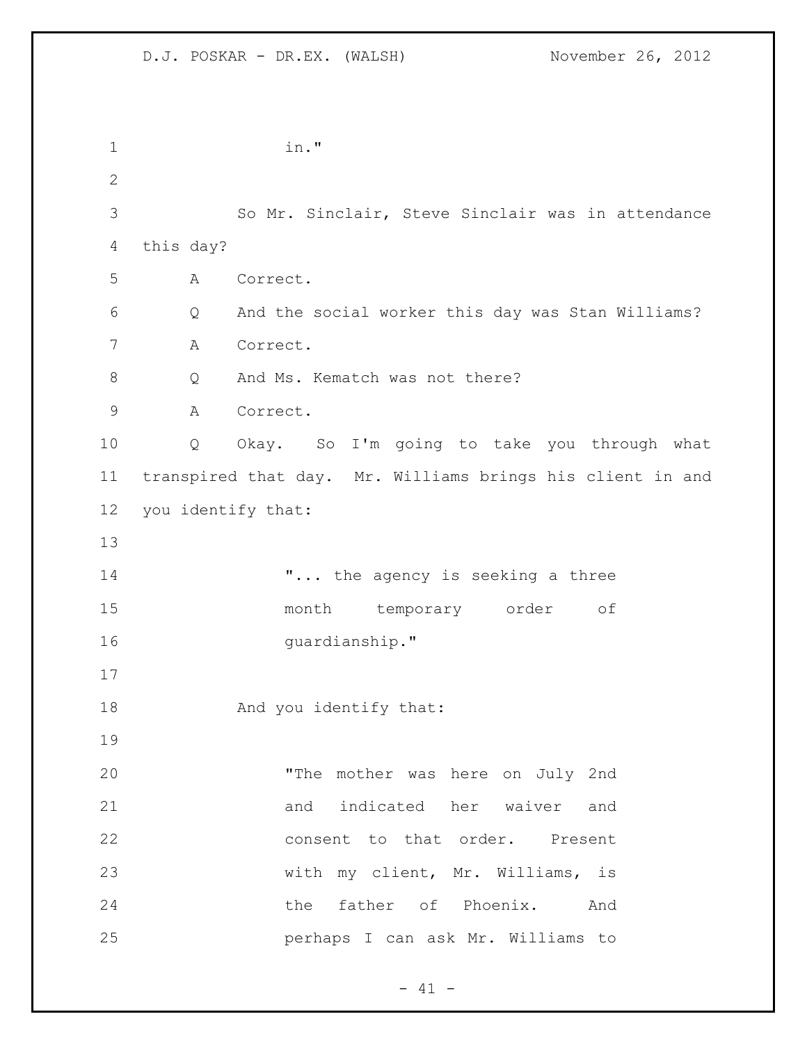in."

So Mr. Sinclair, Steve Sinclair was in attendance this day?

A Correct.

Q And the social worker this day was Stan Williams?

A Correct.

Q And Ms. Kematch was not there?

A Correct.

Q Okay. So I'm going to take you through what transpired that day. Mr. Williams brings his client in and you identify that:

> "... the agency is seeking a three month temporary order of guardianship."

And you identify that:

> "The mother was here on July 2nd and indicated her waiver and consent to that order. Present with my client, Mr. Williams, is the father of Phoenix. And perhaps I can ask Mr. Williams to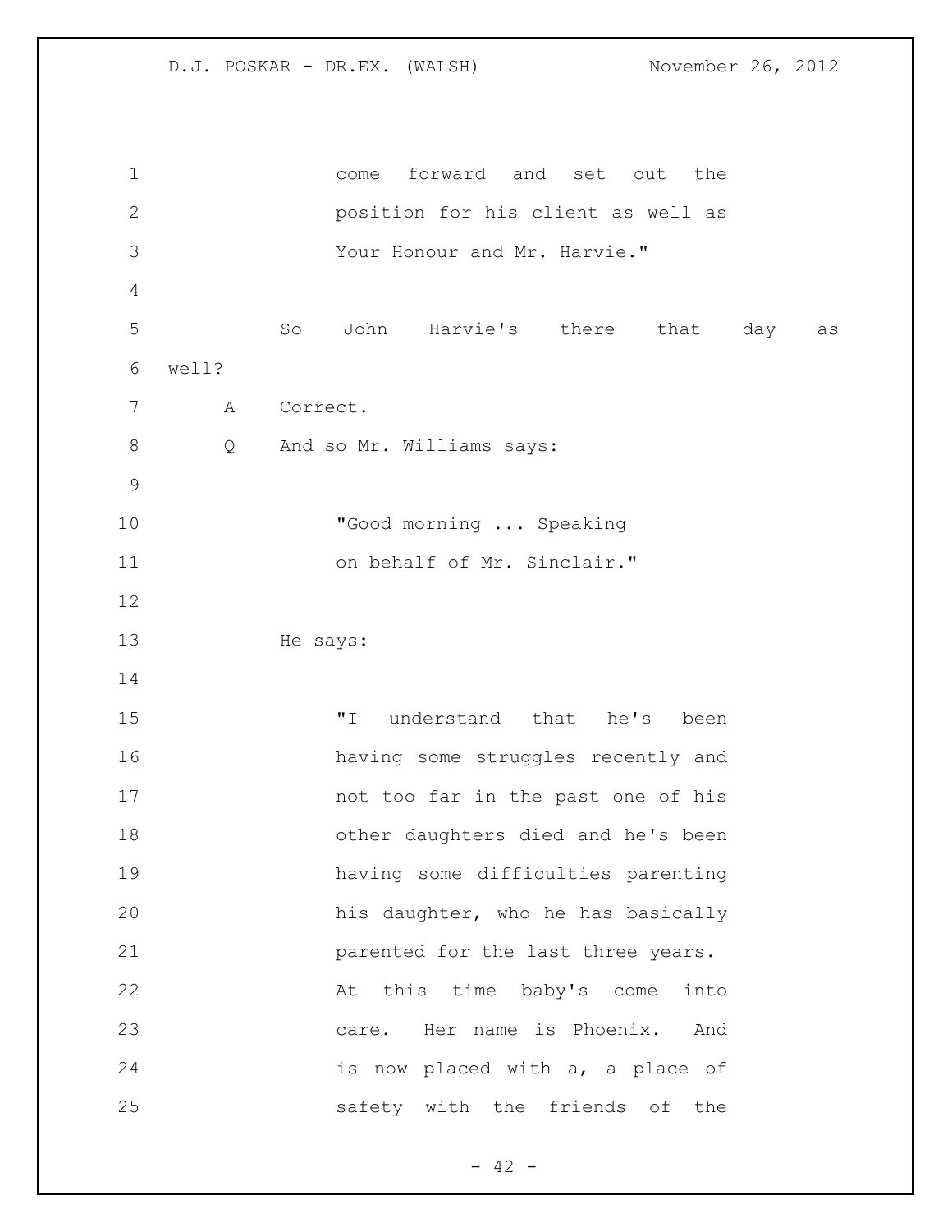come forward and set out the position for his client as well as Your Honour and Mr. Harvie."

So John Harvie's there that day as well?

A Correct.

Q And so Mr. Williams says:

"Good morning ... Speaking on behalf of Mr. Sinclair."

He says:

"I understand that he's been having some struggles recently and not too far in the past one of his other daughters died and he's been having some difficulties parenting his daughter, who he has basically parented for the last three years. At this time baby's come into care. Her name is Phoenix. And is now placed with a, a place of safety with the friends of the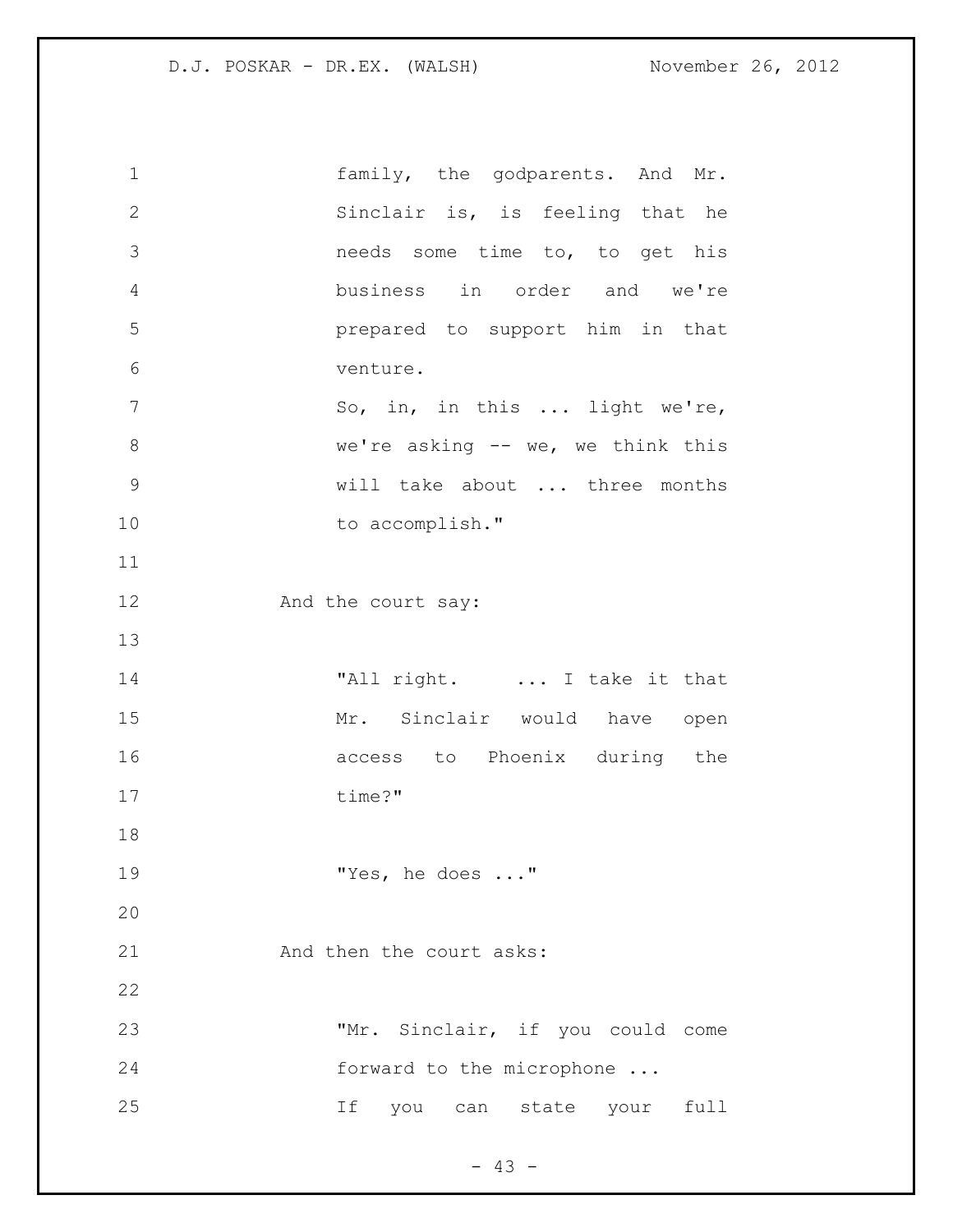family, the godparents. And Mr. Sinclair is, is feeling that he needs some time to, to get his business in order and we're prepared to support him in that venture.

So, in, in this ... light we're, we're asking -- we, we think this will take about ... three months to accomplish."

And the court say:

"All right. ... I take it that Mr. Sinclair would have open access to Phoenix during the time?"

"Yes, he does ..."

And then the court asks:

"Mr. Sinclair, if you could come forward to the microphone ...

If you can state your full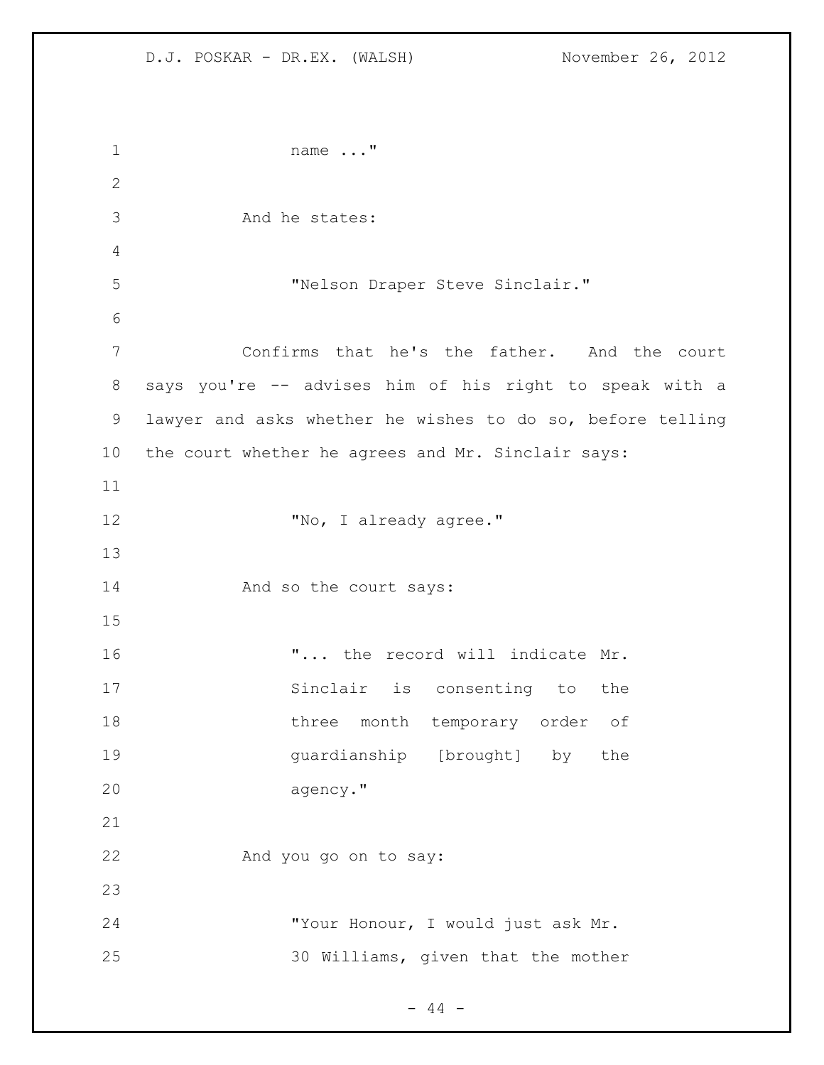name ..."

And he states:

"Nelson Draper Steve Sinclair."

Confirms that he's the father. And the court says you're -- advises him of his right to speak with a lawyer and asks whether he wishes to do so, before telling the court whether he agrees and Mr. Sinclair says:

"No, I already agree."

And so the court says:

"... the record will indicate Mr. Sinclair is consenting to the three month temporary order of guardianship [brought] by the agency."

And you go on to say:

"Your Honour, I would just ask Mr. 30 Williams, given that the mother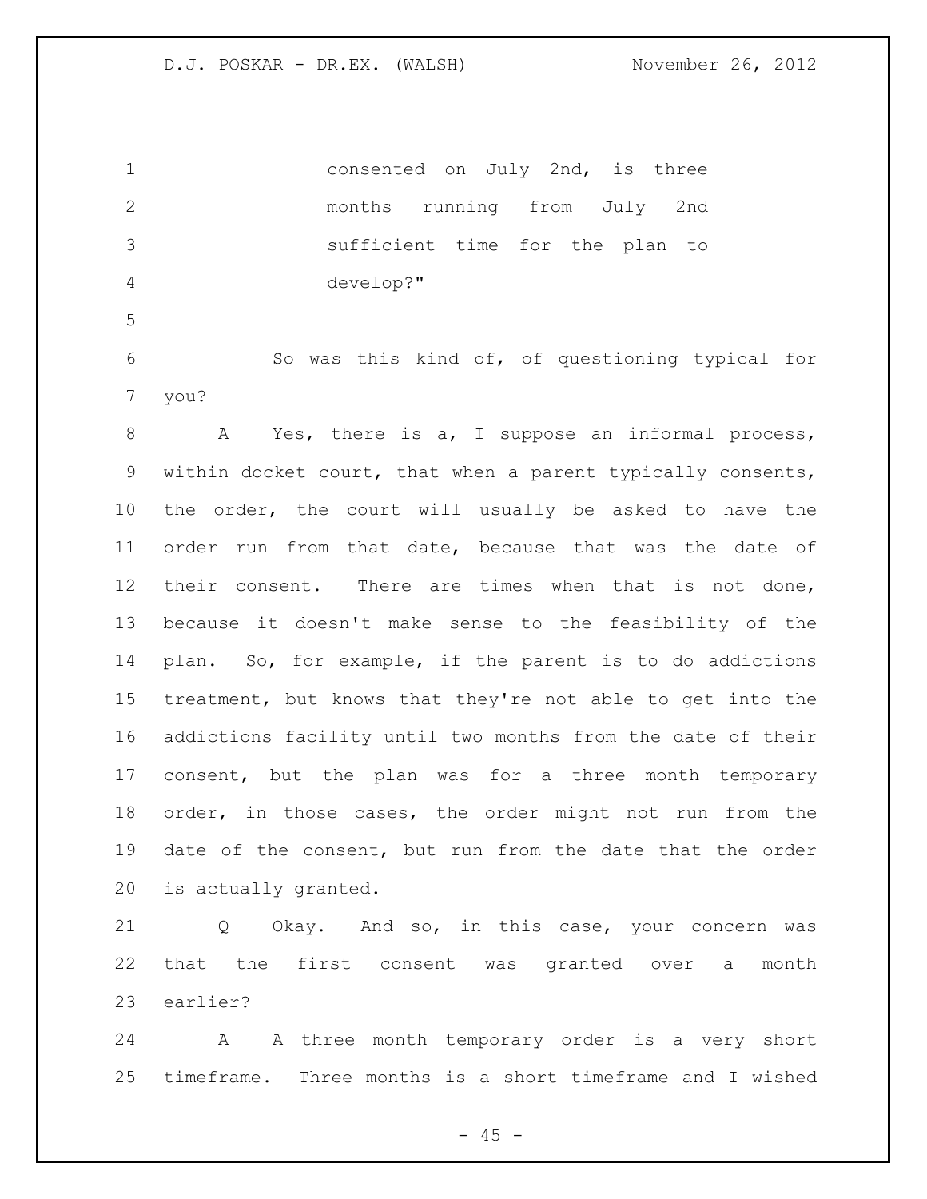consented on July 2nd, is three months running from July 2nd sufficient time for the plan to develop?"

So was this kind of, of questioning typical for you?

A Yes, there is a, I suppose an informal process, within docket court, that when a parent typically consents, the order, the court will usually be asked to have the order run from that date, because that was the date of their consent. There are times when that is not done, because it doesn't make sense to the feasibility of the plan. So, for example, if the parent is to do addictions treatment, but knows that they're not able to get into the addictions facility until two months from the date of their consent, but the plan was for a three month temporary order, in those cases, the order might not run from the date of the consent, but run from the date that the order is actually granted.

Q Okay. And so, in this case, your concern was that the first consent was granted over a month earlier?

A A three month temporary order is a very short timeframe. Three months is a short timeframe and I wished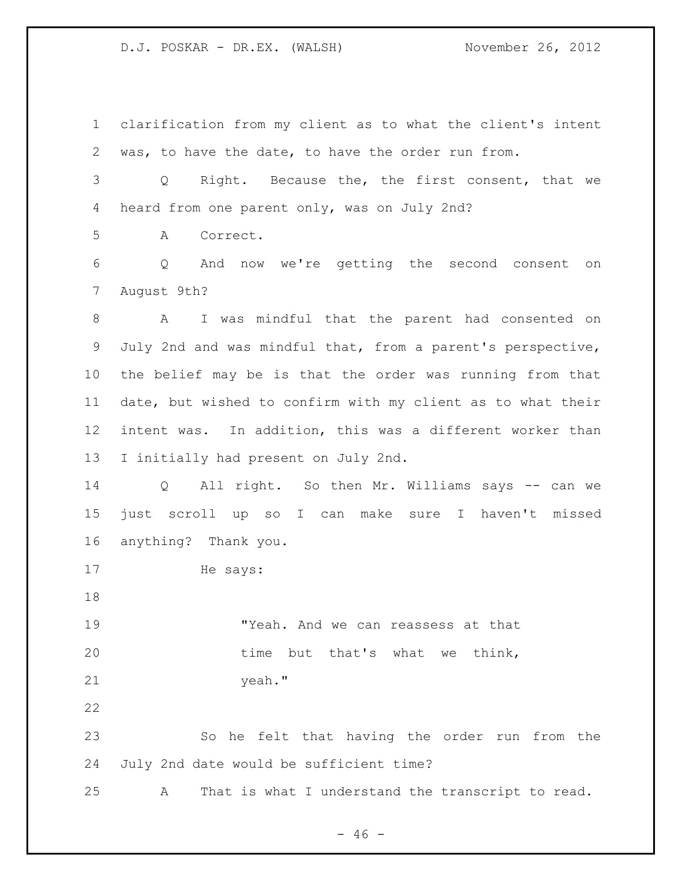clarification from my client as to what the client's intent was, to have the date, to have the order run from.

Q Right. Because the, the first consent, that we heard from one parent only, was on July 2nd?

A Correct.

Q And now we're getting the second consent on August 9th?

A I was mindful that the parent had consented on July 2nd and was mindful that, from a parent's perspective, the belief may be is that the order was running from that date, but wished to confirm with my client as to what their intent was. In addition, this was a different worker than I initially had present on July 2nd.

Q All right. So then Mr. Williams says -- can we just scroll up so I can make sure I haven't missed anything? Thank you.

He says:

> "Yeah. And we can reassess at that time but that's what we think, yeah."

So he felt that having the order run from the July 2nd date would be sufficient time?

A That is what I understand the transcript to read.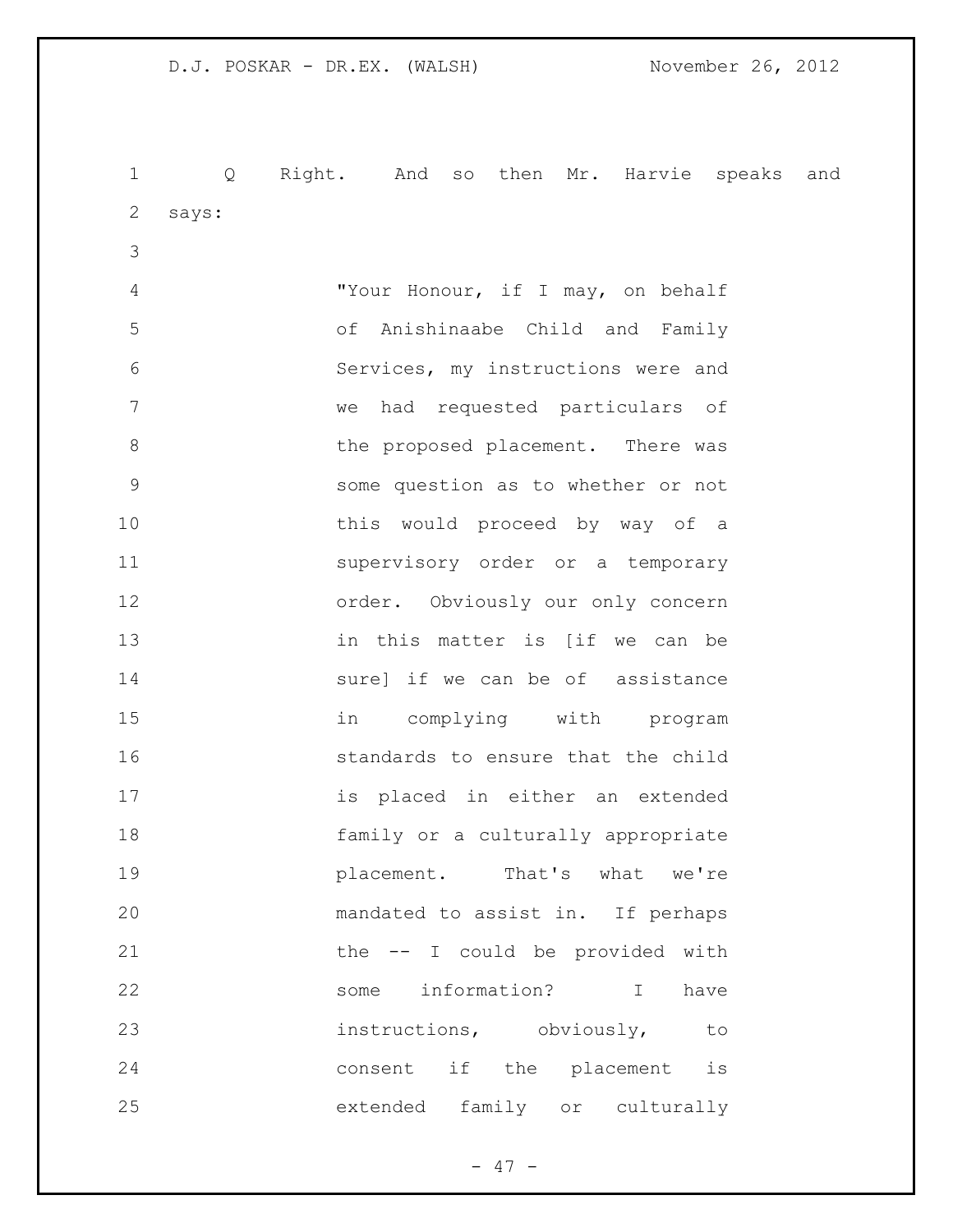Q Right. And so then Mr. Harvie speaks and says:

> "Your Honour, if I may, on behalf of Anishinaabe Child and Family Services, my instructions were and we had requested particulars of the proposed placement. There was some question as to whether or not this would proceed by way of a supervisory order or a temporary order. Obviously our only concern in this matter is [if we can be sure] if we can be of assistance in complying with program standards to ensure that the child is placed in either an extended family or a culturally appropriate placement. That's what we're mandated to assist in. If perhaps the -- I could be provided with some information? I have instructions, obviously, to consent if the placement is extended family or culturally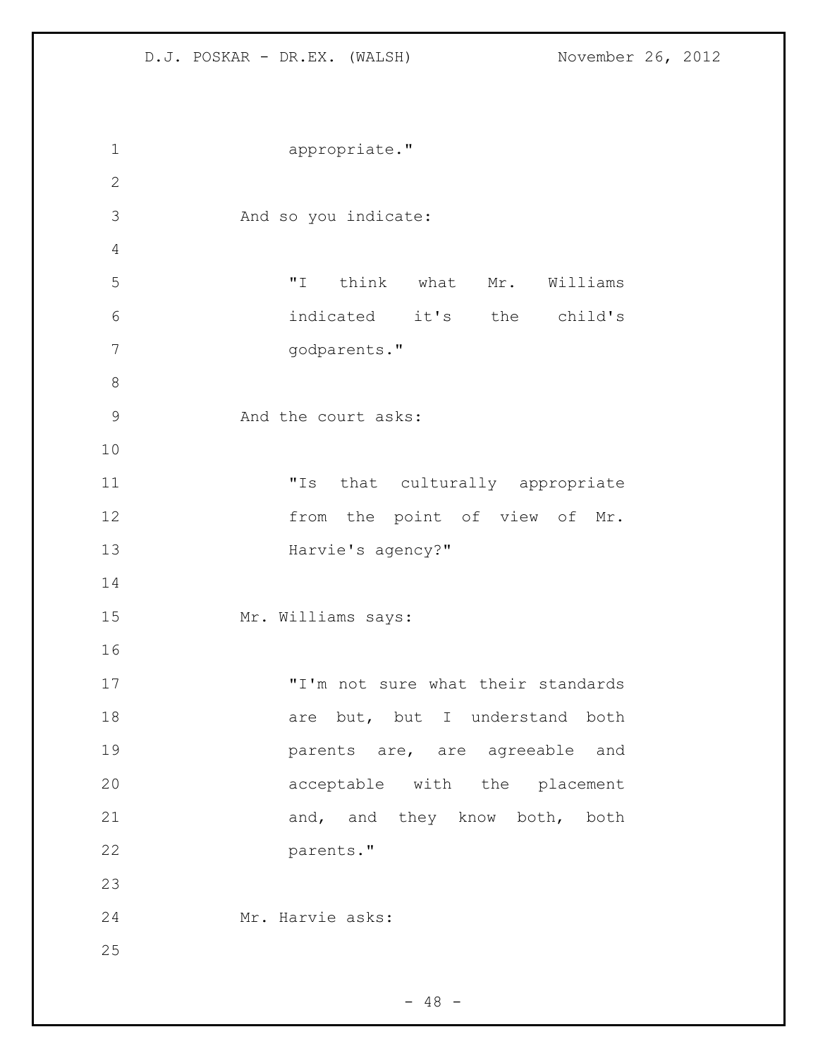appropriate."

And so you indicate:

> "I think what Mr. Williams indicated it's the child's godparents."

And the court asks:

> "Is that culturally appropriate from the point of view of Mr. Harvie's agency?"

Mr. Williams says:

> "I'm not sure what their standards are but, but I understand both parents are, are agreeable and acceptable with the placement and, and they know both, both parents."

Mr. Harvie asks: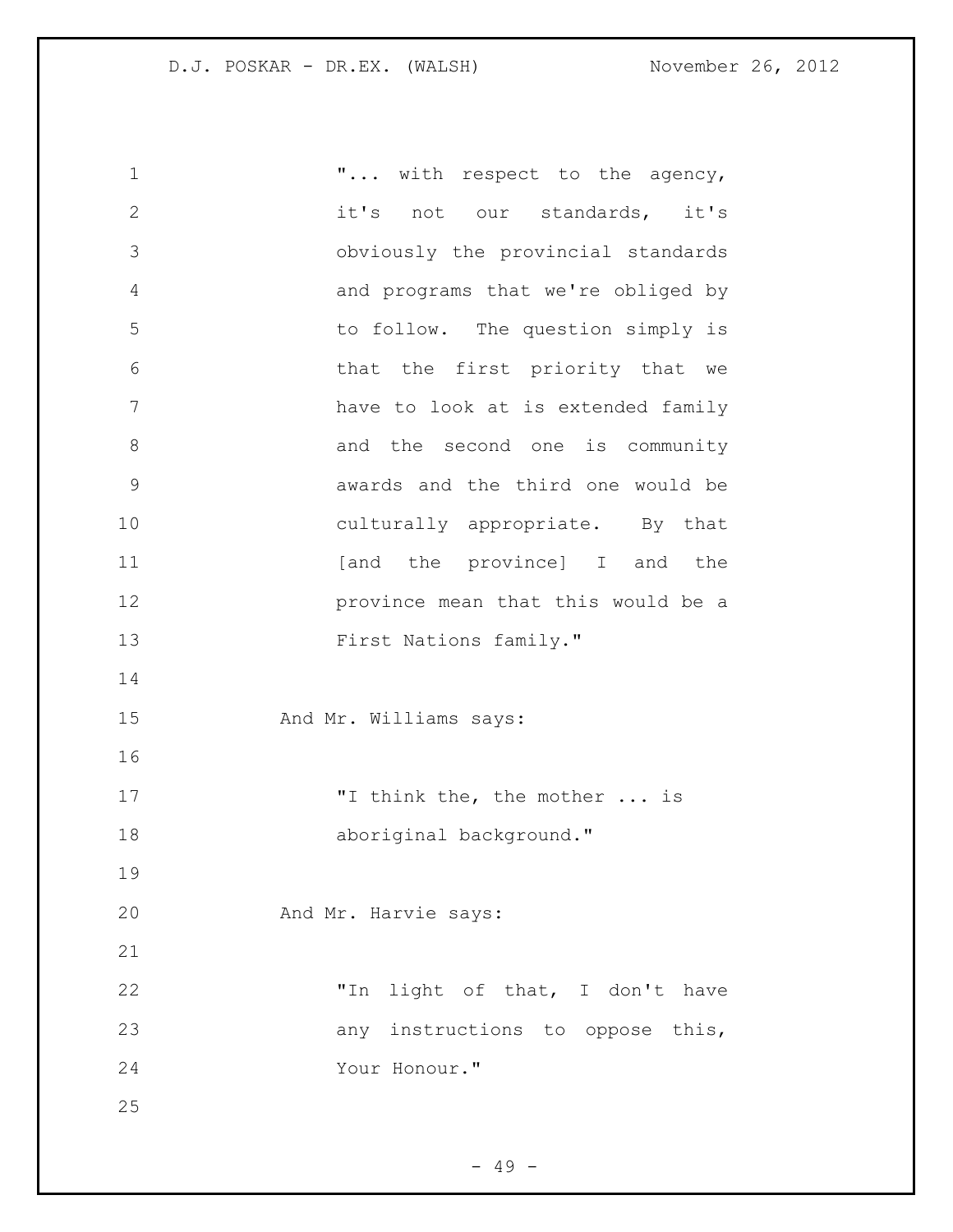"... with respect to the agency, it's not our standards, it's obviously the provincial standards and programs that we're obliged by to follow. The question simply is that the first priority that we have to look at is extended family and the second one is community awards and the third one would be culturally appropriate. By that [and the province] I and the province mean that this would be a First Nations family."

And Mr. Williams says:

"I think the, the mother ... is aboriginal background."

And Mr. Harvie says:

"In light of that, I don't have any instructions to oppose this, Your Honour."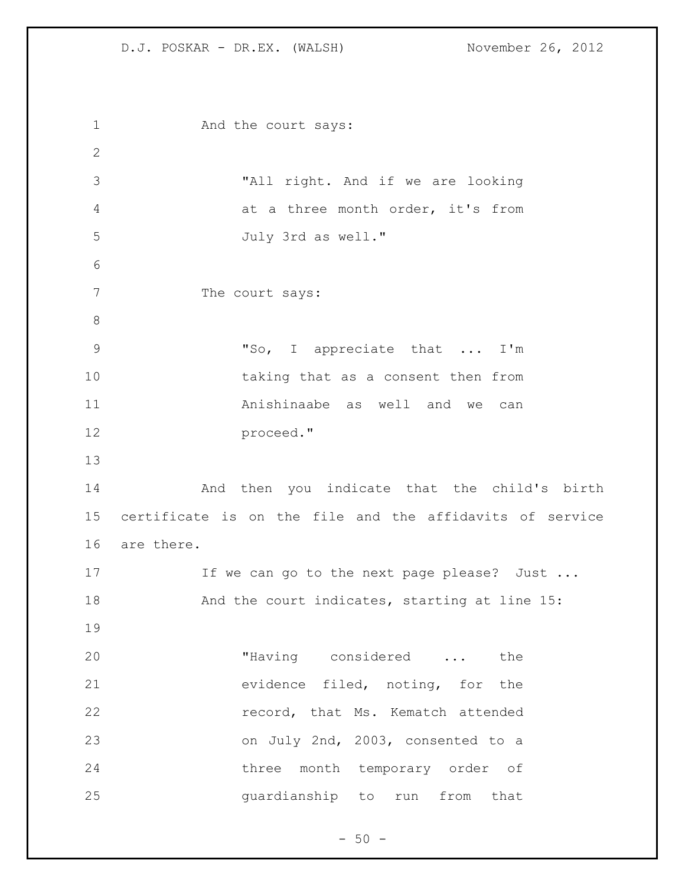And the court says:

> "All right. And if we are looking at a three month order, it's from July 3rd as well."

The court says:

> "So, I appreciate that ... I'm taking that as a consent then from Anishinaabe as well and we can proceed."

And then you indicate that the child's birth certificate is on the file and the affidavits of service are there.

If we can go to the next page please? Just ...

And the court indicates, starting at line 15:

> "Having considered ... the evidence filed, noting, for the record, that Ms. Kematch attended on July 2nd, 2003, consented to a three month temporary order of guardianship to run from that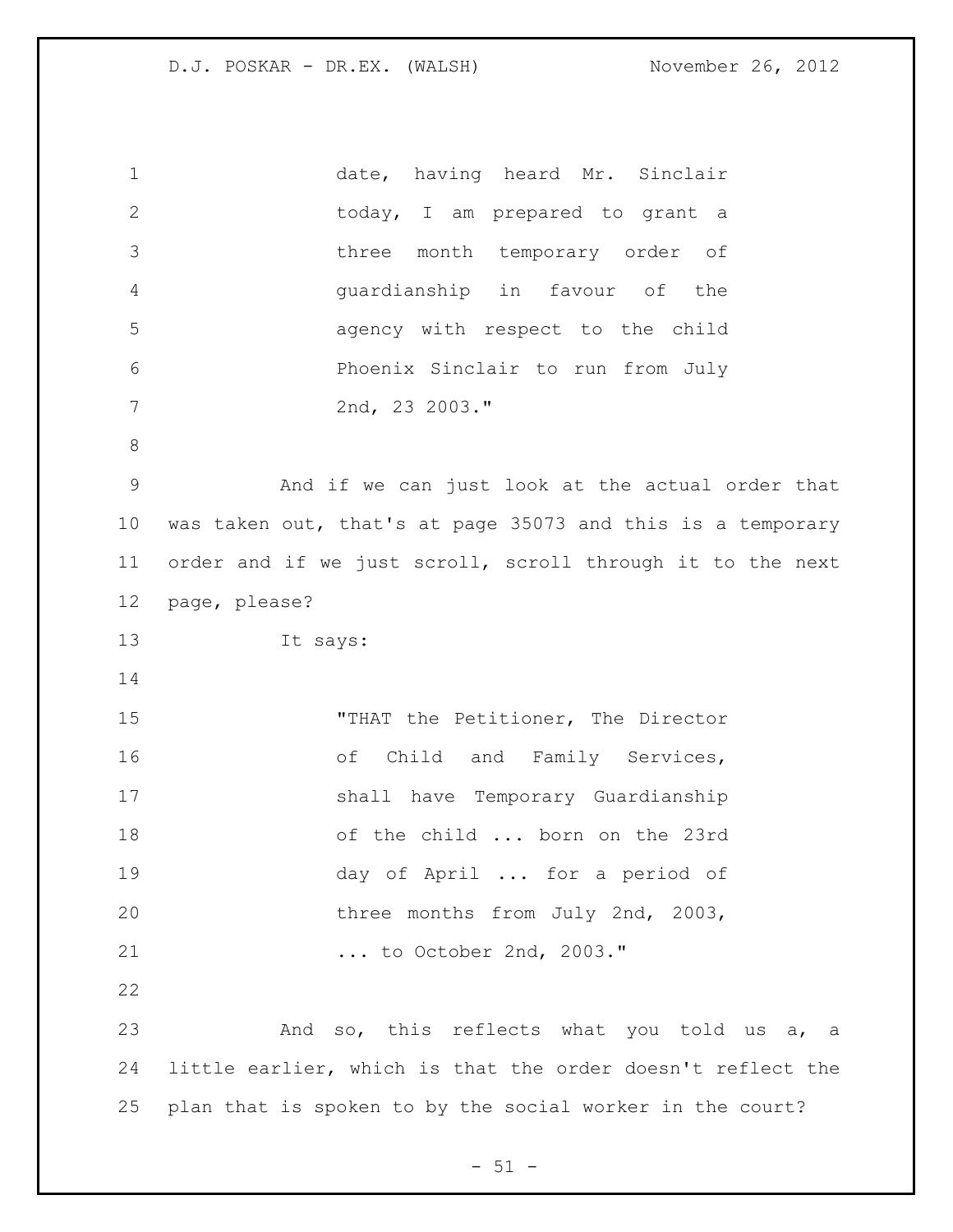date, having heard Mr. Sinclair today, I am prepared to grant a three month temporary order of guardianship in favour of the agency with respect to the child Phoenix Sinclair to run from July 2nd, 23 2003."

And if we can just look at the actual order that was taken out, that's at page 35073 and this is a temporary order and if we just scroll, scroll through it to the next page, please?

It says:

"THAT the Petitioner, The Director of Child and Family Services, shall have Temporary Guardianship of the child ... born on the 23rd day of April ... for a period of three months from July 2nd, 2003, ... to October 2nd, 2003."

And so, this reflects what you told us a, a little earlier, which is that the order doesn't reflect the plan that is spoken to by the social worker in the court?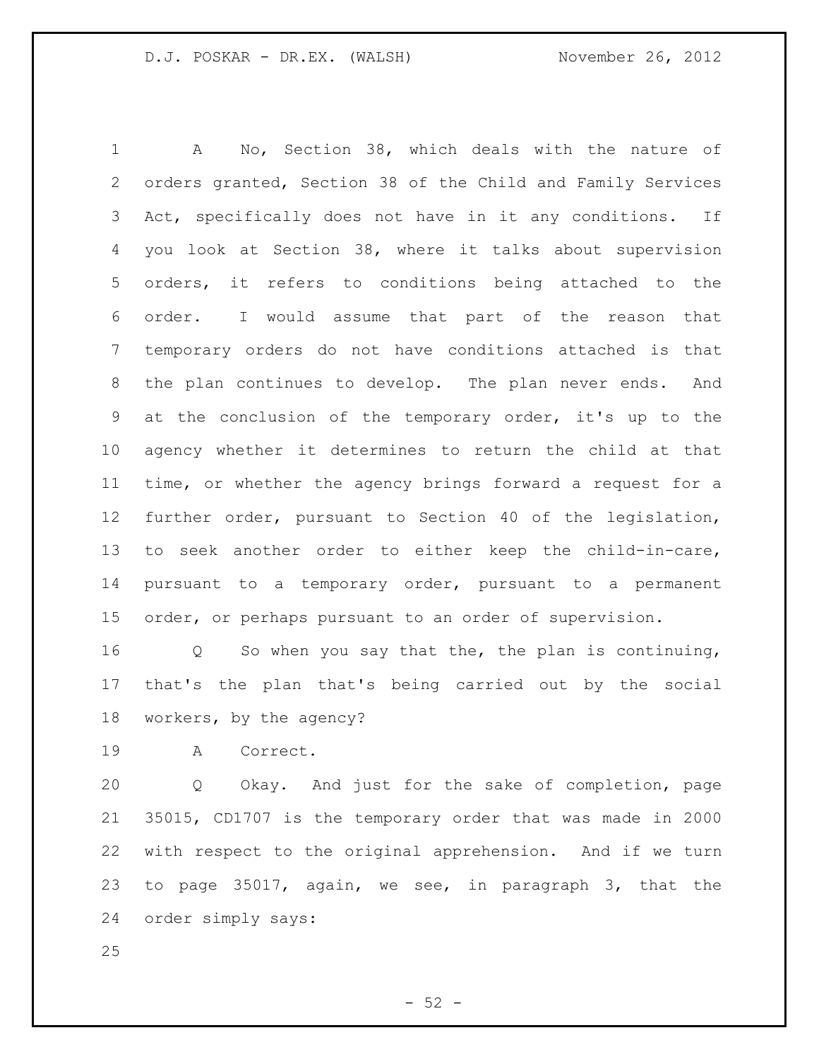A No, Section 38, which deals with the nature of orders granted, Section 38 of the Child and Family Services Act, specifically does not have in it any conditions. If you look at Section 38, where it talks about supervision orders, it refers to conditions being attached to the order. I would assume that part of the reason that temporary orders do not have conditions attached is that the plan continues to develop. The plan never ends. And at the conclusion of the temporary order, it's up to the agency whether it determines to return the child at that time, or whether the agency brings forward a request for a further order, pursuant to Section 40 of the legislation, to seek another order to either keep the child-in-care, pursuant to a temporary order, pursuant to a permanent order, or perhaps pursuant to an order of supervision.

Q So when you say that the, the plan is continuing, that's the plan that's being carried out by the social workers, by the agency?

A Correct.

Q Okay. And just for the sake of completion, page 35015, CD1707 is the temporary order that was made in 2000 with respect to the original apprehension. And if we turn to page 35017, again, we see, in paragraph 3, that the order simply says: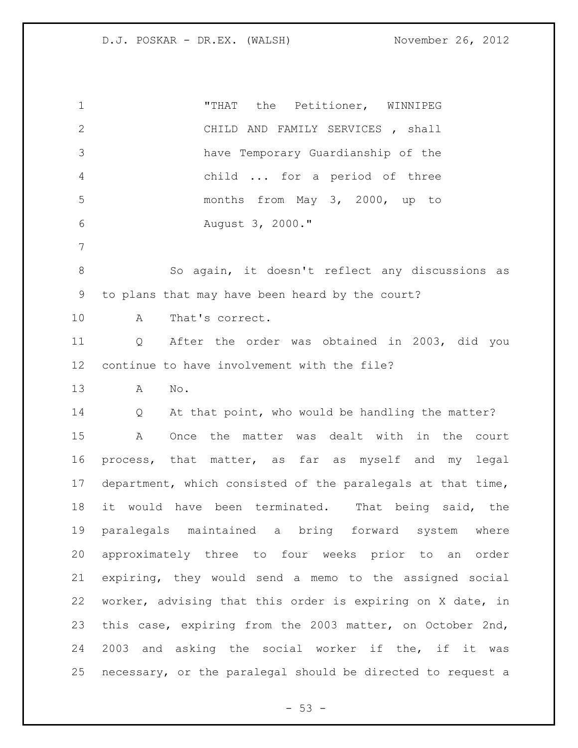"THAT the Petitioner, WINNIPEG CHILD AND FAMILY SERVICES , shall have Temporary Guardianship of the child ... for a period of three months from May 3, 2000, up to August 3, 2000."

So again, it doesn't reflect any discussions as to plans that may have been heard by the court?

A That's correct.

Q After the order was obtained in 2003, did you continue to have involvement with the file?

A No.

Q At that point, who would be handling the matter?

A Once the matter was dealt with in the court process, that matter, as far as myself and my legal department, which consisted of the paralegals at that time, it would have been terminated. That being said, the paralegals maintained a bring forward system where approximately three to four weeks prior to an order expiring, they would send a memo to the assigned social worker, advising that this order is expiring on X date, in this case, expiring from the 2003 matter, on October 2nd, 2003 and asking the social worker if the, if it was necessary, or the paralegal should be directed to request a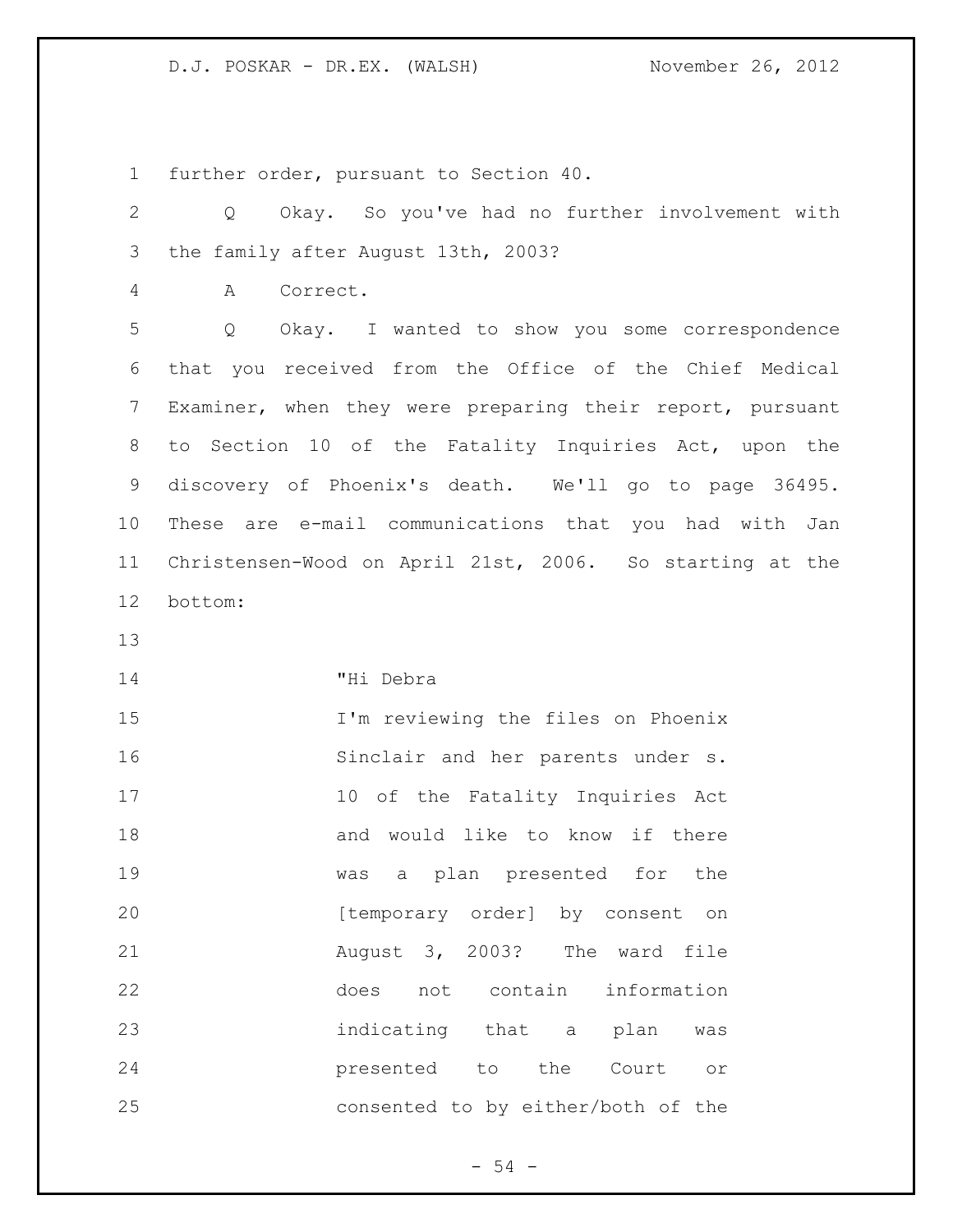further order, pursuant to Section 40.

Q Okay. So you've had no further involvement with the family after August 13th, 2003?

A Correct.

Q Okay. I wanted to show you some correspondence that you received from the Office of the Chief Medical Examiner, when they were preparing their report, pursuant to Section 10 of the Fatality Inquiries Act, upon the discovery of Phoenix's death. We'll go to page 36495. These are e-mail communications that you had with Jan Christensen-Wood on April 21st, 2006. So starting at the bottom:

> "Hi Debra
> I'm reviewing the files on Phoenix Sinclair and her parents under s. 10 of the Fatality Inquiries Act and would like to know if there was a plan presented for the [temporary order] by consent on August 3, 2003? The ward file does not contain information indicating that a plan was presented to the Court or consented to by either/both of the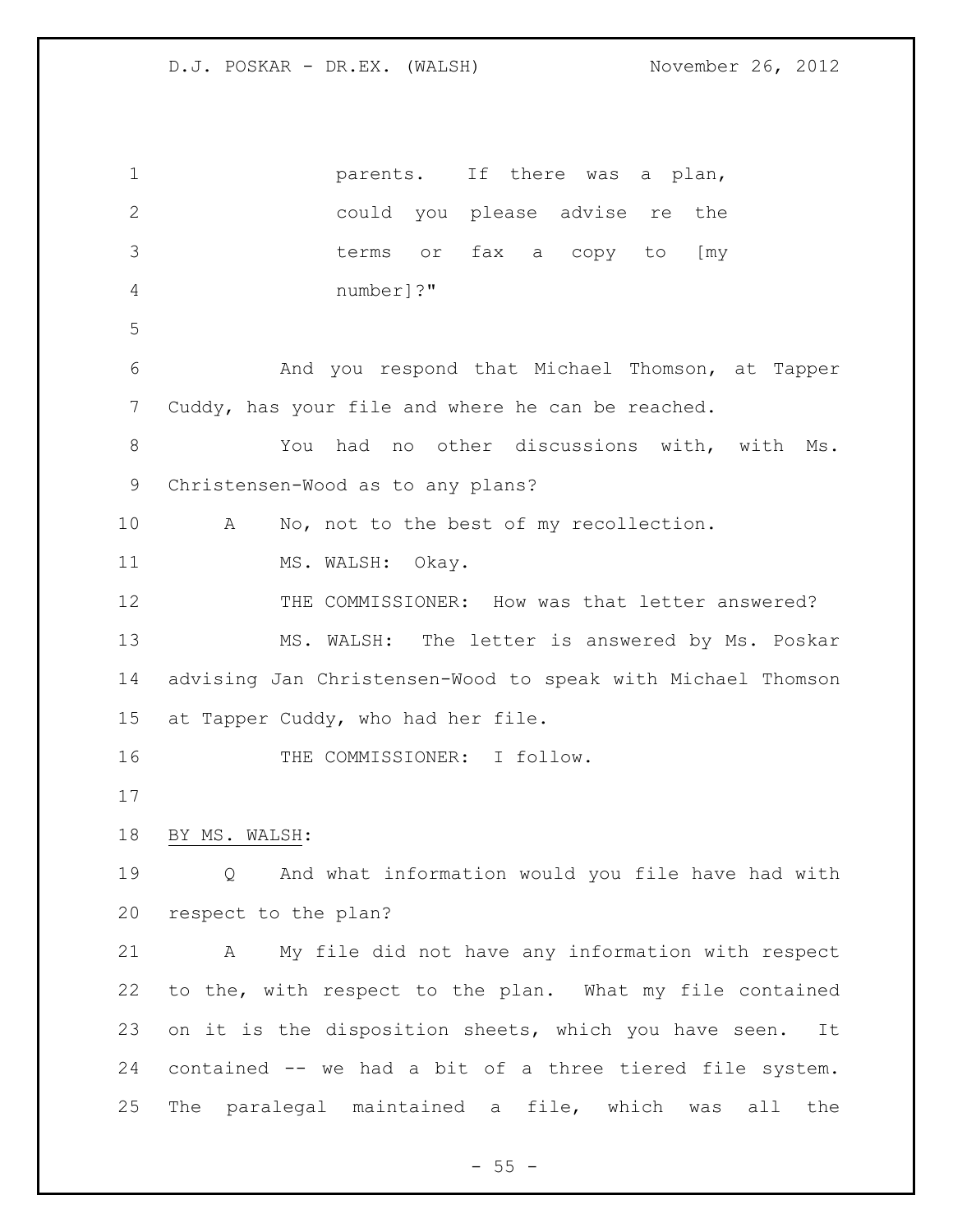parents. If there was a plan, could you please advise re the terms or fax a copy to [my number]?"

And you respond that Michael Thomson, at Tapper Cuddy, has your file and where he can be reached.

You had no other discussions with, with Ms. Christensen-Wood as to any plans?

A No, not to the best of my recollection.

MS. WALSH: Okay.

THE COMMISSIONER: How was that letter answered?

MS. WALSH: The letter is answered by Ms. Poskar advising Jan Christensen-Wood to speak with Michael Thomson at Tapper Cuddy, who had her file.

THE COMMISSIONER: I follow.

BY MS. WALSH:

Q And what information would you file have had with respect to the plan?

A My file did not have any information with respect to the, with respect to the plan. What my file contained on it is the disposition sheets, which you have seen. It contained -- we had a bit of a three tiered file system. The paralegal maintained a file, which was all the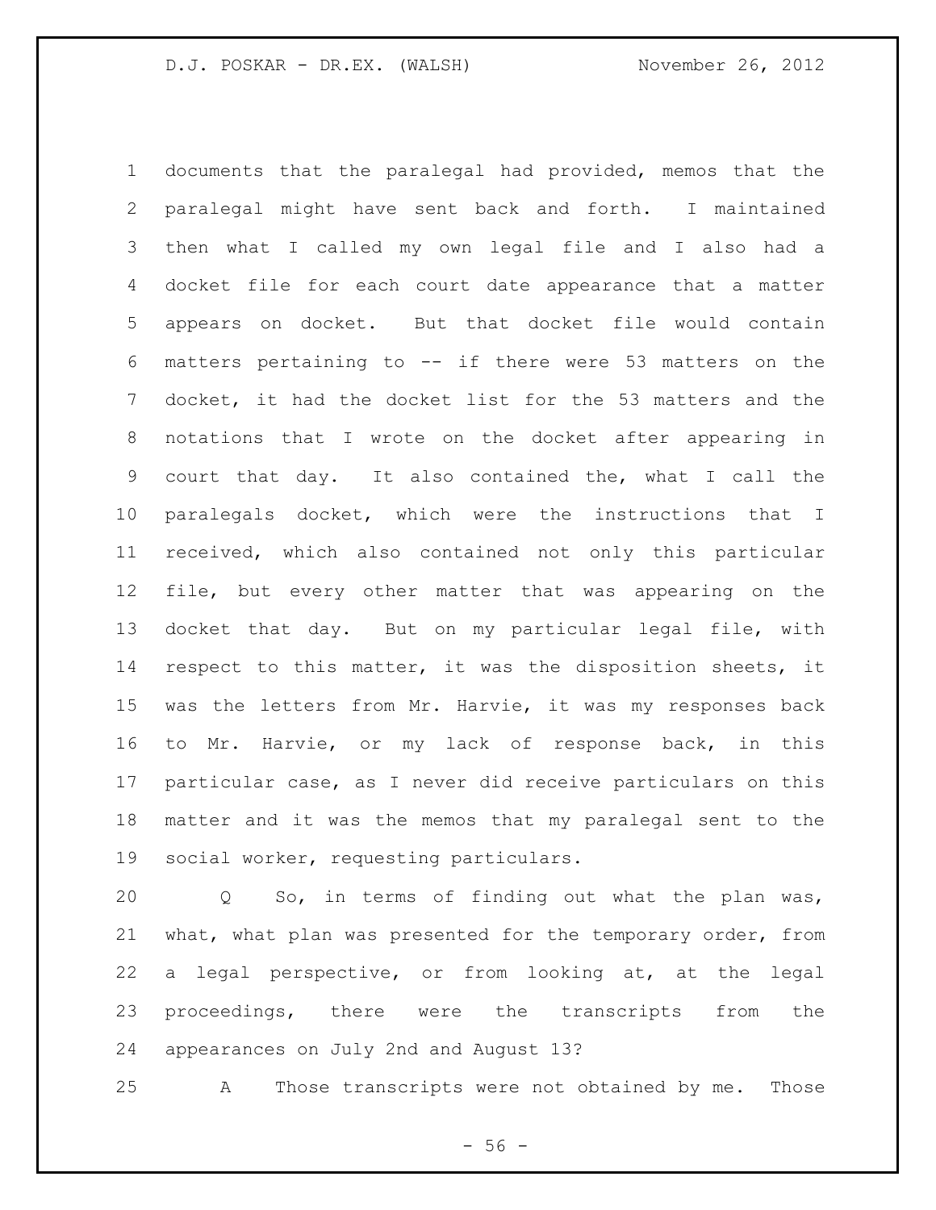documents that the paralegal had provided, memos that the paralegal might have sent back and forth. I maintained then what I called my own legal file and I also had a docket file for each court date appearance that a matter appears on docket. But that docket file would contain matters pertaining to -- if there were 53 matters on the docket, it had the docket list for the 53 matters and the notations that I wrote on the docket after appearing in court that day. It also contained the, what I call the paralegals docket, which were the instructions that I received, which also contained not only this particular file, but every other matter that was appearing on the docket that day. But on my particular legal file, with respect to this matter, it was the disposition sheets, it was the letters from Mr. Harvie, it was my responses back to Mr. Harvie, or my lack of response back, in this particular case, as I never did receive particulars on this matter and it was the memos that my paralegal sent to the social worker, requesting particulars.

Q So, in terms of finding out what the plan was, what, what plan was presented for the temporary order, from a legal perspective, or from looking at, at the legal proceedings, there were the transcripts from the appearances on July 2nd and August 13?

A Those transcripts were not obtained by me. Those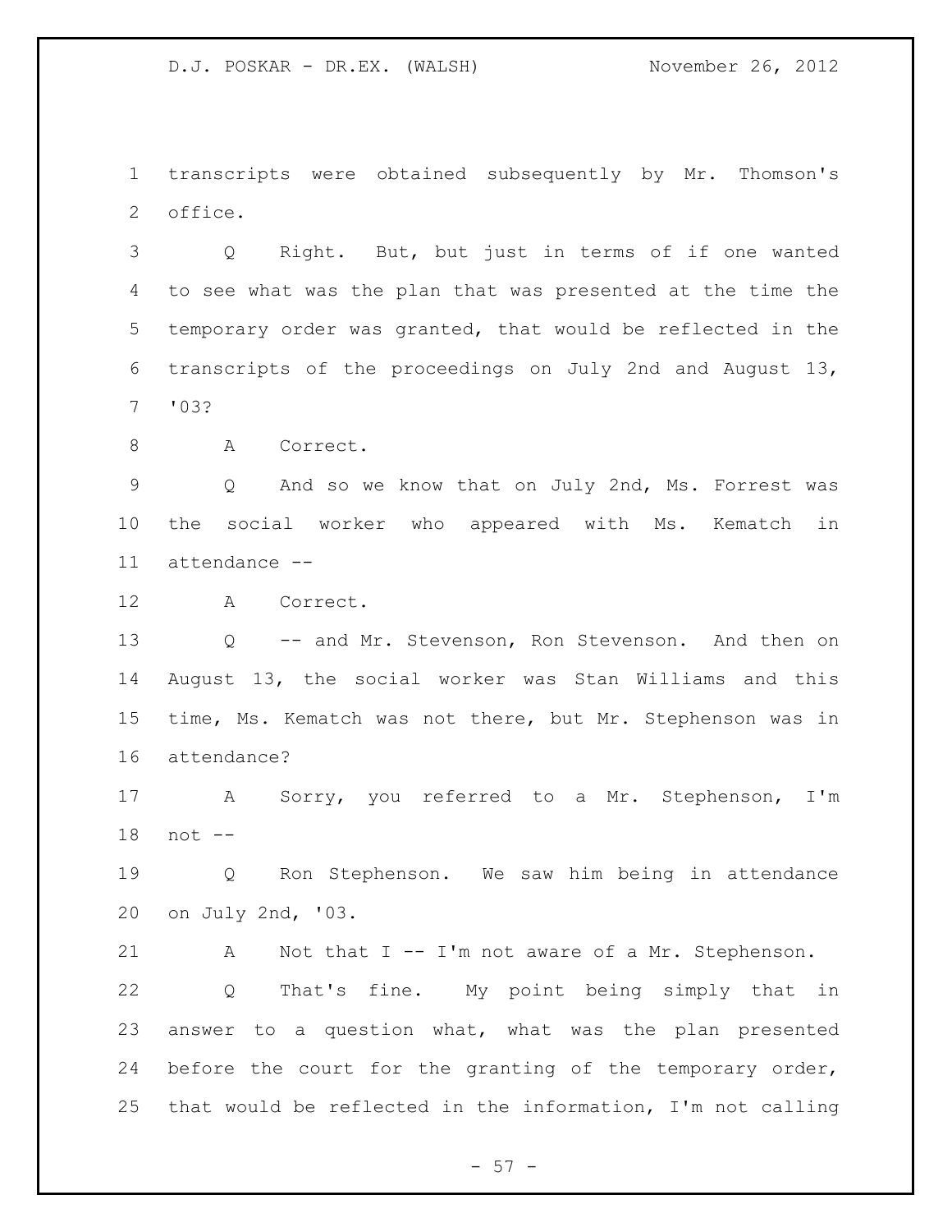transcripts were obtained subsequently by Mr. Thomson's office.

Q Right. But, but just in terms of if one wanted to see what was the plan that was presented at the time the temporary order was granted, that would be reflected in the transcripts of the proceedings on July 2nd and August 13, '03?

A Correct.

Q And so we know that on July 2nd, Ms. Forrest was the social worker who appeared with Ms. Kematch in attendance --

A Correct.

Q -- and Mr. Stevenson, Ron Stevenson. And then on August 13, the social worker was Stan Williams and this time, Ms. Kematch was not there, but Mr. Stephenson was in attendance?

A Sorry, you referred to a Mr. Stephenson, I'm not --

Q Ron Stephenson. We saw him being in attendance on July 2nd, '03.

A Not that I -- I'm not aware of a Mr. Stephenson.

Q That's fine. My point being simply that in answer to a question what, what was the plan presented before the court for the granting of the temporary order, that would be reflected in the information, I'm not calling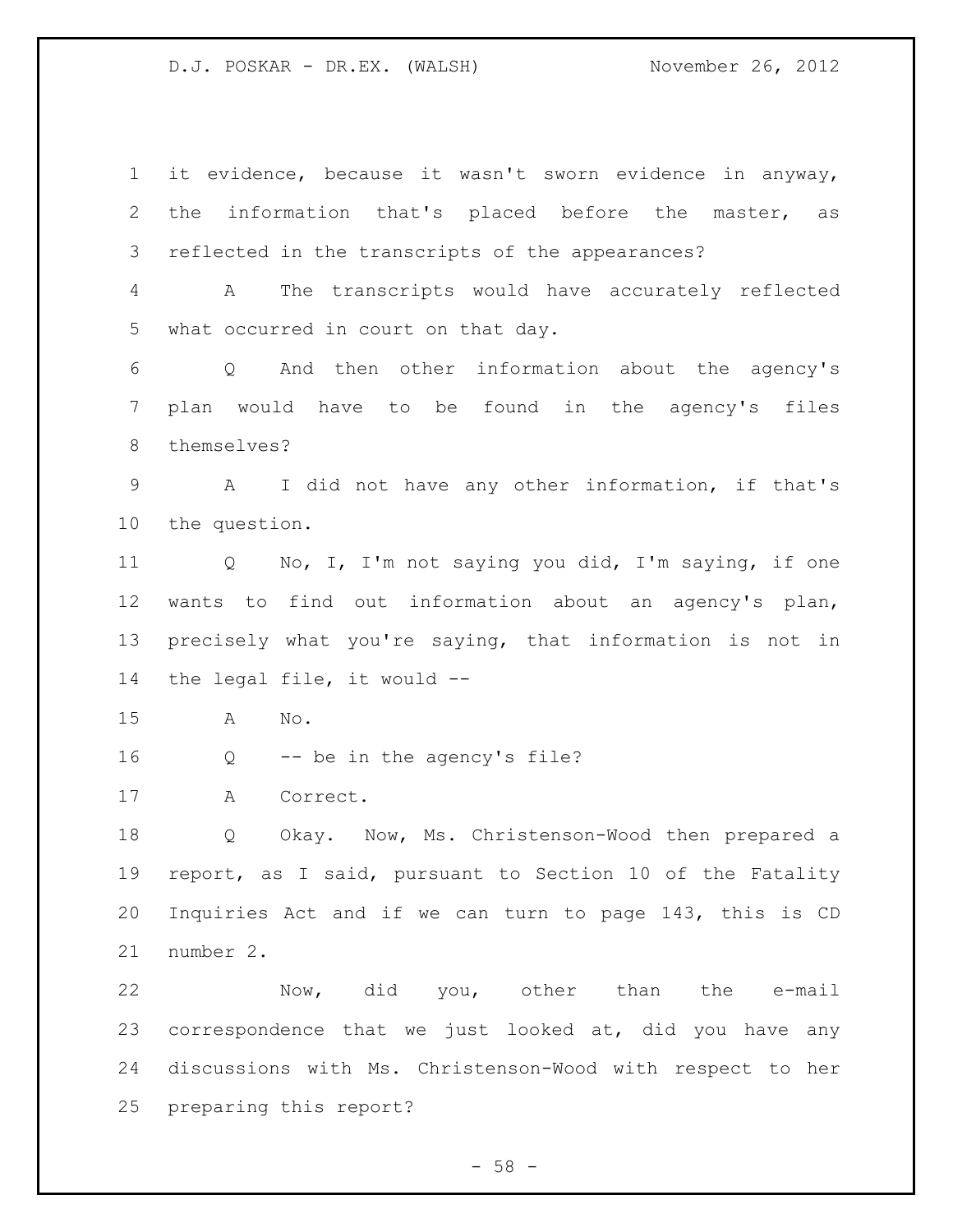it evidence, because it wasn't sworn evidence in anyway, the information that's placed before the master, as reflected in the transcripts of the appearances?

A The transcripts would have accurately reflected what occurred in court on that day.

Q And then other information about the agency's plan would have to be found in the agency's files themselves?

A I did not have any other information, if that's the question.

Q No, I, I'm not saying you did, I'm saying, if one wants to find out information about an agency's plan, precisely what you're saying, that information is not in the legal file, it would --

A No.

Q -- be in the agency's file?

A Correct.

Q Okay. Now, Ms. Christenson-Wood then prepared a report, as I said, pursuant to Section 10 of the Fatality Inquiries Act and if we can turn to page 143, this is CD number 2.

Now, did you, other than the e-mail correspondence that we just looked at, did you have any discussions with Ms. Christenson-Wood with respect to her preparing this report?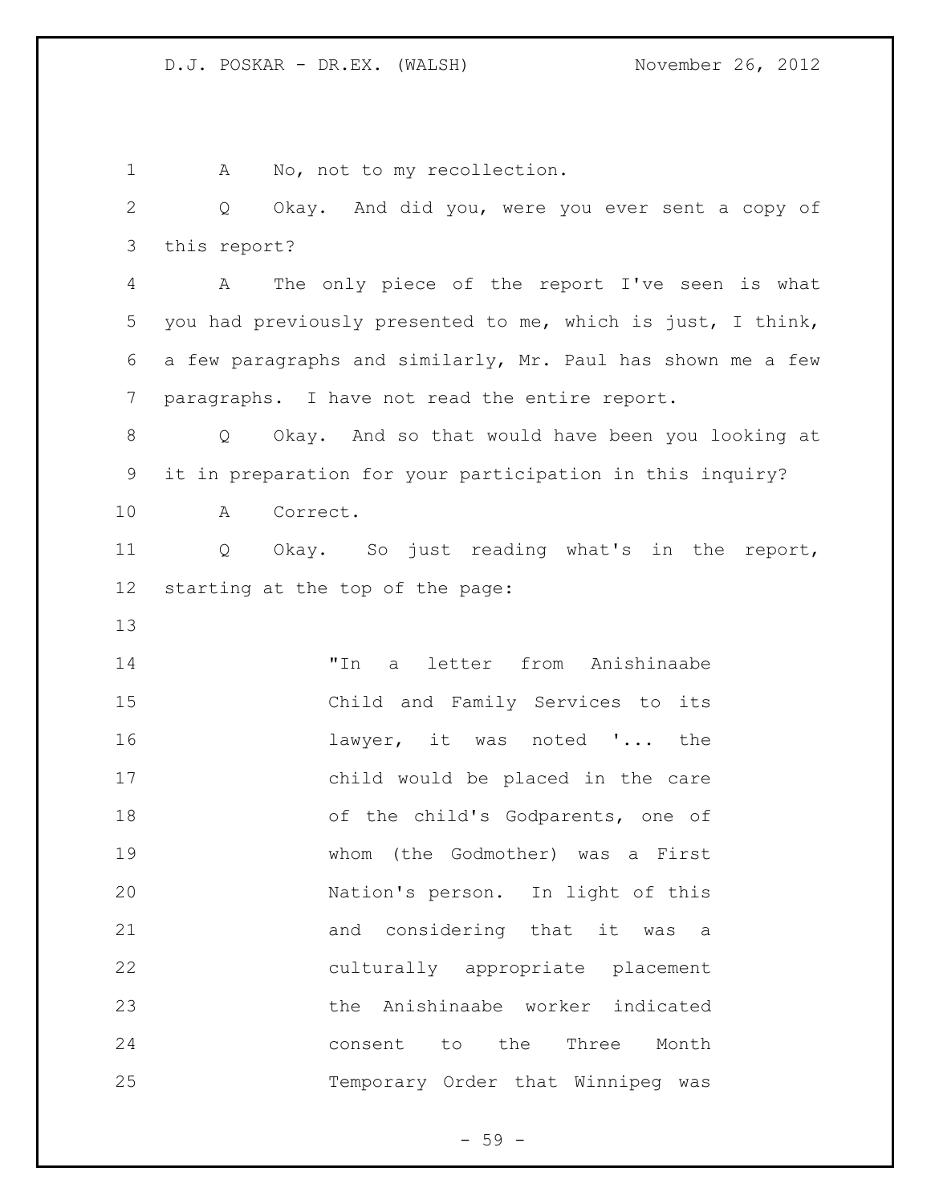A No, not to my recollection.

Q Okay. And did you, were you ever sent a copy of this report?

A The only piece of the report I've seen is what you had previously presented to me, which is just, I think, a few paragraphs and similarly, Mr. Paul has shown me a few paragraphs. I have not read the entire report.

Q Okay. And so that would have been you looking at it in preparation for your participation in this inquiry?

A Correct.

Q Okay. So just reading what's in the report, starting at the top of the page:

> "In a letter from Anishinaabe Child and Family Services to its lawyer, it was noted '... the child would be placed in the care of the child's Godparents, one of whom (the Godmother) was a First Nation's person. In light of this and considering that it was a culturally appropriate placement the Anishinaabe worker indicated consent to the Three Month Temporary Order that Winnipeg was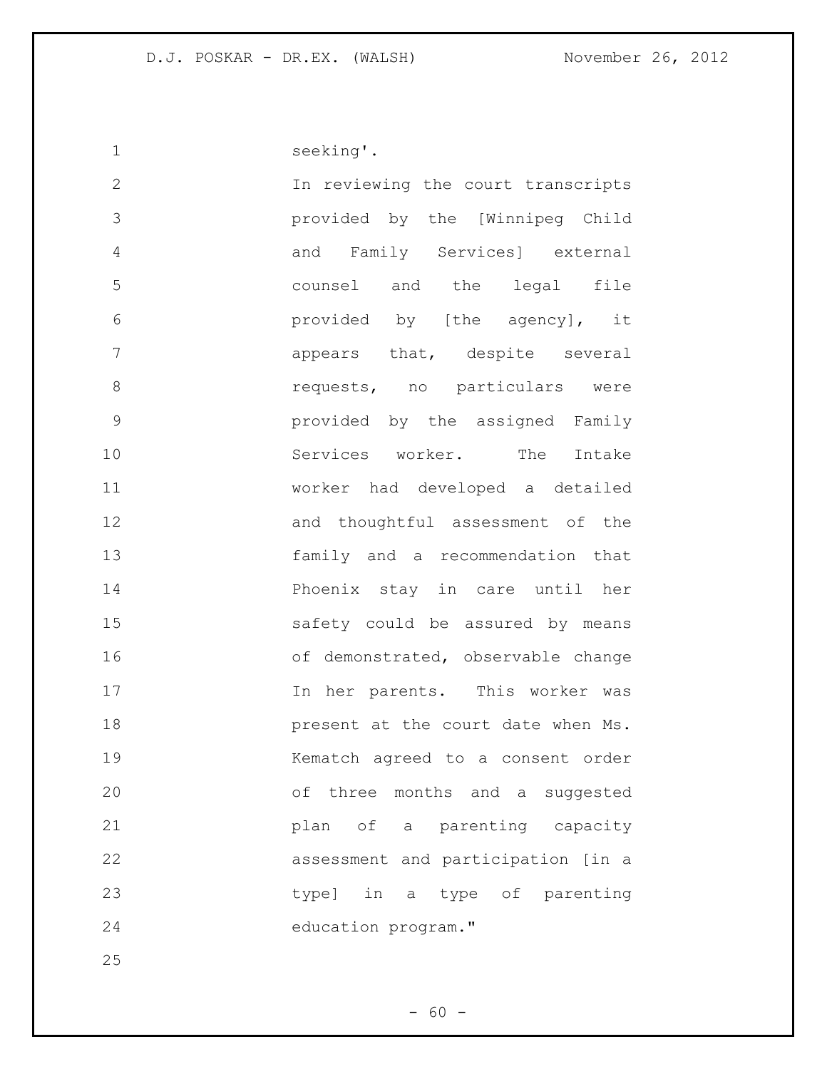seeking'.

In reviewing the court transcripts provided by the [Winnipeg Child and Family Services] external counsel and the legal file provided by [the agency], it appears that, despite several requests, no particulars were provided by the assigned Family Services worker. The Intake worker had developed a detailed and thoughtful assessment of the family and a recommendation that Phoenix stay in care until her safety could be assured by means of demonstrated, observable change In her parents. This worker was present at the court date when Ms. Kematch agreed to a consent order of three months and a suggested plan of a parenting capacity assessment and participation [in a type] in a type of parenting education program."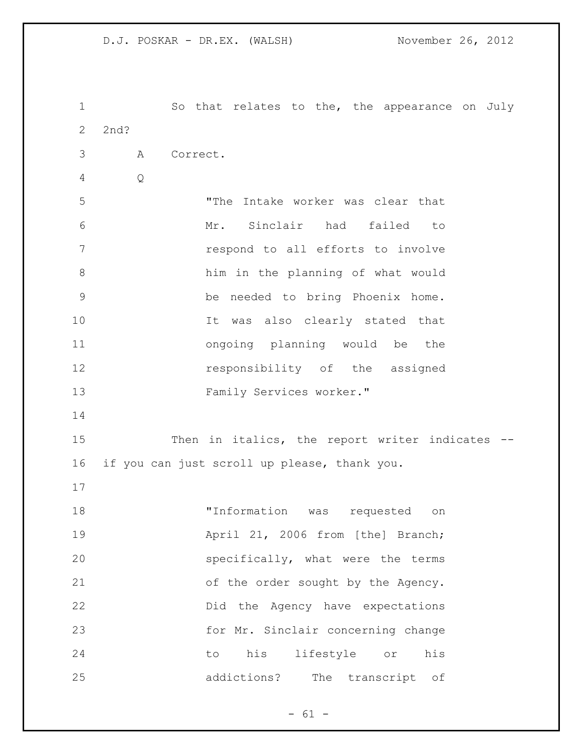So that relates to the, the appearance on July 2nd?

A Correct.

Q

> "The Intake worker was clear that Mr. Sinclair had failed to respond to all efforts to involve him in the planning of what would be needed to bring Phoenix home. It was also clearly stated that ongoing planning would be the responsibility of the assigned Family Services worker."

Then in italics, the report writer indicates -- if you can just scroll up please, thank you.

> "Information was requested on April 21, 2006 from [the] Branch; specifically, what were the terms of the order sought by the Agency. Did the Agency have expectations for Mr. Sinclair concerning change to his lifestyle or his addictions? The transcript of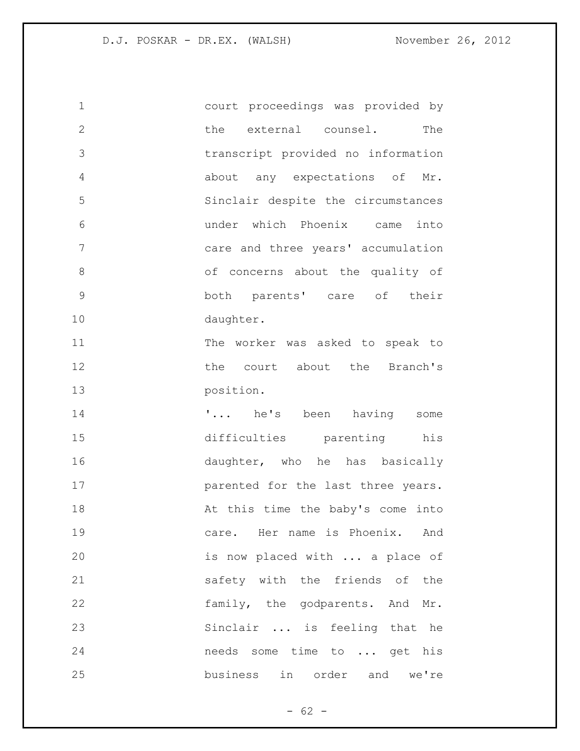court proceedings was provided by the external counsel. The transcript provided no information about any expectations of Mr. Sinclair despite the circumstances under which Phoenix came into care and three years' accumulation of concerns about the quality of both parents' care of their daughter.

The worker was asked to speak to the court about the Branch's position.

'... he's been having some difficulties parenting his daughter, who he has basically parented for the last three years. At this time the baby's come into care. Her name is Phoenix. And is now placed with ... a place of safety with the friends of the family, the godparents. And Mr. Sinclair ... is feeling that he needs some time to ... get his business in order and we're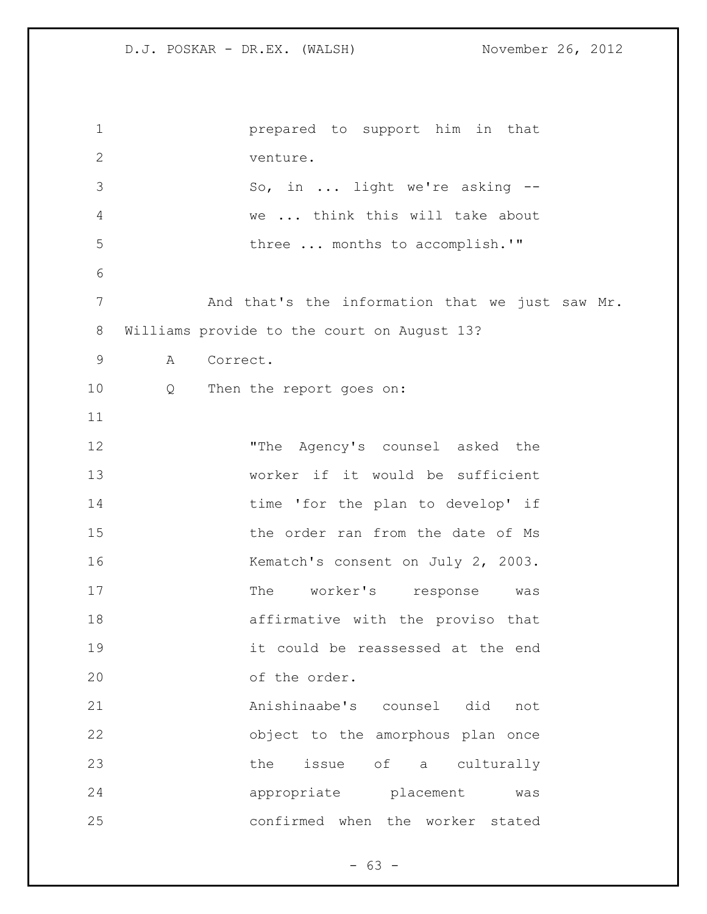> prepared to support him in that venture.
> So, in ... light we're asking -- we ... think this will take about three ... months to accomplish.'"

And that's the information that we just saw Mr. Williams provide to the court on August 13?

A Correct.

Q Then the report goes on:

> "The Agency's counsel asked the worker if it would be sufficient time 'for the plan to develop' if the order ran from the date of Ms Kematch's consent on July 2, 2003. The worker's response was affirmative with the proviso that it could be reassessed at the end of the order.
> Anishinaabe's counsel did not object to the amorphous plan once the issue of a culturally appropriate placement was confirmed when the worker stated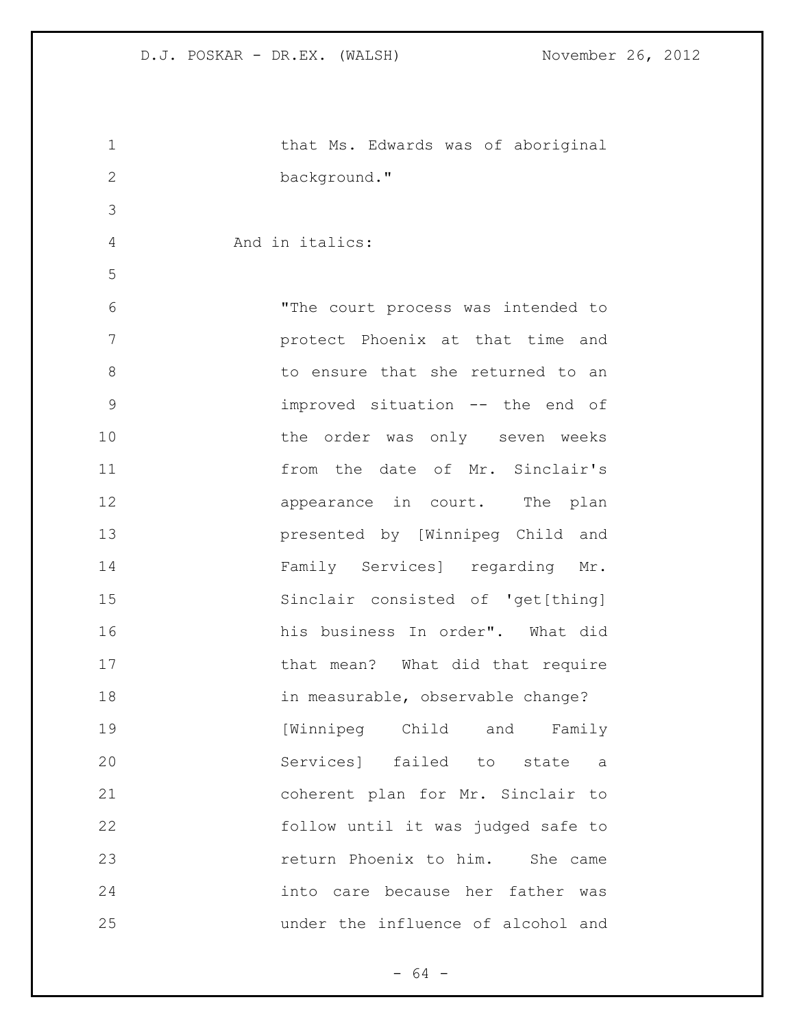that Ms. Edwards was of aboriginal background."

And in italics:

"The court process was intended to protect Phoenix at that time and to ensure that she returned to an improved situation -- the end of the order was only seven weeks from the date of Mr. Sinclair's appearance in court. The plan presented by [Winnipeg Child and Family Services] regarding Mr. Sinclair consisted of 'get[thing] his business In order". What did that mean? What did that require in measurable, observable change? [Winnipeg Child and Family Services] failed to state a coherent plan for Mr. Sinclair to follow until it was judged safe to return Phoenix to him. She came into care because her father was under the influence of alcohol and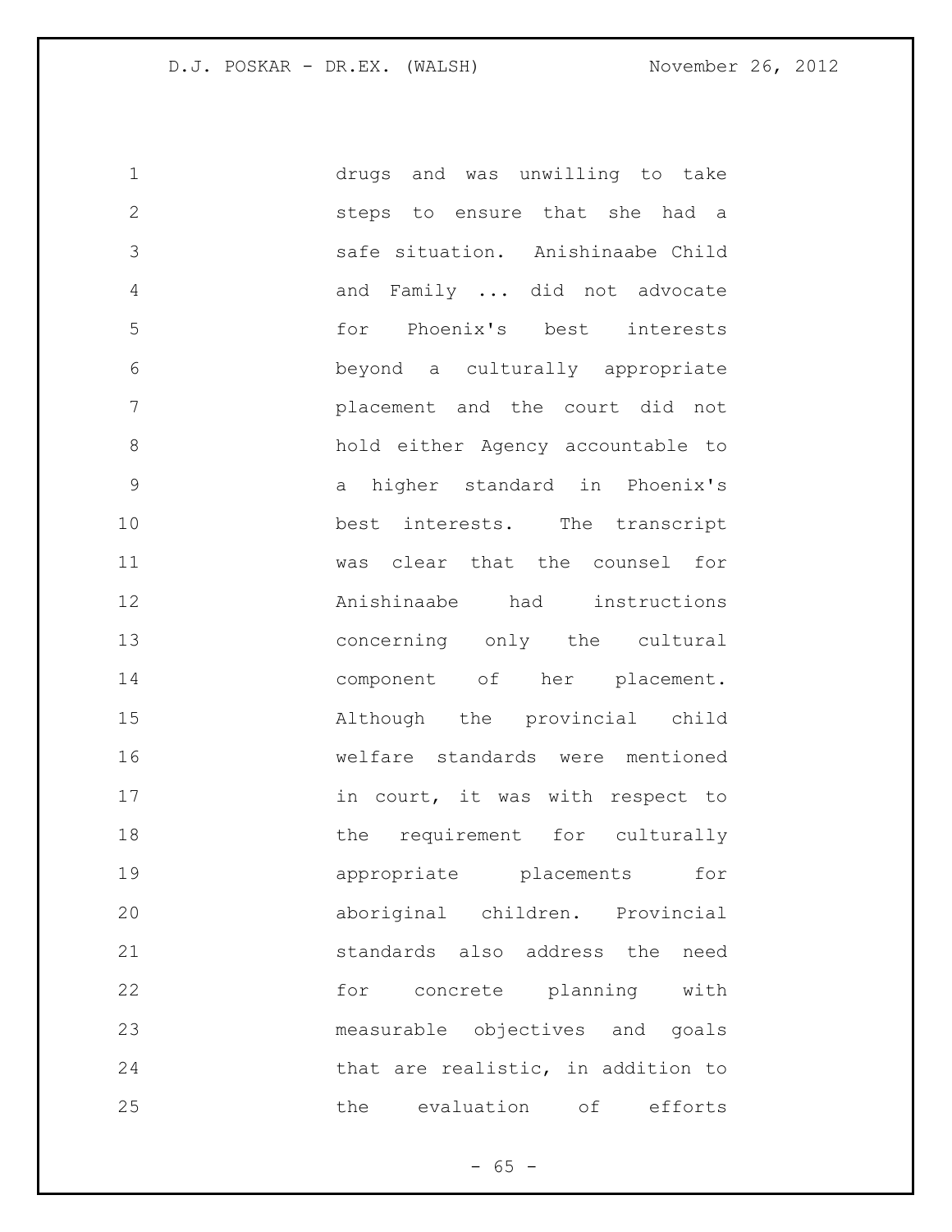drugs and was unwilling to take steps to ensure that she had a safe situation. Anishinaabe Child and Family ... did not advocate for Phoenix's best interests beyond a culturally appropriate placement and the court did not hold either Agency accountable to a higher standard in Phoenix's best interests. The transcript was clear that the counsel for Anishinaabe had instructions concerning only the cultural component of her placement. Although the provincial child welfare standards were mentioned in court, it was with respect to the requirement for culturally appropriate placements for aboriginal children. Provincial standards also address the need for concrete planning with measurable objectives and goals that are realistic, in addition to the evaluation of efforts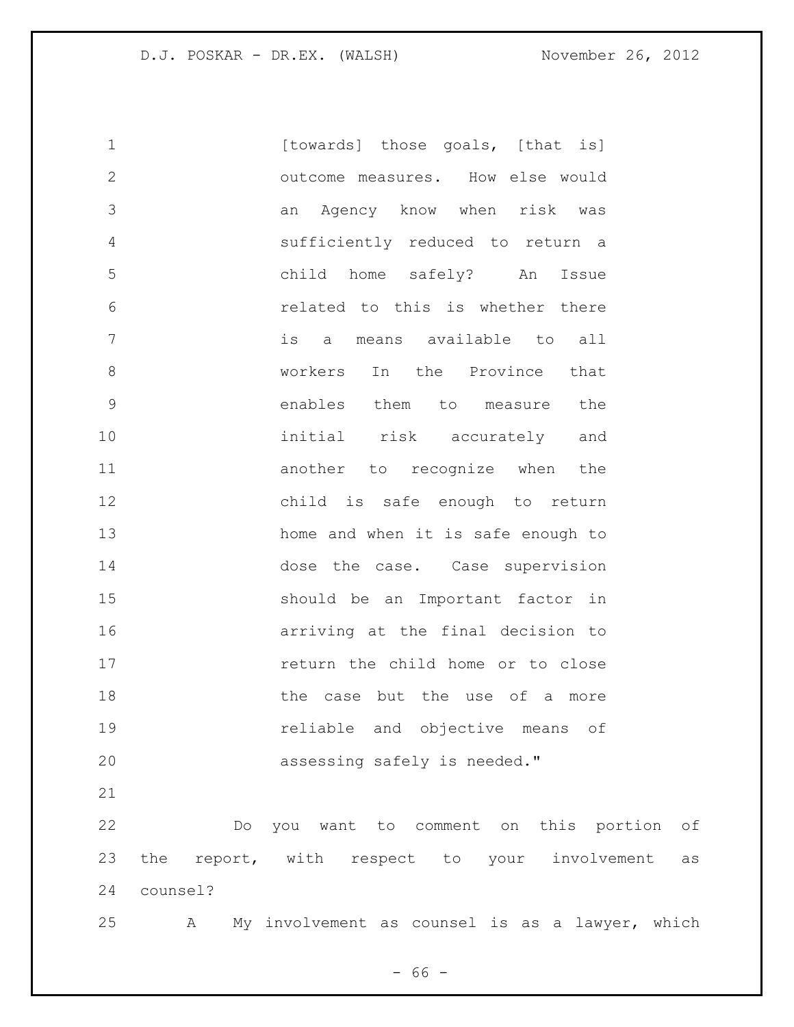[towards] those goals, [that is] outcome measures. How else would an Agency know when risk was sufficiently reduced to return a child home safely? An Issue related to this is whether there is a means available to all workers In the Province that enables them to measure the initial risk accurately and another to recognize when the child is safe enough to return home and when it is safe enough to dose the case. Case supervision should be an Important factor in arriving at the final decision to return the child home or to close the case but the use of a more reliable and objective means of assessing safely is needed."

Do you want to comment on this portion of the report, with respect to your involvement as counsel?

A My involvement as counsel is as a lawyer, which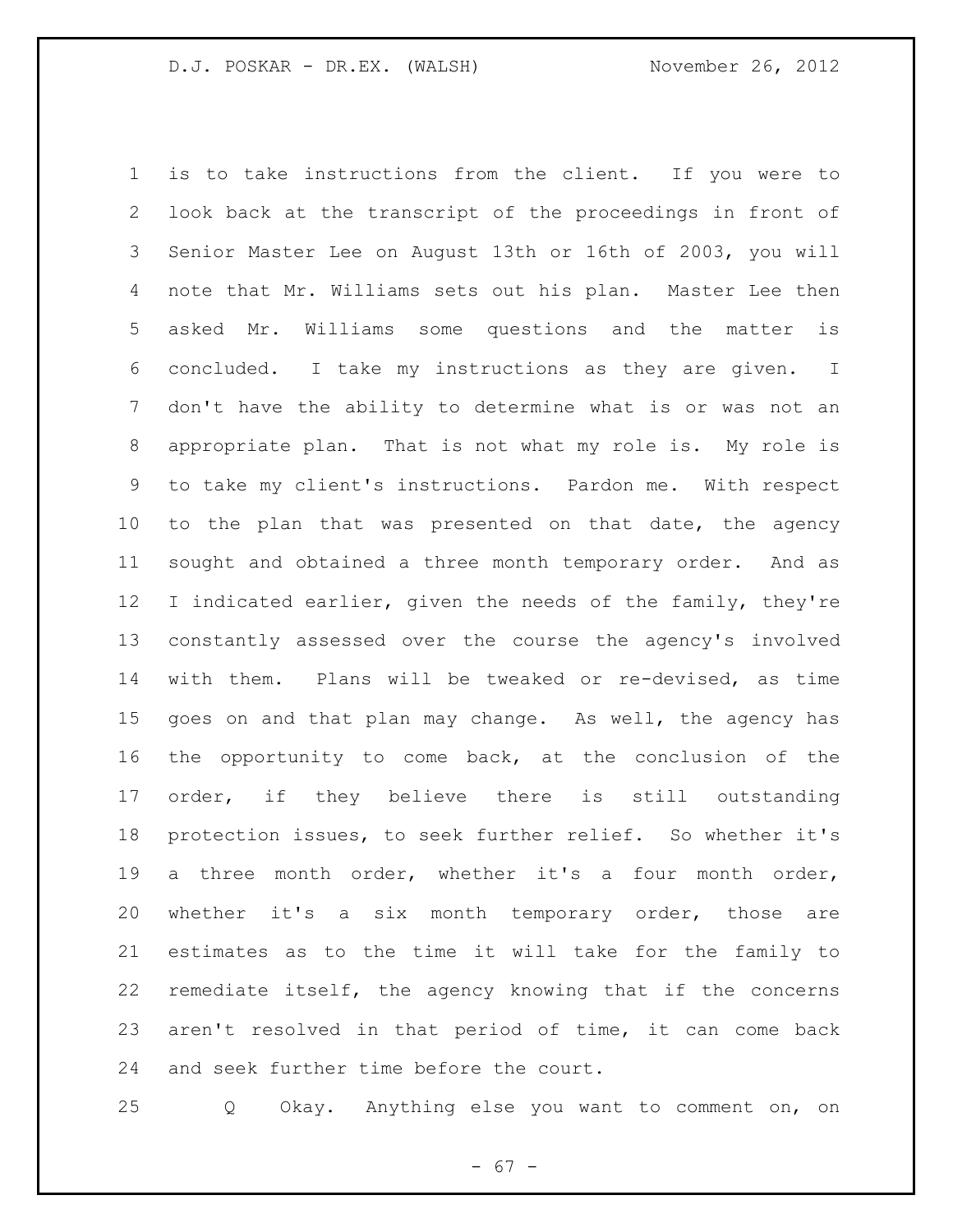is to take instructions from the client. If you were to look back at the transcript of the proceedings in front of Senior Master Lee on August 13th or 16th of 2003, you will note that Mr. Williams sets out his plan. Master Lee then asked Mr. Williams some questions and the matter is concluded. I take my instructions as they are given. I don't have the ability to determine what is or was not an appropriate plan. That is not what my role is. My role is to take my client's instructions. Pardon me. With respect to the plan that was presented on that date, the agency sought and obtained a three month temporary order. And as I indicated earlier, given the needs of the family, they're constantly assessed over the course the agency's involved with them. Plans will be tweaked or re-devised, as time goes on and that plan may change. As well, the agency has the opportunity to come back, at the conclusion of the order, if they believe there is still outstanding protection issues, to seek further relief. So whether it's a three month order, whether it's a four month order, whether it's a six month temporary order, those are estimates as to the time it will take for the family to remediate itself, the agency knowing that if the concerns aren't resolved in that period of time, it can come back and seek further time before the court.

Q Okay. Anything else you want to comment on, on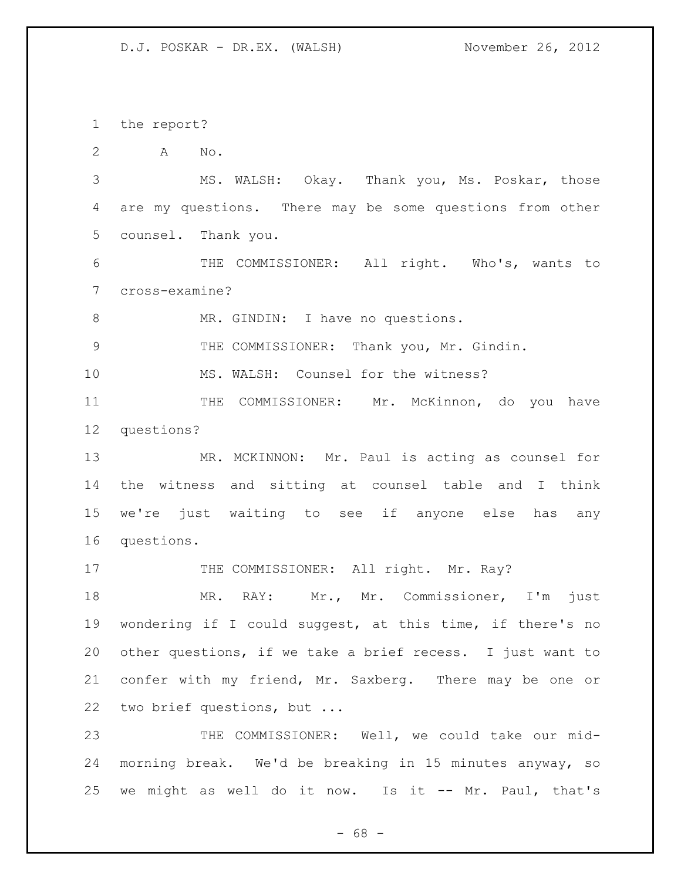1 the report?

2 A No.

3 MS. WALSH: Okay. Thank you, Ms. Poskar, those

4 are my questions. There may be some questions from other

5 counsel. Thank you.

6 THE COMMISSIONER: All right. Who's, wants to

7 cross-examine?

8 MR. GINDIN: I have no questions.

9 THE COMMISSIONER: Thank you, Mr. Gindin.

10 MS. WALSH: Counsel for the witness?

11 THE COMMISSIONER: Mr. McKinnon, do you have

12 questions?

13 MR. MCKINNON: Mr. Paul is acting as counsel for

14 the witness and sitting at counsel table and I think

15 we're just waiting to see if anyone else has any

16 questions.

17 THE COMMISSIONER: All right. Mr. Ray?

18 MR. RAY: Mr., Mr. Commissioner, I'm just

19 wondering if I could suggest, at this time, if there's no

20 other questions, if we take a brief recess. I just want to

21 confer with my friend, Mr. Saxberg. There may be one or

22 two brief questions, but ...

23 THE COMMISSIONER: Well, we could take our mid-

24 morning break. We'd be breaking in 15 minutes anyway, so

25 we might as well do it now. Is it -- Mr. Paul, that's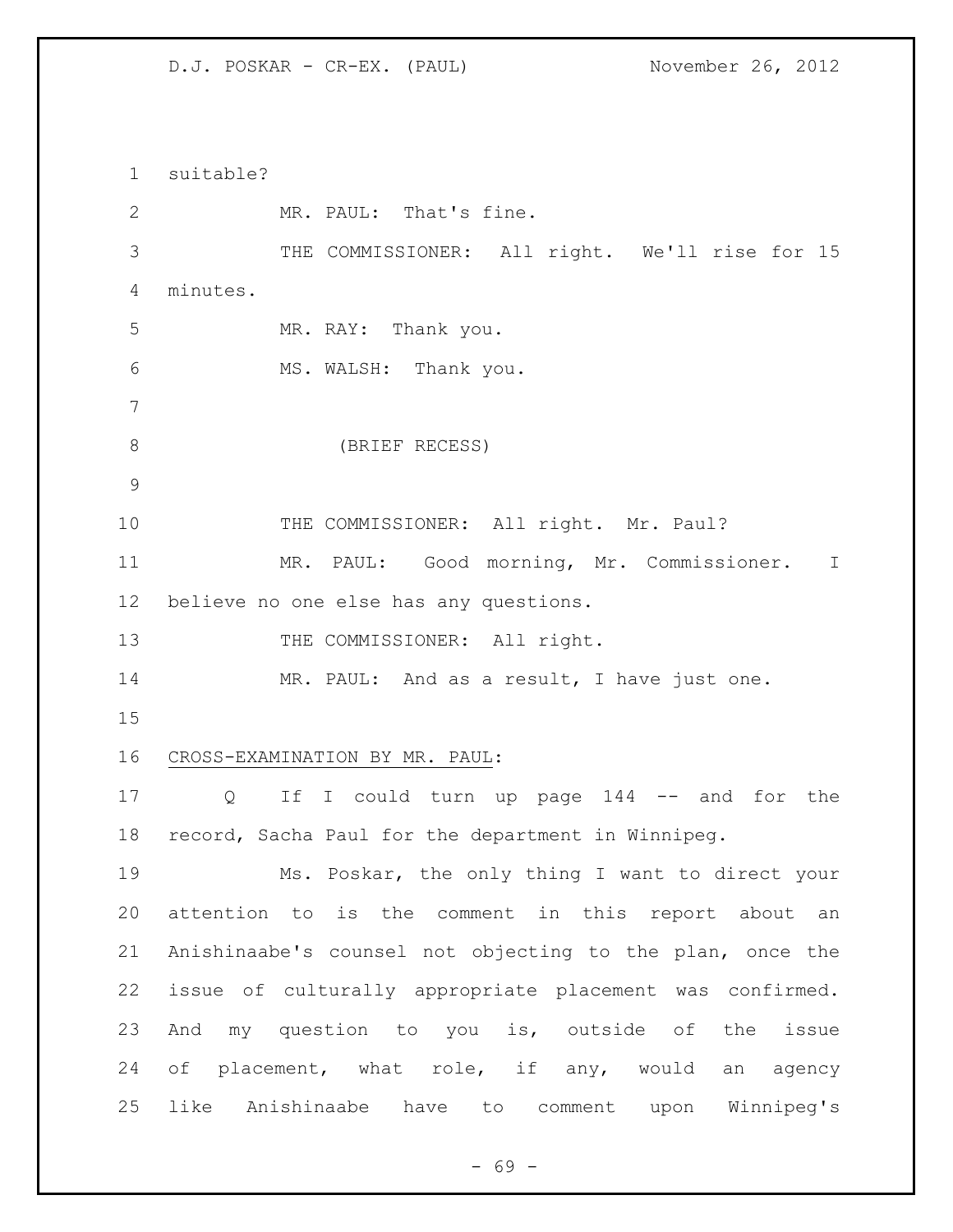suitable?

MR. PAUL: That's fine.

THE COMMISSIONER: All right. We'll rise for 15 minutes.

MR. RAY: Thank you.

MS. WALSH: Thank you.

(BRIEF RECESS)

THE COMMISSIONER: All right. Mr. Paul?

MR. PAUL: Good morning, Mr. Commissioner. I believe no one else has any questions.

THE COMMISSIONER: All right.

MR. PAUL: And as a result, I have just one.

CROSS-EXAMINATION BY MR. PAUL:

Q If I could turn up page 144 -- and for the record, Sacha Paul for the department in Winnipeg.

Ms. Poskar, the only thing I want to direct your attention to is the comment in this report about an Anishinaabe's counsel not objecting to the plan, once the issue of culturally appropriate placement was confirmed. And my question to you is, outside of the issue of placement, what role, if any, would an agency like Anishinaabe have to comment upon Winnipeg's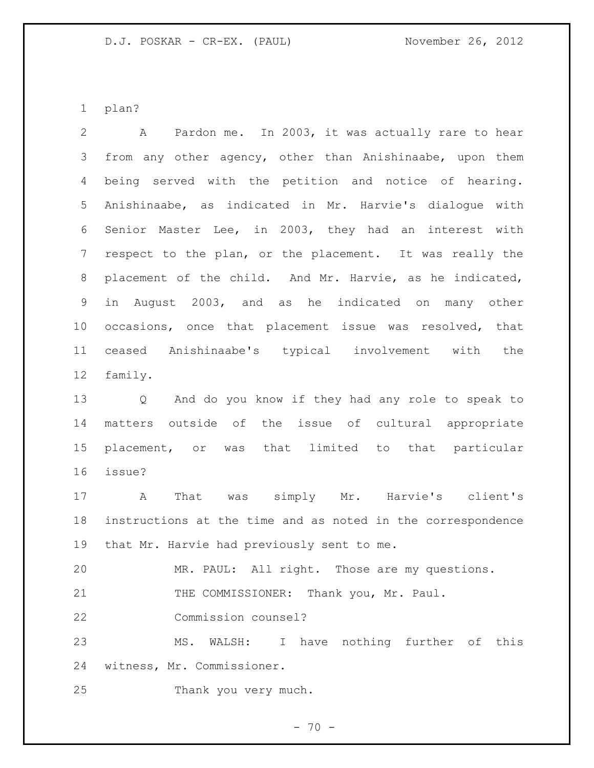plan?

A Pardon me. In 2003, it was actually rare to hear from any other agency, other than Anishinaabe, upon them being served with the petition and notice of hearing. Anishinaabe, as indicated in Mr. Harvie's dialogue with Senior Master Lee, in 2003, they had an interest with respect to the plan, or the placement. It was really the placement of the child. And Mr. Harvie, as he indicated, in August 2003, and as he indicated on many other occasions, once that placement issue was resolved, that ceased Anishinaabe's typical involvement with the family.

Q And do you know if they had any role to speak to matters outside of the issue of cultural appropriate placement, or was that limited to that particular issue?

A That was simply Mr. Harvie's client's instructions at the time and as noted in the correspondence that Mr. Harvie had previously sent to me.

MR. PAUL: All right. Those are my questions.

THE COMMISSIONER: Thank you, Mr. Paul.

Commission counsel?

MS. WALSH: I have nothing further of this witness, Mr. Commissioner.

Thank you very much.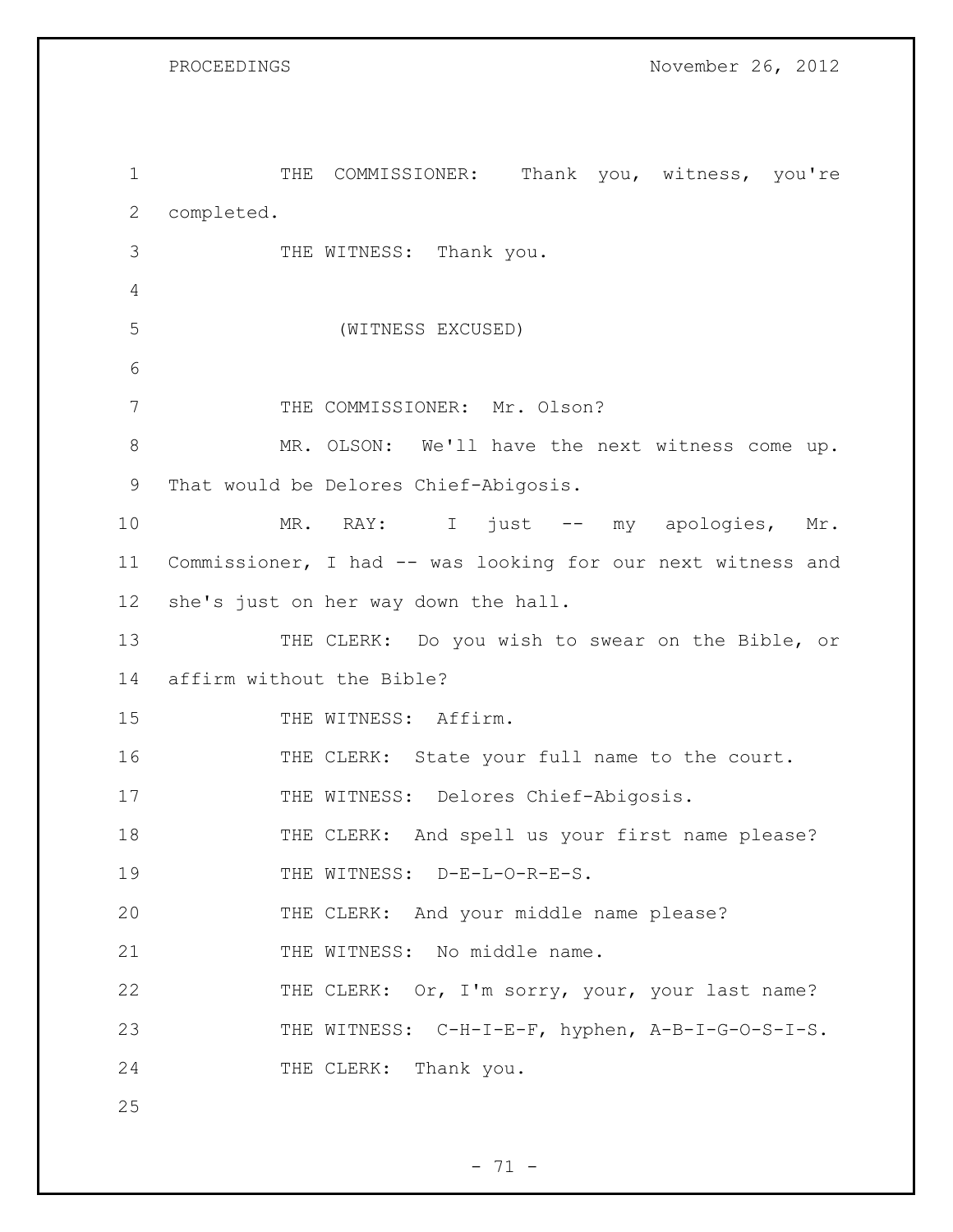THE COMMISSIONER: Thank you, witness, you're completed.

THE WITNESS: Thank you.

(WITNESS EXCUSED)

THE COMMISSIONER: Mr. Olson?

MR. OLSON: We'll have the next witness come up. That would be Delores Chief-Abigosis.

MR. RAY: I just -- my apologies, Mr. Commissioner, I had -- was looking for our next witness and she's just on her way down the hall.

THE CLERK: Do you wish to swear on the Bible, or affirm without the Bible?

THE WITNESS: Affirm.

THE CLERK: State your full name to the court.

THE WITNESS: Delores Chief-Abigosis.

THE CLERK: And spell us your first name please?

THE WITNESS: D-E-L-O-R-E-S.

THE CLERK: And your middle name please?

THE WITNESS: No middle name.

THE CLERK: Or, I'm sorry, your, your last name?

THE WITNESS: C-H-I-E-F, hyphen, A-B-I-G-O-S-I-S.

THE CLERK: Thank you.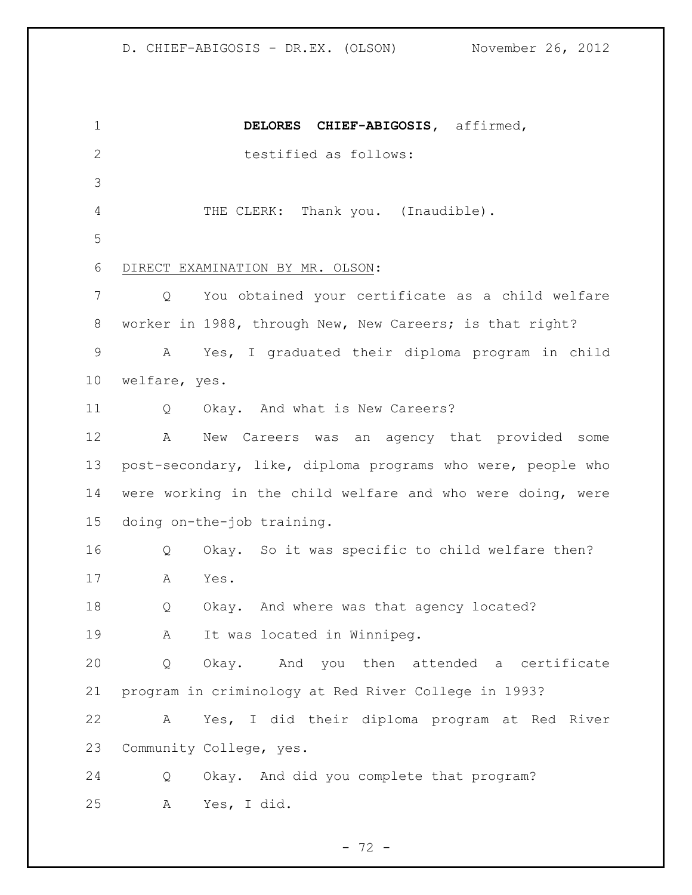**DELORES CHIEF-ABIGOSIS**, affirmed,
testified as follows:

THE CLERK: Thank you. (Inaudible).

DIRECT EXAMINATION BY MR. OLSON:

Q You obtained your certificate as a child welfare worker in 1988, through New, New Careers; is that right?

A Yes, I graduated their diploma program in child welfare, yes.

Q Okay. And what is New Careers?

A New Careers was an agency that provided some post-secondary, like, diploma programs who were, people who were working in the child welfare and who were doing, were doing on-the-job training.

Q Okay. So it was specific to child welfare then?

A Yes.

Q Okay. And where was that agency located?

A It was located in Winnipeg.

Q Okay. And you then attended a certificate program in criminology at Red River College in 1993?

A Yes, I did their diploma program at Red River Community College, yes.

Q Okay. And did you complete that program?

A Yes, I did.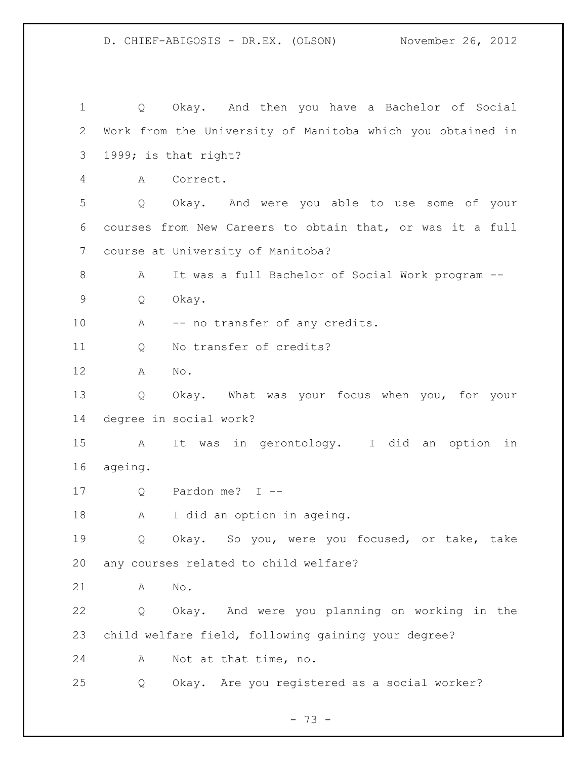1 Q Okay. And then you have a Bachelor of Social
2 Work from the University of Manitoba which you obtained in
3 1999; is that right?
4 A Correct.
5 Q Okay. And were you able to use some of your
6 courses from New Careers to obtain that, or was it a full
7 course at University of Manitoba?
8 A It was a full Bachelor of Social Work program --
9 Q Okay.
10 A -- no transfer of any credits.
11 Q No transfer of credits?
12 A No.
13 Q Okay. What was your focus when you, for your
14 degree in social work?
15 A It was in gerontology. I did an option in
16 ageing.
17 Q Pardon me? I --
18 A I did an option in ageing.
19 Q Okay. So you, were you focused, or take, take
20 any courses related to child welfare?
21 A No.
22 Q Okay. And were you planning on working in the
23 child welfare field, following gaining your degree?
24 A Not at that time, no.
25 Q Okay. Are you registered as a social worker?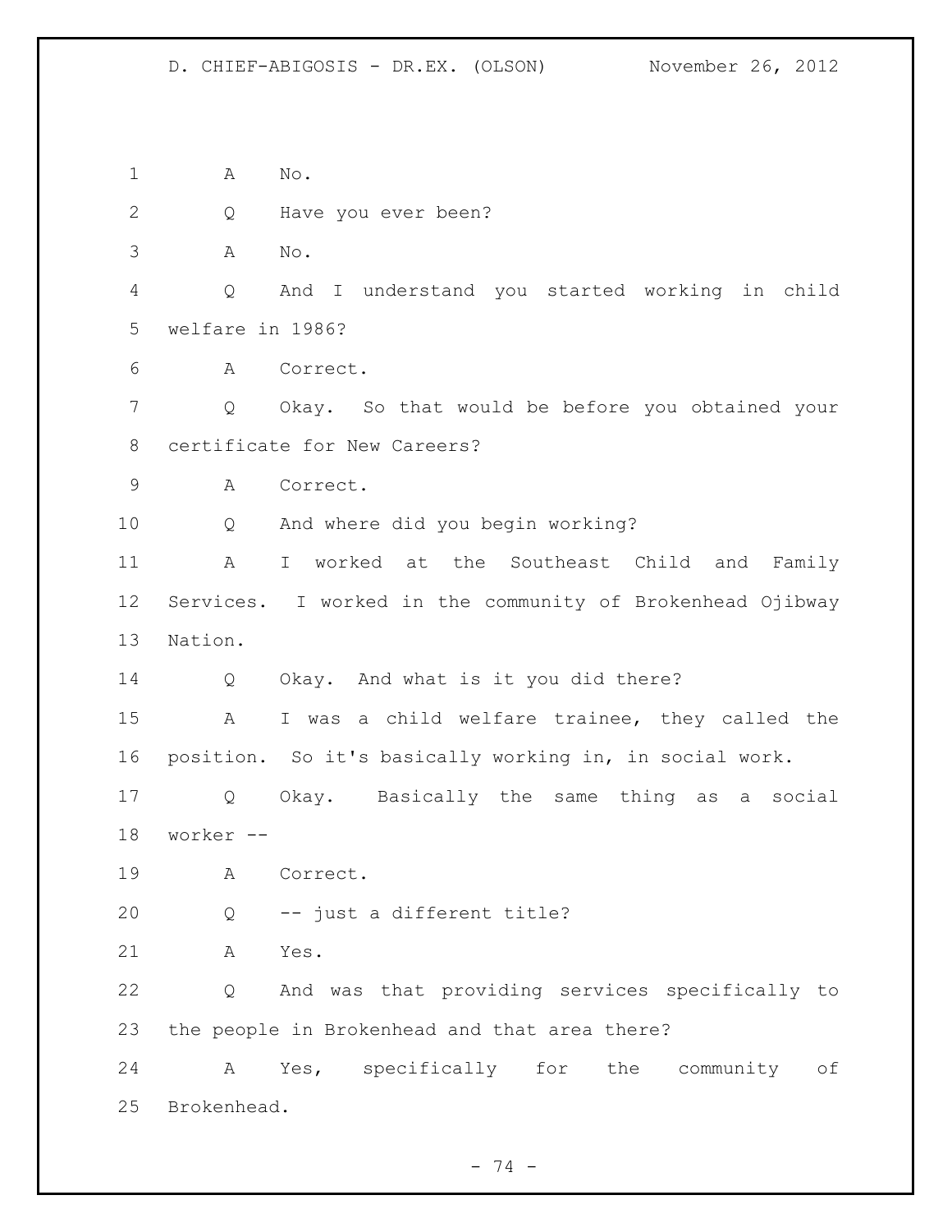1 A No.

2 Q Have you ever been?

3 A No.

4 Q And I understand you started working in child

5 welfare in 1986?

6 A Correct.

7 Q Okay. So that would be before you obtained your

8 certificate for New Careers?

9 A Correct.

10 Q And where did you begin working?

11 A I worked at the Southeast Child and Family

12 Services. I worked in the community of Brokenhead Ojibway

13 Nation.

14 Q Okay. And what is it you did there?

15 A I was a child welfare trainee, they called the

16 position. So it's basically working in, in social work.

17 Q Okay. Basically the same thing as a social

18 worker --

19 A Correct.

20 Q -- just a different title?

21 A Yes.

22 Q And was that providing services specifically to

23 the people in Brokenhead and that area there?

24 A Yes, specifically for the community of

25 Brokenhead.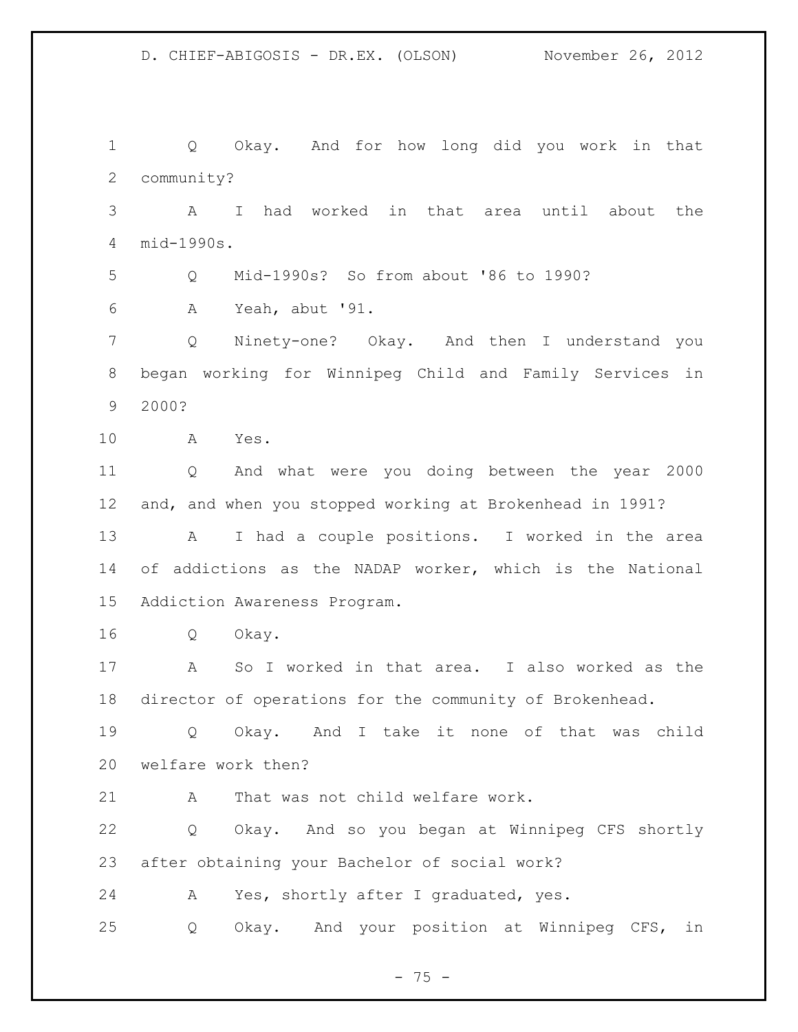Q Okay. And for how long did you work in that community?

A I had worked in that area until about the mid-1990s.

Q Mid-1990s? So from about '86 to 1990?

A Yeah, abut '91.

Q Ninety-one? Okay. And then I understand you began working for Winnipeg Child and Family Services in 2000?

A Yes.

Q And what were you doing between the year 2000 and, and when you stopped working at Brokenhead in 1991?

A I had a couple positions. I worked in the area of addictions as the NADAP worker, which is the National Addiction Awareness Program.

Q Okay.

A So I worked in that area. I also worked as the director of operations for the community of Brokenhead.

Q Okay. And I take it none of that was child welfare work then?

A That was not child welfare work.

Q Okay. And so you began at Winnipeg CFS shortly after obtaining your Bachelor of social work?

A Yes, shortly after I graduated, yes.

Q Okay. And your position at Winnipeg CFS, in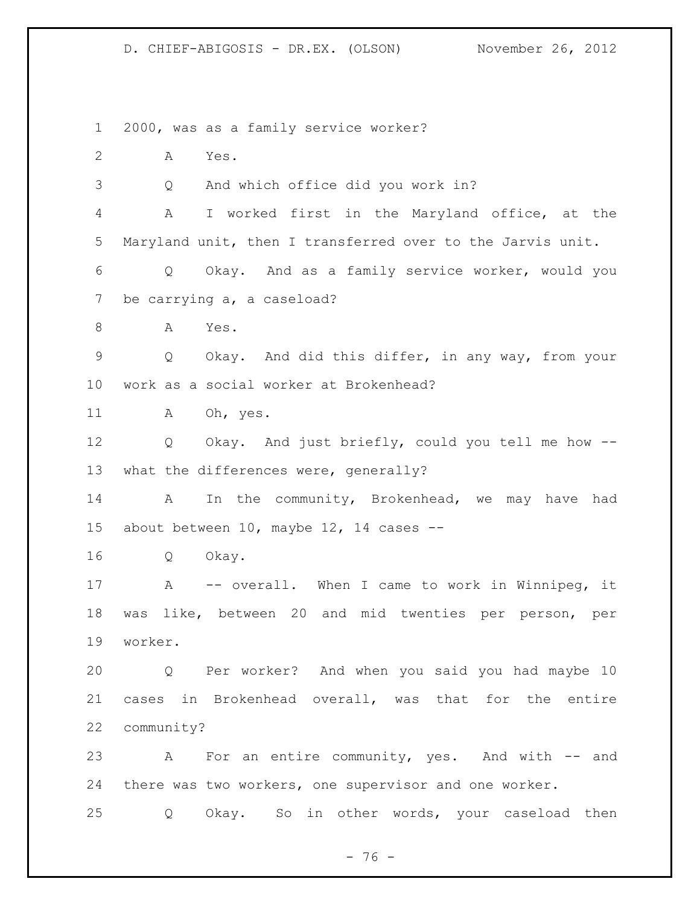2000, was as a family service worker?

A Yes.

Q And which office did you work in?

A I worked first in the Maryland office, at the Maryland unit, then I transferred over to the Jarvis unit.

Q Okay. And as a family service worker, would you be carrying a, a caseload?

A Yes.

Q Okay. And did this differ, in any way, from your work as a social worker at Brokenhead?

A Oh, yes.

Q Okay. And just briefly, could you tell me how -- what the differences were, generally?

A In the community, Brokenhead, we may have had about between 10, maybe 12, 14 cases --

Q Okay.

A -- overall. When I came to work in Winnipeg, it was like, between 20 and mid twenties per person, per worker.

Q Per worker? And when you said you had maybe 10 cases in Brokenhead overall, was that for the entire community?

A For an entire community, yes. And with -- and there was two workers, one supervisor and one worker.

Q Okay. So in other words, your caseload then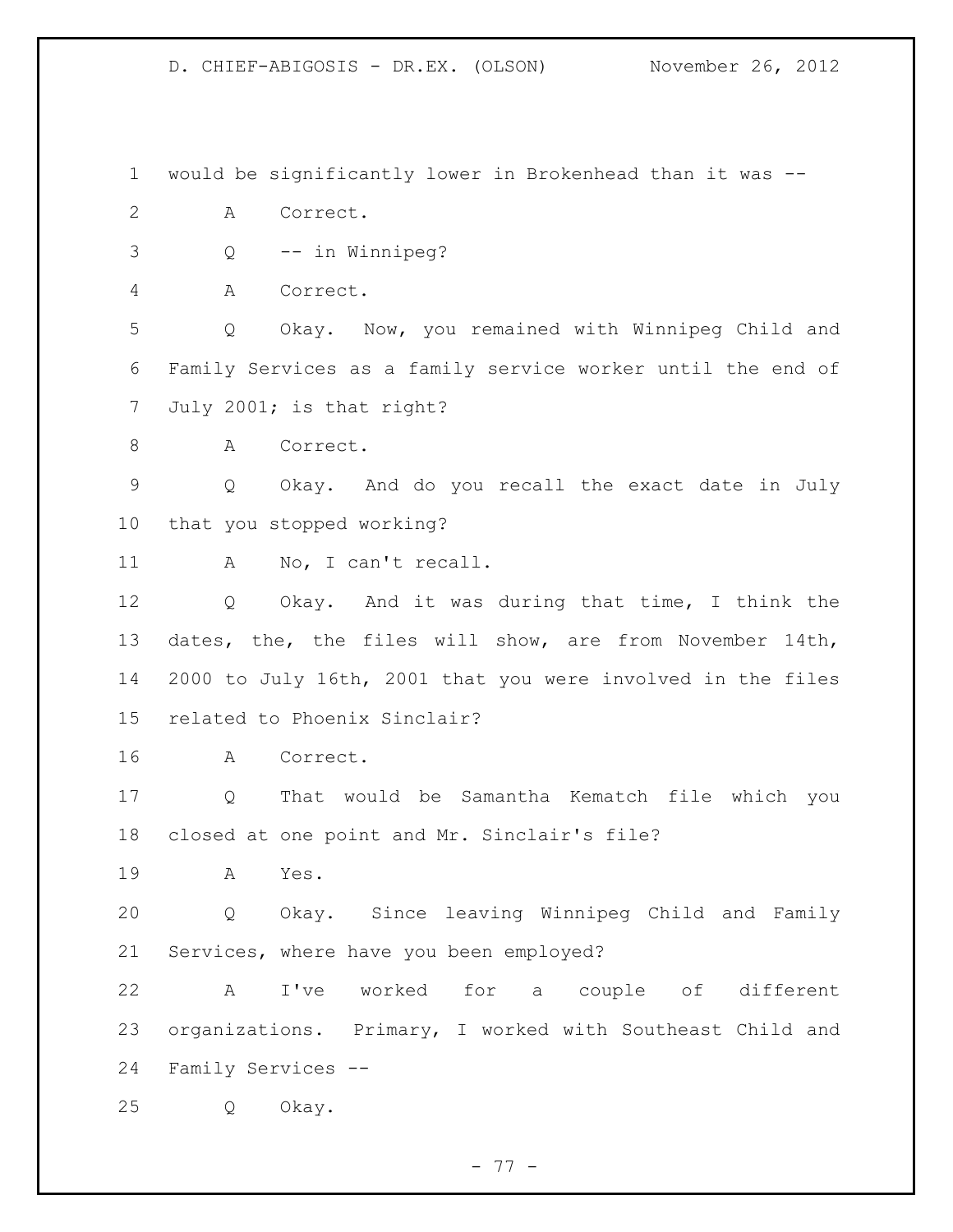would be significantly lower in Brokenhead than it was --

A Correct.

Q -- in Winnipeg?

A Correct.

Q Okay. Now, you remained with Winnipeg Child and Family Services as a family service worker until the end of July 2001; is that right?

A Correct.

Q Okay. And do you recall the exact date in July that you stopped working?

A No, I can't recall.

Q Okay. And it was during that time, I think the dates, the, the files will show, are from November 14th, 2000 to July 16th, 2001 that you were involved in the files related to Phoenix Sinclair?

A Correct.

Q That would be Samantha Kematch file which you closed at one point and Mr. Sinclair's file?

A Yes.

Q Okay. Since leaving Winnipeg Child and Family Services, where have you been employed?

A I've worked for a couple of different organizations. Primary, I worked with Southeast Child and Family Services --

Q Okay.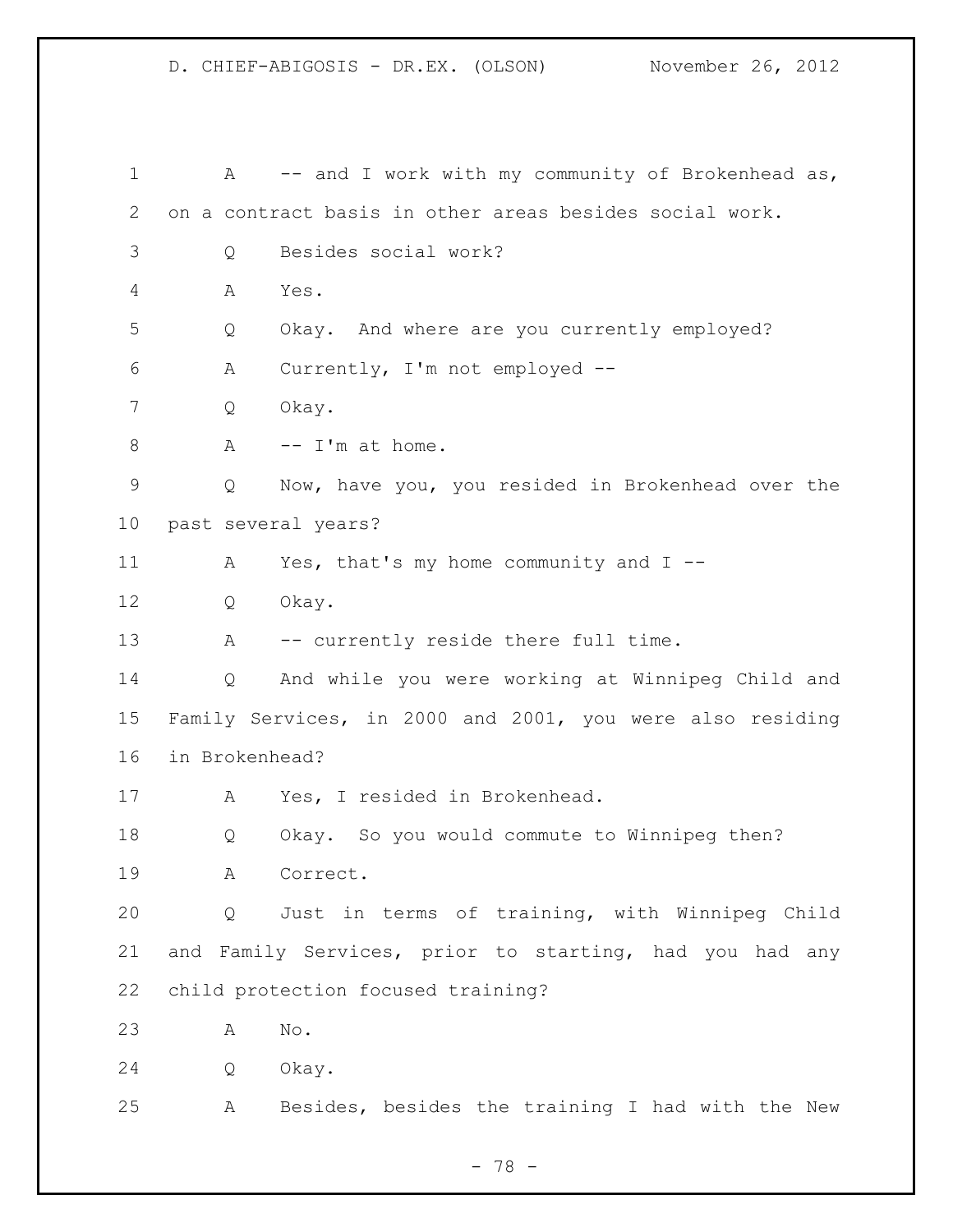1 A -- and I work with my community of Brokenhead as, 
2 on a contract basis in other areas besides social work.
3 Q Besides social work?
4 A Yes.
5 Q Okay. And where are you currently employed?
6 A Currently, I'm not employed --
7 Q Okay.
8 A -- I'm at home.
9 Q Now, have you, you resided in Brokenhead over the 
10 past several years?
11 A Yes, that's my home community and I --
12 Q Okay.
13 A -- currently reside there full time.
14 Q And while you were working at Winnipeg Child and 
15 Family Services, in 2000 and 2001, you were also residing 
16 in Brokenhead?
17 A Yes, I resided in Brokenhead.
18 Q Okay. So you would commute to Winnipeg then?
19 A Correct.
20 Q Just in terms of training, with Winnipeg Child 
21 and Family Services, prior to starting, had you had any 
22 child protection focused training?
23 A No.
24 Q Okay.
25 A Besides, besides the training I had with the New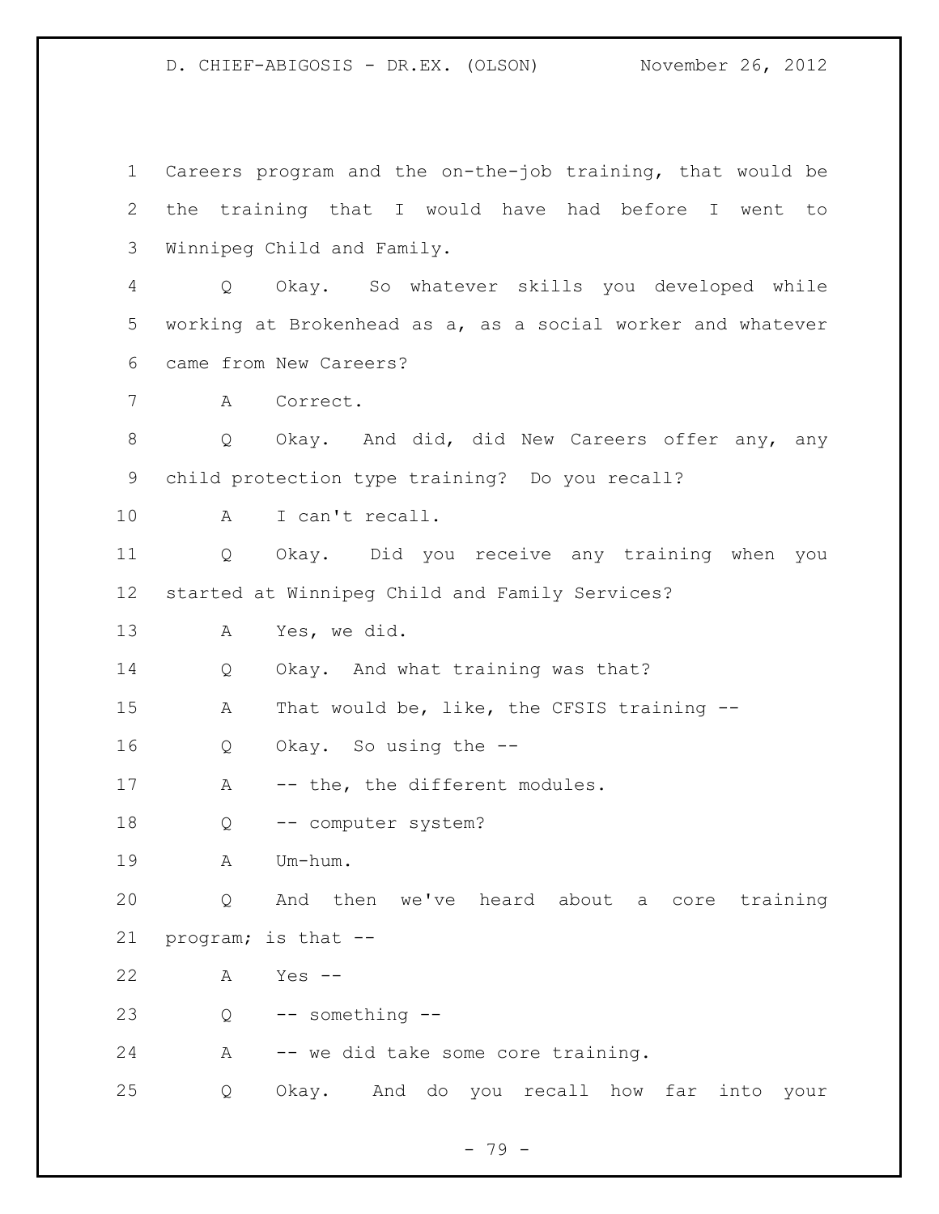Careers program and the on-the-job training, that would be the training that I would have had before I went to Winnipeg Child and Family.

Q Okay. So whatever skills you developed while working at Brokenhead as a, as a social worker and whatever came from New Careers?

A Correct.

Q Okay. And did, did New Careers offer any, any child protection type training? Do you recall?

A I can't recall.

Q Okay. Did you receive any training when you started at Winnipeg Child and Family Services?

A Yes, we did.

Q Okay. And what training was that?

A That would be, like, the CFSIS training --

Q Okay. So using the --

A -- the, the different modules.

Q -- computer system?

A Um-hum.

Q And then we've heard about a core training program; is that --

A Yes --

Q -- something --

A -- we did take some core training.

Q Okay. And do you recall how far into your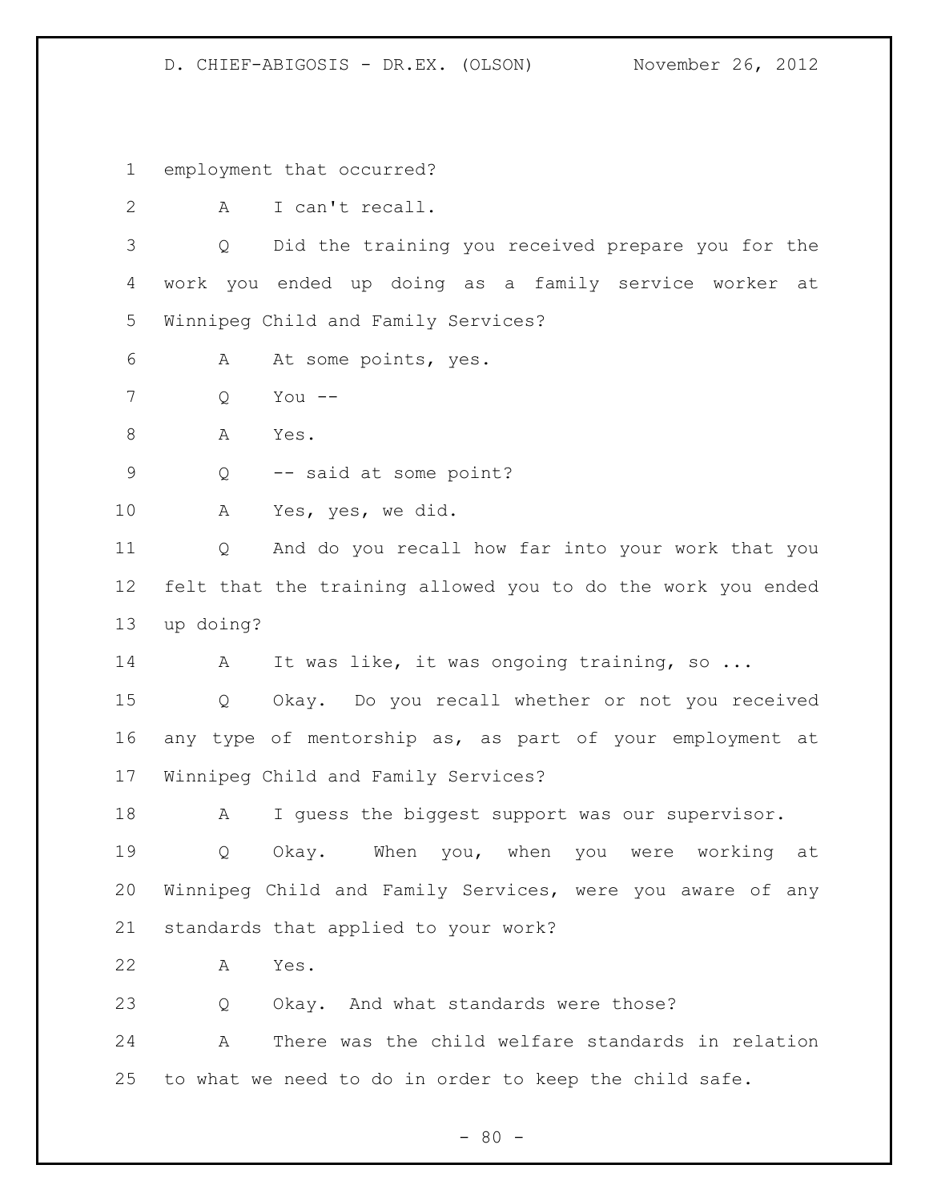employment that occurred?

A I can't recall.

Q Did the training you received prepare you for the work you ended up doing as a family service worker at Winnipeg Child and Family Services?

A At some points, yes.

Q You --

A Yes.

Q -- said at some point?

A Yes, yes, we did.

Q And do you recall how far into your work that you felt that the training allowed you to do the work you ended up doing?

A It was like, it was ongoing training, so ...

Q Okay. Do you recall whether or not you received any type of mentorship as, as part of your employment at Winnipeg Child and Family Services?

A I guess the biggest support was our supervisor.

Q Okay. When you, when you were working at Winnipeg Child and Family Services, were you aware of any standards that applied to your work?

A Yes.

Q Okay. And what standards were those?

A There was the child welfare standards in relation to what we need to do in order to keep the child safe.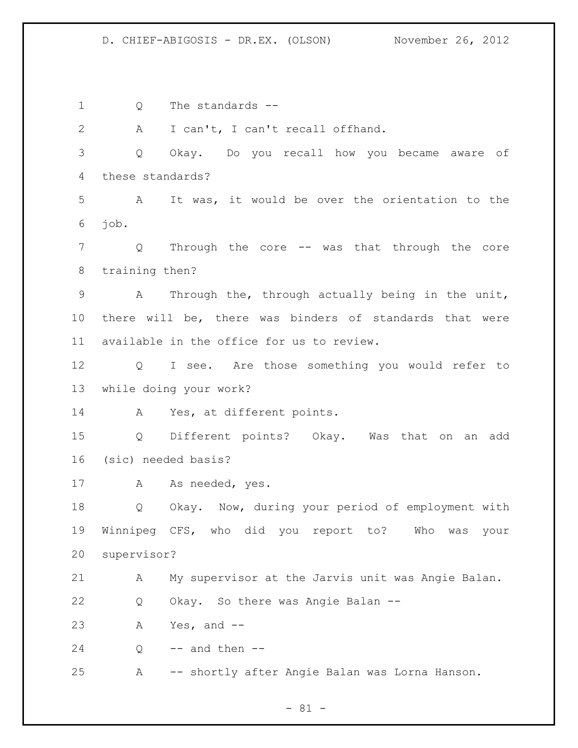Q The standards --

A I can't, I can't recall offhand.

Q Okay. Do you recall how you became aware of these standards?

A It was, it would be over the orientation to the job.

Q Through the core -- was that through the core training then?

A Through the, through actually being in the unit, there will be, there was binders of standards that were available in the office for us to review.

Q I see. Are those something you would refer to while doing your work?

A Yes, at different points.

Q Different points? Okay. Was that on an add (sic) needed basis?

A As needed, yes.

Q Okay. Now, during your period of employment with Winnipeg CFS, who did you report to? Who was your supervisor?

A My supervisor at the Jarvis unit was Angie Balan.

Q Okay. So there was Angie Balan --

A Yes, and --

Q -- and then --

A -- shortly after Angie Balan was Lorna Hanson.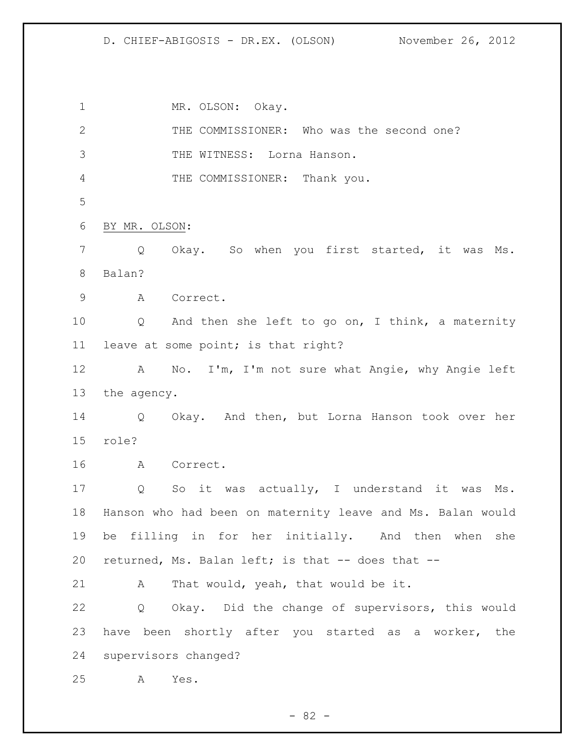MR. OLSON: Okay.

THE COMMISSIONER: Who was the second one?

THE WITNESS: Lorna Hanson.

THE COMMISSIONER: Thank you.

BY MR. OLSON:

Q Okay. So when you first started, it was Ms. Balan?

A Correct.

Q And then she left to go on, I think, a maternity leave at some point; is that right?

A No. I'm, I'm not sure what Angie, why Angie left the agency.

Q Okay. And then, but Lorna Hanson took over her role?

A Correct.

Q So it was actually, I understand it was Ms. Hanson who had been on maternity leave and Ms. Balan would be filling in for her initially. And then when she returned, Ms. Balan left; is that -- does that --

A That would, yeah, that would be it.

Q Okay. Did the change of supervisors, this would have been shortly after you started as a worker, the supervisors changed?

A Yes.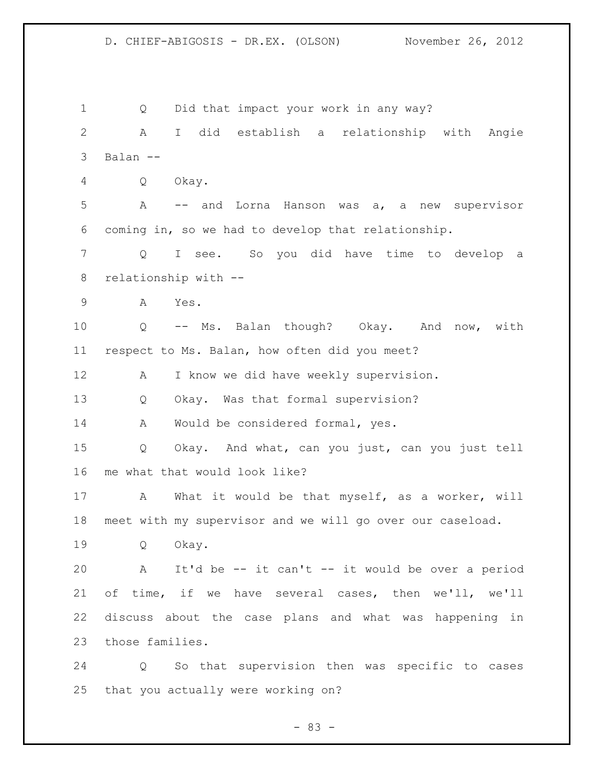Q Did that impact your work in any way?

A I did establish a relationship with Angie Balan --

Q Okay.

A -- and Lorna Hanson was a, a new supervisor coming in, so we had to develop that relationship.

Q I see. So you did have time to develop a relationship with --

A Yes.

Q -- Ms. Balan though? Okay. And now, with respect to Ms. Balan, how often did you meet?

A I know we did have weekly supervision.

Q Okay. Was that formal supervision?

A Would be considered formal, yes.

Q Okay. And what, can you just, can you just tell me what that would look like?

A What it would be that myself, as a worker, will meet with my supervisor and we will go over our caseload.

Q Okay.

A It'd be -- it can't -- it would be over a period of time, if we have several cases, then we'll, we'll discuss about the case plans and what was happening in those families.

Q So that supervision then was specific to cases that you actually were working on?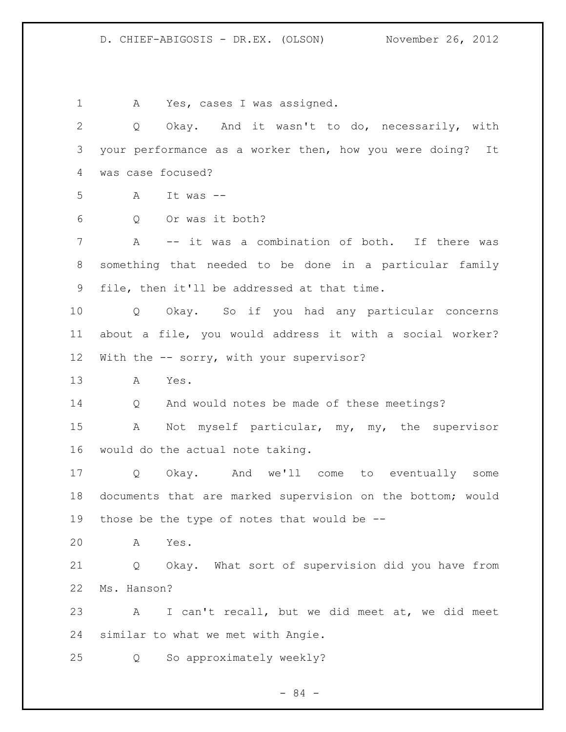A Yes, cases I was assigned.

Q Okay. And it wasn't to do, necessarily, with your performance as a worker then, how you were doing? It was case focused?

A It was --

Q Or was it both?

A -- it was a combination of both. If there was something that needed to be done in a particular family file, then it'll be addressed at that time.

Q Okay. So if you had any particular concerns about a file, you would address it with a social worker? With the -- sorry, with your supervisor?

A Yes.

Q And would notes be made of these meetings?

A Not myself particular, my, my, the supervisor would do the actual note taking.

Q Okay. And we'll come to eventually some documents that are marked supervision on the bottom; would those be the type of notes that would be --

A Yes.

Q Okay. What sort of supervision did you have from Ms. Hanson?

A I can't recall, but we did meet at, we did meet similar to what we met with Angie.

Q So approximately weekly?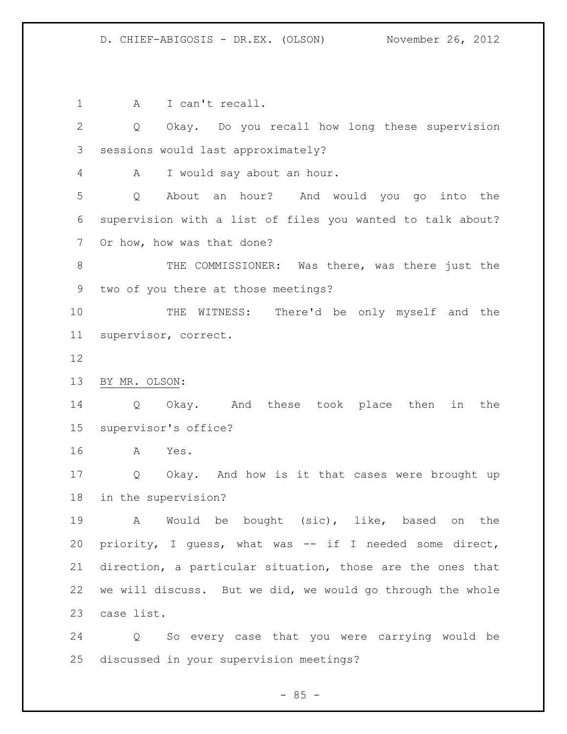A I can't recall.

Q Okay. Do you recall how long these supervision sessions would last approximately?

A I would say about an hour.

Q About an hour? And would you go into the supervision with a list of files you wanted to talk about? Or how, how was that done?

THE COMMISSIONER: Was there, was there just the two of you there at those meetings?

THE WITNESS: There'd be only myself and the supervisor, correct.

BY MR. OLSON:

Q Okay. And these took place then in the supervisor's office?

A Yes.

Q Okay. And how is it that cases were brought up in the supervision?

A Would be bought (sic), like, based on the priority, I guess, what was -- if I needed some direct, direction, a particular situation, those are the ones that we will discuss. But we did, we would go through the whole case list.

Q So every case that you were carrying would be discussed in your supervision meetings?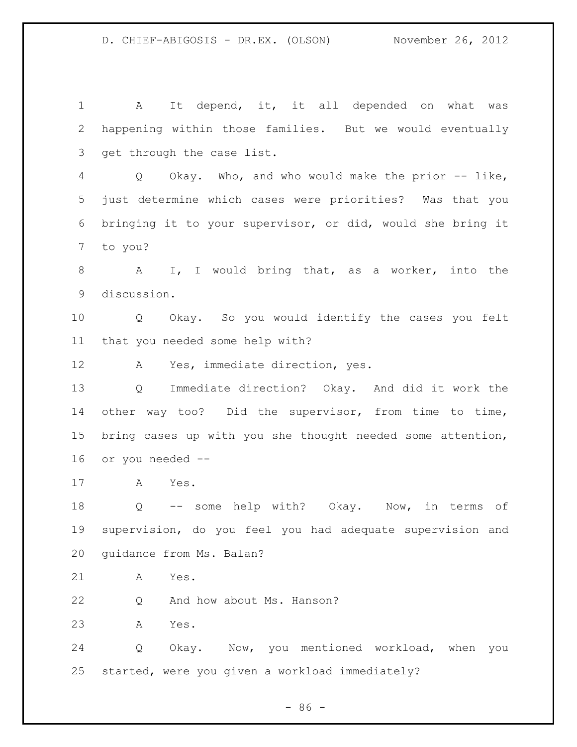A It depend, it, it all depended on what was happening within those families. But we would eventually get through the case list.

Q Okay. Who, and who would make the prior -- like, just determine which cases were priorities? Was that you bringing it to your supervisor, or did, would she bring it to you?

A I, I would bring that, as a worker, into the discussion.

Q Okay. So you would identify the cases you felt that you needed some help with?

A Yes, immediate direction, yes.

Q Immediate direction? Okay. And did it work the other way too? Did the supervisor, from time to time, bring cases up with you she thought needed some attention, or you needed --

A Yes.

Q -- some help with? Okay. Now, in terms of supervision, do you feel you had adequate supervision and guidance from Ms. Balan?

A Yes.

Q And how about Ms. Hanson?

A Yes.

Q Okay. Now, you mentioned workload, when you started, were you given a workload immediately?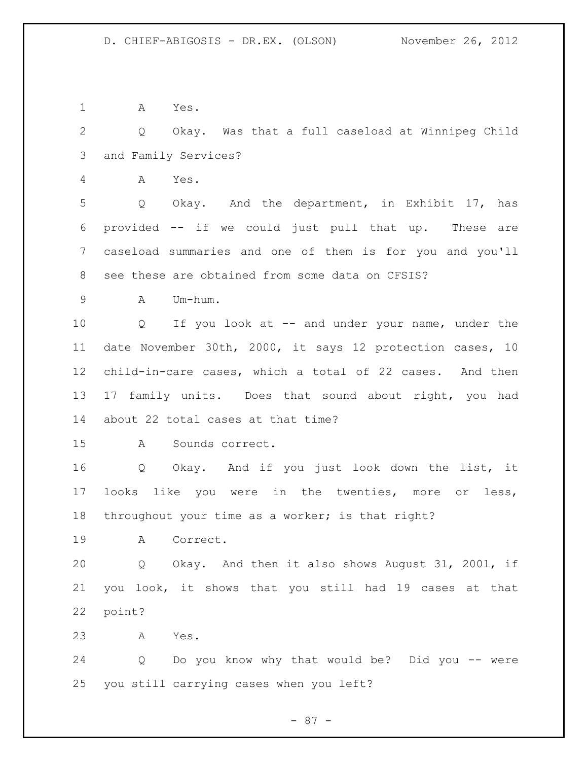A Yes.

Q Okay. Was that a full caseload at Winnipeg Child and Family Services?

A Yes.

Q Okay. And the department, in Exhibit 17, has provided -- if we could just pull that up. These are caseload summaries and one of them is for you and you'll see these are obtained from some data on CFSIS?

A Um-hum.

Q If you look at -- and under your name, under the date November 30th, 2000, it says 12 protection cases, 10 child-in-care cases, which a total of 22 cases. And then 17 family units. Does that sound about right, you had about 22 total cases at that time?

A Sounds correct.

Q Okay. And if you just look down the list, it looks like you were in the twenties, more or less, throughout your time as a worker; is that right?

A Correct.

Q Okay. And then it also shows August 31, 2001, if you look, it shows that you still had 19 cases at that point?

A Yes.

Q Do you know why that would be? Did you -- were you still carrying cases when you left?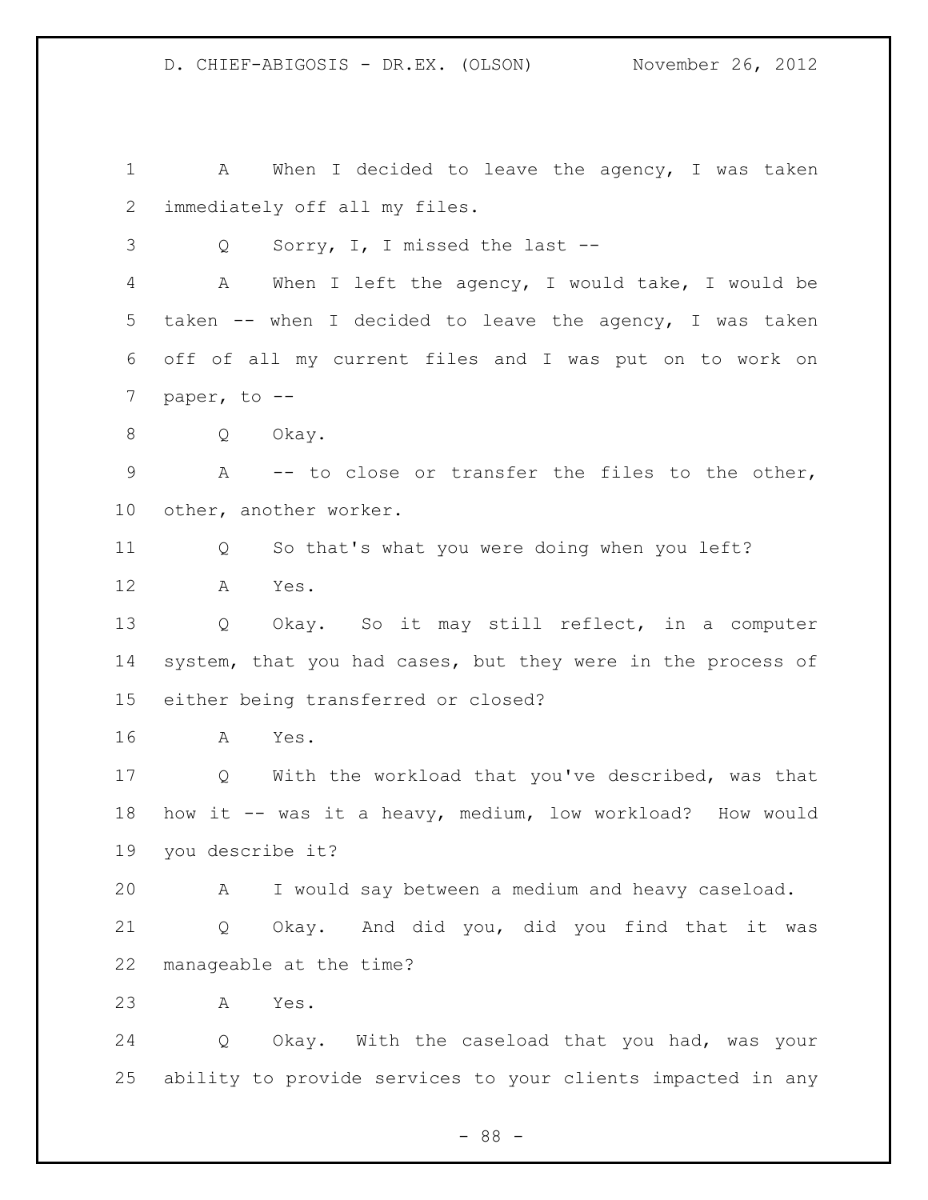A When I decided to leave the agency, I was taken immediately off all my files.

Q Sorry, I, I missed the last --

A When I left the agency, I would take, I would be taken -- when I decided to leave the agency, I was taken off of all my current files and I was put on to work on paper, to --

Q Okay.

A -- to close or transfer the files to the other, other, another worker.

Q So that's what you were doing when you left?

A Yes.

Q Okay. So it may still reflect, in a computer system, that you had cases, but they were in the process of either being transferred or closed?

A Yes.

Q With the workload that you've described, was that how it -- was it a heavy, medium, low workload? How would you describe it?

A I would say between a medium and heavy caseload.

Q Okay. And did you, did you find that it was manageable at the time?

A Yes.

Q Okay. With the caseload that you had, was your ability to provide services to your clients impacted in any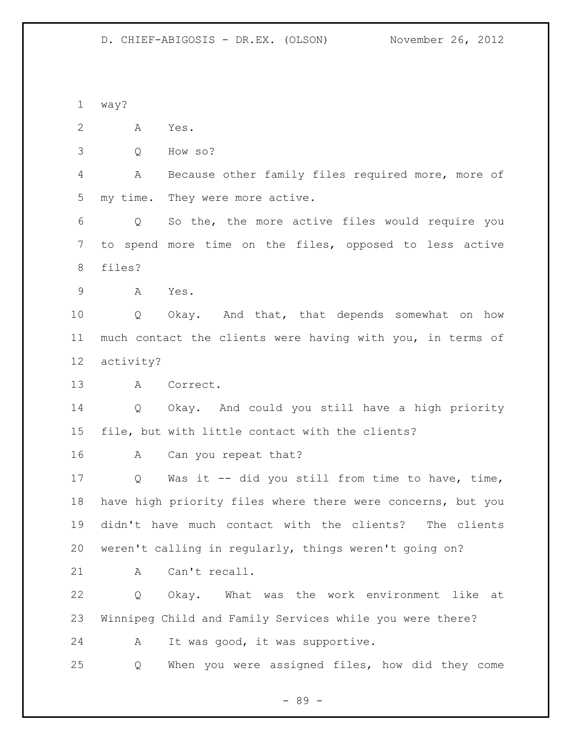way?

A Yes.

Q How so?

A Because other family files required more, more of my time. They were more active.

Q So the, the more active files would require you to spend more time on the files, opposed to less active files?

A Yes.

Q Okay. And that, that depends somewhat on how much contact the clients were having with you, in terms of activity?

A Correct.

Q Okay. And could you still have a high priority file, but with little contact with the clients?

A Can you repeat that?

Q Was it -- did you still from time to have, time, have high priority files where there were concerns, but you didn't have much contact with the clients? The clients weren't calling in regularly, things weren't going on?

A Can't recall.

Q Okay. What was the work environment like at Winnipeg Child and Family Services while you were there?

A It was good, it was supportive.

Q When you were assigned files, how did they come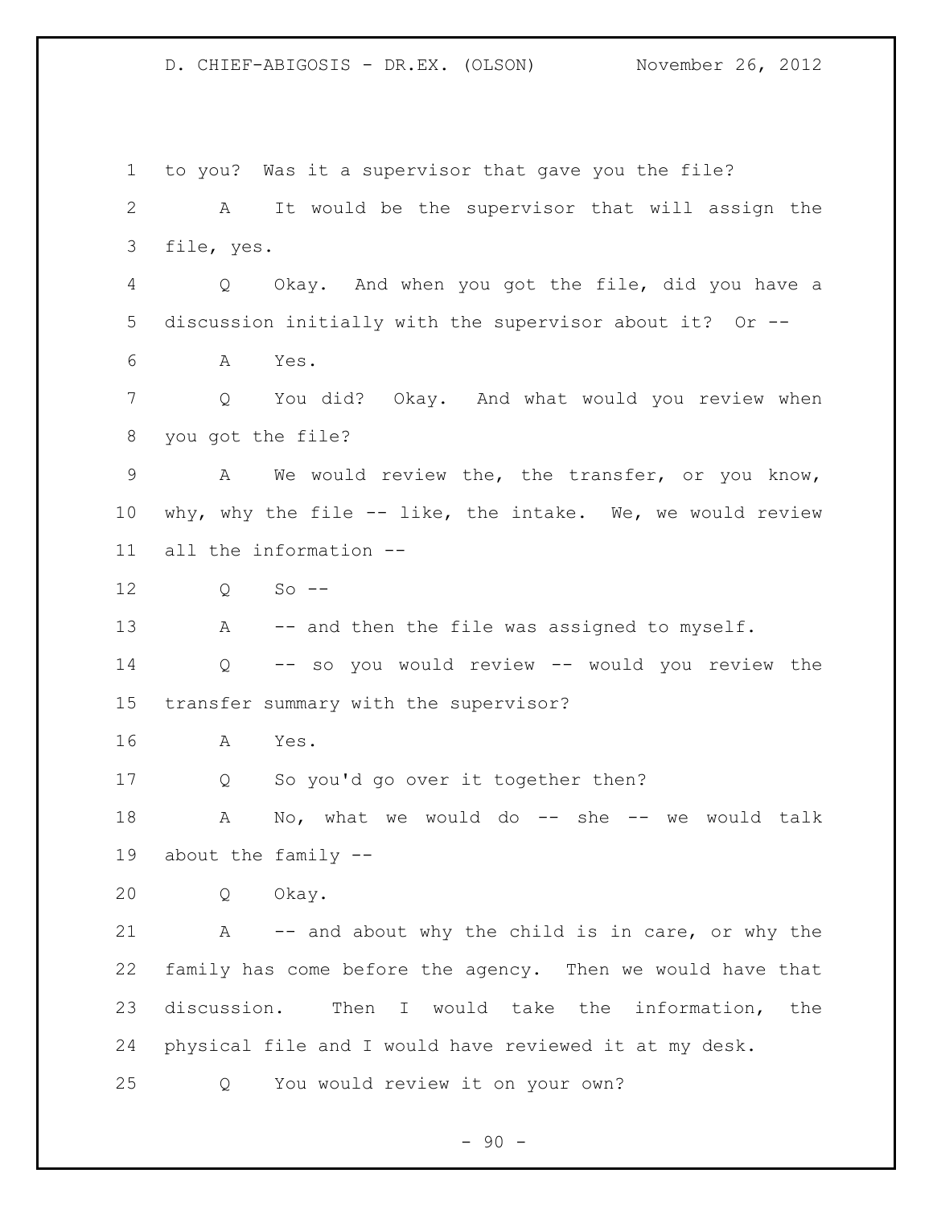to you? Was it a supervisor that gave you the file?

A It would be the supervisor that will assign the file, yes.

Q Okay. And when you got the file, did you have a discussion initially with the supervisor about it? Or --

A Yes.

Q You did? Okay. And what would you review when you got the file?

A We would review the, the transfer, or you know, why, why the file -- like, the intake. We, we would review all the information --

Q So --

A -- and then the file was assigned to myself.

Q -- so you would review -- would you review the transfer summary with the supervisor?

A Yes.

Q So you'd go over it together then?

A No, what we would do -- she -- we would talk about the family --

Q Okay.

A -- and about why the child is in care, or why the family has come before the agency. Then we would have that discussion. Then I would take the information, the physical file and I would have reviewed it at my desk.

Q You would review it on your own?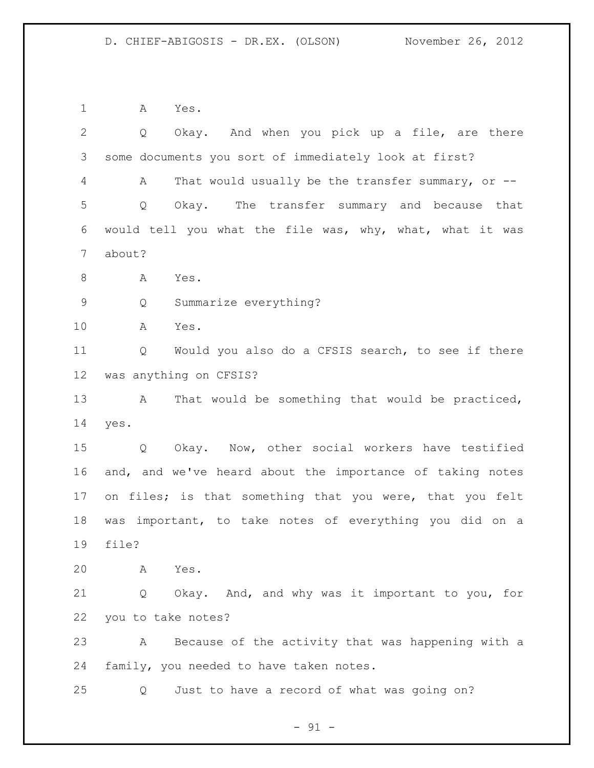A Yes.

Q Okay. And when you pick up a file, are there some documents you sort of immediately look at first?

A That would usually be the transfer summary, or --

Q Okay. The transfer summary and because that would tell you what the file was, why, what, what it was about?

A Yes.

Q Summarize everything?

A Yes.

Q Would you also do a CFSIS search, to see if there was anything on CFSIS?

A That would be something that would be practiced, yes.

Q Okay. Now, other social workers have testified and, and we've heard about the importance of taking notes on files; is that something that you were, that you felt was important, to take notes of everything you did on a file?

A Yes.

Q Okay. And, and why was it important to you, for you to take notes?

A Because of the activity that was happening with a family, you needed to have taken notes.

Q Just to have a record of what was going on?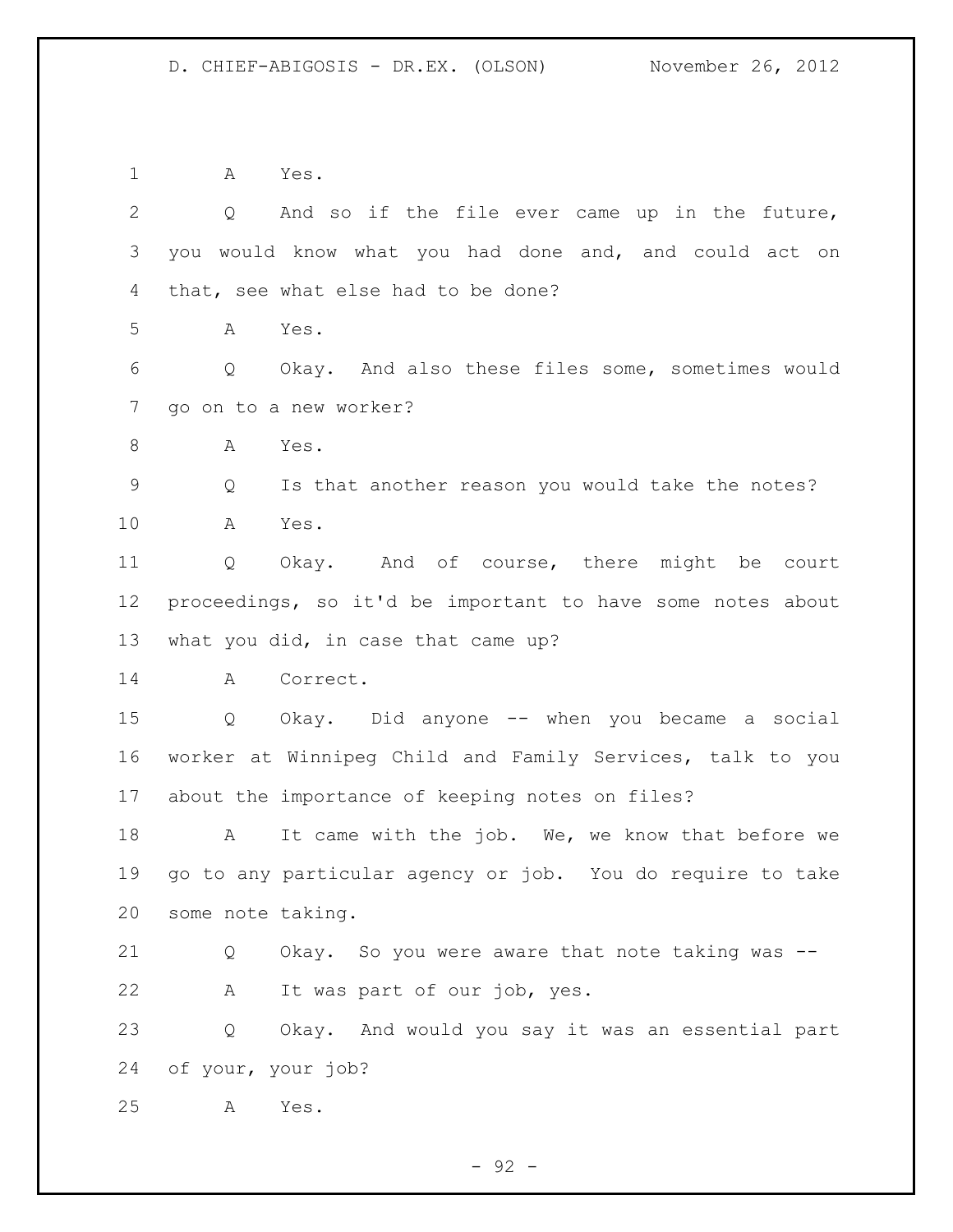A Yes.

Q And so if the file ever came up in the future, you would know what you had done and, and could act on that, see what else had to be done?

A Yes.

Q Okay. And also these files some, sometimes would go on to a new worker?

A Yes.

Q Is that another reason you would take the notes?

A Yes.

Q Okay. And of course, there might be court proceedings, so it'd be important to have some notes about what you did, in case that came up?

A Correct.

Q Okay. Did anyone -- when you became a social worker at Winnipeg Child and Family Services, talk to you about the importance of keeping notes on files?

A It came with the job. We, we know that before we go to any particular agency or job. You do require to take some note taking.

Q Okay. So you were aware that note taking was --

A It was part of our job, yes.

Q Okay. And would you say it was an essential part of your, your job?

A Yes.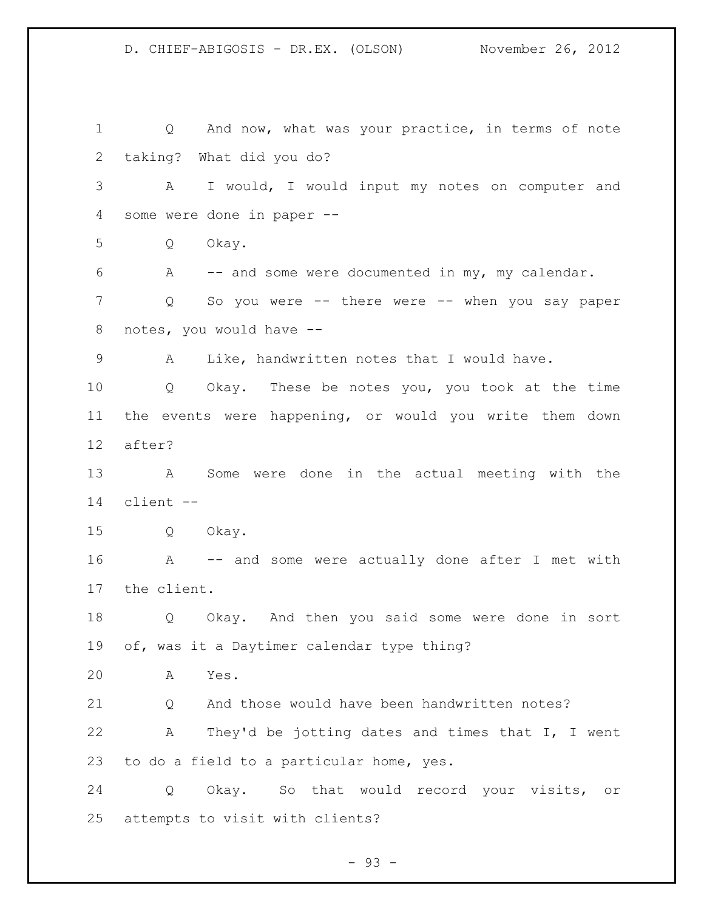Q And now, what was your practice, in terms of note taking? What did you do?

A I would, I would input my notes on computer and some were done in paper --

Q Okay.

A -- and some were documented in my, my calendar.

Q So you were -- there were -- when you say paper notes, you would have --

A Like, handwritten notes that I would have.

Q Okay. These be notes you, you took at the time the events were happening, or would you write them down after?

A Some were done in the actual meeting with the client --

Q Okay.

A -- and some were actually done after I met with the client.

Q Okay. And then you said some were done in sort of, was it a Daytimer calendar type thing?

A Yes.

Q And those would have been handwritten notes?

A They'd be jotting dates and times that I, I went to do a field to a particular home, yes.

Q Okay. So that would record your visits, or attempts to visit with clients?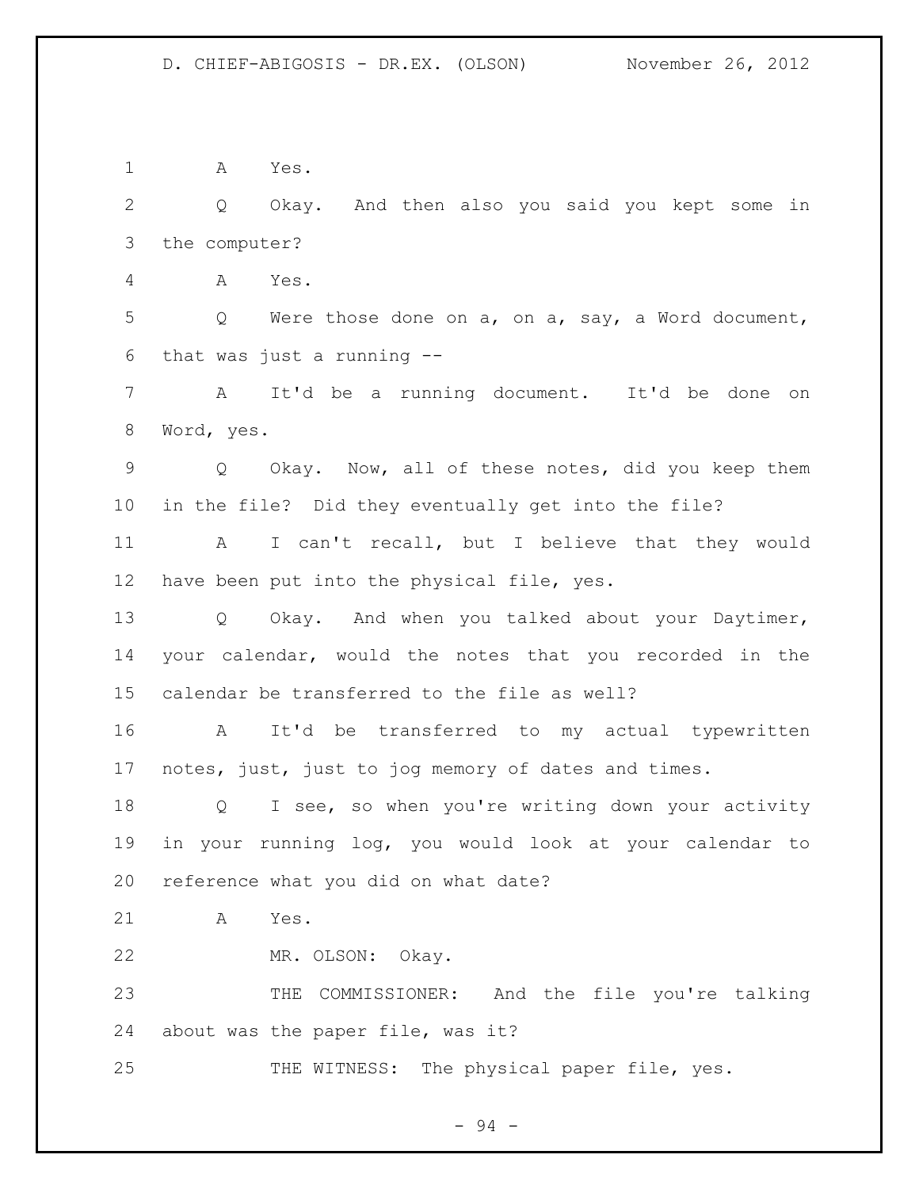A Yes.

Q Okay. And then also you said you kept some in the computer?

A Yes.

Q Were those done on a, on a, say, a Word document, that was just a running --

A It'd be a running document. It'd be done on Word, yes.

Q Okay. Now, all of these notes, did you keep them in the file? Did they eventually get into the file?

A I can't recall, but I believe that they would have been put into the physical file, yes.

Q Okay. And when you talked about your Daytimer, your calendar, would the notes that you recorded in the calendar be transferred to the file as well?

A It'd be transferred to my actual typewritten notes, just, just to jog memory of dates and times.

Q I see, so when you're writing down your activity in your running log, you would look at your calendar to reference what you did on what date?

A Yes.

MR. OLSON: Okay.

THE COMMISSIONER: And the file you're talking about was the paper file, was it?

THE WITNESS: The physical paper file, yes.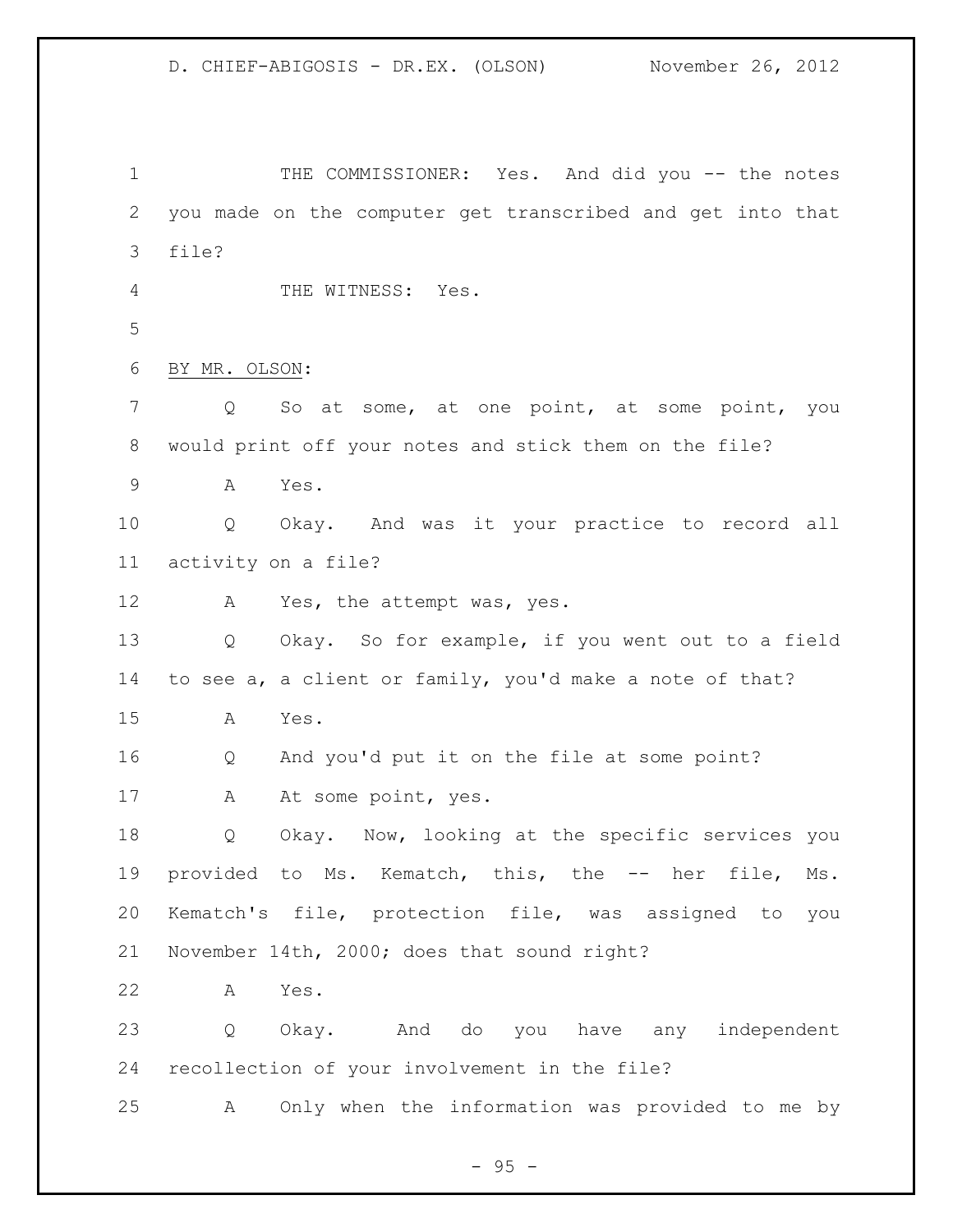THE COMMISSIONER: Yes. And did you -- the notes you made on the computer get transcribed and get into that file?

THE WITNESS: Yes.

BY MR. OLSON:

Q So at some, at one point, at some point, you would print off your notes and stick them on the file?

A Yes.

Q Okay. And was it your practice to record all activity on a file?

A Yes, the attempt was, yes.

Q Okay. So for example, if you went out to a field to see a, a client or family, you'd make a note of that?

A Yes.

Q And you'd put it on the file at some point?

A At some point, yes.

Q Okay. Now, looking at the specific services you provided to Ms. Kematch, this, the -- her file, Ms. Kematch's file, protection file, was assigned to you November 14th, 2000; does that sound right?

A Yes.

Q Okay. And do you have any independent recollection of your involvement in the file?

A Only when the information was provided to me by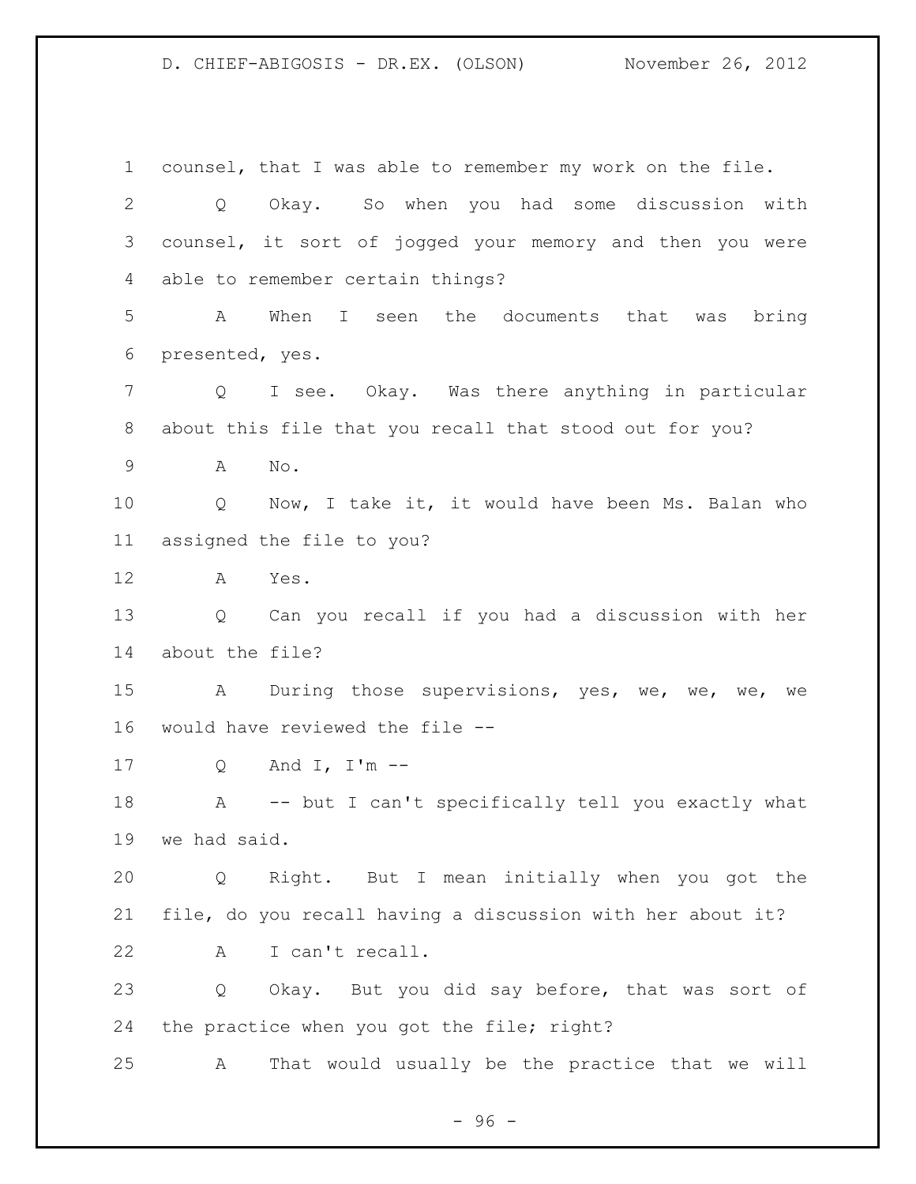1 counsel, that I was able to remember my work on the file.

2 Q Okay. So when you had some discussion with

3 counsel, it sort of jogged your memory and then you were

4 able to remember certain things?

5 A When I seen the documents that was bring

6 presented, yes.

7 Q I see. Okay. Was there anything in particular

8 about this file that you recall that stood out for you?

9 A No.

10 Q Now, I take it, it would have been Ms. Balan who

11 assigned the file to you?

12 A Yes.

13 Q Can you recall if you had a discussion with her

14 about the file?

15 A During those supervisions, yes, we, we, we, we

16 would have reviewed the file --

17 Q And I, I'm --

18 A -- but I can't specifically tell you exactly what

19 we had said.

20 Q Right. But I mean initially when you got the

21 file, do you recall having a discussion with her about it?

22 A I can't recall.

23 Q Okay. But you did say before, that was sort of

24 the practice when you got the file; right?

25 A That would usually be the practice that we will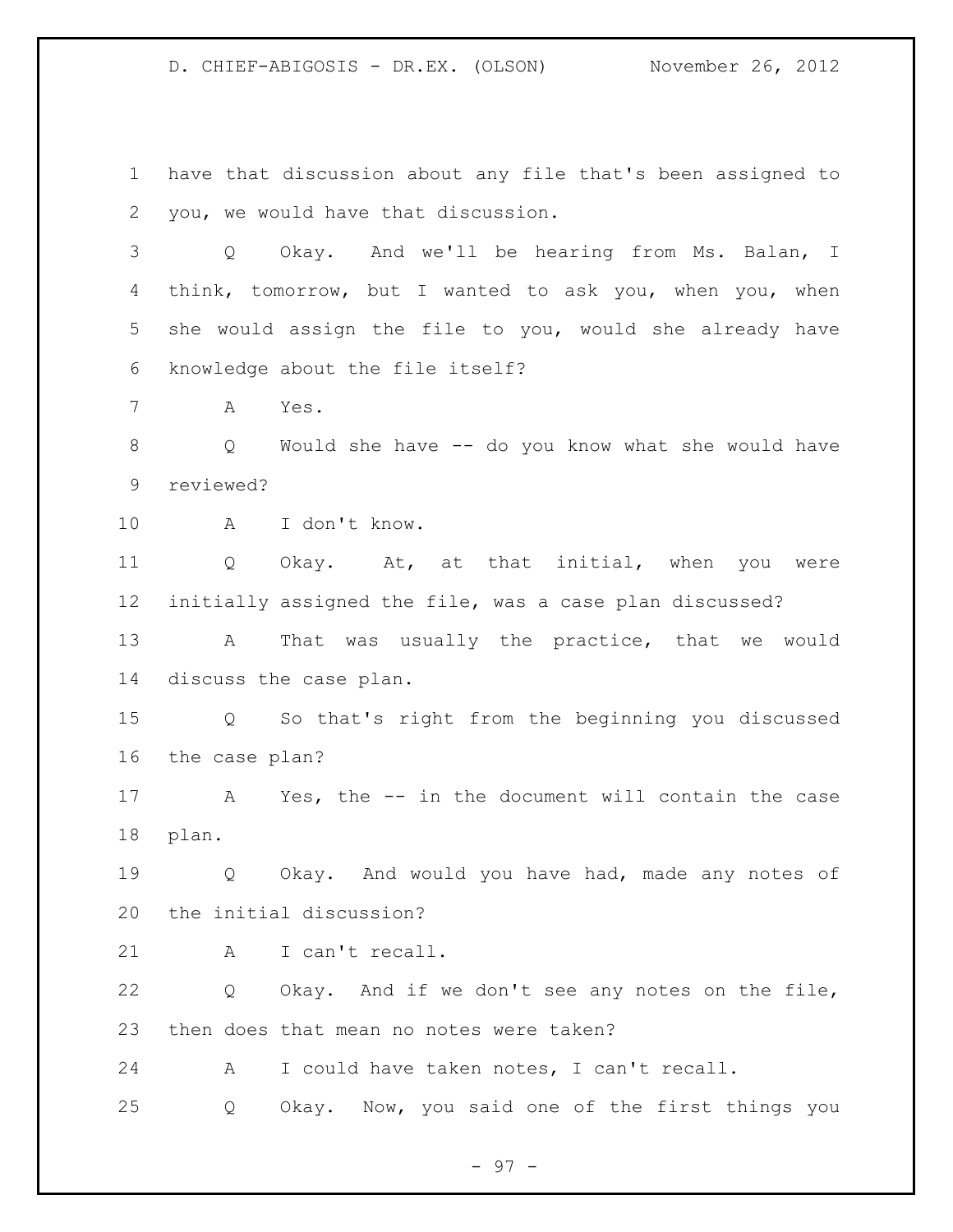have that discussion about any file that's been assigned to you, we would have that discussion.

Q Okay. And we'll be hearing from Ms. Balan, I think, tomorrow, but I wanted to ask you, when you, when she would assign the file to you, would she already have knowledge about the file itself?

A Yes.

Q Would she have -- do you know what she would have reviewed?

A I don't know.

Q Okay. At, at that initial, when you were initially assigned the file, was a case plan discussed?

A That was usually the practice, that we would discuss the case plan.

Q So that's right from the beginning you discussed the case plan?

A Yes, the -- in the document will contain the case plan.

Q Okay. And would you have had, made any notes of the initial discussion?

A I can't recall.

Q Okay. And if we don't see any notes on the file, then does that mean no notes were taken?

A I could have taken notes, I can't recall.

Q Okay. Now, you said one of the first things you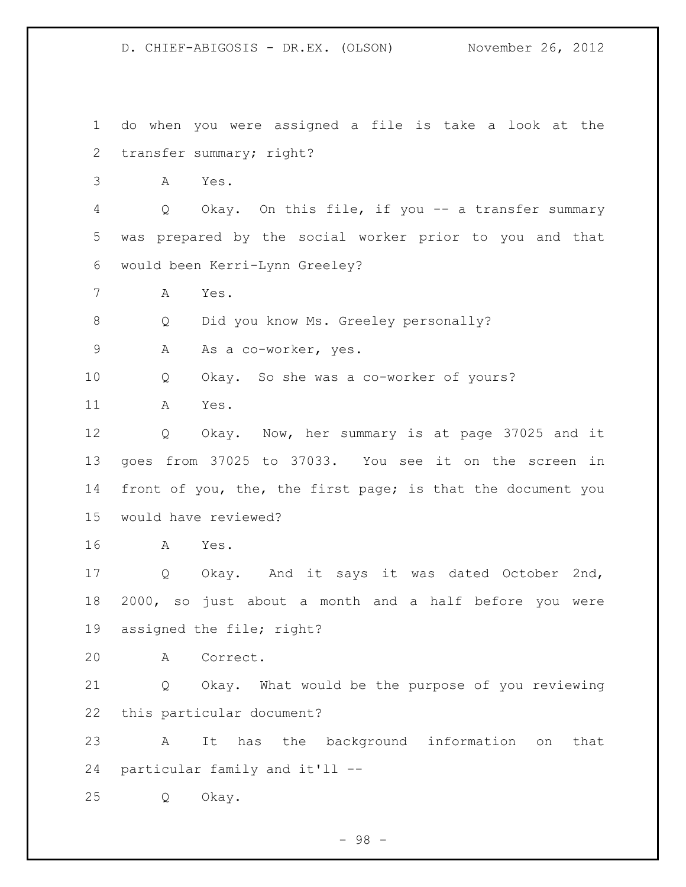do when you were assigned a file is take a look at the transfer summary; right?

A Yes.

Q Okay. On this file, if you -- a transfer summary was prepared by the social worker prior to you and that would been Kerri-Lynn Greeley?

A Yes.

Q Did you know Ms. Greeley personally?

A As a co-worker, yes.

Q Okay. So she was a co-worker of yours?

A Yes.

Q Okay. Now, her summary is at page 37025 and it goes from 37025 to 37033. You see it on the screen in front of you, the, the first page; is that the document you would have reviewed?

A Yes.

Q Okay. And it says it was dated October 2nd, 2000, so just about a month and a half before you were assigned the file; right?

A Correct.

Q Okay. What would be the purpose of you reviewing this particular document?

A It has the background information on that particular family and it'll --

Q Okay.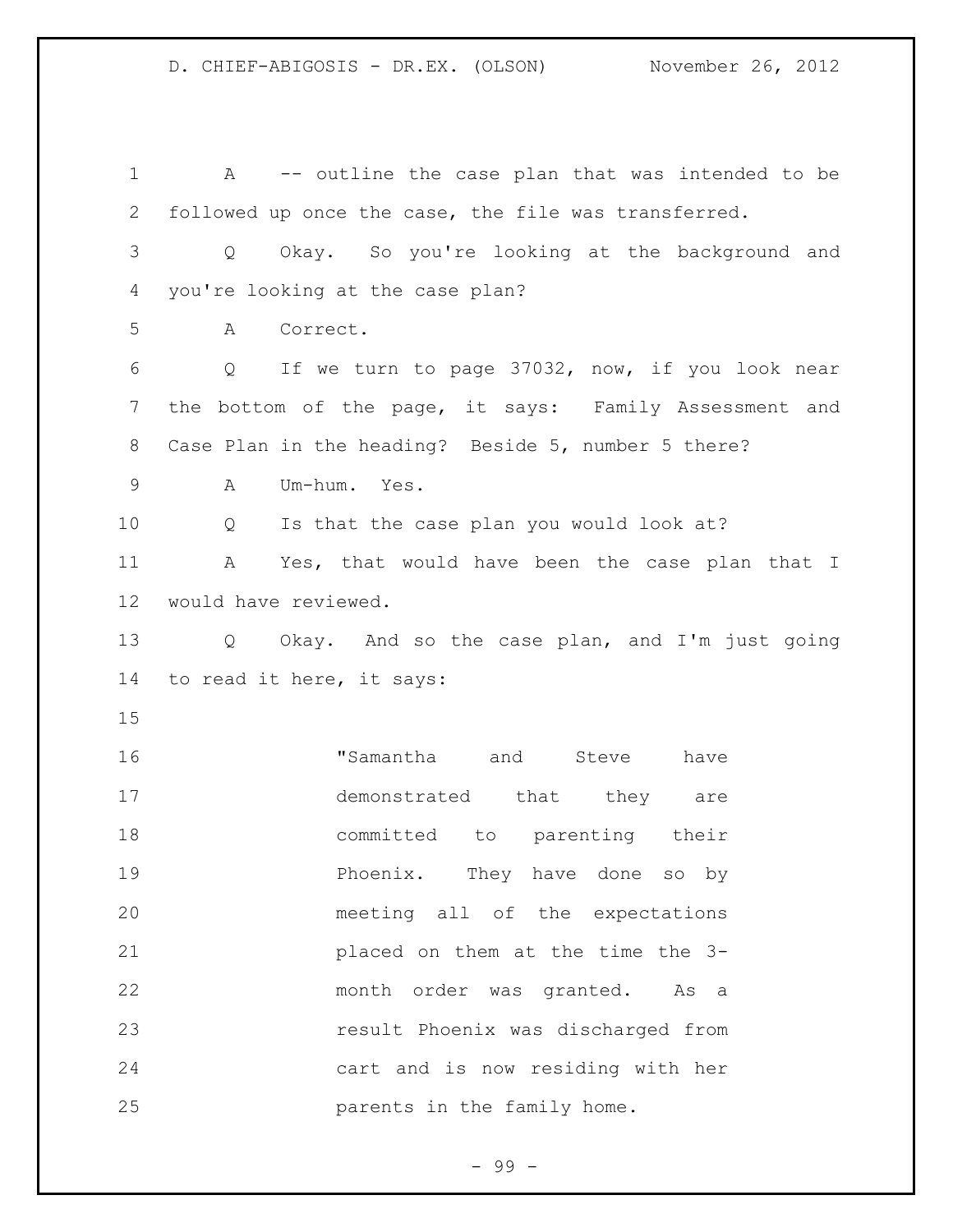A -- outline the case plan that was intended to be followed up once the case, the file was transferred.

Q Okay. So you're looking at the background and you're looking at the case plan?

A Correct.

Q If we turn to page 37032, now, if you look near the bottom of the page, it says: Family Assessment and Case Plan in the heading? Beside 5, number 5 there?

A Um-hum. Yes.

Q Is that the case plan you would look at?

A Yes, that would have been the case plan that I would have reviewed.

Q Okay. And so the case plan, and I'm just going to read it here, it says:

> "Samantha and Steve have demonstrated that they are committed to parenting their Phoenix. They have done so by meeting all of the expectations placed on them at the time the 3-month order was granted. As a result Phoenix was discharged from cart and is now residing with her parents in the family home.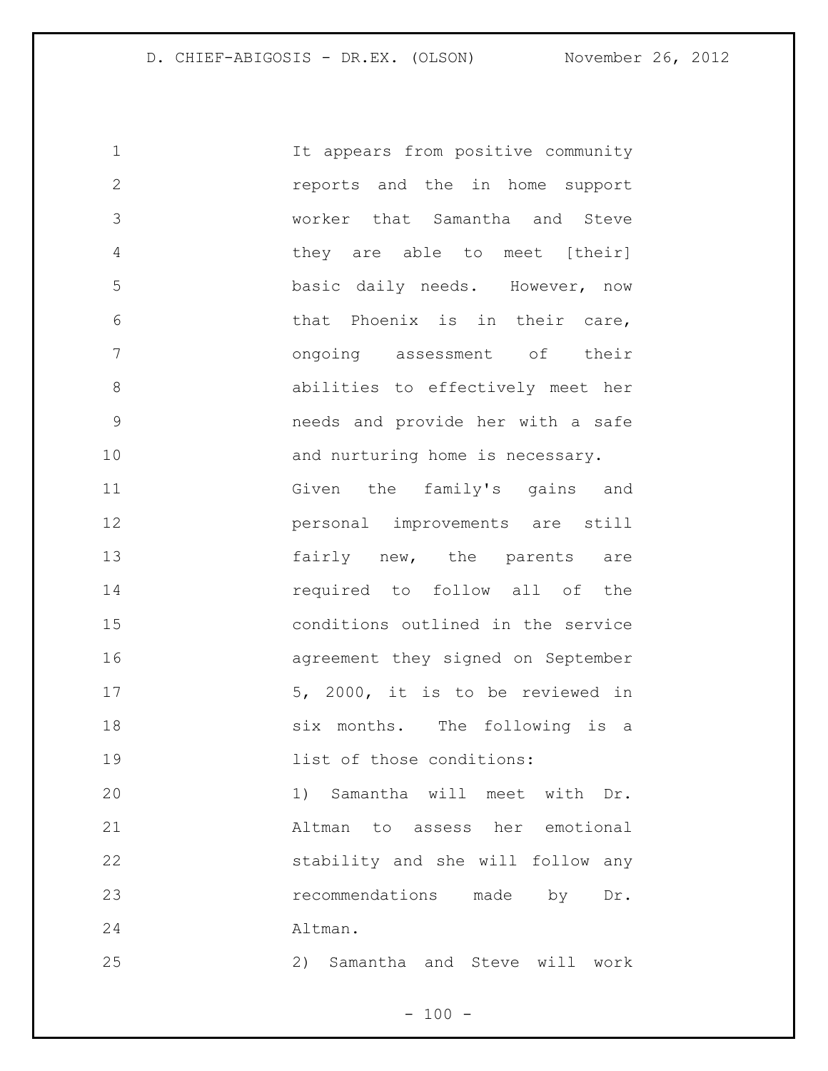It appears from positive community reports and the in home support worker that Samantha and Steve they are able to meet [their] basic daily needs. However, now that Phoenix is in their care, ongoing assessment of their abilities to effectively meet her needs and provide her with a safe and nurturing home is necessary. Given the family's gains and personal improvements are still fairly new, the parents are required to follow all of the conditions outlined in the service agreement they signed on September 5, 2000, it is to be reviewed in six months. The following is a list of those conditions:

1) Samantha will meet with Dr. Altman to assess her emotional stability and she will follow any recommendations made by Dr. Altman.

2) Samantha and Steve will work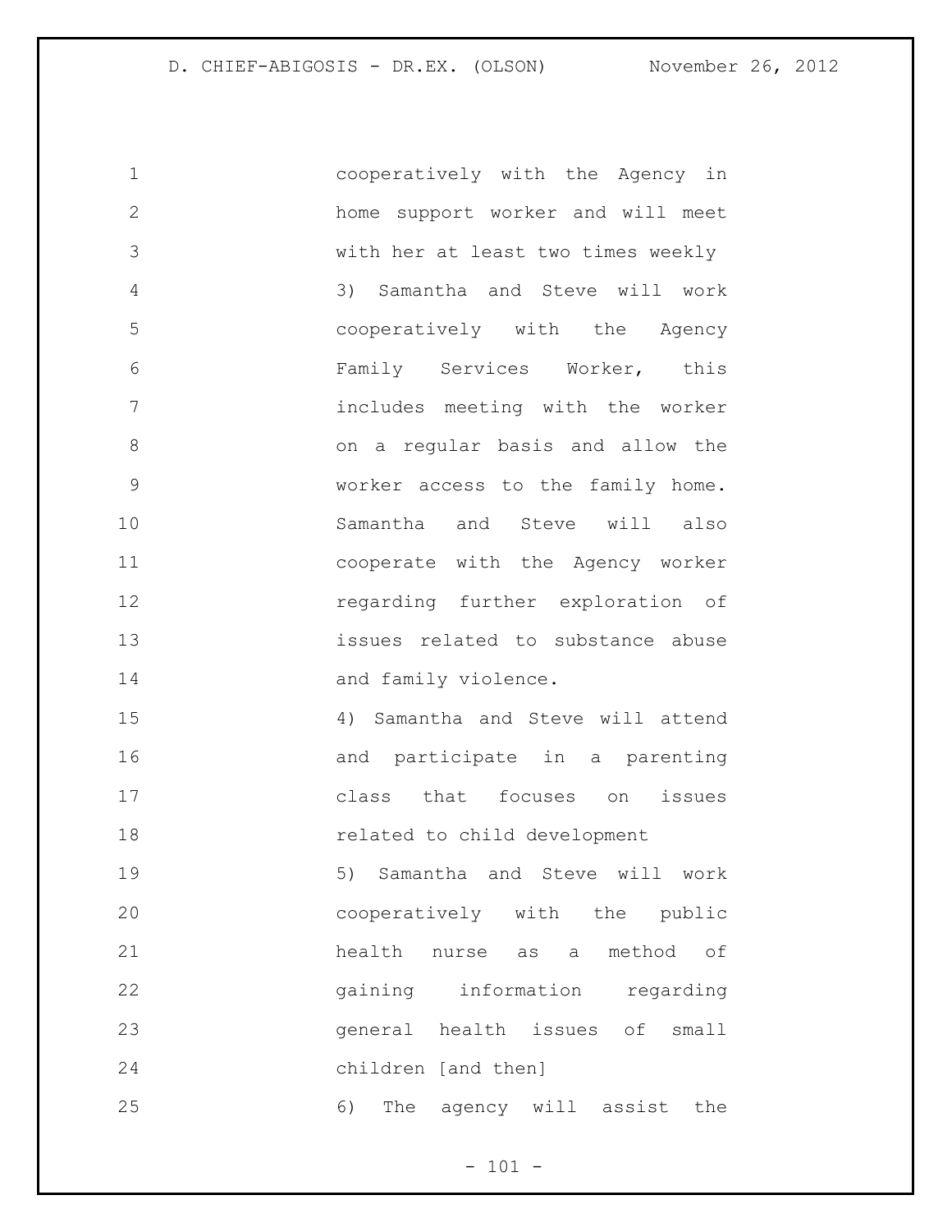cooperatively with the Agency in home support worker and will meet with her at least two times weekly

3) Samantha and Steve will work cooperatively with the Agency Family Services Worker, this includes meeting with the worker on a regular basis and allow the worker access to the family home. Samantha and Steve will also cooperate with the Agency worker regarding further exploration of issues related to substance abuse and family violence.

4) Samantha and Steve will attend and participate in a parenting class that focuses on issues related to child development

5) Samantha and Steve will work cooperatively with the public health nurse as a method of gaining information regarding general health issues of small children [and then]

6) The agency will assist the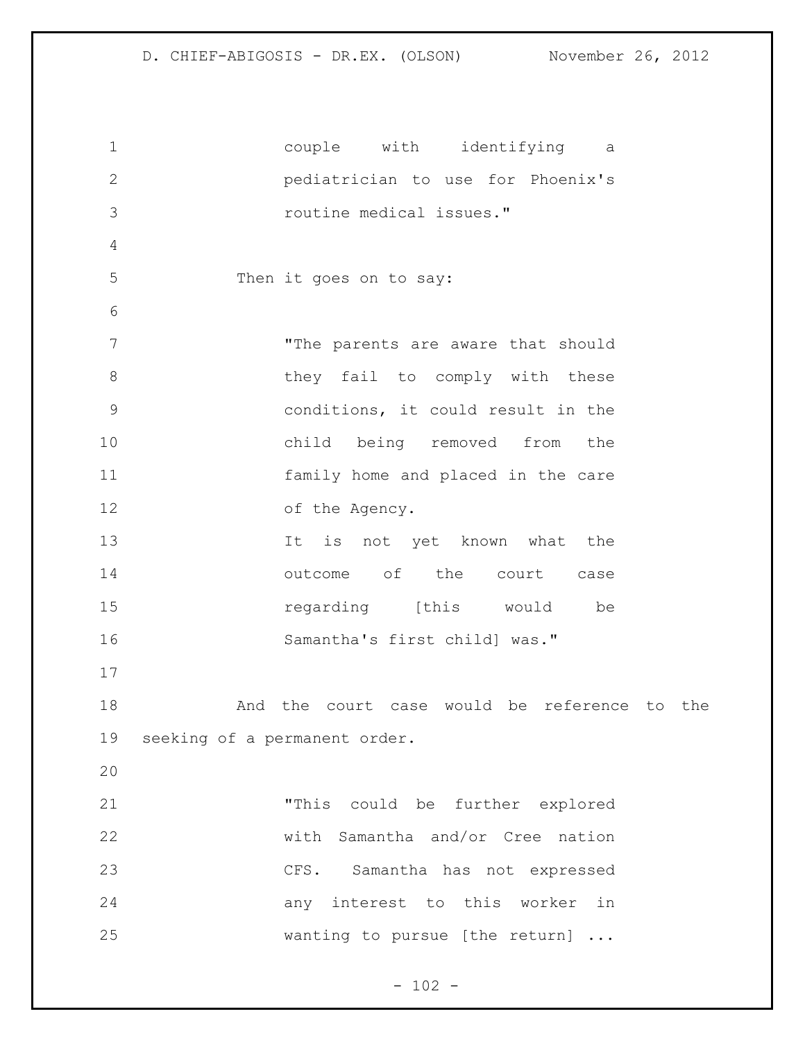> couple with identifying a pediatrician to use for Phoenix's routine medical issues."

Then it goes on to say:

> "The parents are aware that should they fail to comply with these conditions, it could result in the child being removed from the family home and placed in the care of the Agency.
> It is not yet known what the outcome of the court case regarding [this would be Samantha's first child] was."

And the court case would be reference to the seeking of a permanent order.

> "This could be further explored with Samantha and/or Cree nation CFS. Samantha has not expressed any interest to this worker in wanting to pursue [the return] ...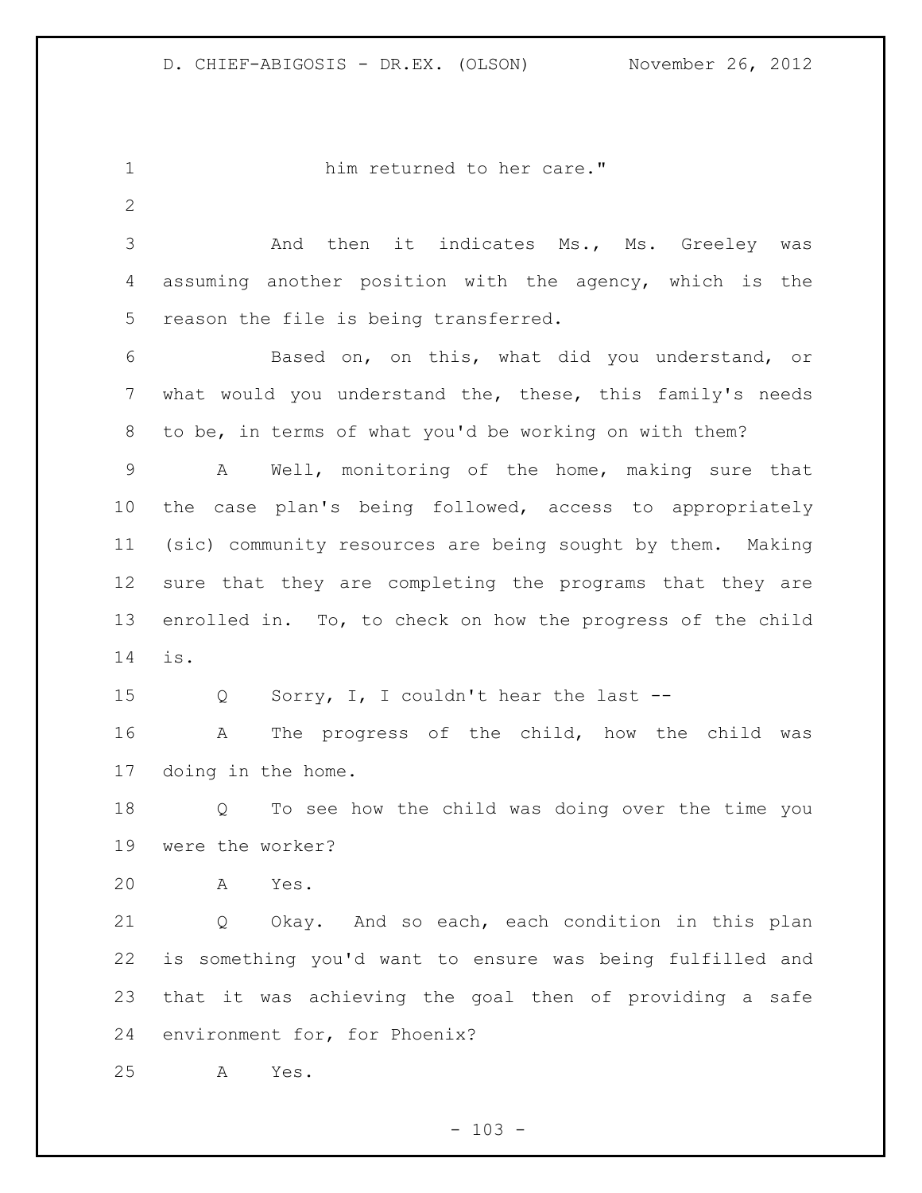him returned to her care."

And then it indicates Ms., Ms. Greeley was assuming another position with the agency, which is the reason the file is being transferred.

Based on, on this, what did you understand, or what would you understand the, these, this family's needs to be, in terms of what you'd be working on with them?

A Well, monitoring of the home, making sure that the case plan's being followed, access to appropriately (sic) community resources are being sought by them. Making sure that they are completing the programs that they are enrolled in. To, to check on how the progress of the child is.

Q Sorry, I, I couldn't hear the last --

A The progress of the child, how the child was doing in the home.

Q To see how the child was doing over the time you were the worker?

A Yes.

Q Okay. And so each, each condition in this plan is something you'd want to ensure was being fulfilled and that it was achieving the goal then of providing a safe environment for, for Phoenix?

A Yes.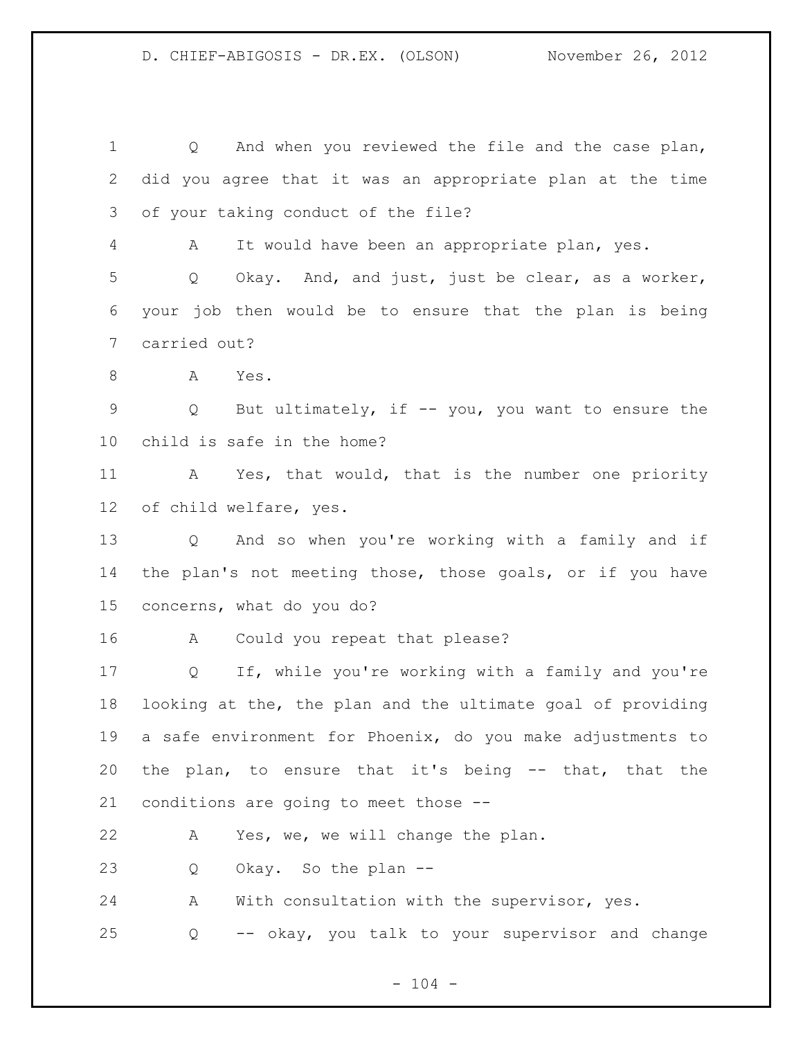1 Q And when you reviewed the file and the case plan,
2 did you agree that it was an appropriate plan at the time
3 of your taking conduct of the file?
4 A It would have been an appropriate plan, yes.
5 Q Okay. And, and just, just be clear, as a worker,
6 your job then would be to ensure that the plan is being
7 carried out?
8 A Yes.
9 Q But ultimately, if -- you, you want to ensure the
10 child is safe in the home?
11 A Yes, that would, that is the number one priority
12 of child welfare, yes.
13 Q And so when you're working with a family and if
14 the plan's not meeting those, those goals, or if you have
15 concerns, what do you do?
16 A Could you repeat that please?
17 Q If, while you're working with a family and you're
18 looking at the, the plan and the ultimate goal of providing
19 a safe environment for Phoenix, do you make adjustments to
20 the plan, to ensure that it's being -- that, that the
21 conditions are going to meet those --
22 A Yes, we, we will change the plan.
23 Q Okay. So the plan --
24 A With consultation with the supervisor, yes.
25 Q -- okay, you talk to your supervisor and change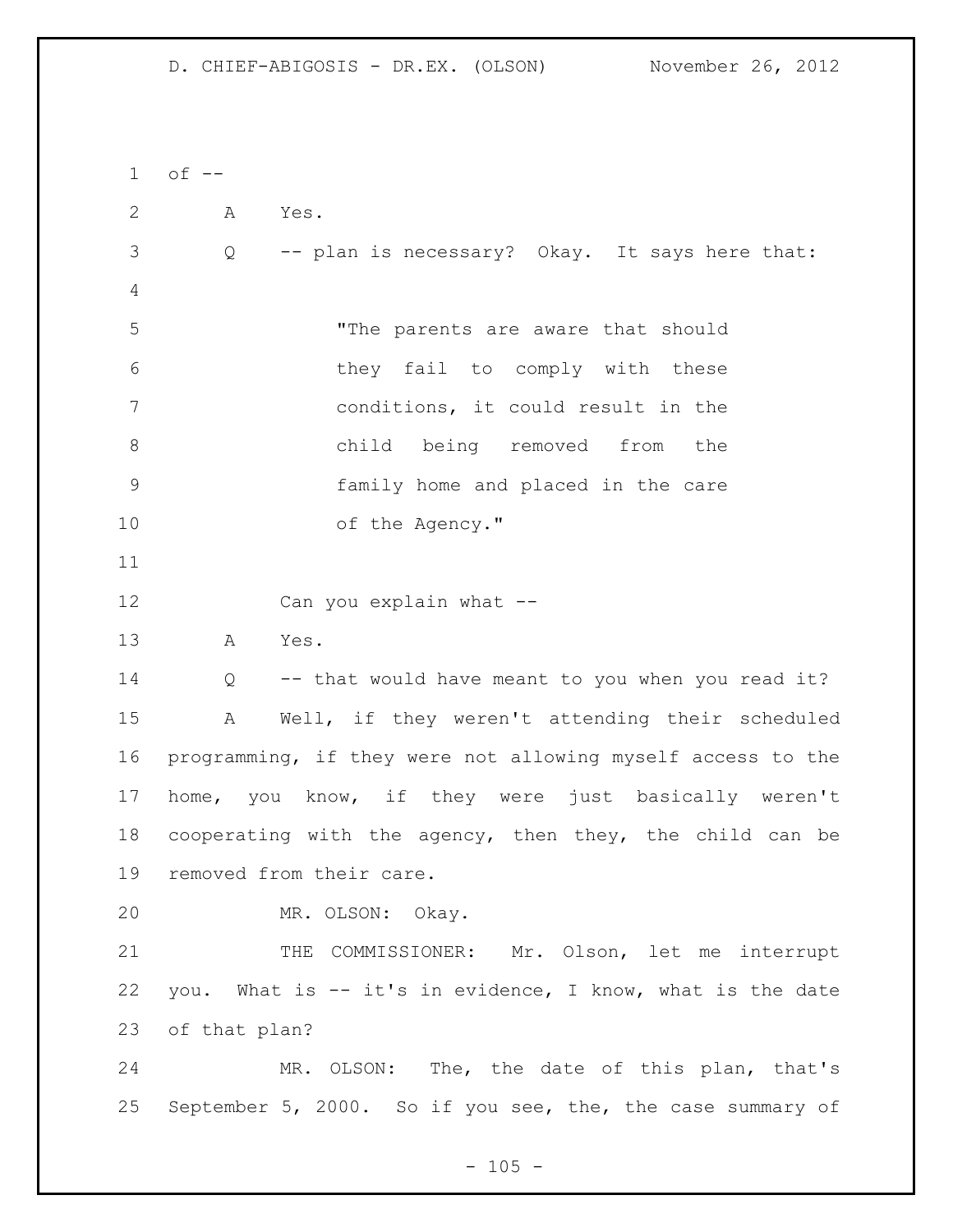of --

A Yes.

Q -- plan is necessary? Okay. It says here that:

> "The parents are aware that should they fail to comply with these conditions, it could result in the child being removed from the family home and placed in the care of the Agency."

Can you explain what --

A Yes.

Q -- that would have meant to you when you read it?

A Well, if they weren't attending their scheduled programming, if they were not allowing myself access to the home, you know, if they were just basically weren't cooperating with the agency, then they, the child can be removed from their care.

MR. OLSON: Okay.

THE COMMISSIONER: Mr. Olson, let me interrupt you. What is -- it's in evidence, I know, what is the date of that plan?

MR. OLSON: The, the date of this plan, that's September 5, 2000. So if you see, the, the case summary of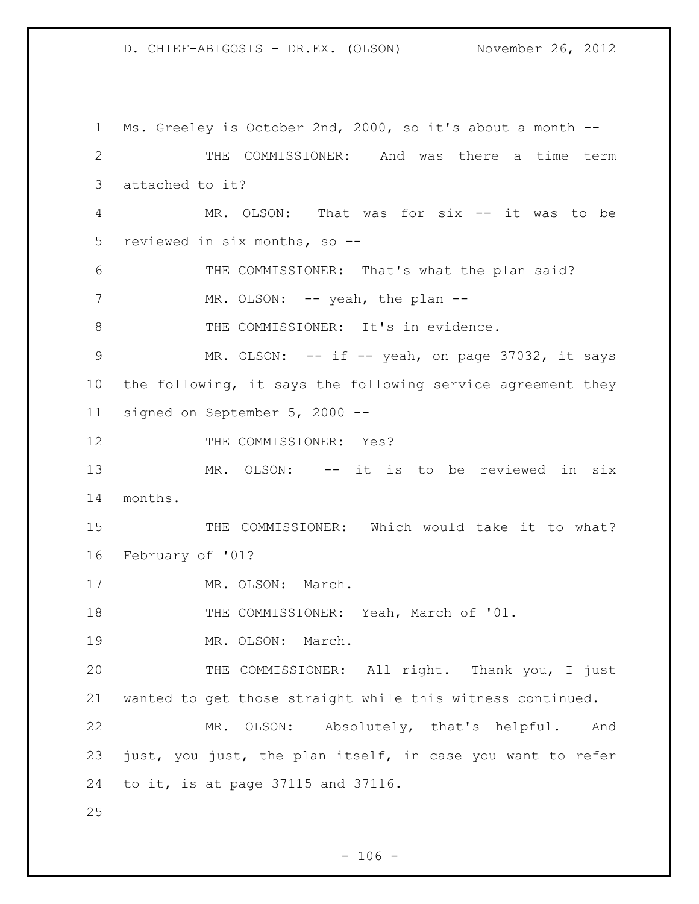Ms. Greeley is October 2nd, 2000, so it's about a month --

THE COMMISSIONER: And was there a time term attached to it?

MR. OLSON: That was for six -- it was to be reviewed in six months, so --

THE COMMISSIONER: That's what the plan said?

MR. OLSON: -- yeah, the plan --

THE COMMISSIONER: It's in evidence.

MR. OLSON: -- if -- yeah, on page 37032, it says the following, it says the following service agreement they signed on September 5, 2000 --

THE COMMISSIONER: Yes?

MR. OLSON: -- it is to be reviewed in six months.

THE COMMISSIONER: Which would take it to what? February of '01?

MR. OLSON: March.

THE COMMISSIONER: Yeah, March of '01.

MR. OLSON: March.

THE COMMISSIONER: All right. Thank you, I just wanted to get those straight while this witness continued.

MR. OLSON: Absolutely, that's helpful. And just, you just, the plan itself, in case you want to refer to it, is at page 37115 and 37116.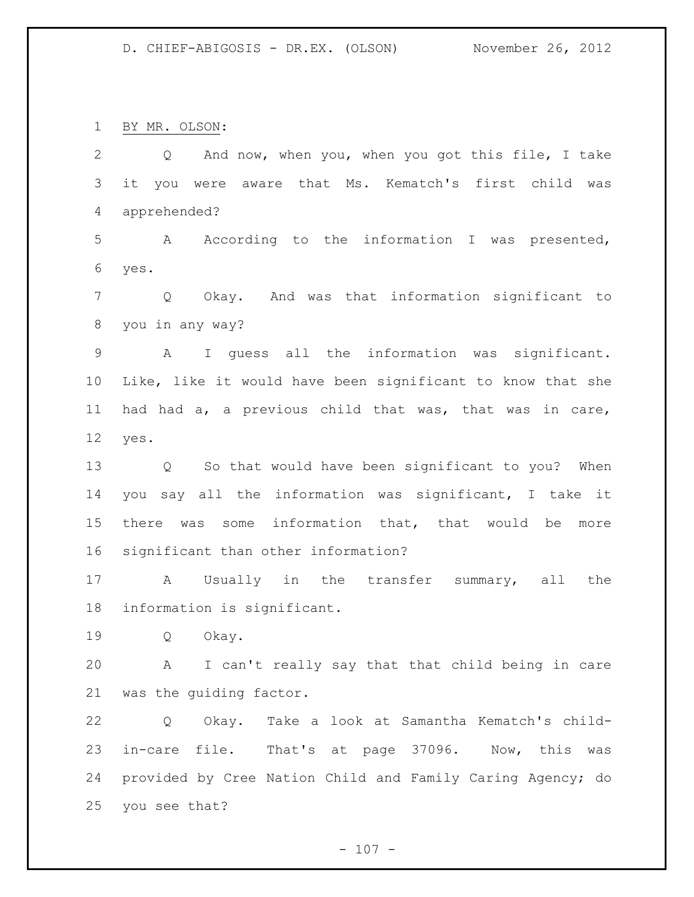BY MR. OLSON:

Q And now, when you, when you got this file, I take it you were aware that Ms. Kematch's first child was apprehended?

A According to the information I was presented, yes.

Q Okay. And was that information significant to you in any way?

A I guess all the information was significant. Like, like it would have been significant to know that she had had a, a previous child that was, that was in care, yes.

Q So that would have been significant to you? When you say all the information was significant, I take it there was some information that, that would be more significant than other information?

A Usually in the transfer summary, all the information is significant.

Q Okay.

A I can't really say that that child being in care was the guiding factor.

Q Okay. Take a look at Samantha Kematch's child-in-care file. That's at page 37096. Now, this was provided by Cree Nation Child and Family Caring Agency; do you see that?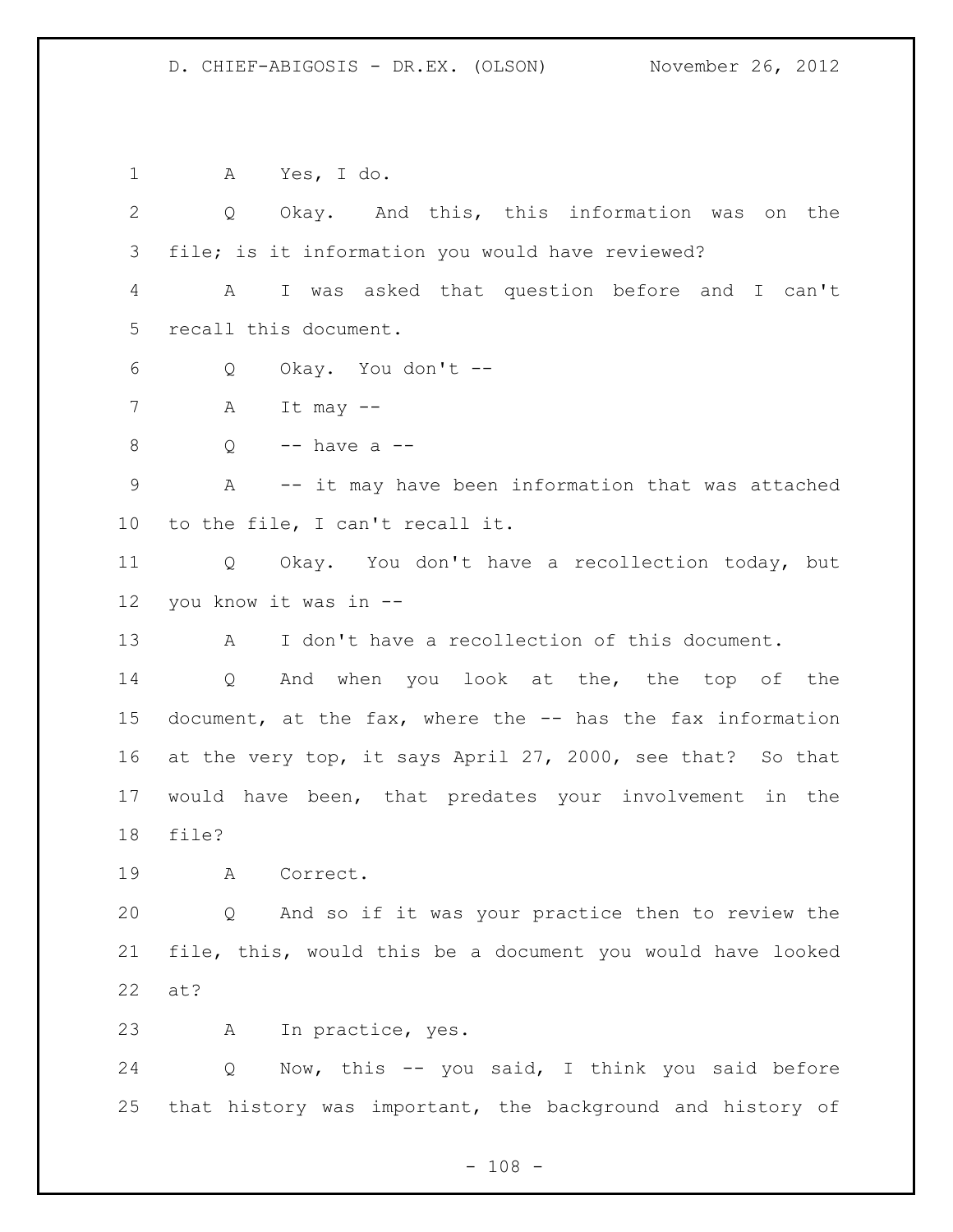A Yes, I do.

Q Okay. And this, this information was on the file; is it information you would have reviewed?

A I was asked that question before and I can't recall this document.

Q Okay. You don't --

A It may --

Q -- have a --

A -- it may have been information that was attached to the file, I can't recall it.

Q Okay. You don't have a recollection today, but you know it was in --

A I don't have a recollection of this document.

Q And when you look at the, the top of the document, at the fax, where the -- has the fax information at the very top, it says April 27, 2000, see that? So that would have been, that predates your involvement in the file?

A Correct.

Q And so if it was your practice then to review the file, this, would this be a document you would have looked at?

A In practice, yes.

Q Now, this -- you said, I think you said before that history was important, the background and history of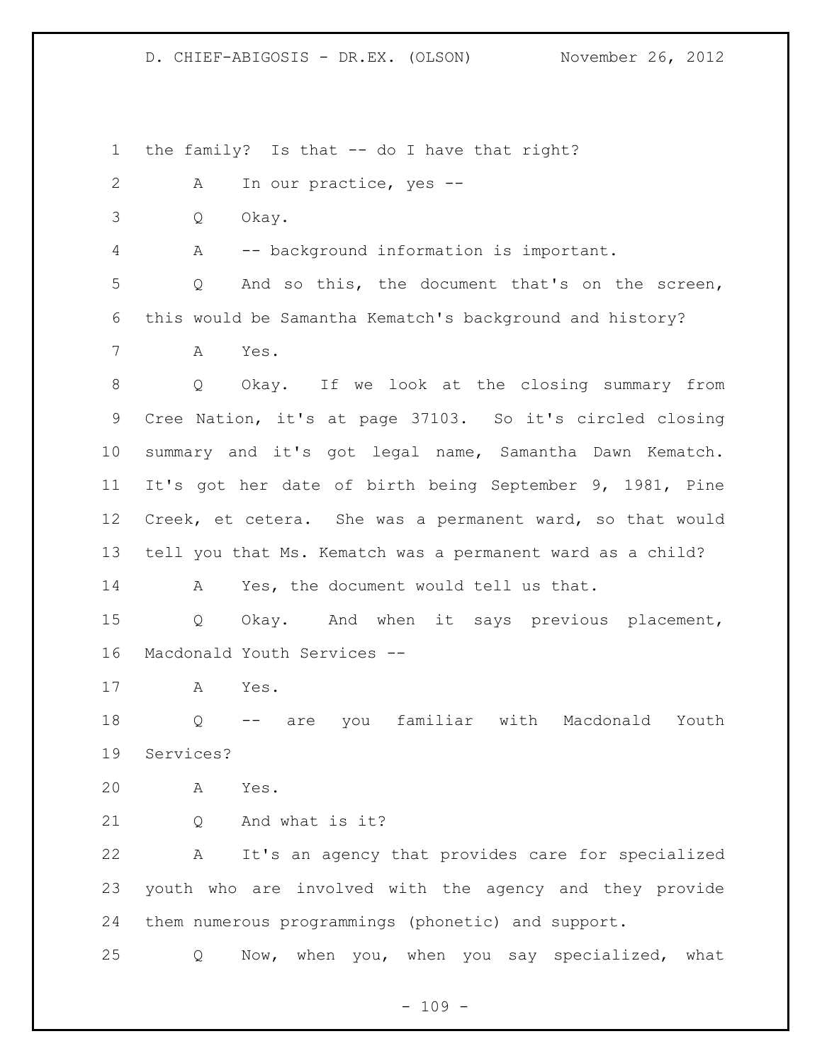the family? Is that -- do I have that right?

A In our practice, yes --

Q Okay.

A -- background information is important.

Q And so this, the document that's on the screen, this would be Samantha Kematch's background and history?

A Yes.

Q Okay. If we look at the closing summary from Cree Nation, it's at page 37103. So it's circled closing summary and it's got legal name, Samantha Dawn Kematch. It's got her date of birth being September 9, 1981, Pine Creek, et cetera. She was a permanent ward, so that would tell you that Ms. Kematch was a permanent ward as a child?

A Yes, the document would tell us that.

Q Okay. And when it says previous placement, Macdonald Youth Services --

A Yes.

Q -- are you familiar with Macdonald Youth Services?

A Yes.

Q And what is it?

A It's an agency that provides care for specialized youth who are involved with the agency and they provide them numerous programmings (phonetic) and support.

Q Now, when you, when you say specialized, what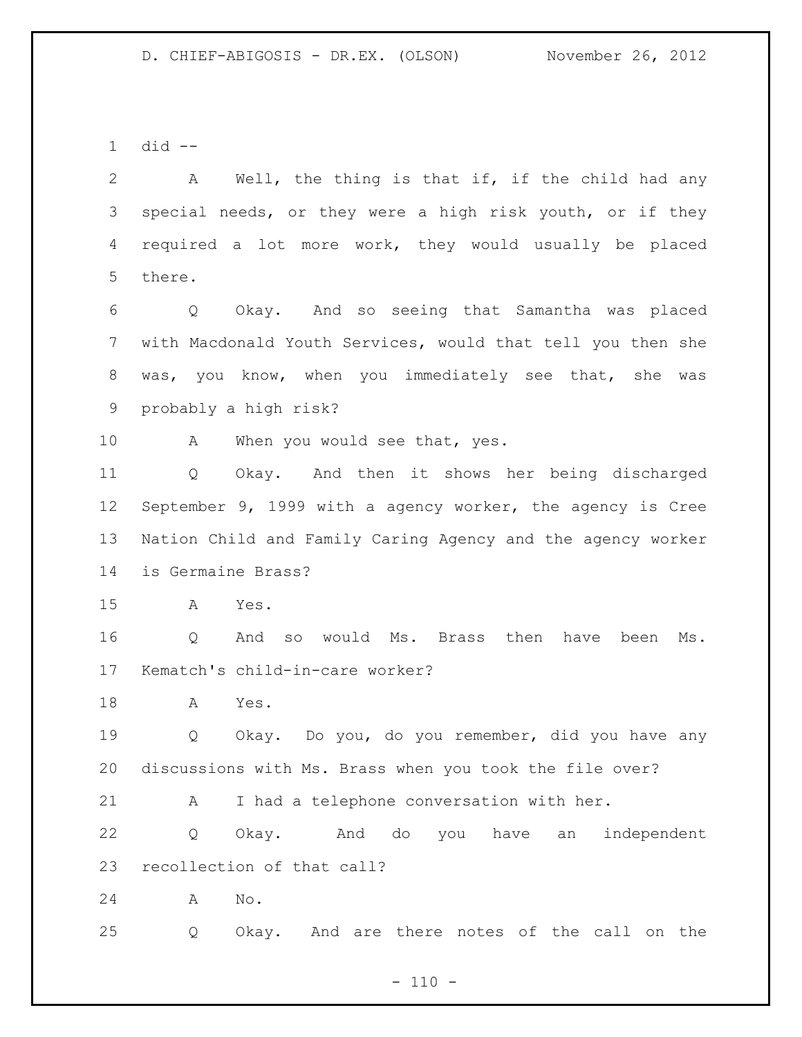did --

A Well, the thing is that if, if the child had any special needs, or they were a high risk youth, or if they required a lot more work, they would usually be placed there.

Q Okay. And so seeing that Samantha was placed with Macdonald Youth Services, would that tell you then she was, you know, when you immediately see that, she was probably a high risk?

A When you would see that, yes.

Q Okay. And then it shows her being discharged September 9, 1999 with a agency worker, the agency is Cree Nation Child and Family Caring Agency and the agency worker is Germaine Brass?

A Yes.

Q And so would Ms. Brass then have been Ms. Kematch's child-in-care worker?

A Yes.

Q Okay. Do you, do you remember, did you have any discussions with Ms. Brass when you took the file over?

A I had a telephone conversation with her.

Q Okay. And do you have an independent recollection of that call?

A No.

Q Okay. And are there notes of the call on the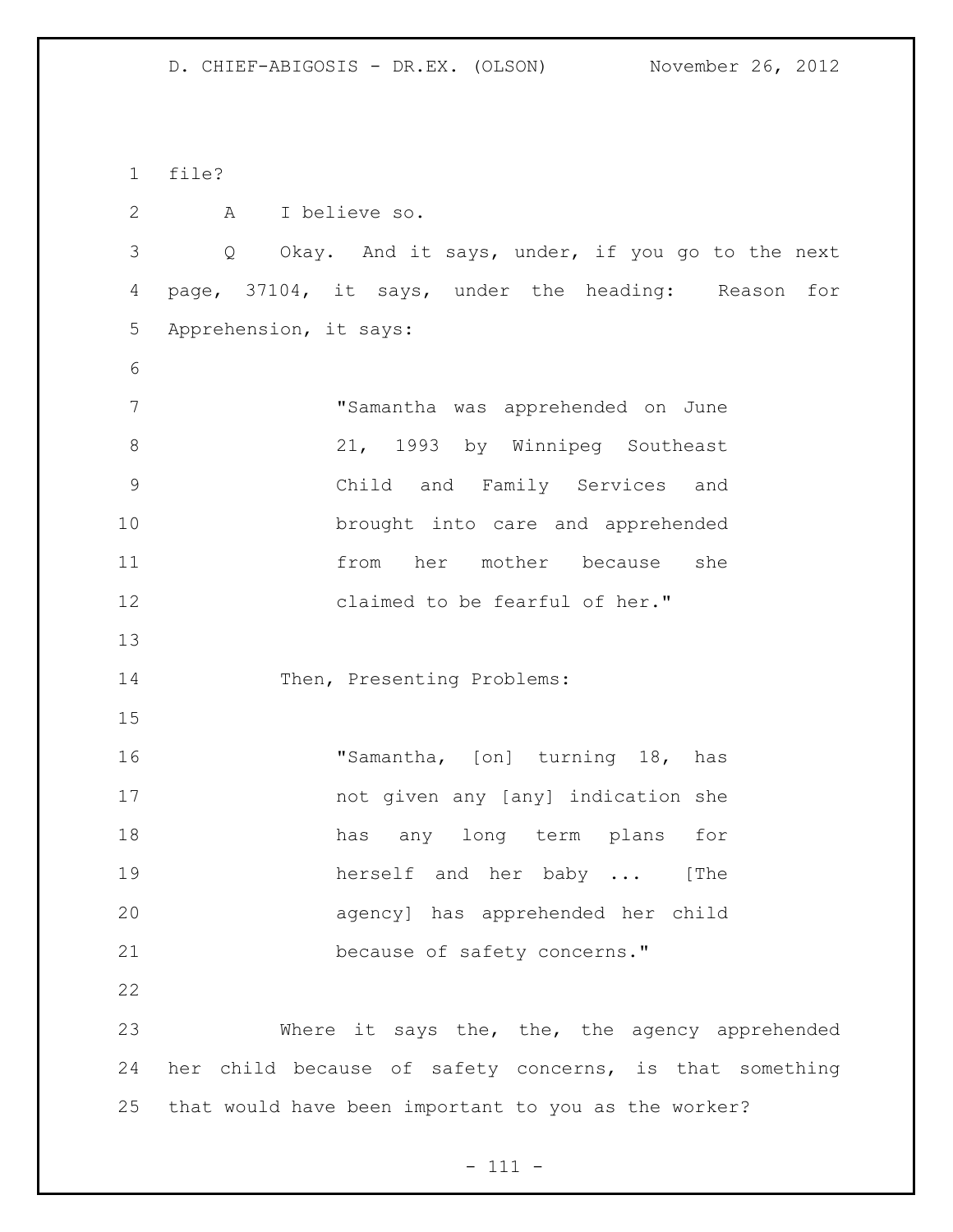file?

A I believe so.

Q Okay. And it says, under, if you go to the next page, 37104, it says, under the heading: Reason for Apprehension, it says:

> "Samantha was apprehended on June 21, 1993 by Winnipeg Southeast Child and Family Services and brought into care and apprehended from her mother because she claimed to be fearful of her."

Then, Presenting Problems:

> "Samantha, [on] turning 18, has not given any [any] indication she has any long term plans for herself and her baby ... [The agency] has apprehended her child because of safety concerns."

Where it says the, the, the agency apprehended her child because of safety concerns, is that something that would have been important to you as the worker?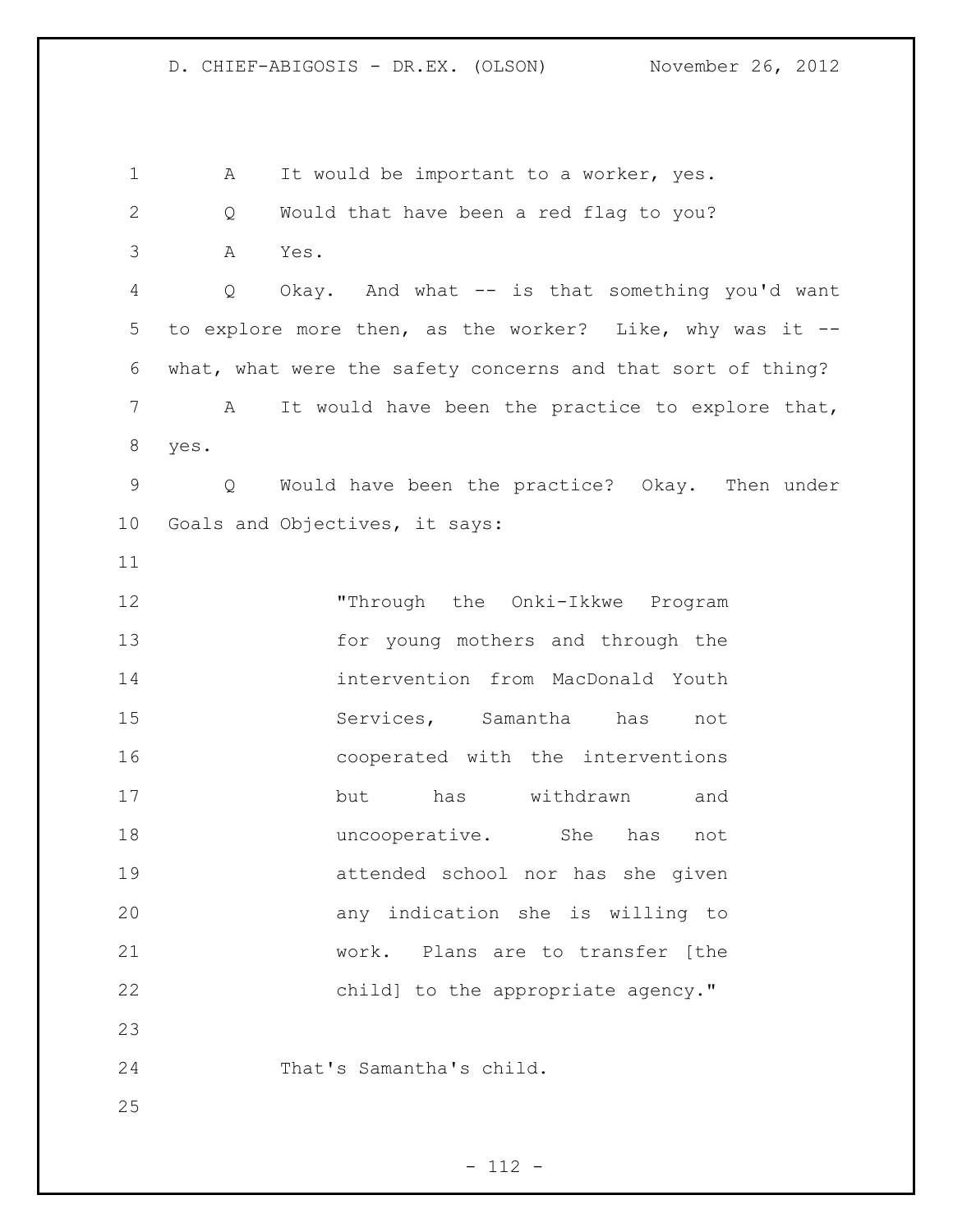A It would be important to a worker, yes.

Q Would that have been a red flag to you?

A Yes.

Q Okay. And what -- is that something you'd want to explore more then, as the worker? Like, why was it -- what, what were the safety concerns and that sort of thing?

A It would have been the practice to explore that, yes.

Q Would have been the practice? Okay. Then under Goals and Objectives, it says:

> "Through the Onki-Ikkwe Program for young mothers and through the intervention from MacDonald Youth Services, Samantha has not cooperated with the interventions but has withdrawn and uncooperative. She has not attended school nor has she given any indication she is willing to work. Plans are to transfer [the child] to the appropriate agency."

That's Samantha's child.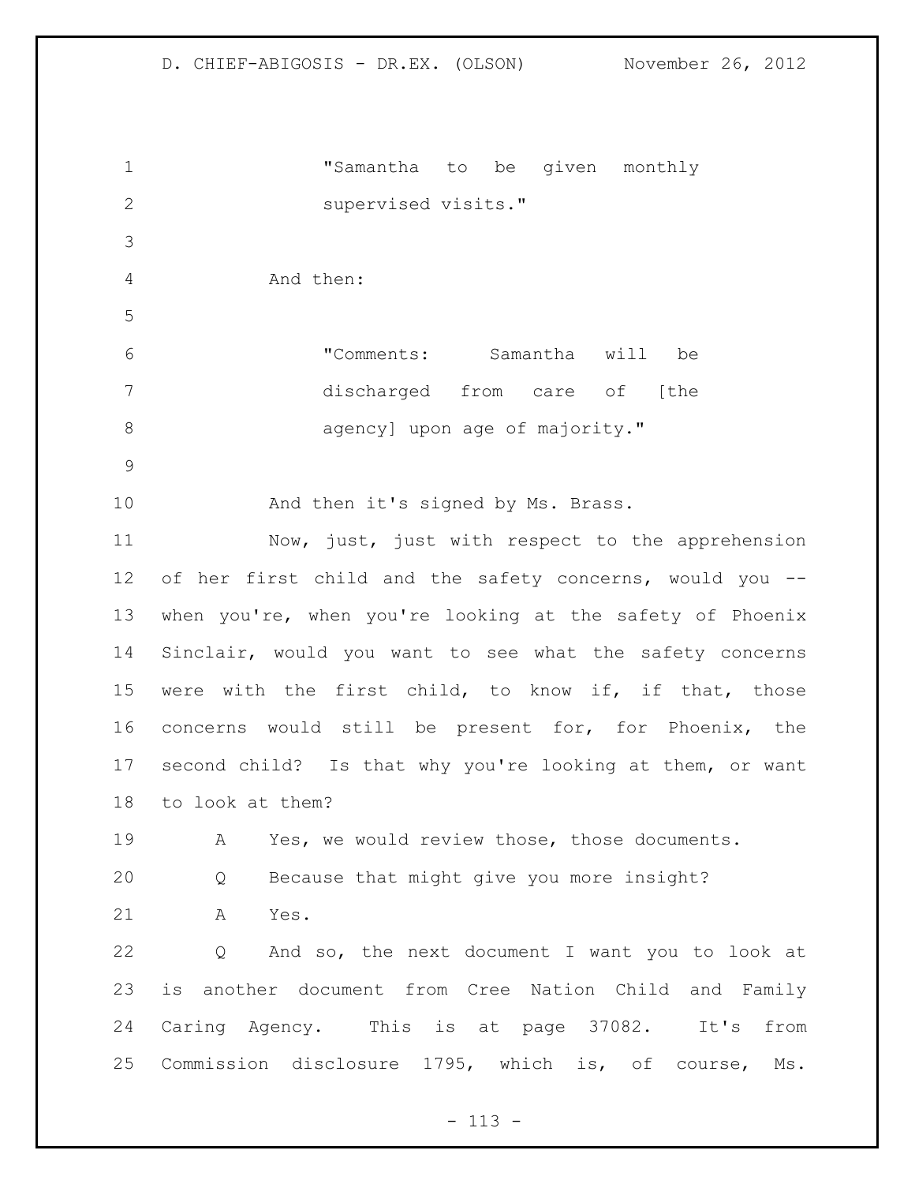"Samantha to be given monthly supervised visits."

And then:

"Comments: Samantha will be discharged from care of [the agency] upon age of majority."

And then it's signed by Ms. Brass.

Now, just, just with respect to the apprehension of her first child and the safety concerns, would you -- when you're, when you're looking at the safety of Phoenix Sinclair, would you want to see what the safety concerns were with the first child, to know if, if that, those concerns would still be present for, for Phoenix, the second child? Is that why you're looking at them, or want to look at them?

A Yes, we would review those, those documents.

Q Because that might give you more insight?

A Yes.

Q And so, the next document I want you to look at is another document from Cree Nation Child and Family Caring Agency. This is at page 37082. It's from Commission disclosure 1795, which is, of course, Ms.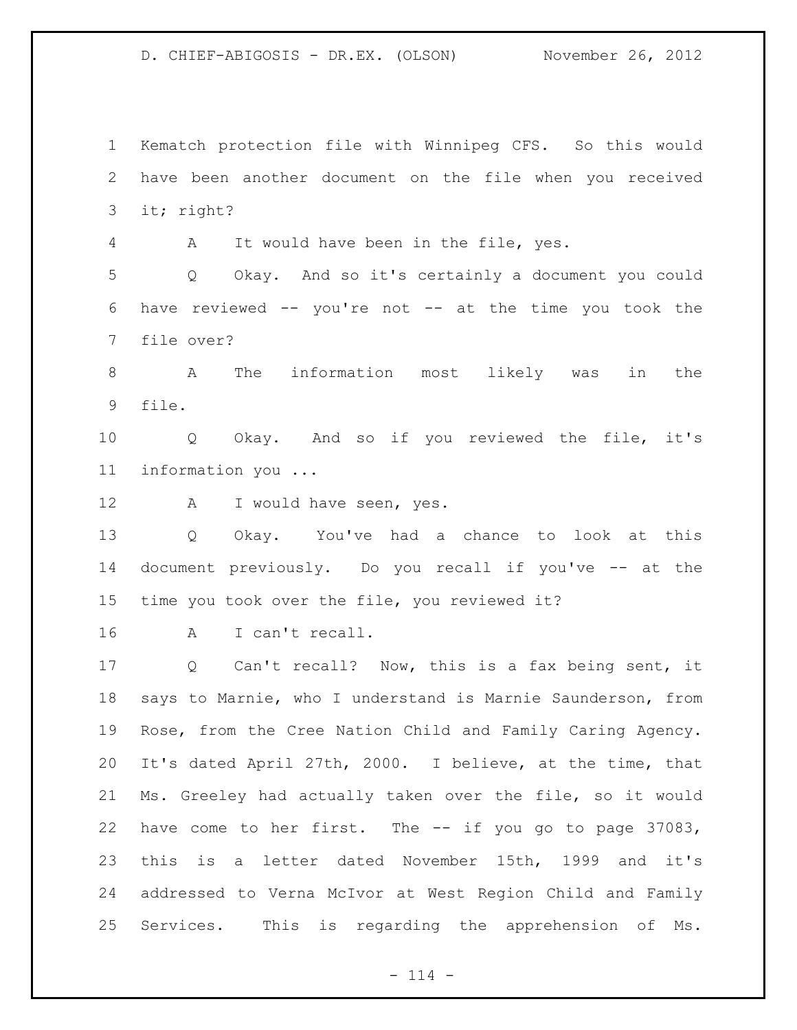Kematch protection file with Winnipeg CFS. So this would have been another document on the file when you received it; right?

A It would have been in the file, yes.

Q Okay. And so it's certainly a document you could have reviewed -- you're not -- at the time you took the file over?

A The information most likely was in the file.

Q Okay. And so if you reviewed the file, it's information you ...

A I would have seen, yes.

Q Okay. You've had a chance to look at this document previously. Do you recall if you've -- at the time you took over the file, you reviewed it?

A I can't recall.

Q Can't recall? Now, this is a fax being sent, it says to Marnie, who I understand is Marnie Saunderson, from Rose, from the Cree Nation Child and Family Caring Agency. It's dated April 27th, 2000. I believe, at the time, that Ms. Greeley had actually taken over the file, so it would have come to her first. The -- if you go to page 37083, this is a letter dated November 15th, 1999 and it's addressed to Verna McIvor at West Region Child and Family Services. This is regarding the apprehension of Ms.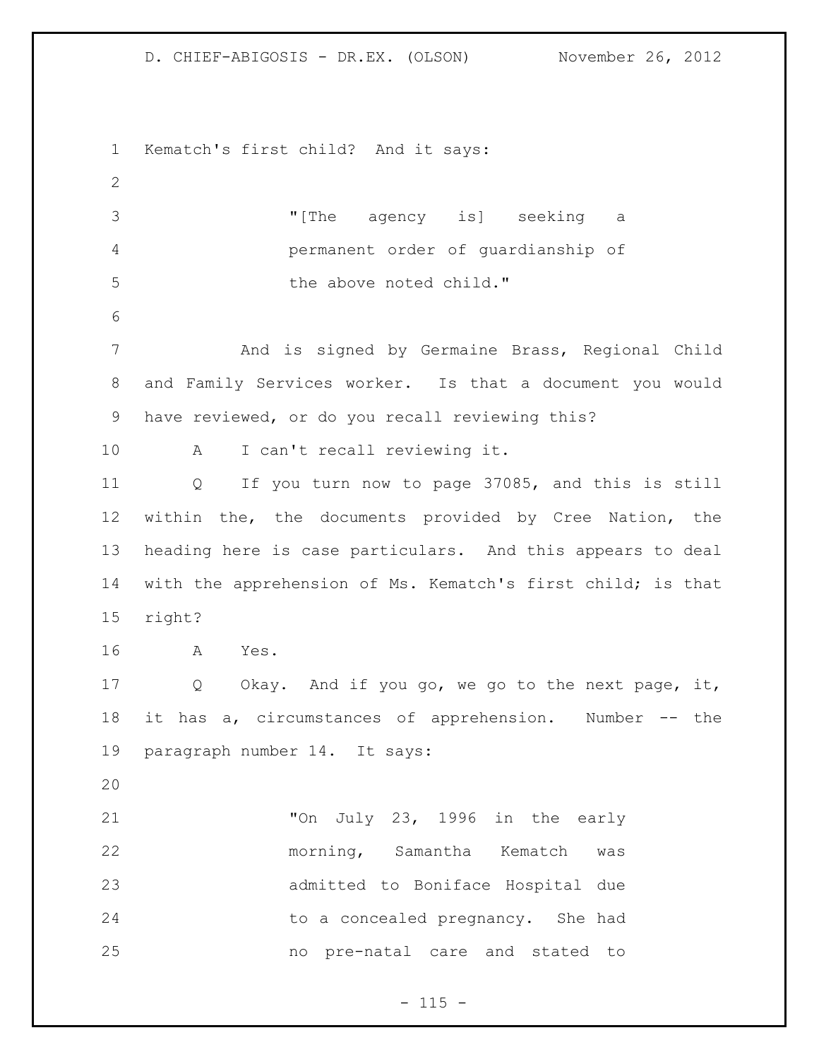Kematch's first child? And it says:

> "[The agency is] seeking a permanent order of guardianship of the above noted child."

And is signed by Germaine Brass, Regional Child and Family Services worker. Is that a document you would have reviewed, or do you recall reviewing this?

A I can't recall reviewing it.

Q If you turn now to page 37085, and this is still within the, the documents provided by Cree Nation, the heading here is case particulars. And this appears to deal with the apprehension of Ms. Kematch's first child; is that right?

A Yes.

Q Okay. And if you go, we go to the next page, it, it has a, circumstances of apprehension. Number -- the paragraph number 14. It says:

> "On July 23, 1996 in the early morning, Samantha Kematch was admitted to Boniface Hospital due to a concealed pregnancy. She had no pre-natal care and stated to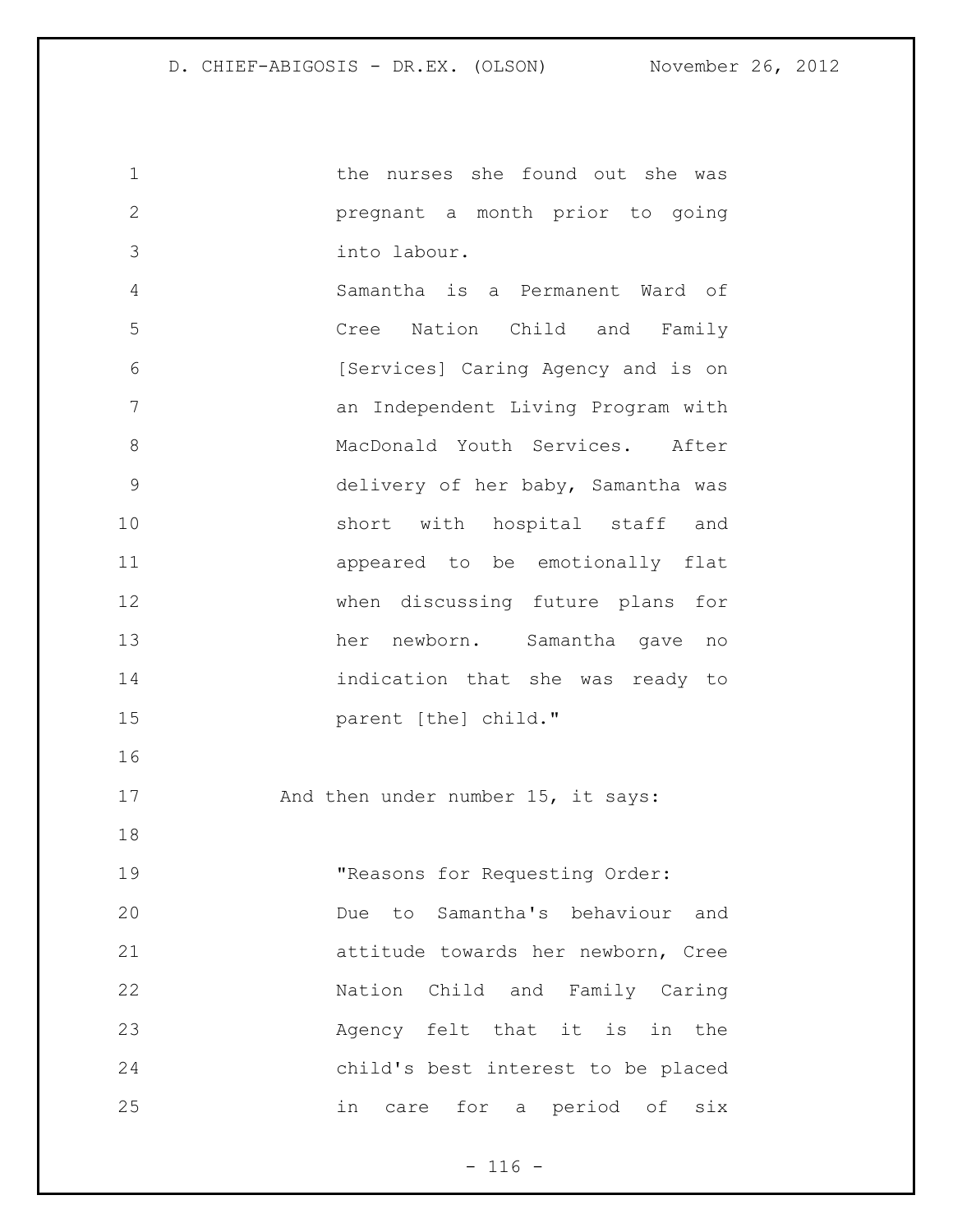the nurses she found out she was pregnant a month prior to going into labour.

Samantha is a Permanent Ward of Cree Nation Child and Family [Services] Caring Agency and is on an Independent Living Program with MacDonald Youth Services. After delivery of her baby, Samantha was short with hospital staff and appeared to be emotionally flat when discussing future plans for her newborn. Samantha gave no indication that she was ready to parent [the] child."

And then under number 15, it says:

"Reasons for Requesting Order:

Due to Samantha's behaviour and attitude towards her newborn, Cree Nation Child and Family Caring Agency felt that it is in the child's best interest to be placed in care for a period of six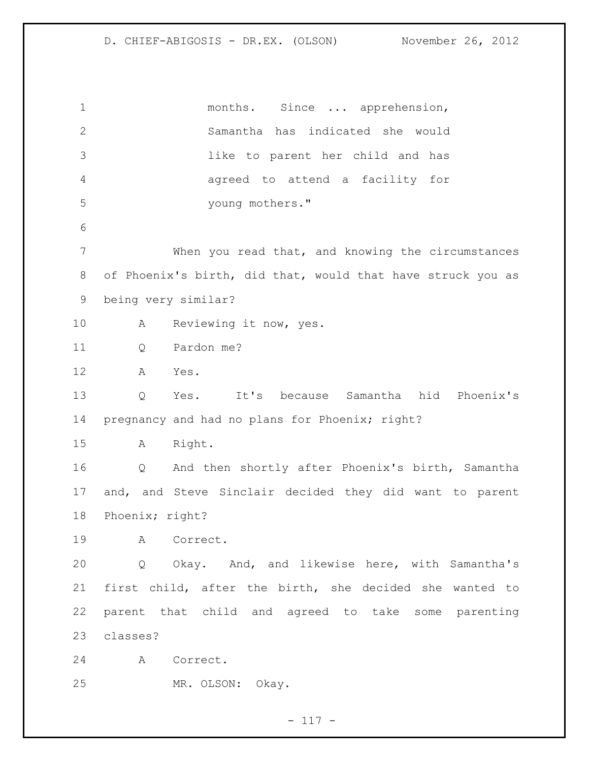months. Since ... apprehension, Samantha has indicated she would like to parent her child and has agreed to attend a facility for young mothers."

When you read that, and knowing the circumstances of Phoenix's birth, did that, would that have struck you as being very similar?

A Reviewing it now, yes.

Q Pardon me?

A Yes.

Q Yes. It's because Samantha hid Phoenix's pregnancy and had no plans for Phoenix; right?

A Right.

Q And then shortly after Phoenix's birth, Samantha and, and Steve Sinclair decided they did want to parent Phoenix; right?

A Correct.

Q Okay. And, and likewise here, with Samantha's first child, after the birth, she decided she wanted to parent that child and agreed to take some parenting classes?

A Correct.

MR. OLSON: Okay.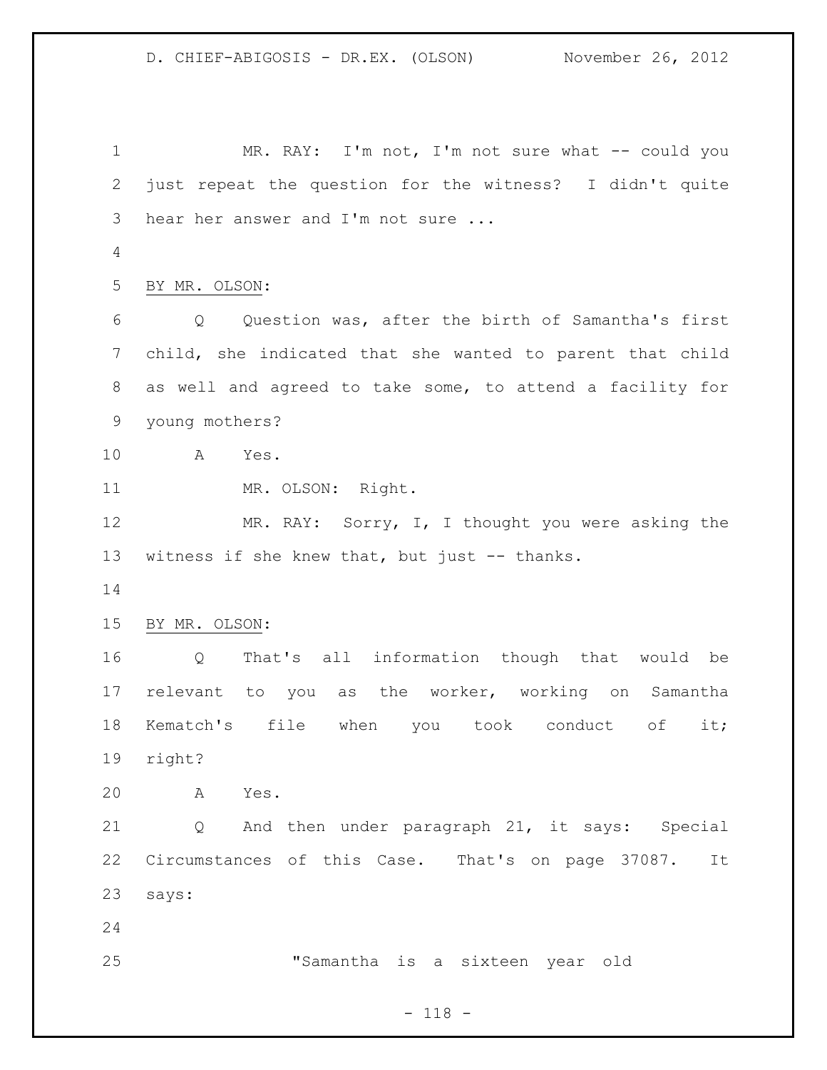MR. RAY: I'm not, I'm not sure what -- could you just repeat the question for the witness? I didn't quite hear her answer and I'm not sure ...

BY MR. OLSON:

Q Question was, after the birth of Samantha's first child, she indicated that she wanted to parent that child as well and agreed to take some, to attend a facility for young mothers?

A Yes.

MR. OLSON: Right.

MR. RAY: Sorry, I, I thought you were asking the witness if she knew that, but just -- thanks.

BY MR. OLSON:

Q That's all information though that would be relevant to you as the worker, working on Samantha Kematch's file when you took conduct of it; right?

A Yes.

Q And then under paragraph 21, it says: Special Circumstances of this Case. That's on page 37087. It says:

"Samantha is a sixteen year old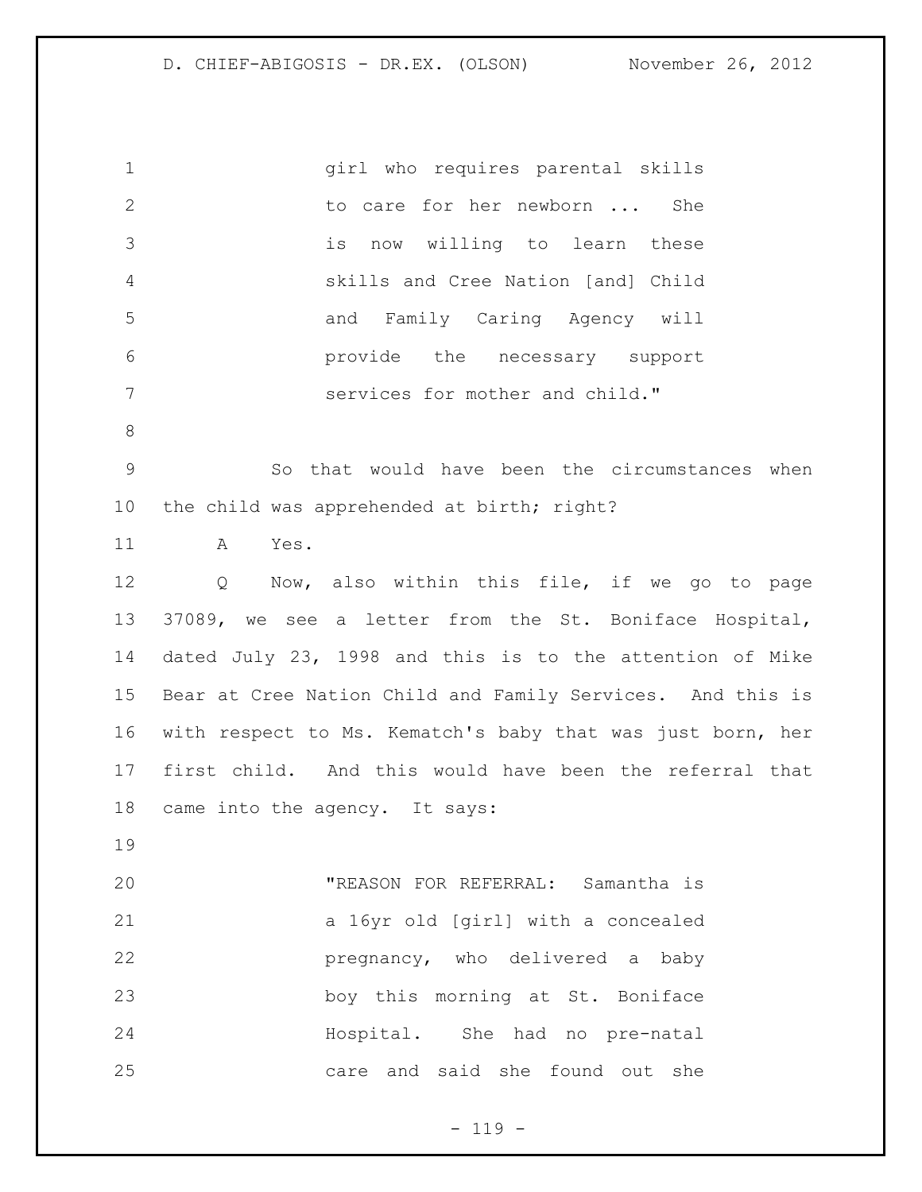> girl who requires parental skills to care for her newborn ... She is now willing to learn these skills and Cree Nation [and] Child and Family Caring Agency will provide the necessary support services for mother and child."

So that would have been the circumstances when the child was apprehended at birth; right?

A Yes.

Q Now, also within this file, if we go to page 37089, we see a letter from the St. Boniface Hospital, dated July 23, 1998 and this is to the attention of Mike Bear at Cree Nation Child and Family Services. And this is with respect to Ms. Kematch's baby that was just born, her first child. And this would have been the referral that came into the agency. It says:

> "REASON FOR REFERRAL: Samantha is a 16yr old [girl] with a concealed pregnancy, who delivered a baby boy this morning at St. Boniface Hospital. She had no pre-natal care and said she found out she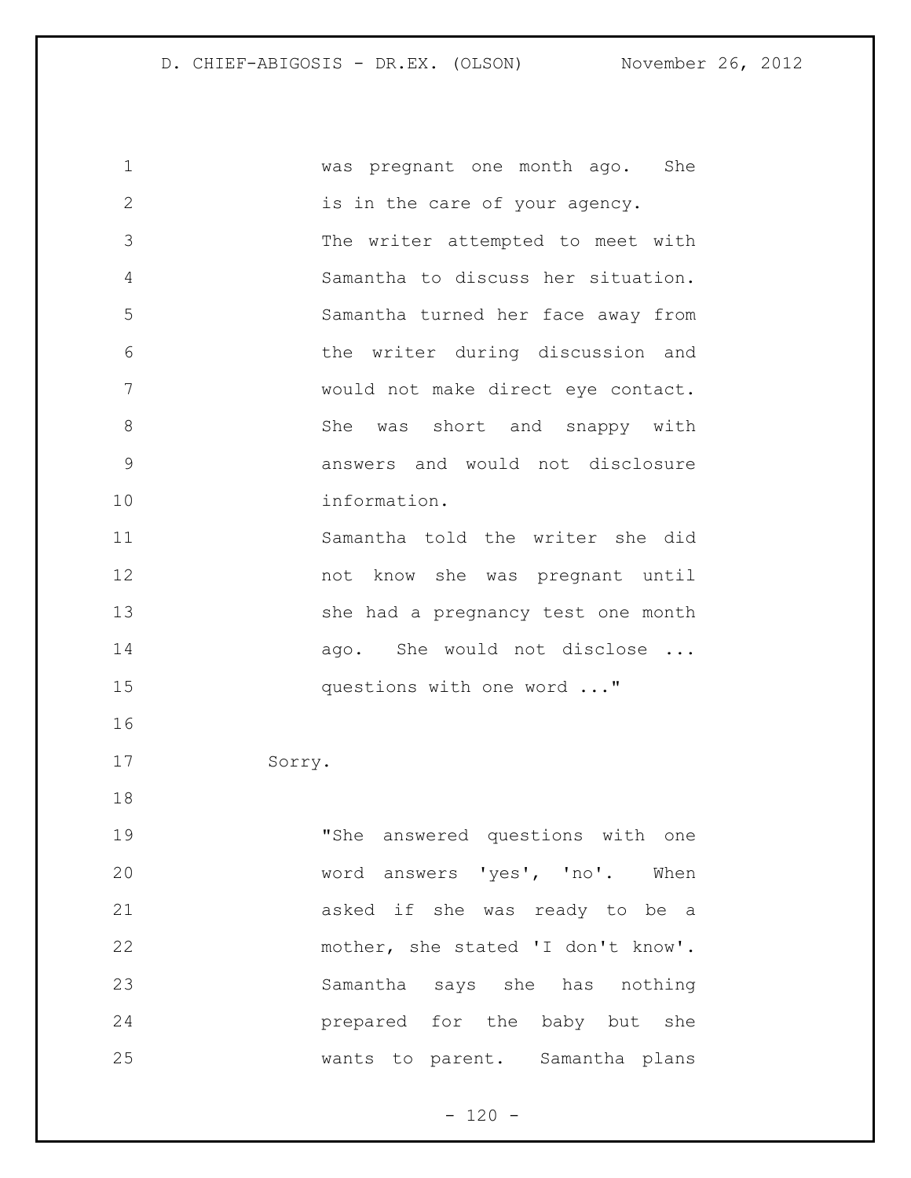was pregnant one month ago. She is in the care of your agency.

The writer attempted to meet with Samantha to discuss her situation. Samantha turned her face away from the writer during discussion and would not make direct eye contact. She was short and snappy with answers and would not disclosure information.

Samantha told the writer she did not know she was pregnant until she had a pregnancy test one month ago. She would not disclose ... questions with one word ..."

Sorry.

"She answered questions with one word answers 'yes', 'no'. When asked if she was ready to be a mother, she stated 'I don't know'. Samantha says she has nothing prepared for the baby but she wants to parent. Samantha plans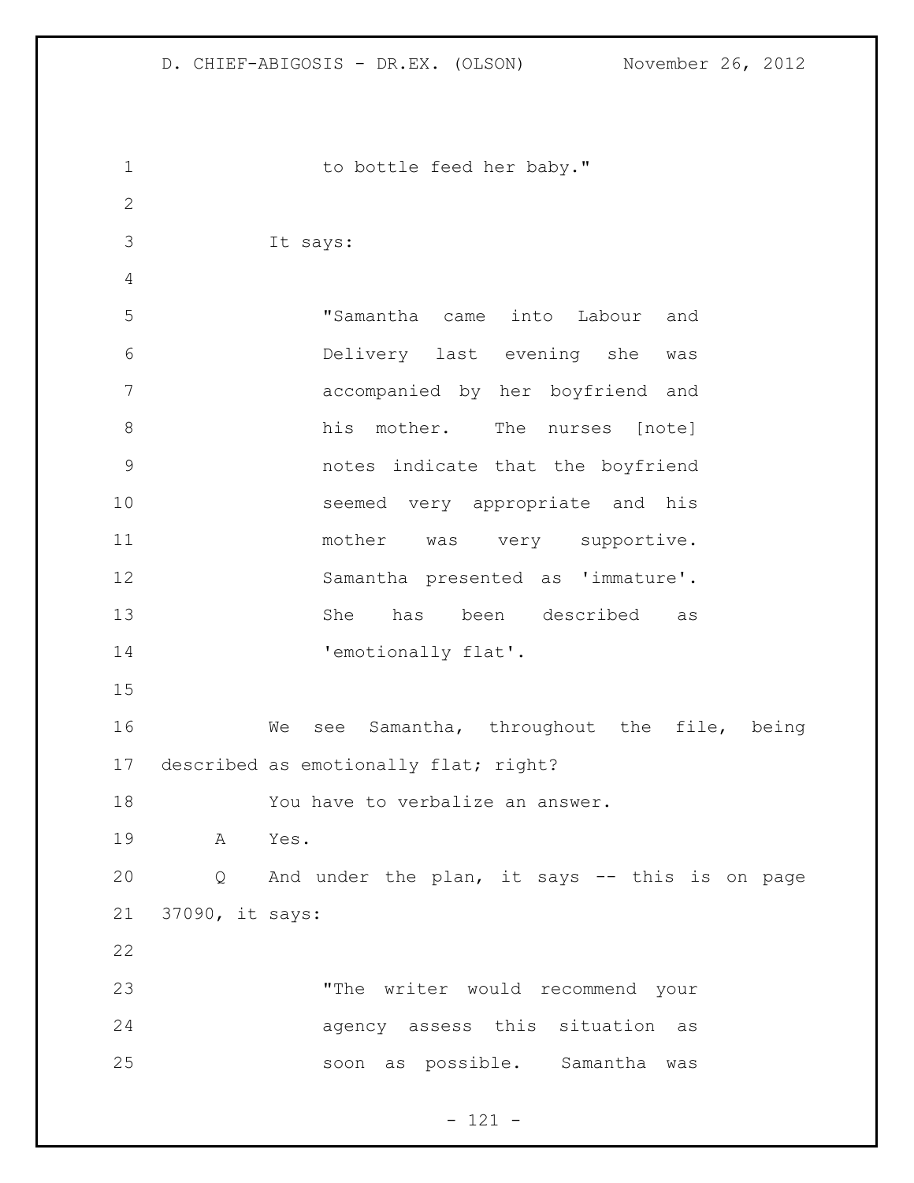to bottle feed her baby."

It says:

> "Samantha came into Labour and Delivery last evening she was accompanied by her boyfriend and his mother. The nurses [note] notes indicate that the boyfriend seemed very appropriate and his mother was very supportive. Samantha presented as 'immature'. She has been described as 'emotionally flat'.

We see Samantha, throughout the file, being described as emotionally flat; right?

You have to verbalize an answer.

A Yes.

Q And under the plan, it says -- this is on page 37090, it says:

> "The writer would recommend your agency assess this situation as soon as possible. Samantha was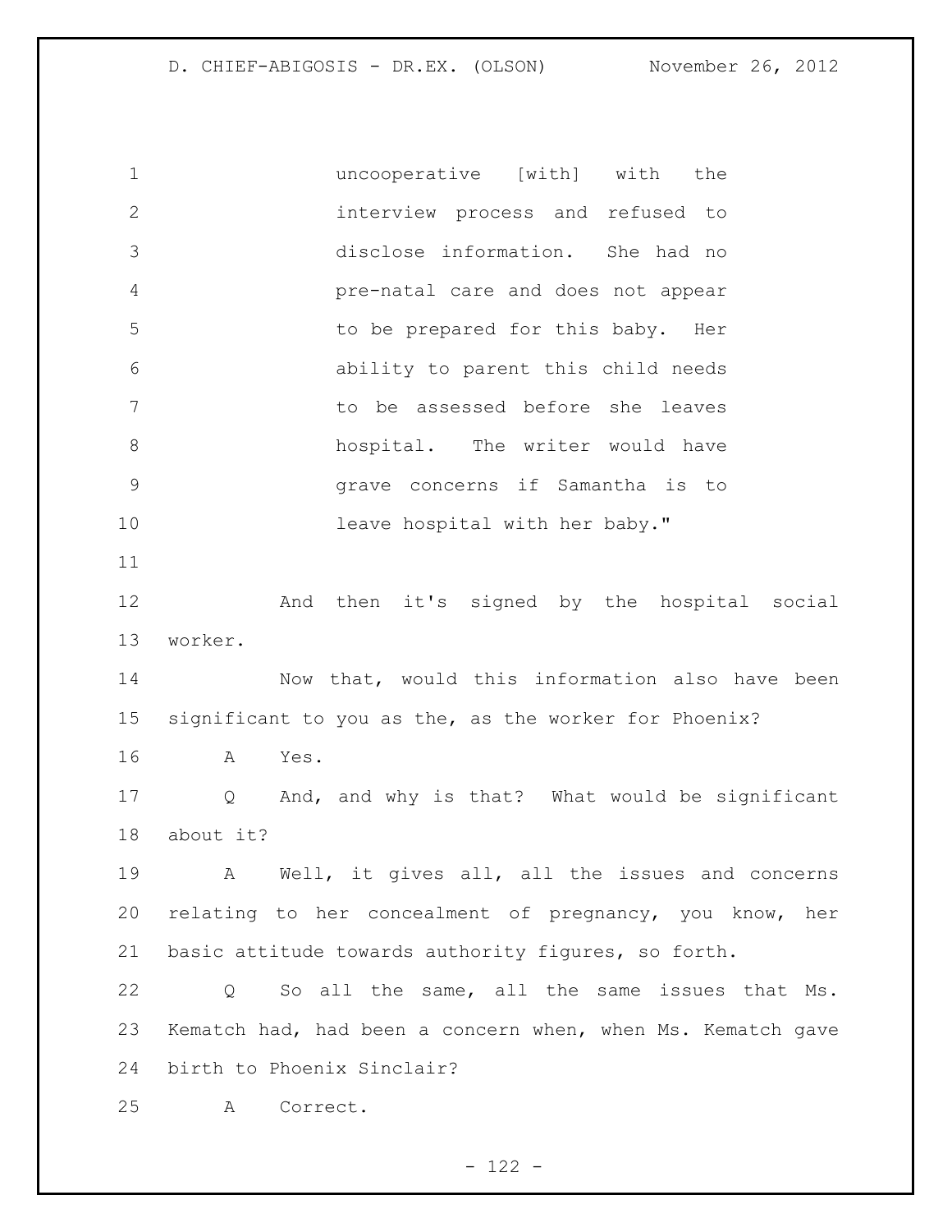uncooperative [with] with the interview process and refused to disclose information. She had no pre-natal care and does not appear to be prepared for this baby. Her ability to parent this child needs to be assessed before she leaves hospital. The writer would have grave concerns if Samantha is to leave hospital with her baby."

And then it's signed by the hospital social worker.

Now that, would this information also have been significant to you as the, as the worker for Phoenix?

A Yes.

Q And, and why is that? What would be significant about it?

A Well, it gives all, all the issues and concerns relating to her concealment of pregnancy, you know, her basic attitude towards authority figures, so forth.

Q So all the same, all the same issues that Ms. Kematch had, had been a concern when, when Ms. Kematch gave birth to Phoenix Sinclair?

A Correct.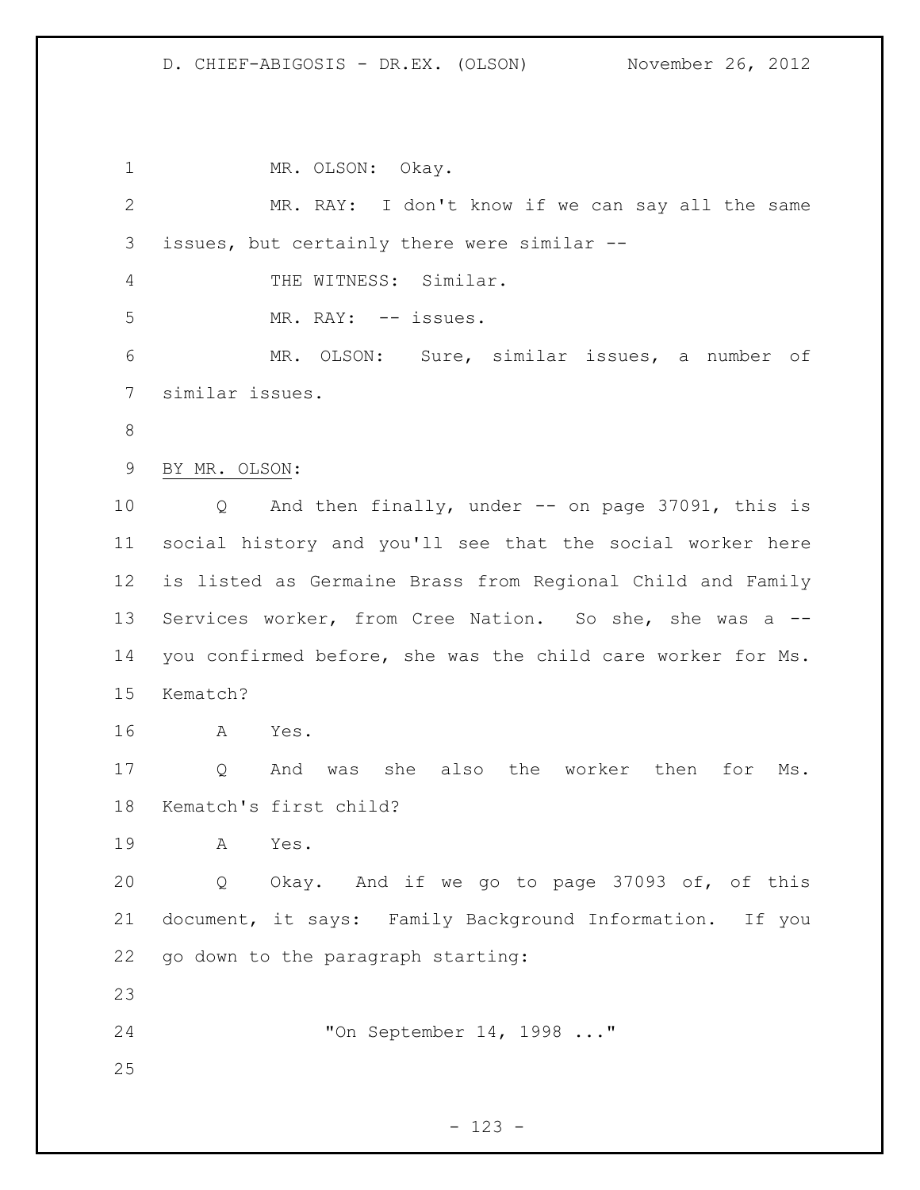MR. OLSON: Okay.

MR. RAY: I don't know if we can say all the same issues, but certainly there were similar --

THE WITNESS: Similar.

MR. RAY: -- issues.

MR. OLSON: Sure, similar issues, a number of similar issues.

BY MR. OLSON:

Q And then finally, under -- on page 37091, this is social history and you'll see that the social worker here is listed as Germaine Brass from Regional Child and Family Services worker, from Cree Nation. So she, she was a -- you confirmed before, she was the child care worker for Ms. Kematch?

A Yes.

Q And was she also the worker then for Ms. Kematch's first child?

A Yes.

Q Okay. And if we go to page 37093 of, of this document, it says: Family Background Information. If you go down to the paragraph starting:

> "On September 14, 1998 ..."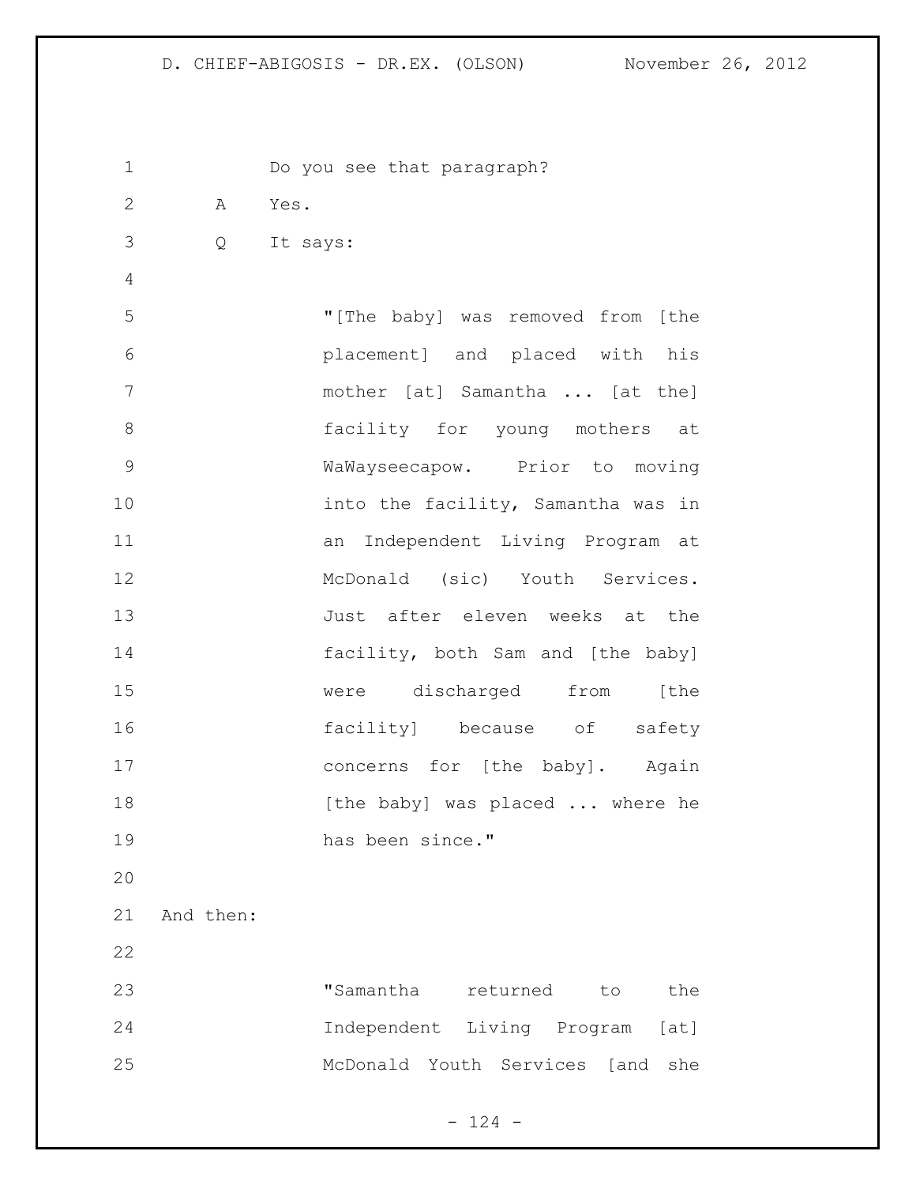Do you see that paragraph?

A Yes.

Q It says:

> "[The baby] was removed from [the placement] and placed with his mother [at] Samantha ... [at the] facility for young mothers at WaWayseecapow. Prior to moving into the facility, Samantha was in an Independent Living Program at McDonald (sic) Youth Services. Just after eleven weeks at the facility, both Sam and [the baby] were discharged from [the facility] because of safety concerns for [the baby]. Again [the baby] was placed ... where he has been since."

And then:

> "Samantha returned to the Independent Living Program [at] McDonald Youth Services [and she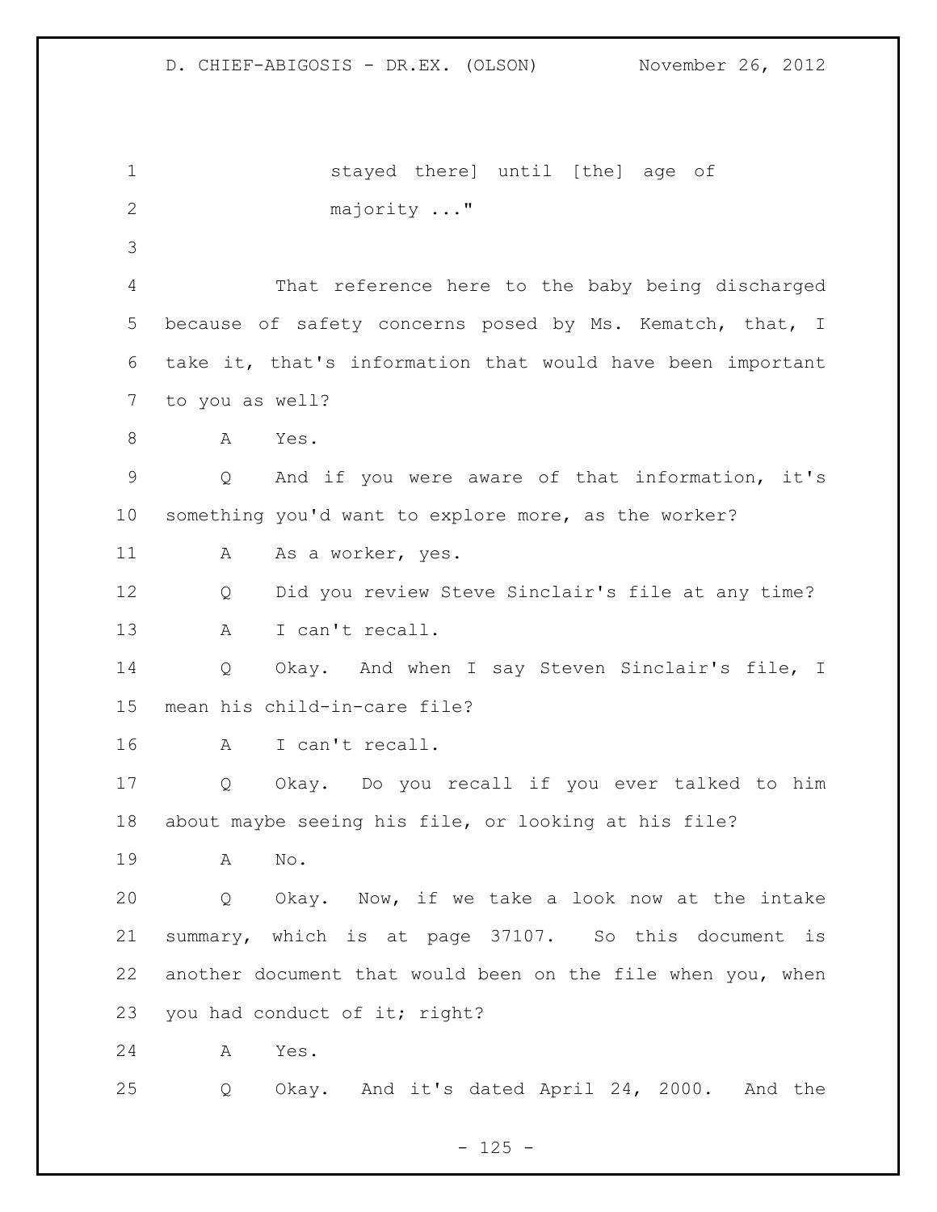stayed there] until [the] age of majority ..."

That reference here to the baby being discharged because of safety concerns posed by Ms. Kematch, that, I take it, that's information that would have been important to you as well?

A Yes.

Q And if you were aware of that information, it's something you'd want to explore more, as the worker?

A As a worker, yes.

Q Did you review Steve Sinclair's file at any time?

A I can't recall.

Q Okay. And when I say Steven Sinclair's file, I mean his child-in-care file?

A I can't recall.

Q Okay. Do you recall if you ever talked to him about maybe seeing his file, or looking at his file?

A No.

Q Okay. Now, if we take a look now at the intake summary, which is at page 37107. So this document is another document that would been on the file when you, when you had conduct of it; right?

A Yes.

Q Okay. And it's dated April 24, 2000. And the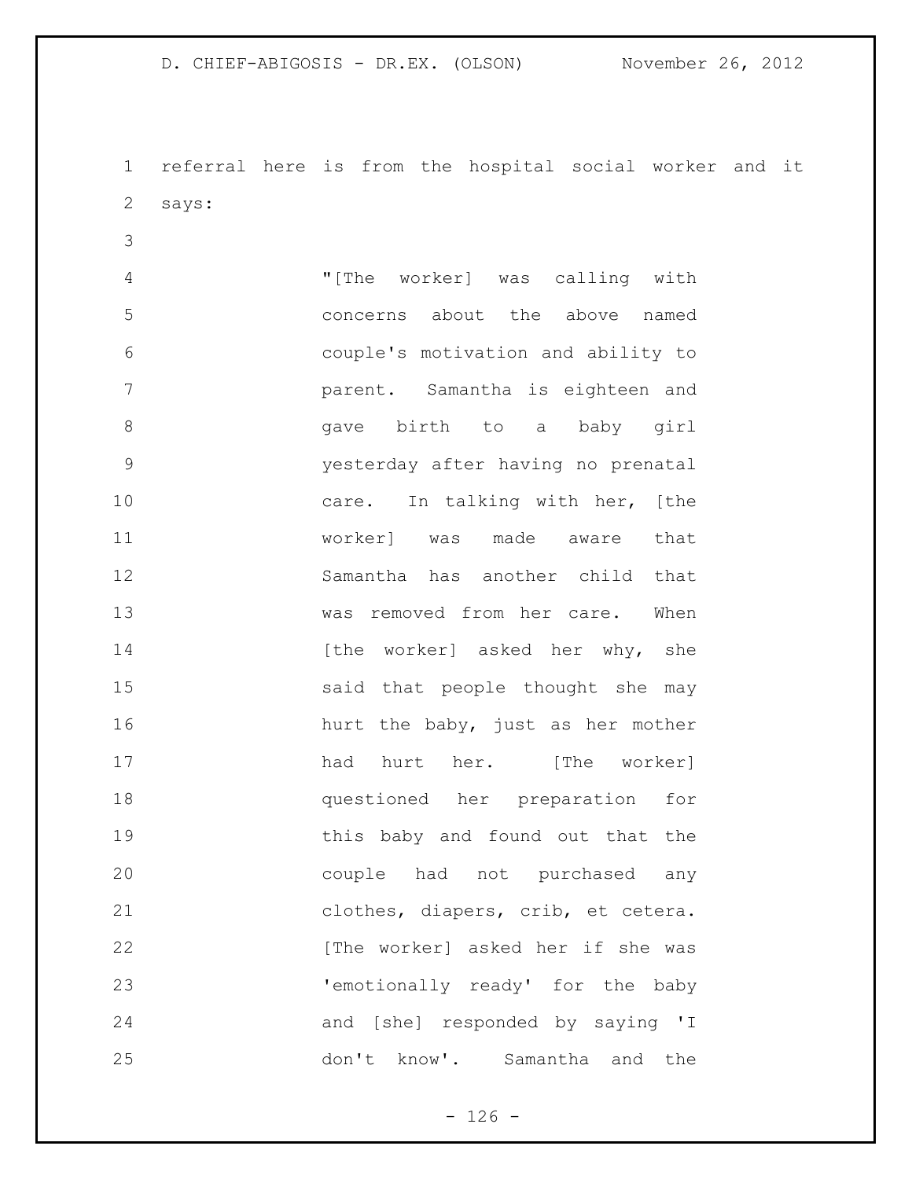referral here is from the hospital social worker and it says:

> "[The worker] was calling with concerns about the above named couple's motivation and ability to parent. Samantha is eighteen and gave birth to a baby girl yesterday after having no prenatal care. In talking with her, [the worker] was made aware that Samantha has another child that was removed from her care. When [the worker] asked her why, she said that people thought she may hurt the baby, just as her mother had hurt her. [The worker] questioned her preparation for this baby and found out that the couple had not purchased any clothes, diapers, crib, et cetera. [The worker] asked her if she was 'emotionally ready' for the baby and [she] responded by saying 'I don't know'. Samantha and the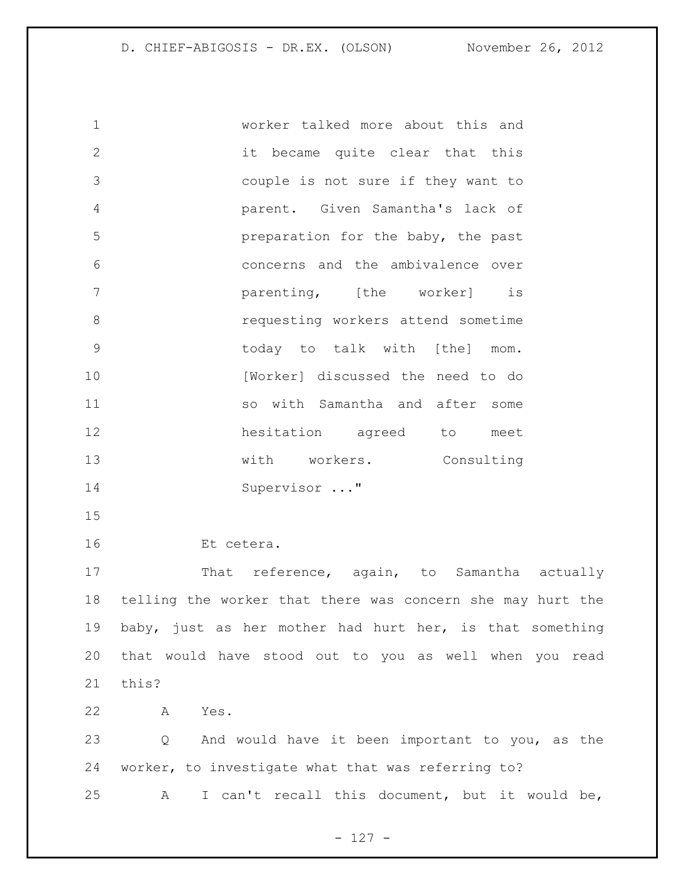worker talked more about this and it became quite clear that this couple is not sure if they want to parent. Given Samantha's lack of preparation for the baby, the past concerns and the ambivalence over parenting, [the worker] is requesting workers attend sometime today to talk with [the] mom. [Worker] discussed the need to do so with Samantha and after some hesitation agreed to meet with workers. Consulting Supervisor ..."

Et cetera.

That reference, again, to Samantha actually telling the worker that there was concern she may hurt the baby, just as her mother had hurt her, is that something that would have stood out to you as well when you read this?

A Yes.

Q And would have it been important to you, as the worker, to investigate what that was referring to?

A I can't recall this document, but it would be,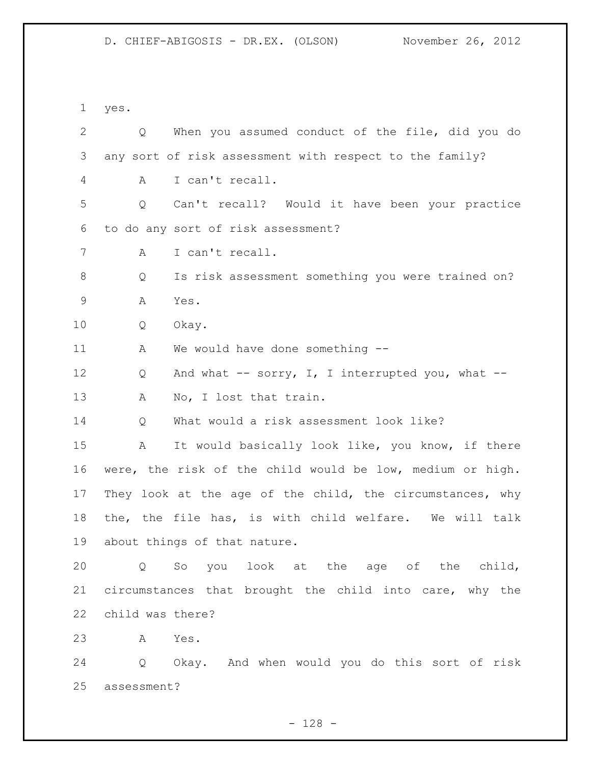yes.

Q When you assumed conduct of the file, did you do any sort of risk assessment with respect to the family?

A I can't recall.

Q Can't recall? Would it have been your practice to do any sort of risk assessment?

A I can't recall.

Q Is risk assessment something you were trained on?

A Yes.

Q Okay.

A We would have done something --

Q And what -- sorry, I, I interrupted you, what --

A No, I lost that train.

Q What would a risk assessment look like?

A It would basically look like, you know, if there were, the risk of the child would be low, medium or high. They look at the age of the child, the circumstances, why the, the file has, is with child welfare. We will talk about things of that nature.

Q So you look at the age of the child, circumstances that brought the child into care, why the child was there?

A Yes.

Q Okay. And when would you do this sort of risk assessment?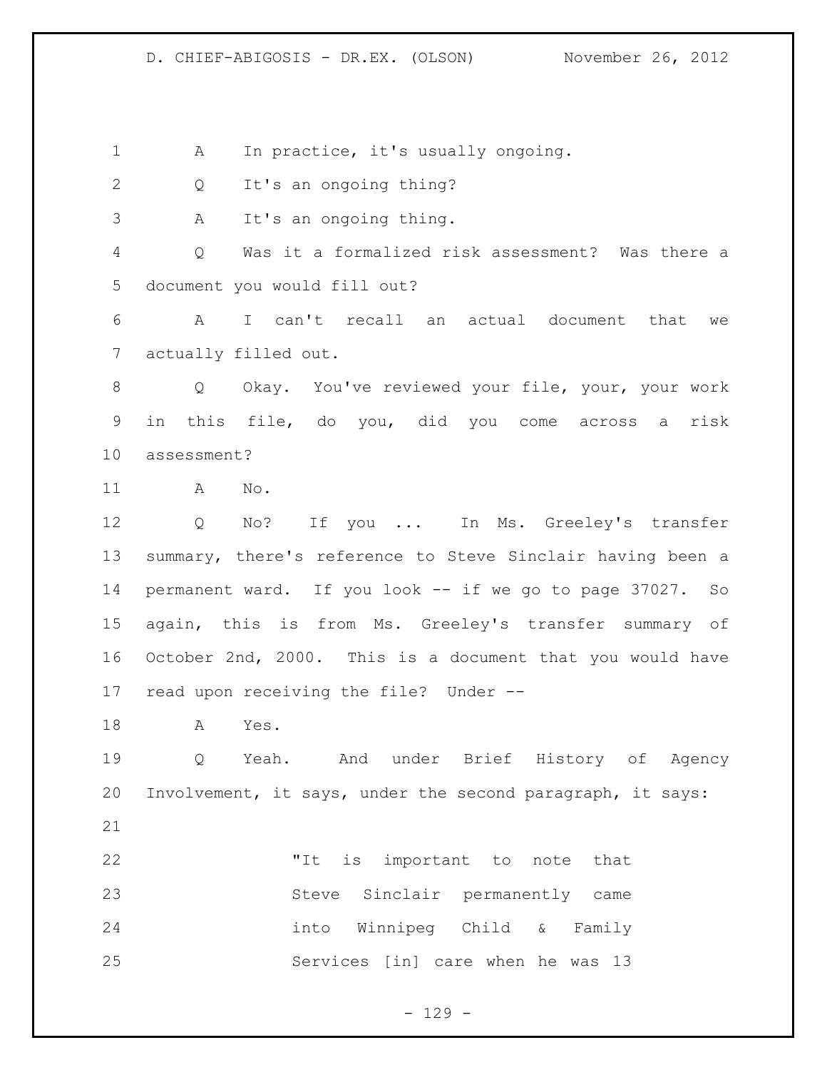A In practice, it's usually ongoing.

Q It's an ongoing thing?

A It's an ongoing thing.

Q Was it a formalized risk assessment? Was there a document you would fill out?

A I can't recall an actual document that we actually filled out.

Q Okay. You've reviewed your file, your, your work in this file, do you, did you come across a risk assessment?

A No.

Q No? If you ... In Ms. Greeley's transfer summary, there's reference to Steve Sinclair having been a permanent ward. If you look -- if we go to page 37027. So again, this is from Ms. Greeley's transfer summary of October 2nd, 2000. This is a document that you would have read upon receiving the file? Under --

A Yes.

Q Yeah. And under Brief History of Agency Involvement, it says, under the second paragraph, it says:

> "It is important to note that Steve Sinclair permanently came into Winnipeg Child & Family Services [in] care when he was 13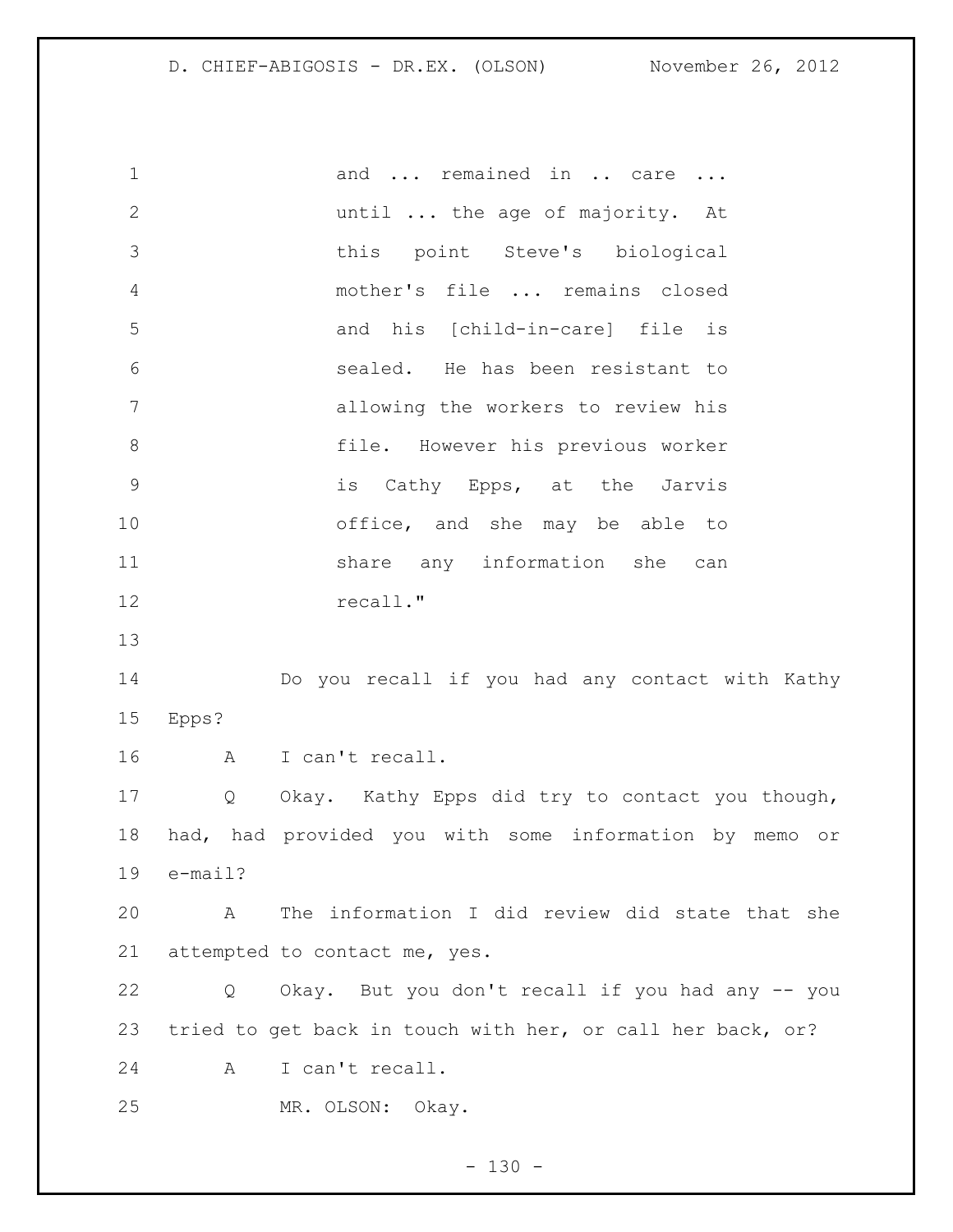and ... remained in .. care ... until ... the age of majority. At this point Steve's biological mother's file ... remains closed and his [child-in-care] file is sealed. He has been resistant to allowing the workers to review his file. However his previous worker is Cathy Epps, at the Jarvis office, and she may be able to share any information she can recall."

Do you recall if you had any contact with Kathy Epps?

A I can't recall.

Q Okay. Kathy Epps did try to contact you though, had, had provided you with some information by memo or e-mail?

A The information I did review did state that she attempted to contact me, yes.

Q Okay. But you don't recall if you had any -- you tried to get back in touch with her, or call her back, or?

A I can't recall.

MR. OLSON: Okay.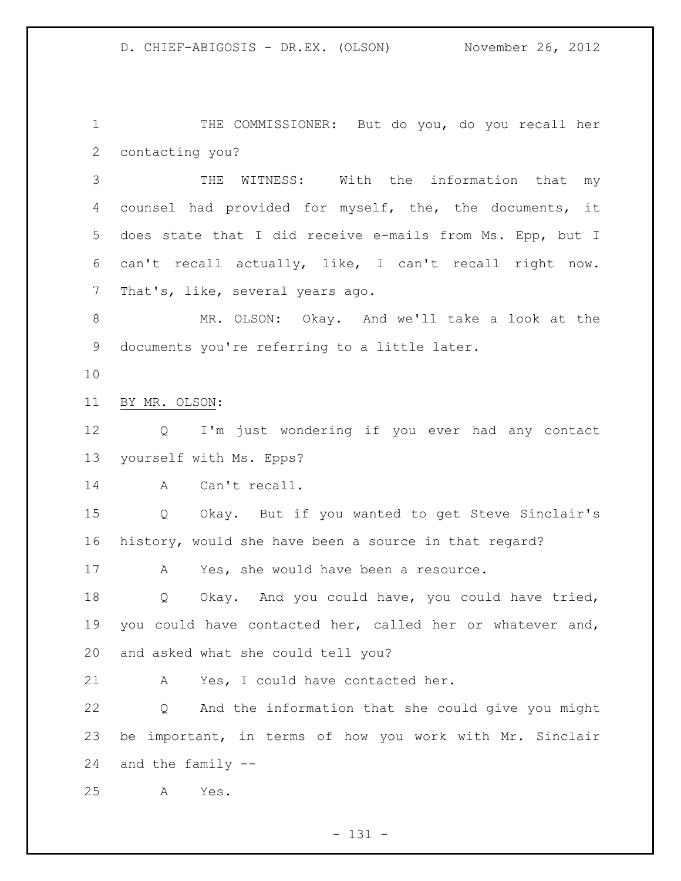THE COMMISSIONER: But do you, do you recall her contacting you?

THE WITNESS: With the information that my counsel had provided for myself, the, the documents, it does state that I did receive e-mails from Ms. Epp, but I can't recall actually, like, I can't recall right now. That's, like, several years ago.

MR. OLSON: Okay. And we'll take a look at the documents you're referring to a little later.

BY MR. OLSON:

Q I'm just wondering if you ever had any contact yourself with Ms. Epps?

A Can't recall.

Q Okay. But if you wanted to get Steve Sinclair's history, would she have been a source in that regard?

A Yes, she would have been a resource.

Q Okay. And you could have, you could have tried, you could have contacted her, called her or whatever and, and asked what she could tell you?

A Yes, I could have contacted her.

Q And the information that she could give you might be important, in terms of how you work with Mr. Sinclair and the family --

A Yes.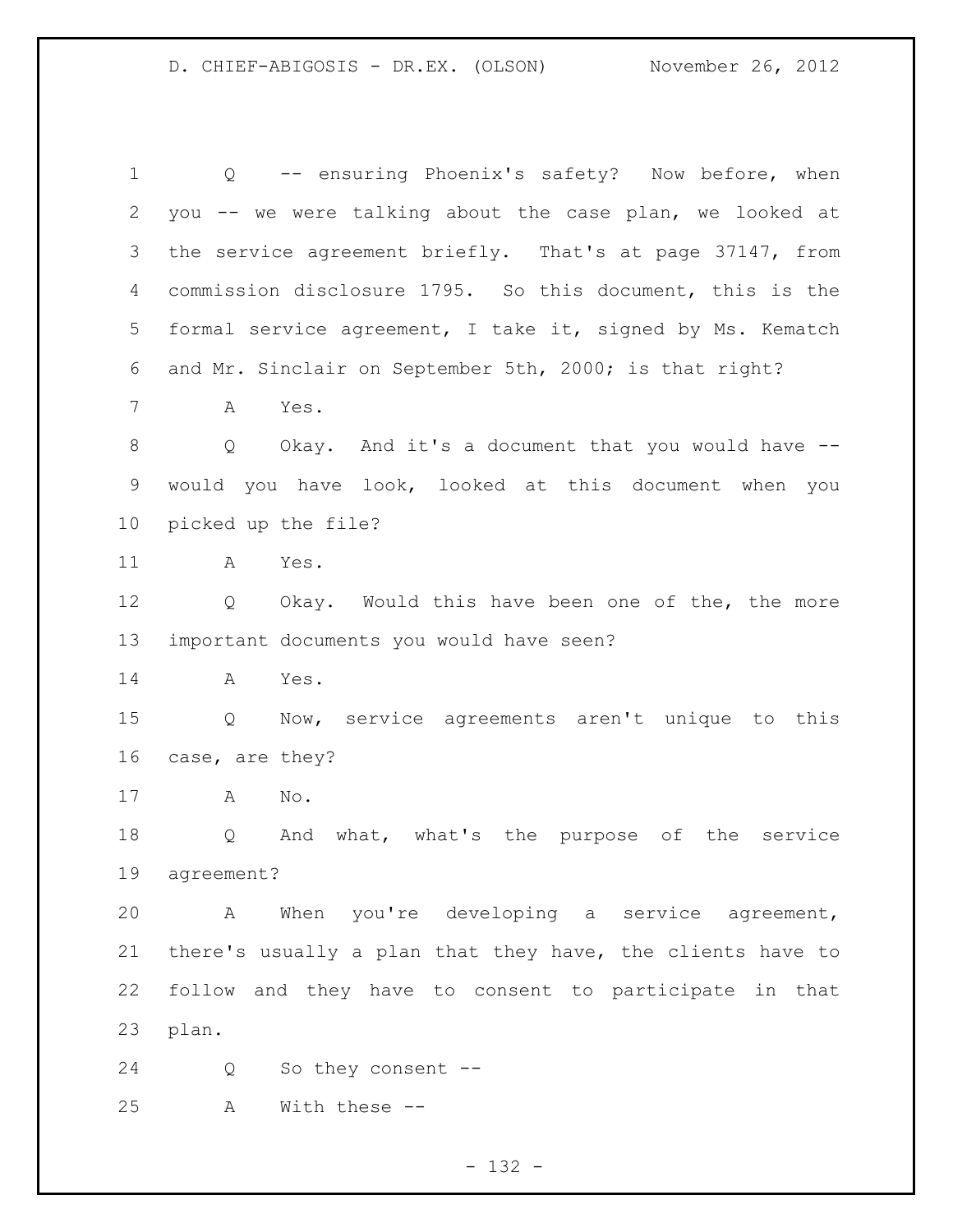Q -- ensuring Phoenix's safety? Now before, when you -- we were talking about the case plan, we looked at the service agreement briefly. That's at page 37147, from commission disclosure 1795. So this document, this is the formal service agreement, I take it, signed by Ms. Kematch and Mr. Sinclair on September 5th, 2000; is that right?

A Yes.

Q Okay. And it's a document that you would have -- would you have look, looked at this document when you picked up the file?

A Yes.

Q Okay. Would this have been one of the, the more important documents you would have seen?

A Yes.

Q Now, service agreements aren't unique to this case, are they?

A No.

Q And what, what's the purpose of the service agreement?

A When you're developing a service agreement, there's usually a plan that they have, the clients have to follow and they have to consent to participate in that plan.

Q So they consent --

A With these --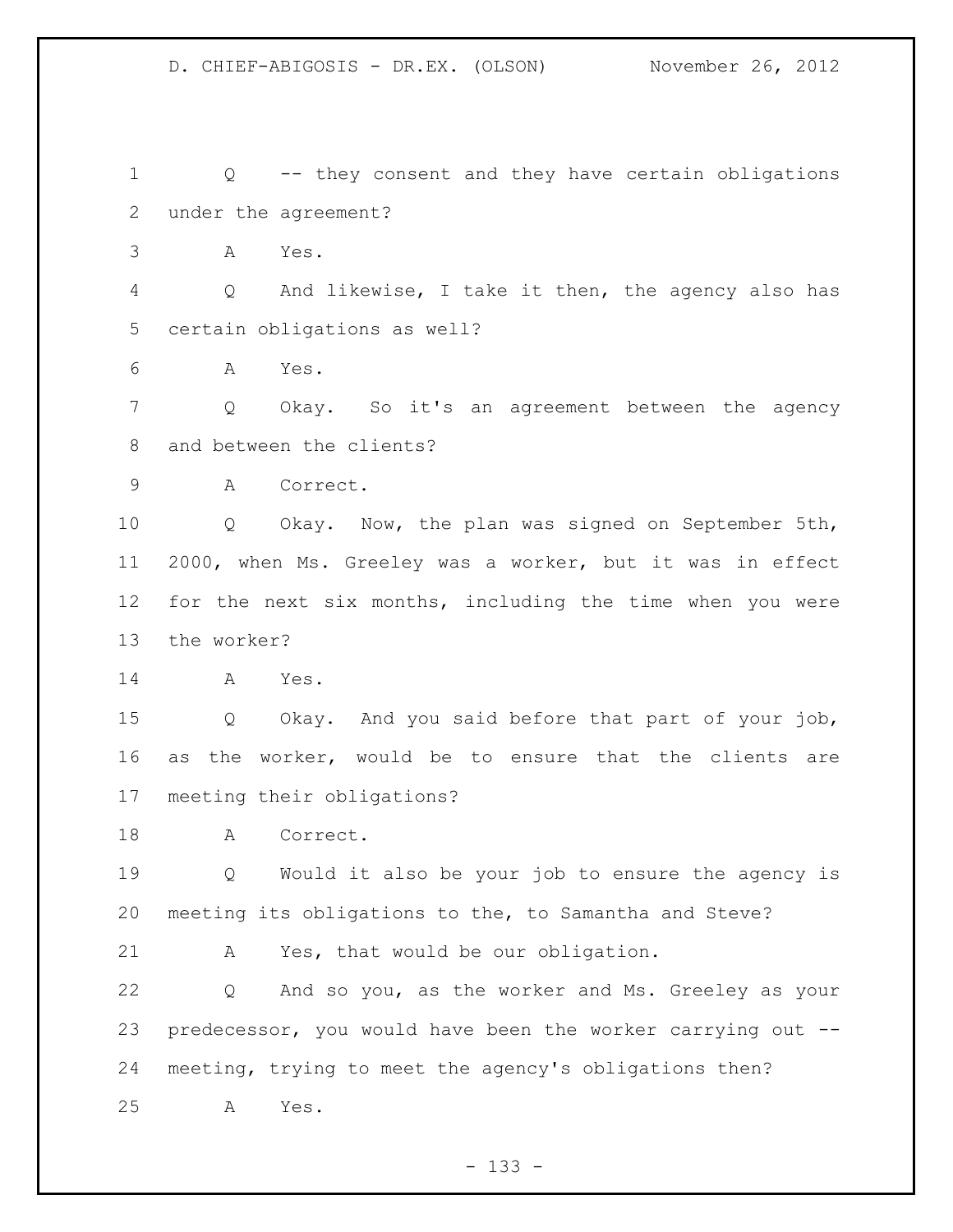Q -- they consent and they have certain obligations under the agreement?

A Yes.

Q And likewise, I take it then, the agency also has certain obligations as well?

A Yes.

Q Okay. So it's an agreement between the agency and between the clients?

A Correct.

Q Okay. Now, the plan was signed on September 5th, 2000, when Ms. Greeley was a worker, but it was in effect for the next six months, including the time when you were the worker?

A Yes.

Q Okay. And you said before that part of your job, as the worker, would be to ensure that the clients are meeting their obligations?

A Correct.

Q Would it also be your job to ensure the agency is meeting its obligations to the, to Samantha and Steve?

A Yes, that would be our obligation.

Q And so you, as the worker and Ms. Greeley as your predecessor, you would have been the worker carrying out -- meeting, trying to meet the agency's obligations then?

A Yes.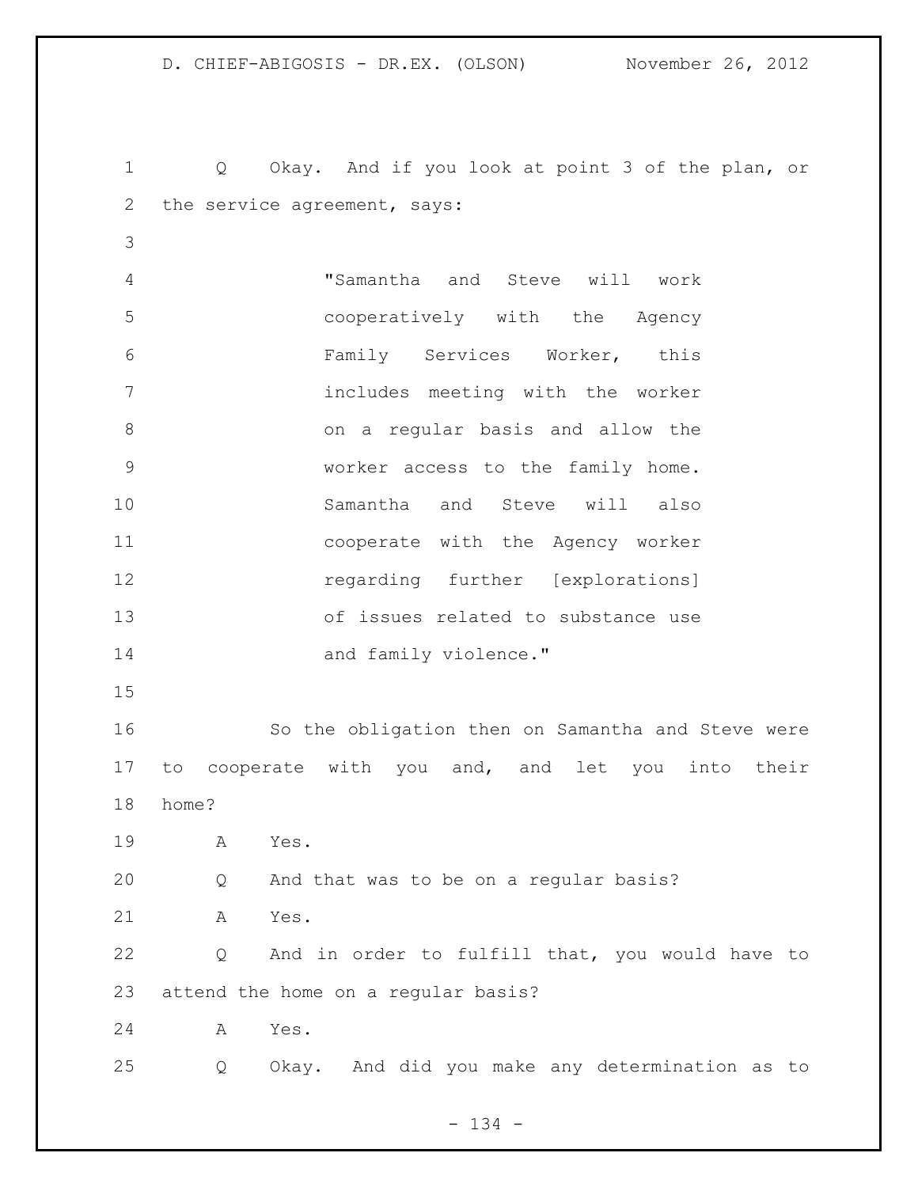Q Okay. And if you look at point 3 of the plan, or the service agreement, says:

> "Samantha and Steve will work cooperatively with the Agency Family Services Worker, this includes meeting with the worker on a regular basis and allow the worker access to the family home. Samantha and Steve will also cooperate with the Agency worker regarding further [explorations] of issues related to substance use and family violence."

So the obligation then on Samantha and Steve were to cooperate with you and, and let you into their home?

A Yes.

Q And that was to be on a regular basis?

A Yes.

Q And in order to fulfill that, you would have to attend the home on a regular basis?

A Yes.

Q Okay. And did you make any determination as to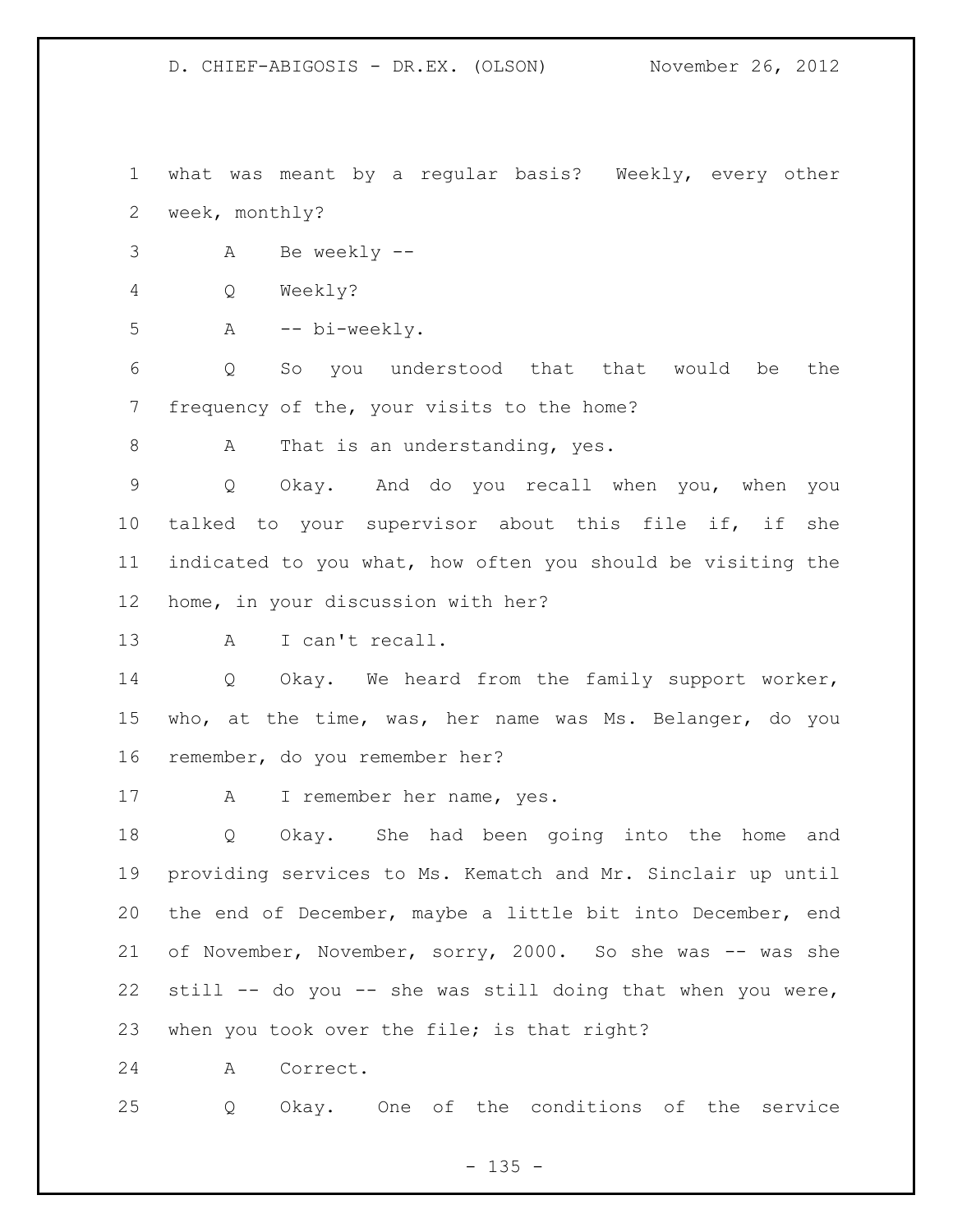what was meant by a regular basis? Weekly, every other week, monthly?

A Be weekly --

Q Weekly?

A -- bi-weekly.

Q So you understood that that would be the frequency of the, your visits to the home?

A That is an understanding, yes.

Q Okay. And do you recall when you, when you talked to your supervisor about this file if, if she indicated to you what, how often you should be visiting the home, in your discussion with her?

A I can't recall.

Q Okay. We heard from the family support worker, who, at the time, was, her name was Ms. Belanger, do you remember, do you remember her?

A I remember her name, yes.

Q Okay. She had been going into the home and providing services to Ms. Kematch and Mr. Sinclair up until the end of December, maybe a little bit into December, end of November, November, sorry, 2000. So she was -- was she still -- do you -- she was still doing that when you were, when you took over the file; is that right?

A Correct.

Q Okay. One of the conditions of the service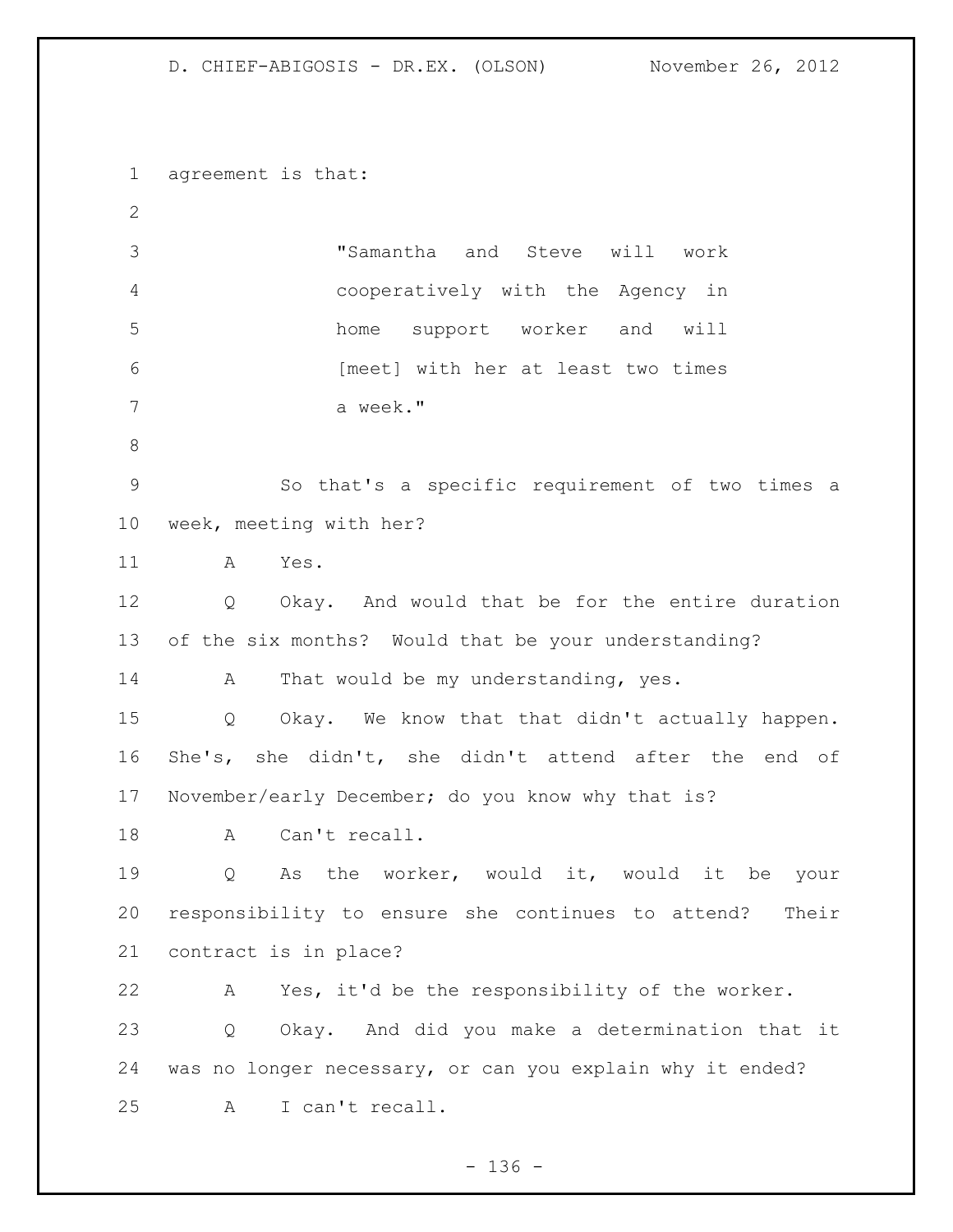agreement is that:

> "Samantha and Steve will work cooperatively with the Agency in home support worker and will [meet] with her at least two times a week."

So that's a specific requirement of two times a week, meeting with her?

A Yes.

Q Okay. And would that be for the entire duration of the six months? Would that be your understanding?

A That would be my understanding, yes.

Q Okay. We know that that didn't actually happen. She's, she didn't, she didn't attend after the end of November/early December; do you know why that is?

A Can't recall.

Q As the worker, would it, would it be your responsibility to ensure she continues to attend? Their contract is in place?

A Yes, it'd be the responsibility of the worker.

Q Okay. And did you make a determination that it was no longer necessary, or can you explain why it ended?

A I can't recall.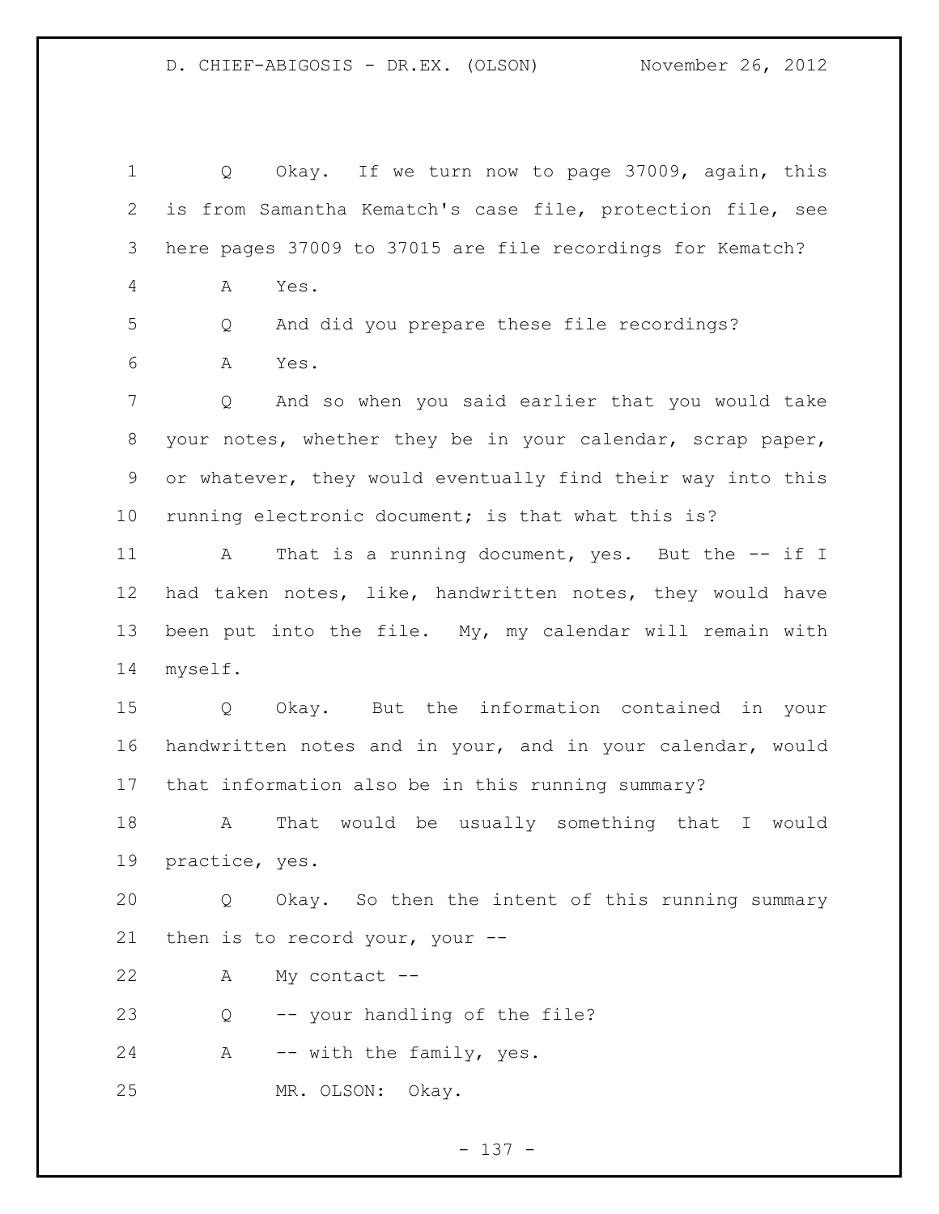Q Okay. If we turn now to page 37009, again, this is from Samantha Kematch's case file, protection file, see here pages 37009 to 37015 are file recordings for Kematch?

A Yes.

Q And did you prepare these file recordings?

A Yes.

Q And so when you said earlier that you would take your notes, whether they be in your calendar, scrap paper, or whatever, they would eventually find their way into this running electronic document; is that what this is?

A That is a running document, yes. But the -- if I had taken notes, like, handwritten notes, they would have been put into the file. My, my calendar will remain with myself.

Q Okay. But the information contained in your handwritten notes and in your, and in your calendar, would that information also be in this running summary?

A That would be usually something that I would practice, yes.

Q Okay. So then the intent of this running summary then is to record your, your --

A My contact --

Q -- your handling of the file?

A -- with the family, yes.

MR. OLSON: Okay.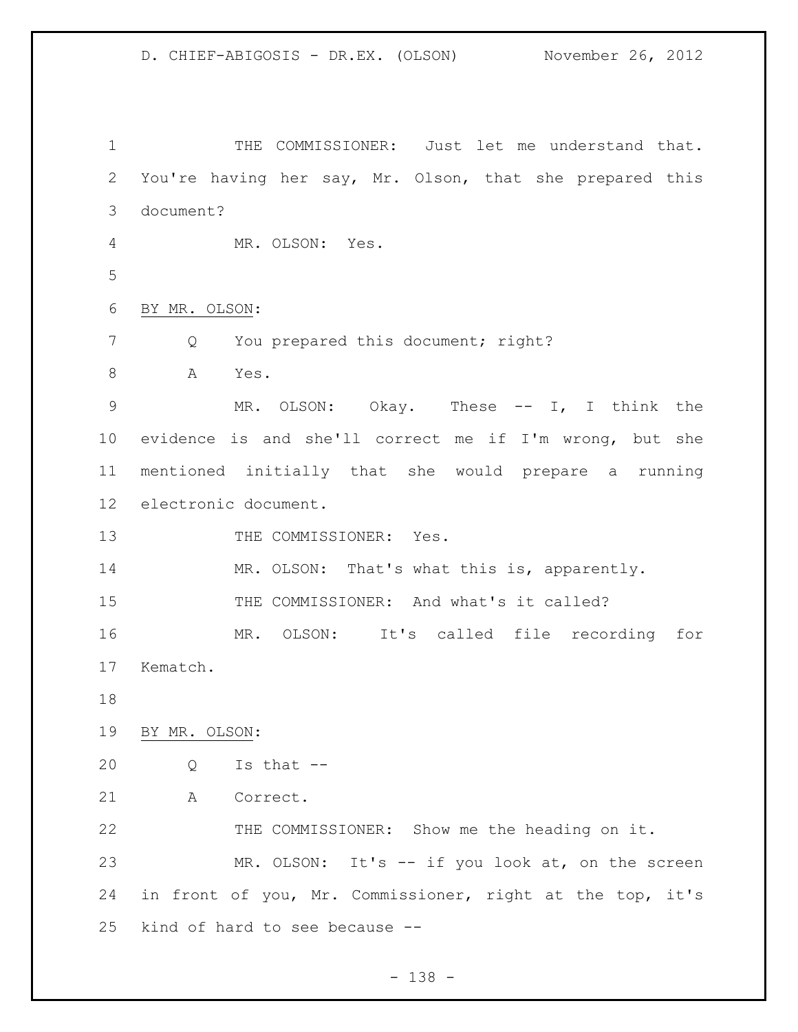THE COMMISSIONER: Just let me understand that. You're having her say, Mr. Olson, that she prepared this document?

MR. OLSON: Yes.

BY MR. OLSON:

Q You prepared this document; right?

A Yes.

MR. OLSON: Okay. These -- I, I think the evidence is and she'll correct me if I'm wrong, but she mentioned initially that she would prepare a running electronic document.

THE COMMISSIONER: Yes.

MR. OLSON: That's what this is, apparently.

THE COMMISSIONER: And what's it called?

MR. OLSON: It's called file recording for Kematch.

BY MR. OLSON:

Q Is that --

A Correct.

THE COMMISSIONER: Show me the heading on it.

MR. OLSON: It's -- if you look at, on the screen in front of you, Mr. Commissioner, right at the top, it's kind of hard to see because --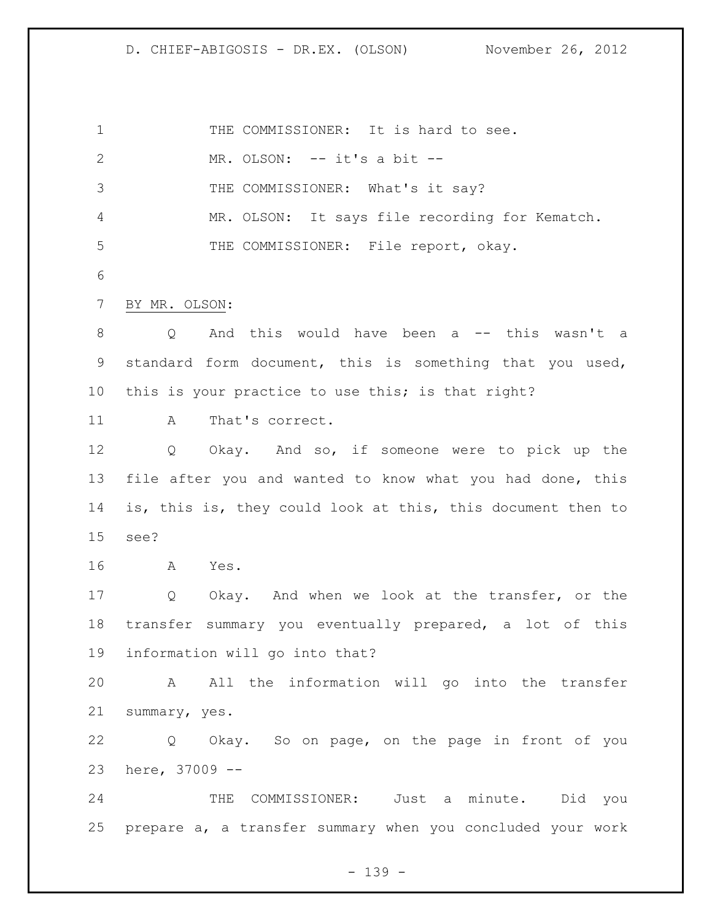THE COMMISSIONER: It is hard to see.

MR. OLSON: -- it's a bit --

THE COMMISSIONER: What's it say?

MR. OLSON: It says file recording for Kematch.

THE COMMISSIONER: File report, okay.

BY MR. OLSON:

Q And this would have been a -- this wasn't a standard form document, this is something that you used, this is your practice to use this; is that right?

A That's correct.

Q Okay. And so, if someone were to pick up the file after you and wanted to know what you had done, this is, this is, they could look at this, this document then to see?

A Yes.

Q Okay. And when we look at the transfer, or the transfer summary you eventually prepared, a lot of this information will go into that?

A All the information will go into the transfer summary, yes.

Q Okay. So on page, on the page in front of you here, 37009 --

THE COMMISSIONER: Just a minute. Did you prepare a, a transfer summary when you concluded your work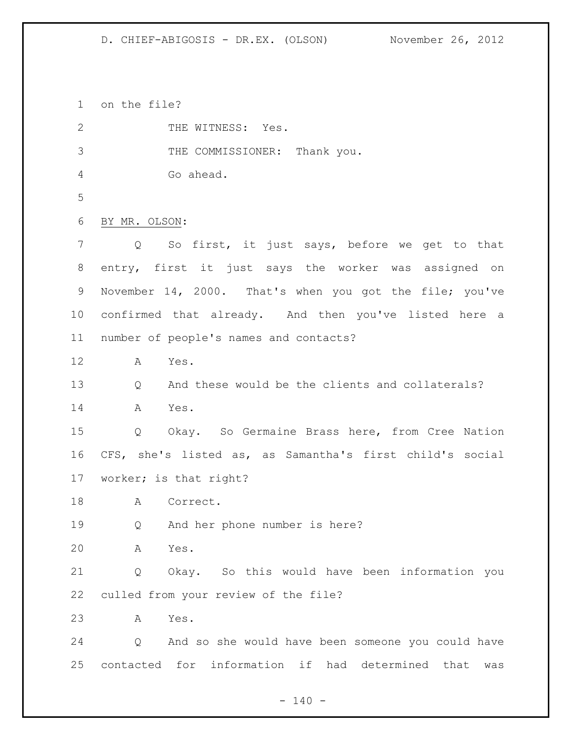on the file?

THE WITNESS: Yes.

THE COMMISSIONER: Thank you.

Go ahead.

BY MR. OLSON:

Q So first, it just says, before we get to that entry, first it just says the worker was assigned on November 14, 2000. That's when you got the file; you've confirmed that already. And then you've listed here a number of people's names and contacts?

A Yes.

Q And these would be the clients and collaterals?

A Yes.

Q Okay. So Germaine Brass here, from Cree Nation CFS, she's listed as, as Samantha's first child's social worker; is that right?

A Correct.

Q And her phone number is here?

A Yes.

Q Okay. So this would have been information you culled from your review of the file?

A Yes.

Q And so she would have been someone you could have contacted for information if had determined that was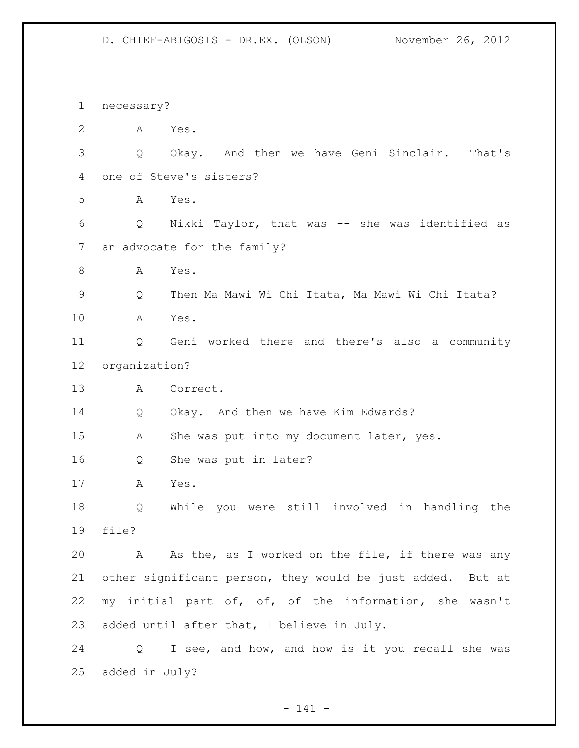1 necessary?

2 A Yes.

3 Q Okay. And then we have Geni Sinclair. That's

4 one of Steve's sisters?

5 A Yes.

6 Q Nikki Taylor, that was -- she was identified as

7 an advocate for the family?

8 A Yes.

9 Q Then Ma Mawi Wi Chi Itata, Ma Mawi Wi Chi Itata?

10 A Yes.

11 Q Geni worked there and there's also a community

12 organization?

13 A Correct.

14 Q Okay. And then we have Kim Edwards?

15 A She was put into my document later, yes.

16 Q She was put in later?

17 A Yes.

18 Q While you were still involved in handling the

19 file?

20 A As the, as I worked on the file, if there was any

21 other significant person, they would be just added. But at

22 my initial part of, of, of the information, she wasn't

23 added until after that, I believe in July.

24 Q I see, and how, and how is it you recall she was

25 added in July?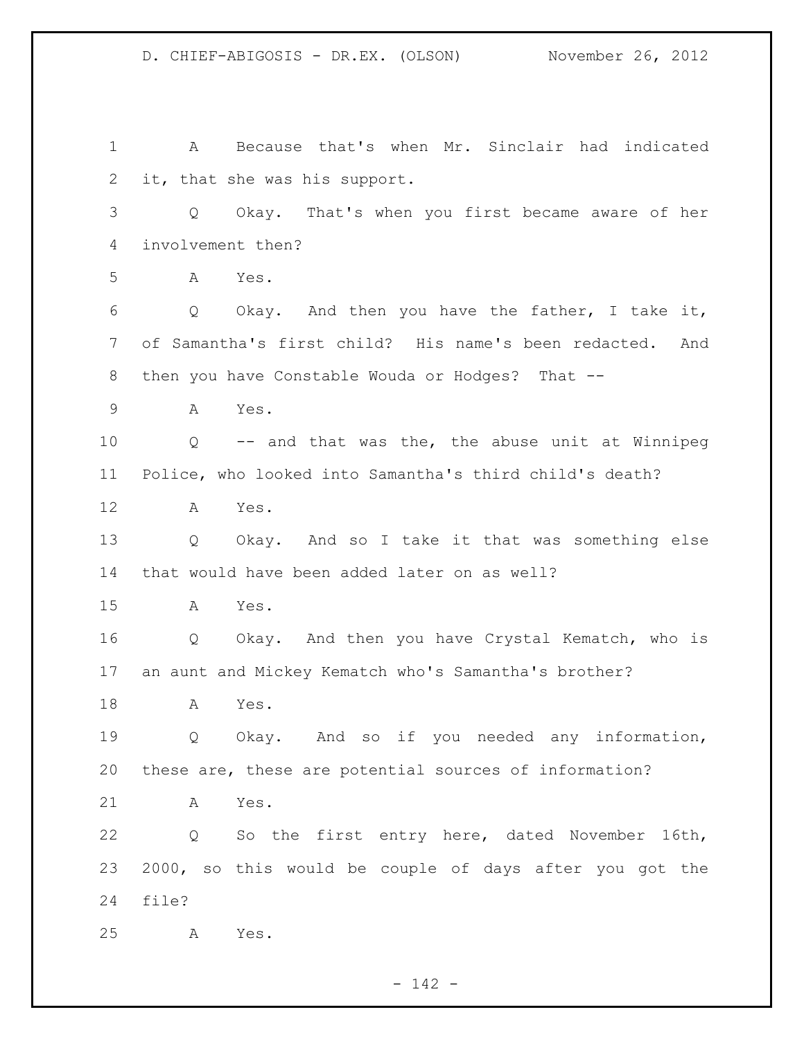A Because that's when Mr. Sinclair had indicated it, that she was his support.

Q Okay. That's when you first became aware of her involvement then?

A Yes.

Q Okay. And then you have the father, I take it, of Samantha's first child? His name's been redacted. And then you have Constable Wouda or Hodges? That --

A Yes.

Q -- and that was the, the abuse unit at Winnipeg Police, who looked into Samantha's third child's death?

A Yes.

Q Okay. And so I take it that was something else that would have been added later on as well?

A Yes.

Q Okay. And then you have Crystal Kematch, who is an aunt and Mickey Kematch who's Samantha's brother?

A Yes.

Q Okay. And so if you needed any information, these are, these are potential sources of information?

A Yes.

Q So the first entry here, dated November 16th, 2000, so this would be couple of days after you got the file?

A Yes.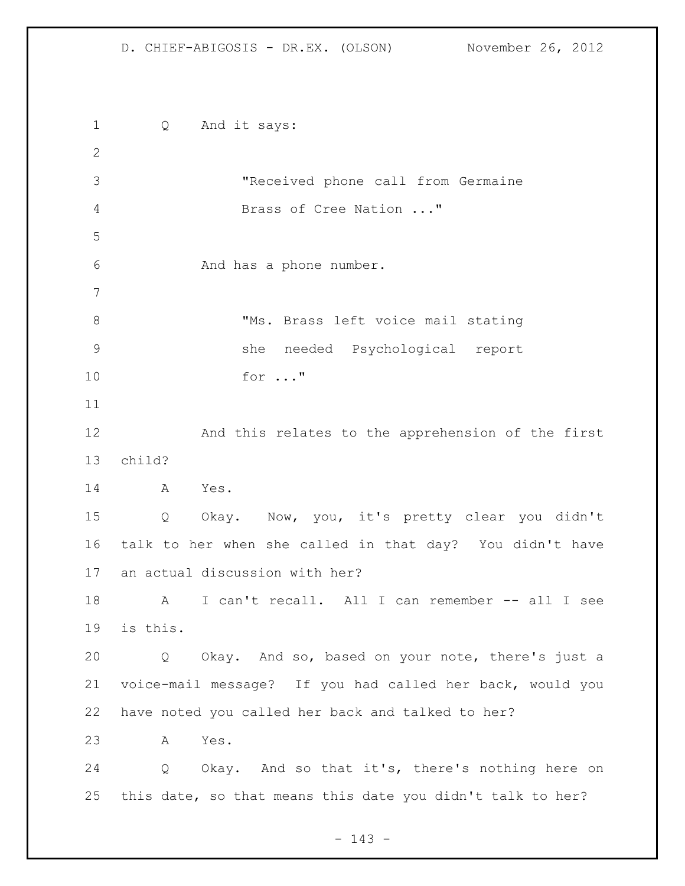Q And it says:

> "Received phone call from Germaine Brass of Cree Nation ..."

And has a phone number.

> "Ms. Brass left voice mail stating she needed Psychological report for ..."

And this relates to the apprehension of the first child?

A Yes.

Q Okay. Now, you, it's pretty clear you didn't talk to her when she called in that day? You didn't have an actual discussion with her?

A I can't recall. All I can remember -- all I see is this.

Q Okay. And so, based on your note, there's just a voice-mail message? If you had called her back, would you have noted you called her back and talked to her?

A Yes.

Q Okay. And so that it's, there's nothing here on this date, so that means this date you didn't talk to her?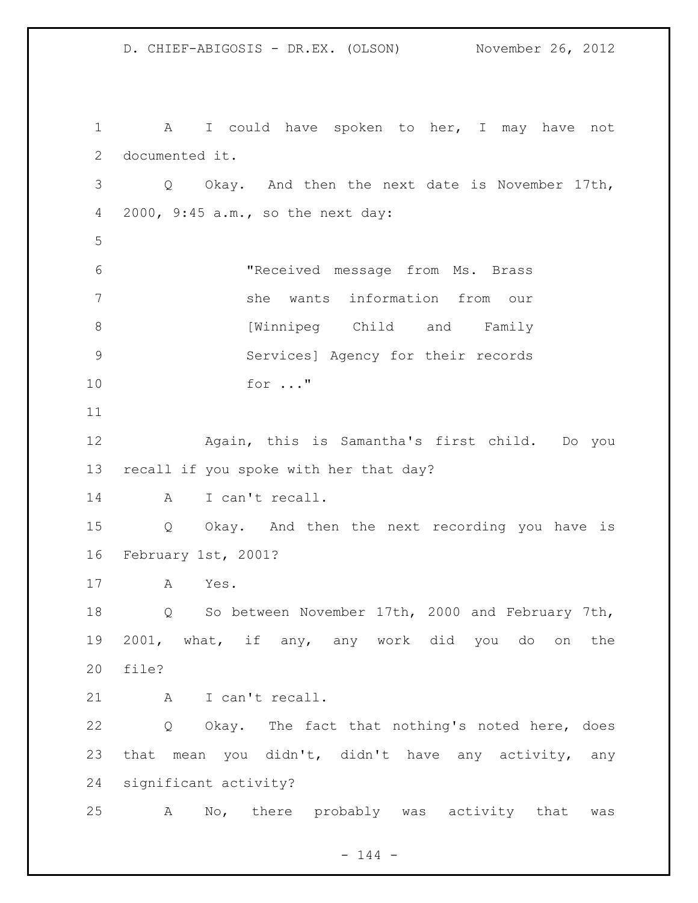A I could have spoken to her, I may have not documented it.

Q Okay. And then the next date is November 17th, 2000, 9:45 a.m., so the next day:

> "Received message from Ms. Brass she wants information from our [Winnipeg Child and Family Services] Agency for their records for ..."

Again, this is Samantha's first child. Do you recall if you spoke with her that day?

A I can't recall.

Q Okay. And then the next recording you have is February 1st, 2001?

A Yes.

Q So between November 17th, 2000 and February 7th, 2001, what, if any, any work did you do on the file?

A I can't recall.

Q Okay. The fact that nothing's noted here, does that mean you didn't, didn't have any activity, any significant activity?

A No, there probably was activity that was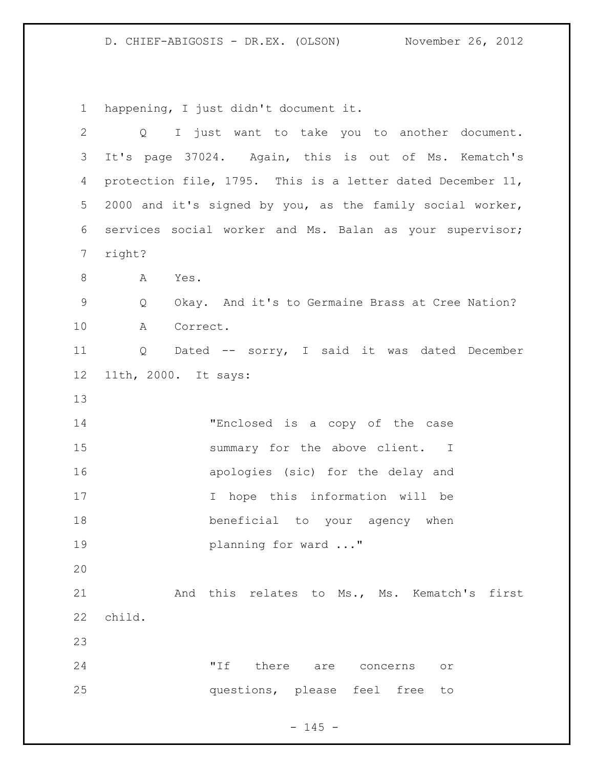happening, I just didn't document it.

Q I just want to take you to another document. It's page 37024. Again, this is out of Ms. Kematch's protection file, 1795. This is a letter dated December 11, 2000 and it's signed by you, as the family social worker, services social worker and Ms. Balan as your supervisor; right?

A Yes.

Q Okay. And it's to Germaine Brass at Cree Nation?

A Correct.

Q Dated -- sorry, I said it was dated December 11th, 2000. It says:

> "Enclosed is a copy of the case summary for the above client. I apologies (sic) for the delay and I hope this information will be beneficial to your agency when planning for ward ..."

And this relates to Ms., Ms. Kematch's first child.

> "If there are concerns or questions, please feel free to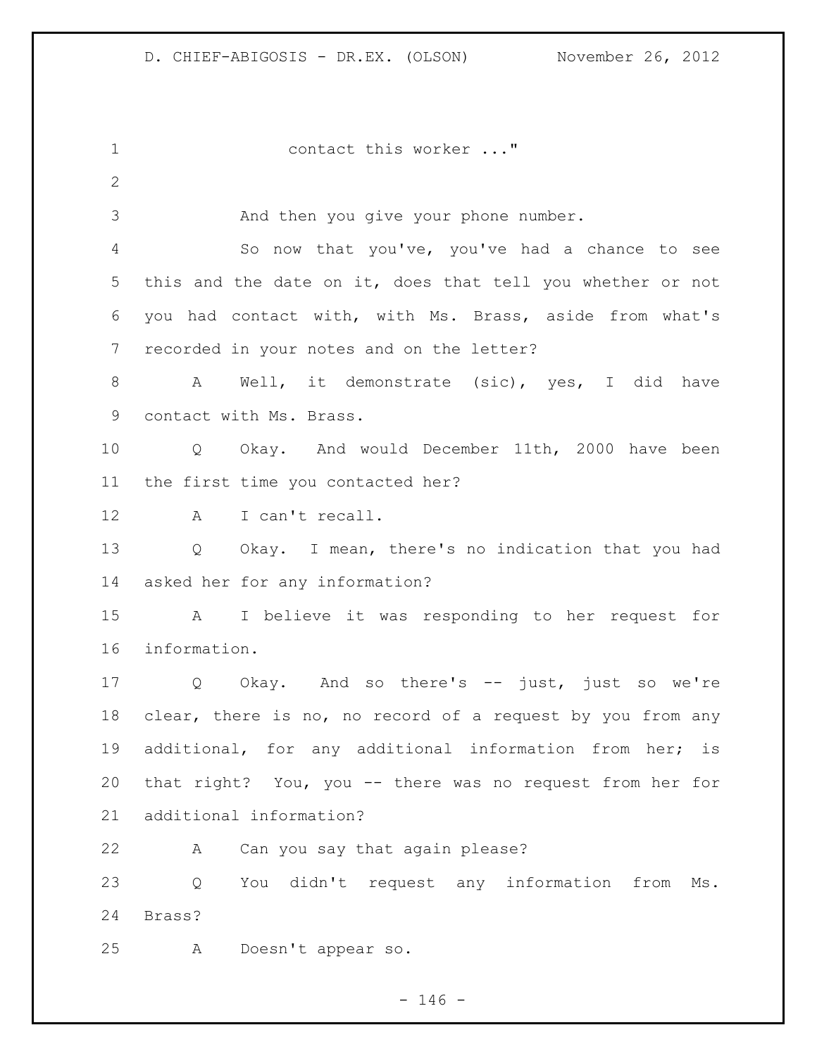contact this worker ..."

And then you give your phone number.

So now that you've, you've had a chance to see this and the date on it, does that tell you whether or not you had contact with, with Ms. Brass, aside from what's recorded in your notes and on the letter?

A Well, it demonstrate (sic), yes, I did have contact with Ms. Brass.

Q Okay. And would December 11th, 2000 have been the first time you contacted her?

A I can't recall.

Q Okay. I mean, there's no indication that you had asked her for any information?

A I believe it was responding to her request for information.

Q Okay. And so there's -- just, just so we're clear, there is no, no record of a request by you from any additional, for any additional information from her; is that right? You, you -- there was no request from her for additional information?

A Can you say that again please?

Q You didn't request any information from Ms. Brass?

A Doesn't appear so.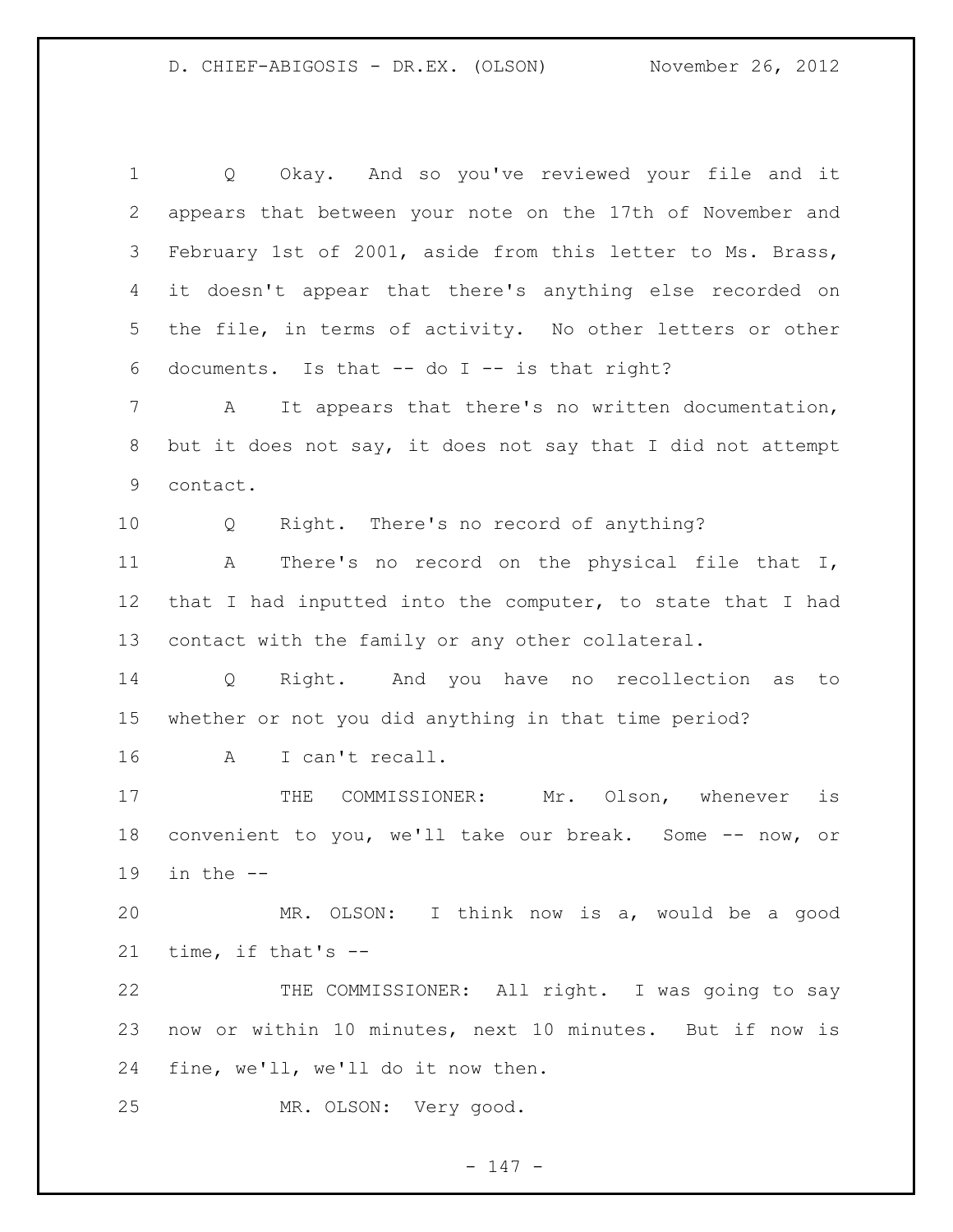Q Okay. And so you've reviewed your file and it appears that between your note on the 17th of November and February 1st of 2001, aside from this letter to Ms. Brass, it doesn't appear that there's anything else recorded on the file, in terms of activity. No other letters or other documents. Is that -- do I -- is that right?

A It appears that there's no written documentation, but it does not say, it does not say that I did not attempt contact.

Q Right. There's no record of anything?

A There's no record on the physical file that I, that I had inputted into the computer, to state that I had contact with the family or any other collateral.

Q Right. And you have no recollection as to whether or not you did anything in that time period?

A I can't recall.

THE COMMISSIONER: Mr. Olson, whenever is convenient to you, we'll take our break. Some -- now, or in the --

MR. OLSON: I think now is a, would be a good time, if that's --

THE COMMISSIONER: All right. I was going to say now or within 10 minutes, next 10 minutes. But if now is fine, we'll, we'll do it now then.

MR. OLSON: Very good.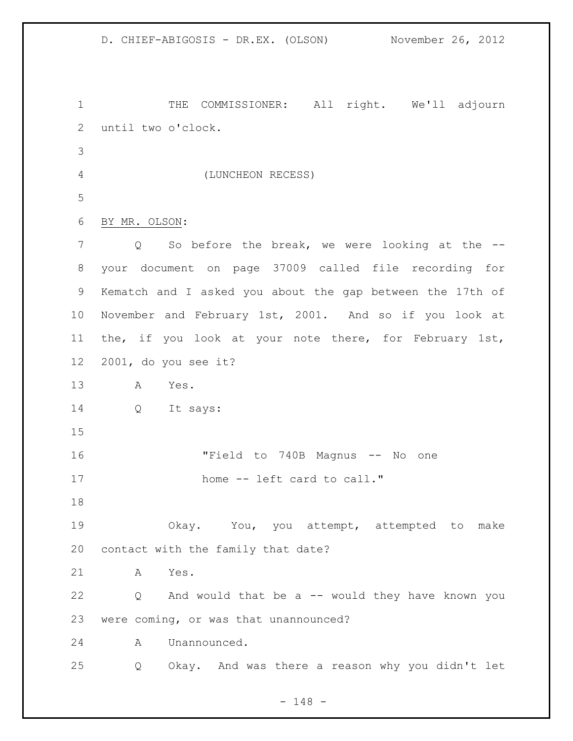THE COMMISSIONER: All right. We'll adjourn until two o'clock.

(LUNCHEON RECESS)

BY MR. OLSON:

Q So before the break, we were looking at the -- your document on page 37009 called file recording for Kematch and I asked you about the gap between the 17th of November and February 1st, 2001. And so if you look at the, if you look at your note there, for February 1st, 2001, do you see it?

A Yes.

Q It says:

> "Field to 740B Magnus -- No one home -- left card to call."

Okay. You, you attempt, attempted to make contact with the family that date?

A Yes.

Q And would that be a -- would they have known you were coming, or was that unannounced?

A Unannounced.

Q Okay. And was there a reason why you didn't let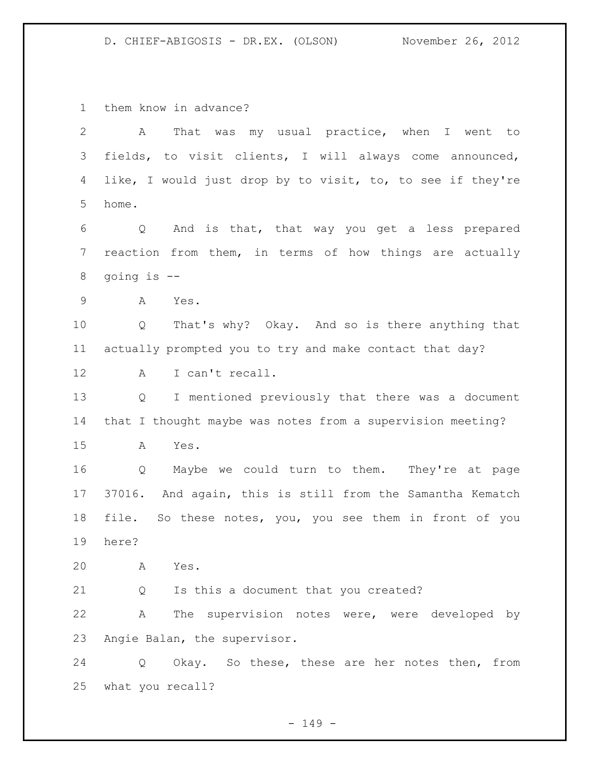them know in advance?

A That was my usual practice, when I went to fields, to visit clients, I will always come announced, like, I would just drop by to visit, to, to see if they're home.

Q And is that, that way you get a less prepared reaction from them, in terms of how things are actually going is --

A Yes.

Q That's why? Okay. And so is there anything that actually prompted you to try and make contact that day?

A I can't recall.

Q I mentioned previously that there was a document that I thought maybe was notes from a supervision meeting?

A Yes.

Q Maybe we could turn to them. They're at page 37016. And again, this is still from the Samantha Kematch file. So these notes, you, you see them in front of you here?

A Yes.

Q Is this a document that you created?

A The supervision notes were, were developed by Angie Balan, the supervisor.

Q Okay. So these, these are her notes then, from what you recall?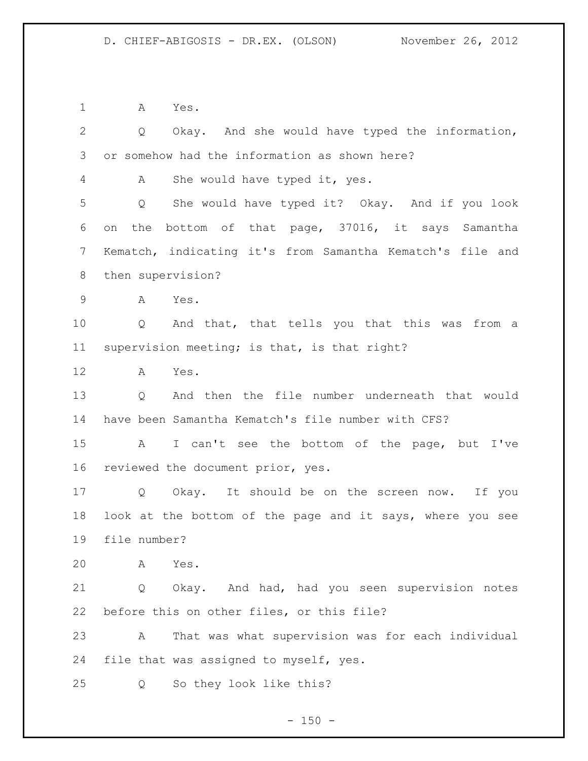A Yes.

Q Okay. And she would have typed the information, or somehow had the information as shown here?

A She would have typed it, yes.

Q She would have typed it? Okay. And if you look on the bottom of that page, 37016, it says Samantha Kematch, indicating it's from Samantha Kematch's file and then supervision?

A Yes.

Q And that, that tells you that this was from a supervision meeting; is that, is that right?

A Yes.

Q And then the file number underneath that would have been Samantha Kematch's file number with CFS?

A I can't see the bottom of the page, but I've reviewed the document prior, yes.

Q Okay. It should be on the screen now. If you look at the bottom of the page and it says, where you see file number?

A Yes.

Q Okay. And had, had you seen supervision notes before this on other files, or this file?

A That was what supervision was for each individual file that was assigned to myself, yes.

Q So they look like this?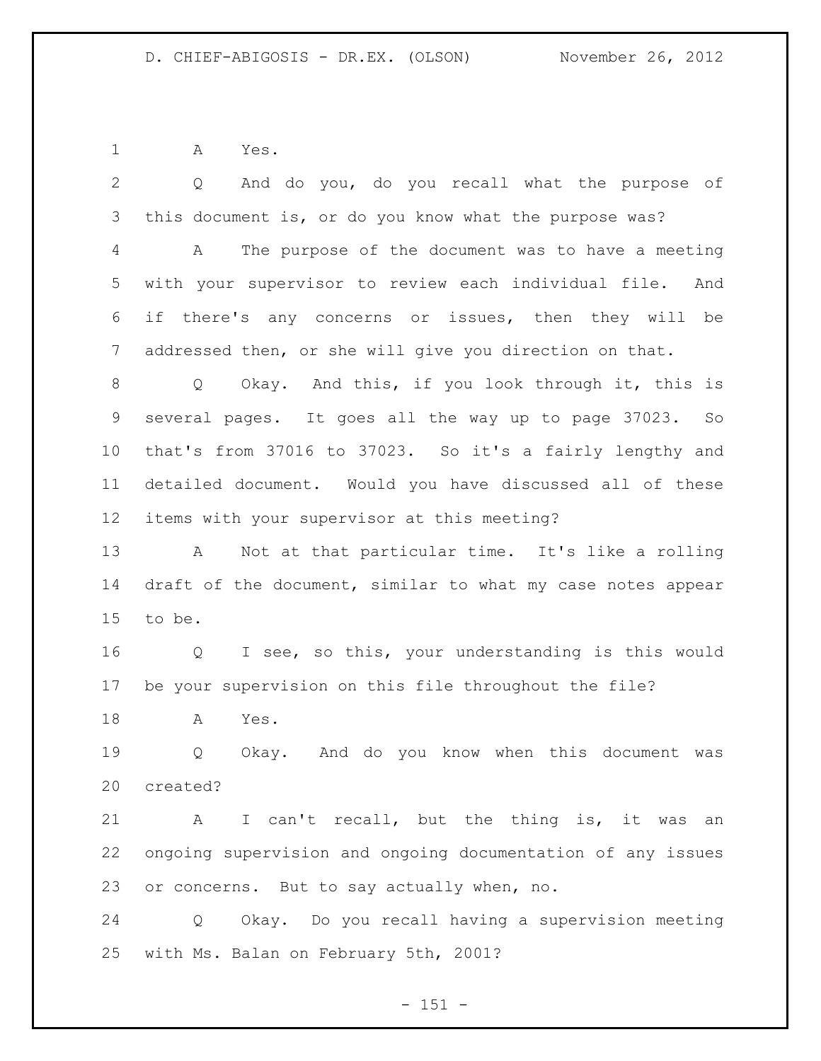A Yes.

Q And do you, do you recall what the purpose of this document is, or do you know what the purpose was?

A The purpose of the document was to have a meeting with your supervisor to review each individual file. And if there's any concerns or issues, then they will be addressed then, or she will give you direction on that.

Q Okay. And this, if you look through it, this is several pages. It goes all the way up to page 37023. So that's from 37016 to 37023. So it's a fairly lengthy and detailed document. Would you have discussed all of these items with your supervisor at this meeting?

A Not at that particular time. It's like a rolling draft of the document, similar to what my case notes appear to be.

Q I see, so this, your understanding is this would be your supervision on this file throughout the file?

A Yes.

Q Okay. And do you know when this document was created?

A I can't recall, but the thing is, it was an ongoing supervision and ongoing documentation of any issues or concerns. But to say actually when, no.

Q Okay. Do you recall having a supervision meeting with Ms. Balan on February 5th, 2001?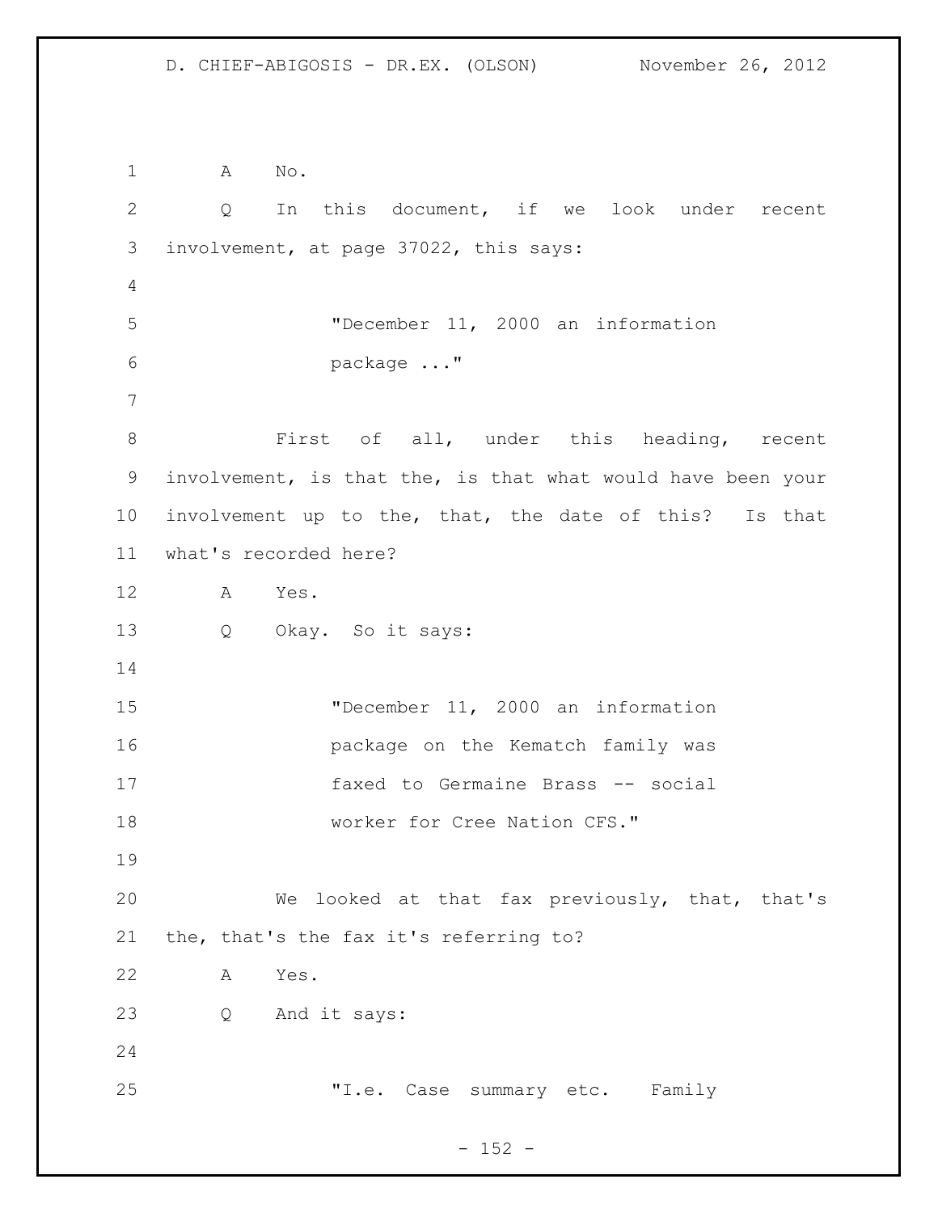A No.

Q In this document, if we look under recent involvement, at page 37022, this says:

> "December 11, 2000 an information package ..."

First of all, under this heading, recent involvement, is that the, is that what would have been your involvement up to the, that, the date of this? Is that what's recorded here?

A Yes.

Q Okay. So it says:

> "December 11, 2000 an information package on the Kematch family was faxed to Germaine Brass -- social worker for Cree Nation CFS."

We looked at that fax previously, that, that's the, that's the fax it's referring to?

A Yes.

Q And it says:

> "I.e. Case summary etc. Family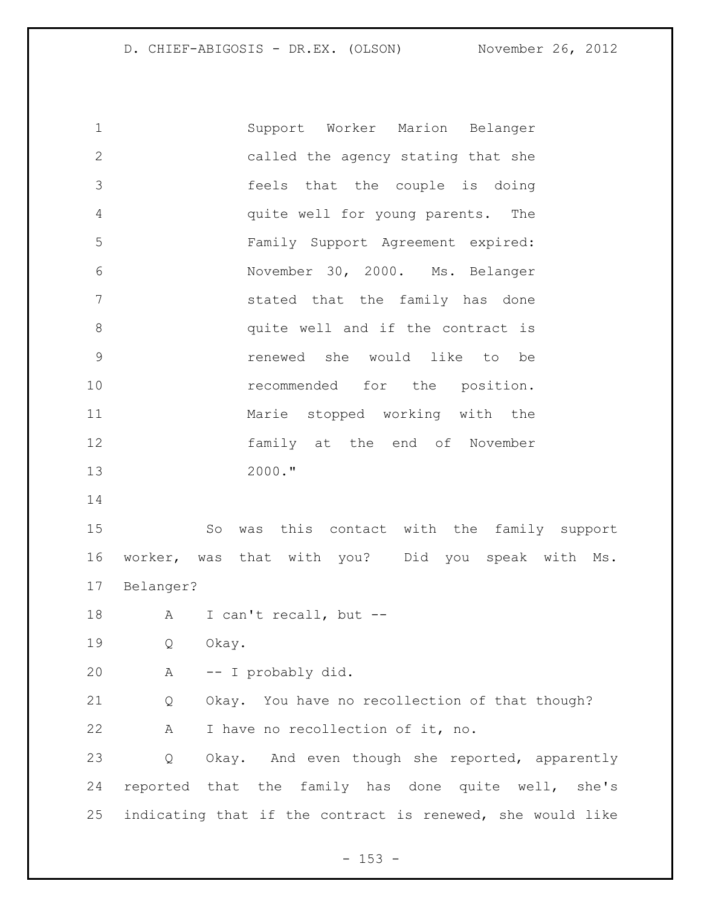Support Worker Marion Belanger called the agency stating that she feels that the couple is doing quite well for young parents. The Family Support Agreement expired: November 30, 2000. Ms. Belanger stated that the family has done quite well and if the contract is renewed she would like to be recommended for the position. Marie stopped working with the family at the end of November 2000."

So was this contact with the family support worker, was that with you? Did you speak with Ms. Belanger?

A I can't recall, but --

Q Okay.

A -- I probably did.

Q Okay. You have no recollection of that though?

A I have no recollection of it, no.

Q Okay. And even though she reported, apparently reported that the family has done quite well, she's indicating that if the contract is renewed, she would like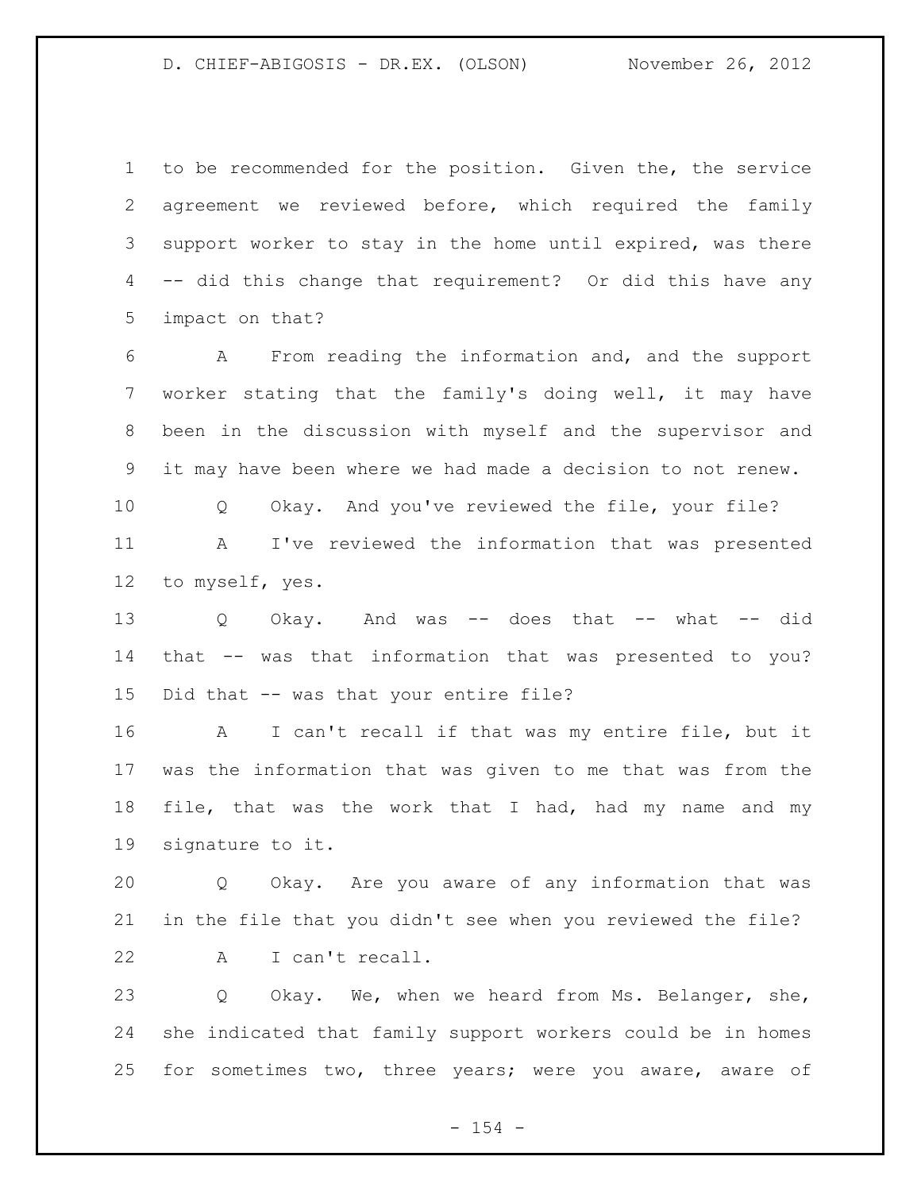to be recommended for the position. Given the, the service agreement we reviewed before, which required the family support worker to stay in the home until expired, was there -- did this change that requirement? Or did this have any impact on that?

A From reading the information and, and the support worker stating that the family's doing well, it may have been in the discussion with myself and the supervisor and it may have been where we had made a decision to not renew.

Q Okay. And you've reviewed the file, your file?

A I've reviewed the information that was presented to myself, yes.

Q Okay. And was -- does that -- what -- did that -- was that information that was presented to you? Did that -- was that your entire file?

A I can't recall if that was my entire file, but it was the information that was given to me that was from the file, that was the work that I had, had my name and my signature to it.

Q Okay. Are you aware of any information that was in the file that you didn't see when you reviewed the file?

A I can't recall.

Q Okay. We, when we heard from Ms. Belanger, she, she indicated that family support workers could be in homes for sometimes two, three years; were you aware, aware of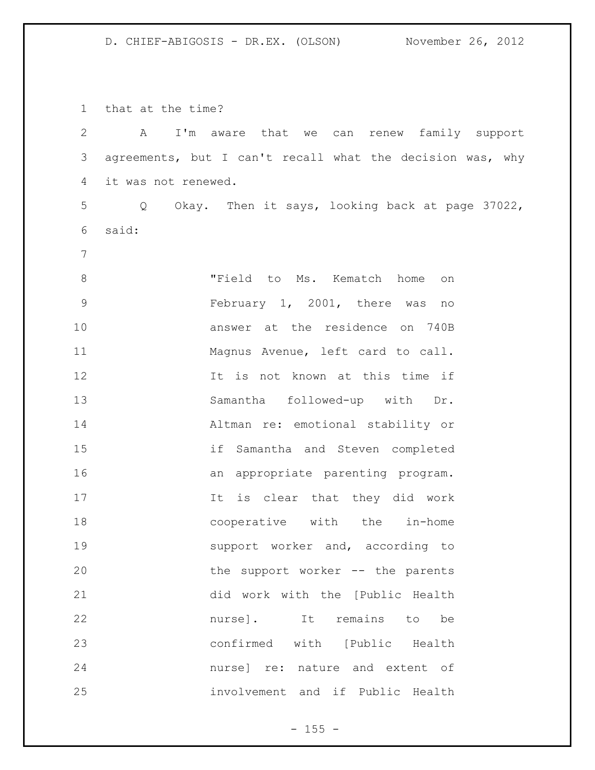that at the time?

A I'm aware that we can renew family support agreements, but I can't recall what the decision was, why it was not renewed.

Q Okay. Then it says, looking back at page 37022, said:

> "Field to Ms. Kematch home on February 1, 2001, there was no answer at the residence on 740B Magnus Avenue, left card to call. It is not known at this time if Samantha followed-up with Dr. Altman re: emotional stability or if Samantha and Steven completed an appropriate parenting program. It is clear that they did work cooperative with the in-home support worker and, according to the support worker -- the parents did work with the [Public Health nurse]. It remains to be confirmed with [Public Health nurse] re: nature and extent of involvement and if Public Health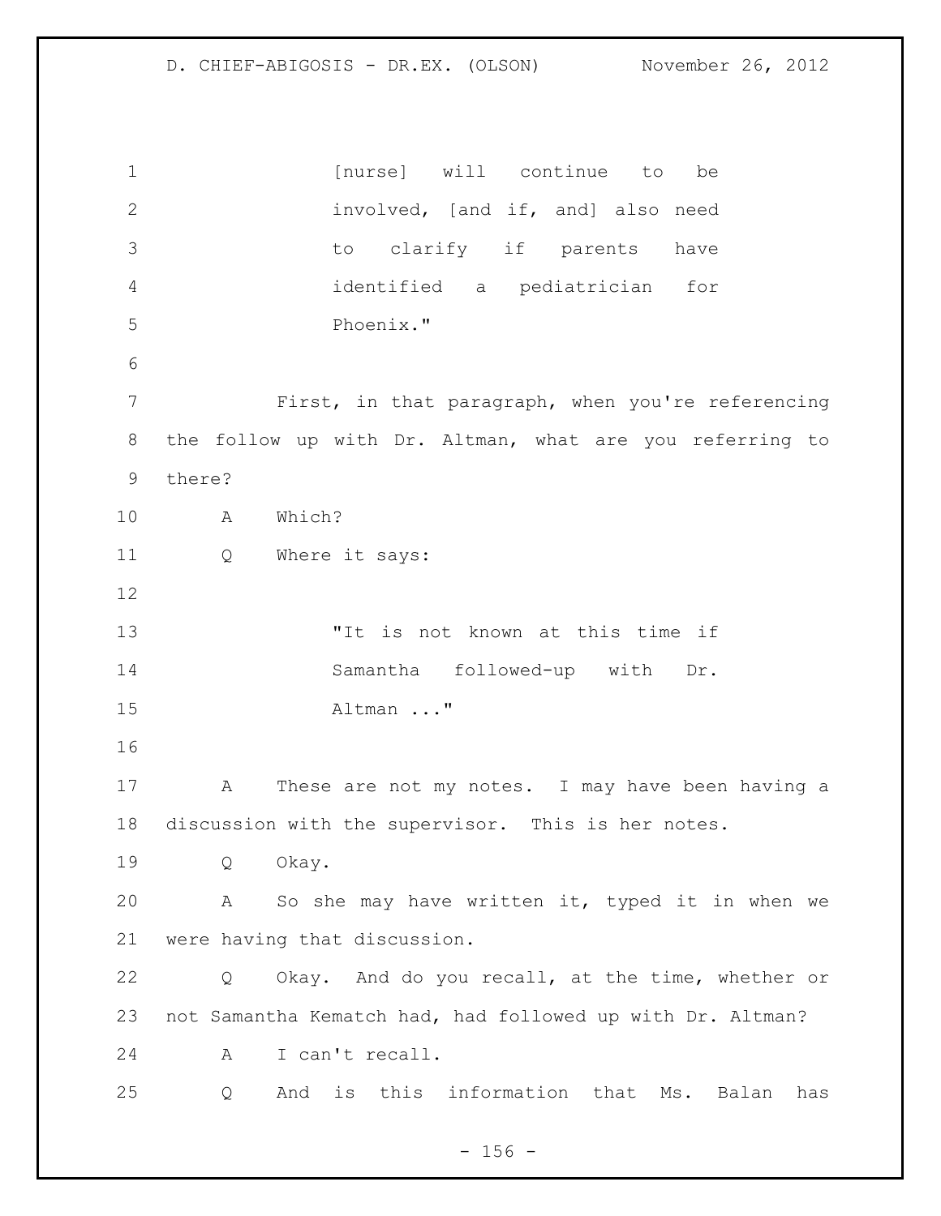[nurse] will continue to be involved, [and if, and] also need to clarify if parents have identified a pediatrician for Phoenix."

First, in that paragraph, when you're referencing the follow up with Dr. Altman, what are you referring to there?

A Which?

Q Where it says:

"It is not known at this time if Samantha followed-up with Dr. Altman ..."

A These are not my notes. I may have been having a discussion with the supervisor. This is her notes.

Q Okay.

A So she may have written it, typed it in when we were having that discussion.

Q Okay. And do you recall, at the time, whether or not Samantha Kematch had, had followed up with Dr. Altman?

A I can't recall.

Q And is this information that Ms. Balan has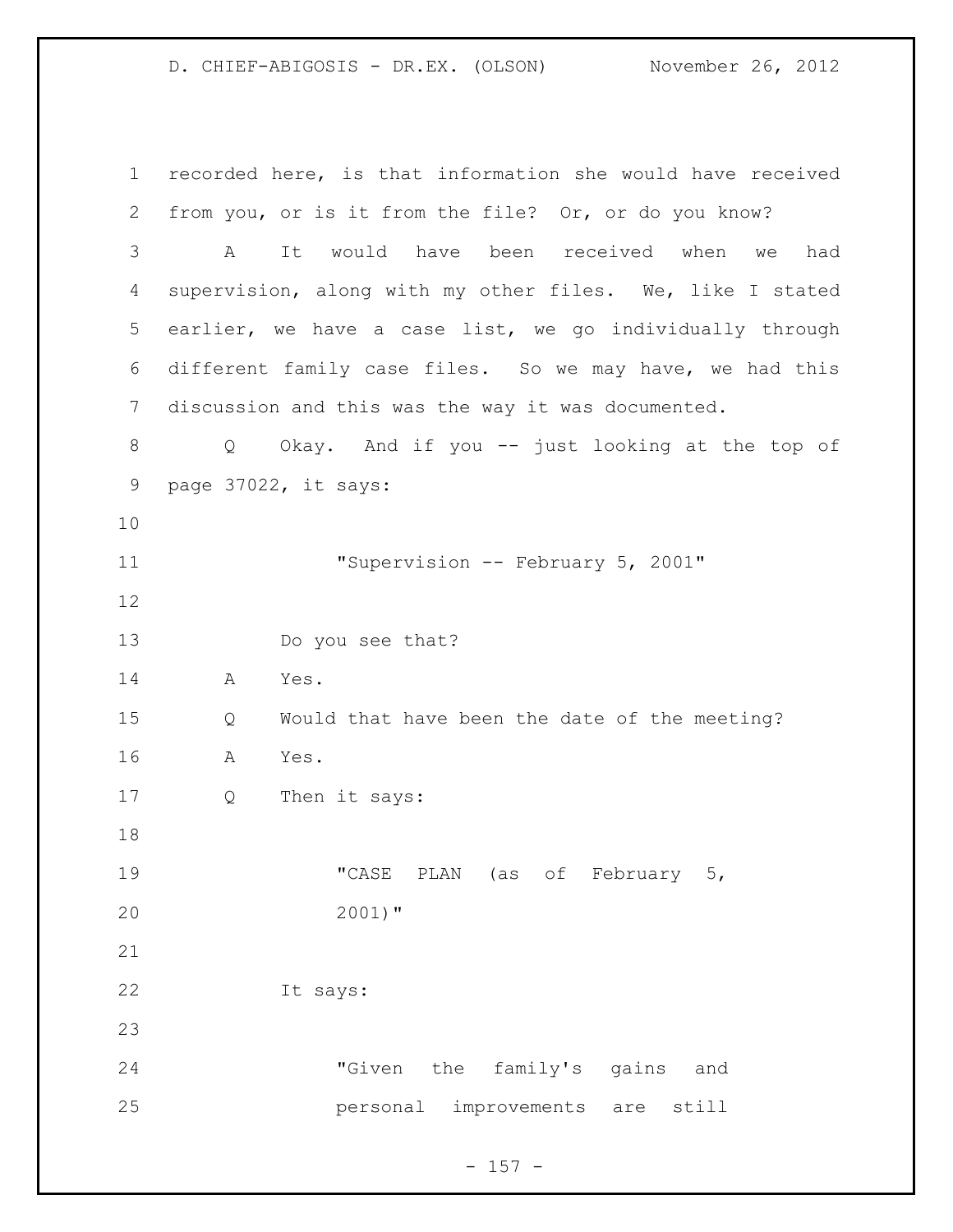recorded here, is that information she would have received from you, or is it from the file? Or, or do you know?

A It would have been received when we had supervision, along with my other files. We, like I stated earlier, we have a case list, we go individually through different family case files. So we may have, we had this discussion and this was the way it was documented.

Q Okay. And if you -- just looking at the top of page 37022, it says:

> "Supervision -- February 5, 2001"

Do you see that?

A Yes.

Q Would that have been the date of the meeting?

A Yes.

Q Then it says:

> "CASE PLAN (as of February 5, 2001)"

It says:

> "Given the family's gains and personal improvements are still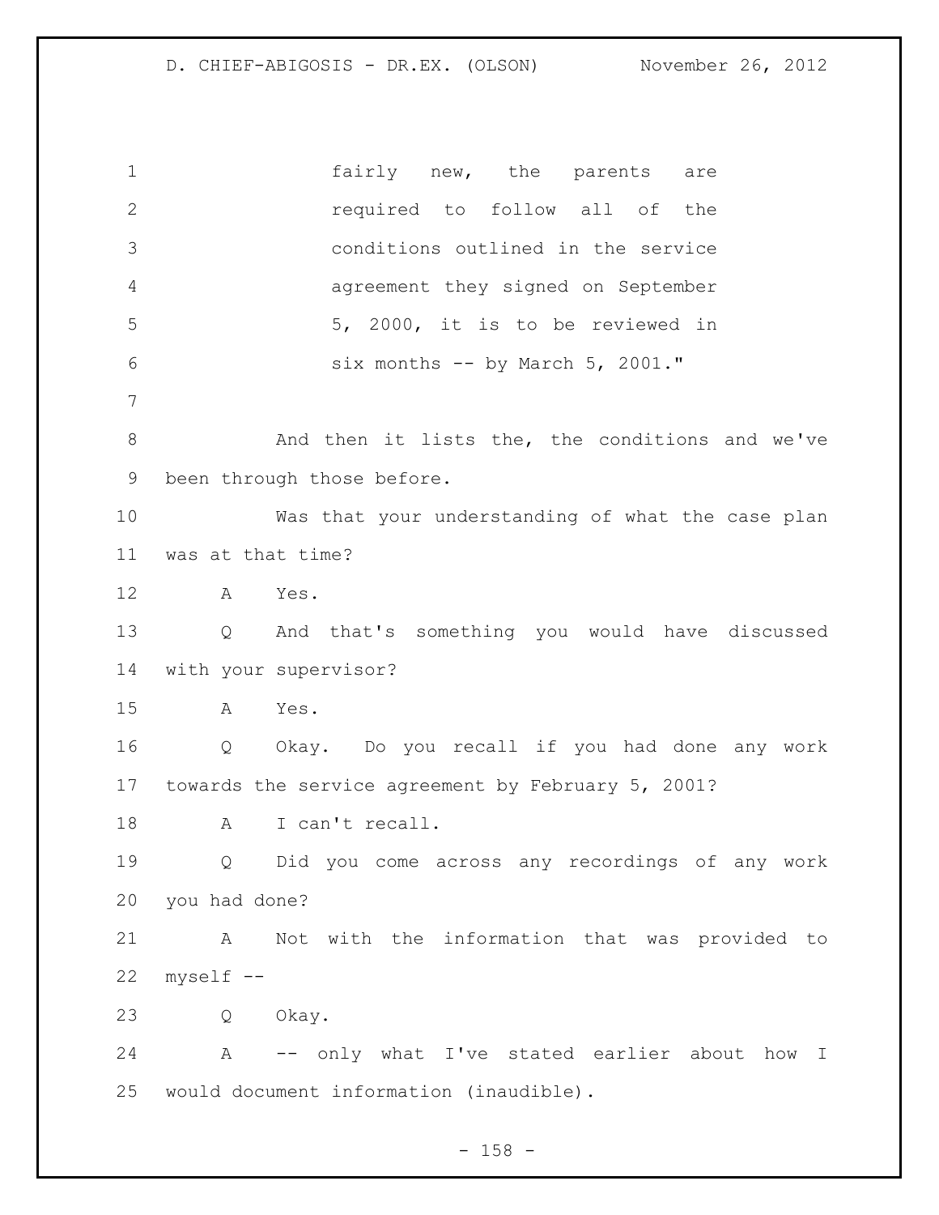fairly new, the parents are required to follow all of the conditions outlined in the service agreement they signed on September 5, 2000, it is to be reviewed in six months -- by March 5, 2001."

And then it lists the, the conditions and we've been through those before.

Was that your understanding of what the case plan was at that time?

A Yes.

Q And that's something you would have discussed with your supervisor?

A Yes.

Q Okay. Do you recall if you had done any work towards the service agreement by February 5, 2001?

A I can't recall.

Q Did you come across any recordings of any work you had done?

A Not with the information that was provided to myself --

Q Okay.

A -- only what I've stated earlier about how I would document information (inaudible).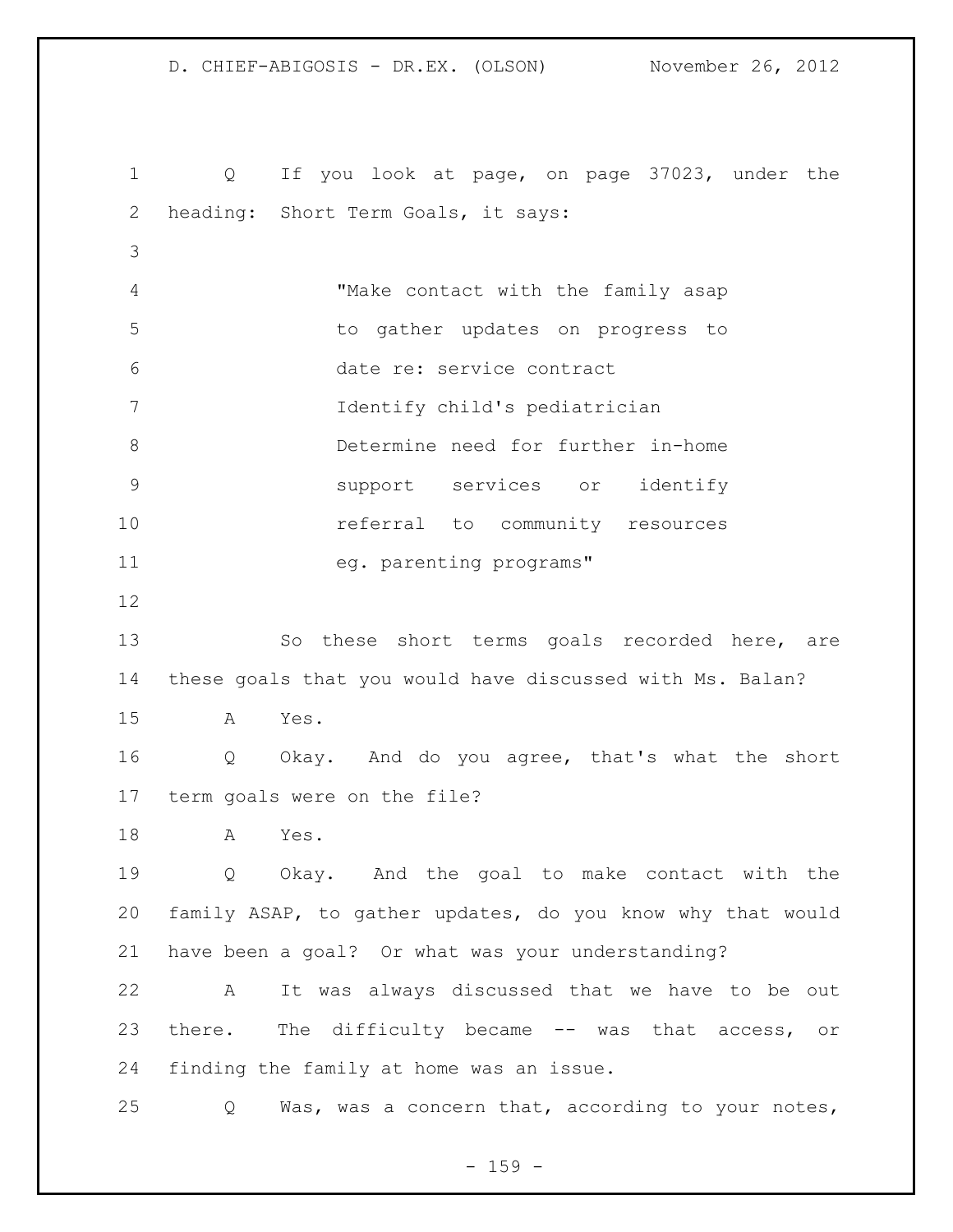Q If you look at page, on page 37023, under the heading: Short Term Goals, it says:

> "Make contact with the family asap to gather updates on progress to date re: service contract
> Identify child's pediatrician
> Determine need for further in-home support services or identify referral to community resources eg. parenting programs"

So these short terms goals recorded here, are these goals that you would have discussed with Ms. Balan?

A Yes.

Q Okay. And do you agree, that's what the short term goals were on the file?

A Yes.

Q Okay. And the goal to make contact with the family ASAP, to gather updates, do you know why that would have been a goal? Or what was your understanding?

A It was always discussed that we have to be out there. The difficulty became -- was that access, or finding the family at home was an issue.

Q Was, was a concern that, according to your notes,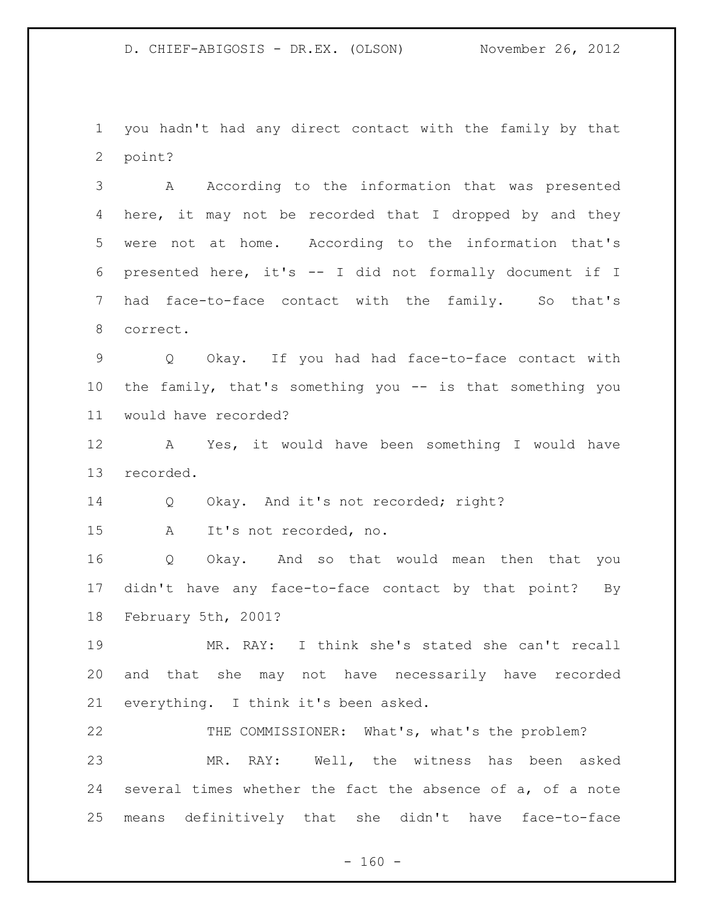1 you hadn't had any direct contact with the family by that
2 point?

3 A According to the information that was presented
4 here, it may not be recorded that I dropped by and they
5 were not at home. According to the information that's
6 presented here, it's -- I did not formally document if I
7 had face-to-face contact with the family. So that's
8 correct.

9 Q Okay. If you had had face-to-face contact with
10 the family, that's something you -- is that something you
11 would have recorded?

12 A Yes, it would have been something I would have
13 recorded.

14 Q Okay. And it's not recorded; right?

15 A It's not recorded, no.

16 Q Okay. And so that would mean then that you
17 didn't have any face-to-face contact by that point? By
18 February 5th, 2001?

19 MR. RAY: I think she's stated she can't recall
20 and that she may not have necessarily have recorded
21 everything. I think it's been asked.

22 THE COMMISSIONER: What's, what's the problem?

23 MR. RAY: Well, the witness has been asked
24 several times whether the fact the absence of a, of a note
25 means definitively that she didn't have face-to-face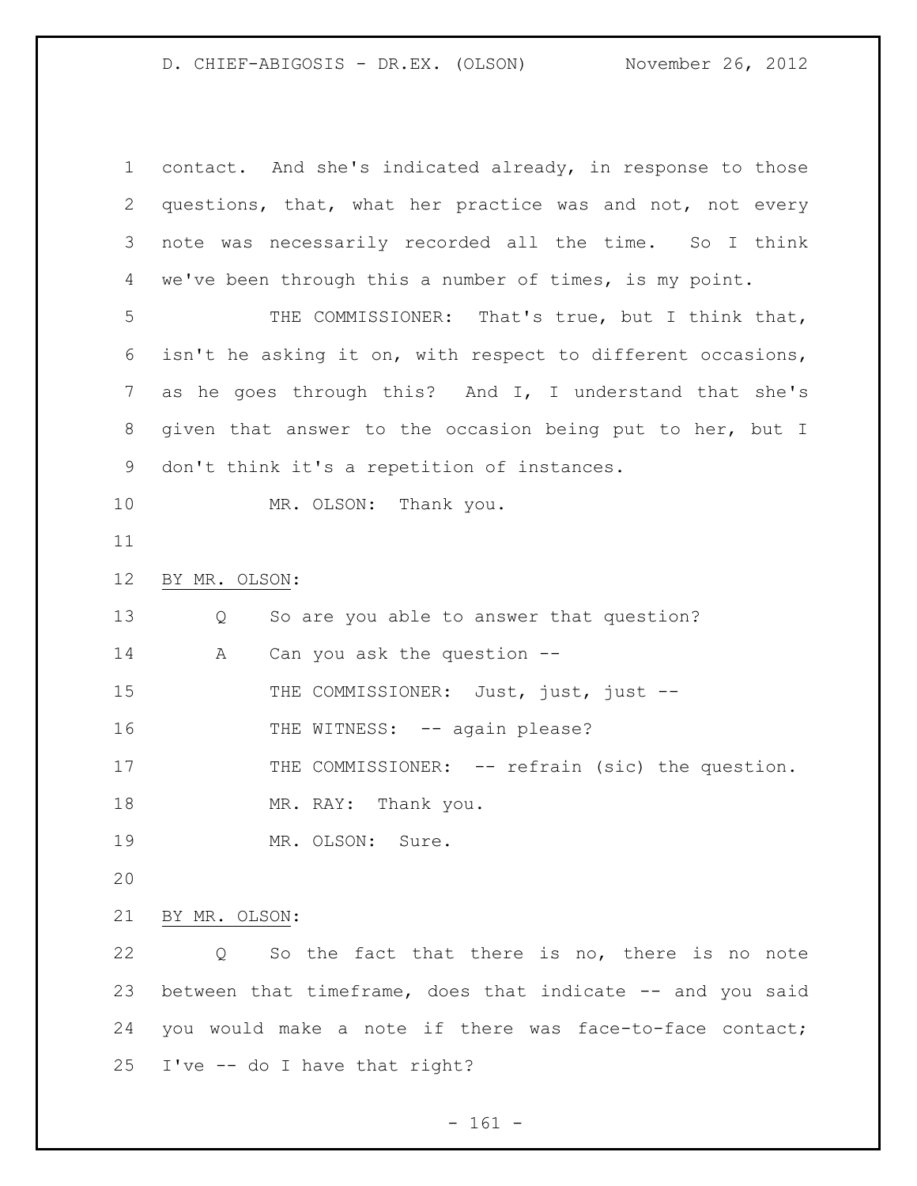contact. And she's indicated already, in response to those questions, that, what her practice was and not, not every note was necessarily recorded all the time. So I think we've been through this a number of times, is my point.

THE COMMISSIONER: That's true, but I think that, isn't he asking it on, with respect to different occasions, as he goes through this? And I, I understand that she's given that answer to the occasion being put to her, but I don't think it's a repetition of instances.

MR. OLSON: Thank you.

BY MR. OLSON:

Q So are you able to answer that question?

A Can you ask the question --

THE COMMISSIONER: Just, just, just --

THE WITNESS: -- again please?

THE COMMISSIONER: -- refrain (sic) the question.

MR. RAY: Thank you.

MR. OLSON: Sure.

BY MR. OLSON:

Q So the fact that there is no, there is no note between that timeframe, does that indicate -- and you said you would make a note if there was face-to-face contact; I've -- do I have that right?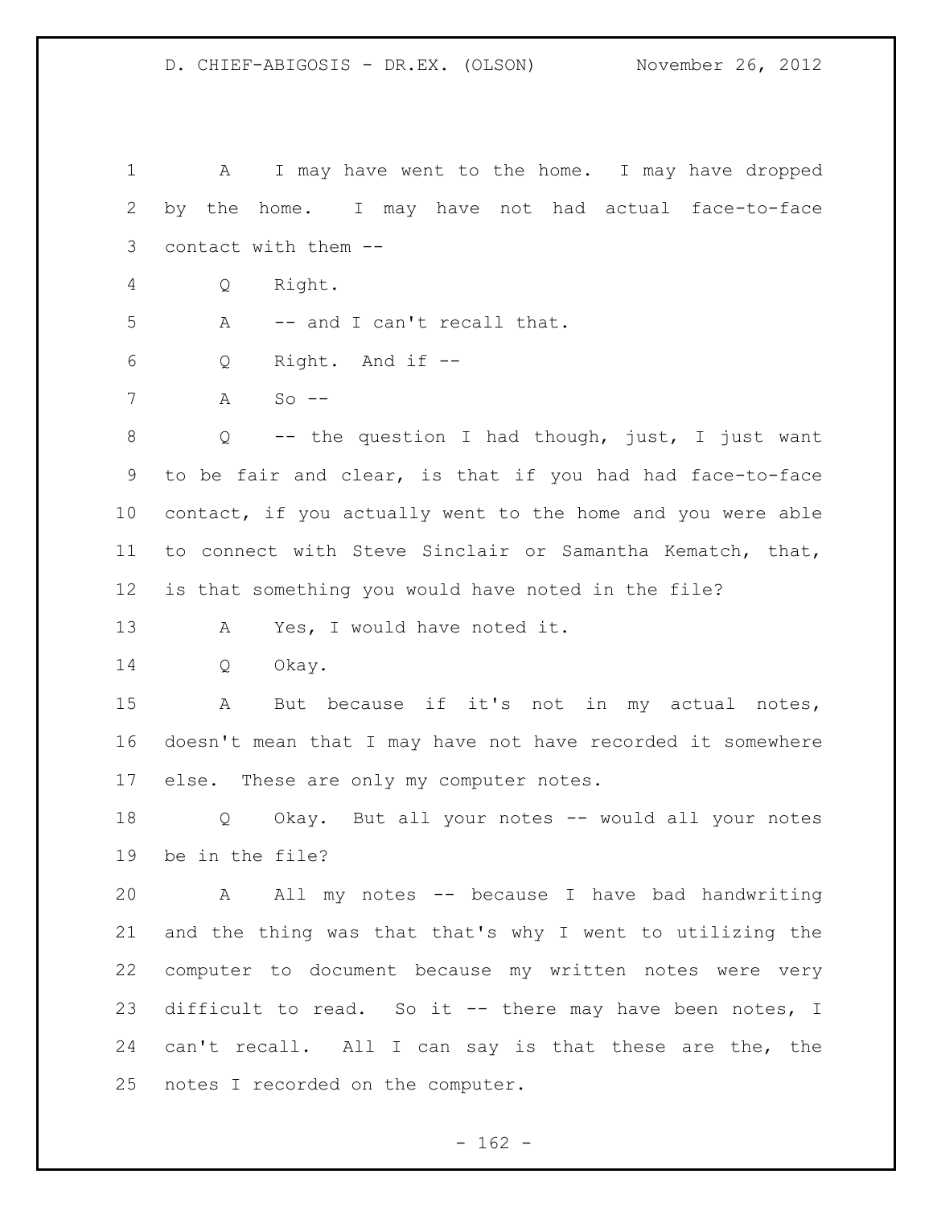A I may have went to the home. I may have dropped by the home. I may have not had actual face-to-face contact with them --

Q Right.

A -- and I can't recall that.

Q Right. And if --

A So --

Q -- the question I had though, just, I just want to be fair and clear, is that if you had had face-to-face contact, if you actually went to the home and you were able to connect with Steve Sinclair or Samantha Kematch, that, is that something you would have noted in the file?

A Yes, I would have noted it.

Q Okay.

A But because if it's not in my actual notes, doesn't mean that I may have not have recorded it somewhere else. These are only my computer notes.

Q Okay. But all your notes -- would all your notes be in the file?

A All my notes -- because I have bad handwriting and the thing was that that's why I went to utilizing the computer to document because my written notes were very difficult to read. So it -- there may have been notes, I can't recall. All I can say is that these are the, the notes I recorded on the computer.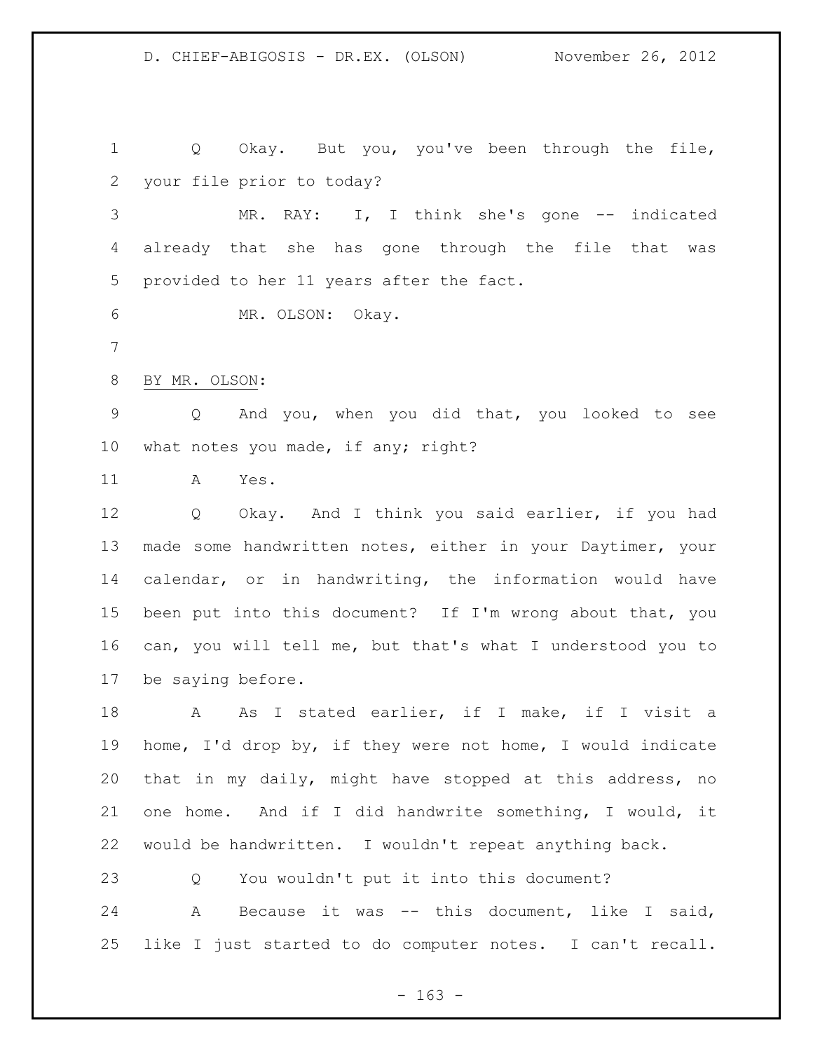Q Okay. But you, you've been through the file, your file prior to today?

MR. RAY: I, I think she's gone -- indicated already that she has gone through the file that was provided to her 11 years after the fact.

MR. OLSON: Okay.

BY MR. OLSON:

Q And you, when you did that, you looked to see what notes you made, if any; right?

A Yes.

Q Okay. And I think you said earlier, if you had made some handwritten notes, either in your Daytimer, your calendar, or in handwriting, the information would have been put into this document? If I'm wrong about that, you can, you will tell me, but that's what I understood you to be saying before.

A As I stated earlier, if I make, if I visit a home, I'd drop by, if they were not home, I would indicate that in my daily, might have stopped at this address, no one home. And if I did handwrite something, I would, it would be handwritten. I wouldn't repeat anything back.

Q You wouldn't put it into this document?

A Because it was -- this document, like I said, like I just started to do computer notes. I can't recall.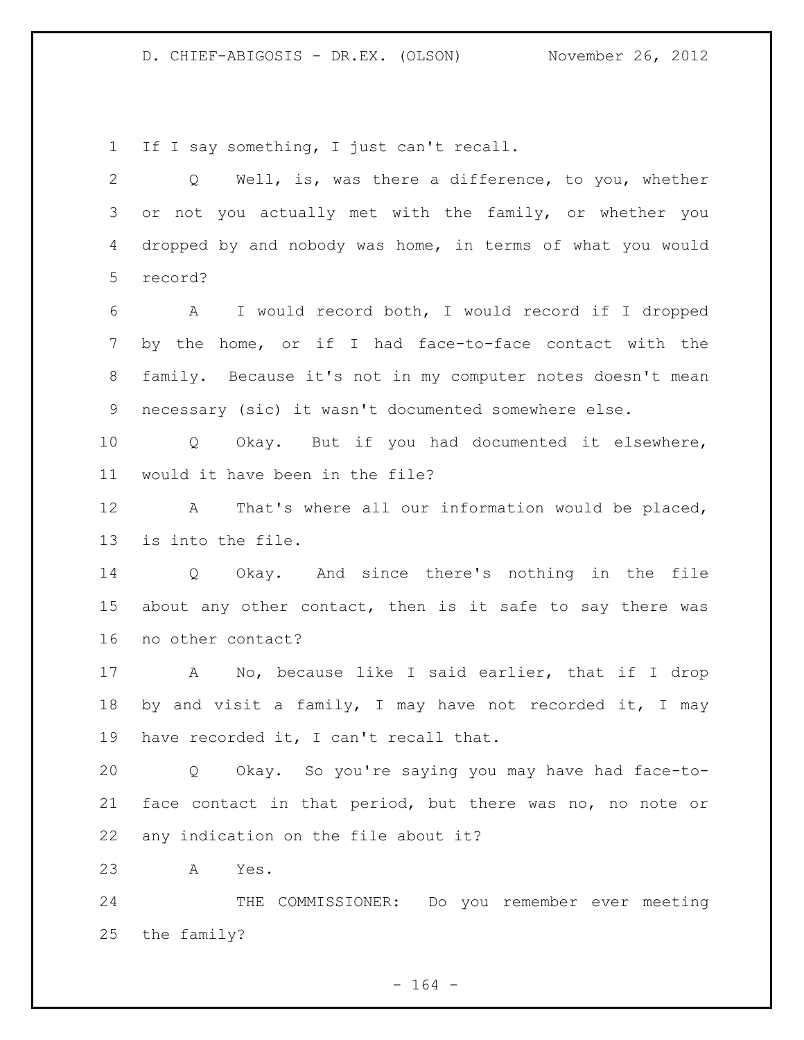1 If I say something, I just can't recall.

2 Q Well, is, was there a difference, to you, whether
3 or not you actually met with the family, or whether you
4 dropped by and nobody was home, in terms of what you would
5 record?

6 A I would record both, I would record if I dropped
7 by the home, or if I had face-to-face contact with the
8 family. Because it's not in my computer notes doesn't mean
9 necessary (sic) it wasn't documented somewhere else.

10 Q Okay. But if you had documented it elsewhere,
11 would it have been in the file?

12 A That's where all our information would be placed,
13 is into the file.

14 Q Okay. And since there's nothing in the file
15 about any other contact, then is it safe to say there was
16 no other contact?

17 A No, because like I said earlier, that if I drop
18 by and visit a family, I may have not recorded it, I may
19 have recorded it, I can't recall that.

20 Q Okay. So you're saying you may have had face-to-
21 face contact in that period, but there was no, no note or
22 any indication on the file about it?

23 A Yes.

24 THE COMMISSIONER: Do you remember ever meeting
25 the family?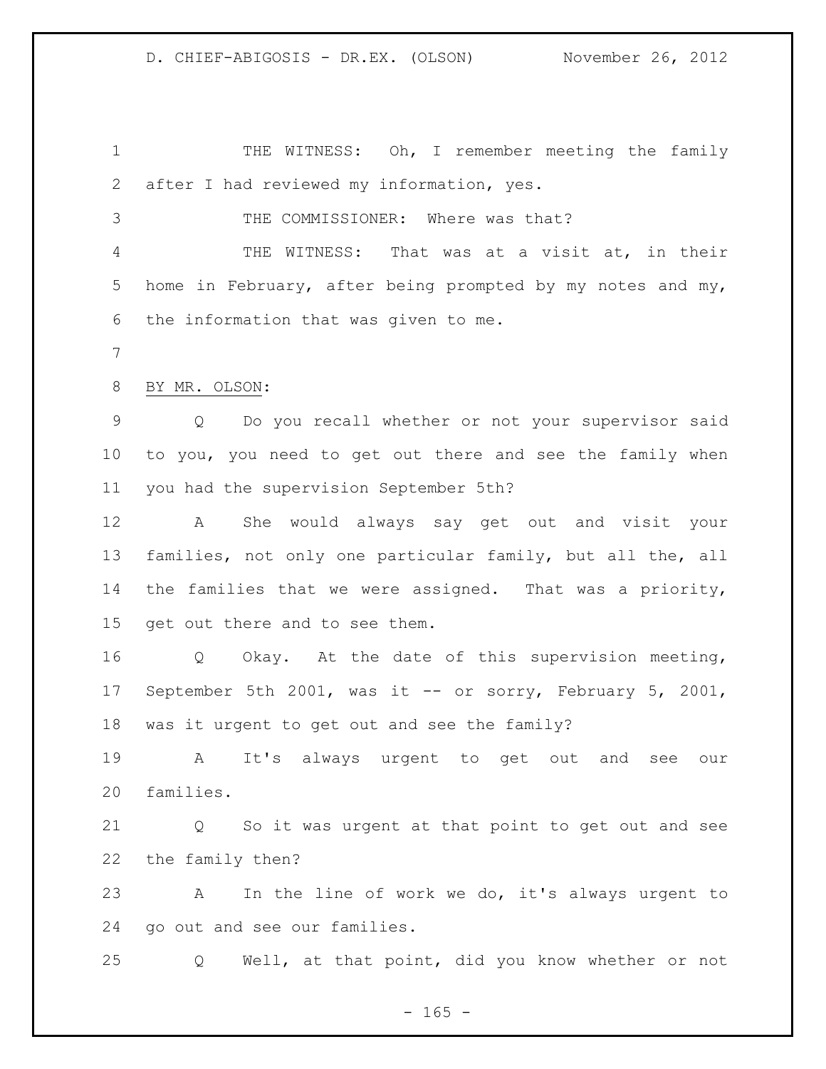THE WITNESS: Oh, I remember meeting the family after I had reviewed my information, yes.

THE COMMISSIONER: Where was that?

THE WITNESS: That was at a visit at, in their home in February, after being prompted by my notes and my, the information that was given to me.

BY MR. OLSON:

Q Do you recall whether or not your supervisor said to you, you need to get out there and see the family when you had the supervision September 5th?

A She would always say get out and visit your families, not only one particular family, but all the, all the families that we were assigned. That was a priority, get out there and to see them.

Q Okay. At the date of this supervision meeting, September 5th 2001, was it -- or sorry, February 5, 2001, was it urgent to get out and see the family?

A It's always urgent to get out and see our families.

Q So it was urgent at that point to get out and see the family then?

A In the line of work we do, it's always urgent to go out and see our families.

Q Well, at that point, did you know whether or not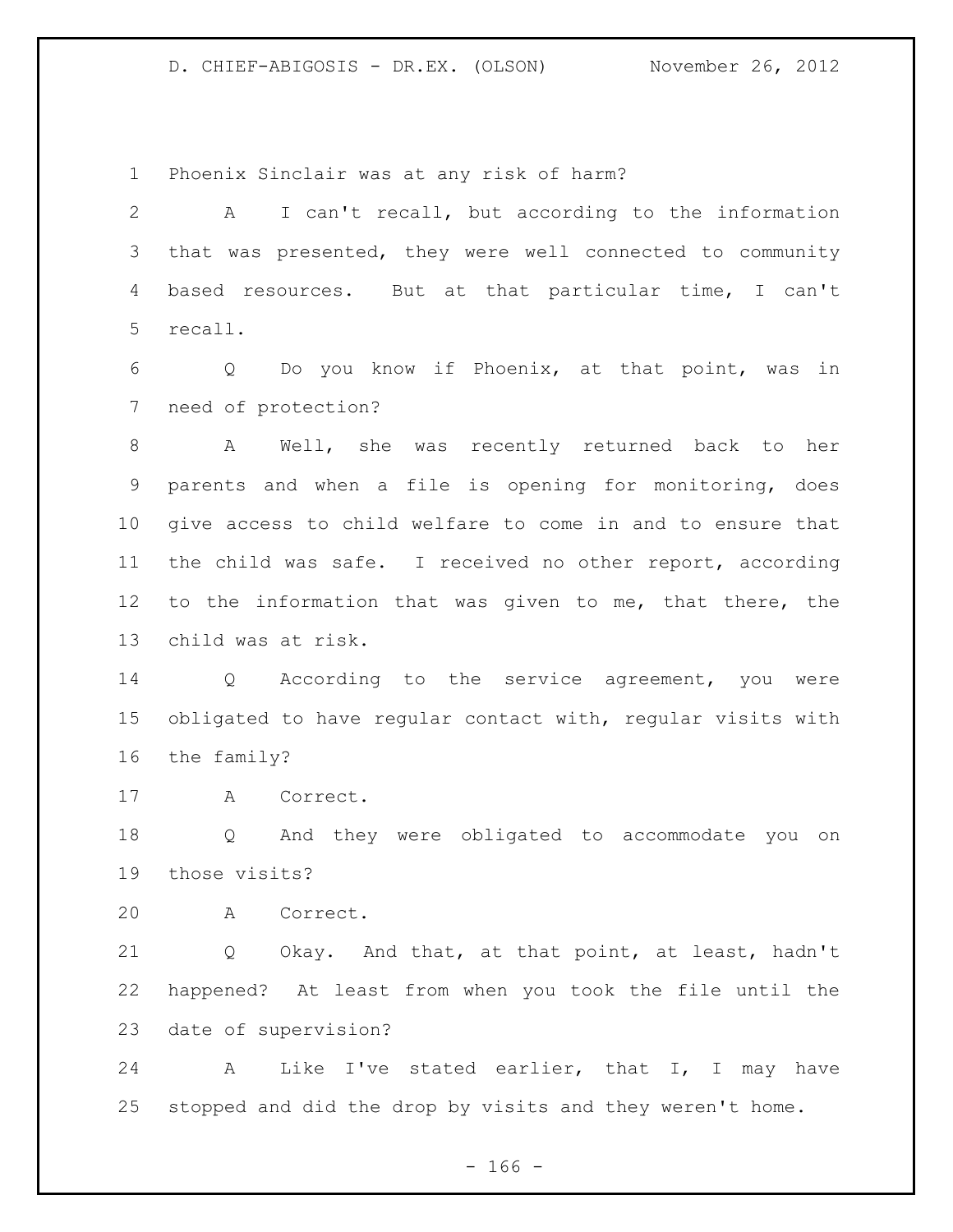Phoenix Sinclair was at any risk of harm?

A I can't recall, but according to the information that was presented, they were well connected to community based resources. But at that particular time, I can't recall.

Q Do you know if Phoenix, at that point, was in need of protection?

A Well, she was recently returned back to her parents and when a file is opening for monitoring, does give access to child welfare to come in and to ensure that the child was safe. I received no other report, according to the information that was given to me, that there, the child was at risk.

Q According to the service agreement, you were obligated to have regular contact with, regular visits with the family?

A Correct.

Q And they were obligated to accommodate you on those visits?

A Correct.

Q Okay. And that, at that point, at least, hadn't happened? At least from when you took the file until the date of supervision?

A Like I've stated earlier, that I, I may have stopped and did the drop by visits and they weren't home.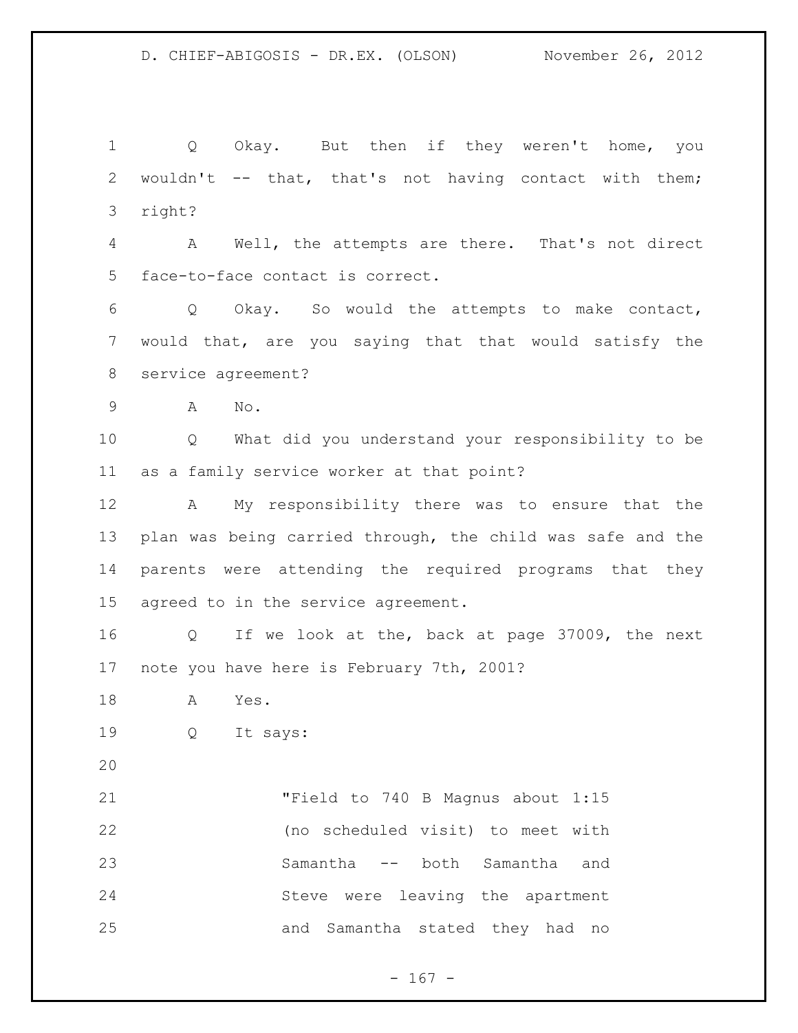Q Okay. But then if they weren't home, you wouldn't -- that, that's not having contact with them; right?

A Well, the attempts are there. That's not direct face-to-face contact is correct.

Q Okay. So would the attempts to make contact, would that, are you saying that that would satisfy the service agreement?

A No.

Q What did you understand your responsibility to be as a family service worker at that point?

A My responsibility there was to ensure that the plan was being carried through, the child was safe and the parents were attending the required programs that they agreed to in the service agreement.

Q If we look at the, back at page 37009, the next note you have here is February 7th, 2001?

A Yes.

Q It says:

> "Field to 740 B Magnus about 1:15 (no scheduled visit) to meet with Samantha -- both Samantha and Steve were leaving the apartment and Samantha stated they had no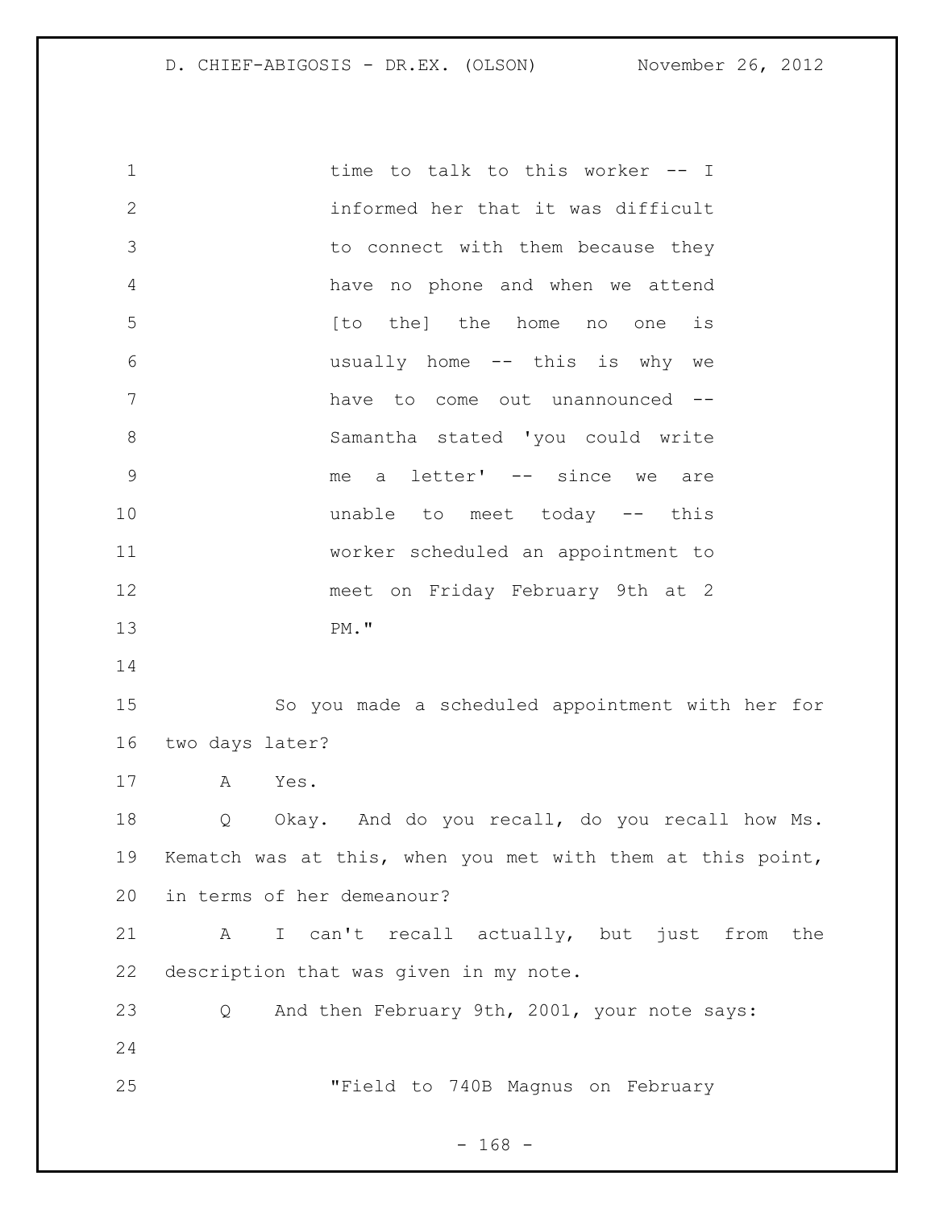time to talk to this worker -- I informed her that it was difficult to connect with them because they have no phone and when we attend [to the] the home no one is usually home -- this is why we have to come out unannounced -- Samantha stated 'you could write me a letter' -- since we are unable to meet today -- this worker scheduled an appointment to meet on Friday February 9th at 2 PM."

So you made a scheduled appointment with her for two days later?

A Yes.

Q Okay. And do you recall, do you recall how Ms. Kematch was at this, when you met with them at this point, in terms of her demeanour?

A I can't recall actually, but just from the description that was given in my note.

Q And then February 9th, 2001, your note says:

"Field to 740B Magnus on February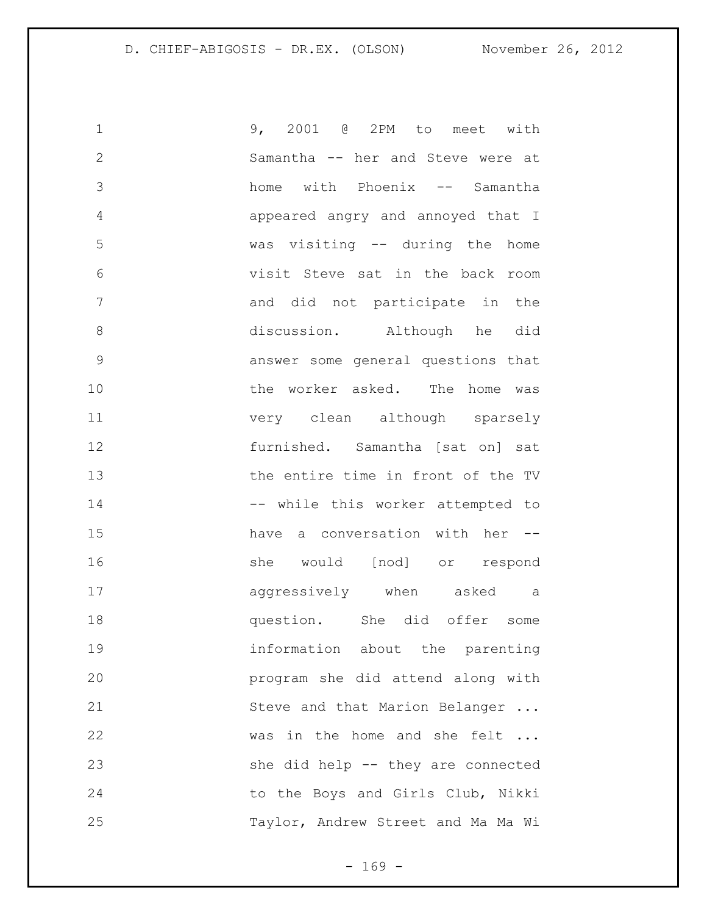9, 2001 @ 2PM to meet with Samantha -- her and Steve were at home with Phoenix -- Samantha appeared angry and annoyed that I was visiting -- during the home visit Steve sat in the back room and did not participate in the discussion. Although he did answer some general questions that the worker asked. The home was very clean although sparsely furnished. Samantha [sat on] sat the entire time in front of the TV -- while this worker attempted to have a conversation with her -- she would [nod] or respond aggressively when asked a question. She did offer some information about the parenting program she did attend along with Steve and that Marion Belanger ... was in the home and she felt ... she did help -- they are connected to the Boys and Girls Club, Nikki Taylor, Andrew Street and Ma Ma Wi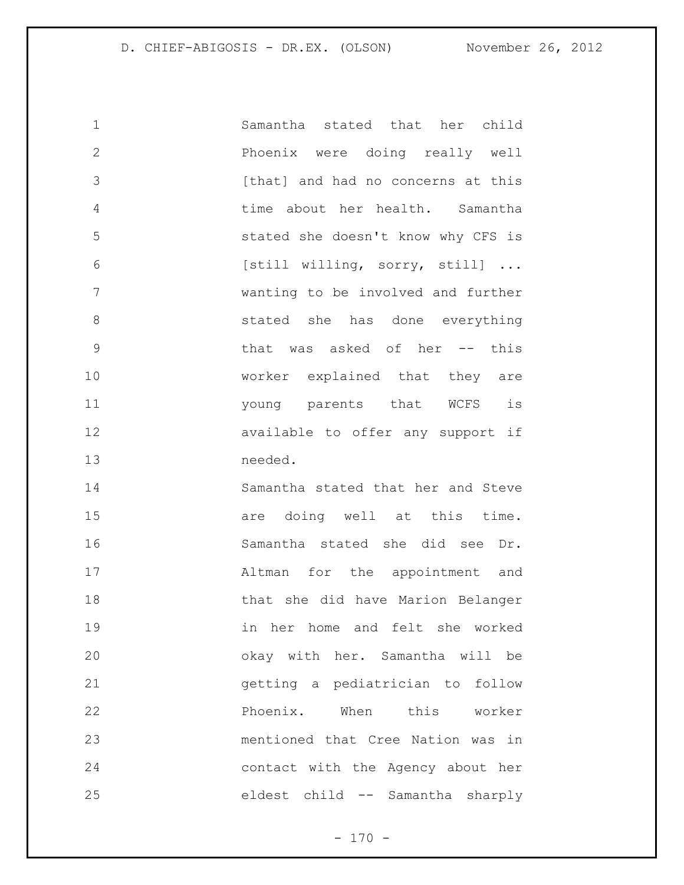Samantha stated that her child Phoenix were doing really well [that] and had no concerns at this time about her health. Samantha stated she doesn't know why CFS is [still willing, sorry, still] ... wanting to be involved and further stated she has done everything that was asked of her -- this worker explained that they are young parents that WCFS is available to offer any support if needed.

Samantha stated that her and Steve are doing well at this time. Samantha stated she did see Dr. Altman for the appointment and that she did have Marion Belanger in her home and felt she worked okay with her. Samantha will be getting a pediatrician to follow Phoenix. When this worker mentioned that Cree Nation was in contact with the Agency about her eldest child -- Samantha sharply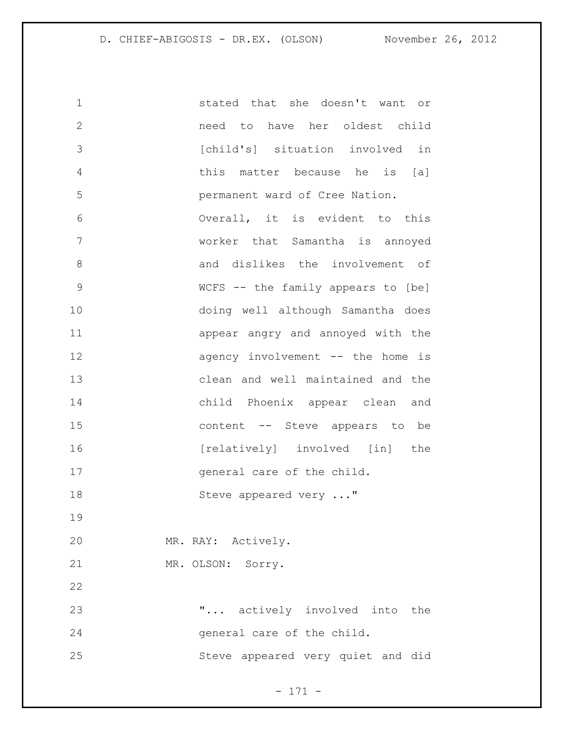stated that she doesn't want or need to have her oldest child [child's] situation involved in this matter because he is [a] permanent ward of Cree Nation.

Overall, it is evident to this worker that Samantha is annoyed and dislikes the involvement of WCFS -- the family appears to [be] doing well although Samantha does appear angry and annoyed with the agency involvement -- the home is clean and well maintained and the child Phoenix appear clean and content -- Steve appears to be [relatively] involved [in] the general care of the child.

Steve appeared very ..."

MR. RAY: Actively.

MR. OLSON: Sorry.

"... actively involved into the general care of the child.

Steve appeared very quiet and did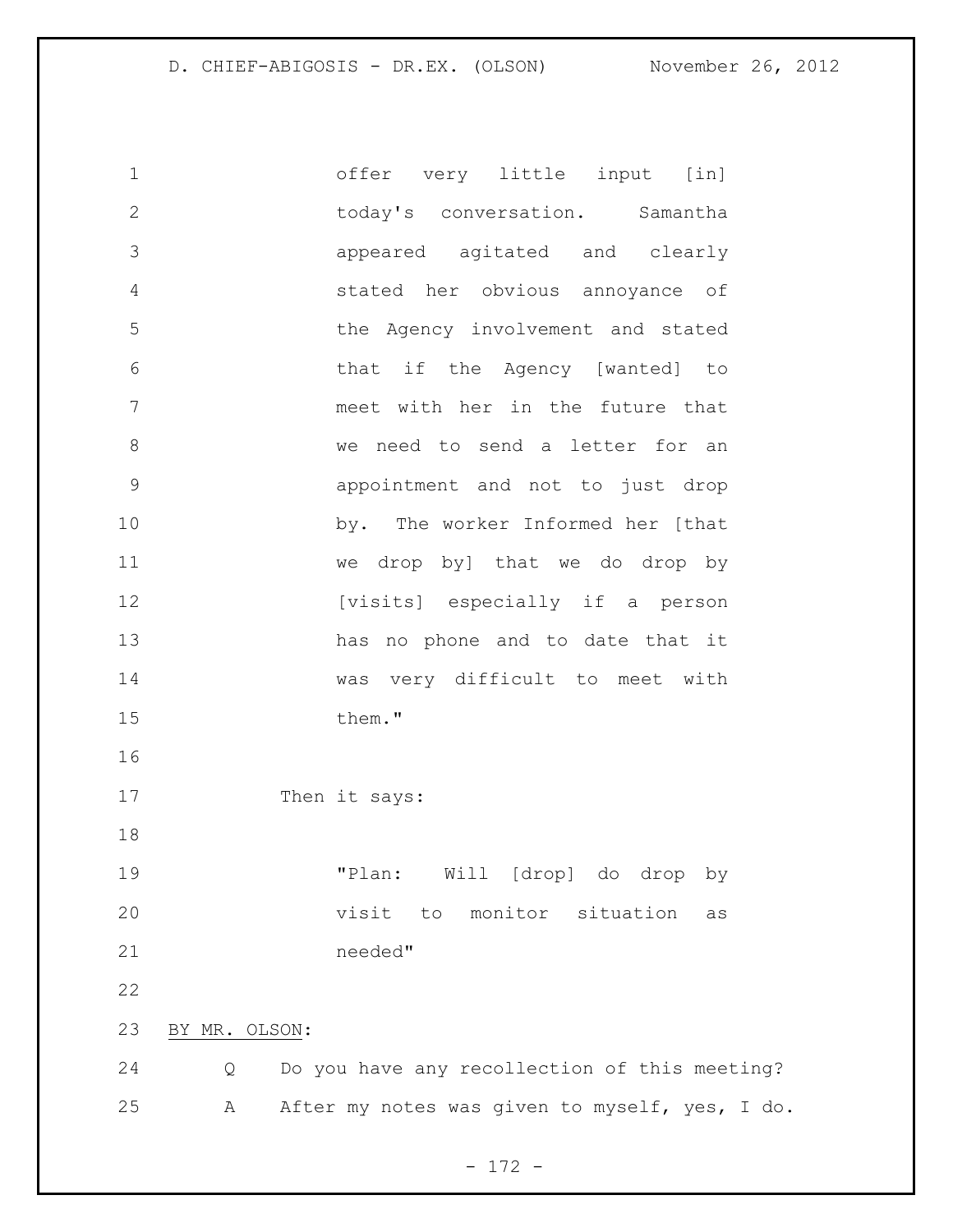offer very little input [in] today's conversation. Samantha appeared agitated and clearly stated her obvious annoyance of the Agency involvement and stated that if the Agency [wanted] to meet with her in the future that we need to send a letter for an appointment and not to just drop by. The worker Informed her [that we drop by] that we do drop by [visits] especially if a person has no phone and to date that it was very difficult to meet with them."

Then it says:

"Plan: Will [drop] do drop by visit to monitor situation as needed"

BY MR. OLSON:

Q Do you have any recollection of this meeting?

A After my notes was given to myself, yes, I do.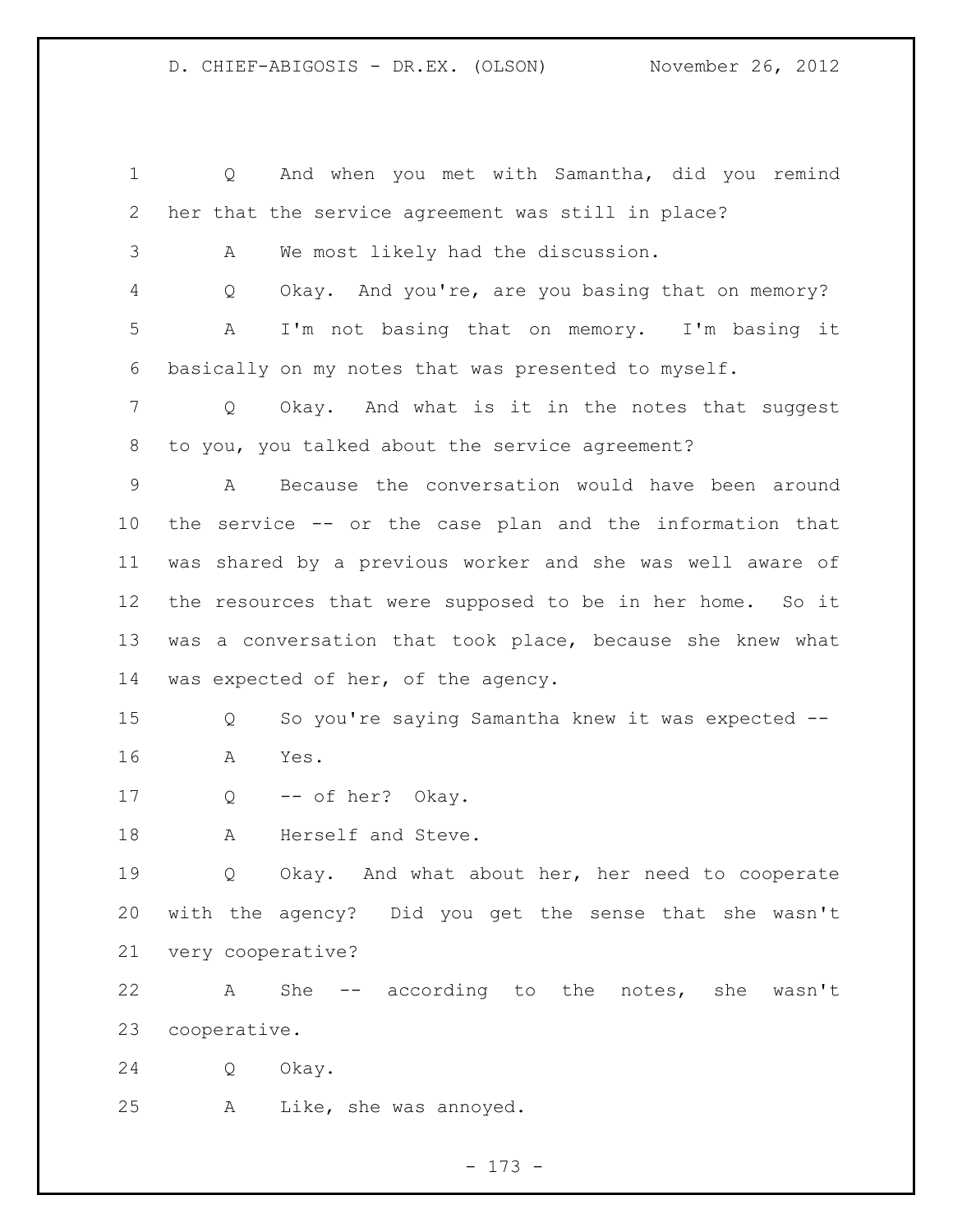Q And when you met with Samantha, did you remind her that the service agreement was still in place?

A We most likely had the discussion.

Q Okay. And you're, are you basing that on memory?

A I'm not basing that on memory. I'm basing it basically on my notes that was presented to myself.

Q Okay. And what is it in the notes that suggest to you, you talked about the service agreement?

A Because the conversation would have been around the service -- or the case plan and the information that was shared by a previous worker and she was well aware of the resources that were supposed to be in her home. So it was a conversation that took place, because she knew what was expected of her, of the agency.

Q So you're saying Samantha knew it was expected --

A Yes.

Q -- of her? Okay.

A Herself and Steve.

Q Okay. And what about her, her need to cooperate with the agency? Did you get the sense that she wasn't very cooperative?

A She -- according to the notes, she wasn't cooperative.

Q Okay.

A Like, she was annoyed.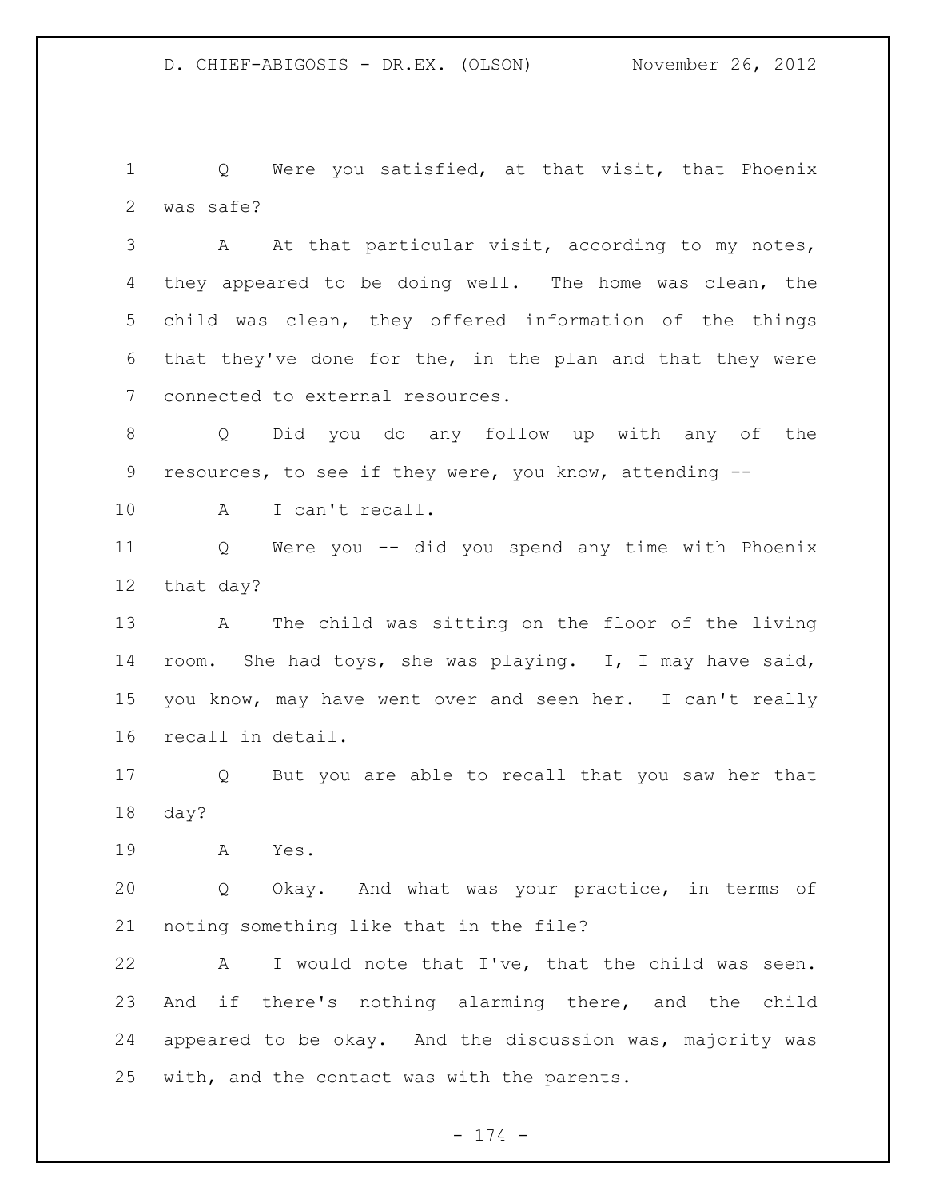Q Were you satisfied, at that visit, that Phoenix was safe?

A At that particular visit, according to my notes, they appeared to be doing well. The home was clean, the child was clean, they offered information of the things that they've done for the, in the plan and that they were connected to external resources.

Q Did you do any follow up with any of the resources, to see if they were, you know, attending --

A I can't recall.

Q Were you -- did you spend any time with Phoenix that day?

A The child was sitting on the floor of the living room. She had toys, she was playing. I, I may have said, you know, may have went over and seen her. I can't really recall in detail.

Q But you are able to recall that you saw her that day?

A Yes.

Q Okay. And what was your practice, in terms of noting something like that in the file?

A I would note that I've, that the child was seen. And if there's nothing alarming there, and the child appeared to be okay. And the discussion was, majority was with, and the contact was with the parents.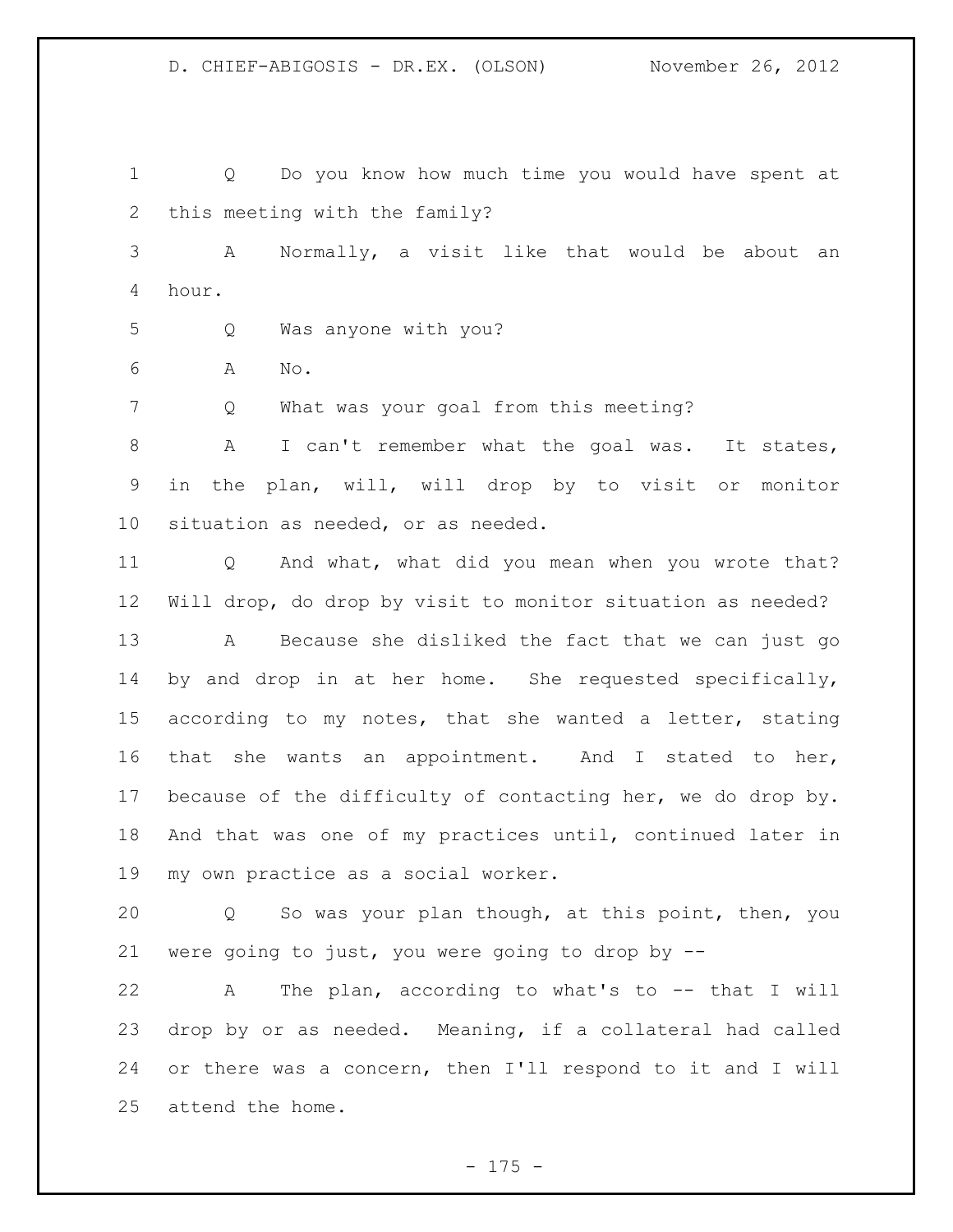Q Do you know how much time you would have spent at this meeting with the family?

A Normally, a visit like that would be about an hour.

Q Was anyone with you?

A No.

Q What was your goal from this meeting?

A I can't remember what the goal was. It states, in the plan, will, will drop by to visit or monitor situation as needed, or as needed.

Q And what, what did you mean when you wrote that? Will drop, do drop by visit to monitor situation as needed?

A Because she disliked the fact that we can just go by and drop in at her home. She requested specifically, according to my notes, that she wanted a letter, stating that she wants an appointment. And I stated to her, because of the difficulty of contacting her, we do drop by. And that was one of my practices until, continued later in my own practice as a social worker.

Q So was your plan though, at this point, then, you were going to just, you were going to drop by --

A The plan, according to what's to -- that I will drop by or as needed. Meaning, if a collateral had called or there was a concern, then I'll respond to it and I will attend the home.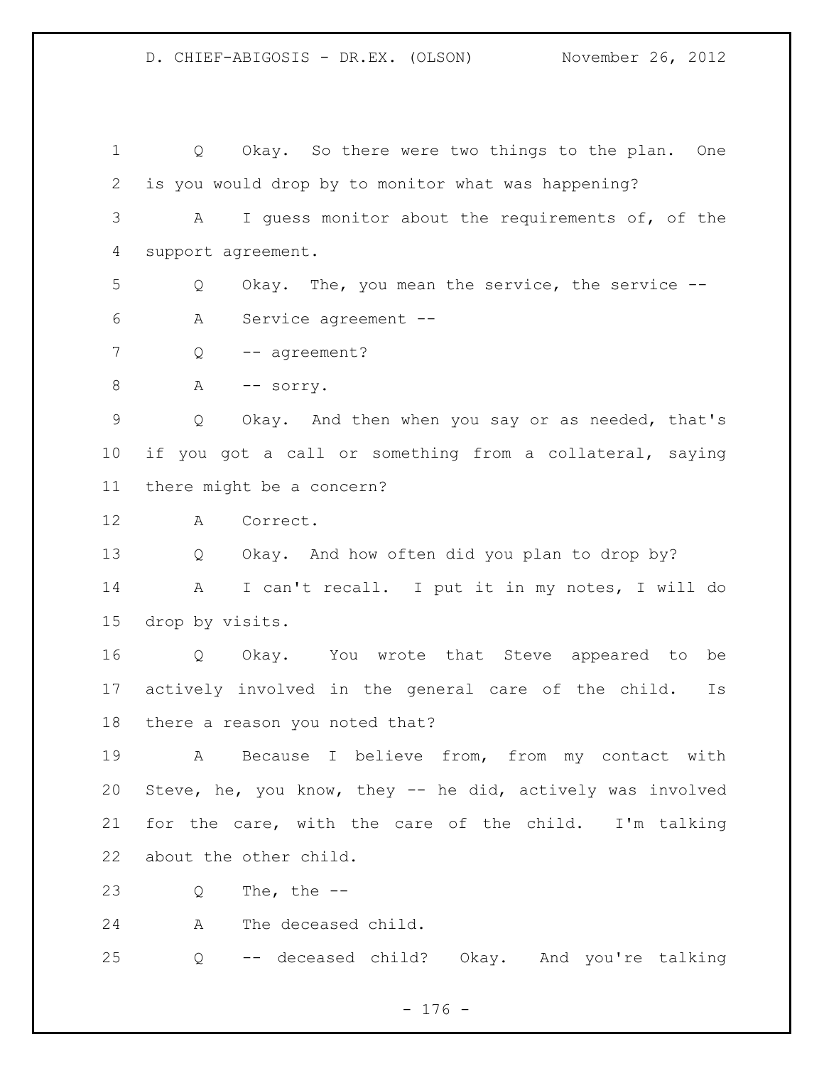Q Okay. So there were two things to the plan. One is you would drop by to monitor what was happening?

A I guess monitor about the requirements of, of the support agreement.

Q Okay. The, you mean the service, the service --

A Service agreement --

Q -- agreement?

A -- sorry.

Q Okay. And then when you say or as needed, that's if you got a call or something from a collateral, saying there might be a concern?

A Correct.

Q Okay. And how often did you plan to drop by?

A I can't recall. I put it in my notes, I will do drop by visits.

Q Okay. You wrote that Steve appeared to be actively involved in the general care of the child. Is there a reason you noted that?

A Because I believe from, from my contact with Steve, he, you know, they -- he did, actively was involved for the care, with the care of the child. I'm talking about the other child.

Q The, the --

A The deceased child.

Q -- deceased child? Okay. And you're talking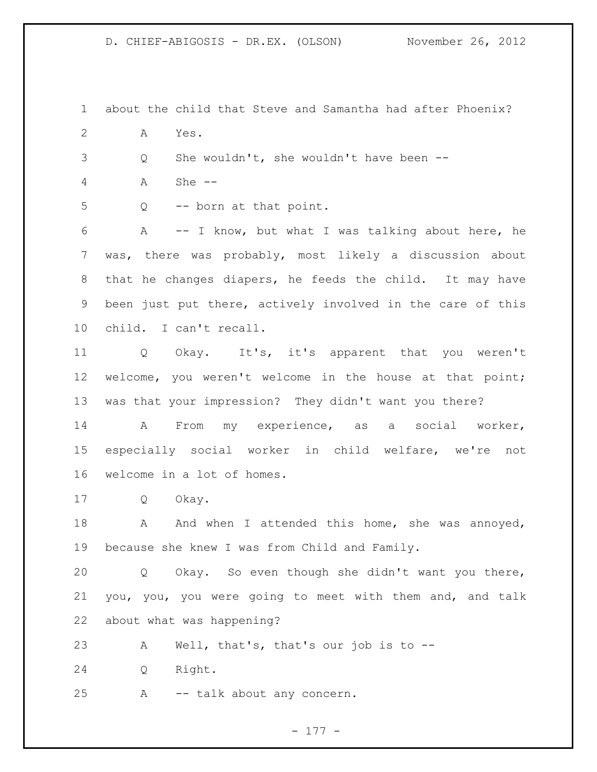1 about the child that Steve and Samantha had after Phoenix?

2 A Yes.

3 Q She wouldn't, she wouldn't have been --

4 A She --

5 Q -- born at that point.

6 A -- I know, but what I was talking about here, he
7 was, there was probably, most likely a discussion about
8 that he changes diapers, he feeds the child. It may have
9 been just put there, actively involved in the care of this
10 child. I can't recall.

11 Q Okay. It's, it's apparent that you weren't
12 welcome, you weren't welcome in the house at that point;
13 was that your impression? They didn't want you there?

14 A From my experience, as a social worker,
15 especially social worker in child welfare, we're not
16 welcome in a lot of homes.

17 Q Okay.

18 A And when I attended this home, she was annoyed,
19 because she knew I was from Child and Family.

20 Q Okay. So even though she didn't want you there,
21 you, you, you were going to meet with them and, and talk
22 about what was happening?

23 A Well, that's, that's our job is to --

24 Q Right.

25 A -- talk about any concern.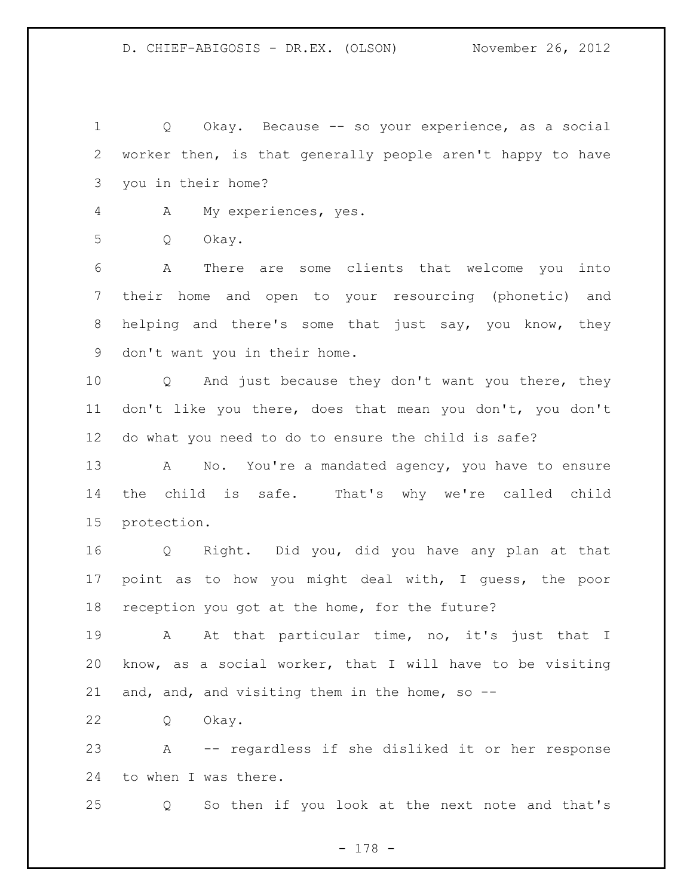Q Okay. Because -- so your experience, as a social worker then, is that generally people aren't happy to have you in their home?

A My experiences, yes.

Q Okay.

A There are some clients that welcome you into their home and open to your resourcing (phonetic) and helping and there's some that just say, you know, they don't want you in their home.

Q And just because they don't want you there, they don't like you there, does that mean you don't, you don't do what you need to do to ensure the child is safe?

A No. You're a mandated agency, you have to ensure the child is safe. That's why we're called child protection.

Q Right. Did you, did you have any plan at that point as to how you might deal with, I guess, the poor reception you got at the home, for the future?

A At that particular time, no, it's just that I know, as a social worker, that I will have to be visiting and, and, and visiting them in the home, so --

Q Okay.

A -- regardless if she disliked it or her response to when I was there.

Q So then if you look at the next note and that's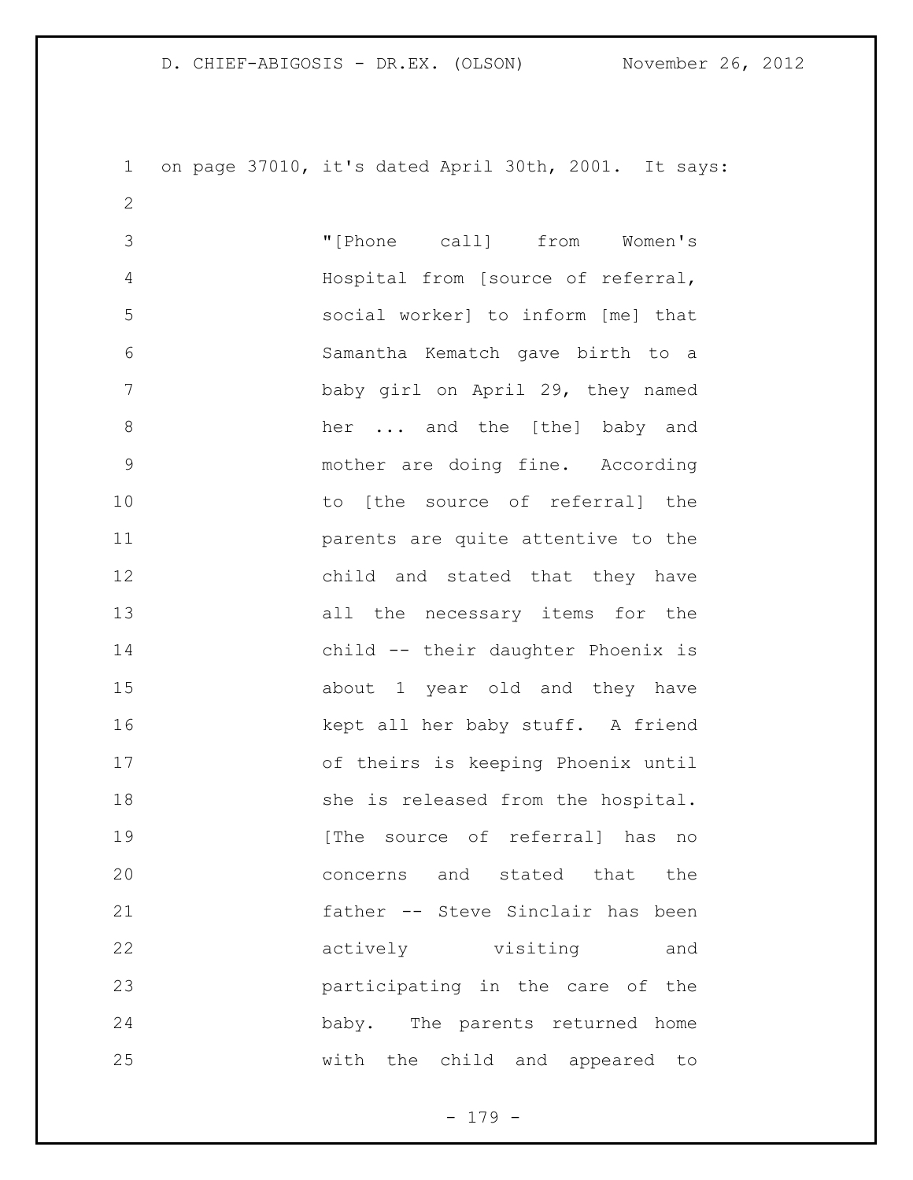on page 37010, it's dated April 30th, 2001. It says:

> "[Phone call] from Women's Hospital from [source of referral, social worker] to inform [me] that Samantha Kematch gave birth to a baby girl on April 29, they named her ... and the [the] baby and mother are doing fine. According to [the source of referral] the parents are quite attentive to the child and stated that they have all the necessary items for the child -- their daughter Phoenix is about 1 year old and they have kept all her baby stuff. A friend of theirs is keeping Phoenix until she is released from the hospital. [The source of referral] has no concerns and stated that the father -- Steve Sinclair has been actively visiting and participating in the care of the baby. The parents returned home with the child and appeared to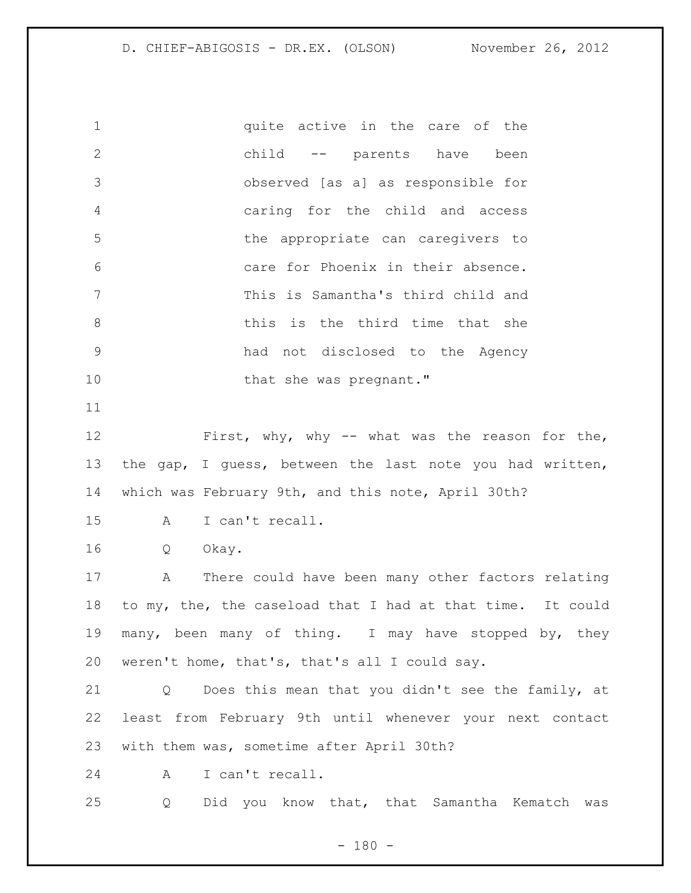quite active in the care of the child -- parents have been observed [as a] as responsible for caring for the child and access the appropriate can caregivers to care for Phoenix in their absence. This is Samantha's third child and this is the third time that she had not disclosed to the Agency that she was pregnant."

First, why, why -- what was the reason for the, the gap, I guess, between the last note you had written, which was February 9th, and this note, April 30th?

A I can't recall.

Q Okay.

A There could have been many other factors relating to my, the, the caseload that I had at that time. It could many, been many of thing. I may have stopped by, they weren't home, that's, that's all I could say.

Q Does this mean that you didn't see the family, at least from February 9th until whenever your next contact with them was, sometime after April 30th?

A I can't recall.

Q Did you know that, that Samantha Kematch was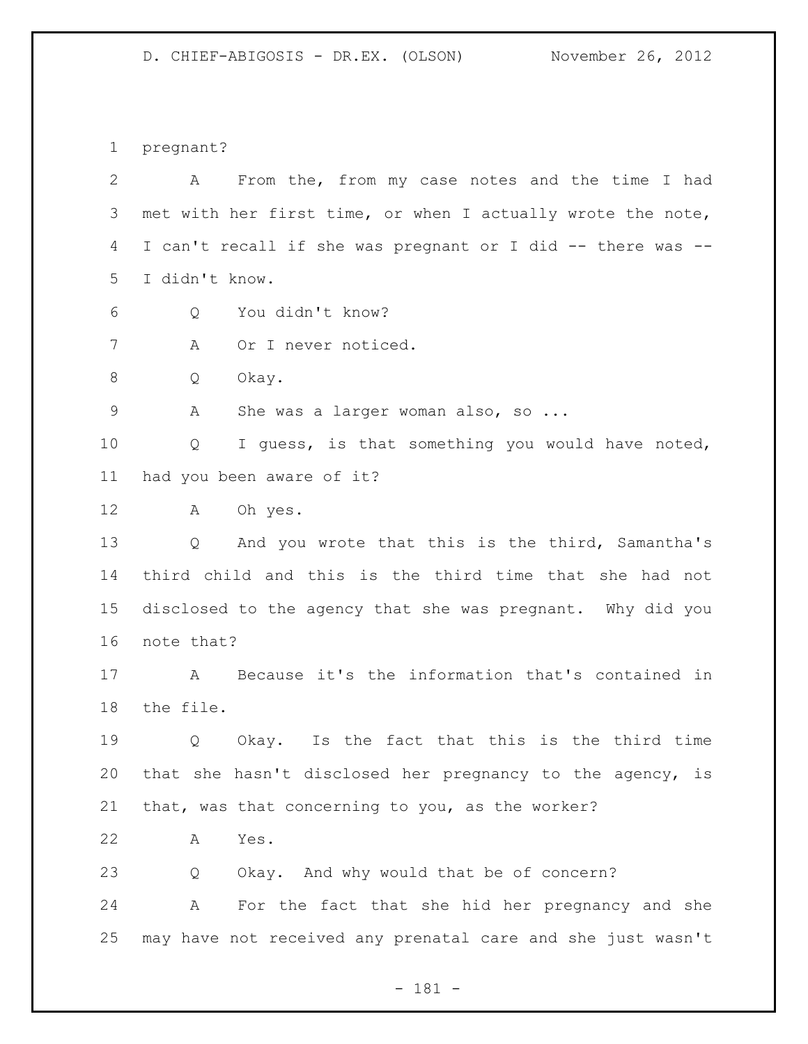pregnant?

A From the, from my case notes and the time I had met with her first time, or when I actually wrote the note, I can't recall if she was pregnant or I did -- there was -- I didn't know.

Q You didn't know?

A Or I never noticed.

Q Okay.

A She was a larger woman also, so ...

Q I guess, is that something you would have noted, had you been aware of it?

A Oh yes.

Q And you wrote that this is the third, Samantha's third child and this is the third time that she had not disclosed to the agency that she was pregnant. Why did you note that?

A Because it's the information that's contained in the file.

Q Okay. Is the fact that this is the third time that she hasn't disclosed her pregnancy to the agency, is that, was that concerning to you, as the worker?

A Yes.

Q Okay. And why would that be of concern?

A For the fact that she hid her pregnancy and she may have not received any prenatal care and she just wasn't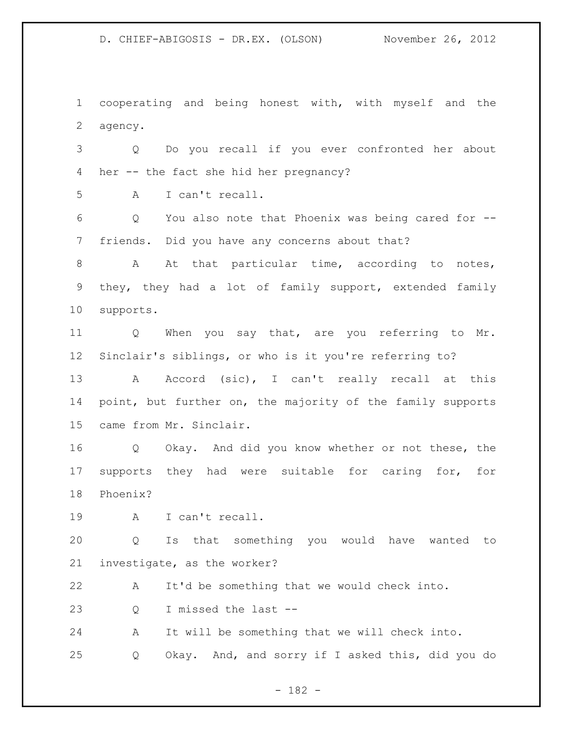cooperating and being honest with, with myself and the agency.

Q Do you recall if you ever confronted her about her -- the fact she hid her pregnancy?

A I can't recall.

Q You also note that Phoenix was being cared for -- friends. Did you have any concerns about that?

A At that particular time, according to notes, they, they had a lot of family support, extended family supports.

Q When you say that, are you referring to Mr. Sinclair's siblings, or who is it you're referring to?

A Accord (sic), I can't really recall at this point, but further on, the majority of the family supports came from Mr. Sinclair.

Q Okay. And did you know whether or not these, the supports they had were suitable for caring for, for Phoenix?

A I can't recall.

Q Is that something you would have wanted to investigate, as the worker?

A It'd be something that we would check into.

Q I missed the last --

A It will be something that we will check into.

Q Okay. And, and sorry if I asked this, did you do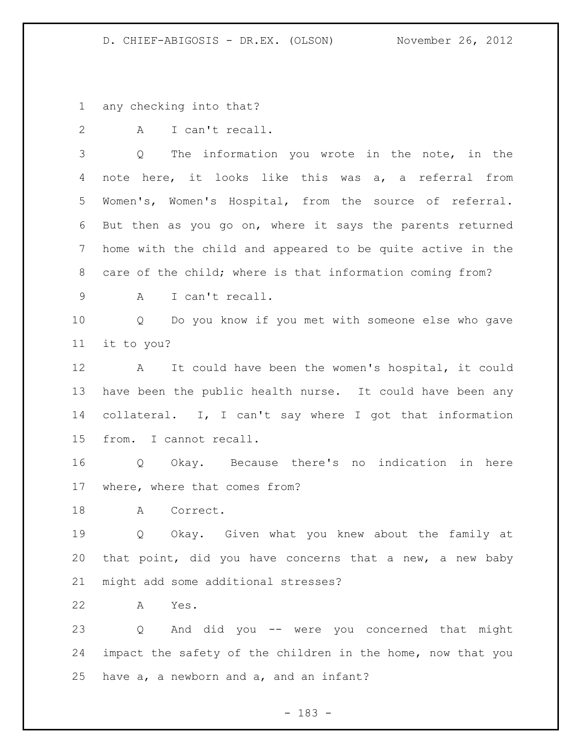any checking into that?

A I can't recall.

Q The information you wrote in the note, in the note here, it looks like this was a, a referral from Women's, Women's Hospital, from the source of referral. But then as you go on, where it says the parents returned home with the child and appeared to be quite active in the care of the child; where is that information coming from?

A I can't recall.

Q Do you know if you met with someone else who gave it to you?

A It could have been the women's hospital, it could have been the public health nurse. It could have been any collateral. I, I can't say where I got that information from. I cannot recall.

Q Okay. Because there's no indication in here where, where that comes from?

A Correct.

Q Okay. Given what you knew about the family at that point, did you have concerns that a new, a new baby might add some additional stresses?

A Yes.

Q And did you -- were you concerned that might impact the safety of the children in the home, now that you have a, a newborn and a, and an infant?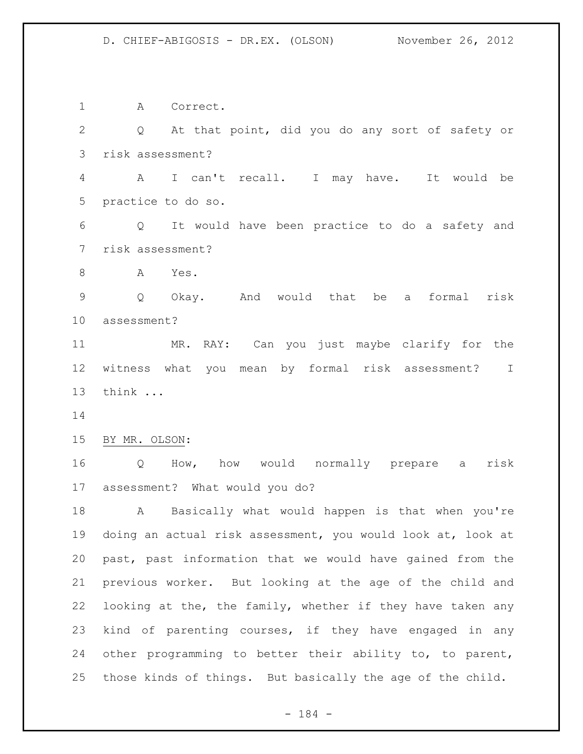A Correct.

Q At that point, did you do any sort of safety or risk assessment?

A I can't recall. I may have. It would be practice to do so.

Q It would have been practice to do a safety and risk assessment?

A Yes.

Q Okay. And would that be a formal risk assessment?

MR. RAY: Can you just maybe clarify for the witness what you mean by formal risk assessment? I think ...

BY MR. OLSON:

Q How, how would normally prepare a risk assessment? What would you do?

A Basically what would happen is that when you're doing an actual risk assessment, you would look at, look at past, past information that we would have gained from the previous worker. But looking at the age of the child and looking at the, the family, whether if they have taken any kind of parenting courses, if they have engaged in any other programming to better their ability to, to parent, those kinds of things. But basically the age of the child.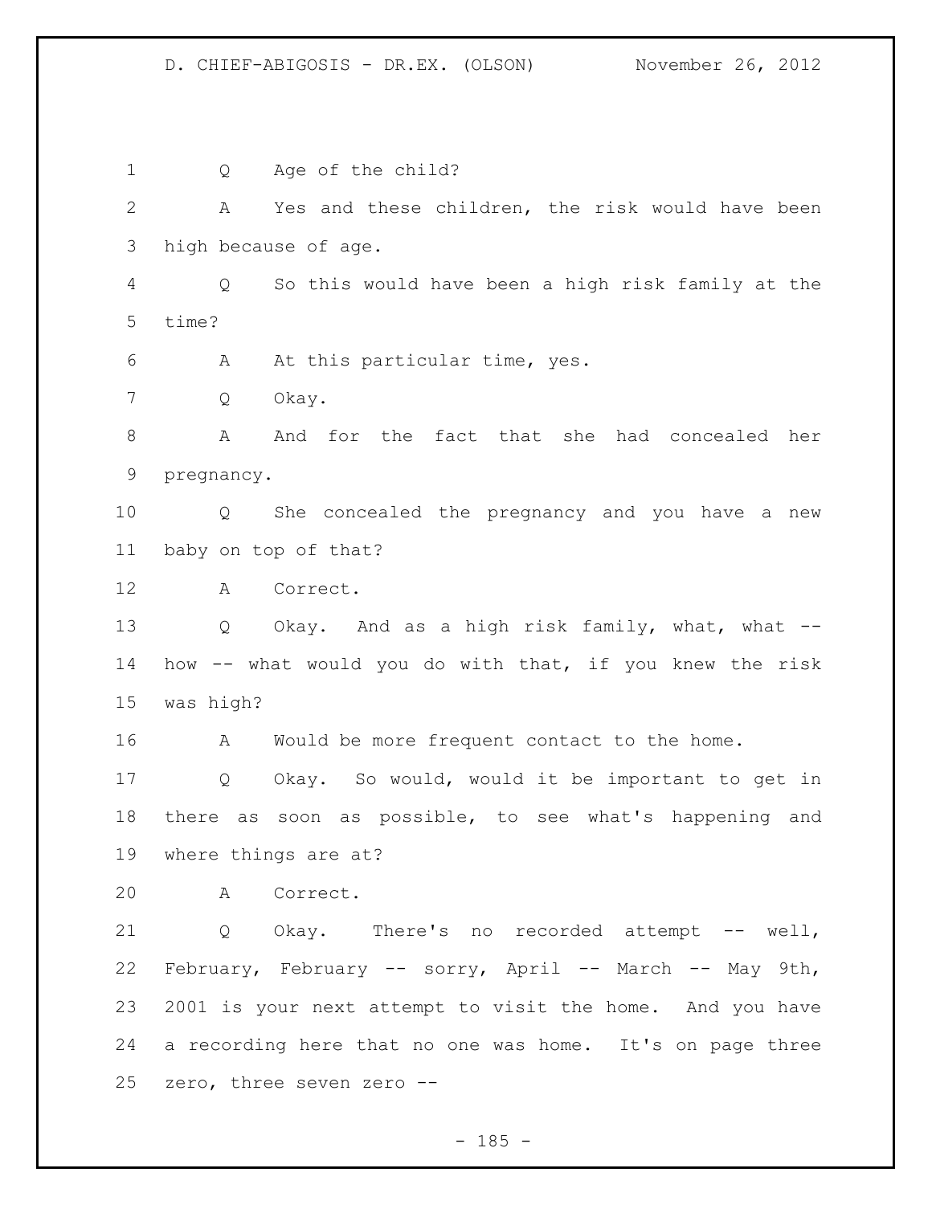Q Age of the child?

A Yes and these children, the risk would have been high because of age.

Q So this would have been a high risk family at the time?

A At this particular time, yes.

Q Okay.

A And for the fact that she had concealed her pregnancy.

Q She concealed the pregnancy and you have a new baby on top of that?

A Correct.

Q Okay. And as a high risk family, what, what -- how -- what would you do with that, if you knew the risk was high?

A Would be more frequent contact to the home.

Q Okay. So would, would it be important to get in there as soon as possible, to see what's happening and where things are at?

A Correct.

Q Okay. There's no recorded attempt -- well, February, February -- sorry, April -- March -- May 9th, 2001 is your next attempt to visit the home. And you have a recording here that no one was home. It's on page three zero, three seven zero --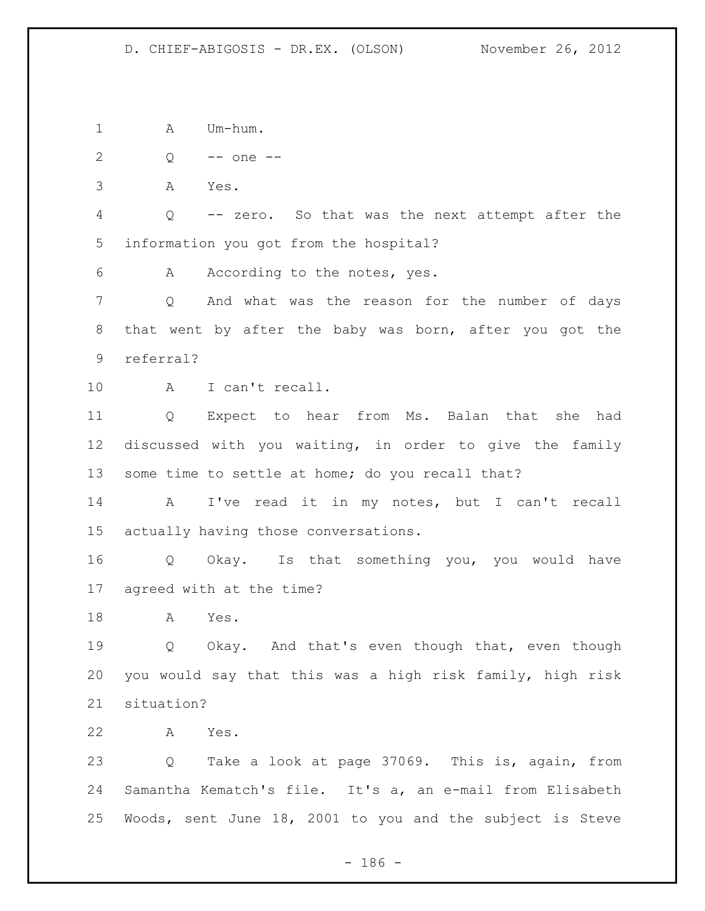A Um-hum.

Q -- one --

A Yes.

Q -- zero. So that was the next attempt after the information you got from the hospital?

A According to the notes, yes.

Q And what was the reason for the number of days that went by after the baby was born, after you got the referral?

A I can't recall.

Q Expect to hear from Ms. Balan that she had discussed with you waiting, in order to give the family some time to settle at home; do you recall that?

A I've read it in my notes, but I can't recall actually having those conversations.

Q Okay. Is that something you, you would have agreed with at the time?

A Yes.

Q Okay. And that's even though that, even though you would say that this was a high risk family, high risk situation?

A Yes.

Q Take a look at page 37069. This is, again, from Samantha Kematch's file. It's a, an e-mail from Elisabeth Woods, sent June 18, 2001 to you and the subject is Steve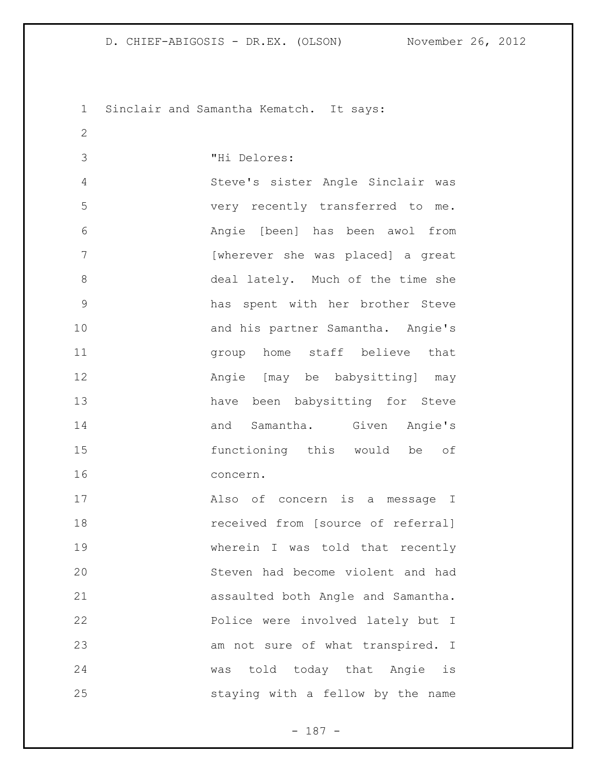Sinclair and Samantha Kematch. It says:

> "Hi Delores:
> Steve's sister Angle Sinclair was very recently transferred to me. Angie [been] has been awol from [wherever she was placed] a great deal lately. Much of the time she has spent with her brother Steve and his partner Samantha. Angie's group home staff believe that Angie [may be babysitting] may have been babysitting for Steve and Samantha. Given Angie's functioning this would be of concern.
> Also of concern is a message I received from [source of referral] wherein I was told that recently Steven had become violent and had assaulted both Angle and Samantha. Police were involved lately but I am not sure of what transpired. I was told today that Angie is staying with a fellow by the name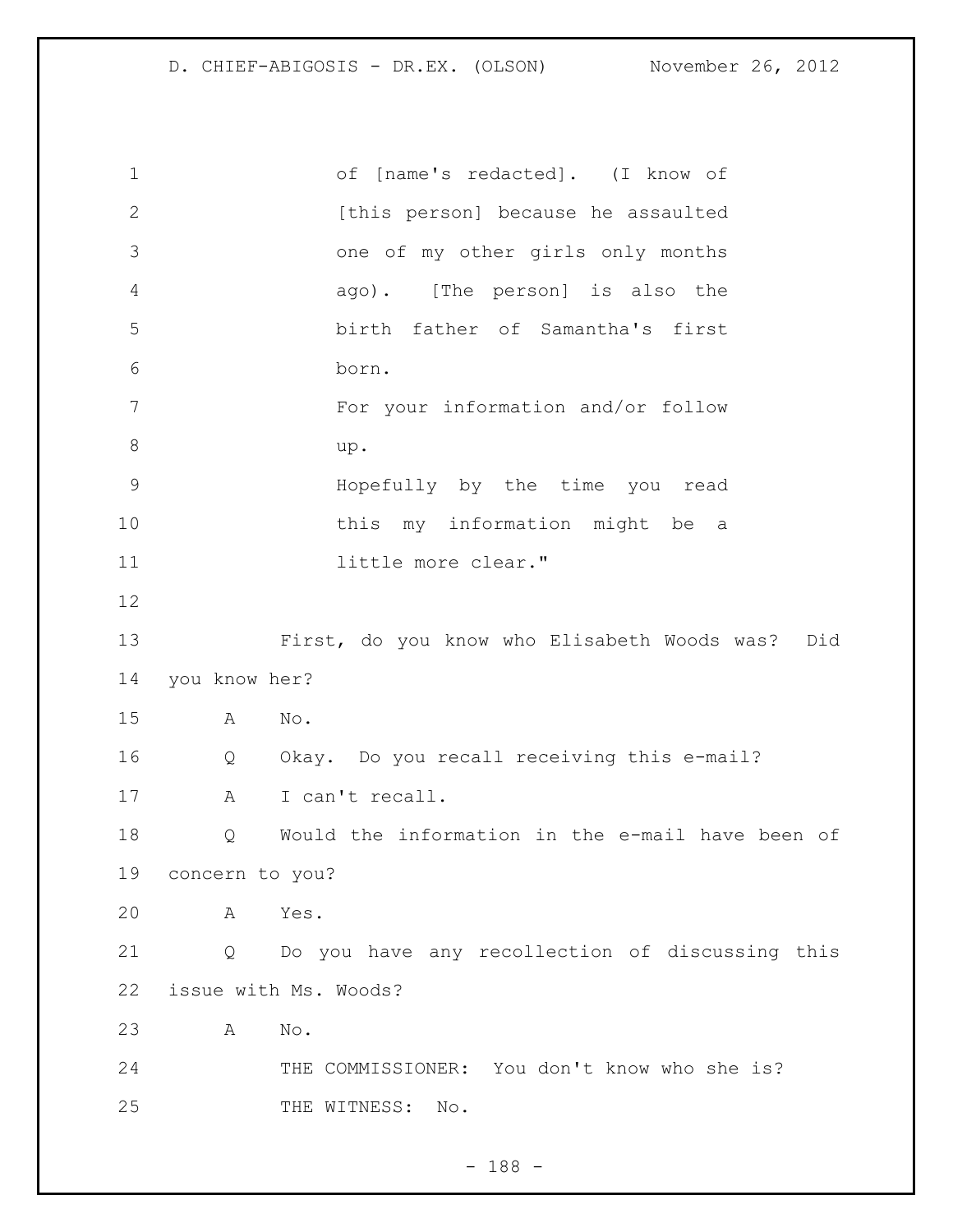of [name's redacted]. (I know of [this person] because he assaulted one of my other girls only months ago). [The person] is also the birth father of Samantha's first born.

For your information and/or follow up.

Hopefully by the time you read this my information might be a little more clear."

First, do you know who Elisabeth Woods was? Did you know her?

A No.

Q Okay. Do you recall receiving this e-mail?

A I can't recall.

Q Would the information in the e-mail have been of concern to you?

A Yes.

Q Do you have any recollection of discussing this issue with Ms. Woods?

A No.

THE COMMISSIONER: You don't know who she is?

THE WITNESS: No.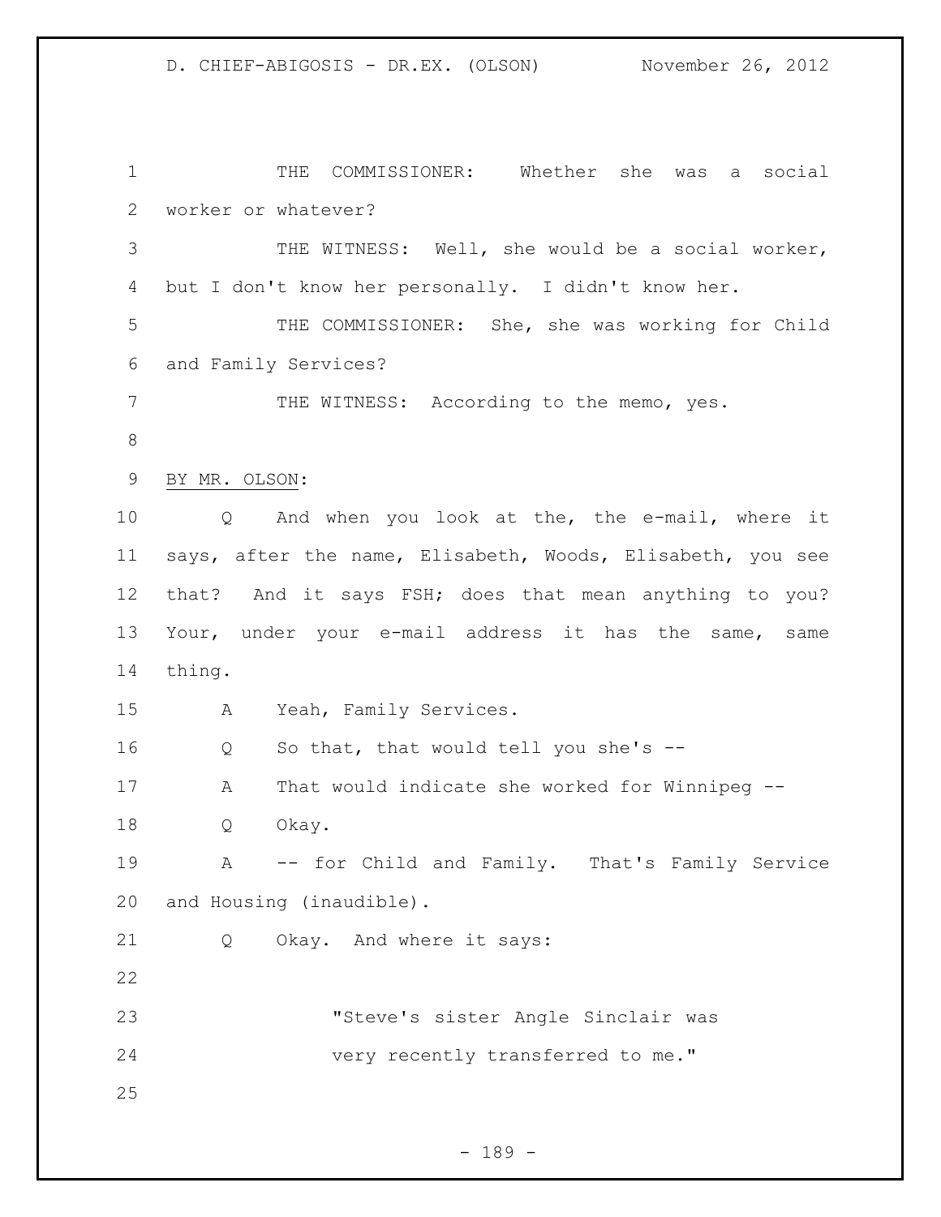THE COMMISSIONER: Whether she was a social worker or whatever?

THE WITNESS: Well, she would be a social worker, but I don't know her personally. I didn't know her.

THE COMMISSIONER: She, she was working for Child and Family Services?

THE WITNESS: According to the memo, yes.

BY MR. OLSON:

Q And when you look at the, the e-mail, where it says, after the name, Elisabeth, Woods, Elisabeth, you see that? And it says FSH; does that mean anything to you? Your, under your e-mail address it has the same, same thing.

A Yeah, Family Services.

Q So that, that would tell you she's --

A That would indicate she worked for Winnipeg --

Q Okay.

A -- for Child and Family. That's Family Service and Housing (inaudible).

Q Okay. And where it says:

> "Steve's sister Angle Sinclair was very recently transferred to me."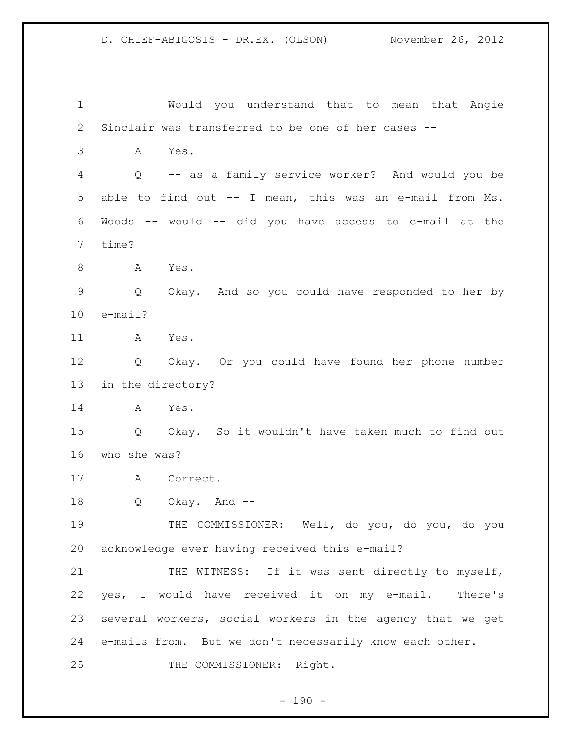Would you understand that to mean that Angie Sinclair was transferred to be one of her cases --

A Yes.

Q -- as a family service worker? And would you be able to find out -- I mean, this was an e-mail from Ms. Woods -- would -- did you have access to e-mail at the time?

A Yes.

Q Okay. And so you could have responded to her by e-mail?

A Yes.

Q Okay. Or you could have found her phone number in the directory?

A Yes.

Q Okay. So it wouldn't have taken much to find out who she was?

A Correct.

Q Okay. And --

THE COMMISSIONER: Well, do you, do you, do you acknowledge ever having received this e-mail?

THE WITNESS: If it was sent directly to myself, yes, I would have received it on my e-mail. There's several workers, social workers in the agency that we get e-mails from. But we don't necessarily know each other.

THE COMMISSIONER: Right.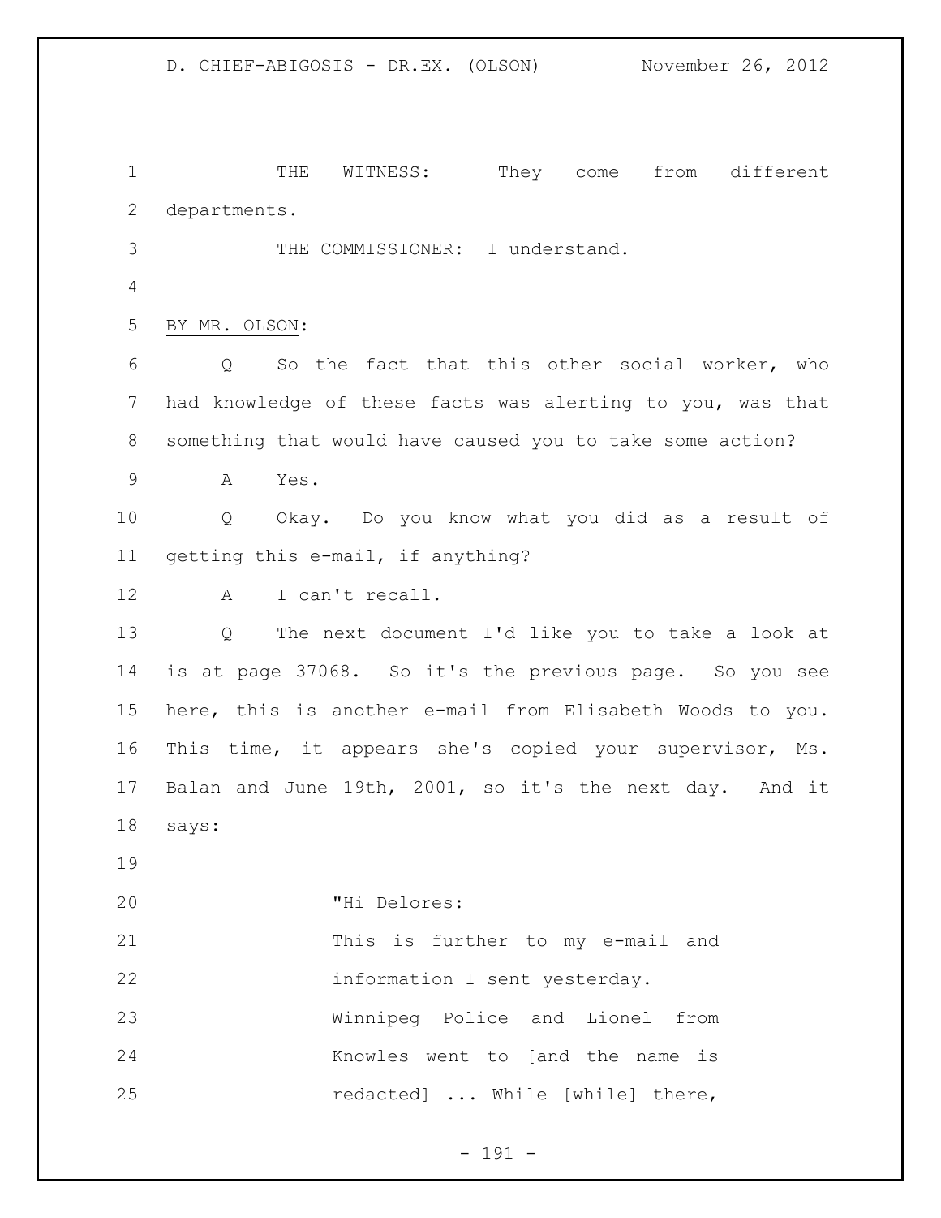THE WITNESS: They come from different departments.

THE COMMISSIONER: I understand.

BY MR. OLSON:

Q So the fact that this other social worker, who had knowledge of these facts was alerting to you, was that something that would have caused you to take some action?

A Yes.

Q Okay. Do you know what you did as a result of getting this e-mail, if anything?

A I can't recall.

Q The next document I'd like you to take a look at is at page 37068. So it's the previous page. So you see here, this is another e-mail from Elisabeth Woods to you. This time, it appears she's copied your supervisor, Ms. Balan and June 19th, 2001, so it's the next day. And it says:

> "Hi Delores:
> This is further to my e-mail and information I sent yesterday.
> Winnipeg Police and Lionel from Knowles went to [and the name is redacted] ... While [while] there,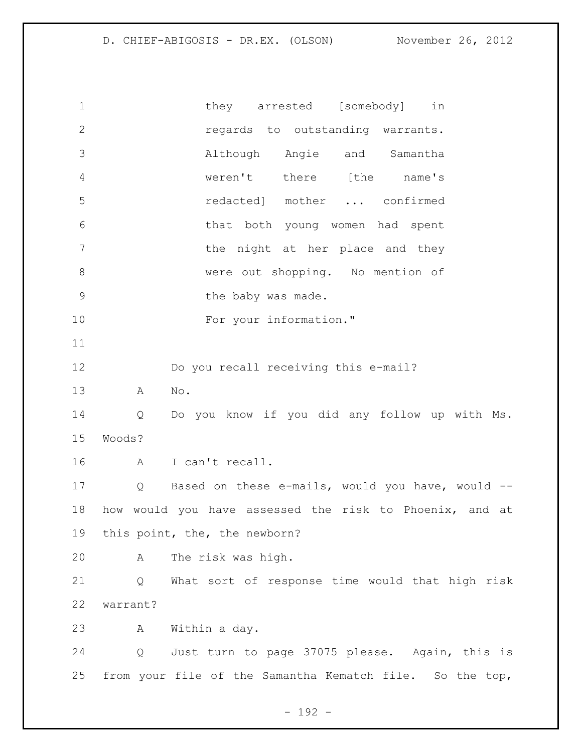they arrested [somebody] in regards to outstanding warrants. Although Angie and Samantha weren't there [the name's redacted] mother ... confirmed that both young women had spent the night at her place and they were out shopping. No mention of the baby was made.

For your information."

Q Do you recall receiving this e-mail?

A No.

Q Do you know if you did any follow up with Ms. Woods?

A I can't recall.

Q Based on these e-mails, would you have, would -- how would you have assessed the risk to Phoenix, and at this point, the, the newborn?

A The risk was high.

Q What sort of response time would that high risk warrant?

A Within a day.

Q Just turn to page 37075 please. Again, this is from your file of the Samantha Kematch file. So the top,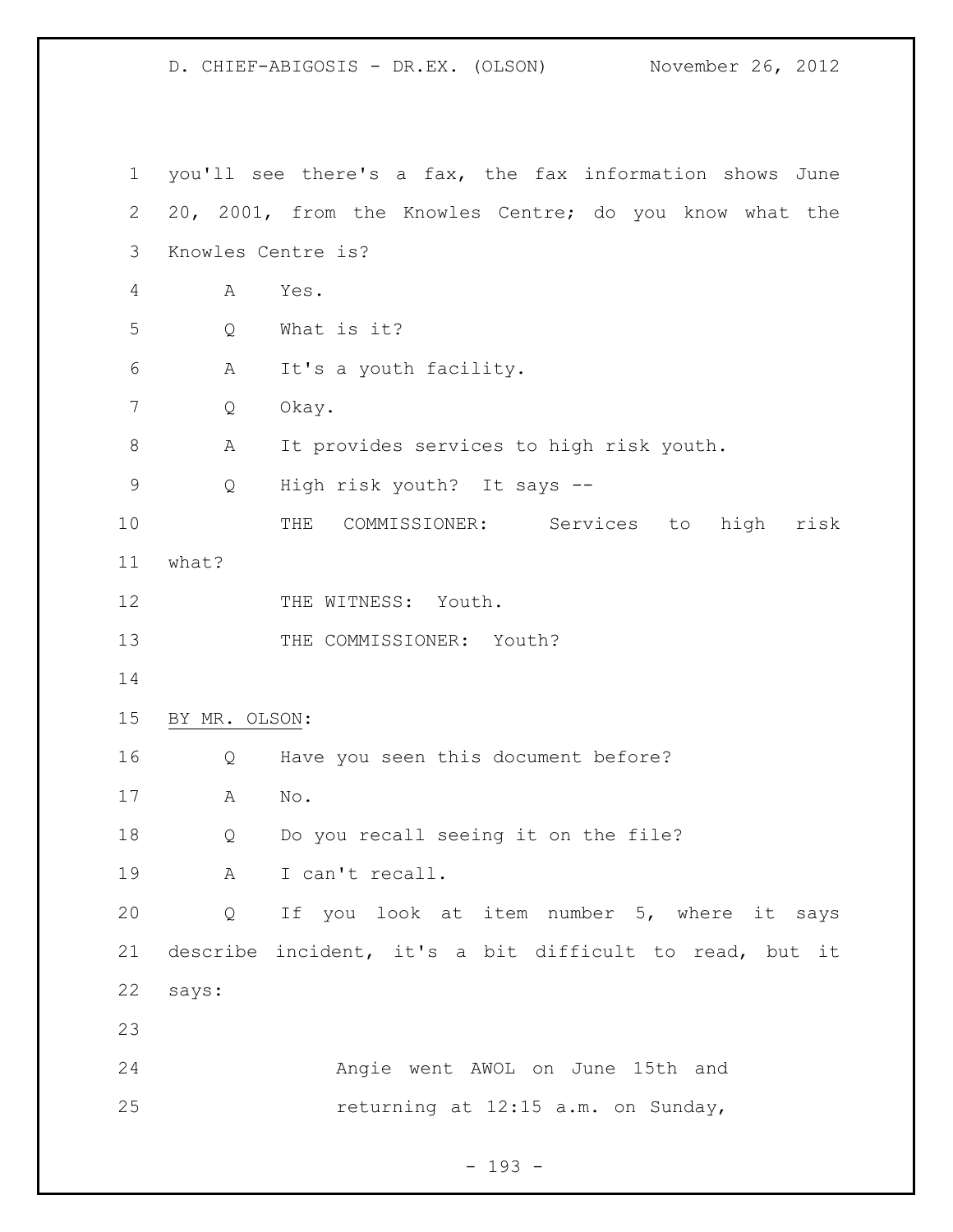you'll see there's a fax, the fax information shows June 20, 2001, from the Knowles Centre; do you know what the Knowles Centre is?

A Yes.

Q What is it?

A It's a youth facility.

Q Okay.

A It provides services to high risk youth.

Q High risk youth? It says --

THE COMMISSIONER: Services to high risk what?

THE WITNESS: Youth.

THE COMMISSIONER: Youth?

BY MR. OLSON:

Q Have you seen this document before?

A No.

Q Do you recall seeing it on the file?

A I can't recall.

Q If you look at item number 5, where it says describe incident, it's a bit difficult to read, but it says:

> Angie went AWOL on June 15th and returning at 12:15 a.m. on Sunday,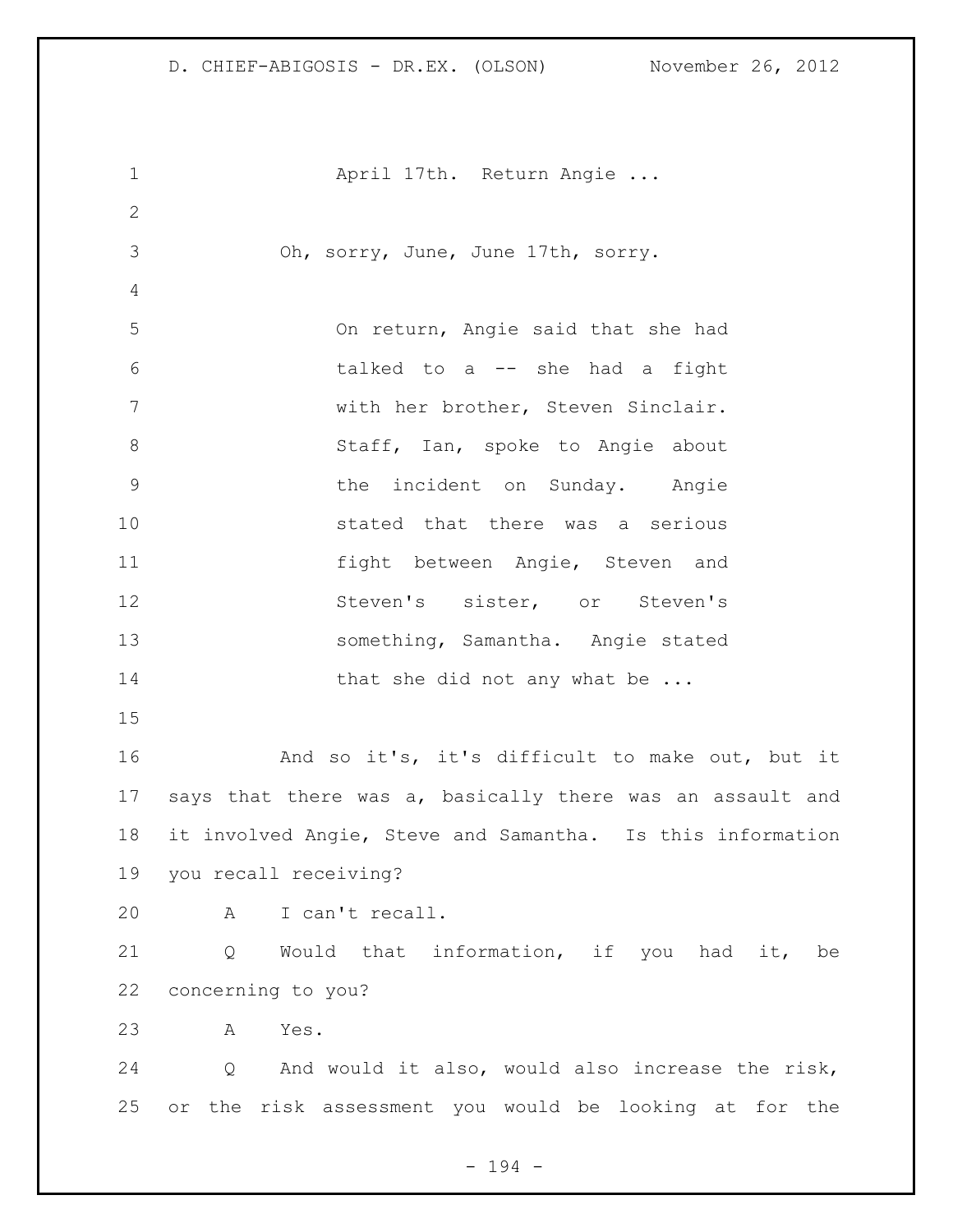April 17th. Return Angie ...

Oh, sorry, June, June 17th, sorry.

On return, Angie said that she had talked to a -- she had a fight with her brother, Steven Sinclair. Staff, Ian, spoke to Angie about the incident on Sunday. Angie stated that there was a serious fight between Angie, Steven and Steven's sister, or Steven's something, Samantha. Angie stated that she did not any what be ...

And so it's, it's difficult to make out, but it says that there was a, basically there was an assault and it involved Angie, Steve and Samantha. Is this information you recall receiving?

A I can't recall.

Q Would that information, if you had it, be concerning to you?

A Yes.

Q And would it also, would also increase the risk, or the risk assessment you would be looking at for the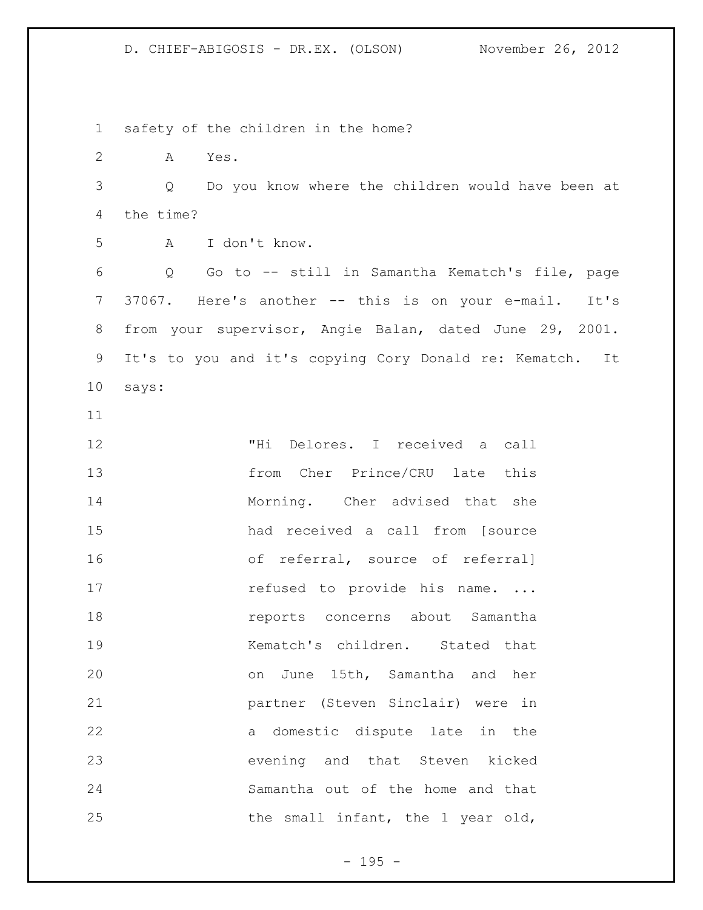safety of the children in the home?

A Yes.

Q Do you know where the children would have been at the time?

A I don't know.

Q Go to -- still in Samantha Kematch's file, page 37067. Here's another -- this is on your e-mail. It's from your supervisor, Angie Balan, dated June 29, 2001. It's to you and it's copying Cory Donald re: Kematch. It says:

> "Hi Delores. I received a call from Cher Prince/CRU late this Morning. Cher advised that she had received a call from [source of referral, source of referral] refused to provide his name. ... reports concerns about Samantha Kematch's children. Stated that on June 15th, Samantha and her partner (Steven Sinclair) were in a domestic dispute late in the evening and that Steven kicked Samantha out of the home and that the small infant, the 1 year old,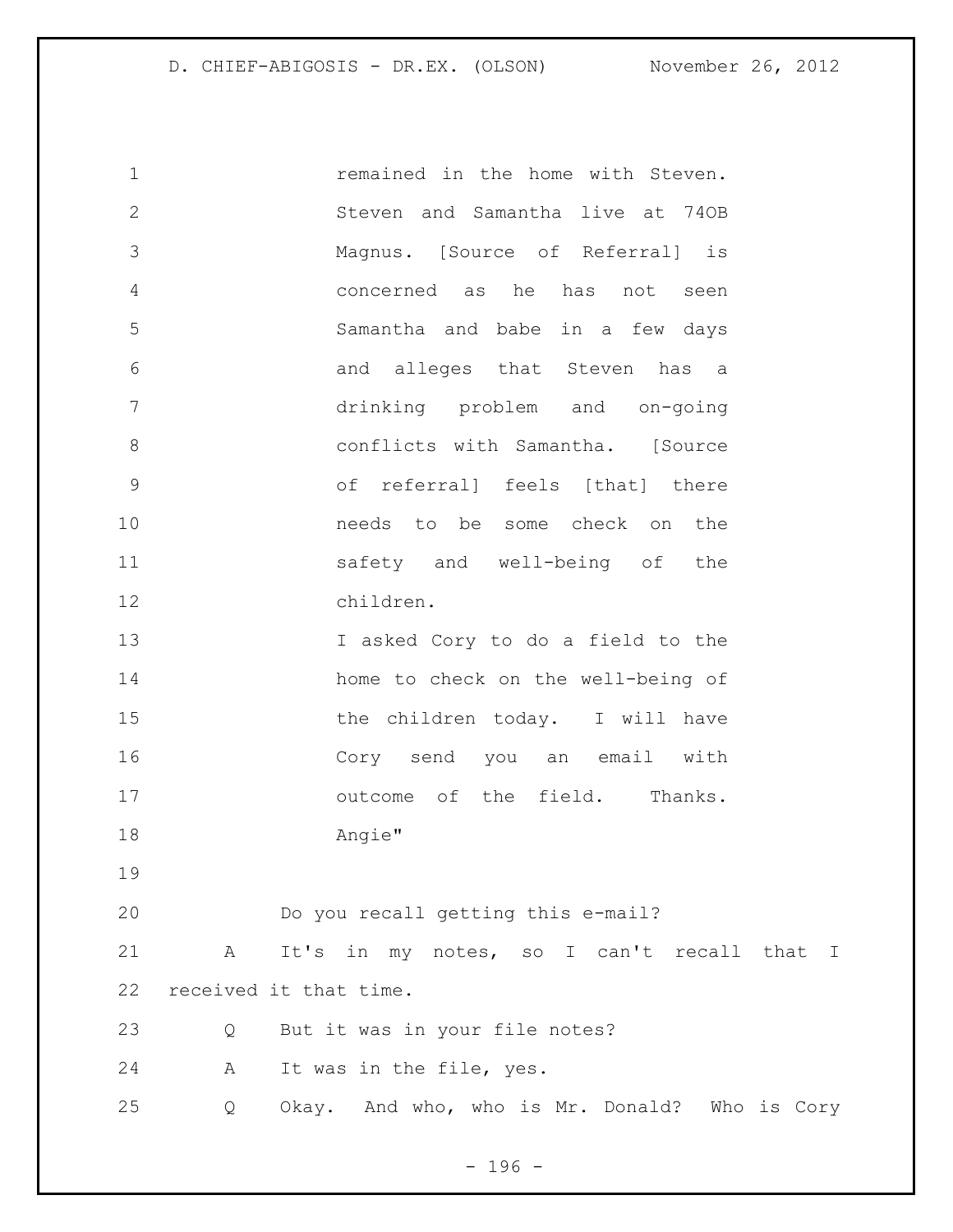remained in the home with Steven. Steven and Samantha live at 74OB Magnus. [Source of Referral] is concerned as he has not seen Samantha and babe in a few days and alleges that Steven has a drinking problem and on-going conflicts with Samantha. [Source of referral] feels [that] there needs to be some check on the safety and well-being of the children.

I asked Cory to do a field to the home to check on the well-being of the children today. I will have Cory send you an email with outcome of the field. Thanks. Angie"

Do you recall getting this e-mail?

A It's in my notes, so I can't recall that I received it that time.

Q But it was in your file notes?

A It was in the file, yes.

Q Okay. And who, who is Mr. Donald? Who is Cory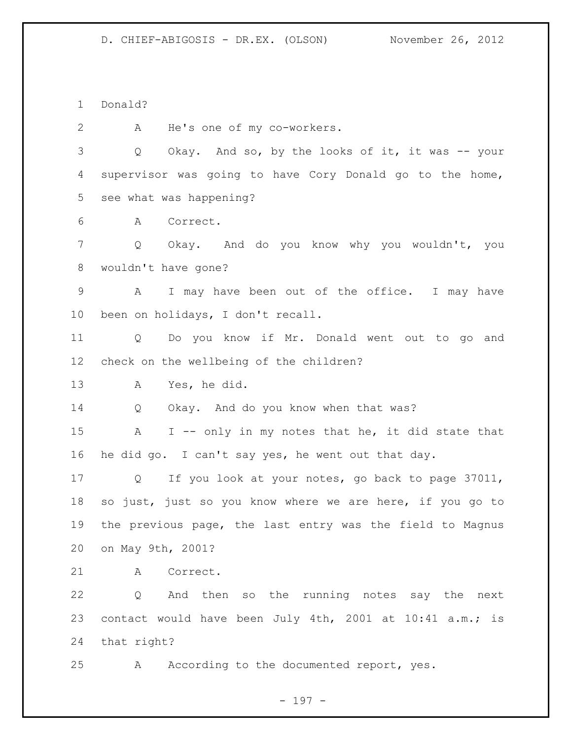Donald?

A He's one of my co-workers.

Q Okay. And so, by the looks of it, it was -- your supervisor was going to have Cory Donald go to the home, see what was happening?

A Correct.

Q Okay. And do you know why you wouldn't, you wouldn't have gone?

A I may have been out of the office. I may have been on holidays, I don't recall.

Q Do you know if Mr. Donald went out to go and check on the wellbeing of the children?

A Yes, he did.

Q Okay. And do you know when that was?

A I -- only in my notes that he, it did state that he did go. I can't say yes, he went out that day.

Q If you look at your notes, go back to page 37011, so just, just so you know where we are here, if you go to the previous page, the last entry was the field to Magnus on May 9th, 2001?

A Correct.

Q And then so the running notes say the next contact would have been July 4th, 2001 at 10:41 a.m.; is that right?

A According to the documented report, yes.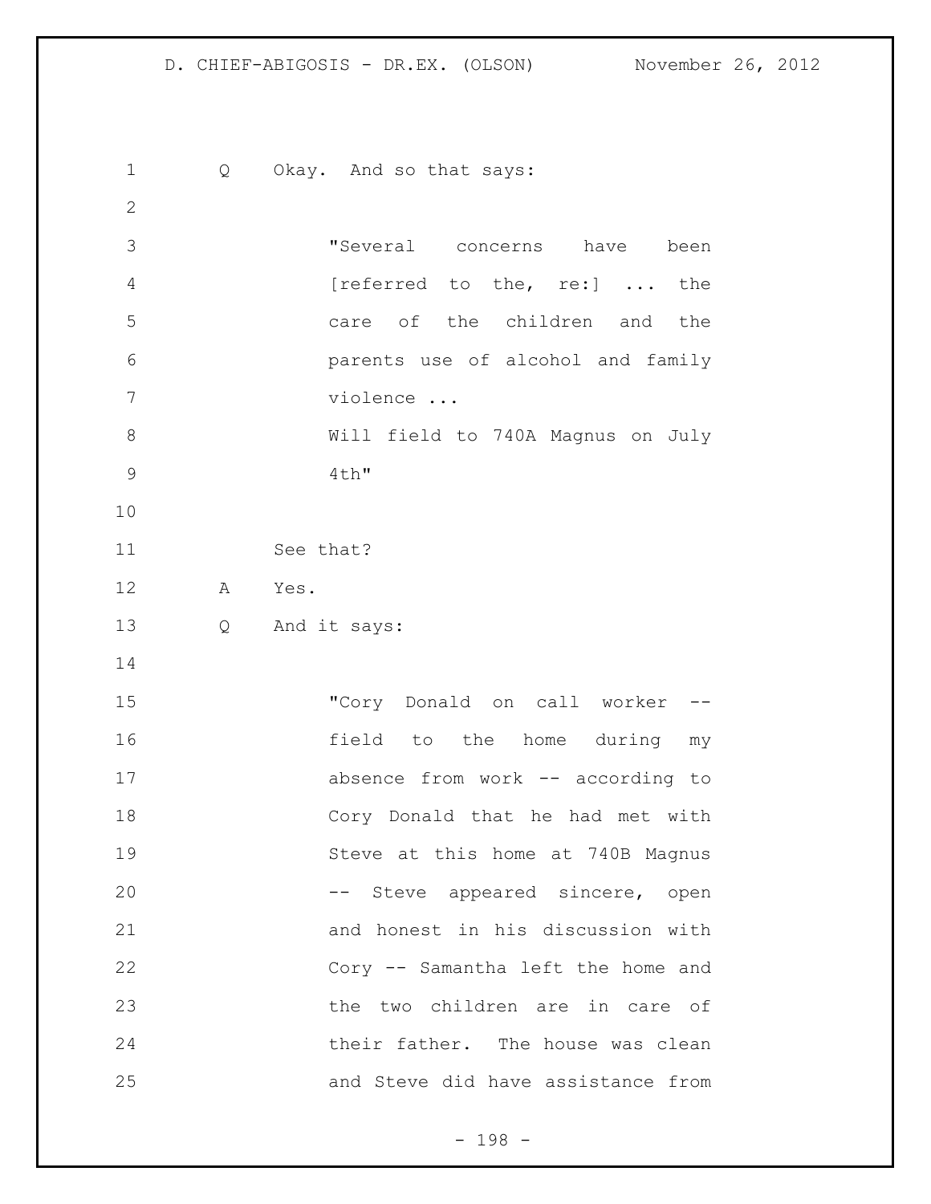Q Okay. And so that says:

> "Several concerns have been [referred to the, re:] ... the care of the children and the parents use of alcohol and family violence ...
> Will field to 740A Magnus on July 4th"

See that?

A Yes.

Q And it says:

> "Cory Donald on call worker -- field to the home during my absence from work -- according to Cory Donald that he had met with Steve at this home at 740B Magnus -- Steve appeared sincere, open and honest in his discussion with Cory -- Samantha left the home and the two children are in care of their father. The house was clean and Steve did have assistance from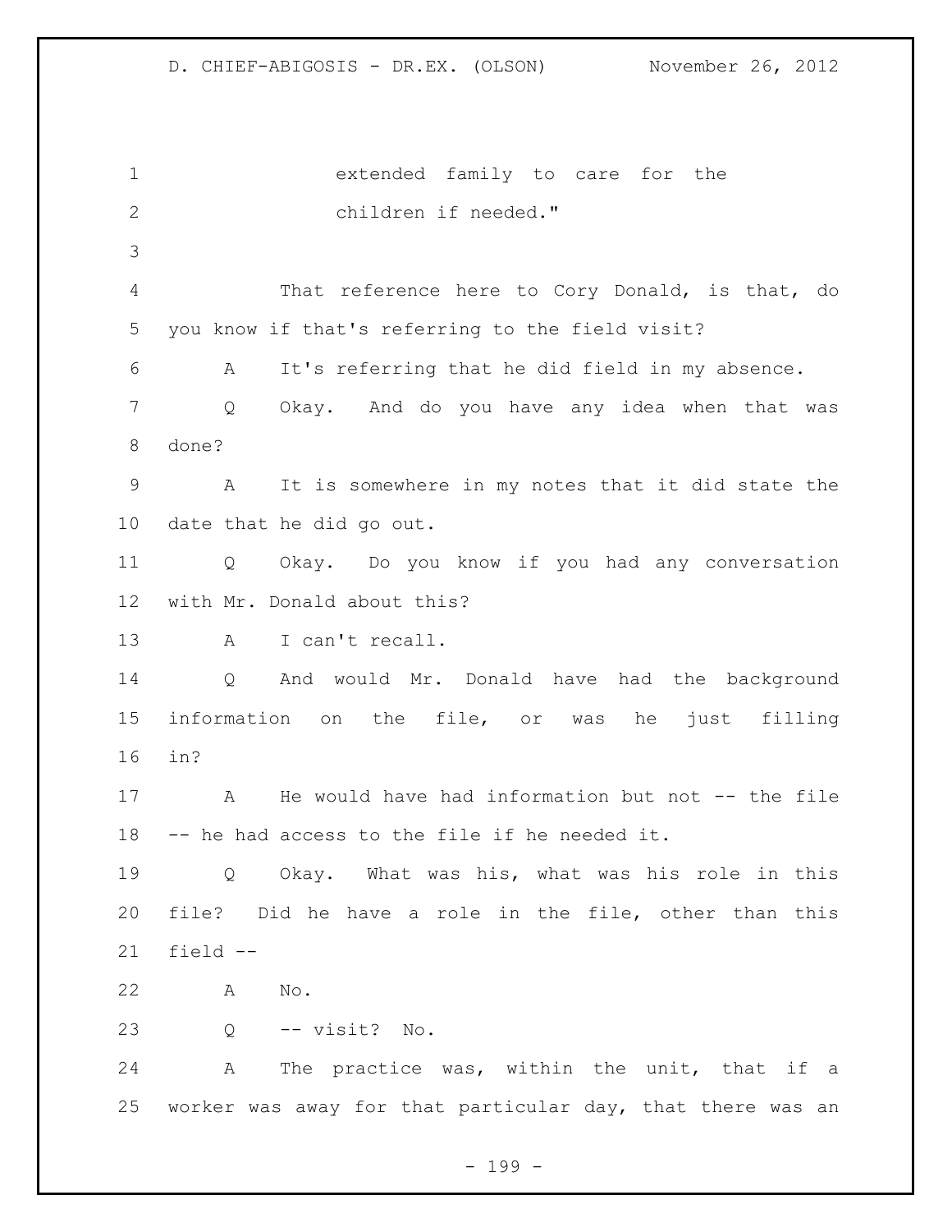extended family to care for the children if needed."

That reference here to Cory Donald, is that, do you know if that's referring to the field visit?

A It's referring that he did field in my absence.

Q Okay. And do you have any idea when that was done?

A It is somewhere in my notes that it did state the date that he did go out.

Q Okay. Do you know if you had any conversation with Mr. Donald about this?

A I can't recall.

Q And would Mr. Donald have had the background information on the file, or was he just filling in?

A He would have had information but not -- the file -- he had access to the file if he needed it.

Q Okay. What was his, what was his role in this file? Did he have a role in the file, other than this field --

A No.

Q -- visit? No.

A The practice was, within the unit, that if a worker was away for that particular day, that there was an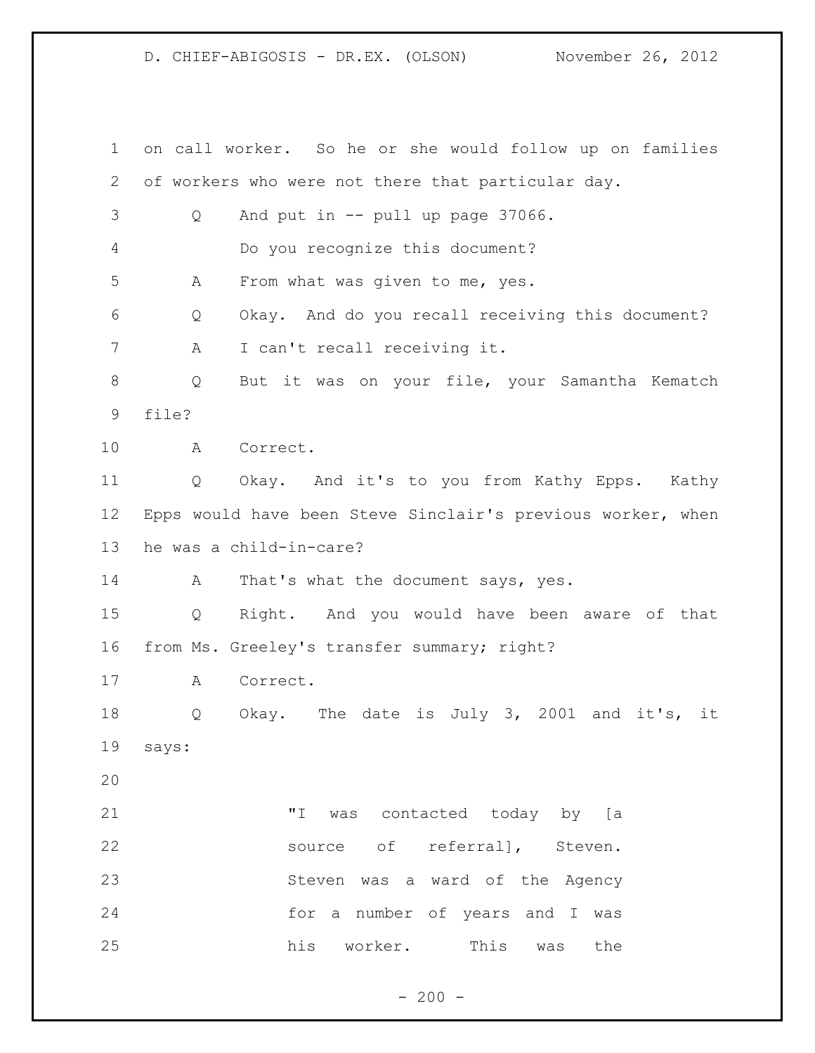on call worker. So he or she would follow up on families of workers who were not there that particular day.

Q And put in -- pull up page 37066.

Do you recognize this document?

A From what was given to me, yes.

Q Okay. And do you recall receiving this document?

A I can't recall receiving it.

Q But it was on your file, your Samantha Kematch file?

A Correct.

Q Okay. And it's to you from Kathy Epps. Kathy Epps would have been Steve Sinclair's previous worker, when he was a child-in-care?

A That's what the document says, yes.

Q Right. And you would have been aware of that from Ms. Greeley's transfer summary; right?

A Correct.

Q Okay. The date is July 3, 2001 and it's, it says:

> "I was contacted today by [a source of referral], Steven. Steven was a ward of the Agency for a number of years and I was his worker. This was the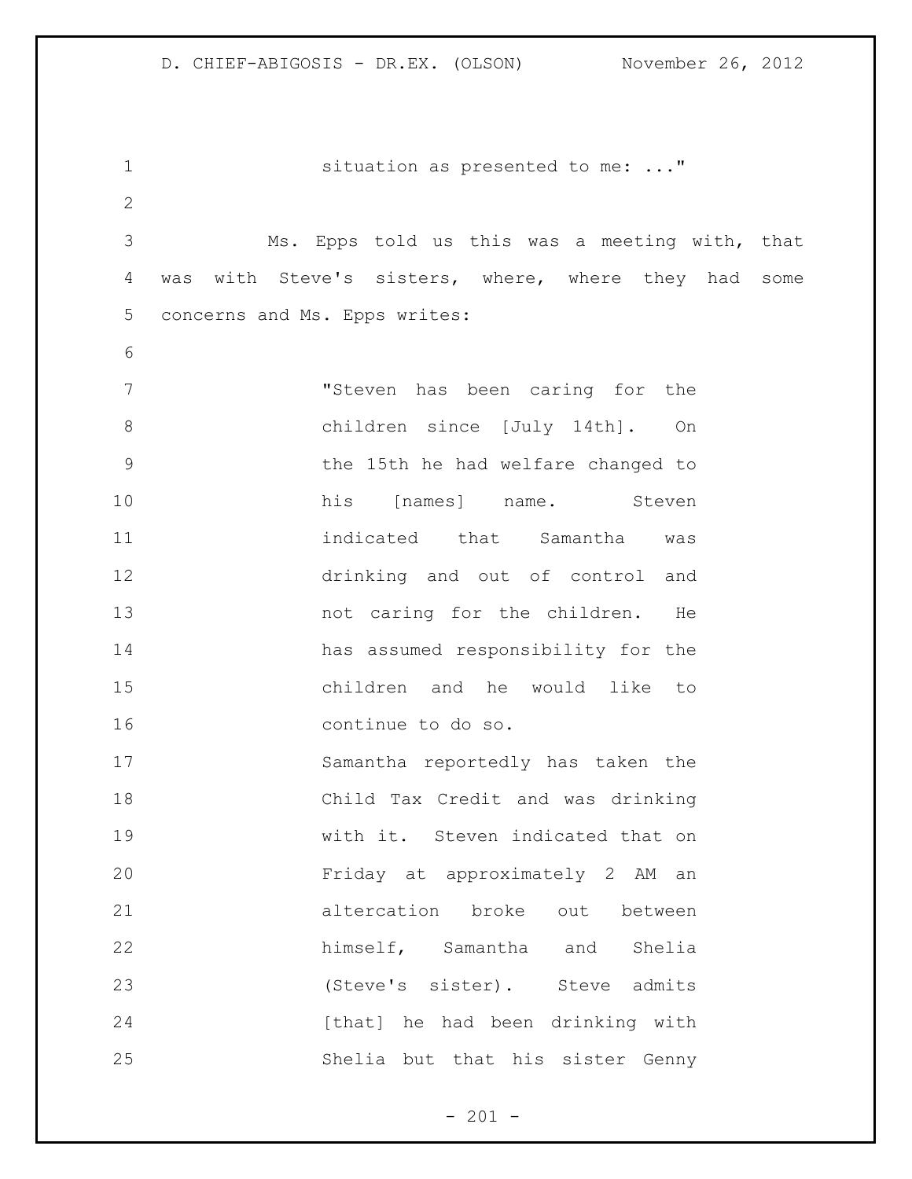situation as presented to me: ..."

Ms. Epps told us this was a meeting with, that was with Steve's sisters, where, where they had some concerns and Ms. Epps writes:

> "Steven has been caring for the children since [July 14th]. On the 15th he had welfare changed to his [names] name. Steven indicated that Samantha was drinking and out of control and not caring for the children. He has assumed responsibility for the children and he would like to continue to do so.
>
> Samantha reportedly has taken the Child Tax Credit and was drinking with it. Steven indicated that on Friday at approximately 2 AM an altercation broke out between himself, Samantha and Shelia (Steve's sister). Steve admits [that] he had been drinking with Shelia but that his sister Genny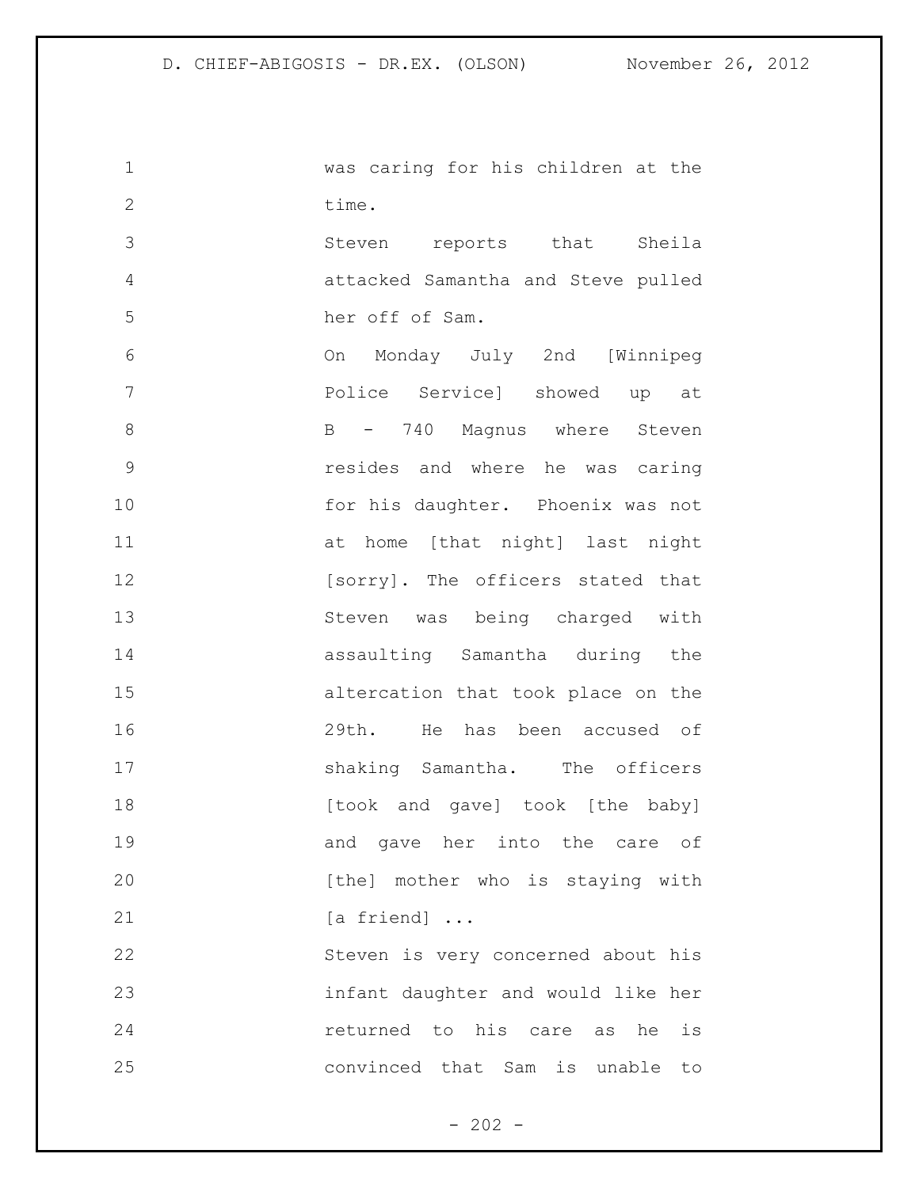was caring for his children at the time.

Steven reports that Sheila attacked Samantha and Steve pulled her off of Sam.

On Monday July 2nd [Winnipeg Police Service] showed up at B - 740 Magnus where Steven resides and where he was caring for his daughter. Phoenix was not at home [that night] last night [sorry]. The officers stated that Steven was being charged with assaulting Samantha during the altercation that took place on the 29th. He has been accused of shaking Samantha. The officers [took and gave] took [the baby] and gave her into the care of [the] mother who is staying with [a friend] ...

Steven is very concerned about his infant daughter and would like her returned to his care as he is convinced that Sam is unable to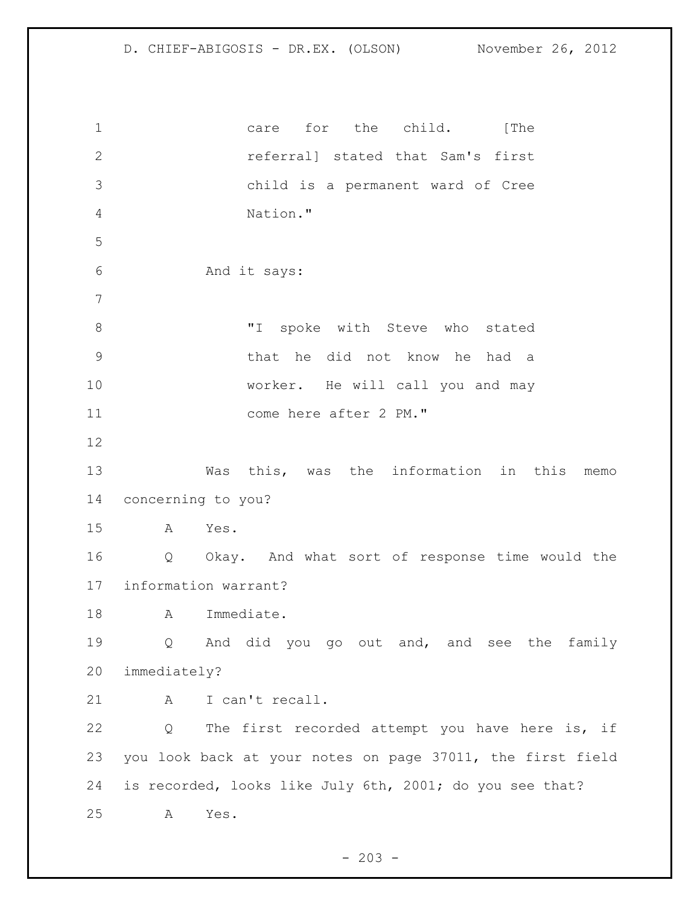care for the child. [The referral] stated that Sam's first child is a permanent ward of Cree Nation."

And it says:

"I spoke with Steve who stated that he did not know he had a worker. He will call you and may come here after 2 PM."

Was this, was the information in this memo concerning to you?

A Yes.

Q Okay. And what sort of response time would the information warrant?

A Immediate.

Q And did you go out and, and see the family immediately?

A I can't recall.

Q The first recorded attempt you have here is, if you look back at your notes on page 37011, the first field is recorded, looks like July 6th, 2001; do you see that?

A Yes.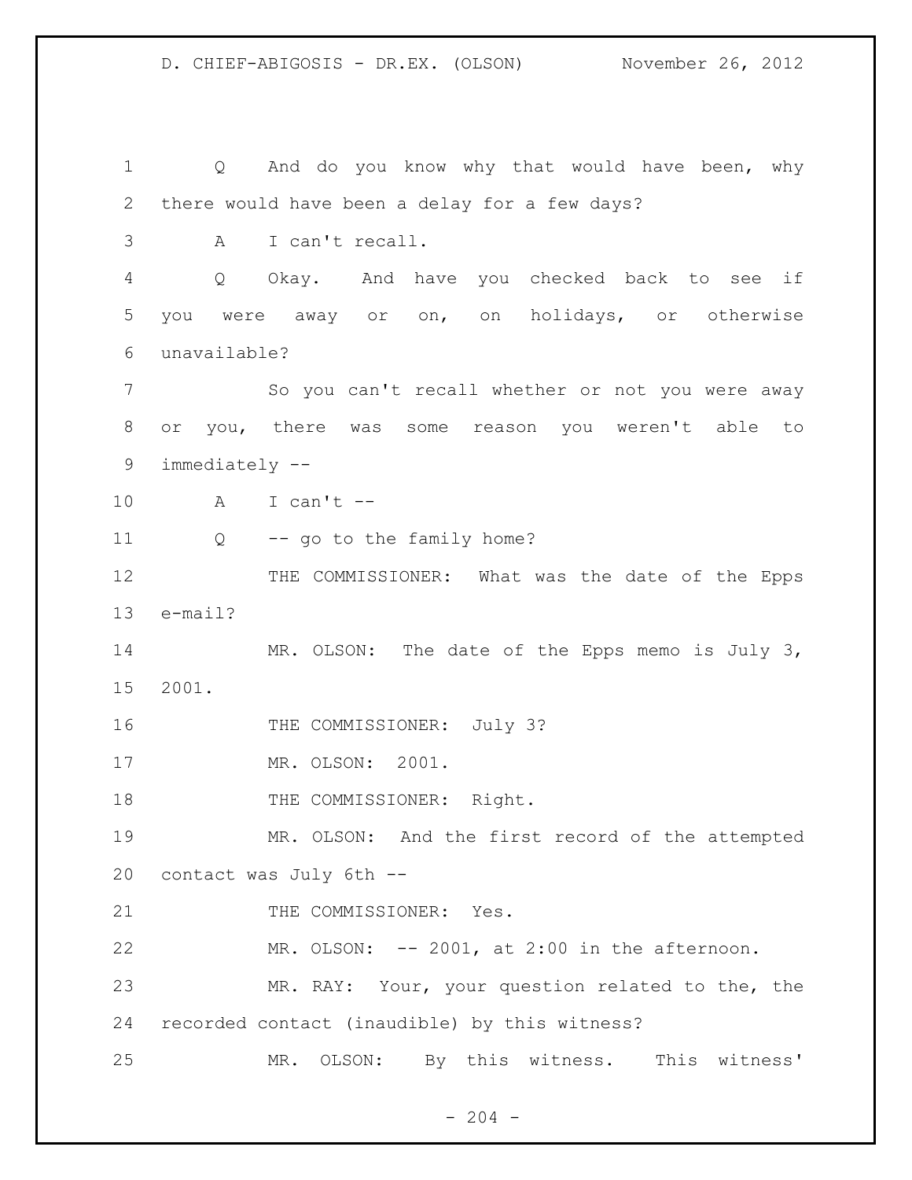Q And do you know why that would have been, why there would have been a delay for a few days?

A I can't recall.

Q Okay. And have you checked back to see if you were away or on, on holidays, or otherwise unavailable?

So you can't recall whether or not you were away or you, there was some reason you weren't able to immediately --

A I can't --

Q -- go to the family home?

THE COMMISSIONER: What was the date of the Epps e-mail?

MR. OLSON: The date of the Epps memo is July 3, 2001.

THE COMMISSIONER: July 3?

MR. OLSON: 2001.

THE COMMISSIONER: Right.

MR. OLSON: And the first record of the attempted contact was July 6th --

THE COMMISSIONER: Yes.

MR. OLSON: -- 2001, at 2:00 in the afternoon.

MR. RAY: Your, your question related to the, the recorded contact (inaudible) by this witness?

MR. OLSON: By this witness. This witness'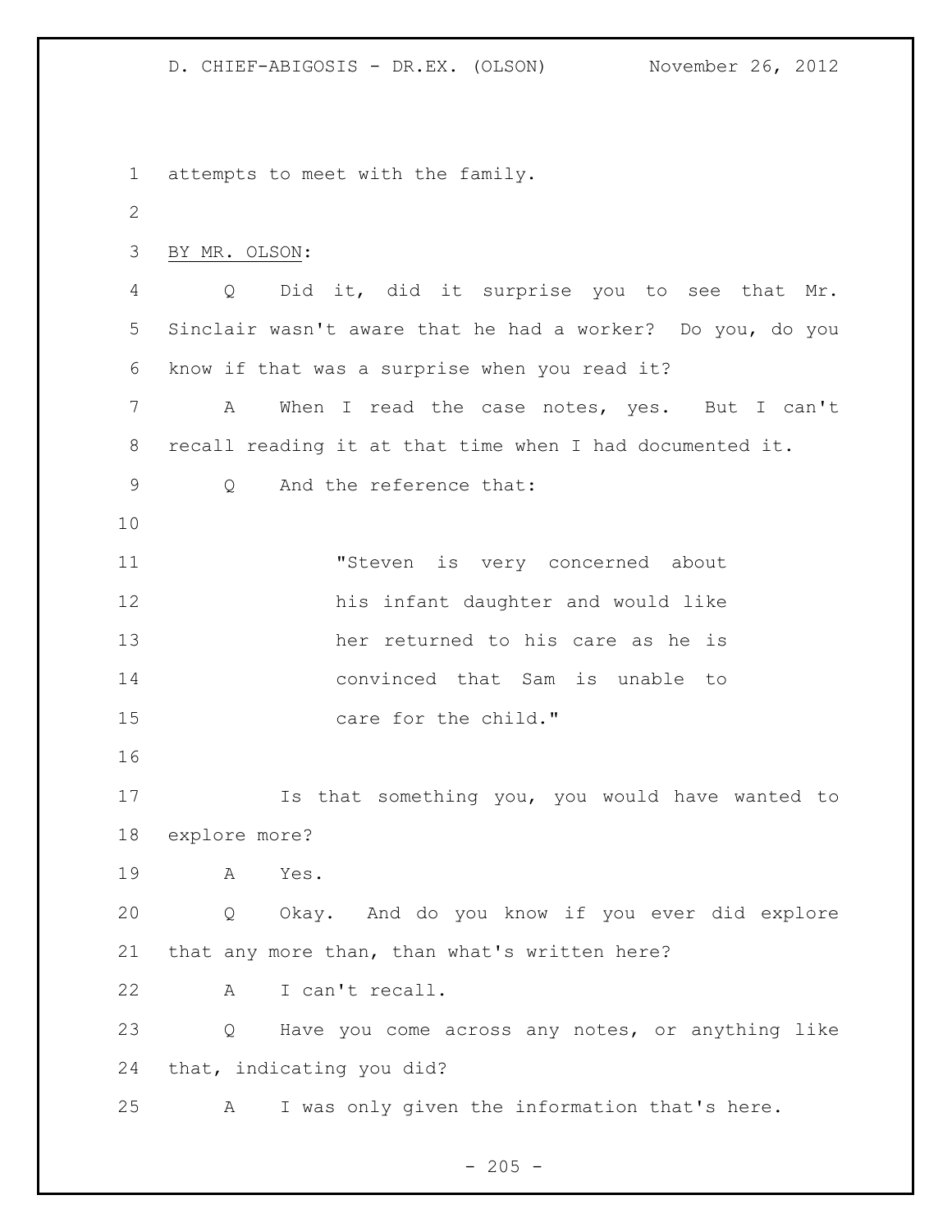attempts to meet with the family.

BY MR. OLSON:

Q Did it, did it surprise you to see that Mr. Sinclair wasn't aware that he had a worker? Do you, do you know if that was a surprise when you read it?

A When I read the case notes, yes. But I can't recall reading it at that time when I had documented it.

Q And the reference that:

> "Steven is very concerned about his infant daughter and would like her returned to his care as he is convinced that Sam is unable to care for the child."

Is that something you, you would have wanted to explore more?

A Yes.

Q Okay. And do you know if you ever did explore that any more than, than what's written here?

A I can't recall.

Q Have you come across any notes, or anything like that, indicating you did?

A I was only given the information that's here.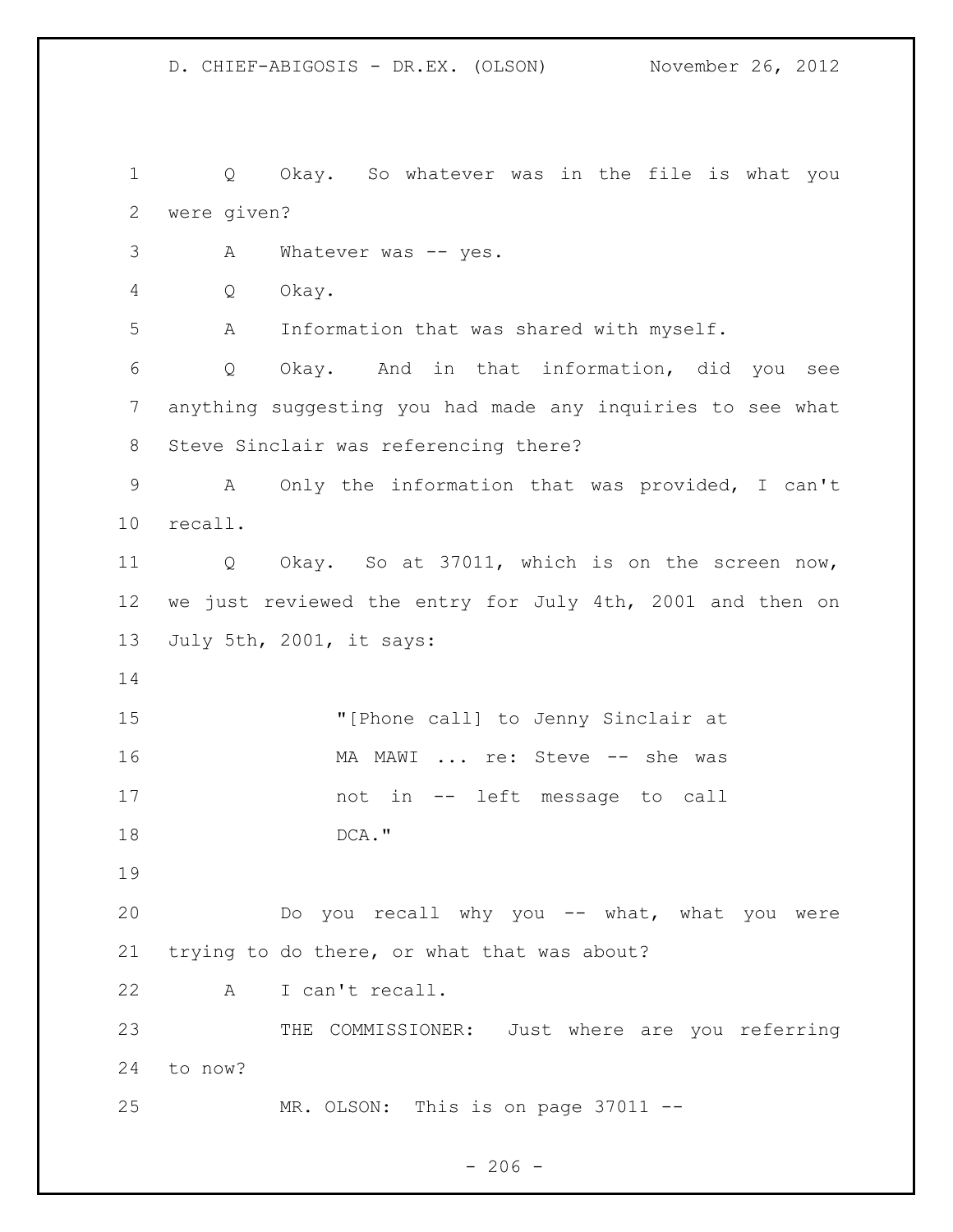Q Okay. So whatever was in the file is what you were given?

A Whatever was -- yes.

Q Okay.

A Information that was shared with myself.

Q Okay. And in that information, did you see anything suggesting you had made any inquiries to see what Steve Sinclair was referencing there?

A Only the information that was provided, I can't recall.

Q Okay. So at 37011, which is on the screen now, we just reviewed the entry for July 4th, 2001 and then on July 5th, 2001, it says:

> "[Phone call] to Jenny Sinclair at MA MAWI ... re: Steve -- she was not in -- left message to call DCA."

Do you recall why you -- what, what you were trying to do there, or what that was about?

A I can't recall.

THE COMMISSIONER: Just where are you referring to now?

MR. OLSON: This is on page 37011 --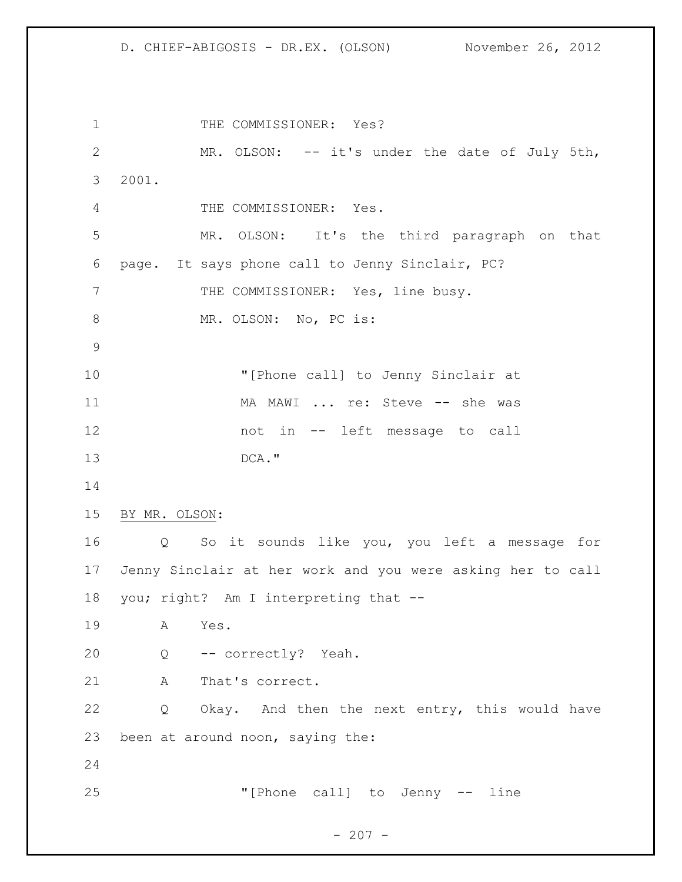THE COMMISSIONER: Yes?

MR. OLSON: -- it's under the date of July 5th, 2001.

THE COMMISSIONER: Yes.

MR. OLSON: It's the third paragraph on that page. It says phone call to Jenny Sinclair, PC?

THE COMMISSIONER: Yes, line busy.

MR. OLSON: No, PC is:

> "[Phone call] to Jenny Sinclair at MA MAWI ... re: Steve -- she was not in -- left message to call DCA."

BY MR. OLSON:

Q So it sounds like you, you left a message for Jenny Sinclair at her work and you were asking her to call you; right? Am I interpreting that --

A Yes.

Q -- correctly? Yeah.

A That's correct.

Q Okay. And then the next entry, this would have been at around noon, saying the:

> "[Phone call] to Jenny -- line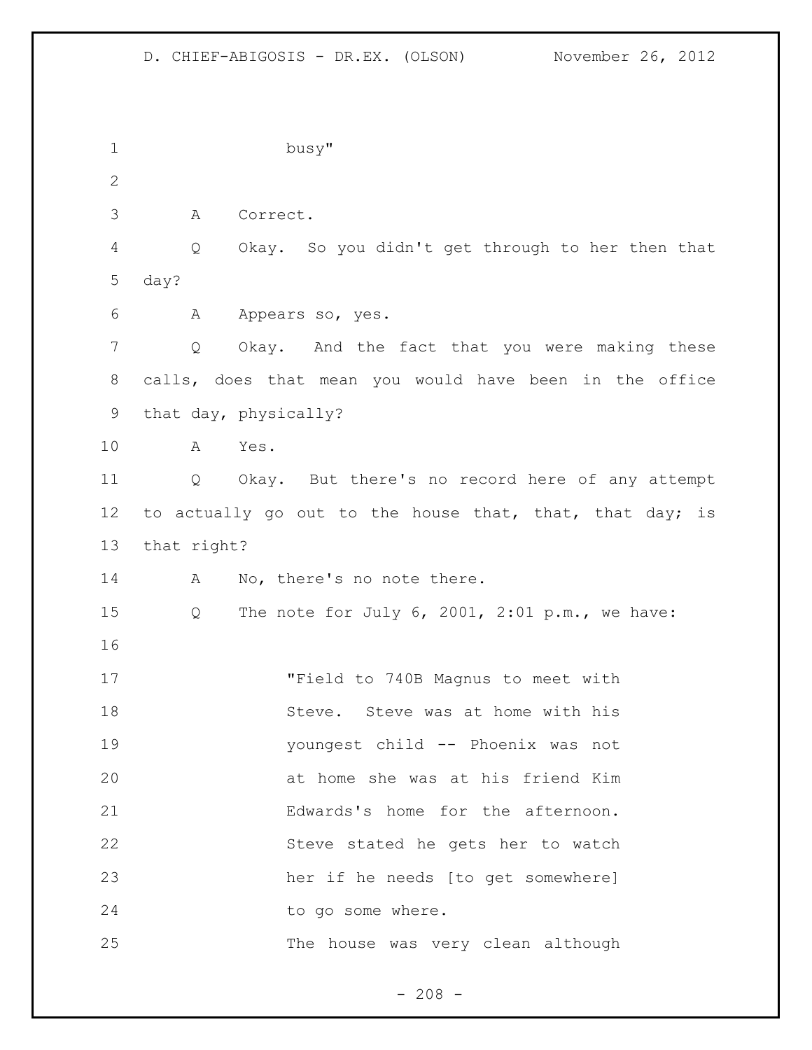busy"

A Correct.

Q Okay. So you didn't get through to her then that day?

A Appears so, yes.

Q Okay. And the fact that you were making these calls, does that mean you would have been in the office that day, physically?

A Yes.

Q Okay. But there's no record here of any attempt to actually go out to the house that, that, that day; is that right?

A No, there's no note there.

Q The note for July 6, 2001, 2:01 p.m., we have:

> "Field to 740B Magnus to meet with Steve. Steve was at home with his youngest child -- Phoenix was not at home she was at his friend Kim Edwards's home for the afternoon. Steve stated he gets her to watch her if he needs [to get somewhere] to go some where.
>
> The house was very clean although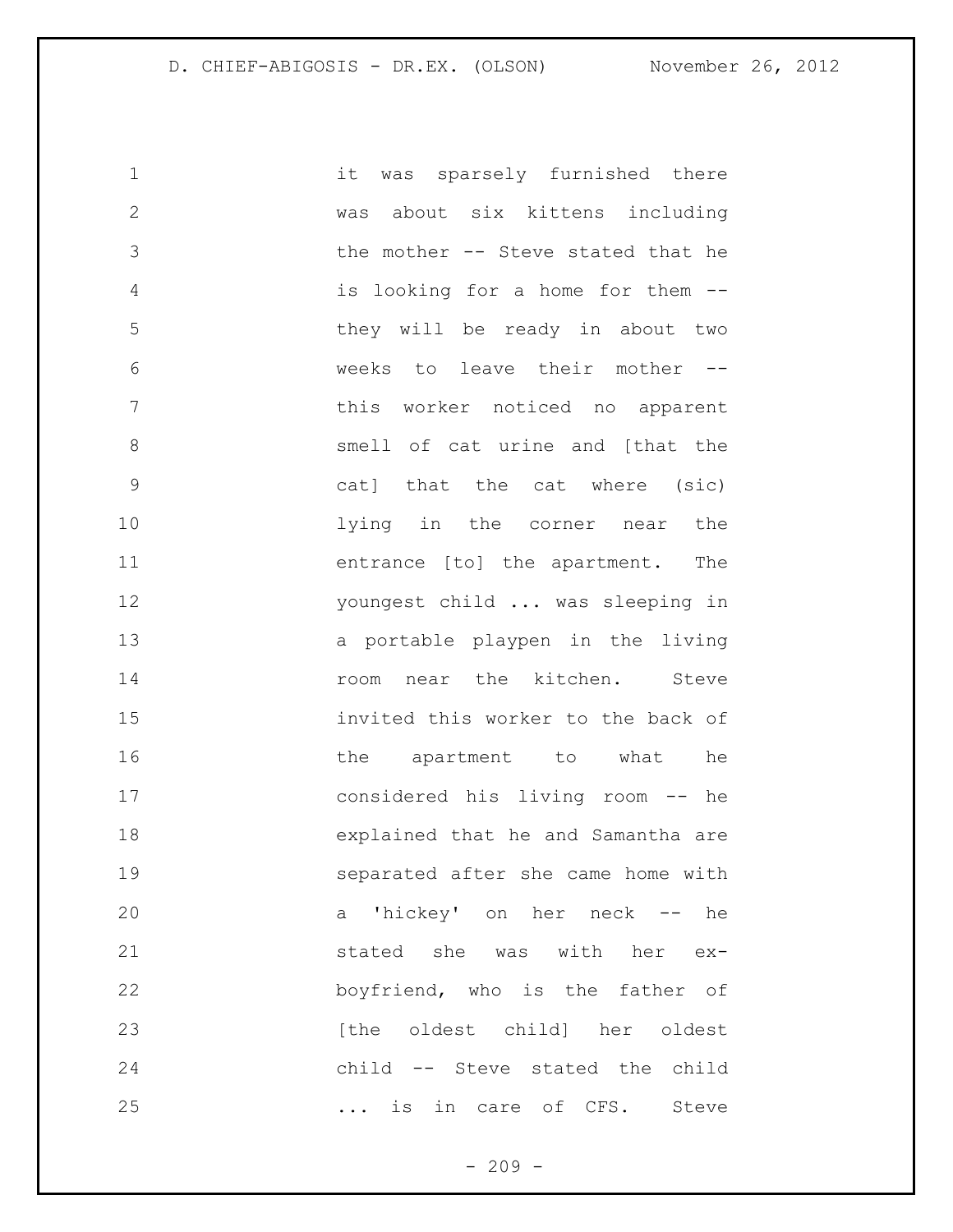it was sparsely furnished there was about six kittens including the mother -- Steve stated that he is looking for a home for them -- they will be ready in about two weeks to leave their mother -- this worker noticed no apparent smell of cat urine and [that the cat] that the cat where (sic) lying in the corner near the entrance [to] the apartment. The youngest child ... was sleeping in a portable playpen in the living room near the kitchen. Steve invited this worker to the back of the apartment to what he considered his living room -- he explained that he and Samantha are separated after she came home with a 'hickey' on her neck -- he stated she was with her ex-boyfriend, who is the father of [the oldest child] her oldest child -- Steve stated the child ... is in care of CFS. Steve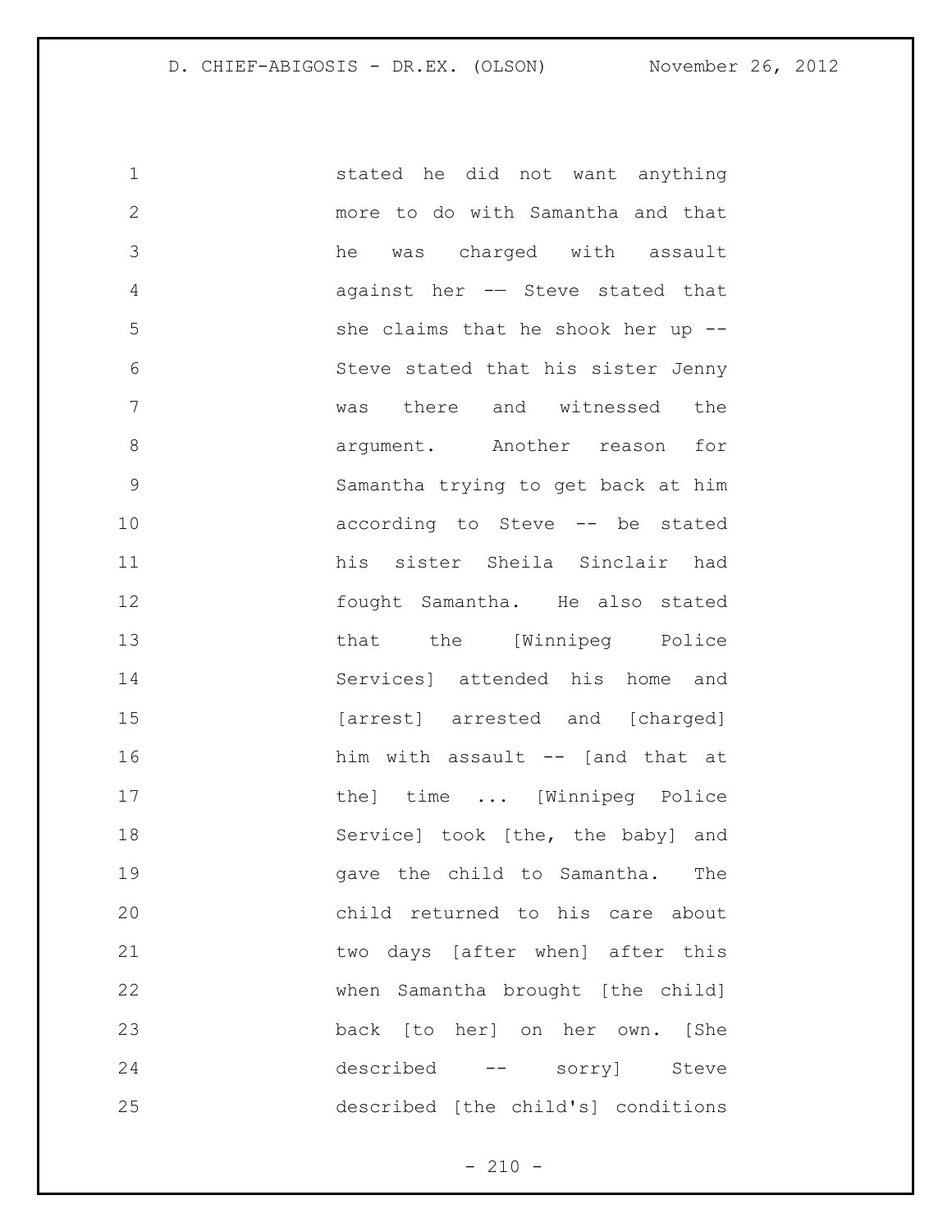1 stated he did not want anything
2 more to do with Samantha and that
3 he was charged with assault
4 against her -— Steve stated that
5 she claims that he shook her up --
6 Steve stated that his sister Jenny
7 was there and witnessed the
8 argument. Another reason for
9 Samantha trying to get back at him
10 according to Steve -- be stated
11 his sister Sheila Sinclair had
12 fought Samantha. He also stated
13 that the [Winnipeg Police
14 Services] attended his home and
15 [arrest] arrested and [charged]
16 him with assault -- [and that at
17 the] time ... [Winnipeg Police
18 Service] took [the, the baby] and
19 gave the child to Samantha. The
20 child returned to his care about
21 two days [after when] after this
22 when Samantha brought [the child]
23 back [to her] on her own. [She
24 described -- sorry] Steve
25 described [the child's] conditions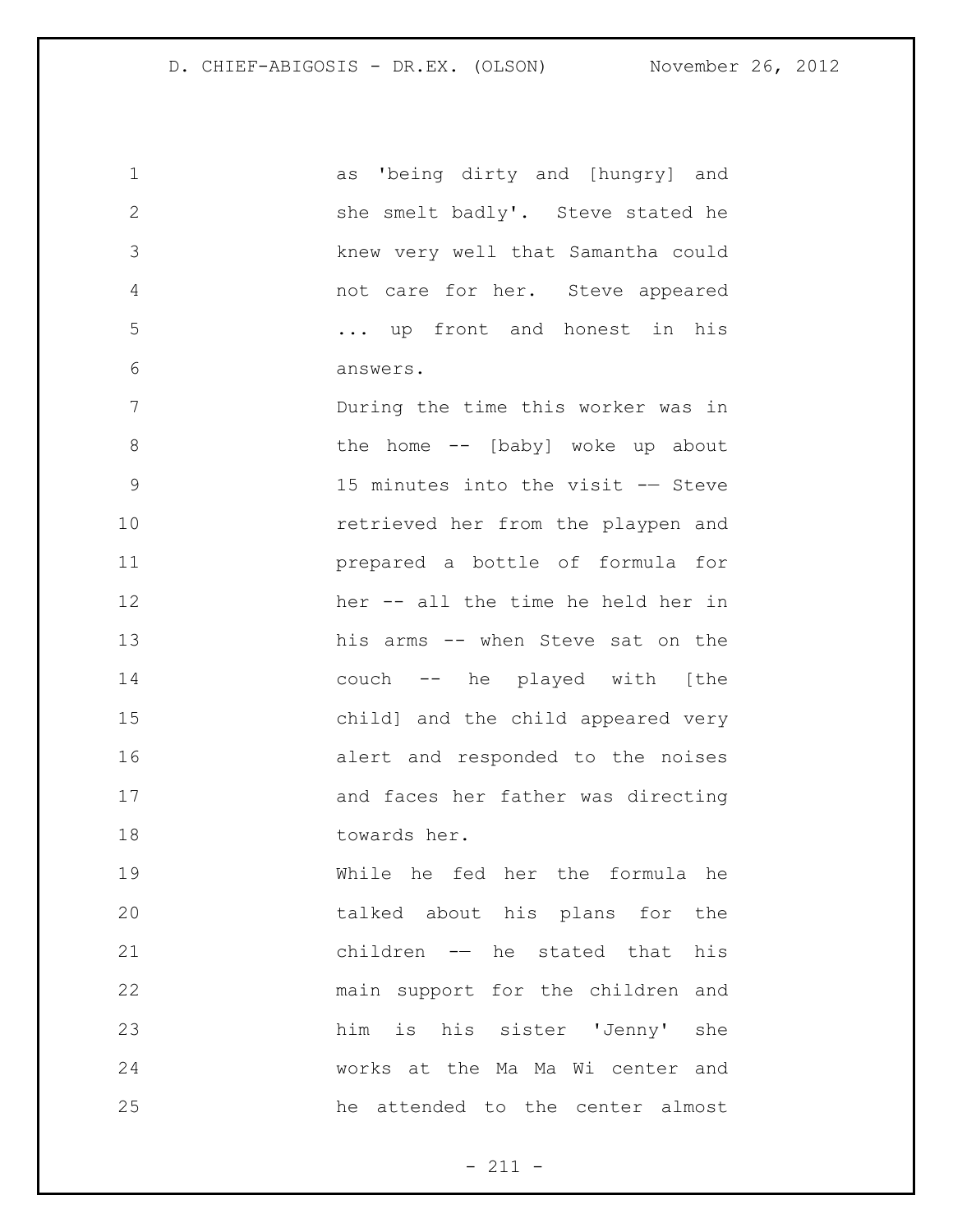as 'being dirty and [hungry] and she smelt badly'. Steve stated he knew very well that Samantha could not care for her. Steve appeared ... up front and honest in his answers.

During the time this worker was in the home -- [baby] woke up about 15 minutes into the visit -— Steve retrieved her from the playpen and prepared a bottle of formula for her -- all the time he held her in his arms -- when Steve sat on the couch -- he played with [the child] and the child appeared very alert and responded to the noises and faces her father was directing towards her.

While he fed her the formula he talked about his plans for the children -— he stated that his main support for the children and him is his sister 'Jenny' she works at the Ma Ma Wi center and he attended to the center almost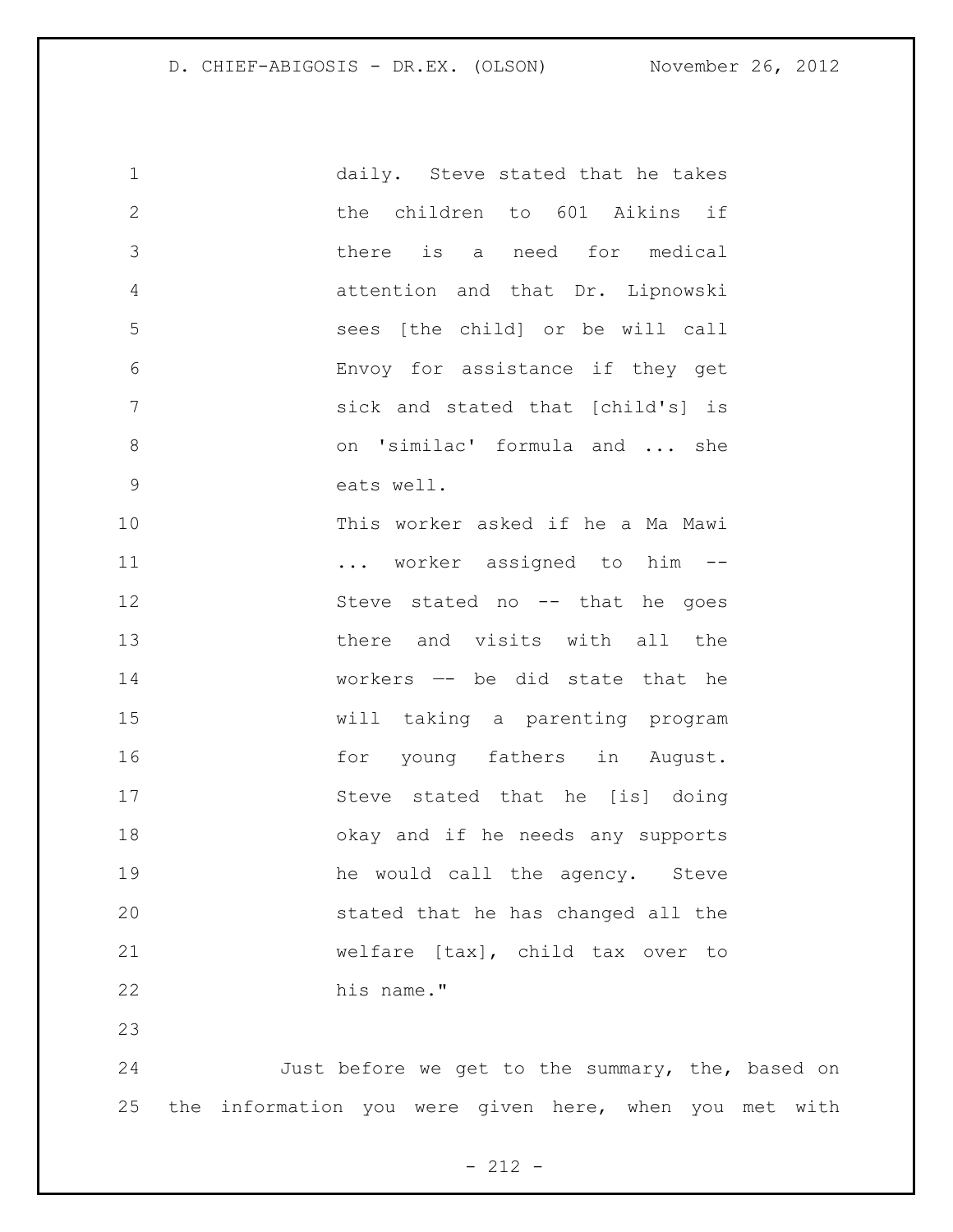daily. Steve stated that he takes the children to 601 Aikins if there is a need for medical attention and that Dr. Lipnowski sees [the child] or be will call Envoy for assistance if they get sick and stated that [child's] is on 'similac' formula and ... she eats well.

This worker asked if he a Ma Mawi ... worker assigned to him -- Steve stated no -- that he goes there and visits with all the workers —- be did state that he will taking a parenting program for young fathers in August. Steve stated that he [is] doing okay and if he needs any supports he would call the agency. Steve stated that he has changed all the welfare [tax], child tax over to his name."

Just before we get to the summary, the, based on the information you were given here, when you met with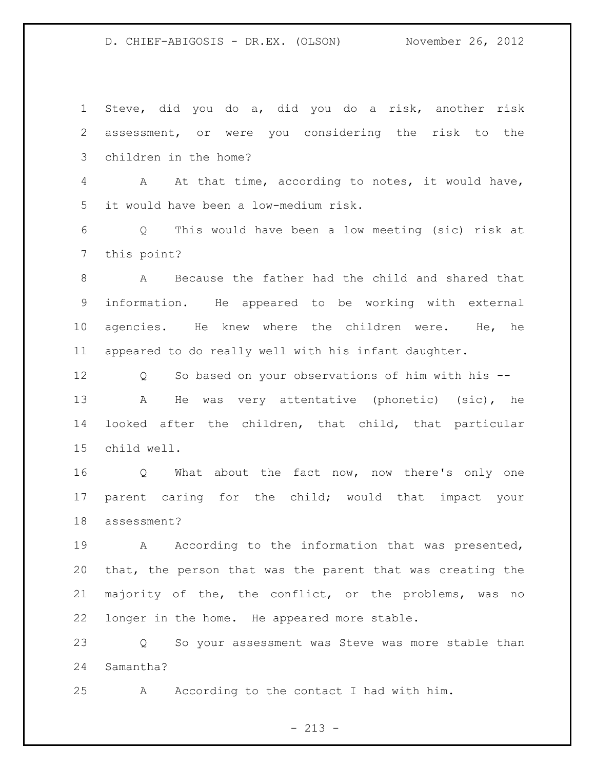Steve, did you do a, did you do a risk, another risk assessment, or were you considering the risk to the children in the home?

A At that time, according to notes, it would have, it would have been a low-medium risk.

Q This would have been a low meeting (sic) risk at this point?

A Because the father had the child and shared that information. He appeared to be working with external agencies. He knew where the children were. He, he appeared to do really well with his infant daughter.

Q So based on your observations of him with his --

A He was very attentative (phonetic) (sic), he looked after the children, that child, that particular child well.

Q What about the fact now, now there's only one parent caring for the child; would that impact your assessment?

A According to the information that was presented, that, the person that was the parent that was creating the majority of the, the conflict, or the problems, was no longer in the home. He appeared more stable.

Q So your assessment was Steve was more stable than Samantha?

A According to the contact I had with him.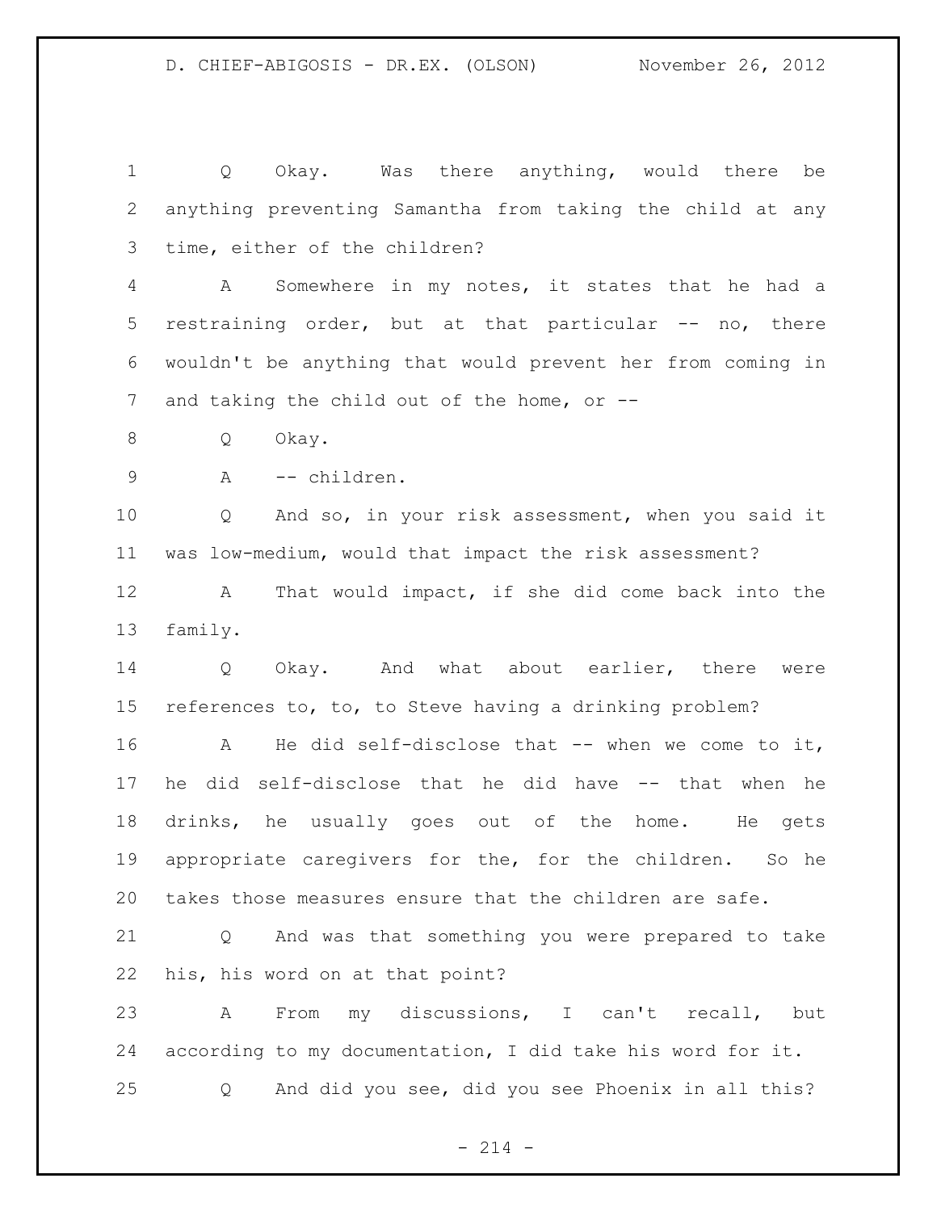Q Okay. Was there anything, would there be anything preventing Samantha from taking the child at any time, either of the children?

A Somewhere in my notes, it states that he had a restraining order, but at that particular -- no, there wouldn't be anything that would prevent her from coming in and taking the child out of the home, or --

Q Okay.

A -- children.

Q And so, in your risk assessment, when you said it was low-medium, would that impact the risk assessment?

A That would impact, if she did come back into the family.

Q Okay. And what about earlier, there were references to, to, to Steve having a drinking problem?

A He did self-disclose that -- when we come to it, he did self-disclose that he did have -- that when he drinks, he usually goes out of the home. He gets appropriate caregivers for the, for the children. So he takes those measures ensure that the children are safe.

Q And was that something you were prepared to take his, his word on at that point?

A From my discussions, I can't recall, but according to my documentation, I did take his word for it.

Q And did you see, did you see Phoenix in all this?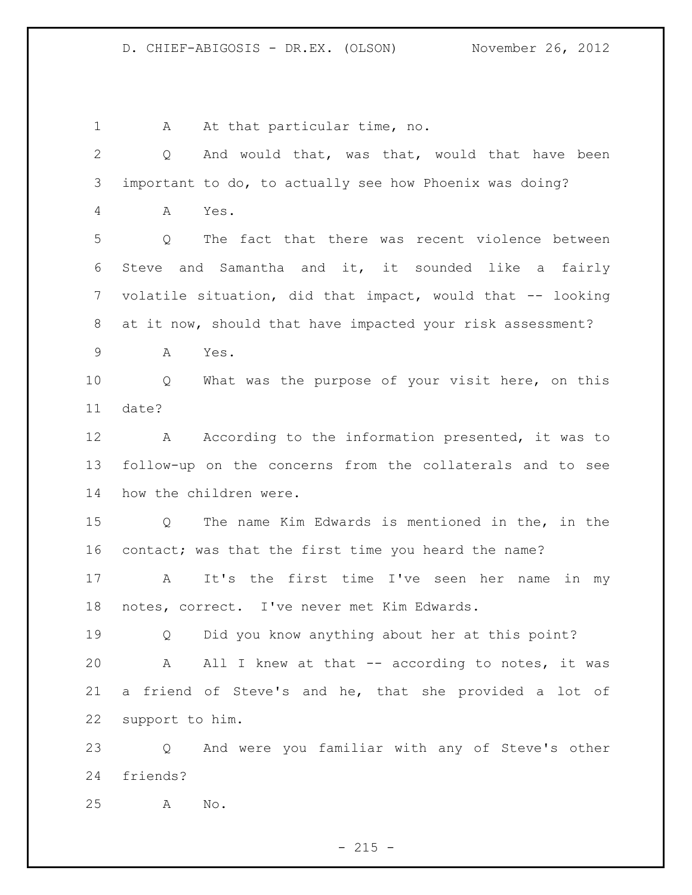A At that particular time, no.

Q And would that, was that, would that have been important to do, to actually see how Phoenix was doing?

A Yes.

Q The fact that there was recent violence between Steve and Samantha and it, it sounded like a fairly volatile situation, did that impact, would that -- looking at it now, should that have impacted your risk assessment?

A Yes.

Q What was the purpose of your visit here, on this date?

A According to the information presented, it was to follow-up on the concerns from the collaterals and to see how the children were.

Q The name Kim Edwards is mentioned in the, in the contact; was that the first time you heard the name?

A It's the first time I've seen her name in my notes, correct. I've never met Kim Edwards.

Q Did you know anything about her at this point?

A All I knew at that -- according to notes, it was a friend of Steve's and he, that she provided a lot of support to him.

Q And were you familiar with any of Steve's other friends?

A No.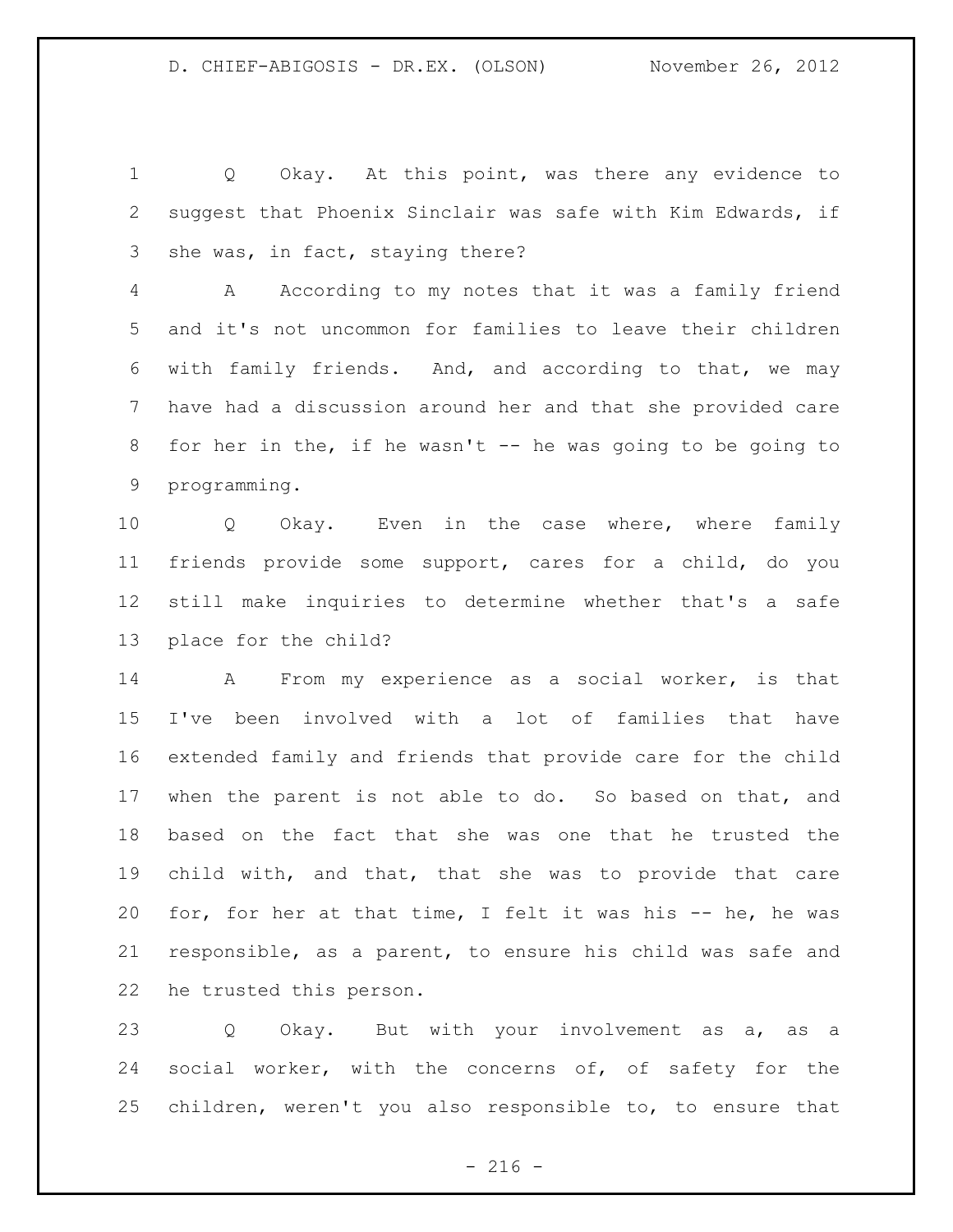Q Okay. At this point, was there any evidence to suggest that Phoenix Sinclair was safe with Kim Edwards, if she was, in fact, staying there?

A According to my notes that it was a family friend and it's not uncommon for families to leave their children with family friends. And, and according to that, we may have had a discussion around her and that she provided care for her in the, if he wasn't -- he was going to be going to programming.

Q Okay. Even in the case where, where family friends provide some support, cares for a child, do you still make inquiries to determine whether that's a safe place for the child?

A From my experience as a social worker, is that I've been involved with a lot of families that have extended family and friends that provide care for the child when the parent is not able to do. So based on that, and based on the fact that she was one that he trusted the child with, and that, that she was to provide that care for, for her at that time, I felt it was his -- he, he was responsible, as a parent, to ensure his child was safe and he trusted this person.

Q Okay. But with your involvement as a, as a social worker, with the concerns of, of safety for the children, weren't you also responsible to, to ensure that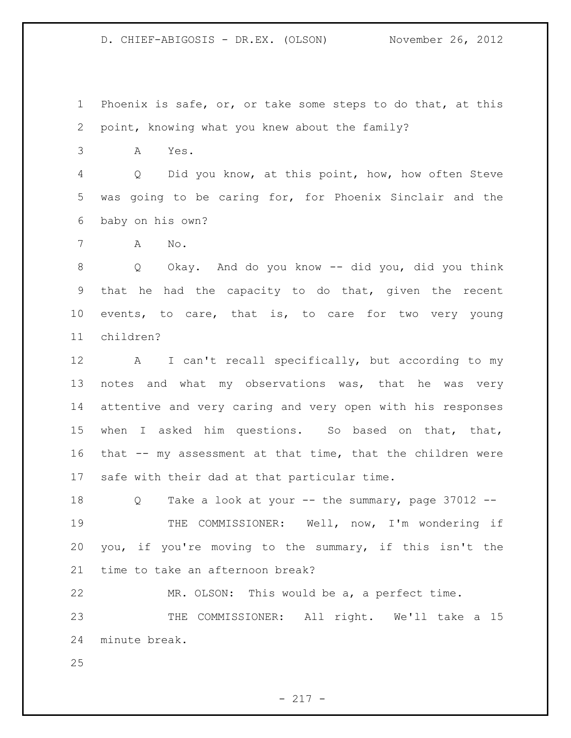Phoenix is safe, or, or take some steps to do that, at this point, knowing what you knew about the family?

A Yes.

Q Did you know, at this point, how, how often Steve was going to be caring for, for Phoenix Sinclair and the baby on his own?

A No.

Q Okay. And do you know -- did you, did you think that he had the capacity to do that, given the recent events, to care, that is, to care for two very young children?

A I can't recall specifically, but according to my notes and what my observations was, that he was very attentive and very caring and very open with his responses when I asked him questions. So based on that, that, that -- my assessment at that time, that the children were safe with their dad at that particular time.

Q Take a look at your -- the summary, page 37012 --

THE COMMISSIONER: Well, now, I'm wondering if you, if you're moving to the summary, if this isn't the time to take an afternoon break?

MR. OLSON: This would be a, a perfect time.

THE COMMISSIONER: All right. We'll take a 15 minute break.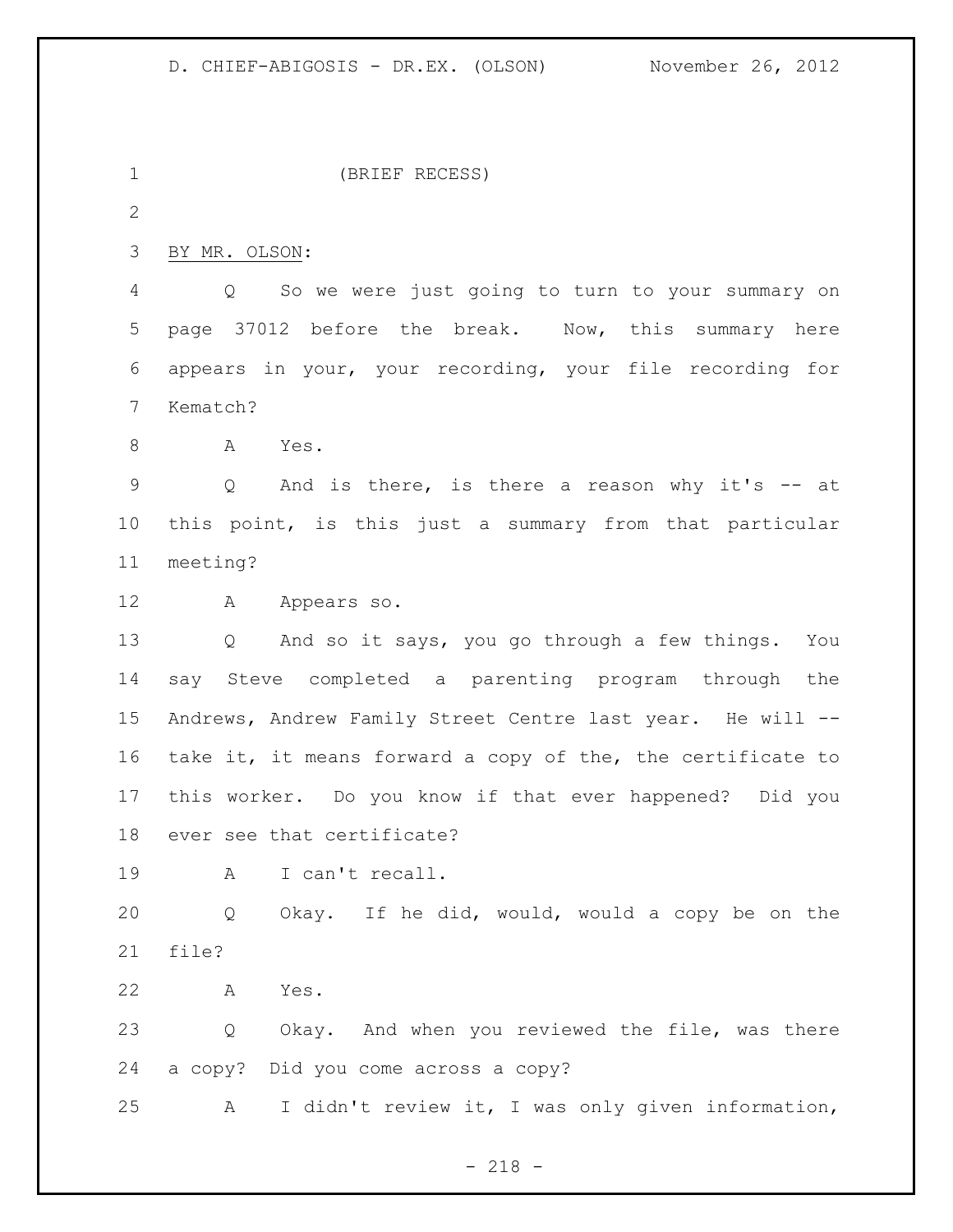(BRIEF RECESS)

BY MR. OLSON:

Q So we were just going to turn to your summary on page 37012 before the break. Now, this summary here appears in your, your recording, your file recording for Kematch?

A Yes.

Q And is there, is there a reason why it's -- at this point, is this just a summary from that particular meeting?

A Appears so.

Q And so it says, you go through a few things. You say Steve completed a parenting program through the Andrews, Andrew Family Street Centre last year. He will -- take it, it means forward a copy of the, the certificate to this worker. Do you know if that ever happened? Did you ever see that certificate?

A I can't recall.

Q Okay. If he did, would, would a copy be on the file?

A Yes.

Q Okay. And when you reviewed the file, was there a copy? Did you come across a copy?

A I didn't review it, I was only given information,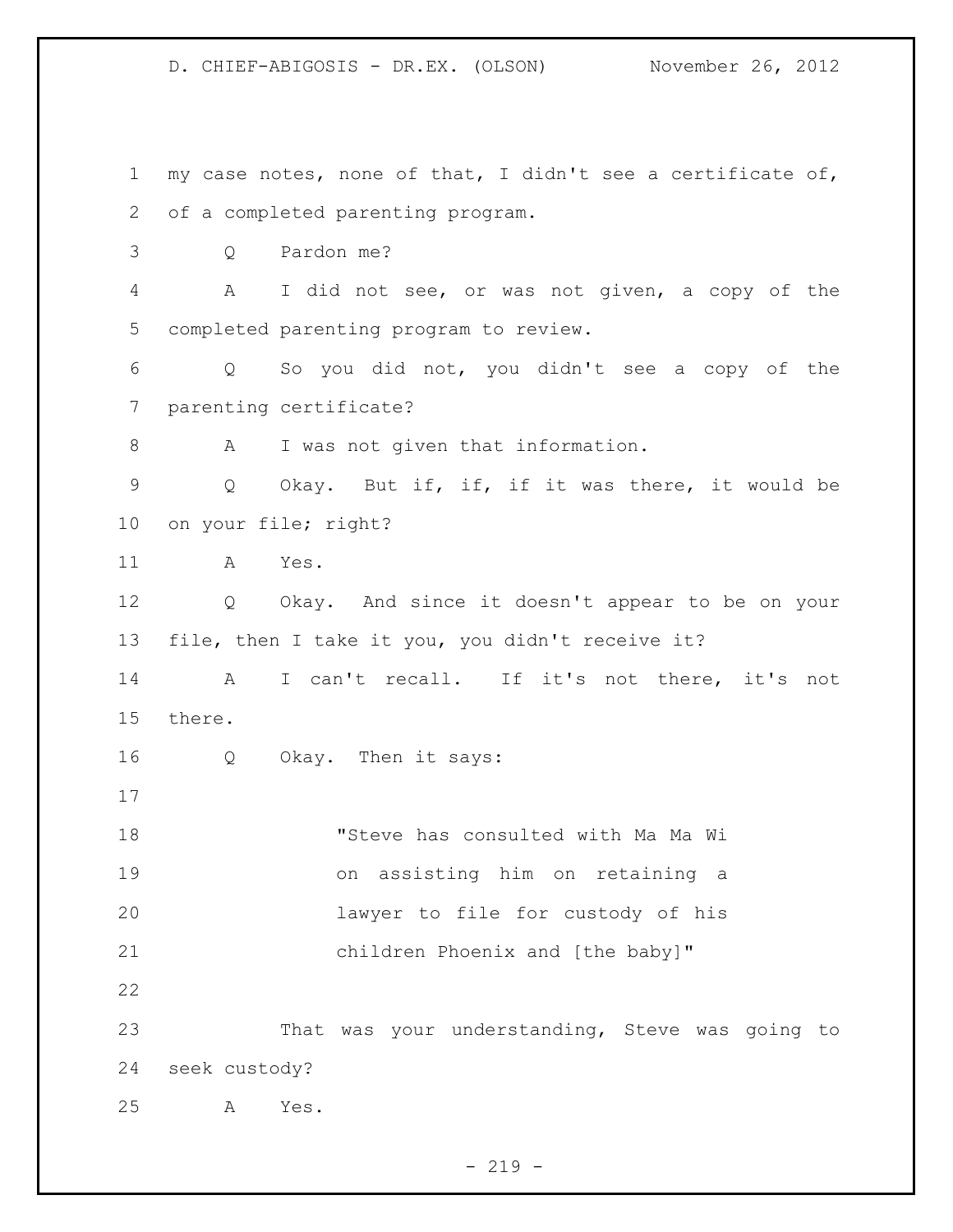my case notes, none of that, I didn't see a certificate of, of a completed parenting program.

Q Pardon me?

A I did not see, or was not given, a copy of the completed parenting program to review.

Q So you did not, you didn't see a copy of the parenting certificate?

A I was not given that information.

Q Okay. But if, if, if it was there, it would be on your file; right?

A Yes.

Q Okay. And since it doesn't appear to be on your file, then I take it you, you didn't receive it?

A I can't recall. If it's not there, it's not there.

Q Okay. Then it says:

> "Steve has consulted with Ma Ma Wi on assisting him on retaining a lawyer to file for custody of his children Phoenix and [the baby]"

That was your understanding, Steve was going to seek custody?

A Yes.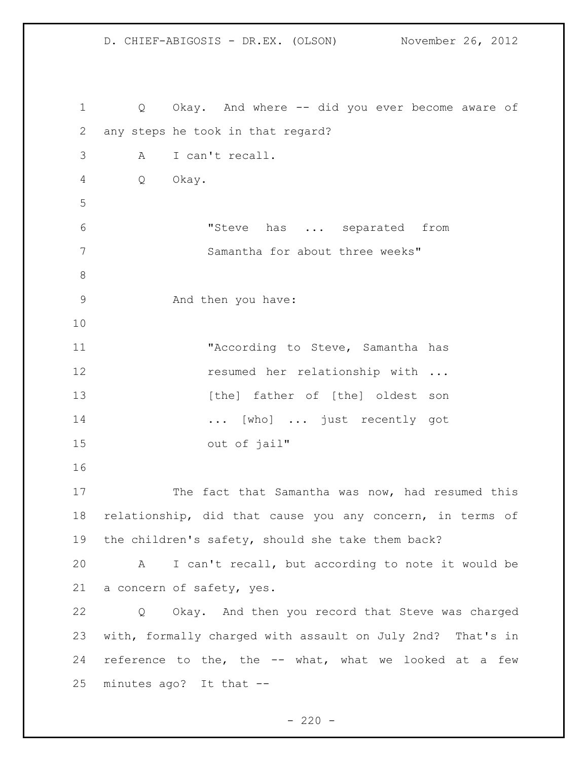Q Okay. And where -- did you ever become aware of any steps he took in that regard?

A I can't recall.

Q Okay.

> "Steve has ... separated from Samantha for about three weeks"

And then you have:

> "According to Steve, Samantha has resumed her relationship with ... [the] father of [the] oldest son ... [who] ... just recently got out of jail"

The fact that Samantha was now, had resumed this relationship, did that cause you any concern, in terms of the children's safety, should she take them back?

A I can't recall, but according to note it would be a concern of safety, yes.

Q Okay. And then you record that Steve was charged with, formally charged with assault on July 2nd? That's in reference to the, the -- what, what we looked at a few minutes ago? It that --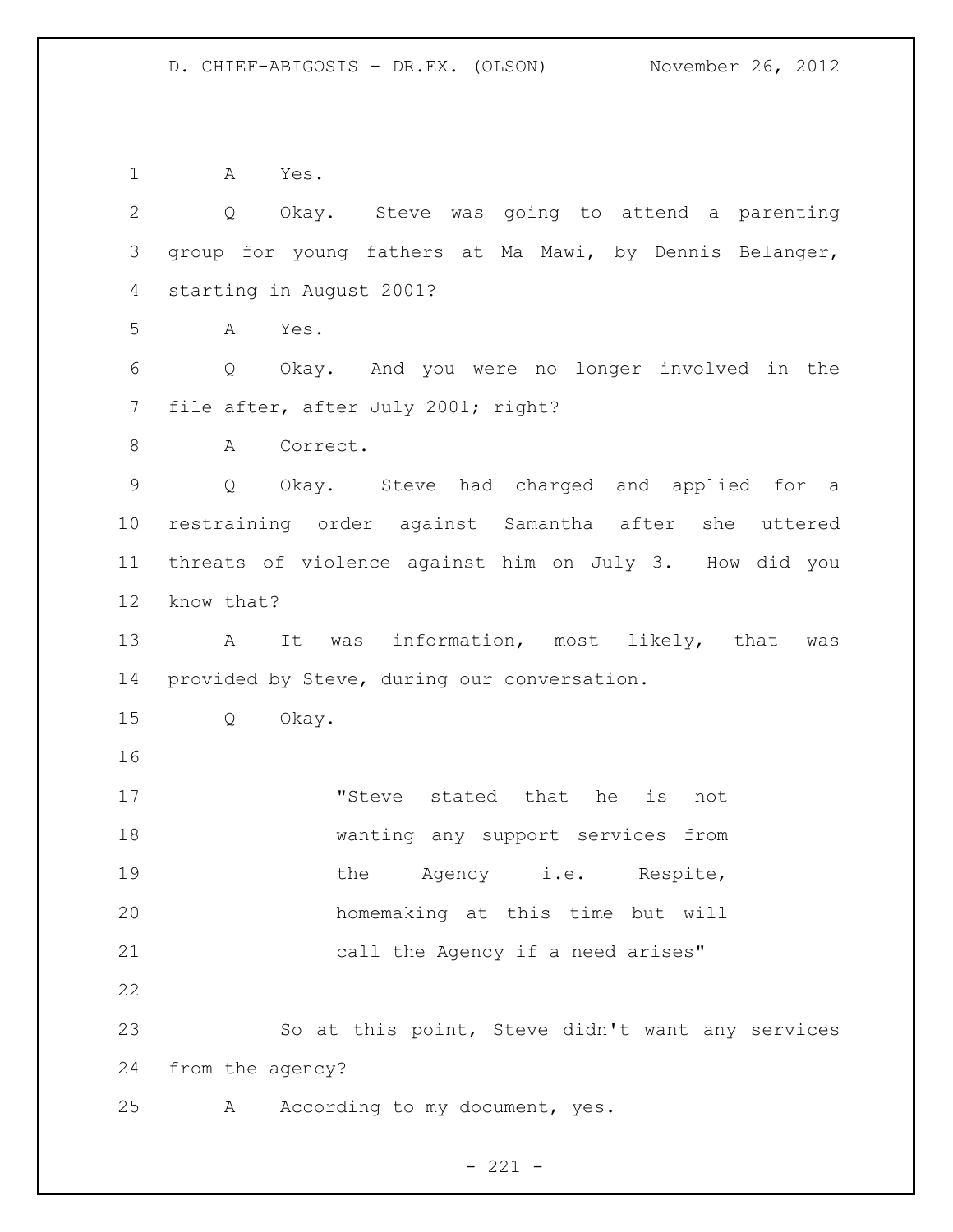A Yes.

Q Okay. Steve was going to attend a parenting group for young fathers at Ma Mawi, by Dennis Belanger, starting in August 2001?

A Yes.

Q Okay. And you were no longer involved in the file after, after July 2001; right?

A Correct.

Q Okay. Steve had charged and applied for a restraining order against Samantha after she uttered threats of violence against him on July 3. How did you know that?

A It was information, most likely, that was provided by Steve, during our conversation.

Q Okay.

> "Steve stated that he is not wanting any support services from the Agency i.e. Respite, homemaking at this time but will call the Agency if a need arises"

So at this point, Steve didn't want any services from the agency?

A According to my document, yes.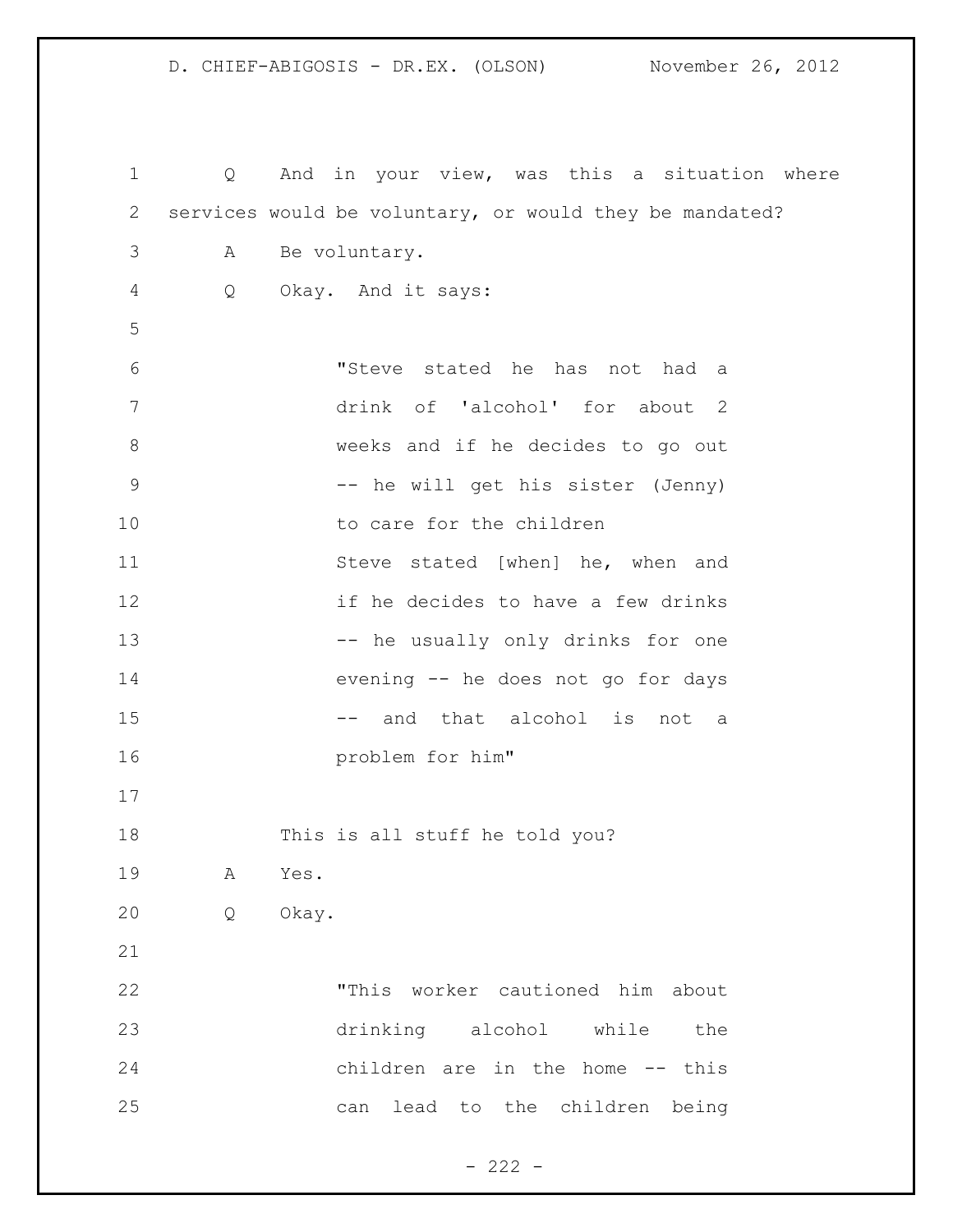Q And in your view, was this a situation where services would be voluntary, or would they be mandated?

A Be voluntary.

Q Okay. And it says:

> "Steve stated he has not had a drink of 'alcohol' for about 2 weeks and if he decides to go out -- he will get his sister (Jenny) to care for the children
> Steve stated [when] he, when and if he decides to have a few drinks -- he usually only drinks for one evening -- he does not go for days -- and that alcohol is not a problem for him"

This is all stuff he told you?

A Yes.

Q Okay.

> "This worker cautioned him about drinking alcohol while the children are in the home -- this can lead to the children being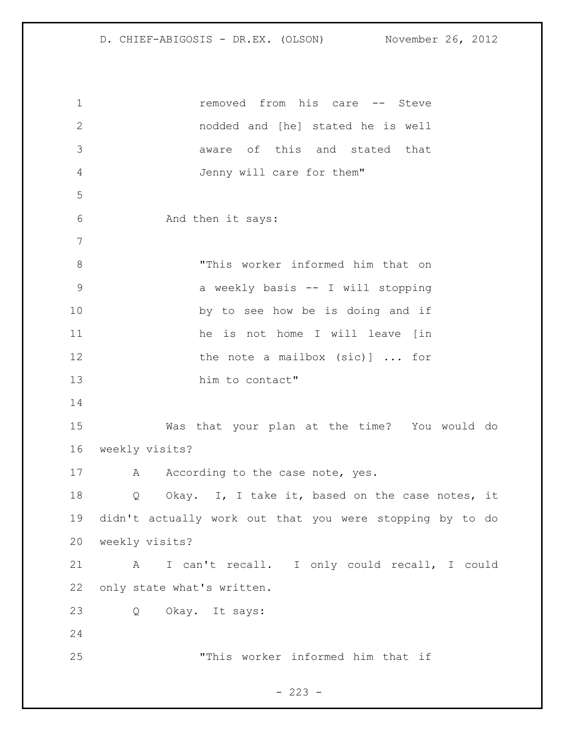removed from his care -- Steve nodded and [he] stated he is well aware of this and stated that Jenny will care for them"

And then it says:

"This worker informed him that on a weekly basis -- I will stopping by to see how be is doing and if he is not home I will leave [in the note a mailbox (sic)] ... for him to contact"

Was that your plan at the time? You would do weekly visits?

A According to the case note, yes.

Q Okay. I, I take it, based on the case notes, it didn't actually work out that you were stopping by to do weekly visits?

A I can't recall. I only could recall, I could only state what's written.

Q Okay. It says:

"This worker informed him that if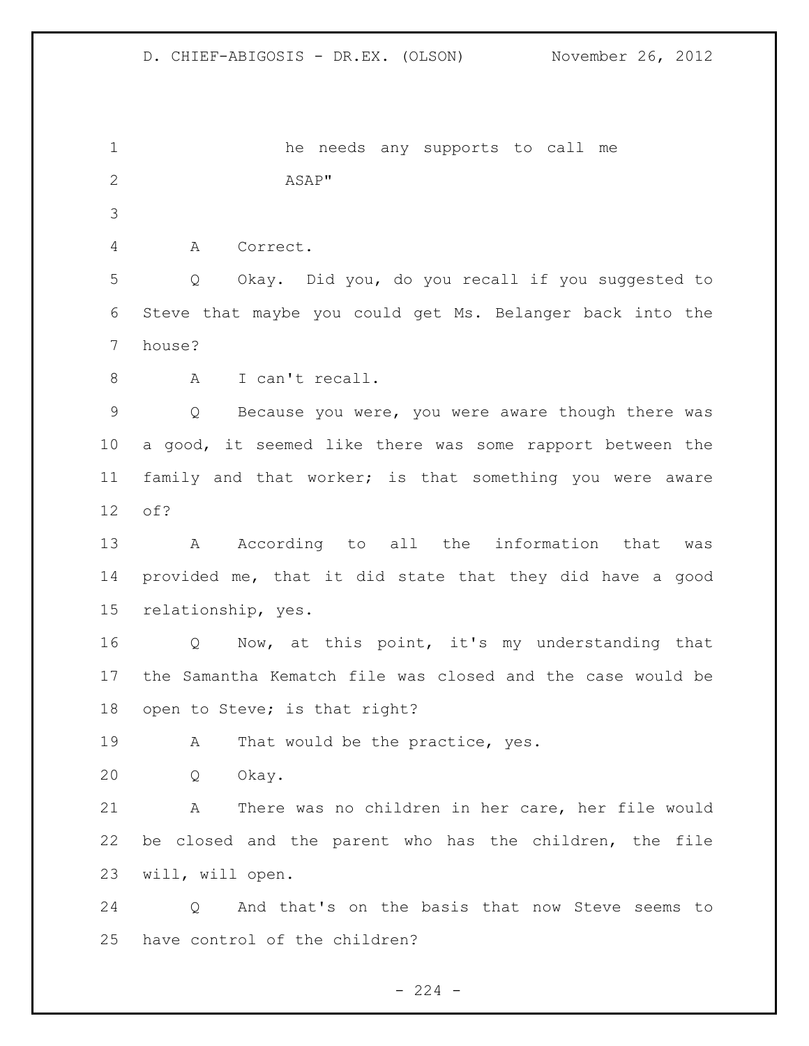he needs any supports to call me ASAP"

A Correct.

Q Okay. Did you, do you recall if you suggested to Steve that maybe you could get Ms. Belanger back into the house?

A I can't recall.

Q Because you were, you were aware though there was a good, it seemed like there was some rapport between the family and that worker; is that something you were aware of?

A According to all the information that was provided me, that it did state that they did have a good relationship, yes.

Q Now, at this point, it's my understanding that the Samantha Kematch file was closed and the case would be open to Steve; is that right?

A That would be the practice, yes.

Q Okay.

A There was no children in her care, her file would be closed and the parent who has the children, the file will, will open.

Q And that's on the basis that now Steve seems to have control of the children?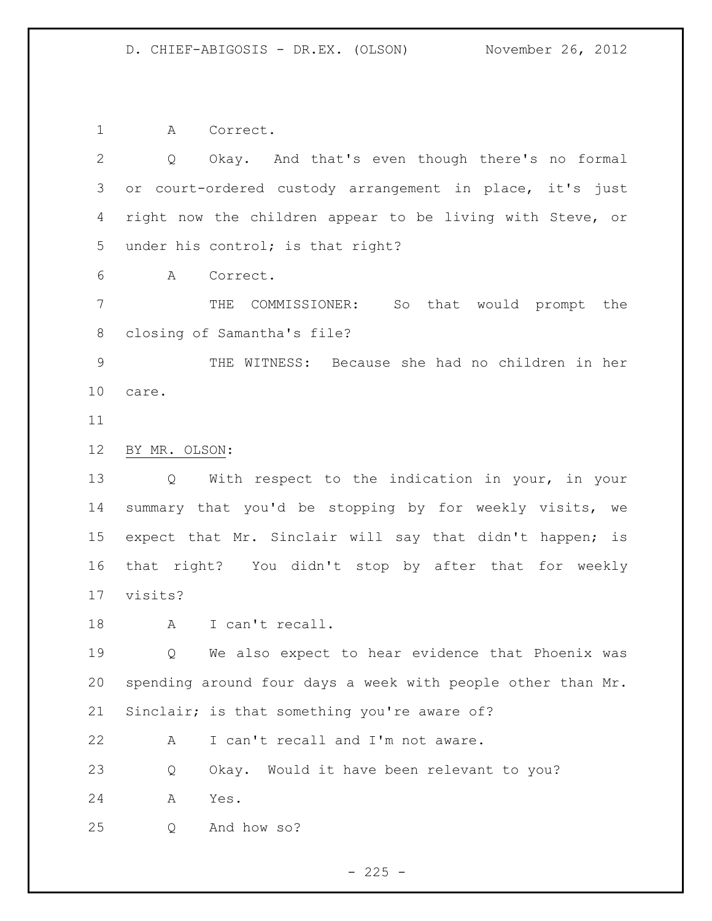A Correct.

Q Okay. And that's even though there's no formal or court-ordered custody arrangement in place, it's just right now the children appear to be living with Steve, or under his control; is that right?

A Correct.

THE COMMISSIONER: So that would prompt the closing of Samantha's file?

THE WITNESS: Because she had no children in her care.

BY MR. OLSON:

Q With respect to the indication in your, in your summary that you'd be stopping by for weekly visits, we expect that Mr. Sinclair will say that didn't happen; is that right? You didn't stop by after that for weekly visits?

A I can't recall.

Q We also expect to hear evidence that Phoenix was spending around four days a week with people other than Mr. Sinclair; is that something you're aware of?

A I can't recall and I'm not aware.

Q Okay. Would it have been relevant to you?

A Yes.

Q And how so?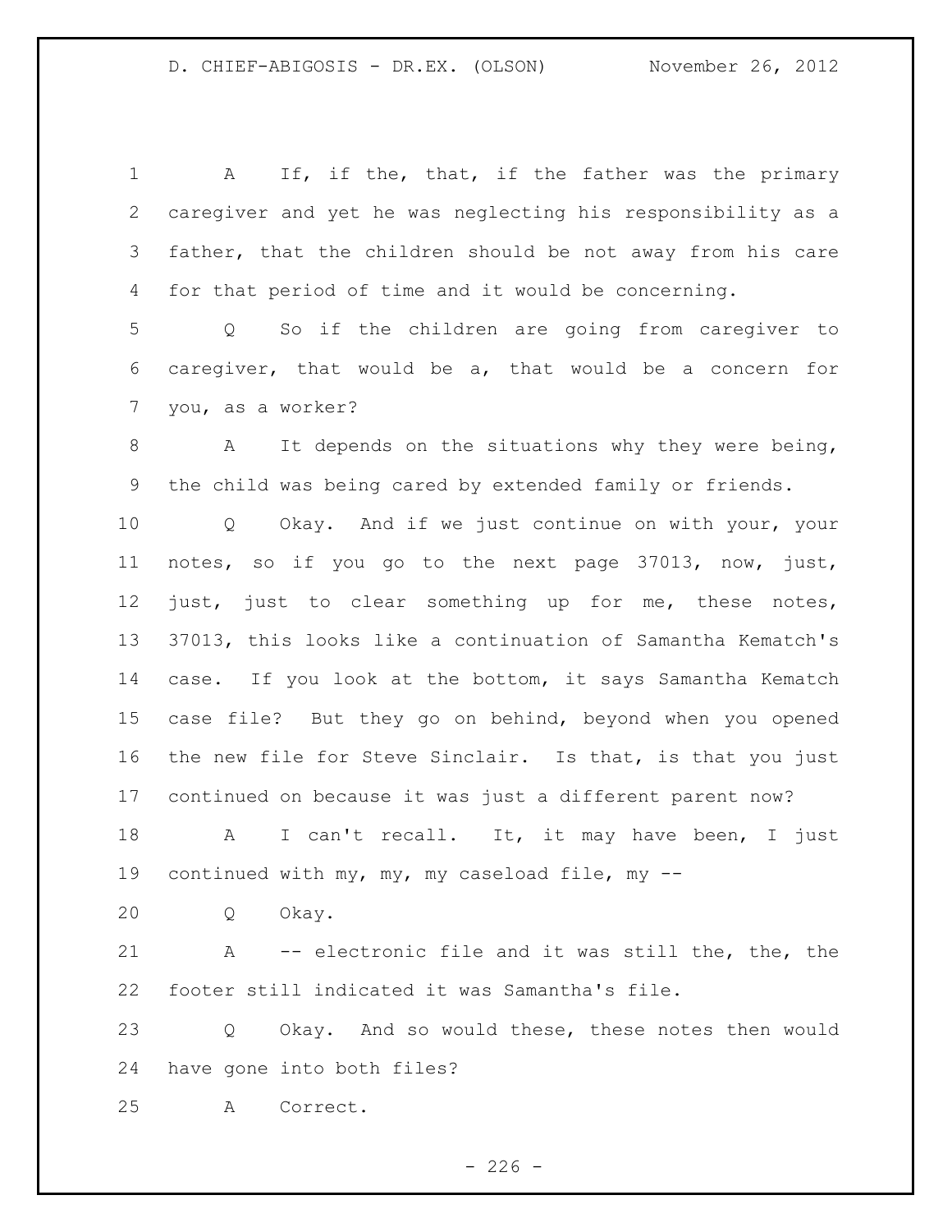A If, if the, that, if the father was the primary caregiver and yet he was neglecting his responsibility as a father, that the children should be not away from his care for that period of time and it would be concerning.

Q So if the children are going from caregiver to caregiver, that would be a, that would be a concern for you, as a worker?

A It depends on the situations why they were being, the child was being cared by extended family or friends.

Q Okay. And if we just continue on with your, your notes, so if you go to the next page 37013, now, just, just, just to clear something up for me, these notes, 37013, this looks like a continuation of Samantha Kematch's case. If you look at the bottom, it says Samantha Kematch case file? But they go on behind, beyond when you opened the new file for Steve Sinclair. Is that, is that you just continued on because it was just a different parent now?

A I can't recall. It, it may have been, I just continued with my, my, my caseload file, my --

Q Okay.

A -- electronic file and it was still the, the, the footer still indicated it was Samantha's file.

Q Okay. And so would these, these notes then would have gone into both files?

A Correct.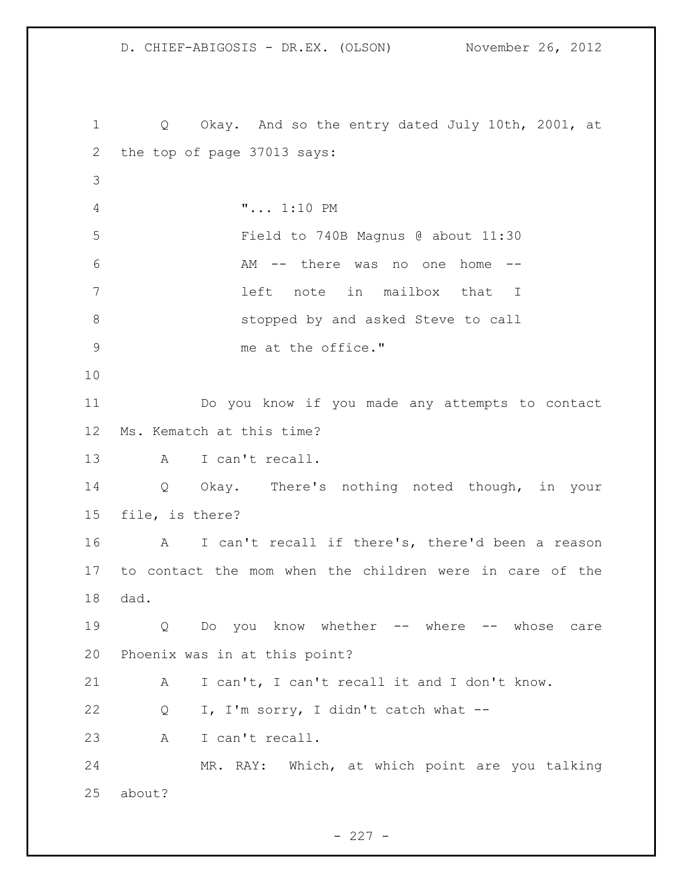Q Okay. And so the entry dated July 10th, 2001, at the top of page 37013 says:

> "... 1:10 PM
> Field to 740B Magnus @ about 11:30 AM -- there was no one home -- left note in mailbox that I stopped by and asked Steve to call me at the office."

Do you know if you made any attempts to contact Ms. Kematch at this time?

A I can't recall.

Q Okay. There's nothing noted though, in your file, is there?

A I can't recall if there's, there'd been a reason to contact the mom when the children were in care of the dad.

Q Do you know whether -- where -- whose care Phoenix was in at this point?

A I can't, I can't recall it and I don't know.

Q I, I'm sorry, I didn't catch what --

A I can't recall.

MR. RAY: Which, at which point are you talking about?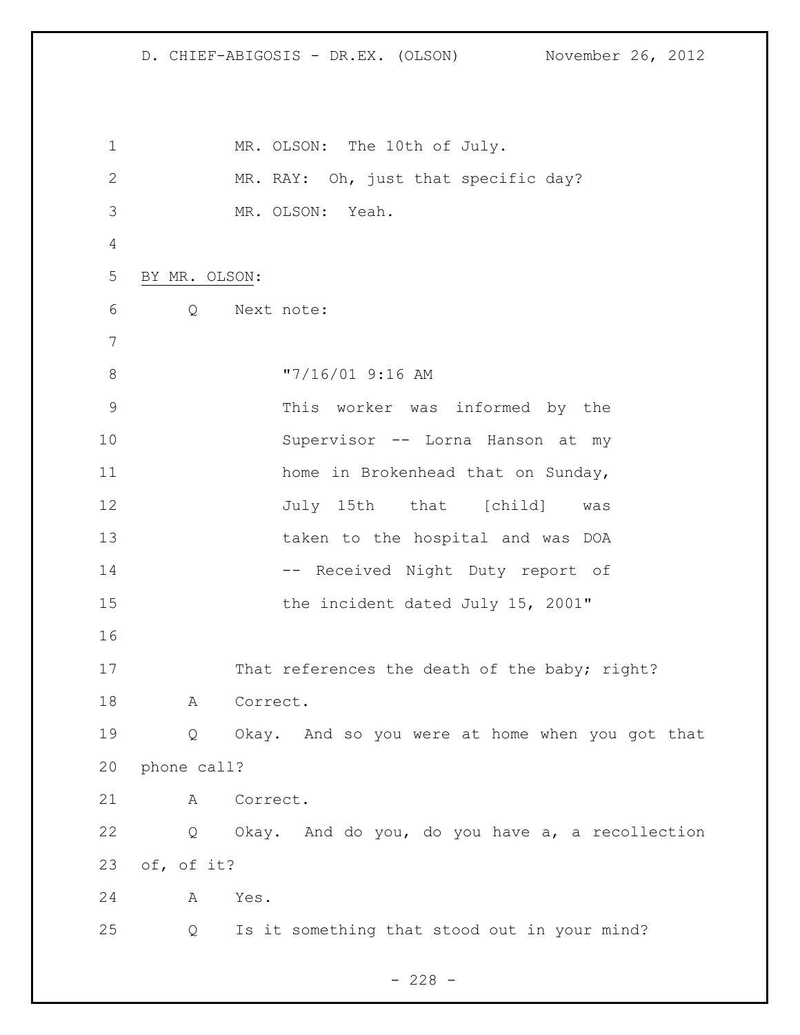MR. OLSON: The 10th of July.

MR. RAY: Oh, just that specific day?

MR. OLSON: Yeah.

BY MR. OLSON:

Q Next note:

> "7/16/01 9:16 AM
> This worker was informed by the Supervisor -- Lorna Hanson at my home in Brokenhead that on Sunday, July 15th that [child] was taken to the hospital and was DOA -- Received Night Duty report of the incident dated July 15, 2001"

That references the death of the baby; right?

A Correct.

Q Okay. And so you were at home when you got that phone call?

A Correct.

Q Okay. And do you, do you have a, a recollection of, of it?

A Yes.

Q Is it something that stood out in your mind?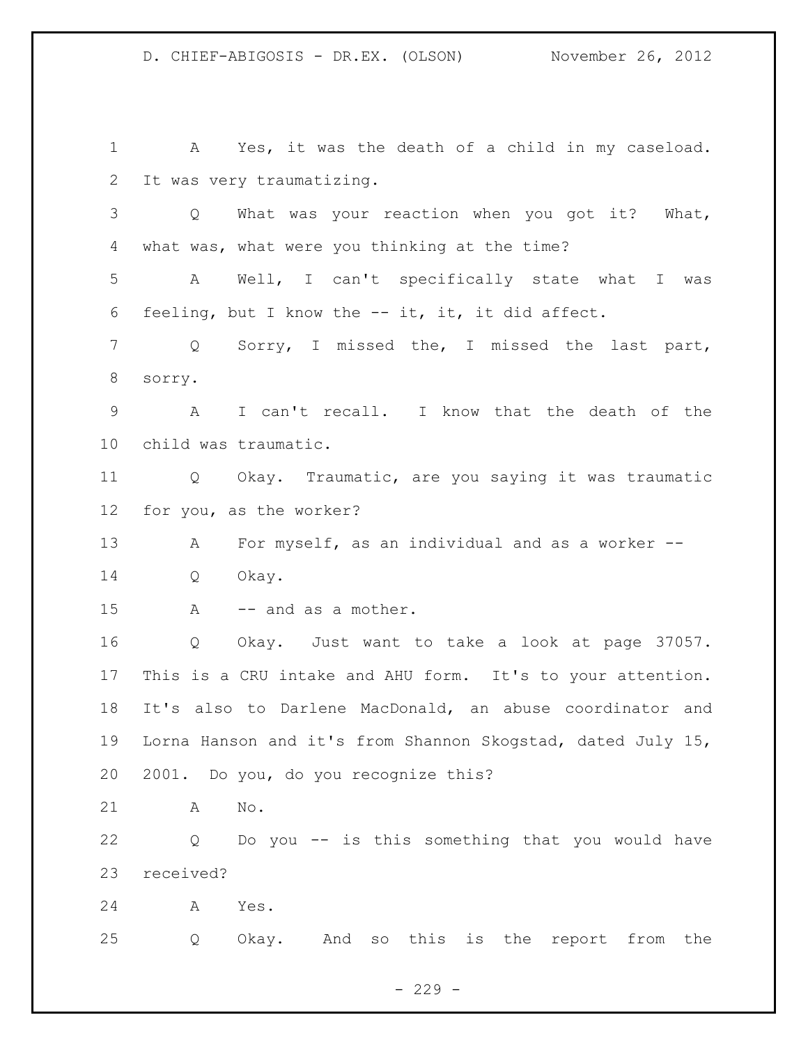A Yes, it was the death of a child in my caseload. It was very traumatizing.

Q What was your reaction when you got it? What, what was, what were you thinking at the time?

A Well, I can't specifically state what I was feeling, but I know the -- it, it, it did affect.

Q Sorry, I missed the, I missed the last part, sorry.

A I can't recall. I know that the death of the child was traumatic.

Q Okay. Traumatic, are you saying it was traumatic for you, as the worker?

A For myself, as an individual and as a worker --

Q Okay.

A -- and as a mother.

Q Okay. Just want to take a look at page 37057. This is a CRU intake and AHU form. It's to your attention. It's also to Darlene MacDonald, an abuse coordinator and Lorna Hanson and it's from Shannon Skogstad, dated July 15, 2001. Do you, do you recognize this?

A No.

Q Do you -- is this something that you would have received?

A Yes.

Q Okay. And so this is the report from the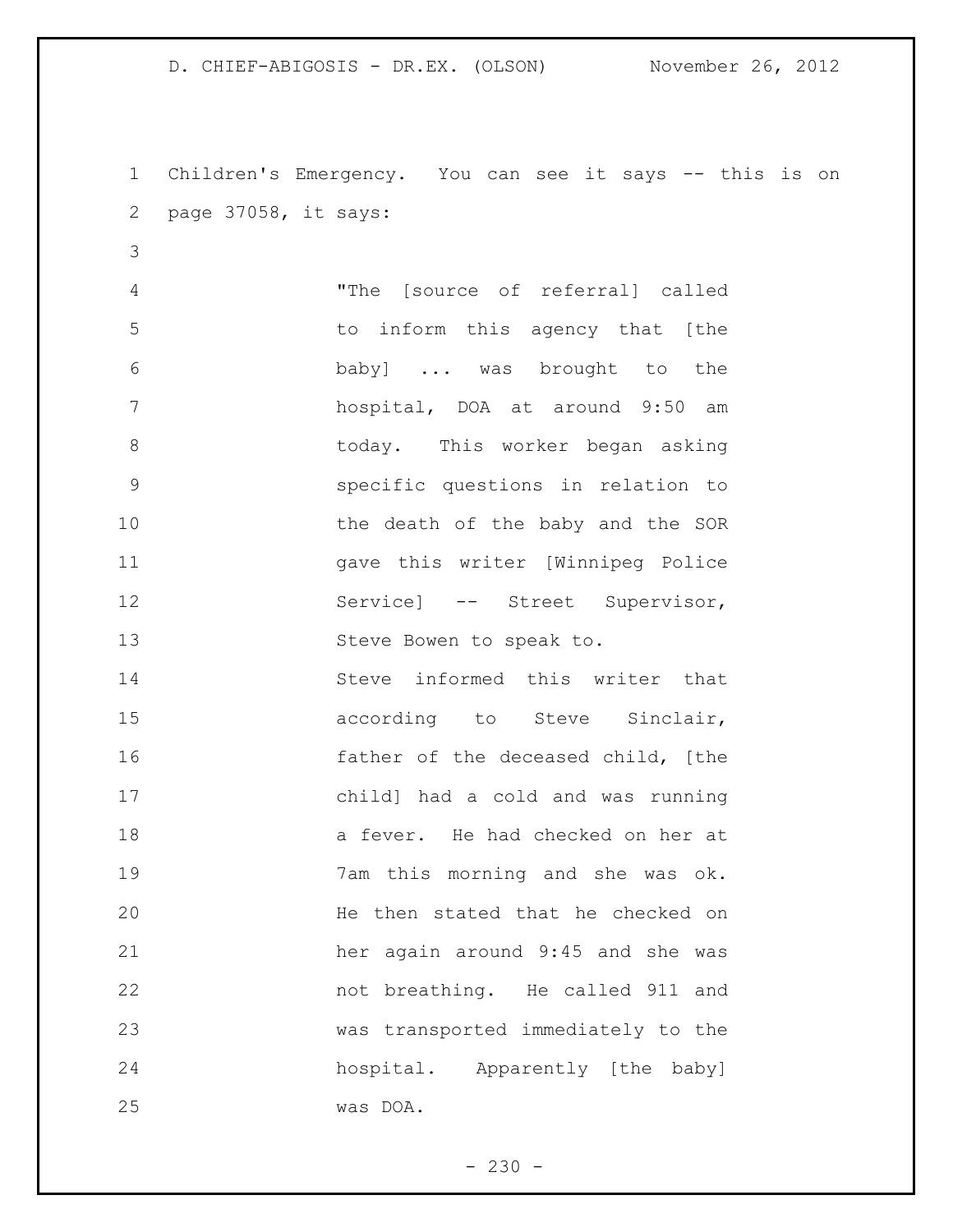Children's Emergency. You can see it says -- this is on page 37058, it says:

> "The [source of referral] called to inform this agency that [the baby] ... was brought to the hospital, DOA at around 9:50 am today. This worker began asking specific questions in relation to the death of the baby and the SOR gave this writer [Winnipeg Police Service] -- Street Supervisor, Steve Bowen to speak to.
>
> Steve informed this writer that according to Steve Sinclair, father of the deceased child, [the child] had a cold and was running a fever. He had checked on her at 7am this morning and she was ok. He then stated that he checked on her again around 9:45 and she was not breathing. He called 911 and was transported immediately to the hospital. Apparently [the baby] was DOA.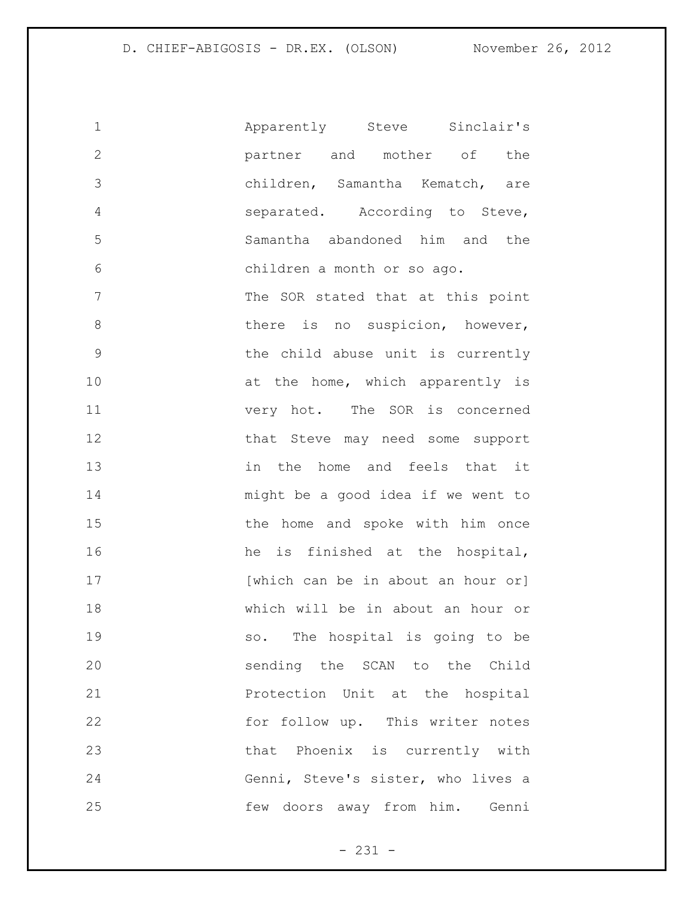Apparently Steve Sinclair's partner and mother of the children, Samantha Kematch, are separated. According to Steve, Samantha abandoned him and the children a month or so ago.

The SOR stated that at this point there is no suspicion, however, the child abuse unit is currently at the home, which apparently is very hot. The SOR is concerned that Steve may need some support in the home and feels that it might be a good idea if we went to the home and spoke with him once he is finished at the hospital, [which can be in about an hour or] which will be in about an hour or so. The hospital is going to be sending the SCAN to the Child Protection Unit at the hospital for follow up. This writer notes that Phoenix is currently with Genni, Steve's sister, who lives a few doors away from him. Genni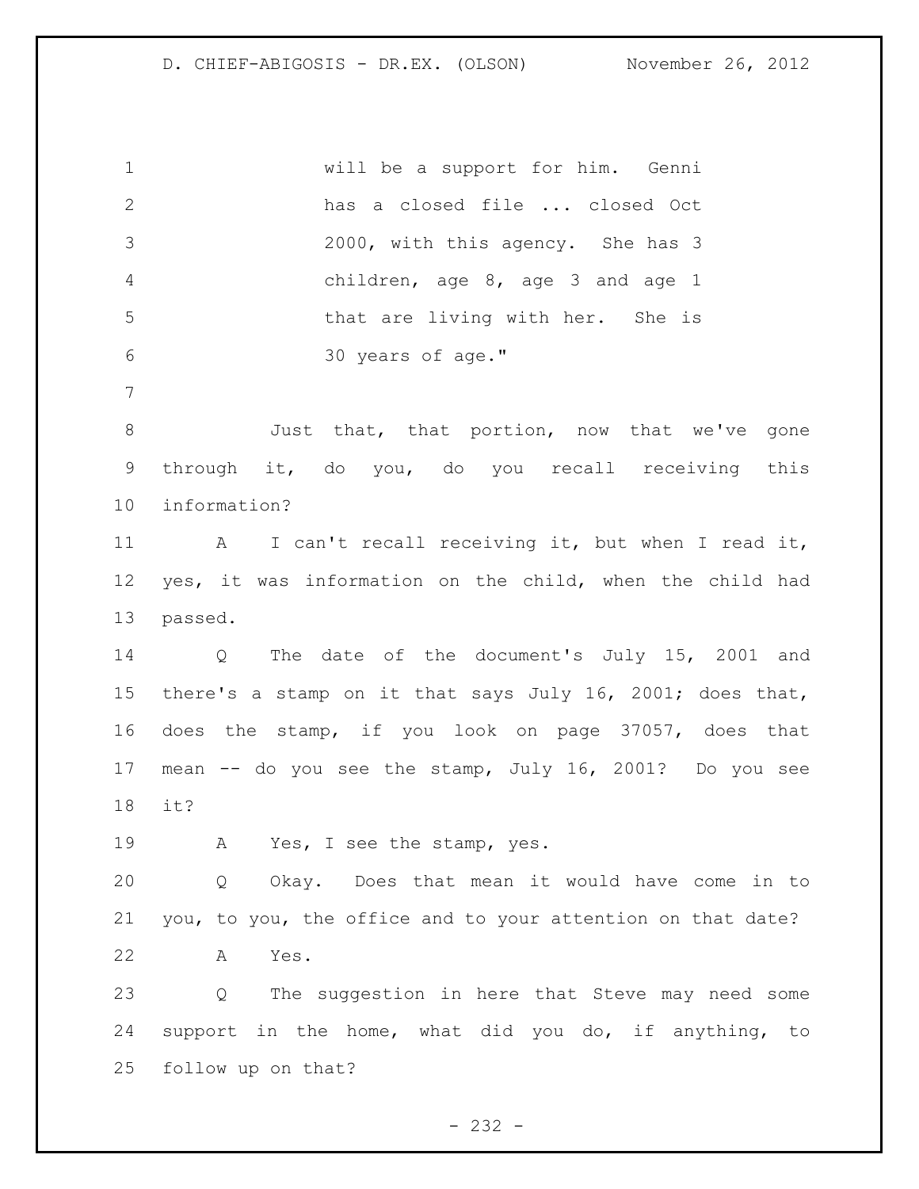will be a support for him. Genni has a closed file ... closed Oct 2000, with this agency. She has 3 children, age 8, age 3 and age 1 that are living with her. She is 30 years of age."

Just that, that portion, now that we've gone through it, do you, do you recall receiving this information?

A I can't recall receiving it, but when I read it, yes, it was information on the child, when the child had passed.

Q The date of the document's July 15, 2001 and there's a stamp on it that says July 16, 2001; does that, does the stamp, if you look on page 37057, does that mean -- do you see the stamp, July 16, 2001? Do you see it?

A Yes, I see the stamp, yes.

Q Okay. Does that mean it would have come in to you, to you, the office and to your attention on that date?

A Yes.

Q The suggestion in here that Steve may need some support in the home, what did you do, if anything, to follow up on that?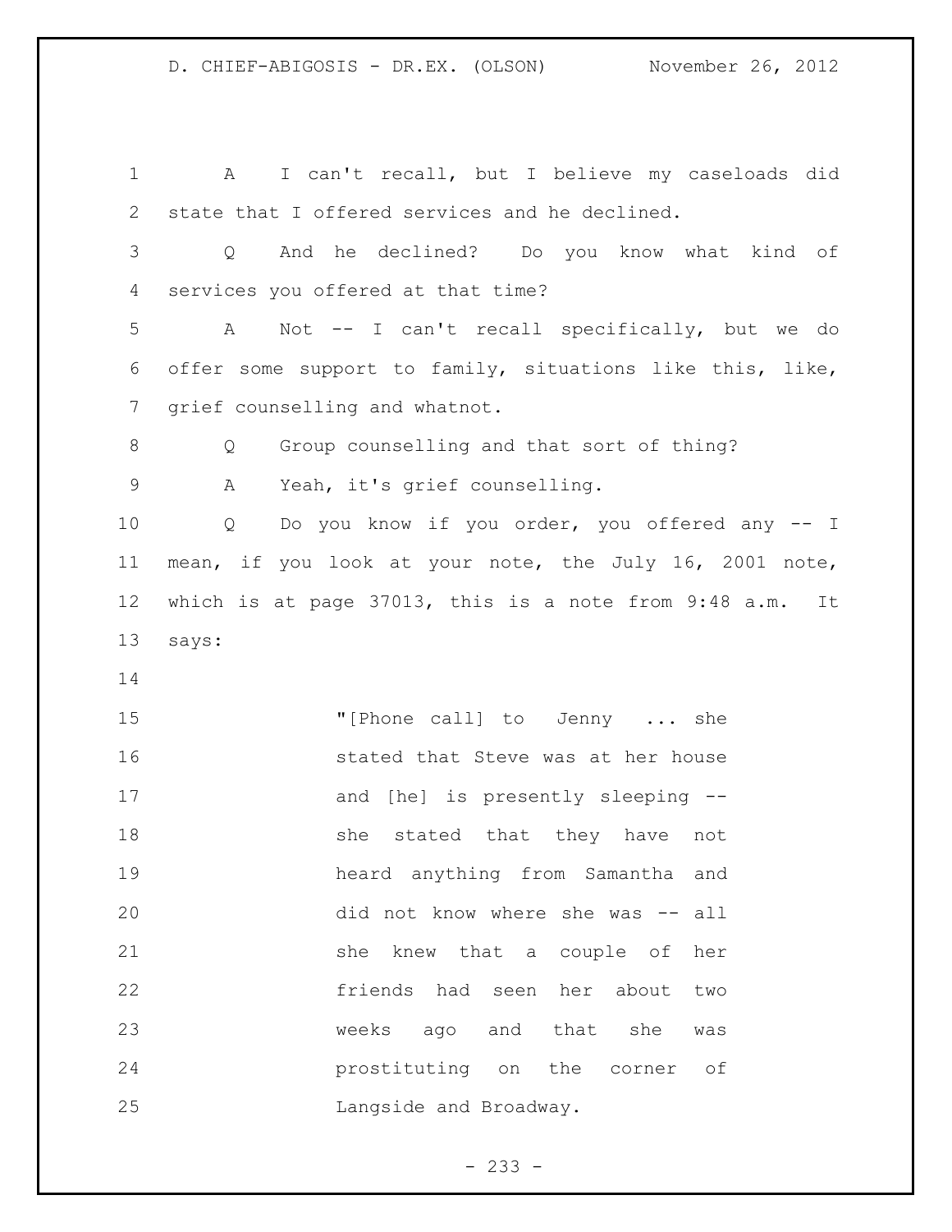A I can't recall, but I believe my caseloads did state that I offered services and he declined.

Q And he declined? Do you know what kind of services you offered at that time?

A Not -- I can't recall specifically, but we do offer some support to family, situations like this, like, grief counselling and whatnot.

Q Group counselling and that sort of thing?

A Yeah, it's grief counselling.

Q Do you know if you order, you offered any -- I mean, if you look at your note, the July 16, 2001 note, which is at page 37013, this is a note from 9:48 a.m. It says:

> "[Phone call] to Jenny ... she stated that Steve was at her house and [he] is presently sleeping -- she stated that they have not heard anything from Samantha and did not know where she was -- all she knew that a couple of her friends had seen her about two weeks ago and that she was prostituting on the corner of Langside and Broadway.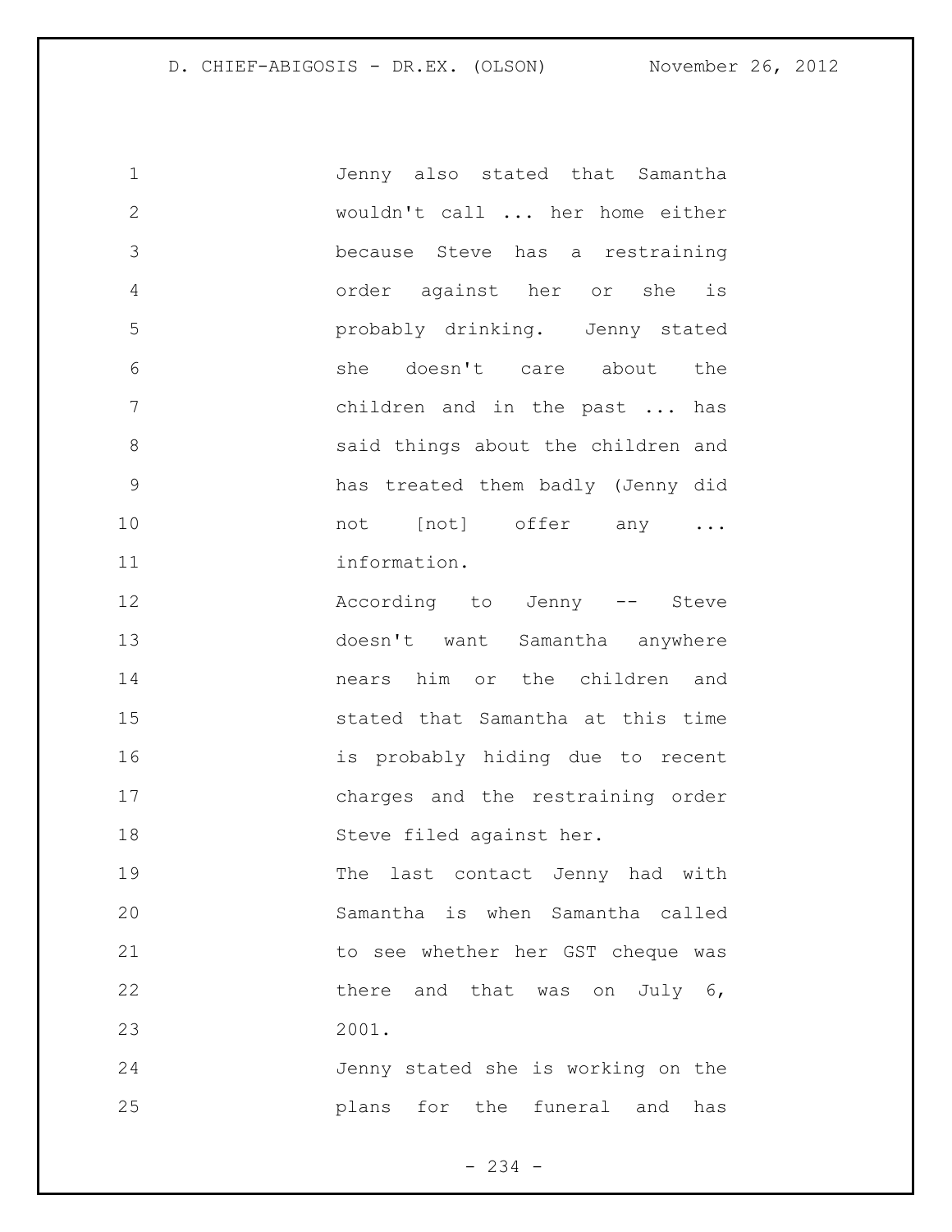Jenny also stated that Samantha wouldn't call ... her home either because Steve has a restraining order against her or she is probably drinking. Jenny stated she doesn't care about the children and in the past ... has said things about the children and has treated them badly (Jenny did not [not] offer any ... information.

According to Jenny -- Steve doesn't want Samantha anywhere nears him or the children and stated that Samantha at this time is probably hiding due to recent charges and the restraining order Steve filed against her.

The last contact Jenny had with Samantha is when Samantha called to see whether her GST cheque was there and that was on July 6, 2001.

Jenny stated she is working on the plans for the funeral and has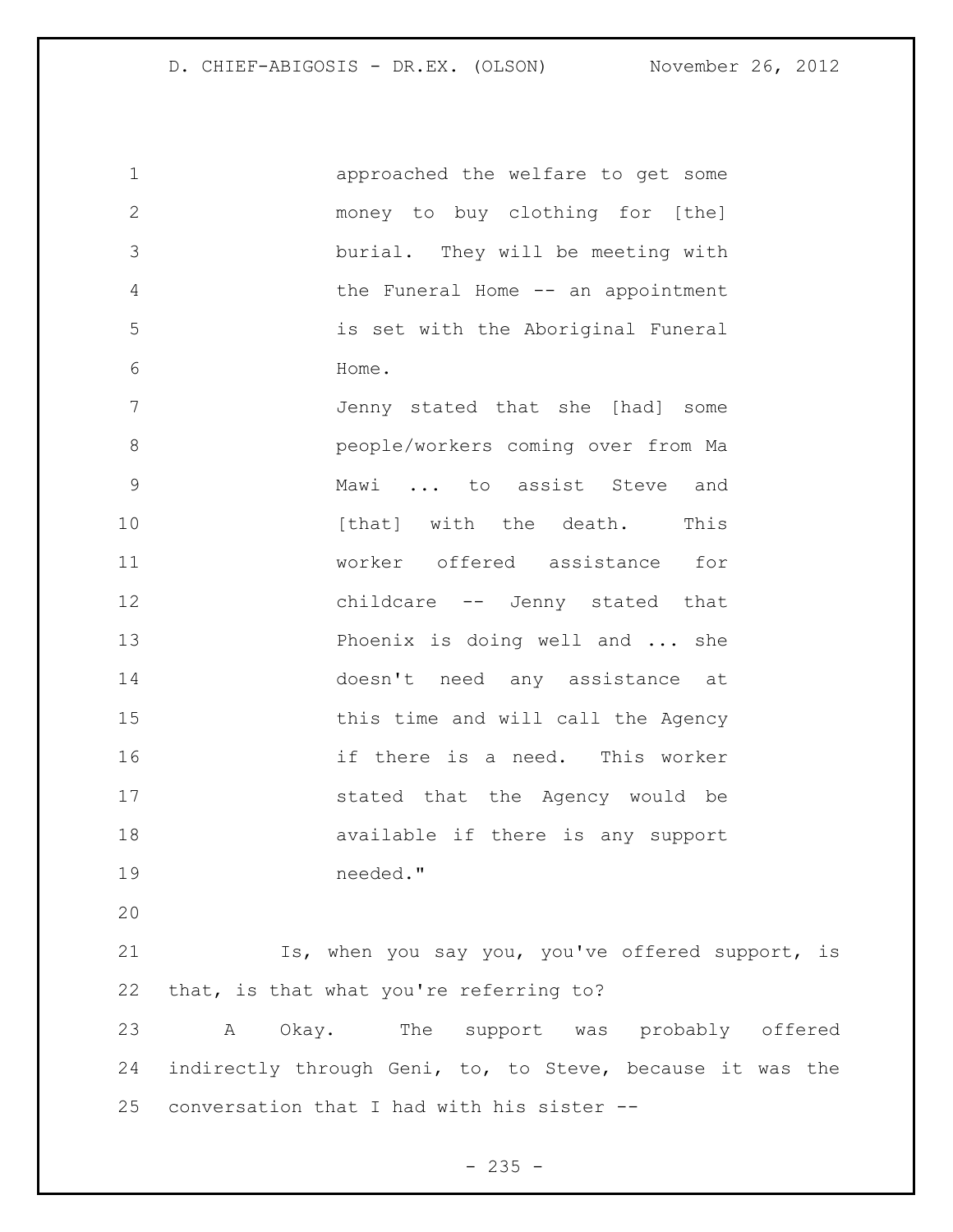approached the welfare to get some money to buy clothing for [the] burial. They will be meeting with the Funeral Home -- an appointment is set with the Aboriginal Funeral Home.

Jenny stated that she [had] some people/workers coming over from Ma Mawi ... to assist Steve and [that] with the death. This worker offered assistance for childcare -- Jenny stated that Phoenix is doing well and ... she doesn't need any assistance at this time and will call the Agency if there is a need. This worker stated that the Agency would be available if there is any support needed."

Is, when you say you, you've offered support, is that, is that what you're referring to?

A Okay. The support was probably offered indirectly through Geni, to, to Steve, because it was the conversation that I had with his sister --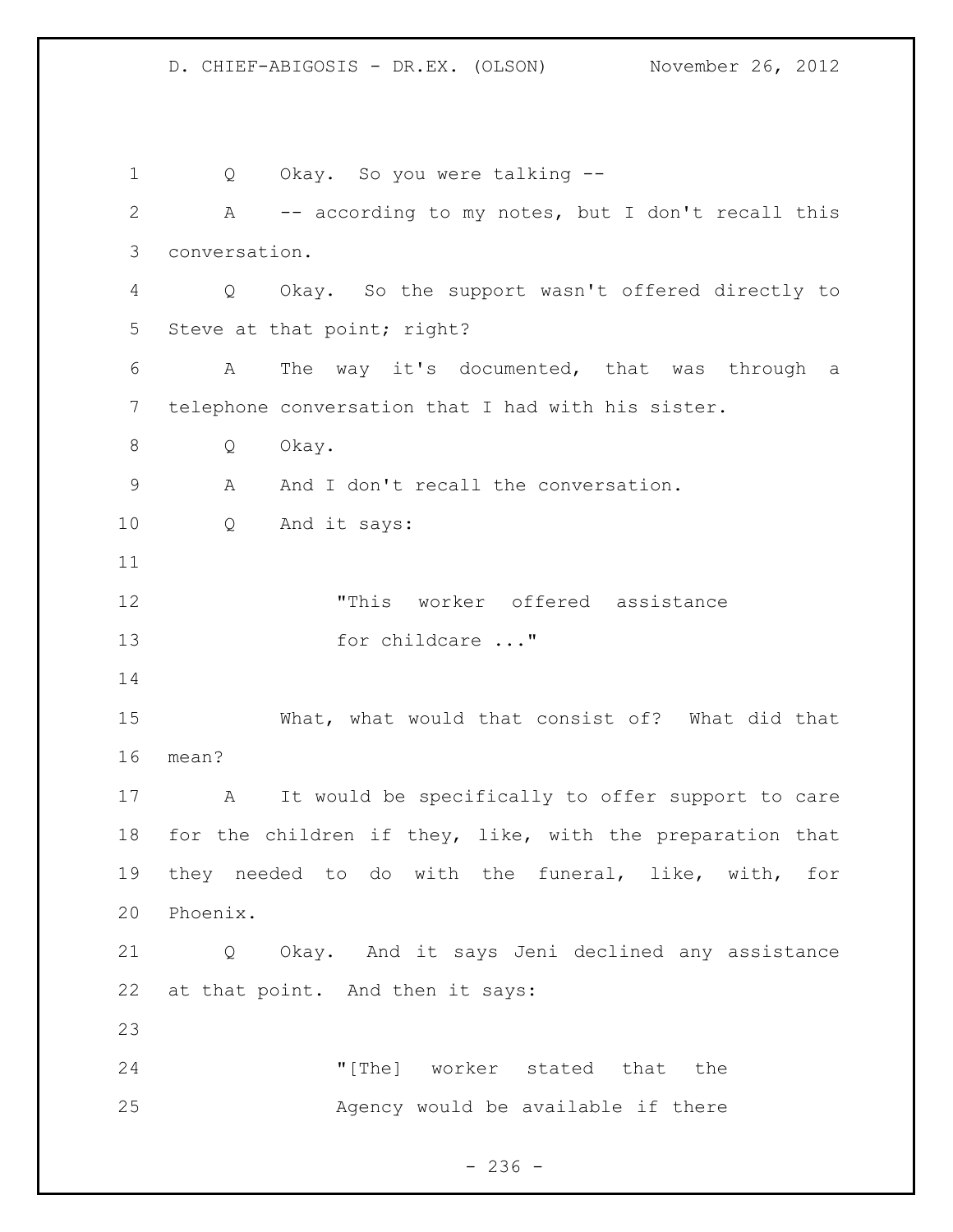Q Okay. So you were talking --

A -- according to my notes, but I don't recall this conversation.

Q Okay. So the support wasn't offered directly to Steve at that point; right?

A The way it's documented, that was through a telephone conversation that I had with his sister.

Q Okay.

A And I don't recall the conversation.

Q And it says:

> "This worker offered assistance for childcare ..."

What, what would that consist of? What did that mean?

A It would be specifically to offer support to care for the children if they, like, with the preparation that they needed to do with the funeral, like, with, for Phoenix.

Q Okay. And it says Jeni declined any assistance at that point. And then it says:

> "[The] worker stated that the Agency would be available if there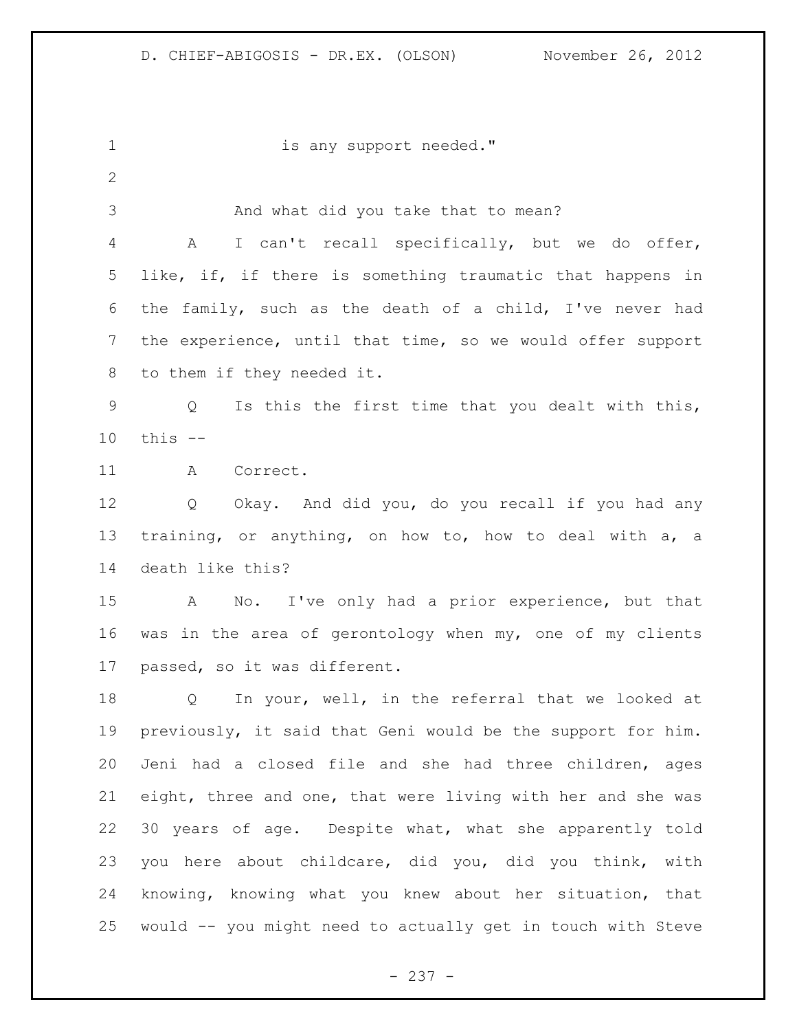is any support needed."

And what did you take that to mean?

A I can't recall specifically, but we do offer, like, if, if there is something traumatic that happens in the family, such as the death of a child, I've never had the experience, until that time, so we would offer support to them if they needed it.

Q Is this the first time that you dealt with this, this --

A Correct.

Q Okay. And did you, do you recall if you had any training, or anything, on how to, how to deal with a, a death like this?

A No. I've only had a prior experience, but that was in the area of gerontology when my, one of my clients passed, so it was different.

Q In your, well, in the referral that we looked at previously, it said that Geni would be the support for him. Jeni had a closed file and she had three children, ages eight, three and one, that were living with her and she was 30 years of age. Despite what, what she apparently told you here about childcare, did you, did you think, with knowing, knowing what you knew about her situation, that would -- you might need to actually get in touch with Steve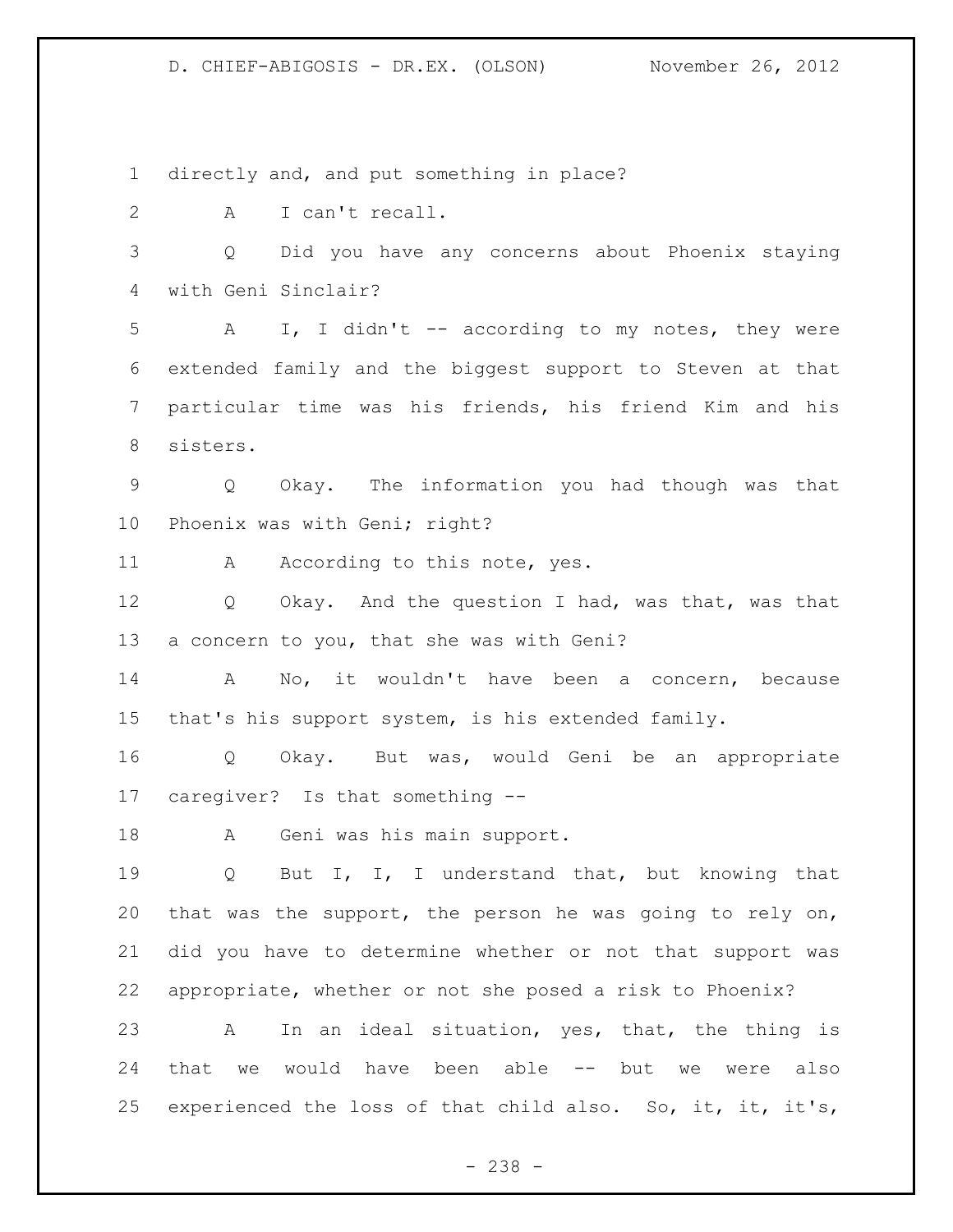1 directly and, and put something in place?

2 A I can't recall.

3 Q Did you have any concerns about Phoenix staying

4 with Geni Sinclair?

5 A I, I didn't -- according to my notes, they were

6 extended family and the biggest support to Steven at that

7 particular time was his friends, his friend Kim and his

8 sisters.

9 Q Okay. The information you had though was that

10 Phoenix was with Geni; right?

11 A According to this note, yes.

12 Q Okay. And the question I had, was that, was that

13 a concern to you, that she was with Geni?

14 A No, it wouldn't have been a concern, because

15 that's his support system, is his extended family.

16 Q Okay. But was, would Geni be an appropriate

17 caregiver? Is that something --

18 A Geni was his main support.

19 Q But I, I, I understand that, but knowing that

20 that was the support, the person he was going to rely on,

21 did you have to determine whether or not that support was

22 appropriate, whether or not she posed a risk to Phoenix?

23 A In an ideal situation, yes, that, the thing is

24 that we would have been able -- but we were also

25 experienced the loss of that child also. So, it, it, it's,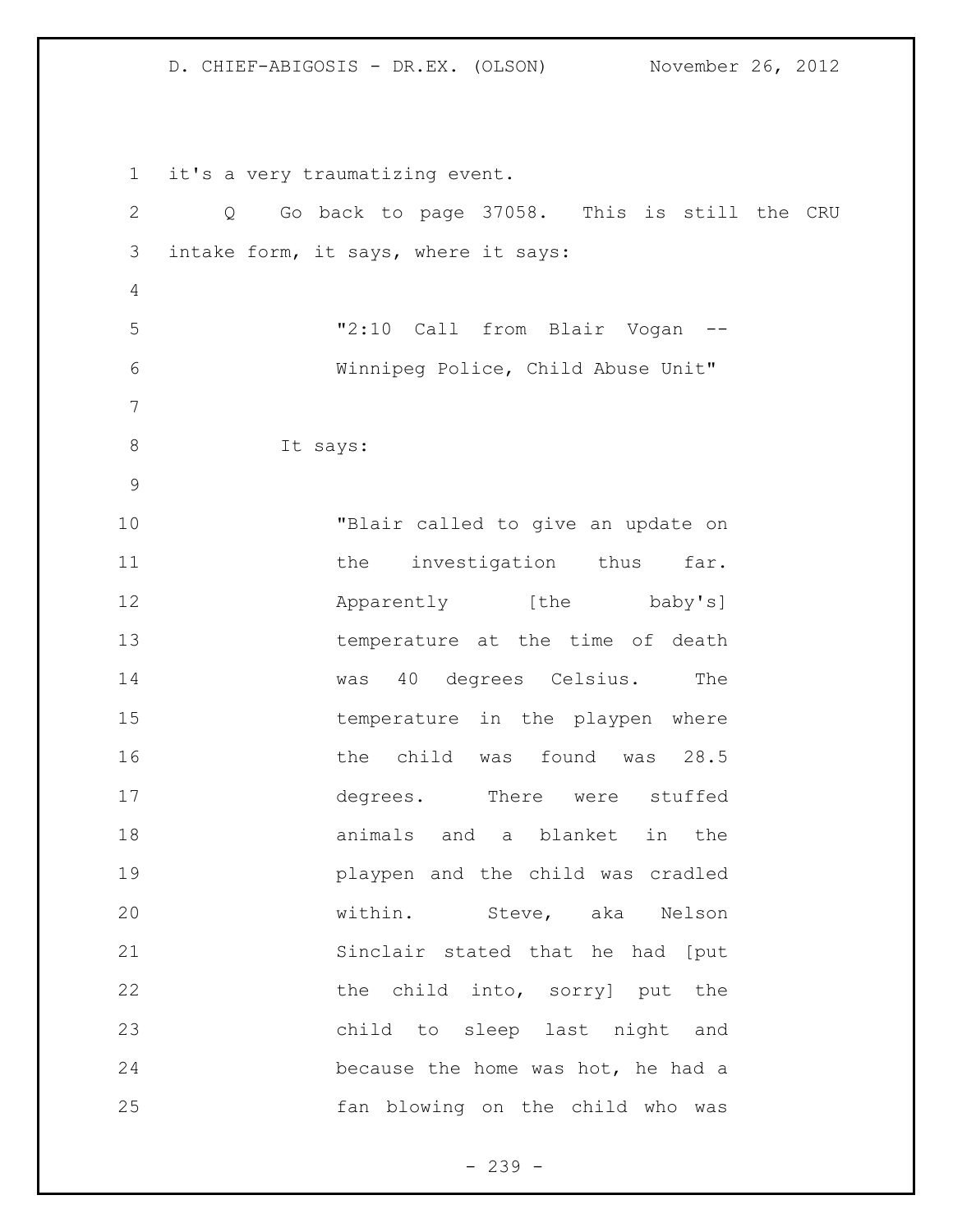it's a very traumatizing event.

Q Go back to page 37058. This is still the CRU intake form, it says, where it says:

> "2:10 Call from Blair Vogan -- Winnipeg Police, Child Abuse Unit"

It says:

> "Blair called to give an update on the investigation thus far. Apparently [the baby's] temperature at the time of death was 40 degrees Celsius. The temperature in the playpen where the child was found was 28.5 degrees. There were stuffed animals and a blanket in the playpen and the child was cradled within. Steve, aka Nelson Sinclair stated that he had [put the child into, sorry] put the child to sleep last night and because the home was hot, he had a fan blowing on the child who was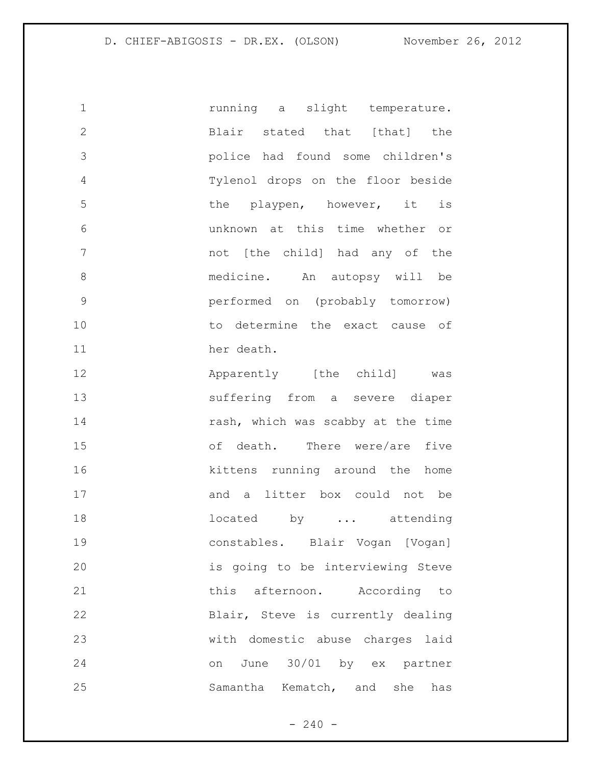running a slight temperature. Blair stated that [that] the police had found some children's Tylenol drops on the floor beside the playpen, however, it is unknown at this time whether or not [the child] had any of the medicine. An autopsy will be performed on (probably tomorrow) to determine the exact cause of her death.

Apparently [the child] was suffering from a severe diaper rash, which was scabby at the time of death. There were/are five kittens running around the home and a litter box could not be located by ... attending constables. Blair Vogan [Vogan] is going to be interviewing Steve this afternoon. According to Blair, Steve is currently dealing with domestic abuse charges laid on June 30/01 by ex partner Samantha Kematch, and she has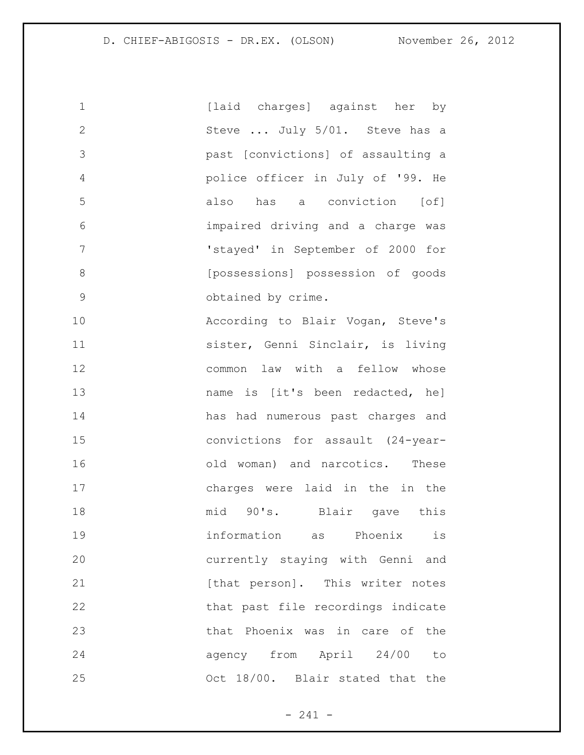[laid charges] against her by Steve ... July 5/01. Steve has a past [convictions] of assaulting a police officer in July of '99. He also has a conviction [of] impaired driving and a charge was 'stayed' in September of 2000 for [possessions] possession of goods obtained by crime.

According to Blair Vogan, Steve's sister, Genni Sinclair, is living common law with a fellow whose name is [it's been redacted, he] has had numerous past charges and convictions for assault (24-year-old woman) and narcotics. These charges were laid in the in the mid 90's. Blair gave this information as Phoenix is currently staying with Genni and [that person]. This writer notes that past file recordings indicate that Phoenix was in care of the agency from April 24/00 to Oct 18/00. Blair stated that the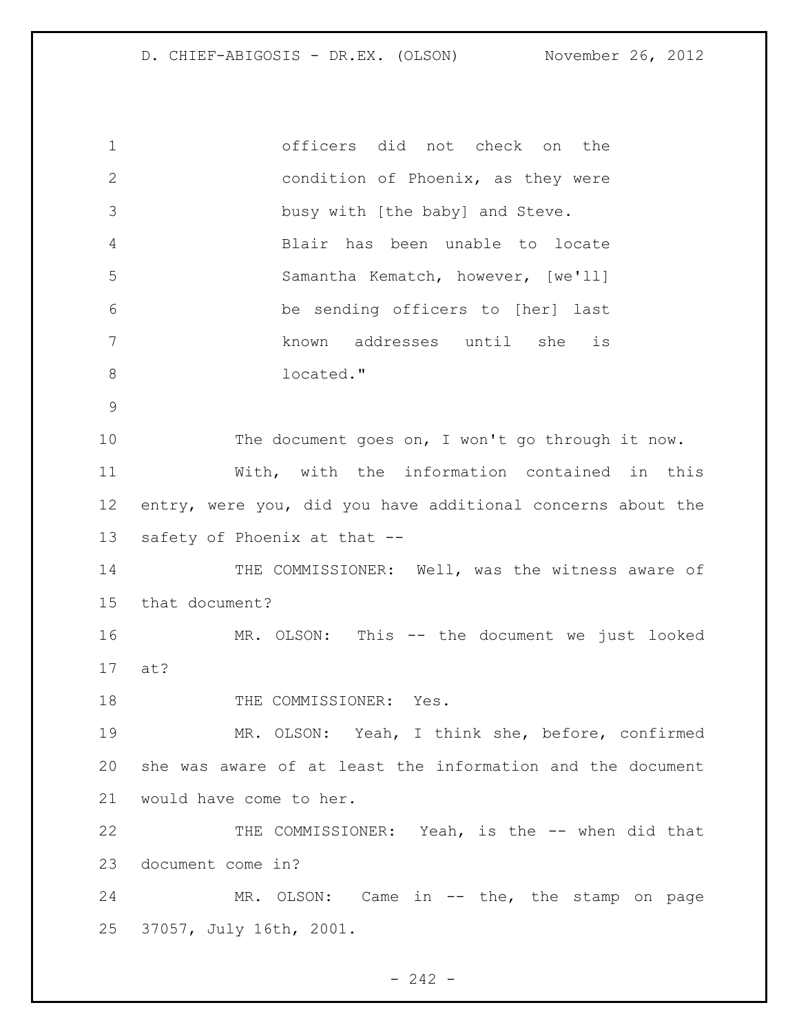officers did not check on the condition of Phoenix, as they were busy with [the baby] and Steve. Blair has been unable to locate Samantha Kematch, however, [we'll] be sending officers to [her] last known addresses until she is located."

The document goes on, I won't go through it now.

With, with the information contained in this entry, were you, did you have additional concerns about the safety of Phoenix at that --

THE COMMISSIONER: Well, was the witness aware of that document?

MR. OLSON: This -- the document we just looked at?

THE COMMISSIONER: Yes.

MR. OLSON: Yeah, I think she, before, confirmed she was aware of at least the information and the document would have come to her.

THE COMMISSIONER: Yeah, is the -- when did that document come in?

MR. OLSON: Came in -- the, the stamp on page 37057, July 16th, 2001.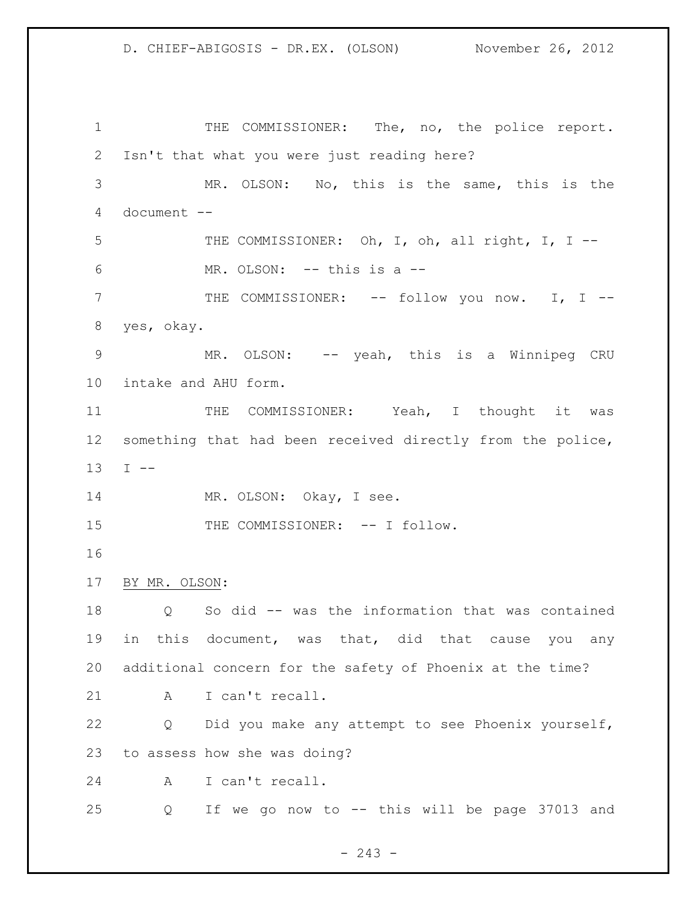THE COMMISSIONER: The, no, the police report. Isn't that what you were just reading here?

MR. OLSON: No, this is the same, this is the document --

THE COMMISSIONER: Oh, I, oh, all right, I, I --

MR. OLSON: -- this is a --

THE COMMISSIONER: -- follow you now. I, I -- yes, okay.

MR. OLSON: -- yeah, this is a Winnipeg CRU intake and AHU form.

THE COMMISSIONER: Yeah, I thought it was something that had been received directly from the police, I --

MR. OLSON: Okay, I see.

THE COMMISSIONER: -- I follow.

BY MR. OLSON:

Q So did -- was the information that was contained in this document, was that, did that cause you any additional concern for the safety of Phoenix at the time?

A I can't recall.

Q Did you make any attempt to see Phoenix yourself, to assess how she was doing?

A I can't recall.

Q If we go now to -- this will be page 37013 and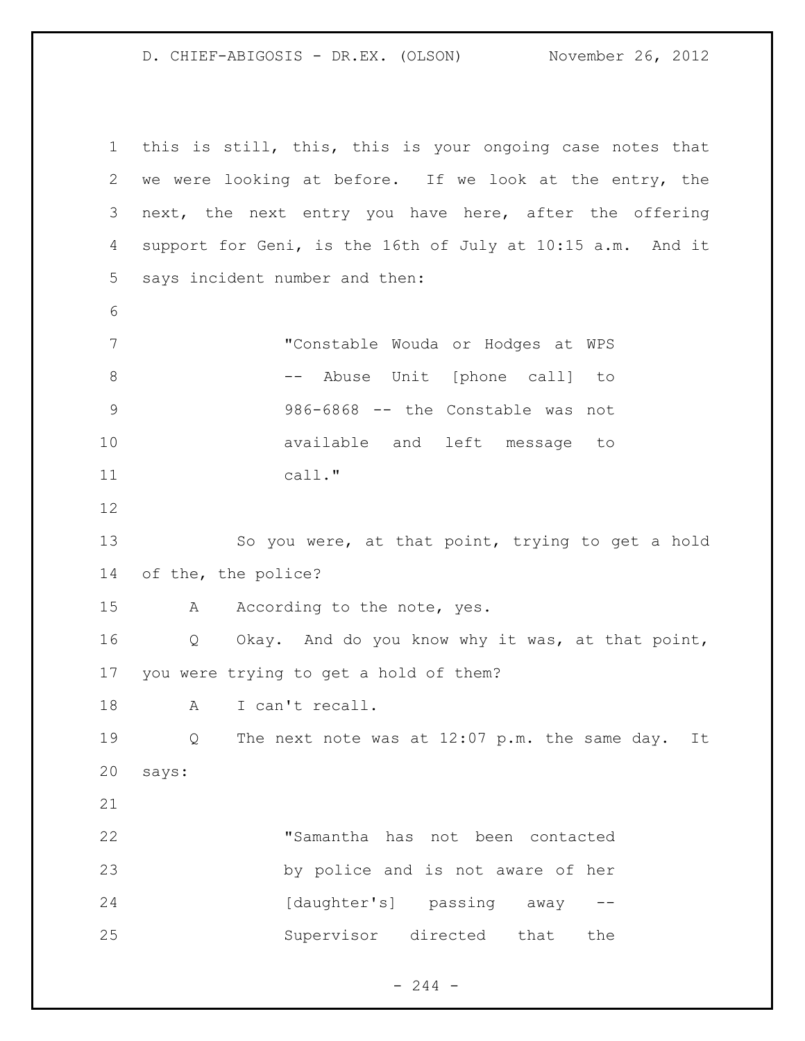this is still, this, this is your ongoing case notes that we were looking at before. If we look at the entry, the next, the next entry you have here, after the offering support for Geni, is the 16th of July at 10:15 a.m. And it says incident number and then:

> "Constable Wouda or Hodges at WPS -- Abuse Unit [phone call] to 986-6868 -- the Constable was not available and left message to call."

So you were, at that point, trying to get a hold of the, the police?

A According to the note, yes.

Q Okay. And do you know why it was, at that point, you were trying to get a hold of them?

A I can't recall.

Q The next note was at 12:07 p.m. the same day. It says:

> "Samantha has not been contacted by police and is not aware of her [daughter's] passing away -- Supervisor directed that the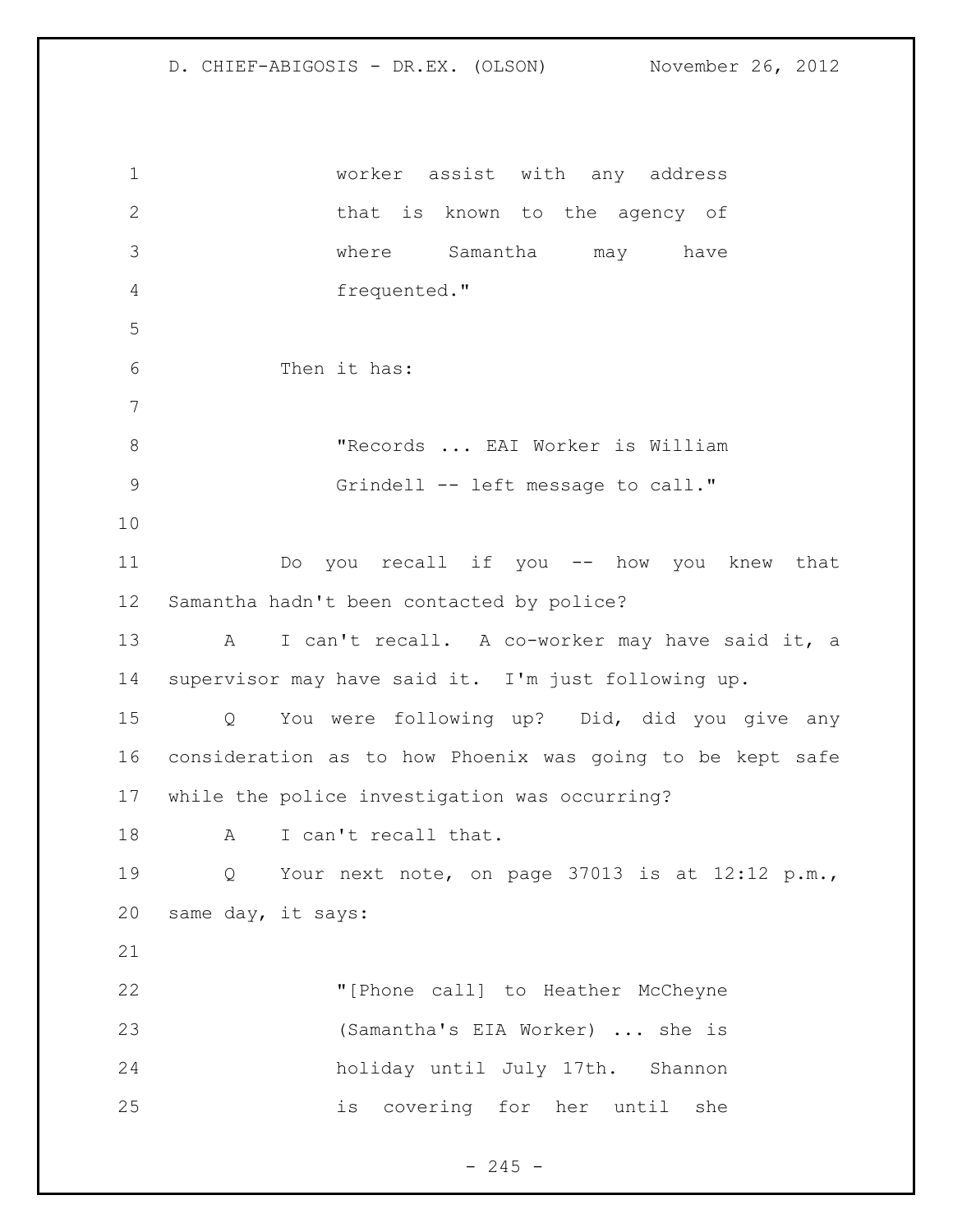worker assist with any address that is known to the agency of where Samantha may have frequented."

Then it has:

"Records ... EAI Worker is William Grindell -- left message to call."

Do you recall if you -- how you knew that Samantha hadn't been contacted by police?

A I can't recall. A co-worker may have said it, a supervisor may have said it. I'm just following up.

Q You were following up? Did, did you give any consideration as to how Phoenix was going to be kept safe while the police investigation was occurring?

A I can't recall that.

Q Your next note, on page 37013 is at 12:12 p.m., same day, it says:

"[Phone call] to Heather McCheyne (Samantha's EIA Worker) ... she is holiday until July 17th. Shannon is covering for her until she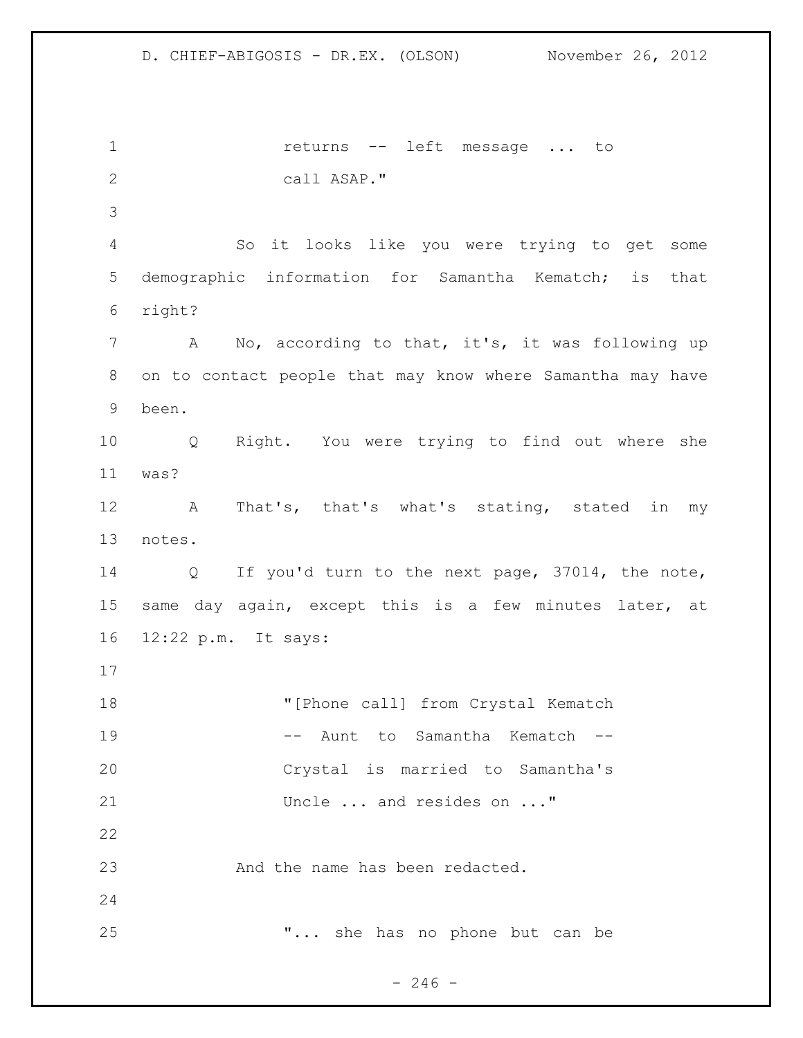returns -- left message ... to
call ASAP."

So it looks like you were trying to get some demographic information for Samantha Kematch; is that right?

A No, according to that, it's, it was following up on to contact people that may know where Samantha may have been.

Q Right. You were trying to find out where she was?

A That's, that's what's stating, stated in my notes.

Q If you'd turn to the next page, 37014, the note, same day again, except this is a few minutes later, at 12:22 p.m. It says:

"[Phone call] from Crystal Kematch
-- Aunt to Samantha Kematch --
Crystal is married to Samantha's
Uncle ... and resides on ..."

And the name has been redacted.

"... she has no phone but can be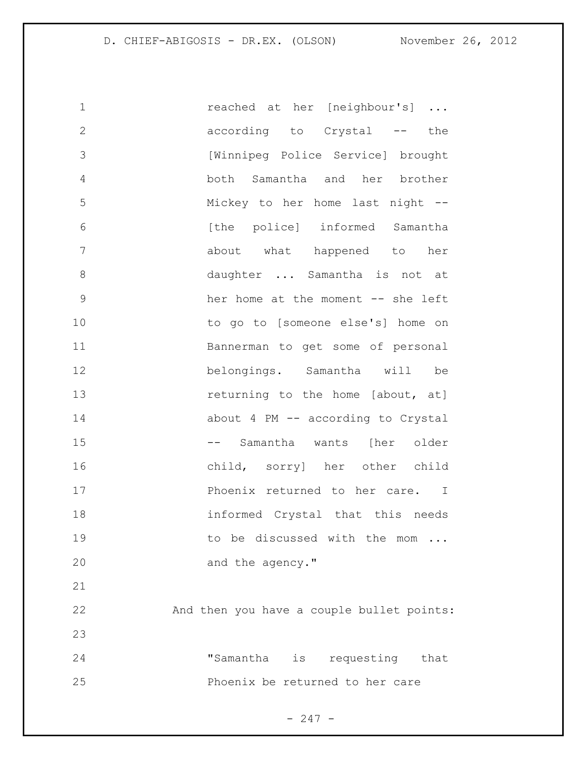> reached at her [neighbour's] ... according to Crystal -- the [Winnipeg Police Service] brought both Samantha and her brother Mickey to her home last night -- [the police] informed Samantha about what happened to her daughter ... Samantha is not at her home at the moment -- she left to go to [someone else's] home on Bannerman to get some of personal belongings. Samantha will be returning to the home [about, at] about 4 PM -- according to Crystal -- Samantha wants [her older child, sorry] her other child Phoenix returned to her care. I informed Crystal that this needs to be discussed with the mom ... and the agency."

And then you have a couple bullet points:

> "Samantha is requesting that Phoenix be returned to her care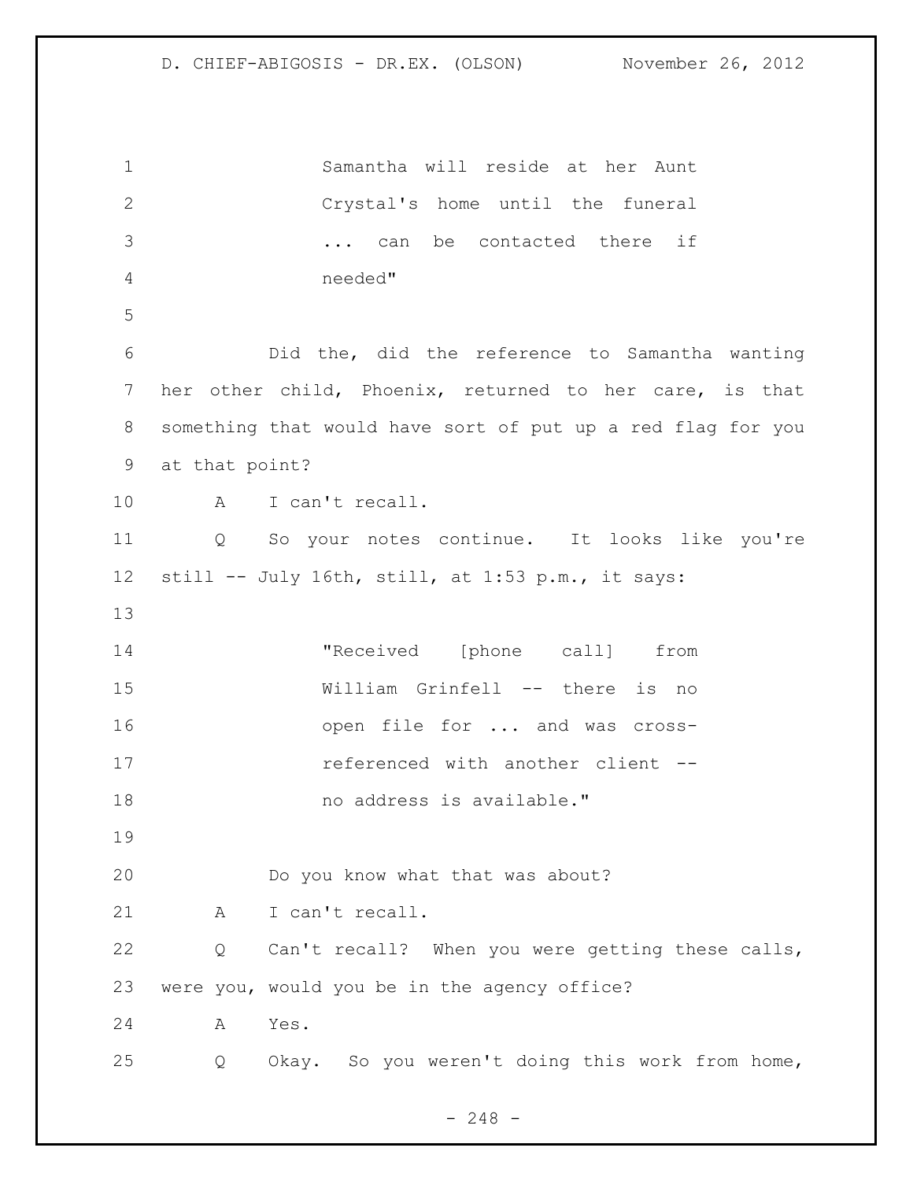Samantha will reside at her Aunt Crystal's home until the funeral ... can be contacted there if needed"

Did the, did the reference to Samantha wanting her other child, Phoenix, returned to her care, is that something that would have sort of put up a red flag for you at that point?

A I can't recall.

Q So your notes continue. It looks like you're still -- July 16th, still, at 1:53 p.m., it says:

"Received [phone call] from William Grinfell -- there is no open file for ... and was cross-referenced with another client -- no address is available."

Do you know what that was about?

A I can't recall.

Q Can't recall? When you were getting these calls, were you, would you be in the agency office?

A Yes.

Q Okay. So you weren't doing this work from home,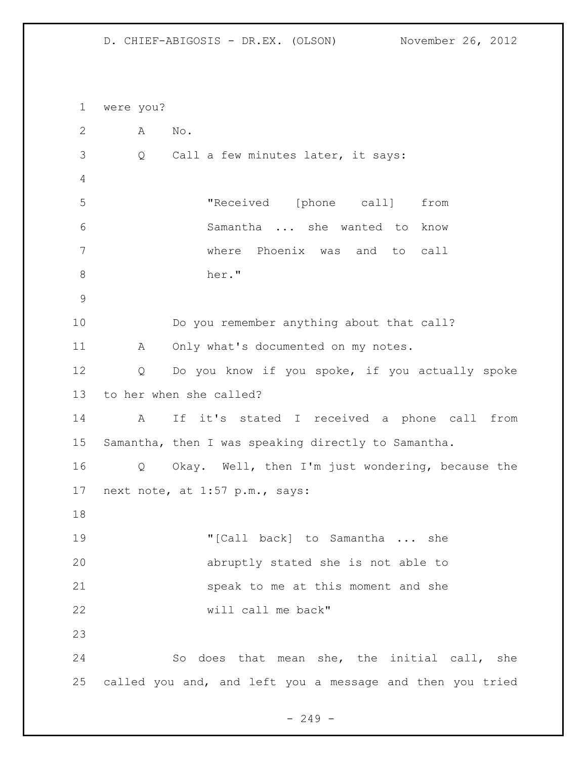were you?

A No.

Q Call a few minutes later, it says:

> "Received [phone call] from Samantha ... she wanted to know where Phoenix was and to call her."

Do you remember anything about that call?

A Only what's documented on my notes.

Q Do you know if you spoke, if you actually spoke to her when she called?

A If it's stated I received a phone call from Samantha, then I was speaking directly to Samantha.

Q Okay. Well, then I'm just wondering, because the next note, at 1:57 p.m., says:

> "[Call back] to Samantha ... she abruptly stated she is not able to speak to me at this moment and she will call me back"

So does that mean she, the initial call, she called you and, and left you a message and then you tried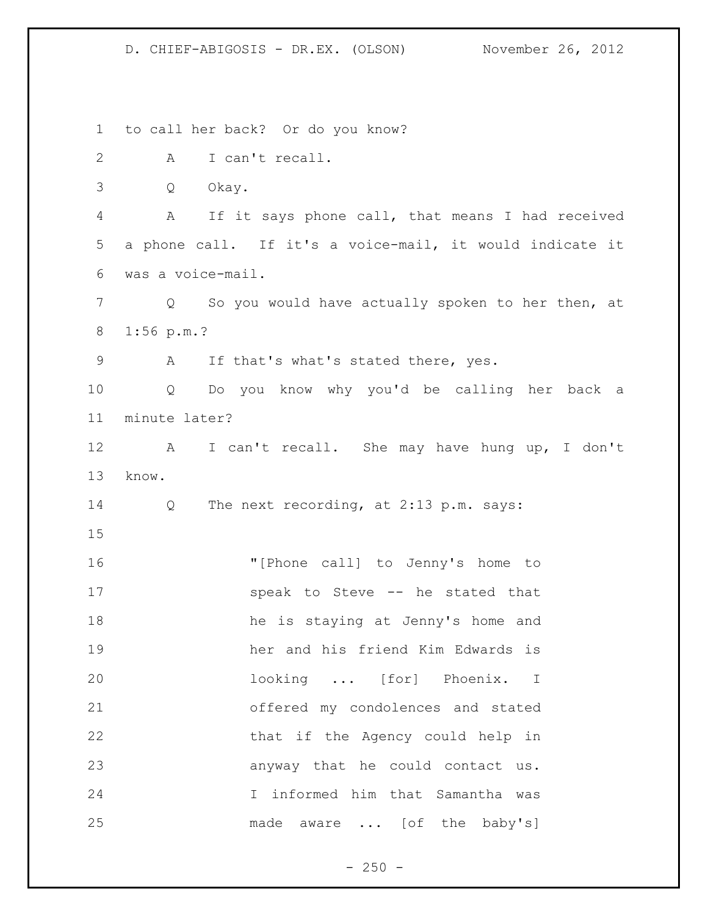to call her back? Or do you know?

A I can't recall.

Q Okay.

A If it says phone call, that means I had received a phone call. If it's a voice-mail, it would indicate it was a voice-mail.

Q So you would have actually spoken to her then, at 1:56 p.m.?

A If that's what's stated there, yes.

Q Do you know why you'd be calling her back a minute later?

A I can't recall. She may have hung up, I don't know.

Q The next recording, at 2:13 p.m. says:

> "[Phone call] to Jenny's home to speak to Steve -- he stated that he is staying at Jenny's home and her and his friend Kim Edwards is looking ... [for] Phoenix. I offered my condolences and stated that if the Agency could help in anyway that he could contact us. I informed him that Samantha was made aware ... [of the baby's]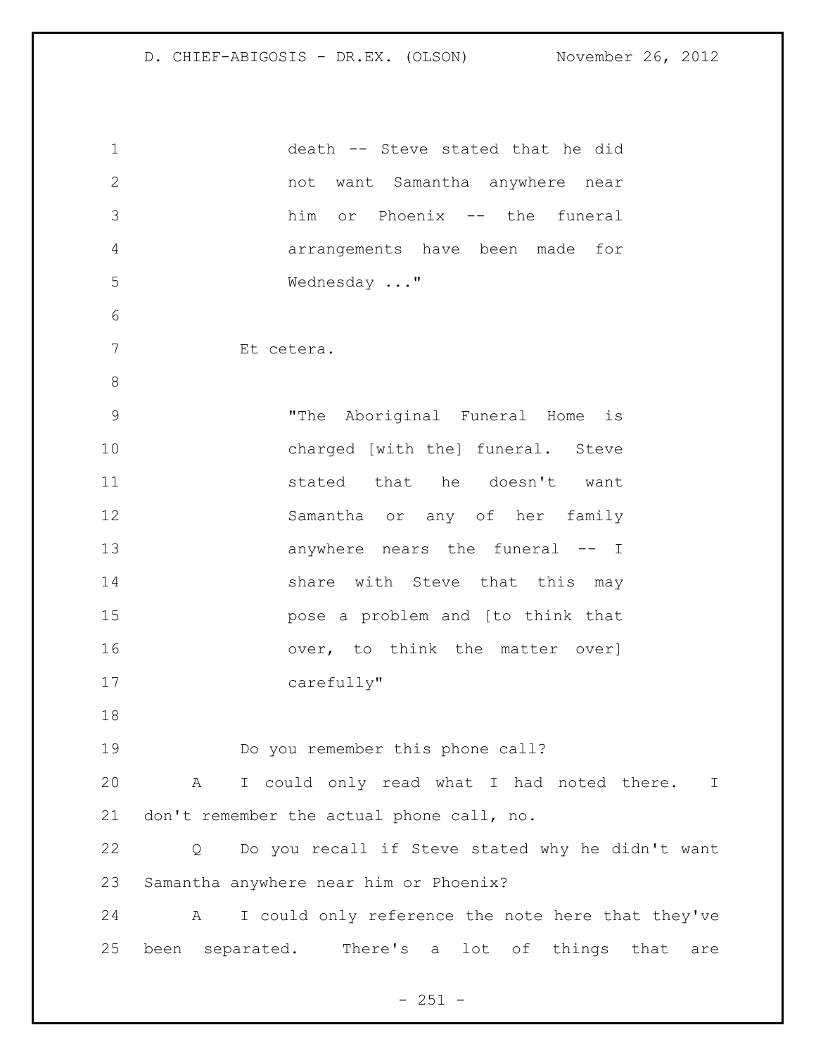death -- Steve stated that he did not want Samantha anywhere near him or Phoenix -- the funeral arrangements have been made for Wednesday ..."

Et cetera.

"The Aboriginal Funeral Home is charged [with the] funeral. Steve stated that he doesn't want Samantha or any of her family anywhere nears the funeral -- I share with Steve that this may pose a problem and [to think that over, to think the matter over] carefully"

Do you remember this phone call?

A I could only read what I had noted there. I don't remember the actual phone call, no.

Q Do you recall if Steve stated why he didn't want Samantha anywhere near him or Phoenix?

A I could only reference the note here that they've been separated. There's a lot of things that are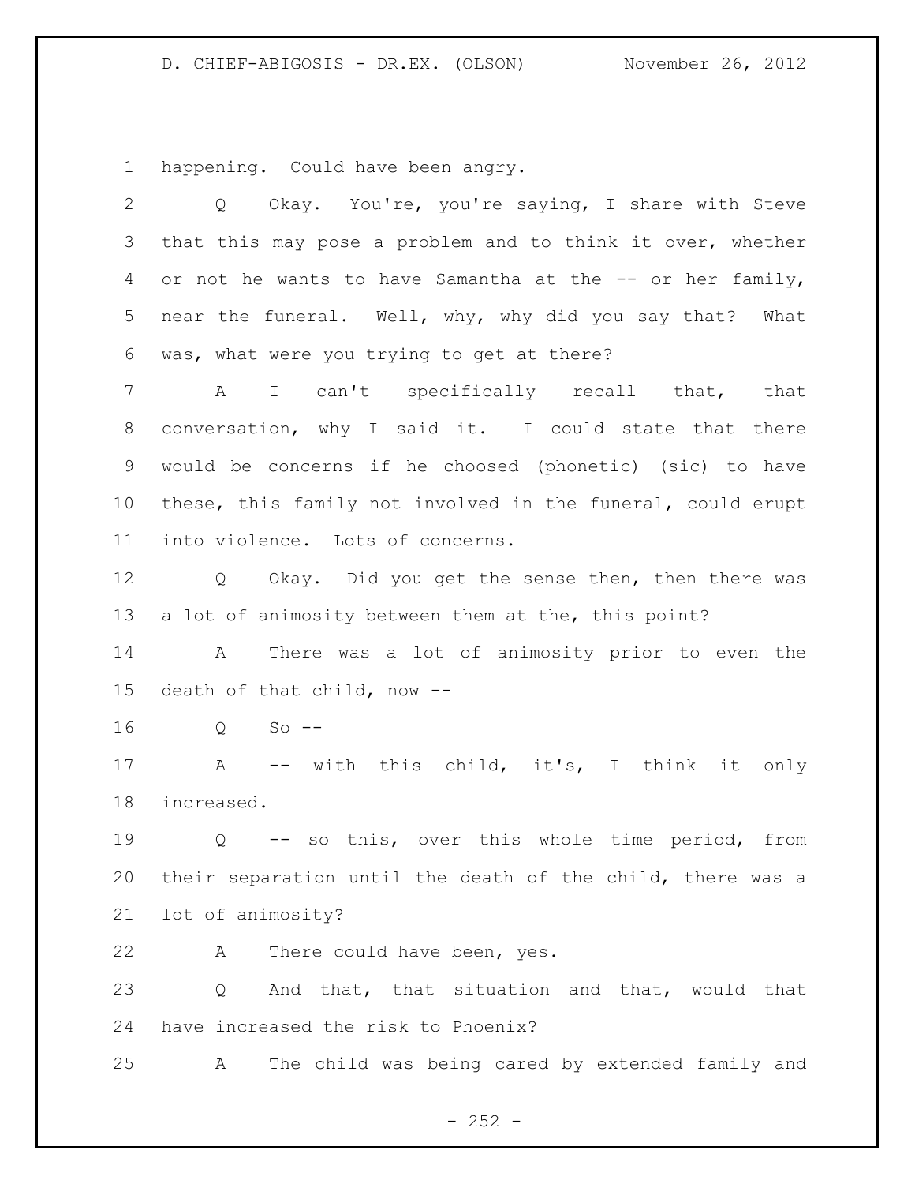1 happening. Could have been angry.

2 Q Okay. You're, you're saying, I share with Steve
3 that this may pose a problem and to think it over, whether
4 or not he wants to have Samantha at the -- or her family,
5 near the funeral. Well, why, why did you say that? What
6 was, what were you trying to get at there?

7 A I can't specifically recall that, that
8 conversation, why I said it. I could state that there
9 would be concerns if he choosed (phonetic) (sic) to have
10 these, this family not involved in the funeral, could erupt
11 into violence. Lots of concerns.

12 Q Okay. Did you get the sense then, then there was
13 a lot of animosity between them at the, this point?

14 A There was a lot of animosity prior to even the
15 death of that child, now --

16 Q So --

17 A -- with this child, it's, I think it only
18 increased.

19 Q -- so this, over this whole time period, from
20 their separation until the death of the child, there was a
21 lot of animosity?

22 A There could have been, yes.

23 Q And that, that situation and that, would that
24 have increased the risk to Phoenix?

25 A The child was being cared by extended family and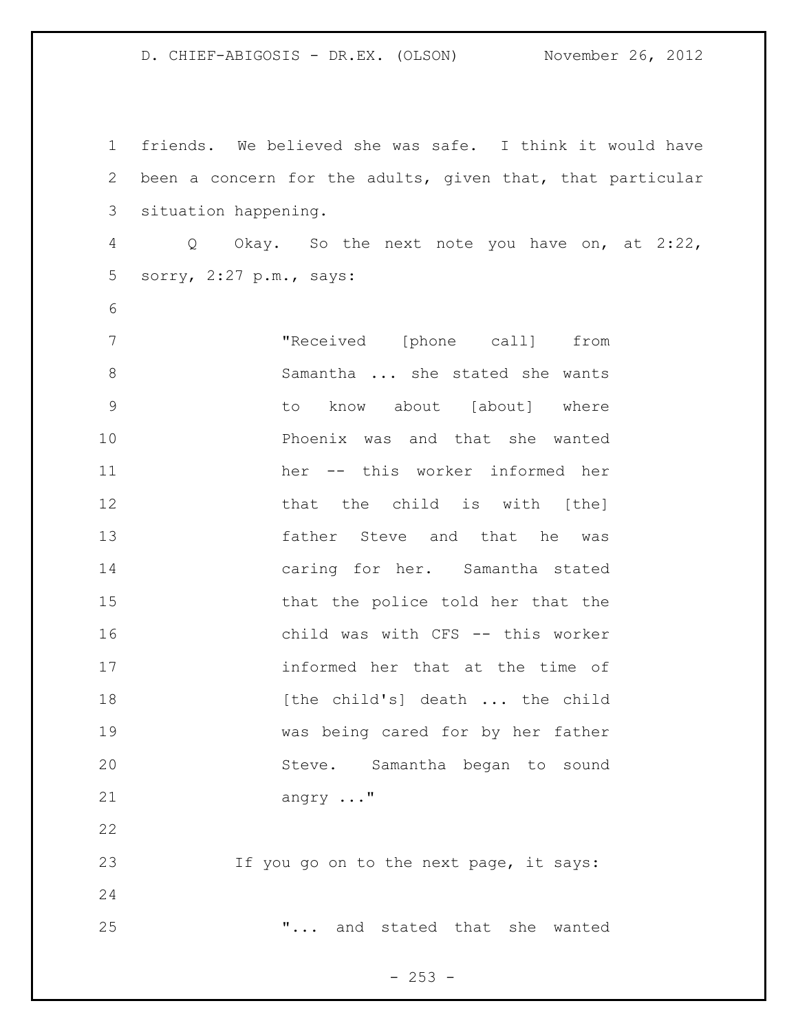friends. We believed she was safe. I think it would have been a concern for the adults, given that, that particular situation happening.

Q Okay. So the next note you have on, at 2:22, sorry, 2:27 p.m., says:

> "Received [phone call] from Samantha ... she stated she wants to know about [about] where Phoenix was and that she wanted her -- this worker informed her that the child is with [the] father Steve and that he was caring for her. Samantha stated that the police told her that the child was with CFS -- this worker informed her that at the time of [the child's] death ... the child was being cared for by her father Steve. Samantha began to sound angry ..."

If you go on to the next page, it says:

> "... and stated that she wanted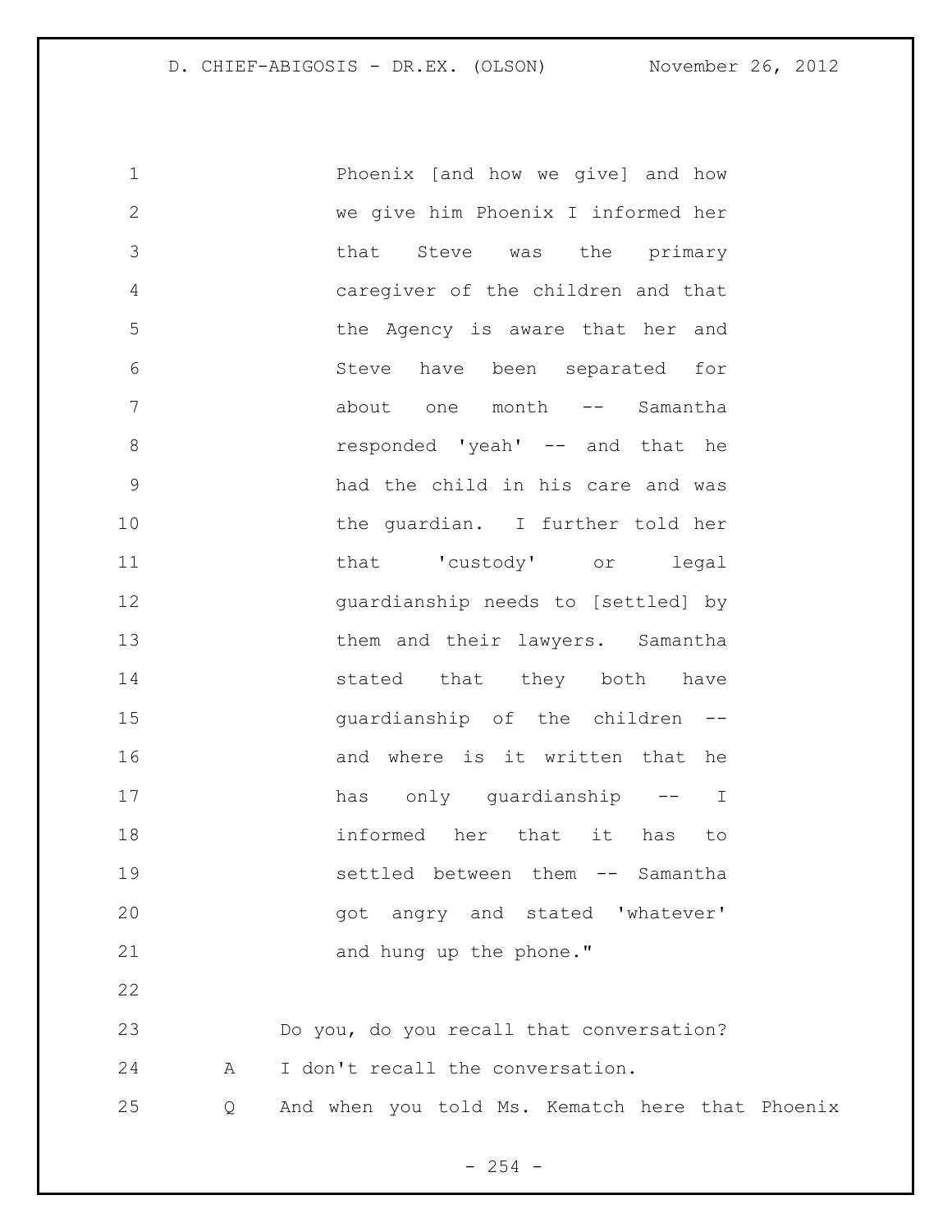Phoenix [and how we give] and how we give him Phoenix I informed her that Steve was the primary caregiver of the children and that the Agency is aware that her and Steve have been separated for about one month -- Samantha responded 'yeah' -- and that he had the child in his care and was the guardian. I further told her that 'custody' or legal guardianship needs to [settled] by them and their lawyers. Samantha stated that they both have guardianship of the children -- and where is it written that he has only guardianship -- I informed her that it has to settled between them -- Samantha got angry and stated 'whatever' and hung up the phone."

Do you, do you recall that conversation?

A I don't recall the conversation.

Q And when you told Ms. Kematch here that Phoenix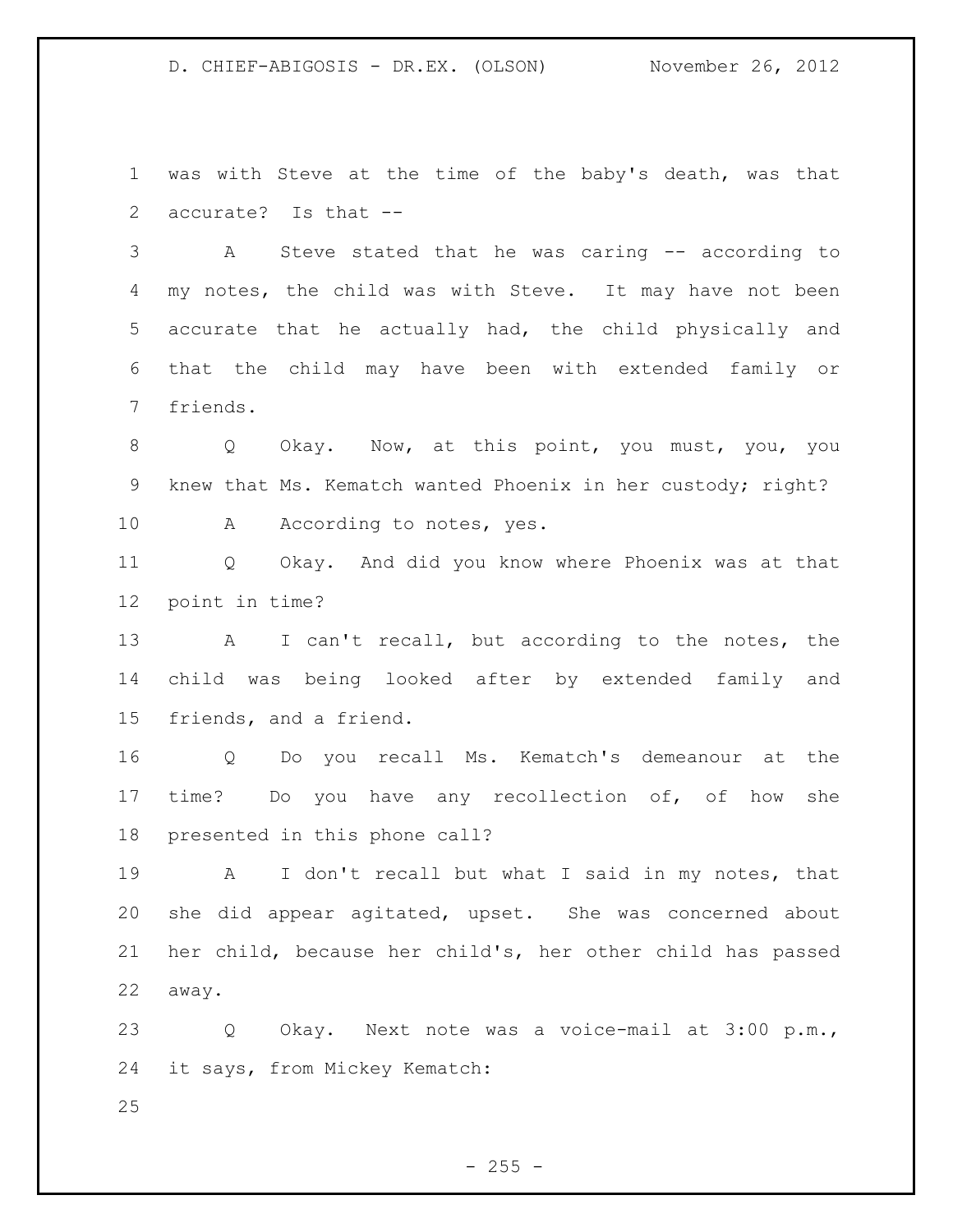was with Steve at the time of the baby's death, was that accurate? Is that --

A Steve stated that he was caring -- according to my notes, the child was with Steve. It may have not been accurate that he actually had, the child physically and that the child may have been with extended family or friends.

Q Okay. Now, at this point, you must, you, you knew that Ms. Kematch wanted Phoenix in her custody; right?

A According to notes, yes.

Q Okay. And did you know where Phoenix was at that point in time?

A I can't recall, but according to the notes, the child was being looked after by extended family and friends, and a friend.

Q Do you recall Ms. Kematch's demeanour at the time? Do you have any recollection of, of how she presented in this phone call?

A I don't recall but what I said in my notes, that she did appear agitated, upset. She was concerned about her child, because her child's, her other child has passed away.

Q Okay. Next note was a voice-mail at 3:00 p.m., it says, from Mickey Kematch: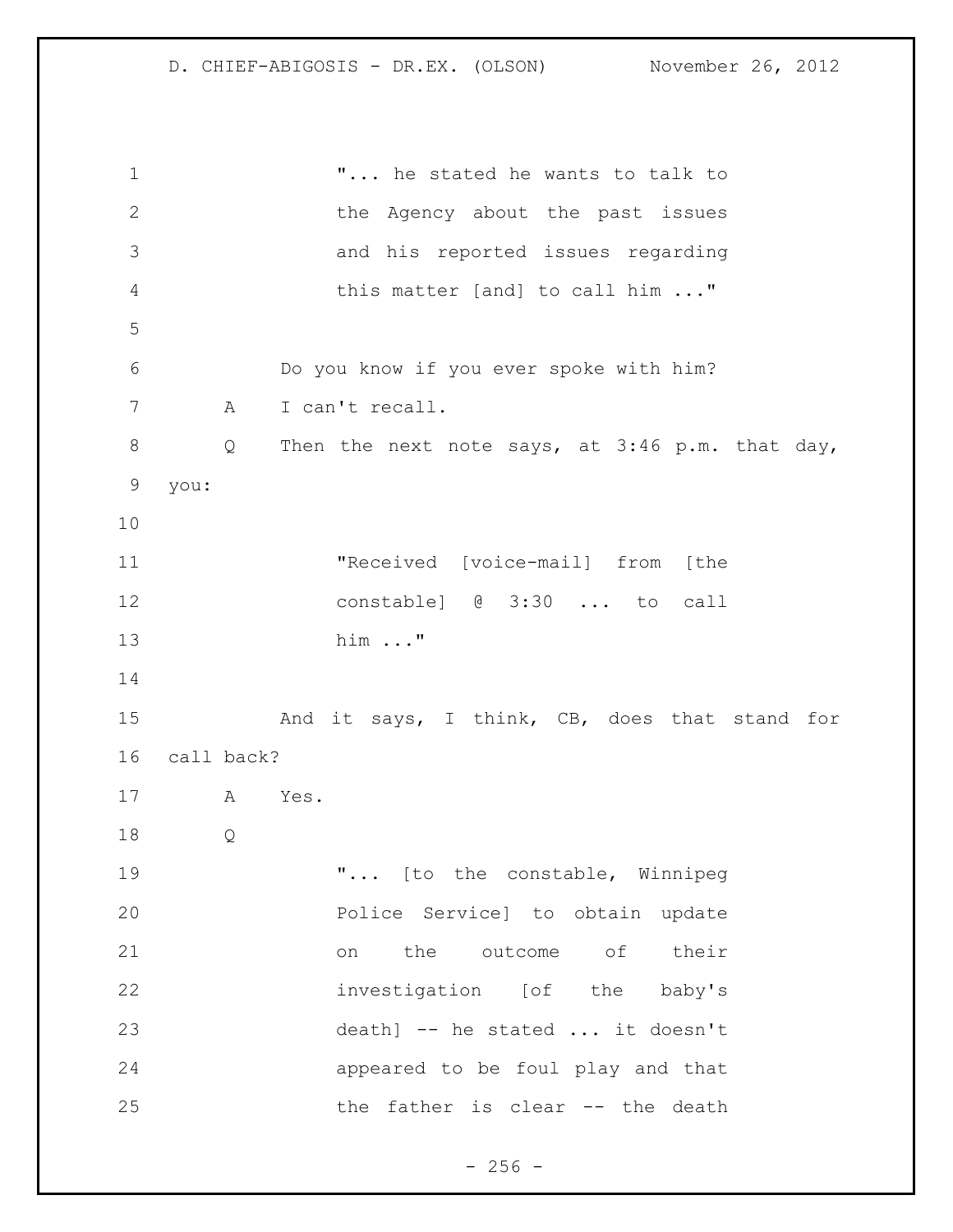"... he stated he wants to talk to the Agency about the past issues and his reported issues regarding this matter [and] to call him ..."

Do you know if you ever spoke with him?

A I can't recall.

Q Then the next note says, at 3:46 p.m. that day, you:

"Received [voice-mail] from [the constable] @ 3:30 ... to call him ..."

And it says, I think, CB, does that stand for call back?

A Yes.

Q

"... [to the constable, Winnipeg Police Service] to obtain update on the outcome of their investigation [of the baby's death] -- he stated ... it doesn't appeared to be foul play and that the father is clear -- the death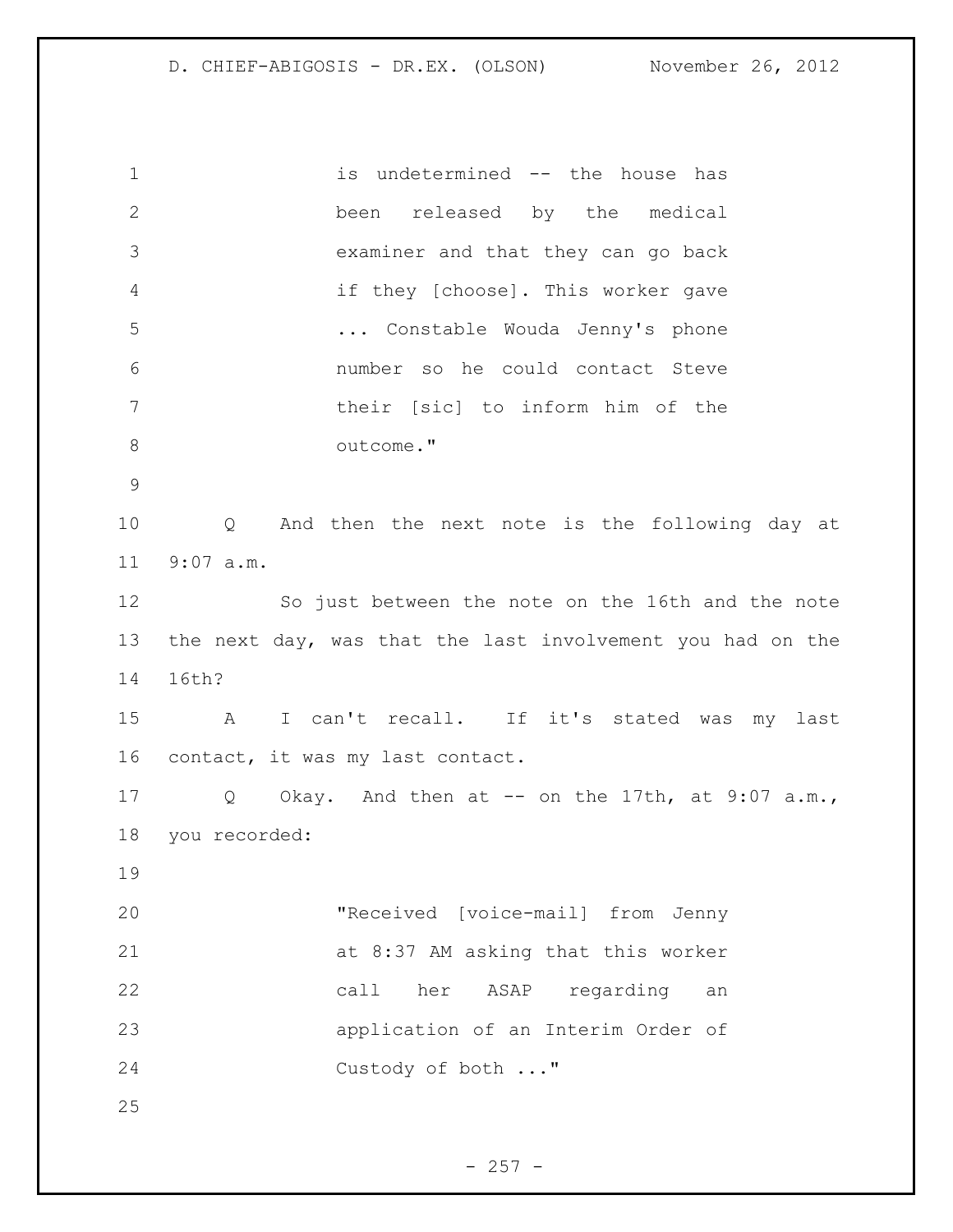> is undetermined -- the house has been released by the medical examiner and that they can go back if they [choose]. This worker gave ... Constable Wouda Jenny's phone number so he could contact Steve their [sic] to inform him of the outcome."

Q And then the next note is the following day at 9:07 a.m.

So just between the note on the 16th and the note the next day, was that the last involvement you had on the 16th?

A I can't recall. If it's stated was my last contact, it was my last contact.

Q Okay. And then at -- on the 17th, at 9:07 a.m., you recorded:

> "Received [voice-mail] from Jenny at 8:37 AM asking that this worker call her ASAP regarding an application of an Interim Order of Custody of both ..."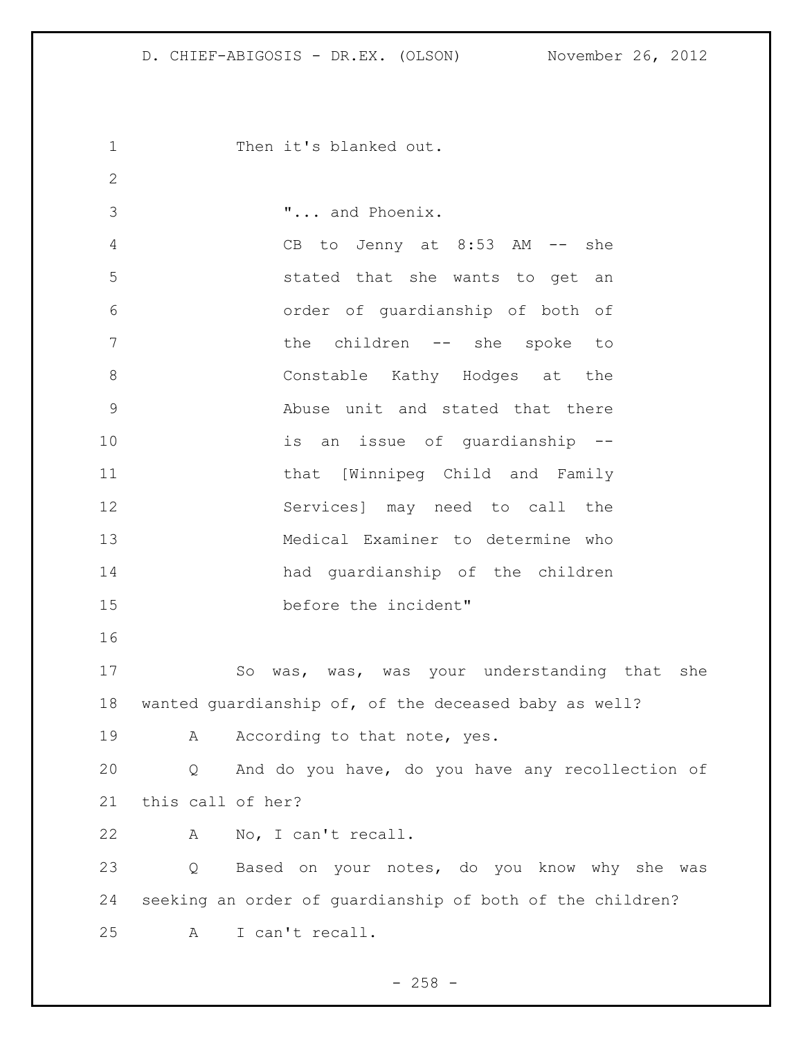Then it's blanked out.

> "... and Phoenix.
> CB to Jenny at 8:53 AM -- she stated that she wants to get an order of guardianship of both of the children -- she spoke to Constable Kathy Hodges at the Abuse unit and stated that there is an issue of guardianship -- that [Winnipeg Child and Family Services] may need to call the Medical Examiner to determine who had guardianship of the children before the incident"

So was, was, was your understanding that she wanted guardianship of, of the deceased baby as well?

A According to that note, yes.

Q And do you have, do you have any recollection of this call of her?

A No, I can't recall.

Q Based on your notes, do you know why she was seeking an order of guardianship of both of the children?

A I can't recall.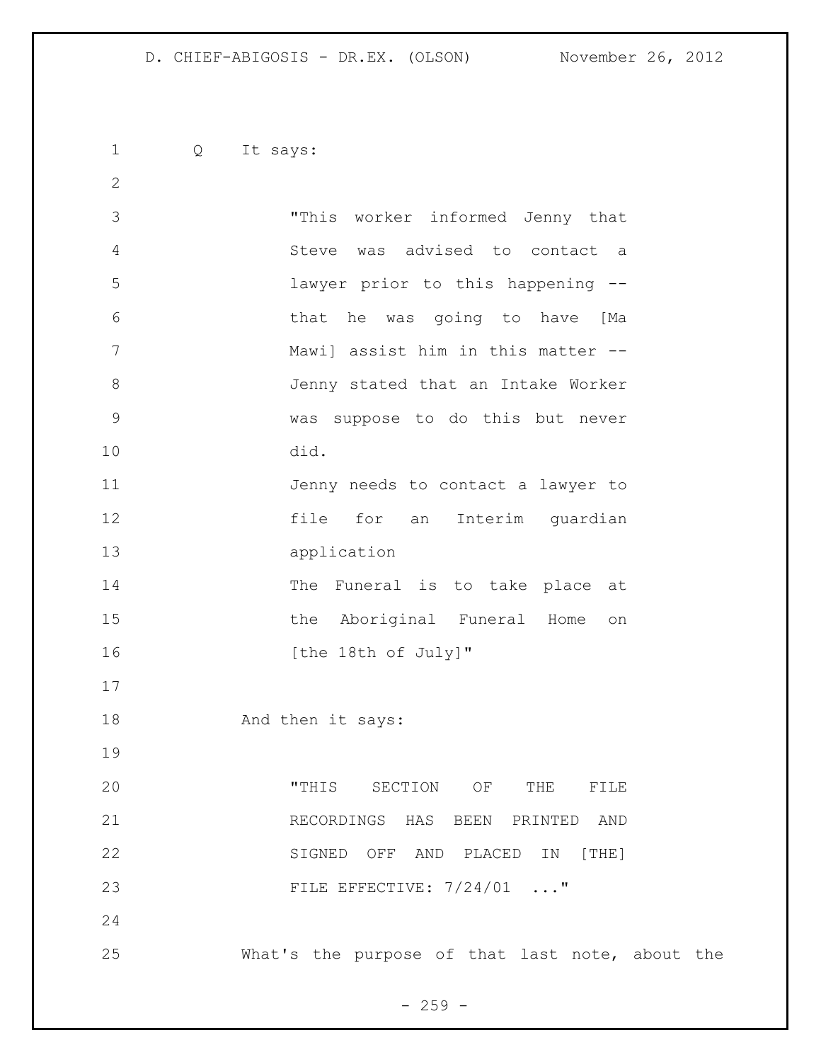Q It says:

> "This worker informed Jenny that Steve was advised to contact a lawyer prior to this happening -- that he was going to have [Ma Mawi] assist him in this matter -- Jenny stated that an Intake Worker was suppose to do this but never did.
> Jenny needs to contact a lawyer to file for an Interim guardian application
> The Funeral is to take place at the Aboriginal Funeral Home on [the 18th of July]"

And then it says:

> "THIS SECTION OF THE FILE RECORDINGS HAS BEEN PRINTED AND SIGNED OFF AND PLACED IN [THE] FILE EFFECTIVE: 7/24/01 ..."

What's the purpose of that last note, about the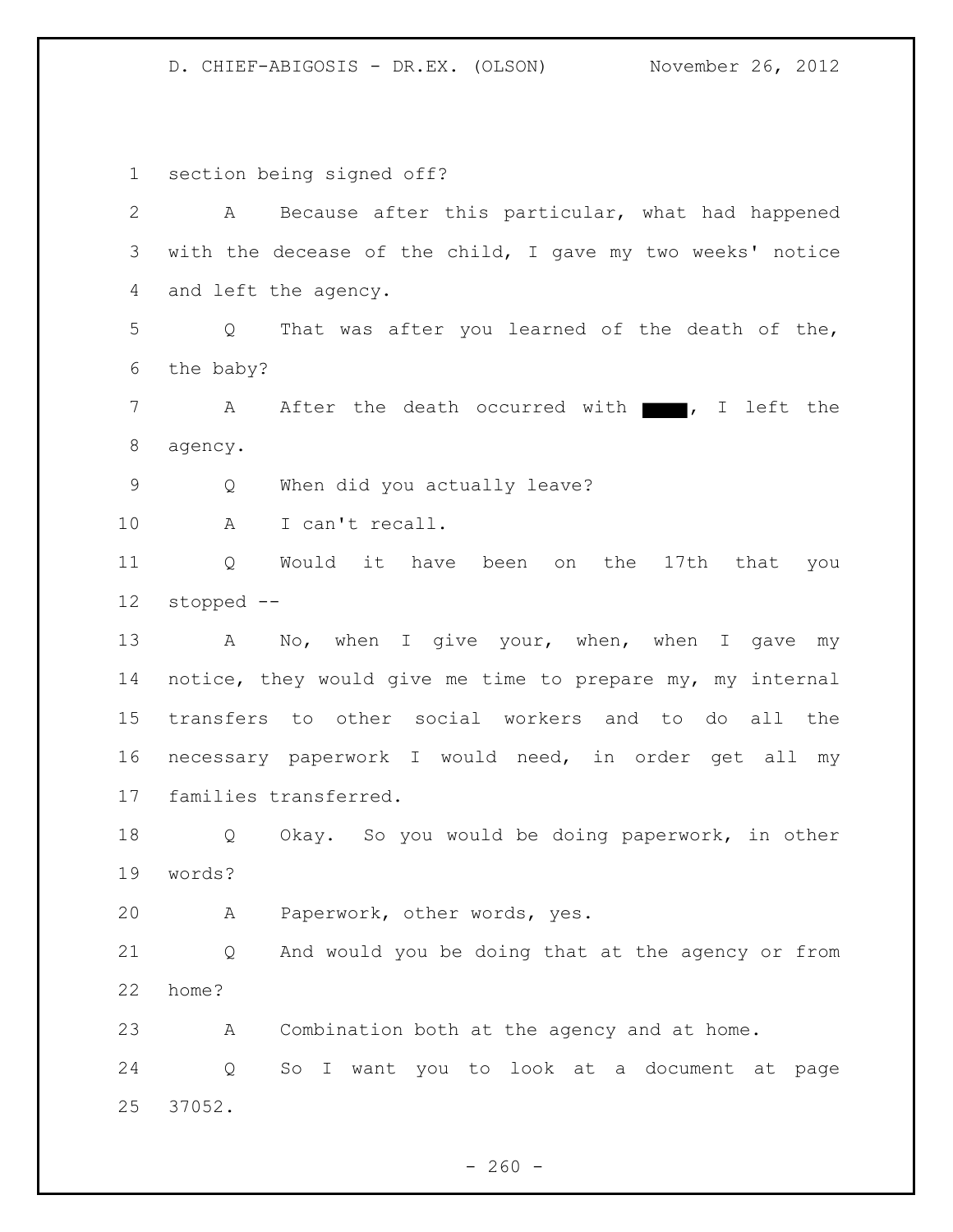section being signed off?

A Because after this particular, what had happened with the decease of the child, I gave my two weeks' notice and left the agency.

Q That was after you learned of the death of the, the baby?

A After the death occurred with ■■■■, I left the agency.

Q When did you actually leave?

A I can't recall.

Q Would it have been on the 17th that you stopped --

A No, when I give your, when, when I gave my notice, they would give me time to prepare my, my internal transfers to other social workers and to do all the necessary paperwork I would need, in order get all my families transferred.

Q Okay. So you would be doing paperwork, in other words?

A Paperwork, other words, yes.

Q And would you be doing that at the agency or from home?

A Combination both at the agency and at home.

Q So I want you to look at a document at page 37052.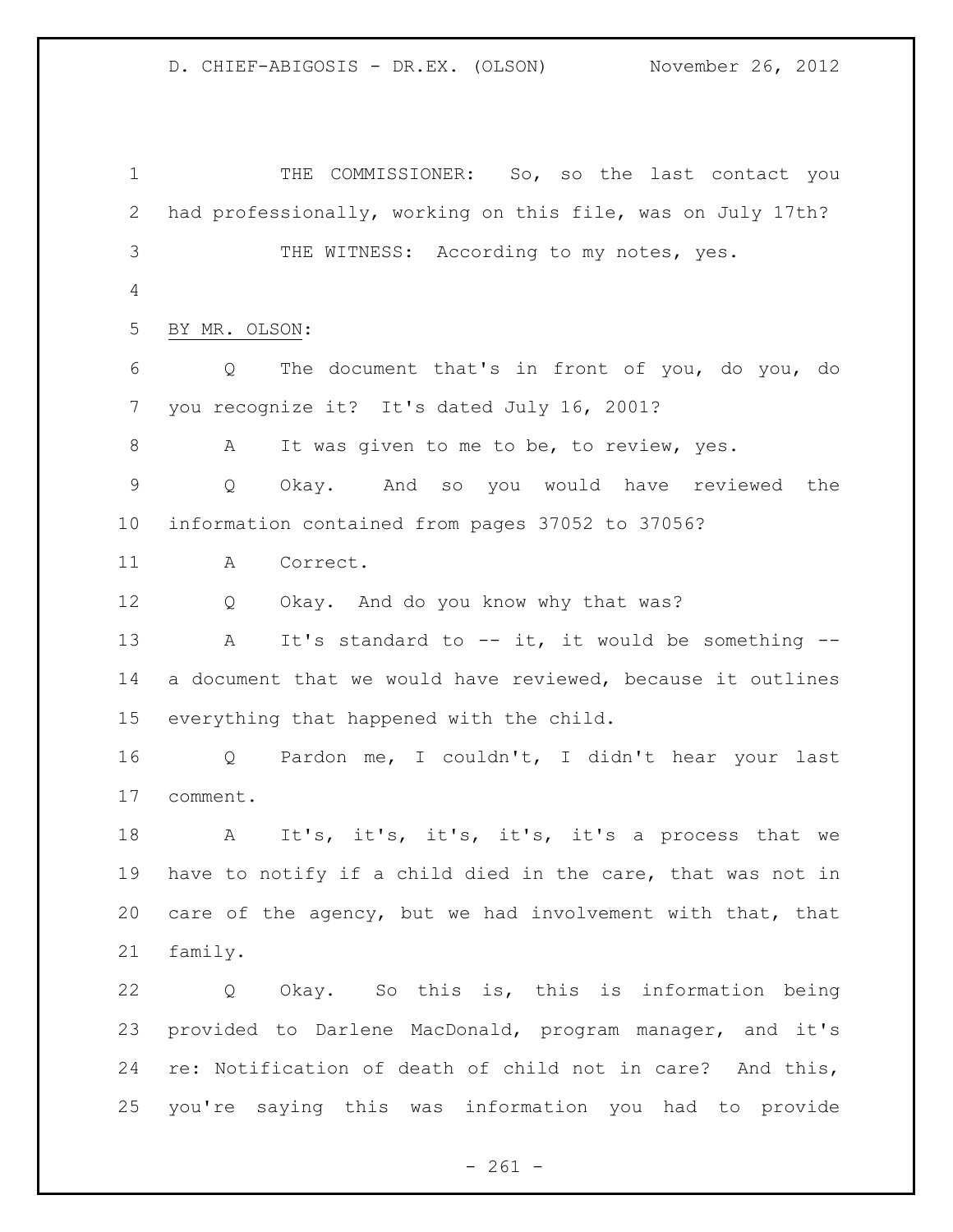THE COMMISSIONER: So, so the last contact you had professionally, working on this file, was on July 17th?

THE WITNESS: According to my notes, yes.

BY MR. OLSON:

Q The document that's in front of you, do you, do you recognize it? It's dated July 16, 2001?

A It was given to me to be, to review, yes.

Q Okay. And so you would have reviewed the information contained from pages 37052 to 37056?

A Correct.

Q Okay. And do you know why that was?

A It's standard to -- it, it would be something -- a document that we would have reviewed, because it outlines everything that happened with the child.

Q Pardon me, I couldn't, I didn't hear your last comment.

A It's, it's, it's, it's, it's a process that we have to notify if a child died in the care, that was not in care of the agency, but we had involvement with that, that family.

Q Okay. So this is, this is information being provided to Darlene MacDonald, program manager, and it's re: Notification of death of child not in care? And this, you're saying this was information you had to provide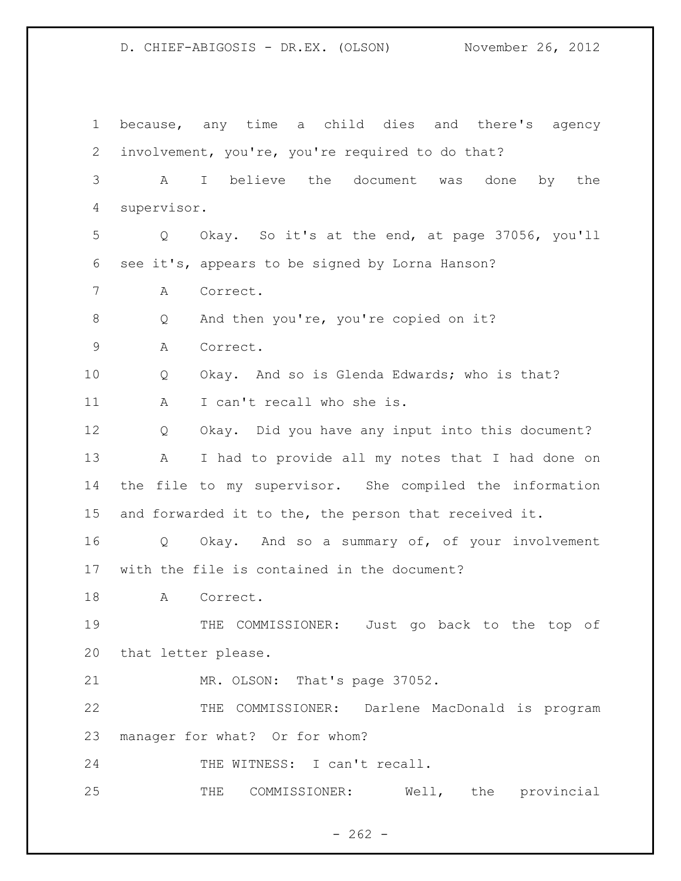because, any time a child dies and there's agency involvement, you're, you're required to do that?

A I believe the document was done by the supervisor.

Q Okay. So it's at the end, at page 37056, you'll see it's, appears to be signed by Lorna Hanson?

A Correct.

Q And then you're, you're copied on it?

A Correct.

Q Okay. And so is Glenda Edwards; who is that?

A I can't recall who she is.

Q Okay. Did you have any input into this document?

A I had to provide all my notes that I had done on the file to my supervisor. She compiled the information and forwarded it to the, the person that received it.

Q Okay. And so a summary of, of your involvement with the file is contained in the document?

A Correct.

THE COMMISSIONER: Just go back to the top of that letter please.

MR. OLSON: That's page 37052.

THE COMMISSIONER: Darlene MacDonald is program manager for what? Or for whom?

THE WITNESS: I can't recall.

THE COMMISSIONER: Well, the provincial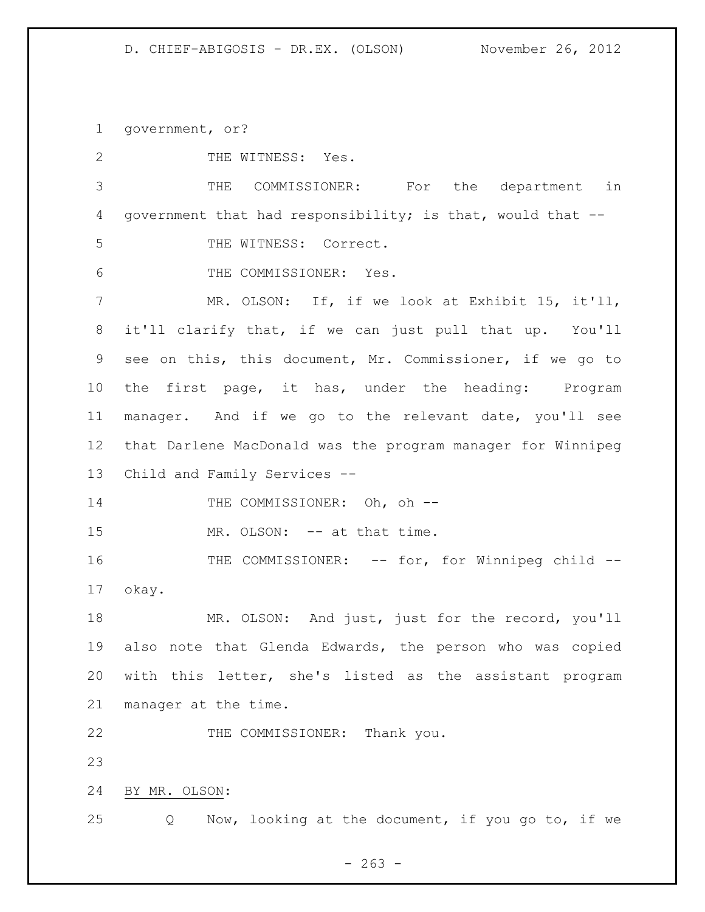government, or?

THE WITNESS: Yes.

THE COMMISSIONER: For the department in government that had responsibility; is that, would that --

THE WITNESS: Correct.

THE COMMISSIONER: Yes.

MR. OLSON: If, if we look at Exhibit 15, it'll, it'll clarify that, if we can just pull that up. You'll see on this, this document, Mr. Commissioner, if we go to the first page, it has, under the heading: Program manager. And if we go to the relevant date, you'll see that Darlene MacDonald was the program manager for Winnipeg Child and Family Services --

THE COMMISSIONER: Oh, oh --

MR. OLSON: -- at that time.

THE COMMISSIONER: -- for, for Winnipeg child -- okay.

MR. OLSON: And just, just for the record, you'll also note that Glenda Edwards, the person who was copied with this letter, she's listed as the assistant program manager at the time.

THE COMMISSIONER: Thank you.

BY MR. OLSON:

Q Now, looking at the document, if you go to, if we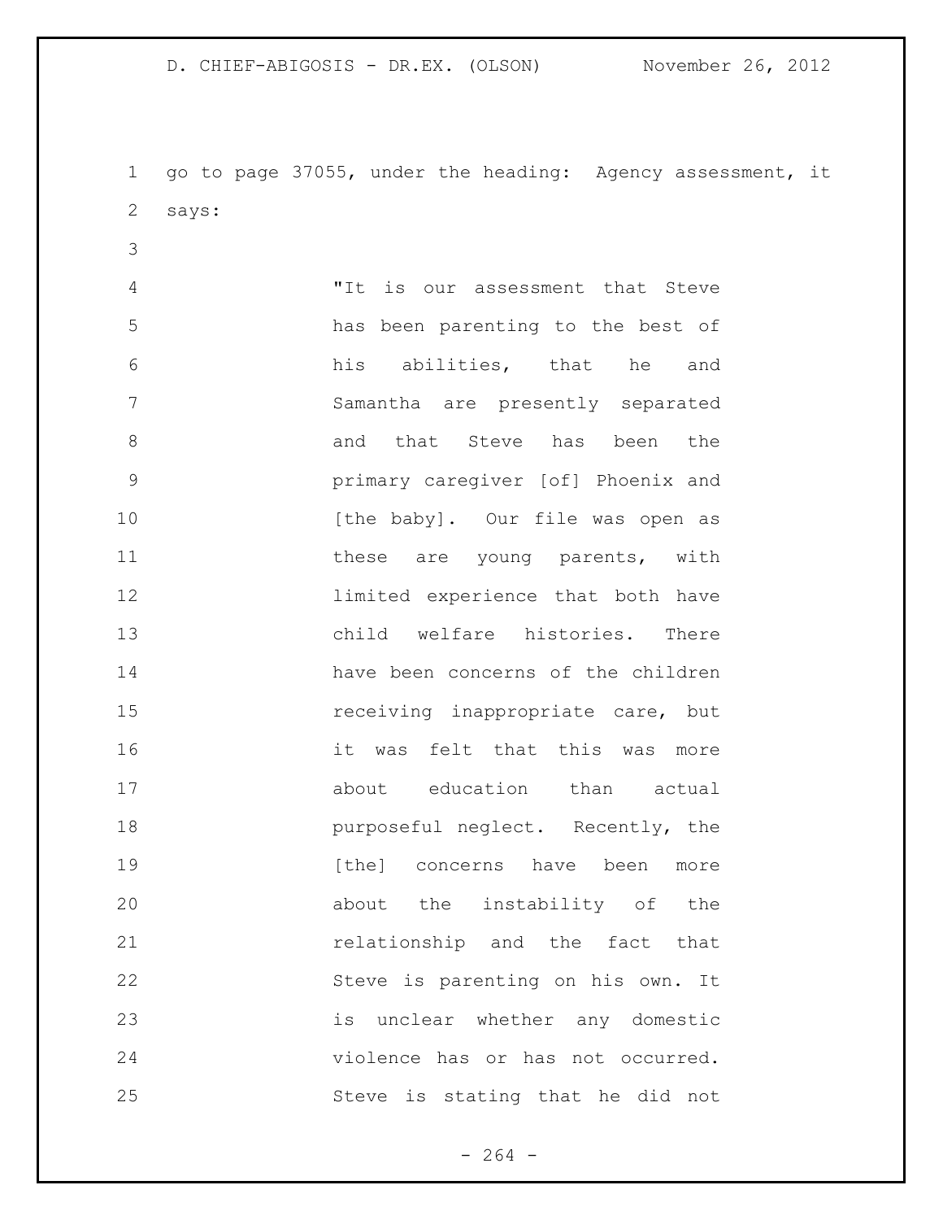go to page 37055, under the heading: Agency assessment, it says:

> "It is our assessment that Steve has been parenting to the best of his abilities, that he and Samantha are presently separated and that Steve has been the primary caregiver [of] Phoenix and [the baby]. Our file was open as these are young parents, with limited experience that both have child welfare histories. There have been concerns of the children receiving inappropriate care, but it was felt that this was more about education than actual purposeful neglect. Recently, the [the] concerns have been more about the instability of the relationship and the fact that Steve is parenting on his own. It is unclear whether any domestic violence has or has not occurred. Steve is stating that he did not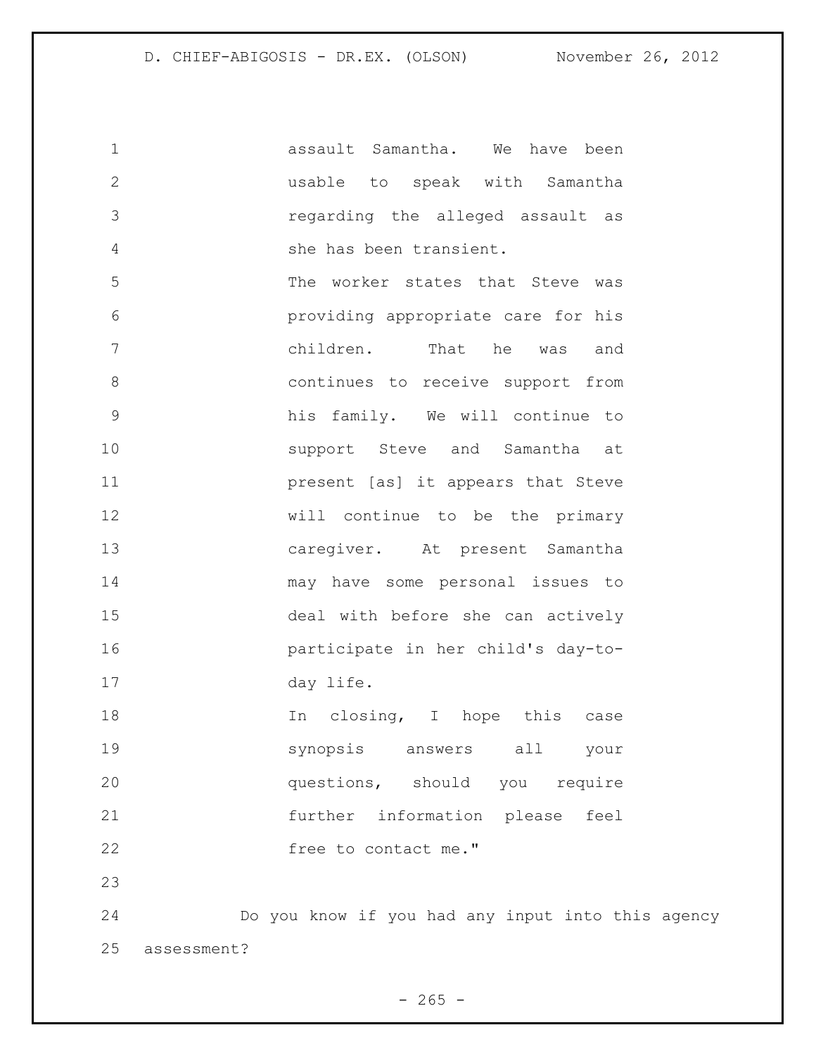assault Samantha. We have been usable to speak with Samantha regarding the alleged assault as she has been transient.

The worker states that Steve was providing appropriate care for his children. That he was and continues to receive support from his family. We will continue to support Steve and Samantha at present [as] it appears that Steve will continue to be the primary caregiver. At present Samantha may have some personal issues to deal with before she can actively participate in her child's day-to-day life.

In closing, I hope this case synopsis answers all your questions, should you require further information please feel free to contact me."

Do you know if you had any input into this agency assessment?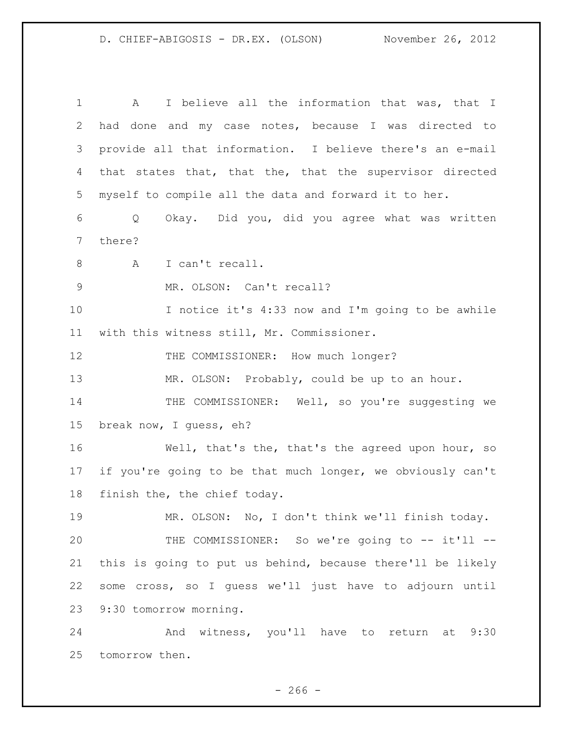A I believe all the information that was, that I had done and my case notes, because I was directed to provide all that information. I believe there's an e-mail that states that, that the, that the supervisor directed myself to compile all the data and forward it to her.

Q Okay. Did you, did you agree what was written there?

A I can't recall.

MR. OLSON: Can't recall?

I notice it's 4:33 now and I'm going to be awhile with this witness still, Mr. Commissioner.

THE COMMISSIONER: How much longer?

MR. OLSON: Probably, could be up to an hour.

THE COMMISSIONER: Well, so you're suggesting we break now, I guess, eh?

Well, that's the, that's the agreed upon hour, so if you're going to be that much longer, we obviously can't finish the, the chief today.

MR. OLSON: No, I don't think we'll finish today.

THE COMMISSIONER: So we're going to -- it'll -- this is going to put us behind, because there'll be likely some cross, so I guess we'll just have to adjourn until 9:30 tomorrow morning.

And witness, you'll have to return at 9:30 tomorrow then.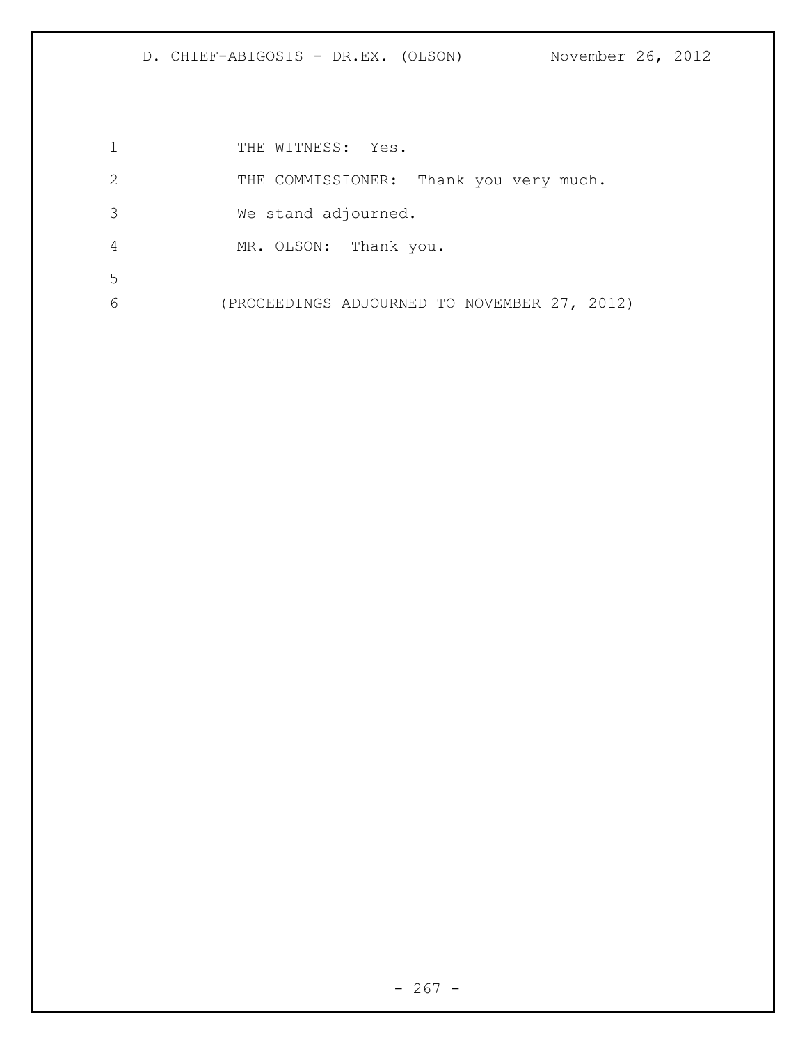THE WITNESS: Yes.

THE COMMISSIONER: Thank you very much.

We stand adjourned.

MR. OLSON: Thank you.

(PROCEEDINGS ADJOURNED TO NOVEMBER 27, 2012)